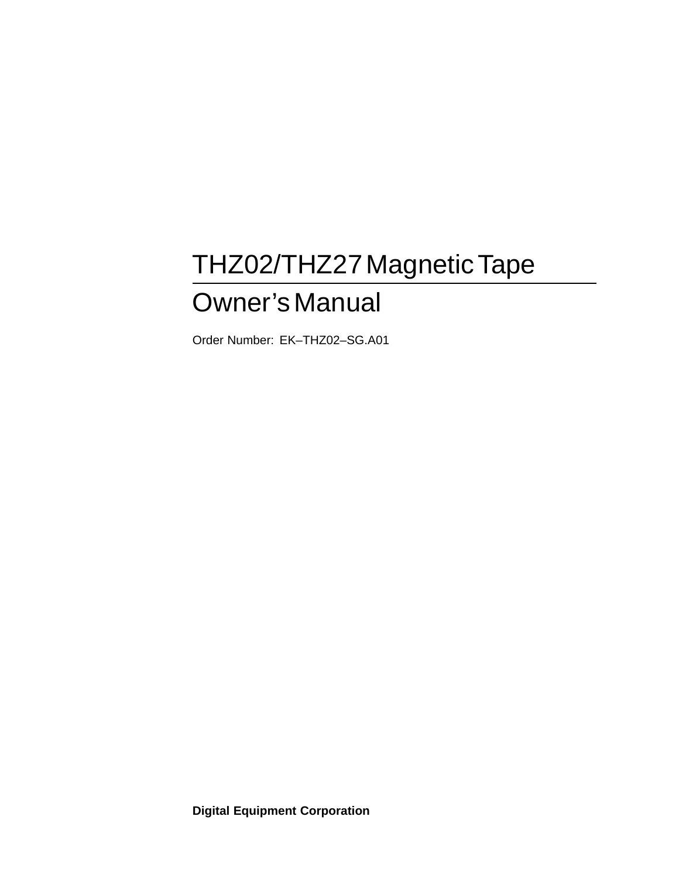# THZ02/THZ27 Magnetic Tape

# Owner's Manual

Order Number: EK–THZ02–SG.A01

**Digital Equipment Corporation**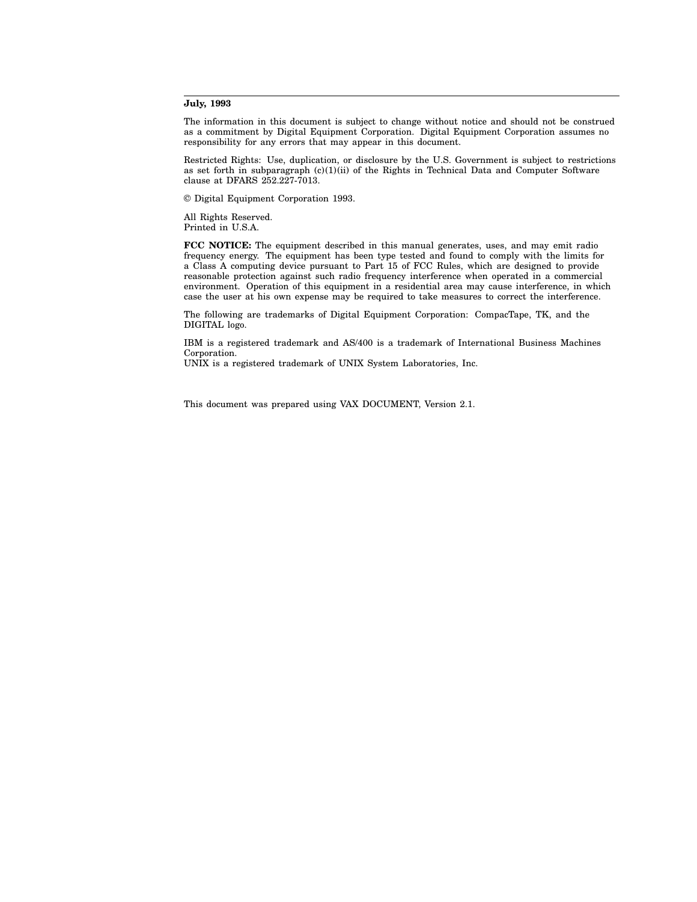**July, 1993**

The information in this document is subject to change without notice and should not be construed as a commitment by Digital Equipment Corporation. Digital Equipment Corporation assumes no responsibility for any errors that may appear in this document.

Restricted Rights: Use, duplication, or disclosure by the U.S. Government is subject to restrictions as set forth in subparagraph (c)(1)(ii) of the Rights in Technical Data and Computer Software clause at DFARS 252.227-7013.

© Digital Equipment Corporation 1993.

All Rights Reserved.
Printed in U.S.A.

**FCC NOTICE:** The equipment described in this manual generates, uses, and may emit radio frequency energy. The equipment has been type tested and found to comply with the limits for a Class A computing device pursuant to Part 15 of FCC Rules, which are designed to provide reasonable protection against such radio frequency interference when operated in a commercial environment. Operation of this equipment in a residential area may cause interference, in which case the user at his own expense may be required to take measures to correct the interference.

The following are trademarks of Digital Equipment Corporation: CompacTape, TK, and the DIGITAL logo.

IBM is a registered trademark and AS/400 is a trademark of International Business Machines Corporation.
UNIX is a registered trademark of UNIX System Laboratories, Inc.

This document was prepared using VAX DOCUMENT, Version 2.1.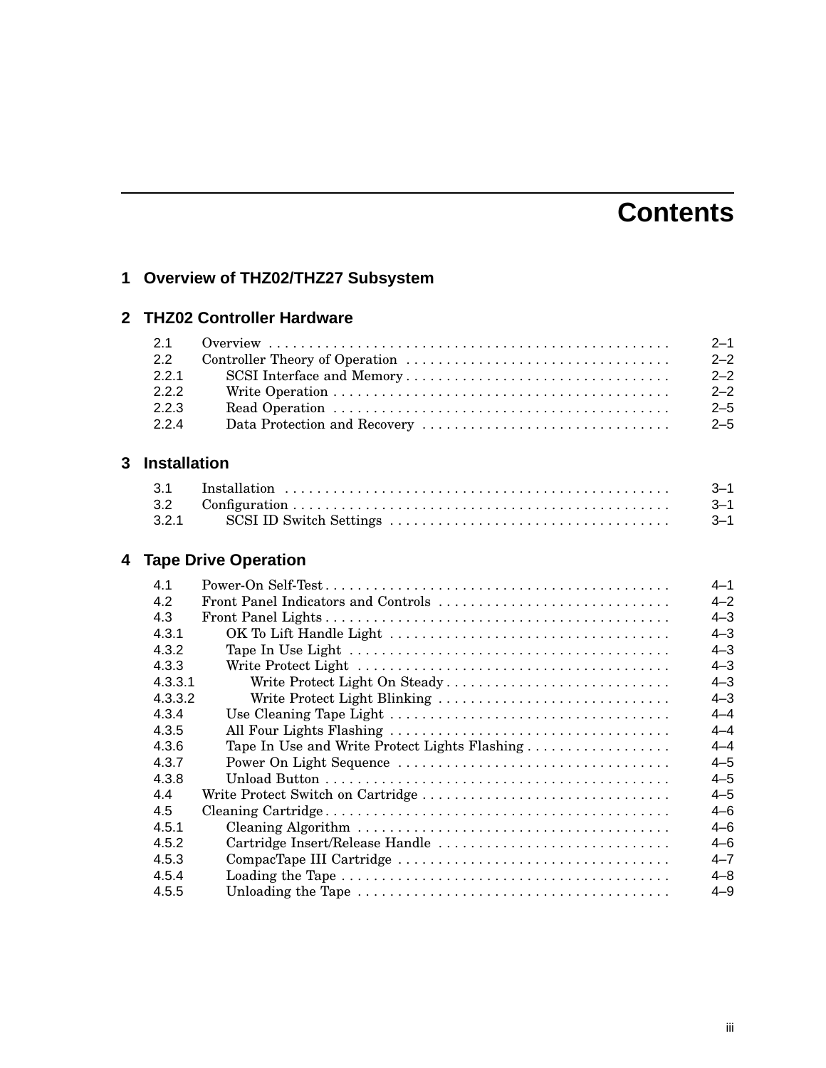# Contents

## 1 Overview of THZ02/THZ27 Subsystem

## 2 THZ02 Controller Hardware

| | | |
|---|---|---|
| 2.1 | Overview | 2–1 |
| 2.2 | Controller Theory of Operation | 2–2 |
| 2.2.1 | SCSI Interface and Memory | 2–2 |
| 2.2.2 | Write Operation | 2–2 |
| 2.2.3 | Read Operation | 2–5 |
| 2.2.4 | Data Protection and Recovery | 2–5 |

## 3 Installation

| | | |
|---|---|---|
| 3.1 | Installation | 3–1 |
| 3.2 | Configuration | 3–1 |
| 3.2.1 | SCSI ID Switch Settings | 3–1 |

## 4 Tape Drive Operation

| | | |
|---|---|---|
| 4.1 | Power-On Self-Test | 4–1 |
| 4.2 | Front Panel Indicators and Controls | 4–2 |
| 4.3 | Front Panel Lights | 4–3 |
| 4.3.1 | OK To Lift Handle Light | 4–3 |
| 4.3.2 | Tape In Use Light | 4–3 |
| 4.3.3 | Write Protect Light | 4–3 |
| 4.3.3.1 | Write Protect Light On Steady | 4–3 |
| 4.3.3.2 | Write Protect Light Blinking | 4–3 |
| 4.3.4 | Use Cleaning Tape Light | 4–4 |
| 4.3.5 | All Four Lights Flashing | 4–4 |
| 4.3.6 | Tape In Use and Write Protect Lights Flashing | 4–4 |
| 4.3.7 | Power On Light Sequence | 4–5 |
| 4.3.8 | Unload Button | 4–5 |
| 4.4 | Write Protect Switch on Cartridge | 4–5 |
| 4.5 | Cleaning Cartridge | 4–6 |
| 4.5.1 | Cleaning Algorithm | 4–6 |
| 4.5.2 | Cartridge Insert/Release Handle | 4–6 |
| 4.5.3 | CompacTape III Cartridge | 4–7 |
| 4.5.4 | Loading the Tape | 4–8 |
| 4.5.5 | Unloading the Tape | 4–9 |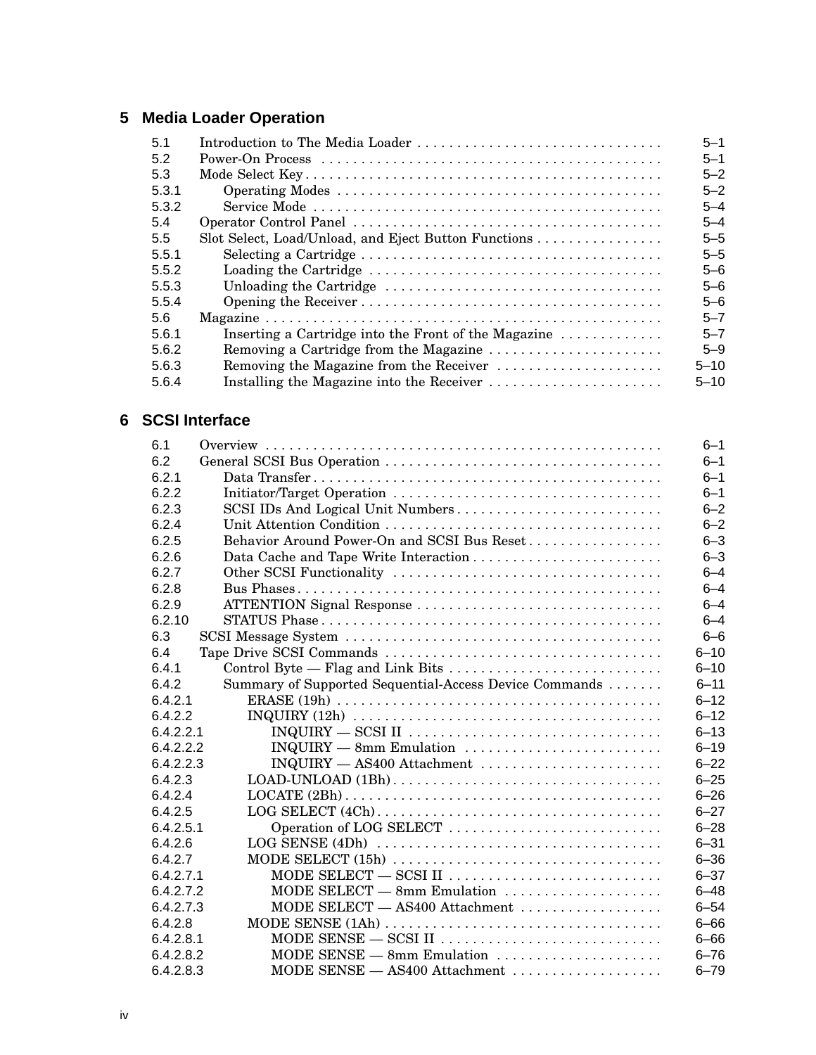## 5 Media Loader Operation

| | | |
|---|---|---|
| 5.1 | Introduction to The Media Loader | 5–1 |
| 5.2 | Power-On Process | 5–1 |
| 5.3 | Mode Select Key | 5–2 |
| 5.3.1 | Operating Modes | 5–2 |
| 5.3.2 | Service Mode | 5–4 |
| 5.4 | Operator Control Panel | 5–4 |
| 5.5 | Slot Select, Load/Unload, and Eject Button Functions | 5–5 |
| 5.5.1 | Selecting a Cartridge | 5–5 |
| 5.5.2 | Loading the Cartridge | 5–6 |
| 5.5.3 | Unloading the Cartridge | 5–6 |
| 5.5.4 | Opening the Receiver | 5–6 |
| 5.6 | Magazine | 5–7 |
| 5.6.1 | Inserting a Cartridge into the Front of the Magazine | 5–7 |
| 5.6.2 | Removing a Cartridge from the Magazine | 5–9 |
| 5.6.3 | Removing the Magazine from the Receiver | 5–10 |
| 5.6.4 | Installing the Magazine into the Receiver | 5–10 |

## 6 SCSI Interface

| | | |
|---|---|---|
| 6.1 | Overview | 6–1 |
| 6.2 | General SCSI Bus Operation | 6–1 |
| 6.2.1 | Data Transfer | 6–1 |
| 6.2.2 | Initiator/Target Operation | 6–1 |
| 6.2.3 | SCSI IDs And Logical Unit Numbers | 6–2 |
| 6.2.4 | Unit Attention Condition | 6–2 |
| 6.2.5 | Behavior Around Power-On and SCSI Bus Reset | 6–3 |
| 6.2.6 | Data Cache and Tape Write Interaction | 6–3 |
| 6.2.7 | Other SCSI Functionality | 6–4 |
| 6.2.8 | Bus Phases | 6–4 |
| 6.2.9 | ATTENTION Signal Response | 6–4 |
| 6.2.10 | STATUS Phase | 6–4 |
| 6.3 | SCSI Message System | 6–6 |
| 6.4 | Tape Drive SCSI Commands | 6–10 |
| 6.4.1 | Control Byte — Flag and Link Bits | 6–10 |
| 6.4.2 | Summary of Supported Sequential-Access Device Commands | 6–11 |
| 6.4.2.1 | ERASE (19h) | 6–12 |
| 6.4.2.2 | INQUIRY (12h) | 6–12 |
| 6.4.2.2.1 | INQUIRY — SCSI II | 6–13 |
| 6.4.2.2.2 | INQUIRY — 8mm Emulation | 6–19 |
| 6.4.2.2.3 | INQUIRY — AS400 Attachment | 6–22 |
| 6.4.2.3 | LOAD-UNLOAD (1Bh) | 6–25 |
| 6.4.2.4 | LOCATE (2Bh) | 6–26 |
| 6.4.2.5 | LOG SELECT (4Ch) | 6–27 |
| 6.4.2.5.1 | Operation of LOG SELECT | 6–28 |
| 6.4.2.6 | LOG SENSE (4Dh) | 6–31 |
| 6.4.2.7 | MODE SELECT (15h) | 6–36 |
| 6.4.2.7.1 | MODE SELECT — SCSI II | 6–37 |
| 6.4.2.7.2 | MODE SELECT — 8mm Emulation | 6–48 |
| 6.4.2.7.3 | MODE SELECT — AS400 Attachment | 6–54 |
| 6.4.2.8 | MODE SENSE (1Ah) | 6–66 |
| 6.4.2.8.1 | MODE SENSE — SCSI II | 6–66 |
| 6.4.2.8.2 | MODE SENSE — 8mm Emulation | 6–76 |
| 6.4.2.8.3 | MODE SENSE — AS400 Attachment | 6–79 |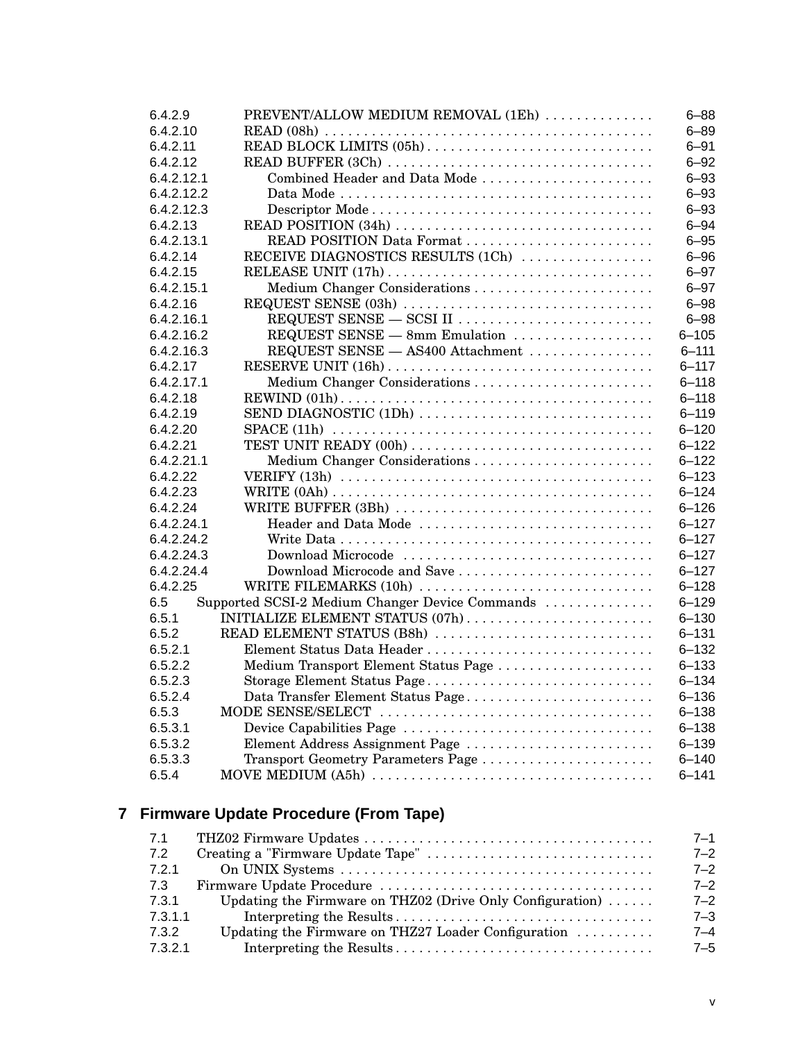| | | |
|---|---|---|
| 6.4.2.9 | PREVENT/ALLOW MEDIUM REMOVAL (1Eh) | 6–88 |
| 6.4.2.10 | READ (08h) | 6–89 |
| 6.4.2.11 | READ BLOCK LIMITS (05h) | 6–91 |
| 6.4.2.12 | READ BUFFER (3Ch) | 6–92 |
| 6.4.2.12.1 | Combined Header and Data Mode | 6–93 |
| 6.4.2.12.2 | Data Mode | 6–93 |
| 6.4.2.12.3 | Descriptor Mode | 6–93 |
| 6.4.2.13 | READ POSITION (34h) | 6–94 |
| 6.4.2.13.1 | READ POSITION Data Format | 6–95 |
| 6.4.2.14 | RECEIVE DIAGNOSTICS RESULTS (1Ch) | 6–96 |
| 6.4.2.15 | RELEASE UNIT (17h) | 6–97 |
| 6.4.2.15.1 | Medium Changer Considerations | 6–97 |
| 6.4.2.16 | REQUEST SENSE (03h) | 6–98 |
| 6.4.2.16.1 | REQUEST SENSE — SCSI II | 6–98 |
| 6.4.2.16.2 | REQUEST SENSE — 8mm Emulation | 6–105 |
| 6.4.2.16.3 | REQUEST SENSE — AS400 Attachment | 6–111 |
| 6.4.2.17 | RESERVE UNIT (16h) | 6–117 |
| 6.4.2.17.1 | Medium Changer Considerations | 6–118 |
| 6.4.2.18 | REWIND (01h) | 6–118 |
| 6.4.2.19 | SEND DIAGNOSTIC (1Dh) | 6–119 |
| 6.4.2.20 | SPACE (11h) | 6–120 |
| 6.4.2.21 | TEST UNIT READY (00h) | 6–122 |
| 6.4.2.21.1 | Medium Changer Considerations | 6–122 |
| 6.4.2.22 | VERIFY (13h) | 6–123 |
| 6.4.2.23 | WRITE (0Ah) | 6–124 |
| 6.4.2.24 | WRITE BUFFER (3Bh) | 6–126 |
| 6.4.2.24.1 | Header and Data Mode | 6–127 |
| 6.4.2.24.2 | Write Data | 6–127 |
| 6.4.2.24.3 | Download Microcode | 6–127 |
| 6.4.2.24.4 | Download Microcode and Save | 6–127 |
| 6.4.2.25 | WRITE FILEMARKS (10h) | 6–128 |
| 6.5 | Supported SCSI-2 Medium Changer Device Commands | 6–129 |
| 6.5.1 | INITIALIZE ELEMENT STATUS (07h) | 6–130 |
| 6.5.2 | READ ELEMENT STATUS (B8h) | 6–131 |
| 6.5.2.1 | Element Status Data Header | 6–132 |
| 6.5.2.2 | Medium Transport Element Status Page | 6–133 |
| 6.5.2.3 | Storage Element Status Page | 6–134 |
| 6.5.2.4 | Data Transfer Element Status Page | 6–136 |
| 6.5.3 | MODE SENSE/SELECT | 6–138 |
| 6.5.3.1 | Device Capabilities Page | 6–138 |
| 6.5.3.2 | Element Address Assignment Page | 6–139 |
| 6.5.3.3 | Transport Geometry Parameters Page | 6–140 |
| 6.5.4 | MOVE MEDIUM (A5h) | 6–141 |

## 7 Firmware Update Procedure (From Tape)

| | | |
|---|---|---|
| 7.1 | THZ02 Firmware Updates | 7–1 |
| 7.2 | Creating a "Firmware Update Tape" | 7–2 |
| 7.2.1 | On UNIX Systems | 7–2 |
| 7.3 | Firmware Update Procedure | 7–2 |
| 7.3.1 | Updating the Firmware on THZ02 (Drive Only Configuration) | 7–2 |
| 7.3.1.1 | Interpreting the Results | 7–3 |
| 7.3.2 | Updating the Firmware on THZ27 Loader Configuration | 7–4 |
| 7.3.2.1 | Interpreting the Results | 7–5 |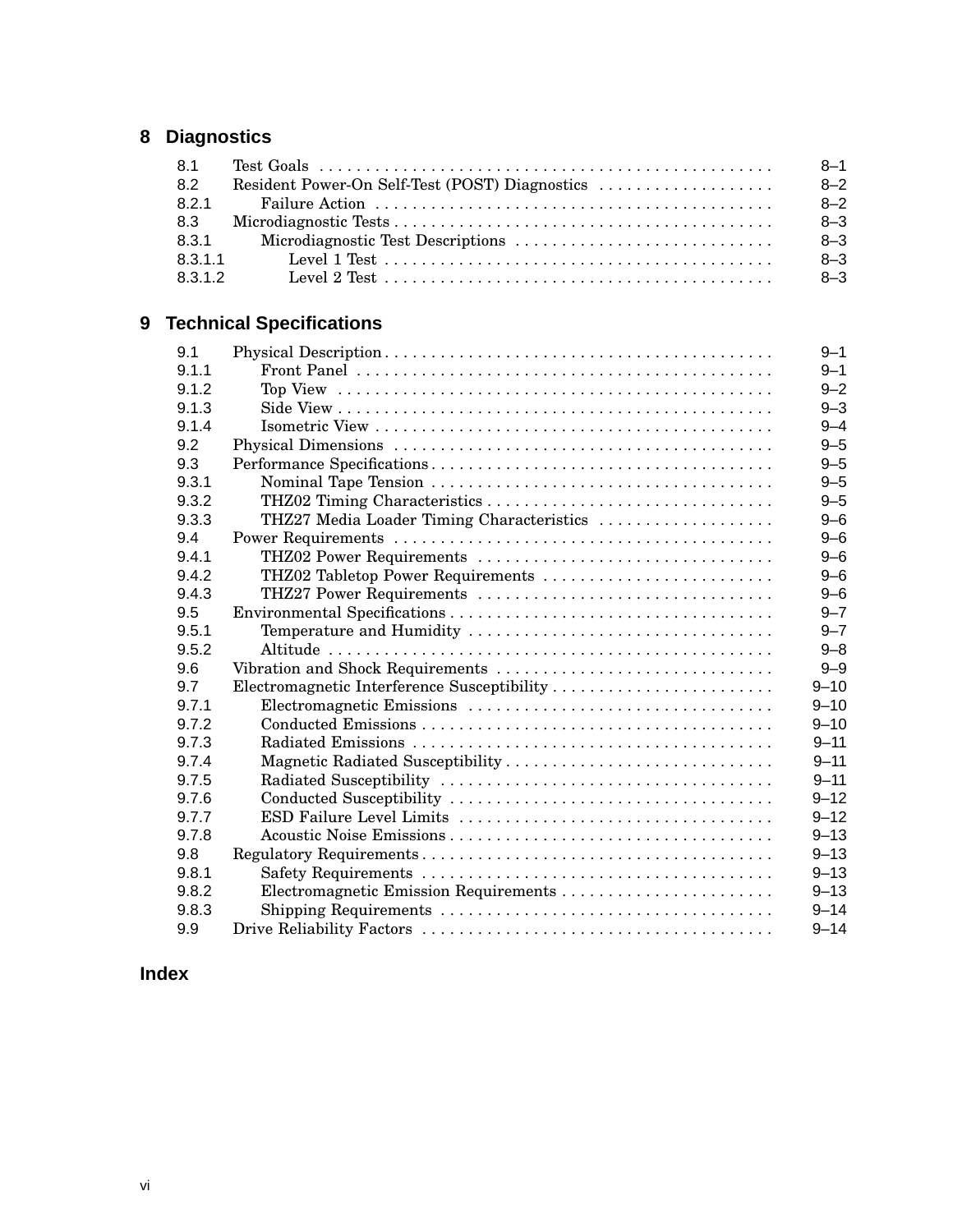## 8 Diagnostics

| | | |
|---|---|---|
| 8.1 | Test Goals | 8–1 |
| 8.2 | Resident Power-On Self-Test (POST) Diagnostics | 8–2 |
| 8.2.1 | Failure Action | 8–2 |
| 8.3 | Microdiagnostic Tests | 8–3 |
| 8.3.1 | Microdiagnostic Test Descriptions | 8–3 |
| 8.3.1.1 | Level 1 Test | 8–3 |
| 8.3.1.2 | Level 2 Test | 8–3 |

## 9 Technical Specifications

| | | |
|---|---|---|
| 9.1 | Physical Description | 9–1 |
| 9.1.1 | Front Panel | 9–1 |
| 9.1.2 | Top View | 9–2 |
| 9.1.3 | Side View | 9–3 |
| 9.1.4 | Isometric View | 9–4 |
| 9.2 | Physical Dimensions | 9–5 |
| 9.3 | Performance Specifications | 9–5 |
| 9.3.1 | Nominal Tape Tension | 9–5 |
| 9.3.2 | THZ02 Timing Characteristics | 9–5 |
| 9.3.3 | THZ27 Media Loader Timing Characteristics | 9–6 |
| 9.4 | Power Requirements | 9–6 |
| 9.4.1 | THZ02 Power Requirements | 9–6 |
| 9.4.2 | THZ02 Tabletop Power Requirements | 9–6 |
| 9.4.3 | THZ27 Power Requirements | 9–6 |
| 9.5 | Environmental Specifications | 9–7 |
| 9.5.1 | Temperature and Humidity | 9–7 |
| 9.5.2 | Altitude | 9–8 |
| 9.6 | Vibration and Shock Requirements | 9–9 |
| 9.7 | Electromagnetic Interference Susceptibility | 9–10 |
| 9.7.1 | Electromagnetic Emissions | 9–10 |
| 9.7.2 | Conducted Emissions | 9–10 |
| 9.7.3 | Radiated Emissions | 9–11 |
| 9.7.4 | Magnetic Radiated Susceptibility | 9–11 |
| 9.7.5 | Radiated Susceptibility | 9–11 |
| 9.7.6 | Conducted Susceptibility | 9–12 |
| 9.7.7 | ESD Failure Level Limits | 9–12 |
| 9.7.8 | Acoustic Noise Emissions | 9–13 |
| 9.8 | Regulatory Requirements | 9–13 |
| 9.8.1 | Safety Requirements | 9–13 |
| 9.8.2 | Electromagnetic Emission Requirements | 9–13 |
| 9.8.3 | Shipping Requirements | 9–14 |
| 9.9 | Drive Reliability Factors | 9–14 |

## Index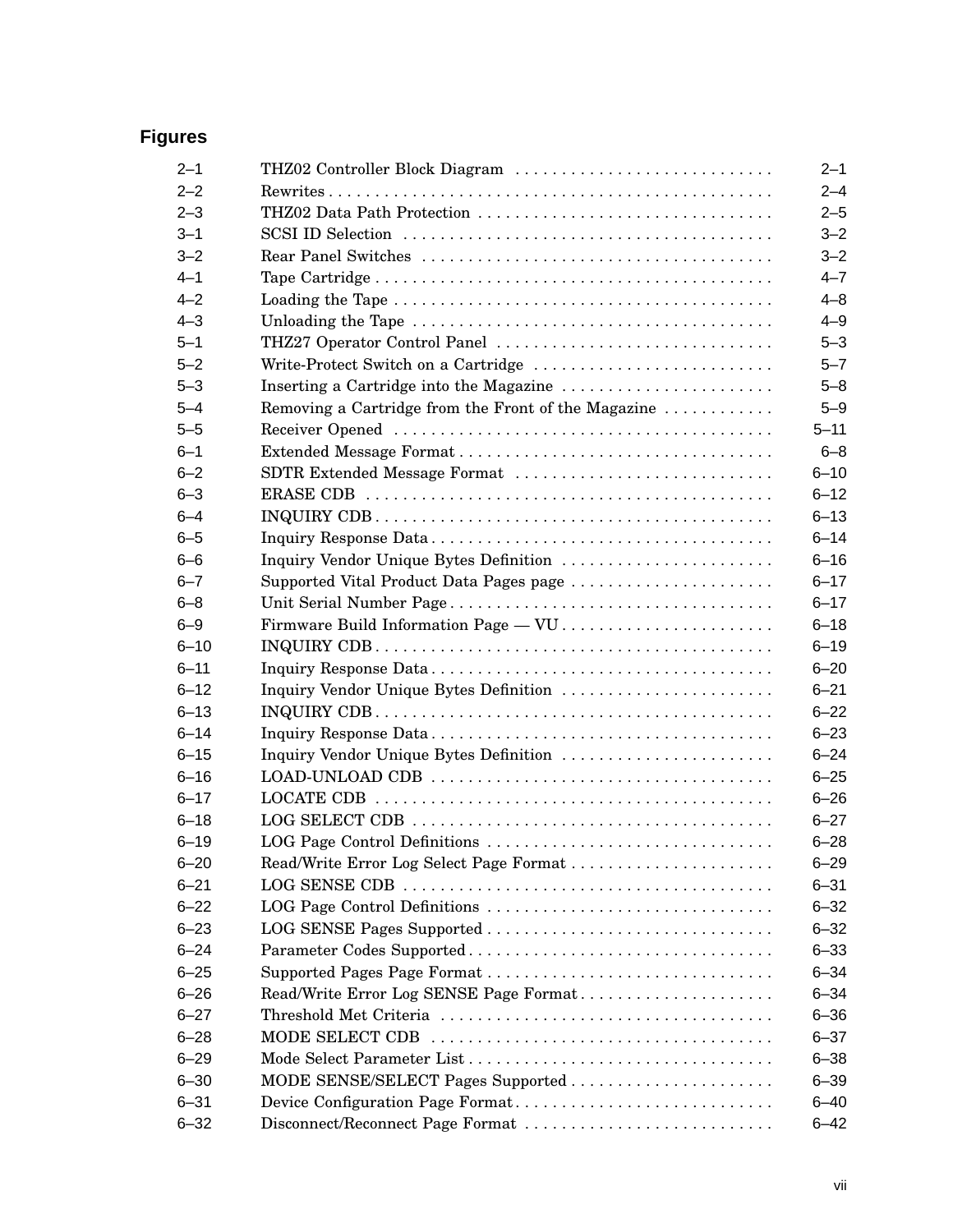## Figures

| | | |
|---|---|---|
| 2–1 | THZ02 Controller Block Diagram | 2–1 |
| 2–2 | Rewrites | 2–4 |
| 2–3 | THZ02 Data Path Protection | 2–5 |
| 3–1 | SCSI ID Selection | 3–2 |
| 3–2 | Rear Panel Switches | 3–2 |
| 4–1 | Tape Cartridge | 4–7 |
| 4–2 | Loading the Tape | 4–8 |
| 4–3 | Unloading the Tape | 4–9 |
| 5–1 | THZ27 Operator Control Panel | 5–3 |
| 5–2 | Write-Protect Switch on a Cartridge | 5–7 |
| 5–3 | Inserting a Cartridge into the Magazine | 5–8 |
| 5–4 | Removing a Cartridge from the Front of the Magazine | 5–9 |
| 5–5 | Receiver Opened | 5–11 |
| 6–1 | Extended Message Format | 6–8 |
| 6–2 | SDTR Extended Message Format | 6–10 |
| 6–3 | ERASE CDB | 6–12 |
| 6–4 | INQUIRY CDB | 6–13 |
| 6–5 | Inquiry Response Data | 6–14 |
| 6–6 | Inquiry Vendor Unique Bytes Definition | 6–16 |
| 6–7 | Supported Vital Product Data Pages page | 6–17 |
| 6–8 | Unit Serial Number Page | 6–17 |
| 6–9 | Firmware Build Information Page — VU | 6–18 |
| 6–10 | INQUIRY CDB | 6–19 |
| 6–11 | Inquiry Response Data | 6–20 |
| 6–12 | Inquiry Vendor Unique Bytes Definition | 6–21 |
| 6–13 | INQUIRY CDB | 6–22 |
| 6–14 | Inquiry Response Data | 6–23 |
| 6–15 | Inquiry Vendor Unique Bytes Definition | 6–24 |
| 6–16 | LOAD-UNLOAD CDB | 6–25 |
| 6–17 | LOCATE CDB | 6–26 |
| 6–18 | LOG SELECT CDB | 6–27 |
| 6–19 | LOG Page Control Definitions | 6–28 |
| 6–20 | Read/Write Error Log Select Page Format | 6–29 |
| 6–21 | LOG SENSE CDB | 6–31 |
| 6–22 | LOG Page Control Definitions | 6–32 |
| 6–23 | LOG SENSE Pages Supported | 6–32 |
| 6–24 | Parameter Codes Supported | 6–33 |
| 6–25 | Supported Pages Page Format | 6–34 |
| 6–26 | Read/Write Error Log SENSE Page Format | 6–34 |
| 6–27 | Threshold Met Criteria | 6–36 |
| 6–28 | MODE SELECT CDB | 6–37 |
| 6–29 | Mode Select Parameter List | 6–38 |
| 6–30 | MODE SENSE/SELECT Pages Supported | 6–39 |
| 6–31 | Device Configuration Page Format | 6–40 |
| 6–32 | Disconnect/Reconnect Page Format | 6–42 |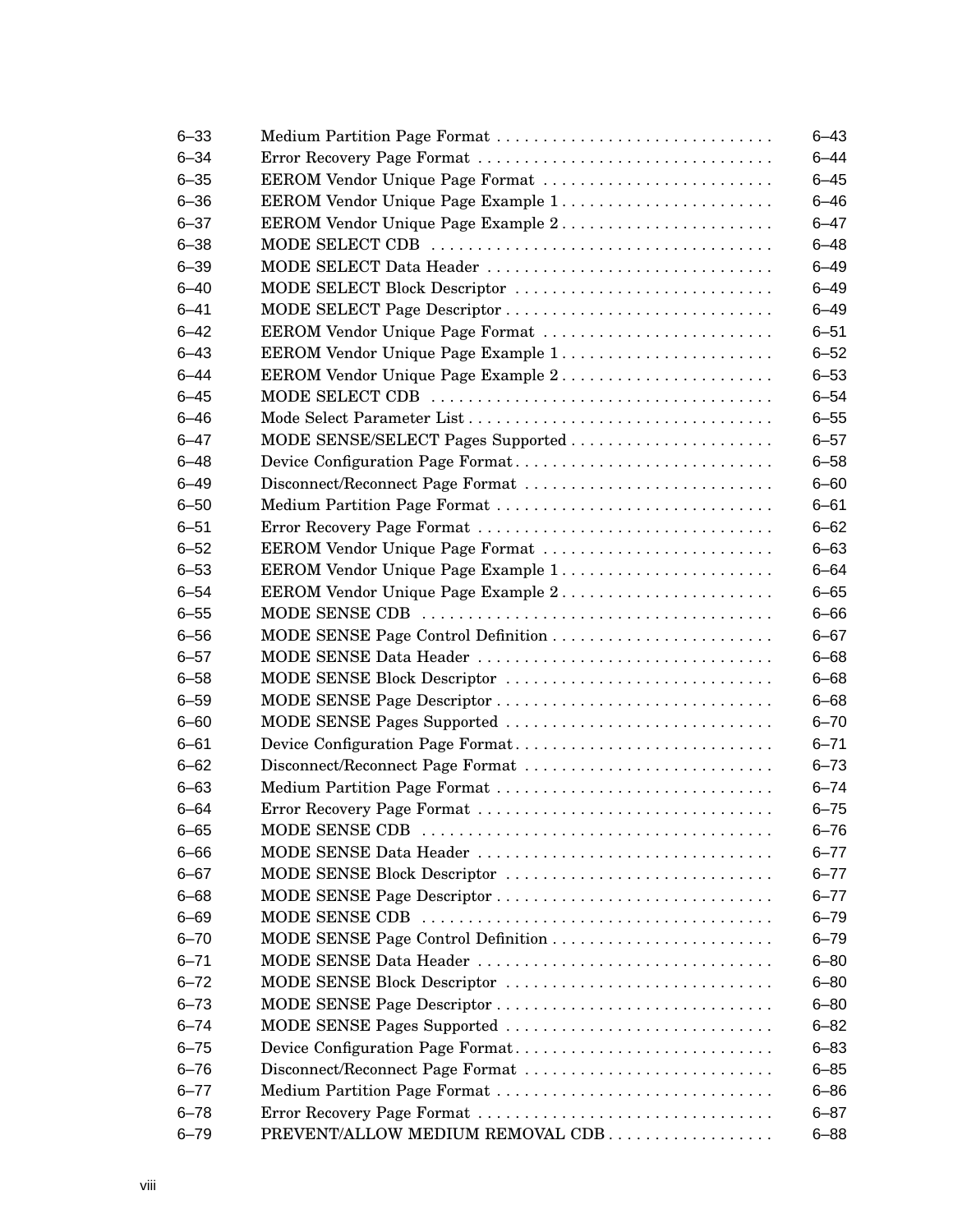| | | |
|---|---|---|
| 6–33 | Medium Partition Page Format | 6–43 |
| 6–34 | Error Recovery Page Format | 6–44 |
| 6–35 | EEROM Vendor Unique Page Format | 6–45 |
| 6–36 | EEROM Vendor Unique Page Example 1 | 6–46 |
| 6–37 | EEROM Vendor Unique Page Example 2 | 6–47 |
| 6–38 | MODE SELECT CDB | 6–48 |
| 6–39 | MODE SELECT Data Header | 6–49 |
| 6–40 | MODE SELECT Block Descriptor | 6–49 |
| 6–41 | MODE SELECT Page Descriptor | 6–49 |
| 6–42 | EEROM Vendor Unique Page Format | 6–51 |
| 6–43 | EEROM Vendor Unique Page Example 1 | 6–52 |
| 6–44 | EEROM Vendor Unique Page Example 2 | 6–53 |
| 6–45 | MODE SELECT CDB | 6–54 |
| 6–46 | Mode Select Parameter List | 6–55 |
| 6–47 | MODE SENSE/SELECT Pages Supported | 6–57 |
| 6–48 | Device Configuration Page Format | 6–58 |
| 6–49 | Disconnect/Reconnect Page Format | 6–60 |
| 6–50 | Medium Partition Page Format | 6–61 |
| 6–51 | Error Recovery Page Format | 6–62 |
| 6–52 | EEROM Vendor Unique Page Format | 6–63 |
| 6–53 | EEROM Vendor Unique Page Example 1 | 6–64 |
| 6–54 | EEROM Vendor Unique Page Example 2 | 6–65 |
| 6–55 | MODE SENSE CDB | 6–66 |
| 6–56 | MODE SENSE Page Control Definition | 6–67 |
| 6–57 | MODE SENSE Data Header | 6–68 |
| 6–58 | MODE SENSE Block Descriptor | 6–68 |
| 6–59 | MODE SENSE Page Descriptor | 6–68 |
| 6–60 | MODE SENSE Pages Supported | 6–70 |
| 6–61 | Device Configuration Page Format | 6–71 |
| 6–62 | Disconnect/Reconnect Page Format | 6–73 |
| 6–63 | Medium Partition Page Format | 6–74 |
| 6–64 | Error Recovery Page Format | 6–75 |
| 6–65 | MODE SENSE CDB | 6–76 |
| 6–66 | MODE SENSE Data Header | 6–77 |
| 6–67 | MODE SENSE Block Descriptor | 6–77 |
| 6–68 | MODE SENSE Page Descriptor | 6–77 |
| 6–69 | MODE SENSE CDB | 6–79 |
| 6–70 | MODE SENSE Page Control Definition | 6–79 |
| 6–71 | MODE SENSE Data Header | 6–80 |
| 6–72 | MODE SENSE Block Descriptor | 6–80 |
| 6–73 | MODE SENSE Page Descriptor | 6–80 |
| 6–74 | MODE SENSE Pages Supported | 6–82 |
| 6–75 | Device Configuration Page Format | 6–83 |
| 6–76 | Disconnect/Reconnect Page Format | 6–85 |
| 6–77 | Medium Partition Page Format | 6–86 |
| 6–78 | Error Recovery Page Format | 6–87 |
| 6–79 | PREVENT/ALLOW MEDIUM REMOVAL CDB | 6–88 |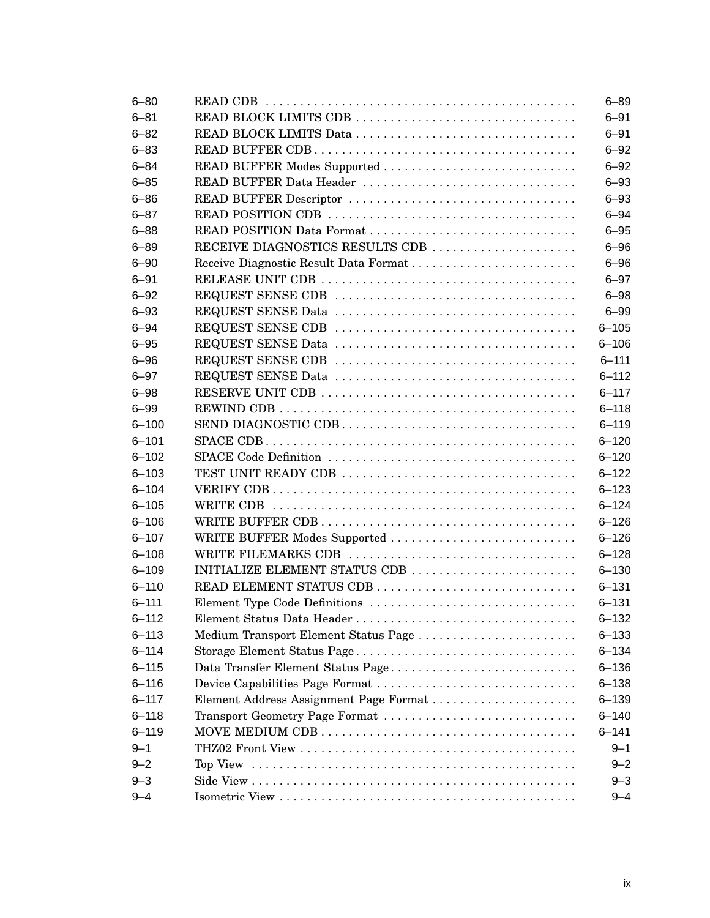| | | |
|---|---|---|
| 6–80 | READ CDB | 6–89 |
| 6–81 | READ BLOCK LIMITS CDB | 6–91 |
| 6–82 | READ BLOCK LIMITS Data | 6–91 |
| 6–83 | READ BUFFER CDB | 6–92 |
| 6–84 | READ BUFFER Modes Supported | 6–92 |
| 6–85 | READ BUFFER Data Header | 6–93 |
| 6–86 | READ BUFFER Descriptor | 6–93 |
| 6–87 | READ POSITION CDB | 6–94 |
| 6–88 | READ POSITION Data Format | 6–95 |
| 6–89 | RECEIVE DIAGNOSTICS RESULTS CDB | 6–96 |
| 6–90 | Receive Diagnostic Result Data Format | 6–96 |
| 6–91 | RELEASE UNIT CDB | 6–97 |
| 6–92 | REQUEST SENSE CDB | 6–98 |
| 6–93 | REQUEST SENSE Data | 6–99 |
| 6–94 | REQUEST SENSE CDB | 6–105 |
| 6–95 | REQUEST SENSE Data | 6–106 |
| 6–96 | REQUEST SENSE CDB | 6–111 |
| 6–97 | REQUEST SENSE Data | 6–112 |
| 6–98 | RESERVE UNIT CDB | 6–117 |
| 6–99 | REWIND CDB | 6–118 |
| 6–100 | SEND DIAGNOSTIC CDB | 6–119 |
| 6–101 | SPACE CDB | 6–120 |
| 6–102 | SPACE Code Definition | 6–120 |
| 6–103 | TEST UNIT READY CDB | 6–122 |
| 6–104 | VERIFY CDB | 6–123 |
| 6–105 | WRITE CDB | 6–124 |
| 6–106 | WRITE BUFFER CDB | 6–126 |
| 6–107 | WRITE BUFFER Modes Supported | 6–126 |
| 6–108 | WRITE FILEMARKS CDB | 6–128 |
| 6–109 | INITIALIZE ELEMENT STATUS CDB | 6–130 |
| 6–110 | READ ELEMENT STATUS CDB | 6–131 |
| 6–111 | Element Type Code Definitions | 6–131 |
| 6–112 | Element Status Data Header | 6–132 |
| 6–113 | Medium Transport Element Status Page | 6–133 |
| 6–114 | Storage Element Status Page | 6–134 |
| 6–115 | Data Transfer Element Status Page | 6–136 |
| 6–116 | Device Capabilities Page Format | 6–138 |
| 6–117 | Element Address Assignment Page Format | 6–139 |
| 6–118 | Transport Geometry Page Format | 6–140 |
| 6–119 | MOVE MEDIUM CDB | 6–141 |
| 9–1 | THZ02 Front View | 9–1 |
| 9–2 | Top View | 9–2 |
| 9–3 | Side View | 9–3 |
| 9–4 | Isometric View | 9–4 |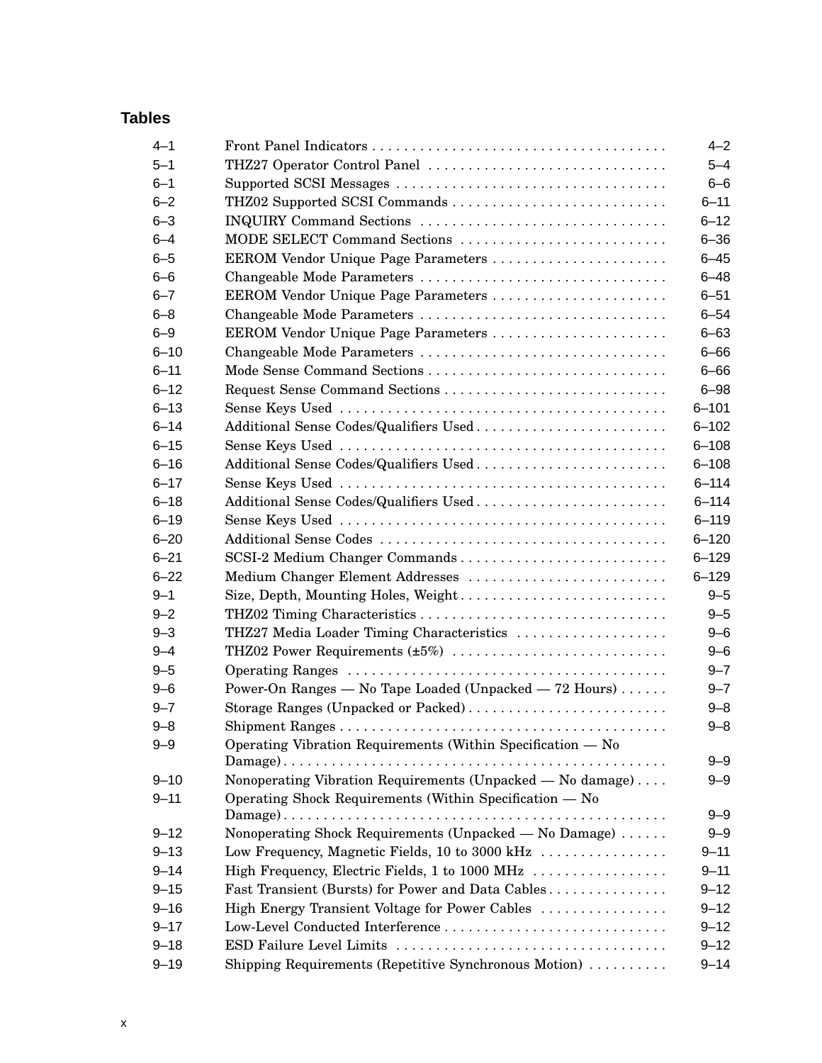## Tables

| | | |
|---|---|---|
| 4–1 | Front Panel Indicators | 4–2 |
| 5–1 | THZ27 Operator Control Panel | 5–4 |
| 6–1 | Supported SCSI Messages | 6–6 |
| 6–2 | THZ02 Supported SCSI Commands | 6–11 |
| 6–3 | INQUIRY Command Sections | 6–12 |
| 6–4 | MODE SELECT Command Sections | 6–36 |
| 6–5 | EEROM Vendor Unique Page Parameters | 6–45 |
| 6–6 | Changeable Mode Parameters | 6–48 |
| 6–7 | EEROM Vendor Unique Page Parameters | 6–51 |
| 6–8 | Changeable Mode Parameters | 6–54 |
| 6–9 | EEROM Vendor Unique Page Parameters | 6–63 |
| 6–10 | Changeable Mode Parameters | 6–66 |
| 6–11 | Mode Sense Command Sections | 6–66 |
| 6–12 | Request Sense Command Sections | 6–98 |
| 6–13 | Sense Keys Used | 6–101 |
| 6–14 | Additional Sense Codes/Qualifiers Used | 6–102 |
| 6–15 | Sense Keys Used | 6–108 |
| 6–16 | Additional Sense Codes/Qualifiers Used | 6–108 |
| 6–17 | Sense Keys Used | 6–114 |
| 6–18 | Additional Sense Codes/Qualifiers Used | 6–114 |
| 6–19 | Sense Keys Used | 6–119 |
| 6–20 | Additional Sense Codes | 6–120 |
| 6–21 | SCSI-2 Medium Changer Commands | 6–129 |
| 6–22 | Medium Changer Element Addresses | 6–129 |
| 9–1 | Size, Depth, Mounting Holes, Weight | 9–5 |
| 9–2 | THZ02 Timing Characteristics | 9–5 |
| 9–3 | THZ27 Media Loader Timing Characteristics | 9–6 |
| 9–4 | THZ02 Power Requirements (±5%) | 9–6 |
| 9–5 | Operating Ranges | 9–7 |
| 9–6 | Power-On Ranges — No Tape Loaded (Unpacked — 72 Hours) | 9–7 |
| 9–7 | Storage Ranges (Unpacked or Packed) | 9–8 |
| 9–8 | Shipment Ranges | 9–8 |
| 9–9 | Operating Vibration Requirements (Within Specification — No Damage) | 9–9 |
| 9–10 | Nonoperating Vibration Requirements (Unpacked — No damage) | 9–9 |
| 9–11 | Operating Shock Requirements (Within Specification — No Damage) | 9–9 |
| 9–12 | Nonoperating Shock Requirements (Unpacked — No Damage) | 9–9 |
| 9–13 | Low Frequency, Magnetic Fields, 10 to 3000 kHz | 9–11 |
| 9–14 | High Frequency, Electric Fields, 1 to 1000 MHz | 9–11 |
| 9–15 | Fast Transient (Bursts) for Power and Data Cables | 9–12 |
| 9–16 | High Energy Transient Voltage for Power Cables | 9–12 |
| 9–17 | Low-Level Conducted Interference | 9–12 |
| 9–18 | ESD Failure Level Limits | 9–12 |
| 9–19 | Shipping Requirements (Repetitive Synchronous Motion) | 9–14 |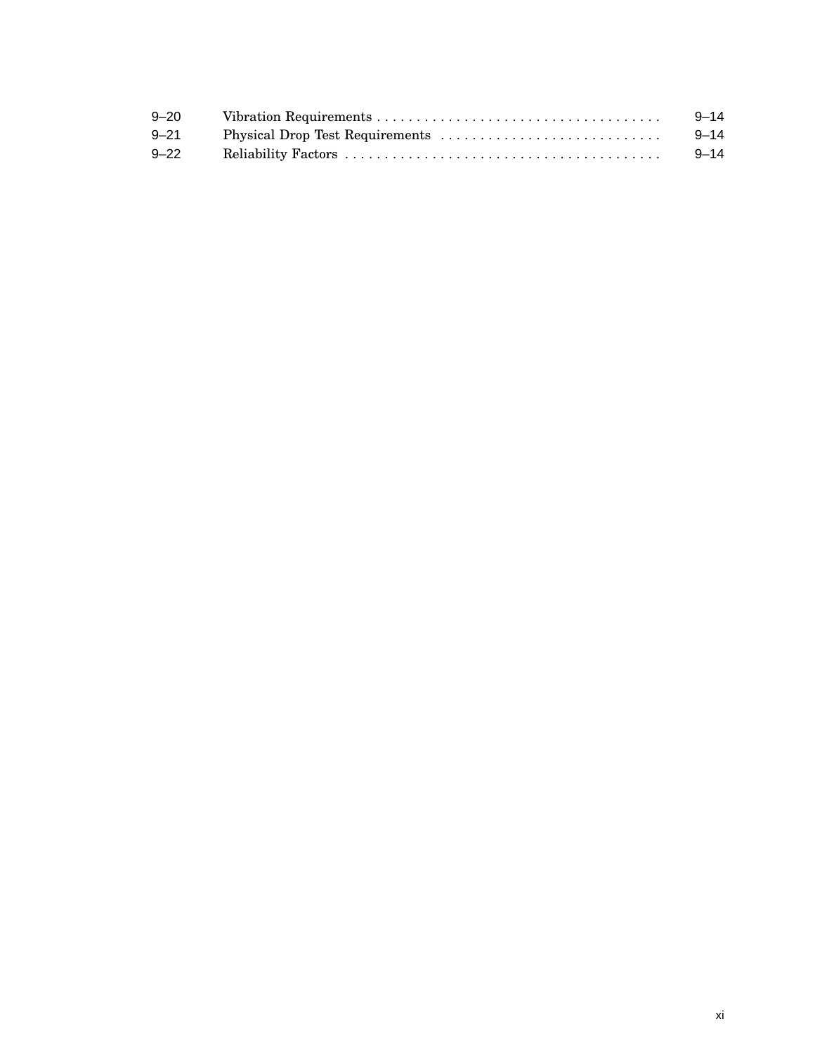| | | |
|---|---|---|
| 9–20 | Vibration Requirements | 9–14 |
| 9–21 | Physical Drop Test Requirements | 9–14 |
| 9–22 | Reliability Factors | 9–14 |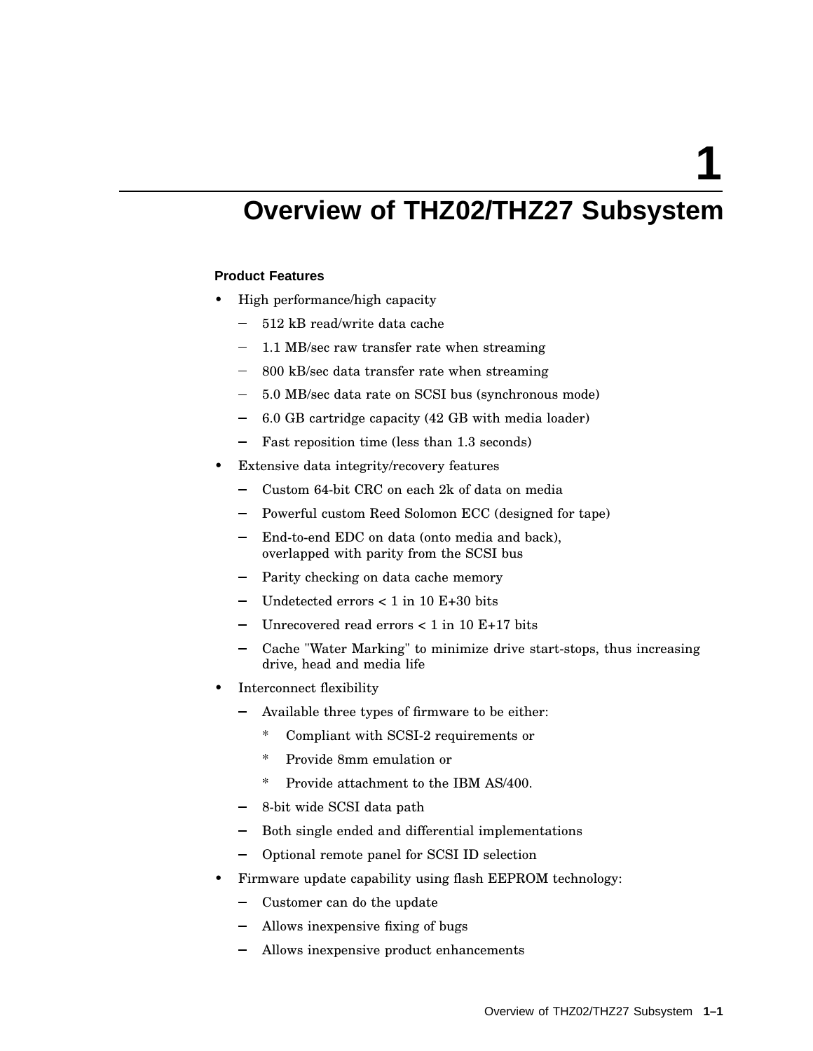# 1 Overview of THZ02/THZ27 Subsystem

### Product Features

- High performance/high capacity
  - 512 kB read/write data cache
  - 1.1 MB/sec raw transfer rate when streaming
  - 800 kB/sec data transfer rate when streaming
  - 5.0 MB/sec data rate on SCSI bus (synchronous mode)
  - 6.0 GB cartridge capacity (42 GB with media loader)
  - Fast reposition time (less than 1.3 seconds)
- Extensive data integrity/recovery features
  - Custom 64-bit CRC on each 2k of data on media
  - Powerful custom Reed Solomon ECC (designed for tape)
  - End-to-end EDC on data (onto media and back), overlapped with parity from the SCSI bus
  - Parity checking on data cache memory
  - Undetected errors < 1 in 10 E+30 bits
  - Unrecovered read errors < 1 in 10 E+17 bits
  - Cache "Water Marking" to minimize drive start-stops, thus increasing drive, head and media life
- Interconnect flexibility
  - Available three types of firmware to be either:
    - Compliant with SCSI-2 requirements or
    - Provide 8mm emulation or
    - Provide attachment to the IBM AS/400.
  - 8-bit wide SCSI data path
  - Both single ended and differential implementations
  - Optional remote panel for SCSI ID selection
- Firmware update capability using flash EEPROM technology:
  - Customer can do the update
  - Allows inexpensive fixing of bugs
  - Allows inexpensive product enhancements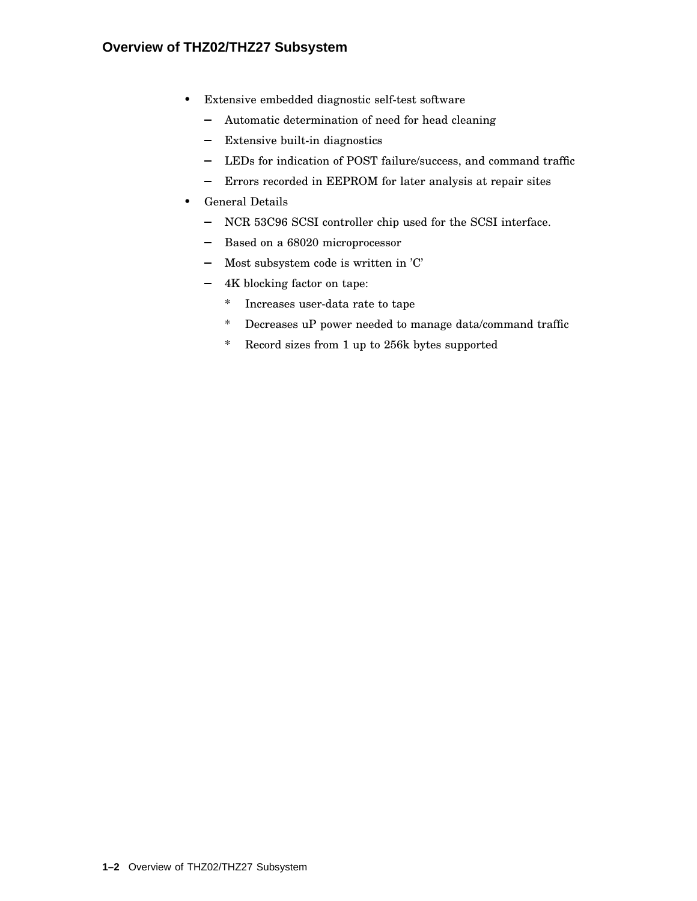- Extensive embedded diagnostic self-test software
  - Automatic determination of need for head cleaning
  - Extensive built-in diagnostics
  - LEDs for indication of POST failure/success, and command traffic
  - Errors recorded in EEPROM for later analysis at repair sites
- General Details
  - NCR 53C96 SCSI controller chip used for the SCSI interface.
  - Based on a 68020 microprocessor
  - Most subsystem code is written in 'C'
  - 4K blocking factor on tape:
    - Increases user-data rate to tape
    - Decreases uP power needed to manage data/command traffic
    - Record sizes from 1 up to 256k bytes supported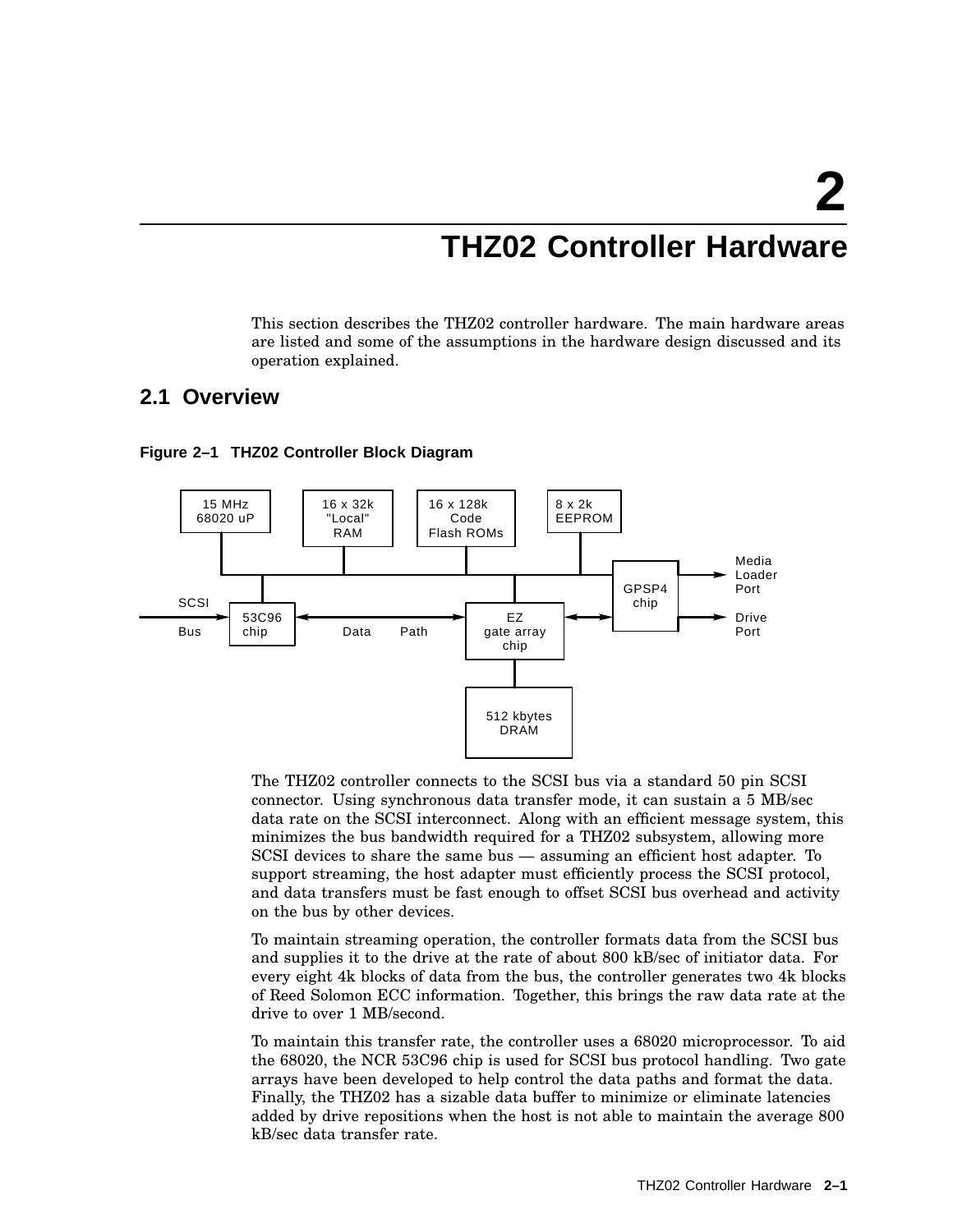# 2 THZ02 Controller Hardware

This section describes the THZ02 controller hardware. The main hardware areas are listed and some of the assumptions in the hardware design discussed and its operation explained.

## 2.1 Overview

**Figure 2–1 THZ02 Controller Block Diagram**

The THZ02 controller connects to the SCSI bus via a standard 50 pin SCSI connector. Using synchronous data transfer mode, it can sustain a 5 MB/sec data rate on the SCSI interconnect. Along with an efficient message system, this minimizes the bus bandwidth required for a THZ02 subsystem, allowing more SCSI devices to share the same bus — assuming an efficient host adapter. To support streaming, the host adapter must efficiently process the SCSI protocol, and data transfers must be fast enough to offset SCSI bus overhead and activity on the bus by other devices.

To maintain streaming operation, the controller formats data from the SCSI bus and supplies it to the drive at the rate of about 800 kB/sec of initiator data. For every eight 4k blocks of data from the bus, the controller generates two 4k blocks of Reed Solomon ECC information. Together, this brings the raw data rate at the drive to over 1 MB/second.

To maintain this transfer rate, the controller uses a 68020 microprocessor. To aid the 68020, the NCR 53C96 chip is used for SCSI bus protocol handling. Two gate arrays have been developed to help control the data paths and format the data. Finally, the THZ02 has a sizable data buffer to minimize or eliminate latencies added by drive repositions when the host is not able to maintain the average 800 kB/sec data transfer rate.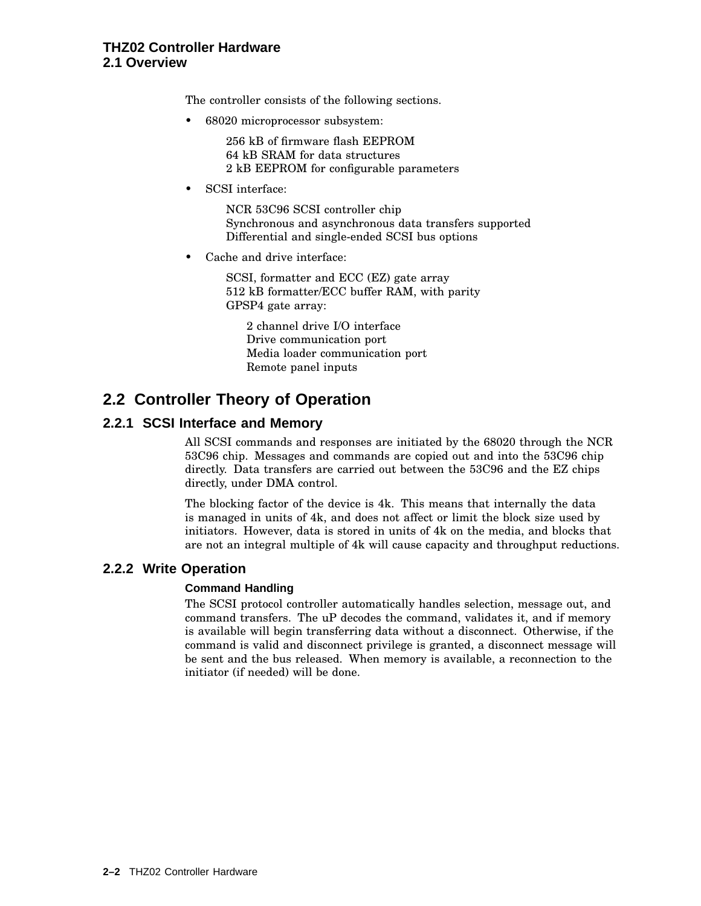## 2.1 Overview

The controller consists of the following sections.

- 68020 microprocessor subsystem:

  256 kB of firmware flash EEPROM
  64 kB SRAM for data structures
  2 kB EEPROM for configurable parameters

- SCSI interface:

  NCR 53C96 SCSI controller chip
  Synchronous and asynchronous data transfers supported
  Differential and single-ended SCSI bus options

- Cache and drive interface:

  SCSI, formatter and ECC (EZ) gate array
  512 kB formatter/ECC buffer RAM, with parity
  GPSP4 gate array:

    2 channel drive I/O interface
    Drive communication port
    Media loader communication port
    Remote panel inputs

## 2.2 Controller Theory of Operation

### 2.2.1 SCSI Interface and Memory

All SCSI commands and responses are initiated by the 68020 through the NCR 53C96 chip. Messages and commands are copied out and into the 53C96 chip directly. Data transfers are carried out between the 53C96 and the EZ chips directly, under DMA control.

The blocking factor of the device is 4k. This means that internally the data is managed in units of 4k, and does not affect or limit the block size used by initiators. However, data is stored in units of 4k on the media, and blocks that are not an integral multiple of 4k will cause capacity and throughput reductions.

### 2.2.2 Write Operation

#### Command Handling

The SCSI protocol controller automatically handles selection, message out, and command transfers. The uP decodes the command, validates it, and if memory is available will begin transferring data without a disconnect. Otherwise, if the command is valid and disconnect privilege is granted, a disconnect message will be sent and the bus released. When memory is available, a reconnection to the initiator (if needed) will be done.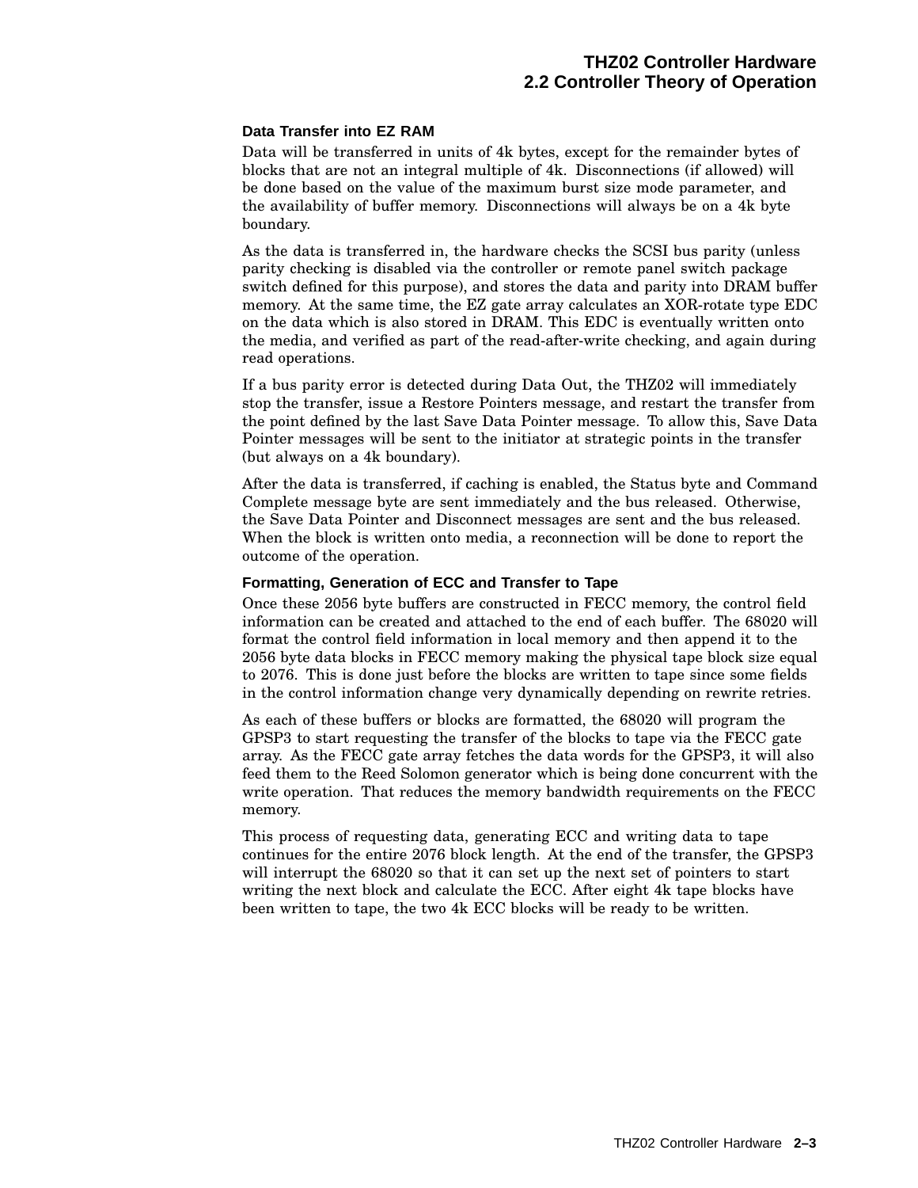### Data Transfer into EZ RAM

Data will be transferred in units of 4k bytes, except for the remainder bytes of blocks that are not an integral multiple of 4k. Disconnections (if allowed) will be done based on the value of the maximum burst size mode parameter, and the availability of buffer memory. Disconnections will always be on a 4k byte boundary.

As the data is transferred in, the hardware checks the SCSI bus parity (unless parity checking is disabled via the controller or remote panel switch package switch defined for this purpose), and stores the data and parity into DRAM buffer memory. At the same time, the EZ gate array calculates an XOR-rotate type EDC on the data which is also stored in DRAM. This EDC is eventually written onto the media, and verified as part of the read-after-write checking, and again during read operations.

If a bus parity error is detected during Data Out, the THZ02 will immediately stop the transfer, issue a Restore Pointers message, and restart the transfer from the point defined by the last Save Data Pointer message. To allow this, Save Data Pointer messages will be sent to the initiator at strategic points in the transfer (but always on a 4k boundary).

After the data is transferred, if caching is enabled, the Status byte and Command Complete message byte are sent immediately and the bus released. Otherwise, the Save Data Pointer and Disconnect messages are sent and the bus released. When the block is written onto media, a reconnection will be done to report the outcome of the operation.

### Formatting, Generation of ECC and Transfer to Tape

Once these 2056 byte buffers are constructed in FECC memory, the control field information can be created and attached to the end of each buffer. The 68020 will format the control field information in local memory and then append it to the 2056 byte data blocks in FECC memory making the physical tape block size equal to 2076. This is done just before the blocks are written to tape since some fields in the control information change very dynamically depending on rewrite retries.

As each of these buffers or blocks are formatted, the 68020 will program the GPSP3 to start requesting the transfer of the blocks to tape via the FECC gate array. As the FECC gate array fetches the data words for the GPSP3, it will also feed them to the Reed Solomon generator which is being done concurrent with the write operation. That reduces the memory bandwidth requirements on the FECC memory.

This process of requesting data, generating ECC and writing data to tape continues for the entire 2076 block length. At the end of the transfer, the GPSP3 will interrupt the 68020 so that it can set up the next set of pointers to start writing the next block and calculate the ECC. After eight 4k tape blocks have been written to tape, the two 4k ECC blocks will be ready to be written.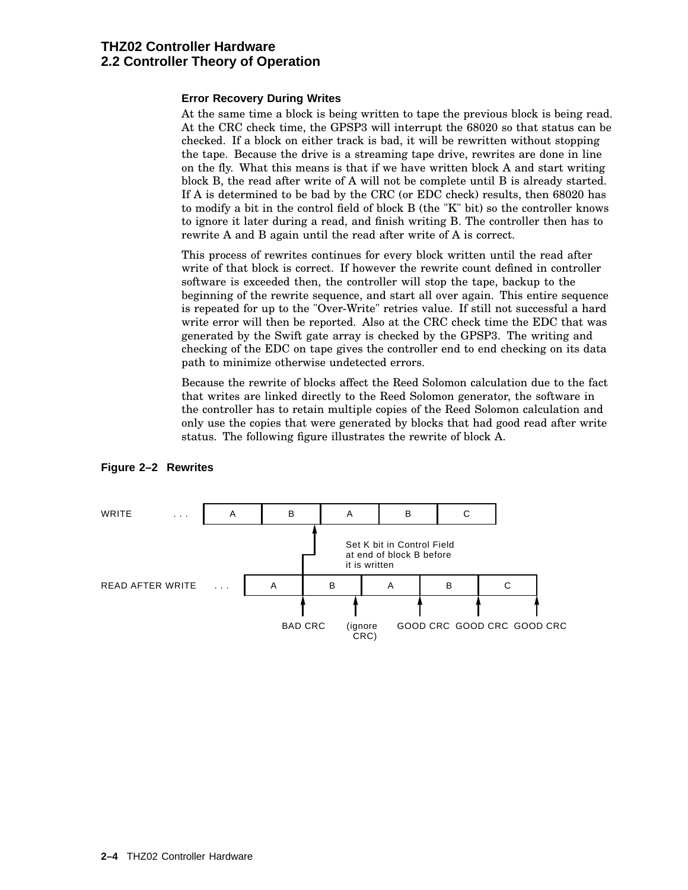### Error Recovery During Writes

At the same time a block is being written to tape the previous block is being read. At the CRC check time, the GPSP3 will interrupt the 68020 so that status can be checked. If a block on either track is bad, it will be rewritten without stopping the tape. Because the drive is a streaming tape drive, rewrites are done in line on the fly. What this means is that if we have written block A and start writing block B, the read after write of A will not be complete until B is already started. If A is determined to be bad by the CRC (or EDC check) results, then 68020 has to modify a bit in the control field of block B (the "K" bit) so the controller knows to ignore it later during a read, and finish writing B. The controller then has to rewrite A and B again until the read after write of A is correct.

This process of rewrites continues for every block written until the read after write of that block is correct. If however the rewrite count defined in controller software is exceeded then, the controller will stop the tape, backup to the beginning of the rewrite sequence, and start all over again. This entire sequence is repeated for up to the "Over-Write" retries value. If still not successful a hard write error will then be reported. Also at the CRC check time the EDC that was generated by the Swift gate array is checked by the GPSP3. The writing and checking of the EDC on tape gives the controller end to end checking on its data path to minimize otherwise undetected errors.

Because the rewrite of blocks affect the Reed Solomon calculation due to the fact that writes are linked directly to the Reed Solomon generator, the software in the controller has to retain multiple copies of the Reed Solomon calculation and only use the copies that were generated by blocks that had good read after write status. The following figure illustrates the rewrite of block A.

**Figure 2–2 Rewrites**

```
WRITE            . . . | A | B | A | B | C |

                          Set K bit in Control Field
                          at end of block B before
                          it is written

READ AFTER WRITE . . . | A | B | A | B | C |

                   BAD CRC  (ignore  GOOD CRC  GOOD CRC  GOOD CRC
                             CRC)
```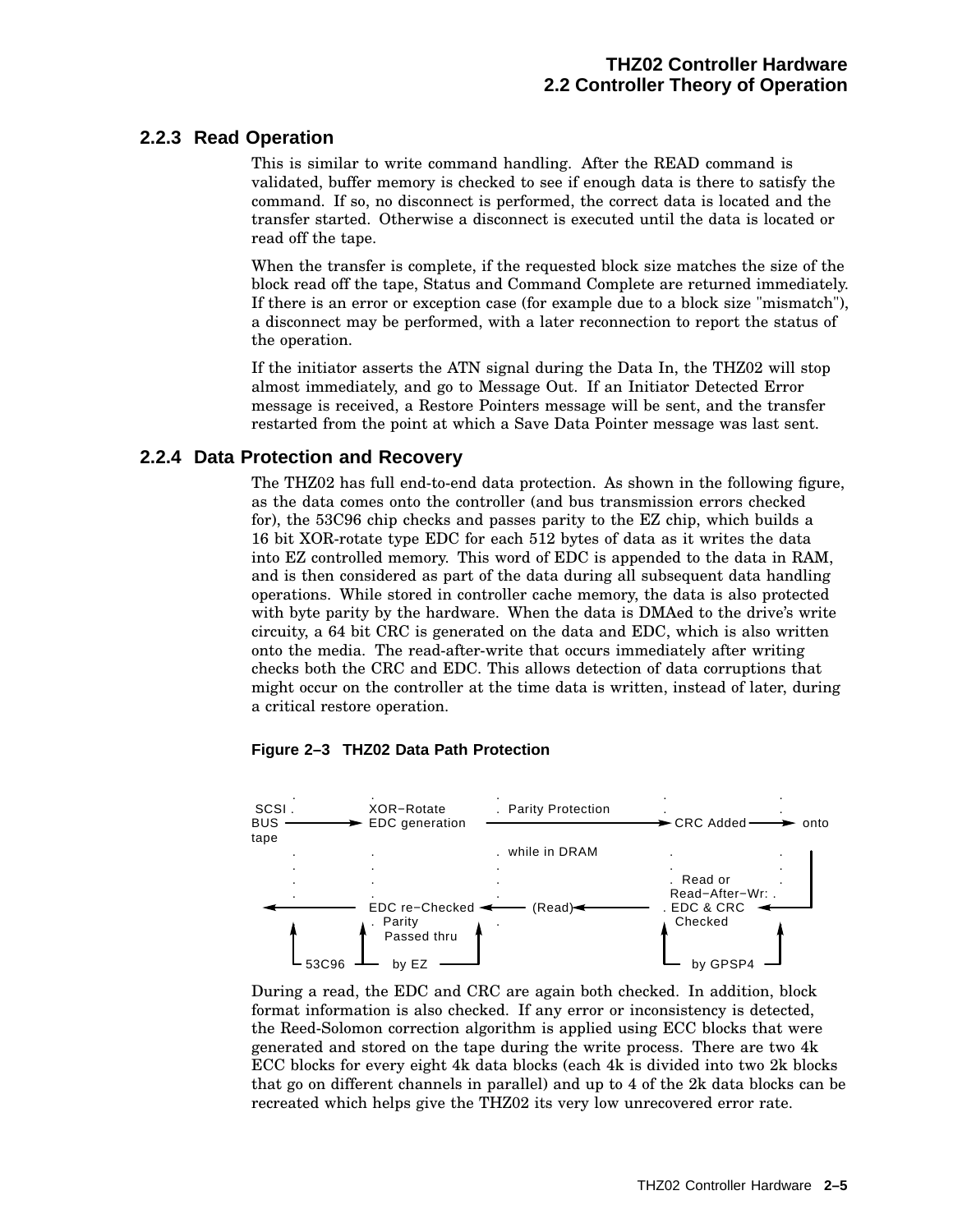### 2.2.3 Read Operation

This is similar to write command handling. After the READ command is validated, buffer memory is checked to see if enough data is there to satisfy the command. If so, no disconnect is performed, the correct data is located and the transfer started. Otherwise a disconnect is executed until the data is located or read off the tape.

When the transfer is complete, if the requested block size matches the size of the block read off the tape, Status and Command Complete are returned immediately. If there is an error or exception case (for example due to a block size "mismatch"), a disconnect may be performed, with a later reconnection to report the status of the operation.

If the initiator asserts the ATN signal during the Data In, the THZ02 will stop almost immediately, and go to Message Out. If an Initiator Detected Error message is received, a Restore Pointers message will be sent, and the transfer restarted from the point at which a Save Data Pointer message was last sent.

### 2.2.4 Data Protection and Recovery

The THZ02 has full end-to-end data protection. As shown in the following figure, as the data comes onto the controller (and bus transmission errors checked for), the 53C96 chip checks and passes parity to the EZ chip, which builds a 16 bit XOR-rotate type EDC for each 512 bytes of data as it writes the data into EZ controlled memory. This word of EDC is appended to the data in RAM, and is then considered as part of the data during all subsequent data handling operations. While stored in controller cache memory, the data is also protected with byte parity by the hardware. When the data is DMAed to the drive's write circuitry, a 64 bit CRC is generated on the data and EDC, which is also written onto the media. The read-after-write that occurs immediately after writing checks both the CRC and EDC. This allows detection of data corruptions that might occur on the controller at the time data is written, instead of later, during a critical restore operation.

**Figure 2–3 THZ02 Data Path Protection**

```
         .             .                    .                      .             .
 SCSI .             XOR-Rotate            .  Parity Protection      .             .
BUS  ------------>  EDC generation   ---------------------------->  CRC Added  -------->  onto
tape
         .             .                    .  while in DRAM         .             .
         .             .                    .                        .             .    |
         .             .                    .                        .  Read or    .    |
         .             .                    .                      Read-After-Wr:  .    |
  <-----------------  EDC re-Checked <------- (Read) <-------------- . EDC & CRC <------
       ^            ^ .  Parity     ^       .                    ^   Checked     ^
       |            |   Passed thru |                            |               |
       +-- 53C96 ---+    by EZ  ----+                            +--- by GPSP4 --+
```

During a read, the EDC and CRC are again both checked. In addition, block format information is also checked. If any error or inconsistency is detected, the Reed-Solomon correction algorithm is applied using ECC blocks that were generated and stored on the tape during the write process. There are two 4k ECC blocks for every eight 4k data blocks (each 4k is divided into two 2k blocks that go on different channels in parallel) and up to 4 of the 2k data blocks can be recreated which helps give the THZ02 its very low unrecovered error rate.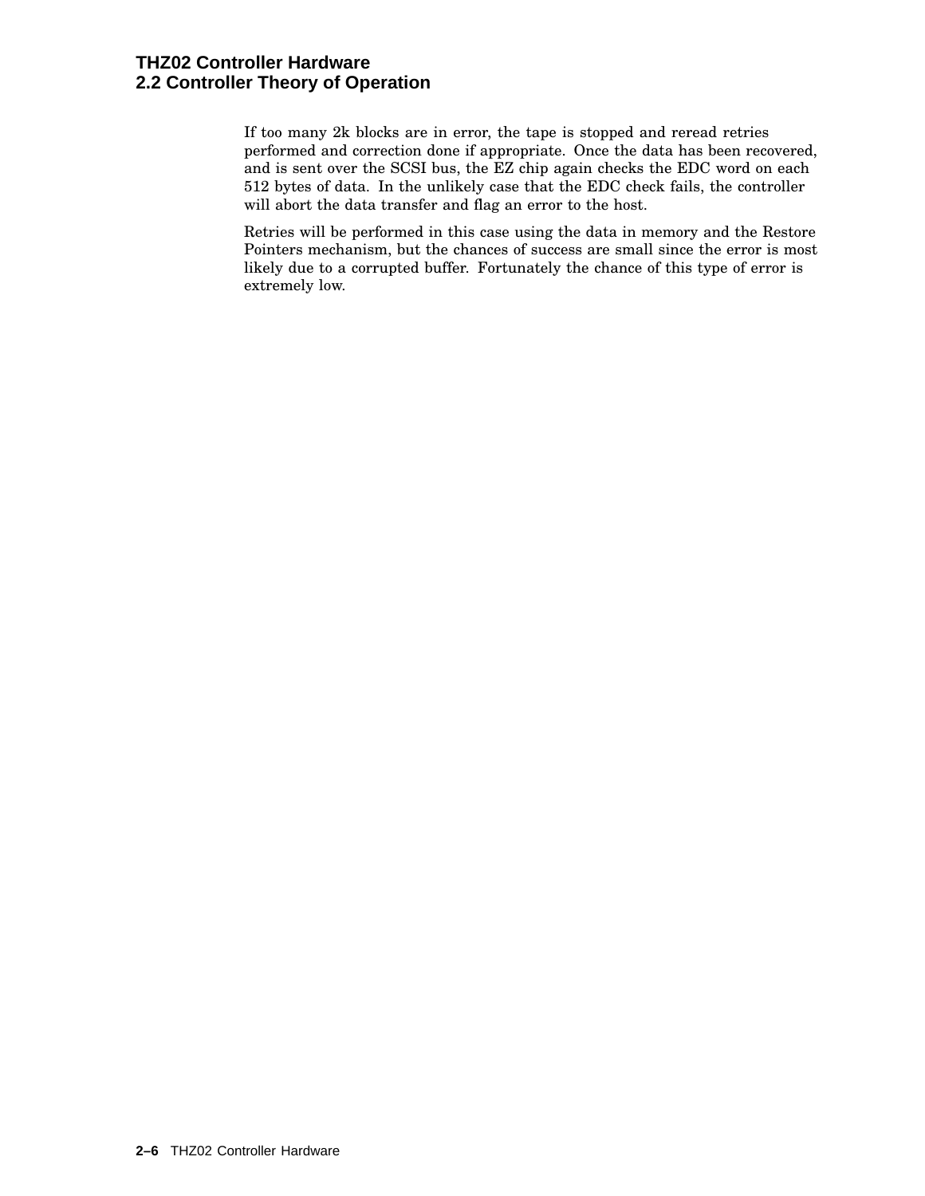If too many 2k blocks are in error, the tape is stopped and reread retries performed and correction done if appropriate. Once the data has been recovered, and is sent over the SCSI bus, the EZ chip again checks the EDC word on each 512 bytes of data. In the unlikely case that the EDC check fails, the controller will abort the data transfer and flag an error to the host.

Retries will be performed in this case using the data in memory and the Restore Pointers mechanism, but the chances of success are small since the error is most likely due to a corrupted buffer. Fortunately the chance of this type of error is extremely low.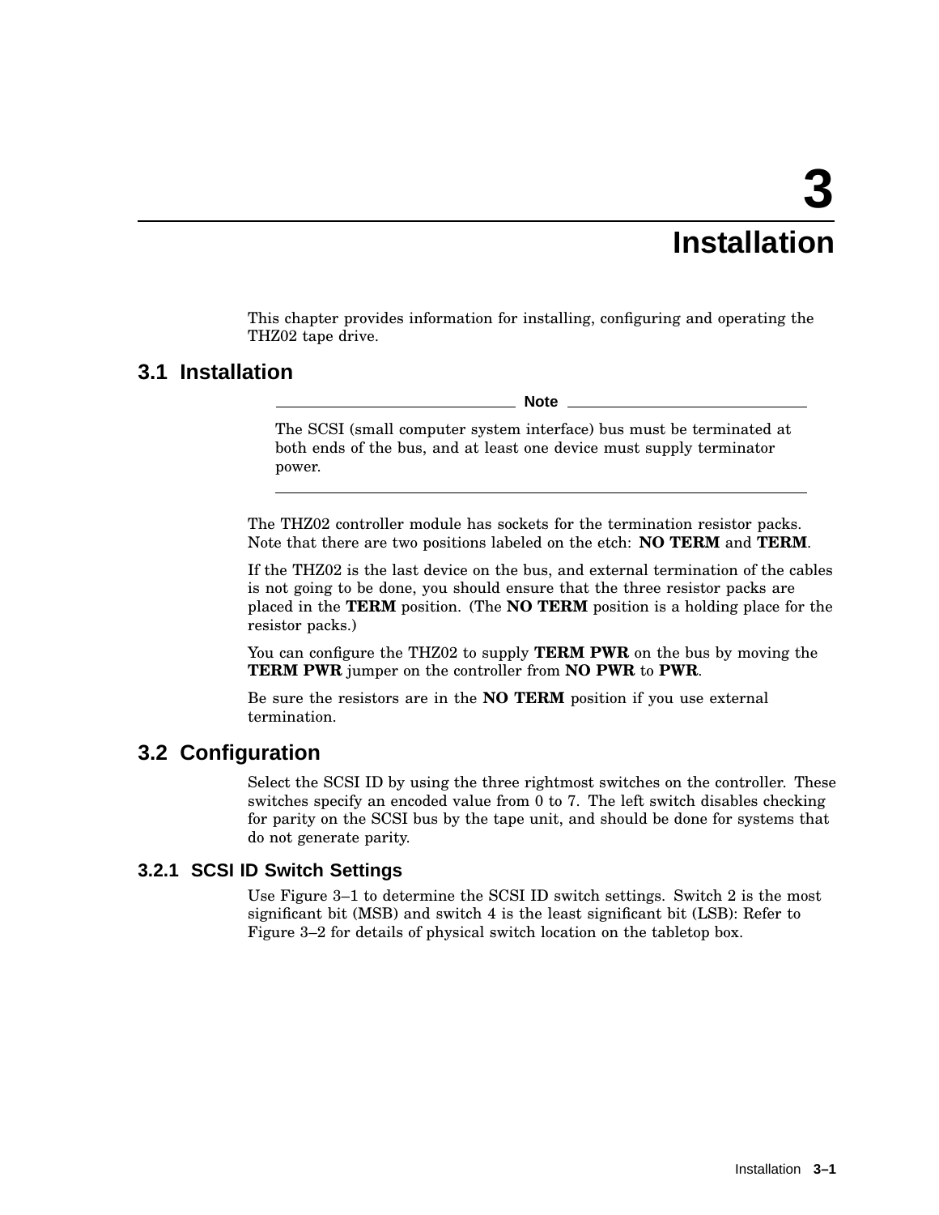# 3 Installation

This chapter provides information for installing, configuring and operating the THZ02 tape drive.

## 3.1 Installation

**Note**

The SCSI (small computer system interface) bus must be terminated at both ends of the bus, and at least one device must supply terminator power.

---

The THZ02 controller module has sockets for the termination resistor packs. Note that there are two positions labeled on the etch: **NO TERM** and **TERM**.

If the THZ02 is the last device on the bus, and external termination of the cables is not going to be done, you should ensure that the three resistor packs are placed in the **TERM** position. (The **NO TERM** position is a holding place for the resistor packs.)

You can configure the THZ02 to supply **TERM PWR** on the bus by moving the **TERM PWR** jumper on the controller from **NO PWR** to **PWR**.

Be sure the resistors are in the **NO TERM** position if you use external termination.

## 3.2 Configuration

Select the SCSI ID by using the three rightmost switches on the controller. These switches specify an encoded value from 0 to 7. The left switch disables checking for parity on the SCSI bus by the tape unit, and should be done for systems that do not generate parity.

### 3.2.1 SCSI ID Switch Settings

Use Figure 3–1 to determine the SCSI ID switch settings. Switch 2 is the most significant bit (MSB) and switch 4 is the least significant bit (LSB): Refer to Figure 3–2 for details of physical switch location on the tabletop box.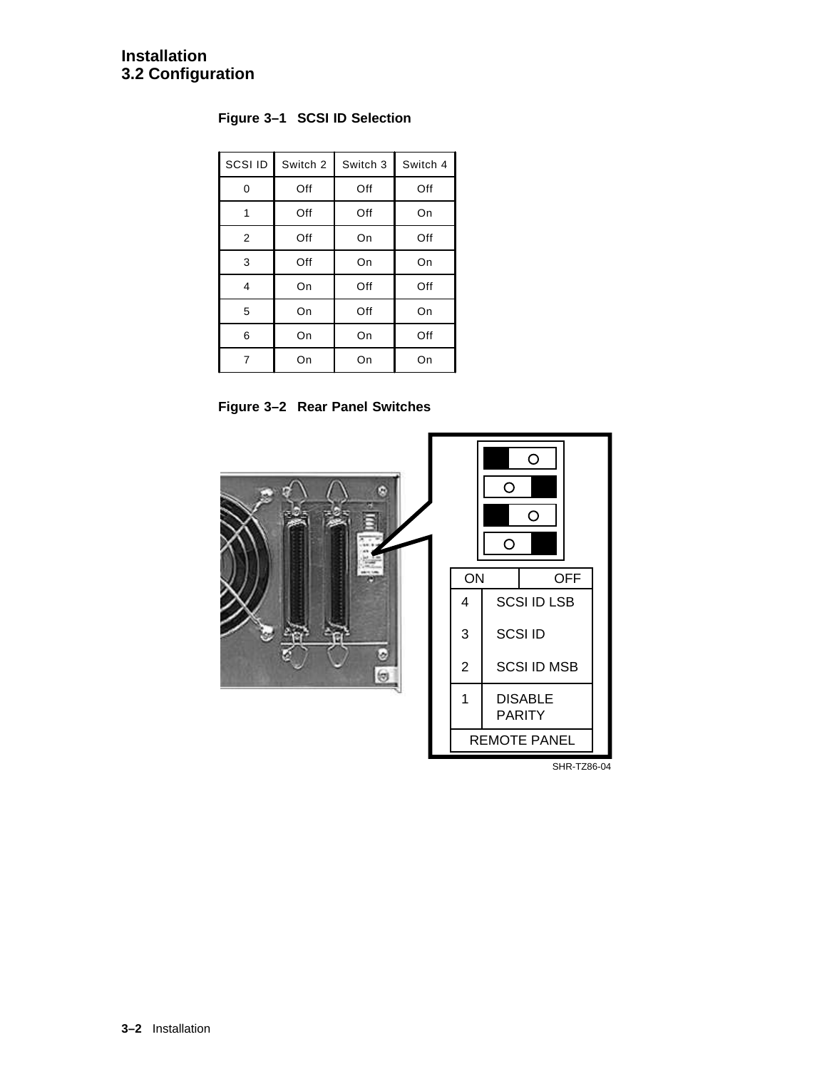### Figure 3–1 SCSI ID Selection

| SCSI ID | Switch 2 | Switch 3 | Switch 4 |
|---|---|---|---|
| 0 | Off | Off | Off |
| 1 | Off | Off | On |
| 2 | Off | On | Off |
| 3 | Off | On | On |
| 4 | On | Off | Off |
| 5 | On | Off | On |
| 6 | On | On | Off |
| 7 | On | On | On |

### Figure 3–2 Rear Panel Switches

| ON | OFF |
|---|---|
| 4 | SCSI ID LSB |
| 3 | SCSI ID |
| 2 | SCSI ID MSB |
| 1 | DISABLE PARITY |
| REMOTE PANEL | |

SHR-TZ86-04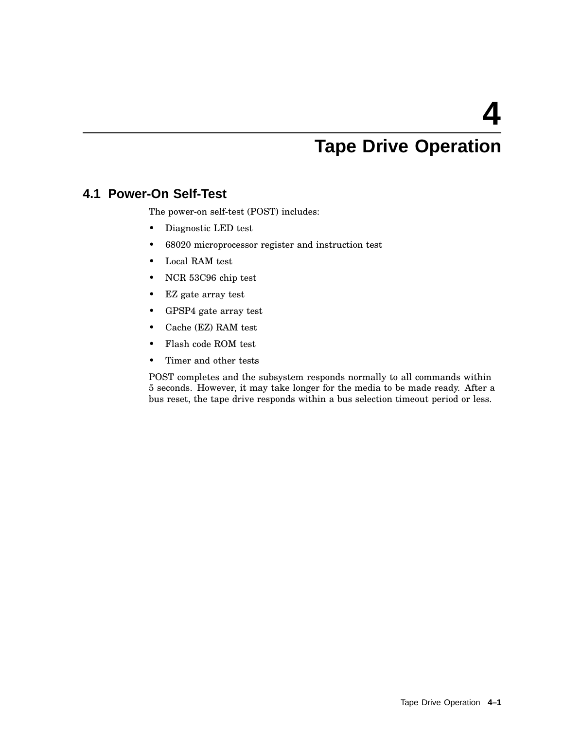# 4 Tape Drive Operation

## 4.1 Power-On Self-Test

The power-on self-test (POST) includes:

- Diagnostic LED test
- 68020 microprocessor register and instruction test
- Local RAM test
- NCR 53C96 chip test
- EZ gate array test
- GPSP4 gate array test
- Cache (EZ) RAM test
- Flash code ROM test
- Timer and other tests

POST completes and the subsystem responds normally to all commands within 5 seconds. However, it may take longer for the media to be made ready. After a bus reset, the tape drive responds within a bus selection timeout period or less.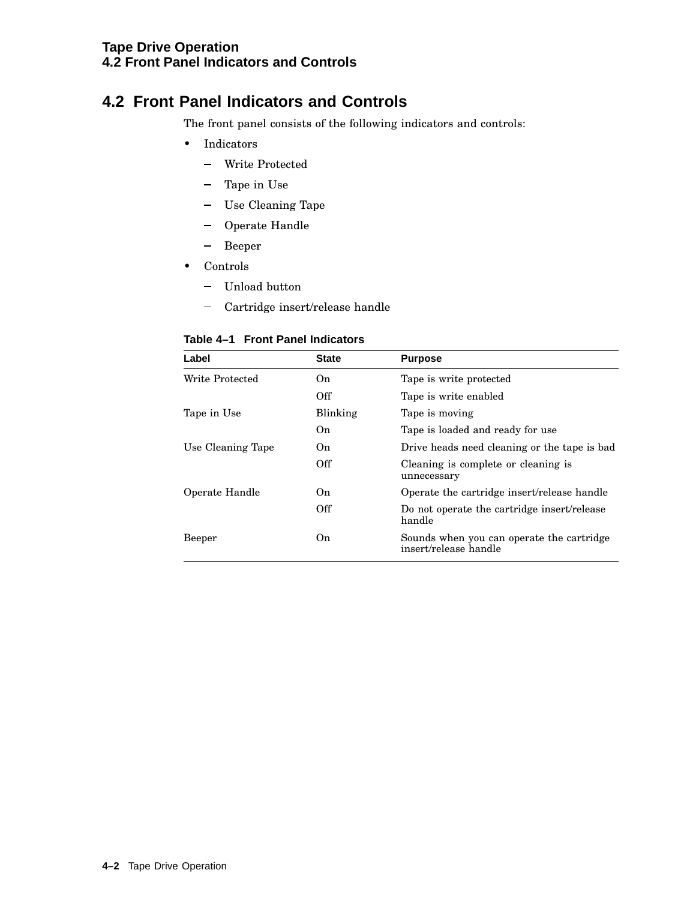## 4.2 Front Panel Indicators and Controls

The front panel consists of the following indicators and controls:

- Indicators
  - Write Protected
  - Tape in Use
  - Use Cleaning Tape
  - Operate Handle
  - Beeper
- Controls
  - Unload button
  - Cartridge insert/release handle

**Table 4–1 Front Panel Indicators**

| Label | State | Purpose |
|---|---|---|
| Write Protected | On | Tape is write protected |
| | Off | Tape is write enabled |
| Tape in Use | Blinking | Tape is moving |
| | On | Tape is loaded and ready for use |
| Use Cleaning Tape | On | Drive heads need cleaning or the tape is bad |
| | Off | Cleaning is complete or cleaning is unnecessary |
| Operate Handle | On | Operate the cartridge insert/release handle |
| | Off | Do not operate the cartridge insert/release handle |
| Beeper | On | Sounds when you can operate the cartridge insert/release handle |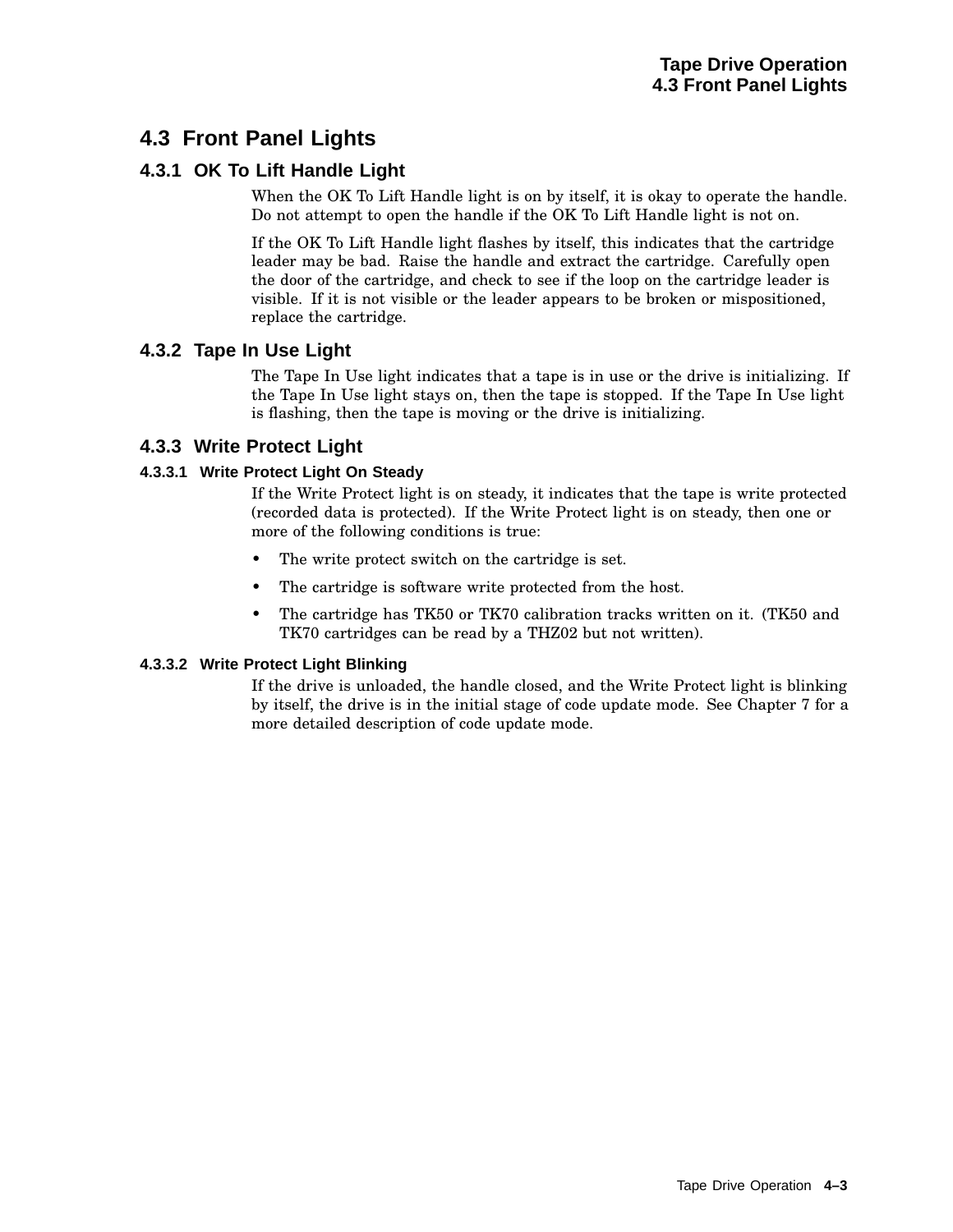## 4.3 Front Panel Lights

### 4.3.1 OK To Lift Handle Light

When the OK To Lift Handle light is on by itself, it is okay to operate the handle. Do not attempt to open the handle if the OK To Lift Handle light is not on.

If the OK To Lift Handle light flashes by itself, this indicates that the cartridge leader may be bad. Raise the handle and extract the cartridge. Carefully open the door of the cartridge, and check to see if the loop on the cartridge leader is visible. If it is not visible or the leader appears to be broken or mispositioned, replace the cartridge.

### 4.3.2 Tape In Use Light

The Tape In Use light indicates that a tape is in use or the drive is initializing. If the Tape In Use light stays on, then the tape is stopped. If the Tape In Use light is flashing, then the tape is moving or the drive is initializing.

### 4.3.3 Write Protect Light

#### 4.3.3.1 Write Protect Light On Steady

If the Write Protect light is on steady, it indicates that the tape is write protected (recorded data is protected). If the Write Protect light is on steady, then one or more of the following conditions is true:

- The write protect switch on the cartridge is set.
- The cartridge is software write protected from the host.
- The cartridge has TK50 or TK70 calibration tracks written on it. (TK50 and TK70 cartridges can be read by a THZ02 but not written).

#### 4.3.3.2 Write Protect Light Blinking

If the drive is unloaded, the handle closed, and the Write Protect light is blinking by itself, the drive is in the initial stage of code update mode. See Chapter 7 for a more detailed description of code update mode.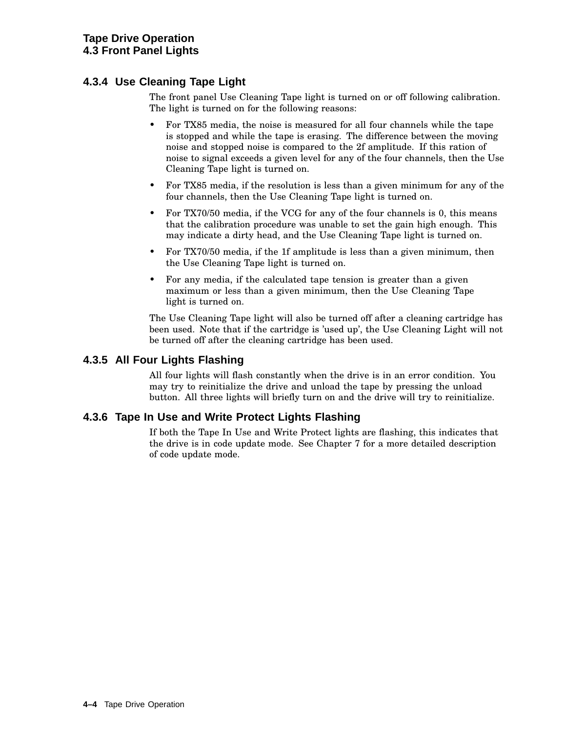### 4.3.4 Use Cleaning Tape Light

The front panel Use Cleaning Tape light is turned on or off following calibration. The light is turned on for the following reasons:

- For TX85 media, the noise is measured for all four channels while the tape is stopped and while the tape is erasing. The difference between the moving noise and stopped noise is compared to the 2f amplitude. If this ration of noise to signal exceeds a given level for any of the four channels, then the Use Cleaning Tape light is turned on.
- For TX85 media, if the resolution is less than a given minimum for any of the four channels, then the Use Cleaning Tape light is turned on.
- For TX70/50 media, if the VCG for any of the four channels is 0, this means that the calibration procedure was unable to set the gain high enough. This may indicate a dirty head, and the Use Cleaning Tape light is turned on.
- For TX70/50 media, if the 1f amplitude is less than a given minimum, then the Use Cleaning Tape light is turned on.
- For any media, if the calculated tape tension is greater than a given maximum or less than a given minimum, then the Use Cleaning Tape light is turned on.

The Use Cleaning Tape light will also be turned off after a cleaning cartridge has been used. Note that if the cartridge is 'used up', the Use Cleaning Light will not be turned off after the cleaning cartridge has been used.

### 4.3.5 All Four Lights Flashing

All four lights will flash constantly when the drive is in an error condition. You may try to reinitialize the drive and unload the tape by pressing the unload button. All three lights will briefly turn on and the drive will try to reinitialize.

### 4.3.6 Tape In Use and Write Protect Lights Flashing

If both the Tape In Use and Write Protect lights are flashing, this indicates that the drive is in code update mode. See Chapter 7 for a more detailed description of code update mode.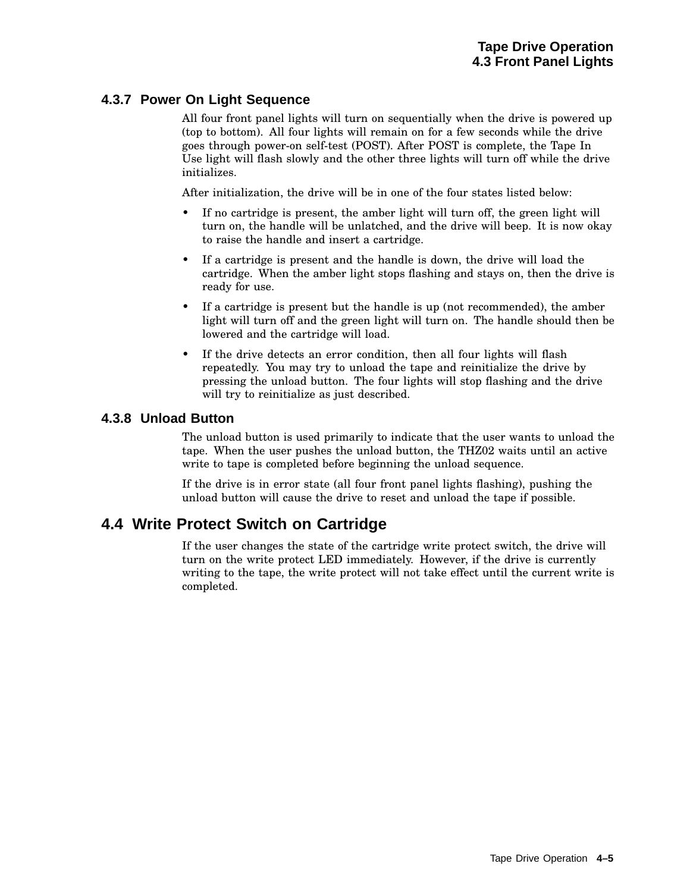### 4.3.7 Power On Light Sequence

All four front panel lights will turn on sequentially when the drive is powered up (top to bottom). All four lights will remain on for a few seconds while the drive goes through power-on self-test (POST). After POST is complete, the Tape In Use light will flash slowly and the other three lights will turn off while the drive initializes.

After initialization, the drive will be in one of the four states listed below:

- If no cartridge is present, the amber light will turn off, the green light will turn on, the handle will be unlatched, and the drive will beep. It is now okay to raise the handle and insert a cartridge.
- If a cartridge is present and the handle is down, the drive will load the cartridge. When the amber light stops flashing and stays on, then the drive is ready for use.
- If a cartridge is present but the handle is up (not recommended), the amber light will turn off and the green light will turn on. The handle should then be lowered and the cartridge will load.
- If the drive detects an error condition, then all four lights will flash repeatedly. You may try to unload the tape and reinitialize the drive by pressing the unload button. The four lights will stop flashing and the drive will try to reinitialize as just described.

### 4.3.8 Unload Button

The unload button is used primarily to indicate that the user wants to unload the tape. When the user pushes the unload button, the THZ02 waits until an active write to tape is completed before beginning the unload sequence.

If the drive is in error state (all four front panel lights flashing), pushing the unload button will cause the drive to reset and unload the tape if possible.

## 4.4 Write Protect Switch on Cartridge

If the user changes the state of the cartridge write protect switch, the drive will turn on the write protect LED immediately. However, if the drive is currently writing to the tape, the write protect will not take effect until the current write is completed.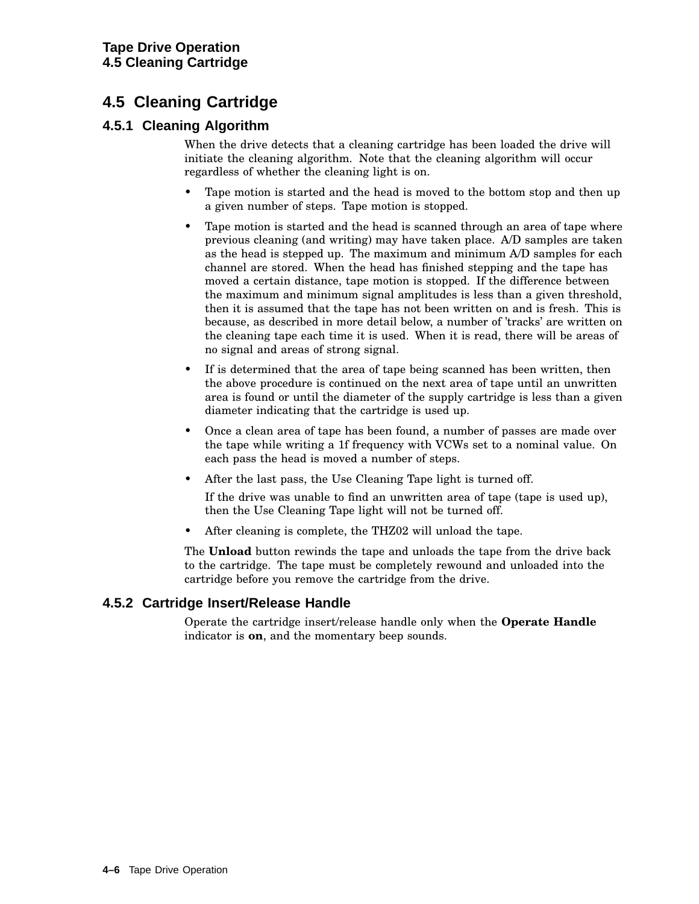## 4.5 Cleaning Cartridge

### 4.5.1 Cleaning Algorithm

When the drive detects that a cleaning cartridge has been loaded the drive will initiate the cleaning algorithm. Note that the cleaning algorithm will occur regardless of whether the cleaning light is on.

- Tape motion is started and the head is moved to the bottom stop and then up a given number of steps. Tape motion is stopped.
- Tape motion is started and the head is scanned through an area of tape where previous cleaning (and writing) may have taken place. A/D samples are taken as the head is stepped up. The maximum and minimum A/D samples for each channel are stored. When the head has finished stepping and the tape has moved a certain distance, tape motion is stopped. If the difference between the maximum and minimum signal amplitudes is less than a given threshold, then it is assumed that the tape has not been written on and is fresh. This is because, as described in more detail below, a number of 'tracks' are written on the cleaning tape each time it is used. When it is read, there will be areas of no signal and areas of strong signal.
- If is determined that the area of tape being scanned has been written, then the above procedure is continued on the next area of tape until an unwritten area is found or until the diameter of the supply cartridge is less than a given diameter indicating that the cartridge is used up.
- Once a clean area of tape has been found, a number of passes are made over the tape while writing a 1f frequency with VCWs set to a nominal value. On each pass the head is moved a number of steps.
- After the last pass, the Use Cleaning Tape light is turned off.

  If the drive was unable to find an unwritten area of tape (tape is used up), then the Use Cleaning Tape light will not be turned off.
- After cleaning is complete, the THZ02 will unload the tape.

The **Unload** button rewinds the tape and unloads the tape from the drive back to the cartridge. The tape must be completely rewound and unloaded into the cartridge before you remove the cartridge from the drive.

### 4.5.2 Cartridge Insert/Release Handle

Operate the cartridge insert/release handle only when the **Operate Handle** indicator is **on**, and the momentary beep sounds.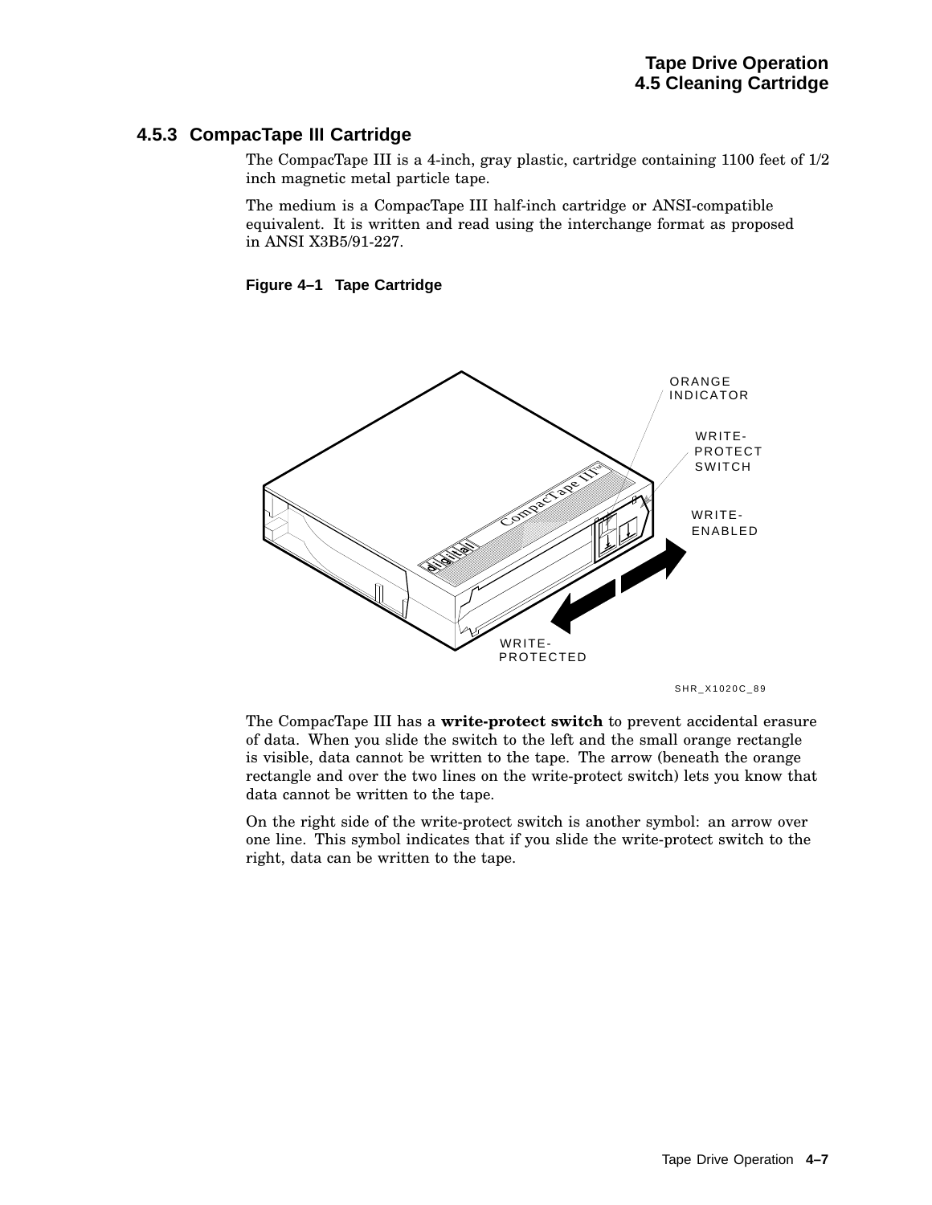### 4.5.3 CompacTape III Cartridge

The CompacTape III is a 4-inch, gray plastic, cartridge containing 1100 feet of 1/2 inch magnetic metal particle tape.

The medium is a CompacTape III half-inch cartridge or ANSI-compatible equivalent. It is written and read using the interchange format as proposed in ANSI X3B5/91-227.

**Figure 4–1 Tape Cartridge**

The CompacTape III has a **write-protect switch** to prevent accidental erasure of data. When you slide the switch to the left and the small orange rectangle is visible, data cannot be written to the tape. The arrow (beneath the orange rectangle and over the two lines on the write-protect switch) lets you know that data cannot be written to the tape.

On the right side of the write-protect switch is another symbol: an arrow over one line. This symbol indicates that if you slide the write-protect switch to the right, data can be written to the tape.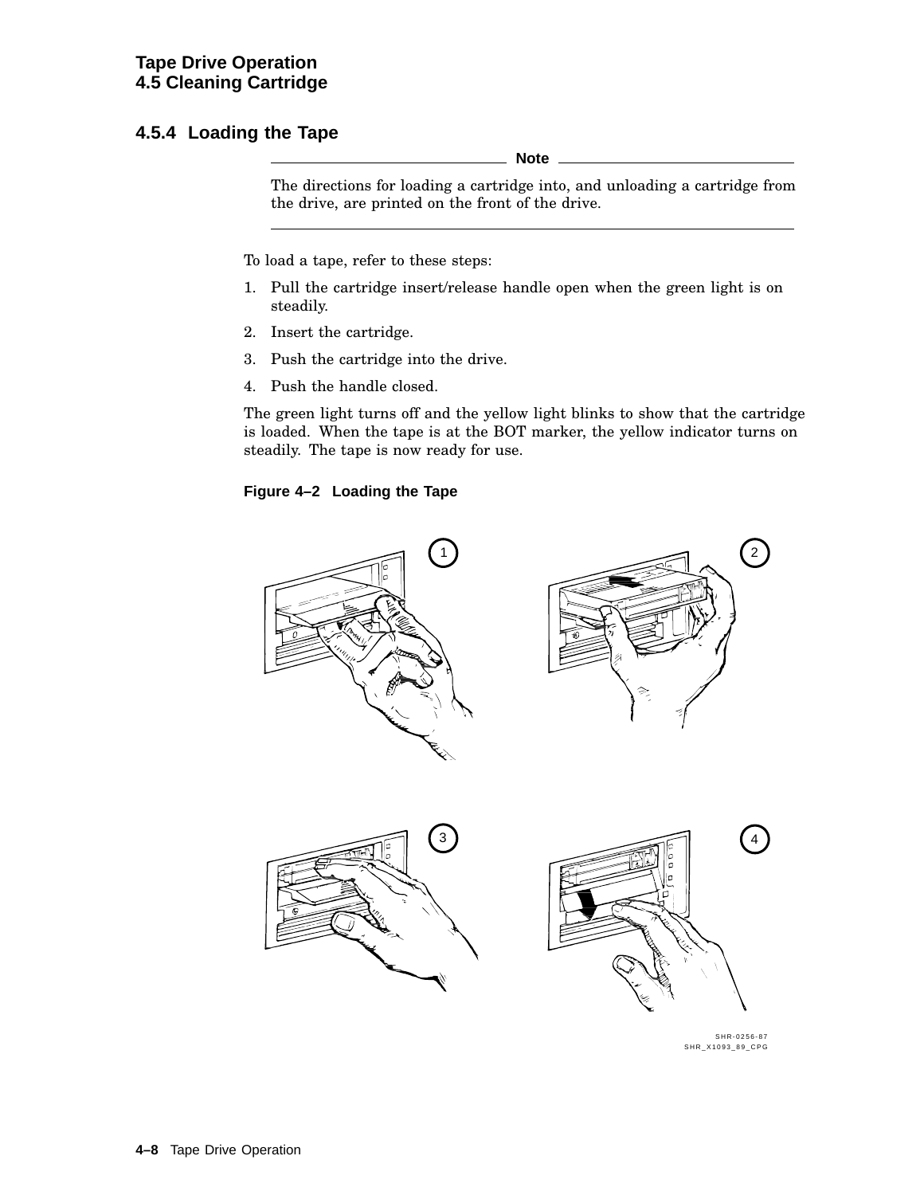## 4.5.4 Loading the Tape

---

**Note**

The directions for loading a cartridge into, and unloading a cartridge from the drive, are printed on the front of the drive.

---

To load a tape, refer to these steps:

1. Pull the cartridge insert/release handle open when the green light is on steadily.
2. Insert the cartridge.
3. Push the cartridge into the drive.
4. Push the handle closed.

The green light turns off and the yellow light blinks to show that the cartridge is loaded. When the tape is at the BOT marker, the yellow indicator turns on steadily. The tape is now ready for use.

**Figure 4–2 Loading the Tape**

SHR-0256-87
SHR_X1093_89_CPG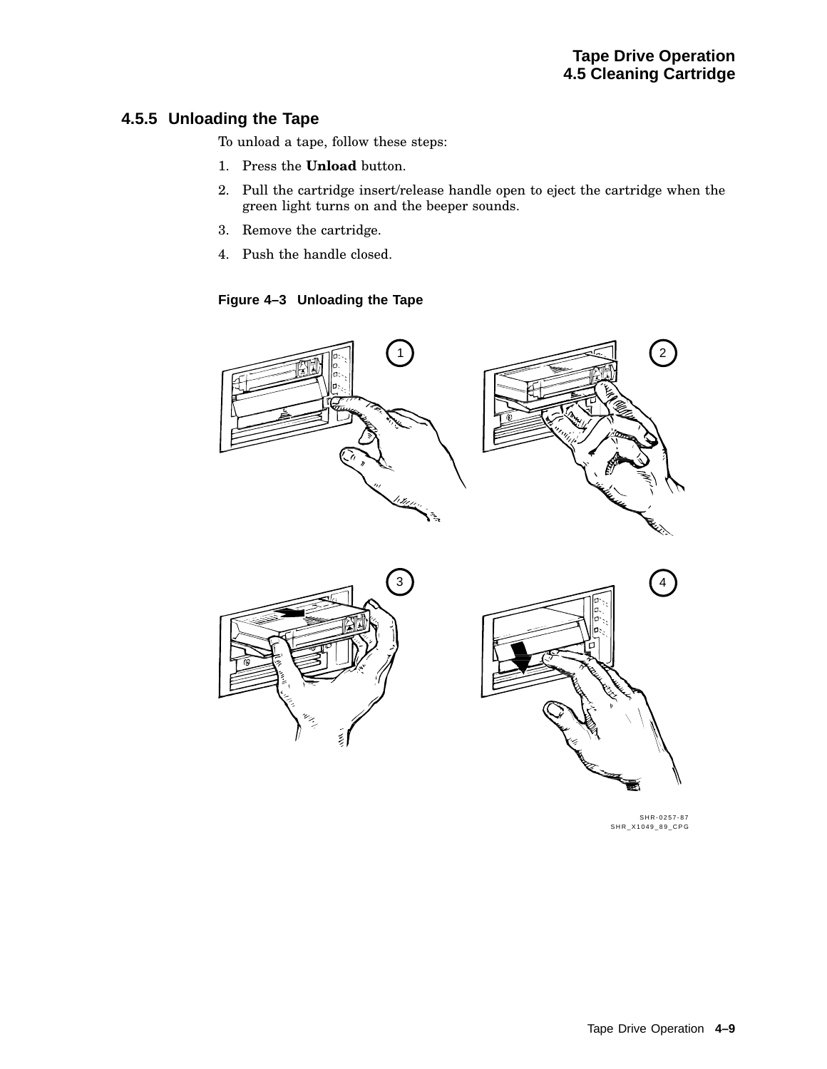### 4.5.5 Unloading the Tape

To unload a tape, follow these steps:

1. Press the **Unload** button.
2. Pull the cartridge insert/release handle open to eject the cartridge when the green light turns on and the beeper sounds.
3. Remove the cartridge.
4. Push the handle closed.

**Figure 4–3 Unloading the Tape**

SHR-0257-87
SHR_X1049_89_CPG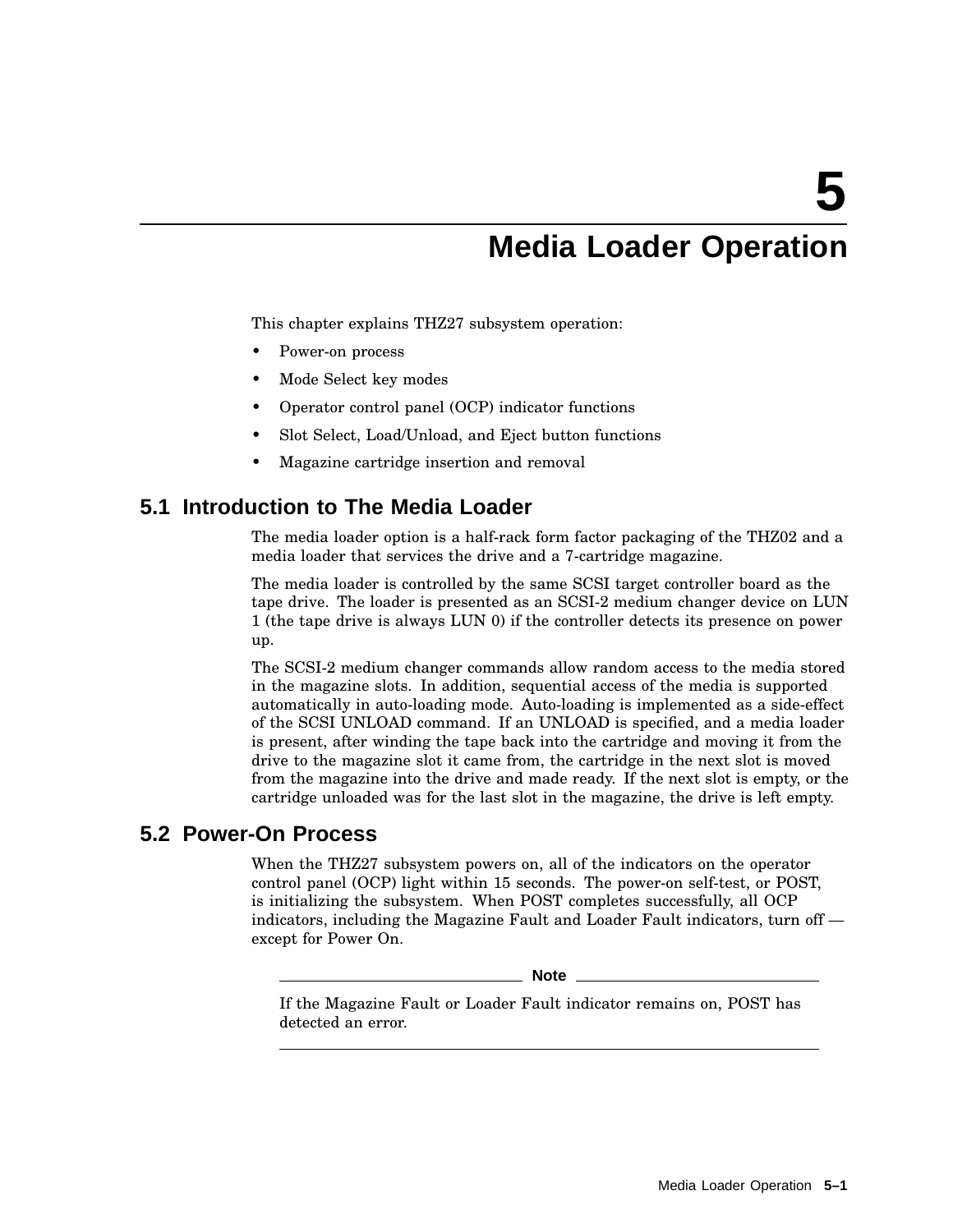# 5 Media Loader Operation

This chapter explains THZ27 subsystem operation:

- Power-on process
- Mode Select key modes
- Operator control panel (OCP) indicator functions
- Slot Select, Load/Unload, and Eject button functions
- Magazine cartridge insertion and removal

## 5.1 Introduction to The Media Loader

The media loader option is a half-rack form factor packaging of the THZ02 and a media loader that services the drive and a 7-cartridge magazine.

The media loader is controlled by the same SCSI target controller board as the tape drive. The loader is presented as an SCSI-2 medium changer device on LUN 1 (the tape drive is always LUN 0) if the controller detects its presence on power up.

The SCSI-2 medium changer commands allow random access to the media stored in the magazine slots. In addition, sequential access of the media is supported automatically in auto-loading mode. Auto-loading is implemented as a side-effect of the SCSI UNLOAD command. If an UNLOAD is specified, and a media loader is present, after winding the tape back into the cartridge and moving it from the drive to the magazine slot it came from, the cartridge in the next slot is moved from the magazine into the drive and made ready. If the next slot is empty, or the cartridge unloaded was for the last slot in the magazine, the drive is left empty.

## 5.2 Power-On Process

When the THZ27 subsystem powers on, all of the indicators on the operator control panel (OCP) light within 15 seconds. The power-on self-test, or POST, is initializing the subsystem. When POST completes successfully, all OCP indicators, including the Magazine Fault and Loader Fault indicators, turn off — except for Power On.

---

**Note**

If the Magazine Fault or Loader Fault indicator remains on, POST has detected an error.

---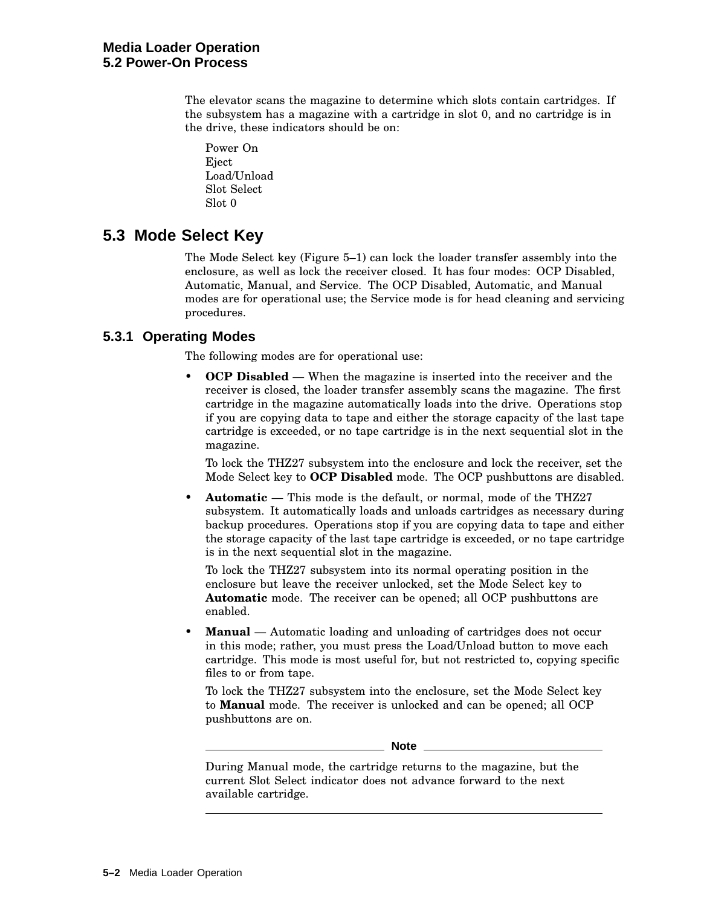The elevator scans the magazine to determine which slots contain cartridges. If the subsystem has a magazine with a cartridge in slot 0, and no cartridge is in the drive, these indicators should be on:

Power On
Eject
Load/Unload
Slot Select
Slot 0

## 5.3 Mode Select Key

The Mode Select key (Figure 5–1) can lock the loader transfer assembly into the enclosure, as well as lock the receiver closed. It has four modes: OCP Disabled, Automatic, Manual, and Service. The OCP Disabled, Automatic, and Manual modes are for operational use; the Service mode is for head cleaning and servicing procedures.

### 5.3.1 Operating Modes

The following modes are for operational use:

- **OCP Disabled** — When the magazine is inserted into the receiver and the receiver is closed, the loader transfer assembly scans the magazine. The first cartridge in the magazine automatically loads into the drive. Operations stop if you are copying data to tape and either the storage capacity of the last tape cartridge is exceeded, or no tape cartridge is in the next sequential slot in the magazine.

  To lock the THZ27 subsystem into the enclosure and lock the receiver, set the Mode Select key to **OCP Disabled** mode. The OCP pushbuttons are disabled.

- **Automatic** — This mode is the default, or normal, mode of the THZ27 subsystem. It automatically loads and unloads cartridges as necessary during backup procedures. Operations stop if you are copying data to tape and either the storage capacity of the last tape cartridge is exceeded, or no tape cartridge is in the next sequential slot in the magazine.

  To lock the THZ27 subsystem into its normal operating position in the enclosure but leave the receiver unlocked, set the Mode Select key to **Automatic** mode. The receiver can be opened; all OCP pushbuttons are enabled.

- **Manual** — Automatic loading and unloading of cartridges does not occur in this mode; rather, you must press the Load/Unload button to move each cartridge. This mode is most useful for, but not restricted to, copying specific files to or from tape.

  To lock the THZ27 subsystem into the enclosure, set the Mode Select key to **Manual** mode. The receiver is unlocked and can be opened; all OCP pushbuttons are on.

---

**Note**

During Manual mode, the cartridge returns to the magazine, but the current Slot Select indicator does not advance forward to the next available cartridge.

---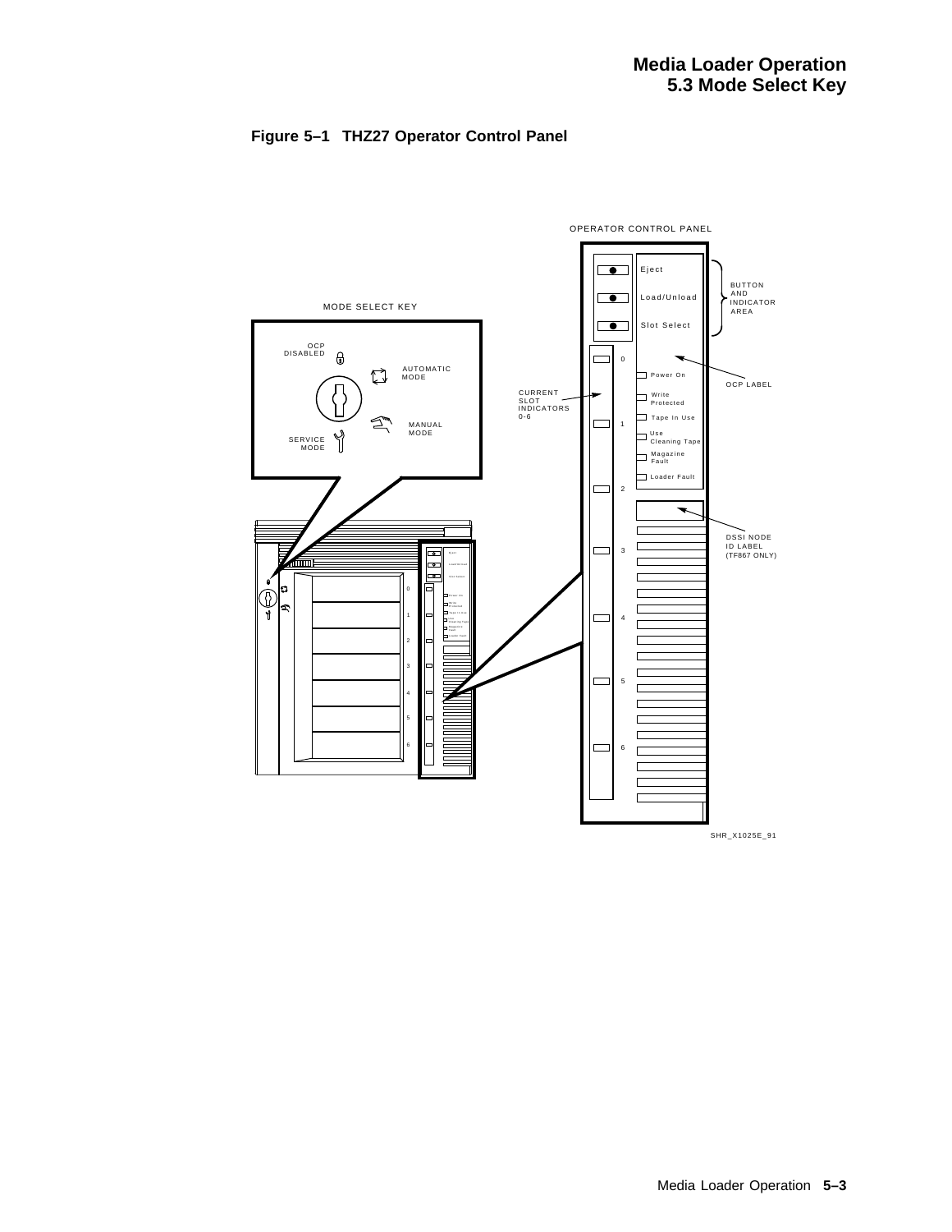**Figure 5–1 THZ27 Operator Control Panel**

OPERATOR CONTROL PANEL

Eject

Load/Unload

Slot Select

BUTTON AND INDICATOR AREA

MODE SELECT KEY

OCP DISABLED

AUTOMATIC MODE

MANUAL MODE

SERVICE MODE

CURRENT SLOT INDICATORS 0-6

Power On

Write Protected

Tape In Use

Use Cleaning Tape

Magazine Fault

Loader Fault

OCP LABEL

DSSI NODE ID LABEL (TF867 ONLY)

SHR_X1025E_91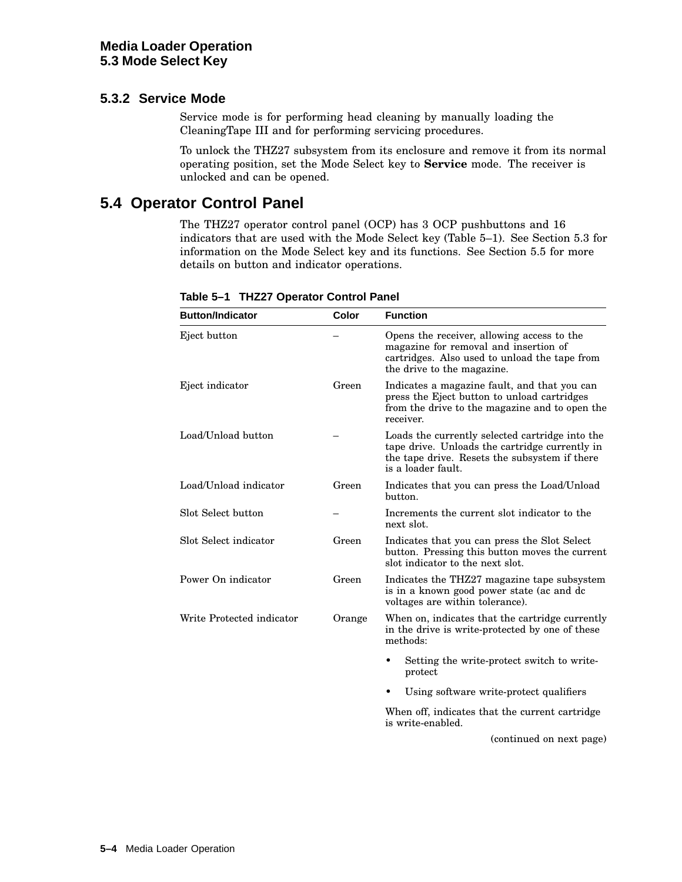### 5.3.2 Service Mode

Service mode is for performing head cleaning by manually loading the CleaningTape III and for performing servicing procedures.

To unlock the THZ27 subsystem from its enclosure and remove it from its normal operating position, set the Mode Select key to **Service** mode. The receiver is unlocked and can be opened.

## 5.4 Operator Control Panel

The THZ27 operator control panel (OCP) has 3 OCP pushbuttons and 16 indicators that are used with the Mode Select key (Table 5–1). See Section 5.3 for information on the Mode Select key and its functions. See Section 5.5 for more details on button and indicator operations.

**Table 5–1 THZ27 Operator Control Panel**

| Button/Indicator | Color | Function |
|---|---|---|
| Eject button | – | Opens the receiver, allowing access to the magazine for removal and insertion of cartridges. Also used to unload the tape from the drive to the magazine. |
| Eject indicator | Green | Indicates a magazine fault, and that you can press the Eject button to unload cartridges from the drive to the magazine and to open the receiver. |
| Load/Unload button | – | Loads the currently selected cartridge into the tape drive. Unloads the cartridge currently in the tape drive. Resets the subsystem if there is a loader fault. |
| Load/Unload indicator | Green | Indicates that you can press the Load/Unload button. |
| Slot Select button | – | Increments the current slot indicator to the next slot. |
| Slot Select indicator | Green | Indicates that you can press the Slot Select button. Pressing this button moves the current slot indicator to the next slot. |
| Power On indicator | Green | Indicates the THZ27 magazine tape subsystem is in a known good power state (ac and dc voltages are within tolerance). |
| Write Protected indicator | Orange | When on, indicates that the cartridge currently in the drive is write-protected by one of these methods: • Setting the write-protect switch to write-protect • Using software write-protect qualifiers When off, indicates that the current cartridge is write-enabled. |

(continued on next page)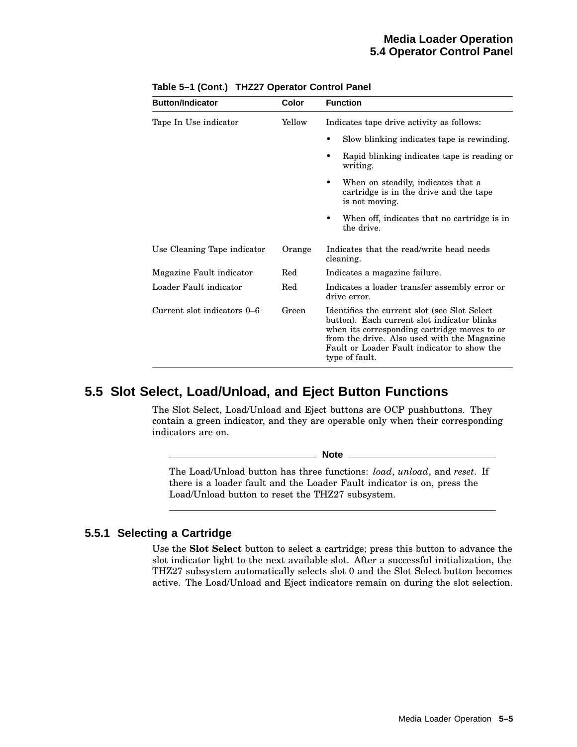**Table 5–1 (Cont.) THZ27 Operator Control Panel**

| Button/Indicator | Color | Function |
|---|---|---|
| Tape In Use indicator | Yellow | Indicates tape drive activity as follows:<br>• Slow blinking indicates tape is rewinding.<br>• Rapid blinking indicates tape is reading or writing.<br>• When on steadily, indicates that a cartridge is in the drive and the tape is not moving.<br>• When off, indicates that no cartridge is in the drive. |
| Use Cleaning Tape indicator | Orange | Indicates that the read/write head needs cleaning. |
| Magazine Fault indicator | Red | Indicates a magazine failure. |
| Loader Fault indicator | Red | Indicates a loader transfer assembly error or drive error. |
| Current slot indicators 0–6 | Green | Identifies the current slot (see Slot Select button). Each current slot indicator blinks when its corresponding cartridge moves to or from the drive. Also used with the Magazine Fault or Loader Fault indicator to show the type of fault. |

## 5.5 Slot Select, Load/Unload, and Eject Button Functions

The Slot Select, Load/Unload and Eject buttons are OCP pushbuttons. They contain a green indicator, and they are operable only when their corresponding indicators are on.

**Note**

The Load/Unload button has three functions: *load*, *unload*, and *reset*. If there is a loader fault and the Loader Fault indicator is on, press the Load/Unload button to reset the THZ27 subsystem.

### 5.5.1 Selecting a Cartridge

Use the **Slot Select** button to select a cartridge; press this button to advance the slot indicator light to the next available slot. After a successful initialization, the THZ27 subsystem automatically selects slot 0 and the Slot Select button becomes active. The Load/Unload and Eject indicators remain on during the slot selection.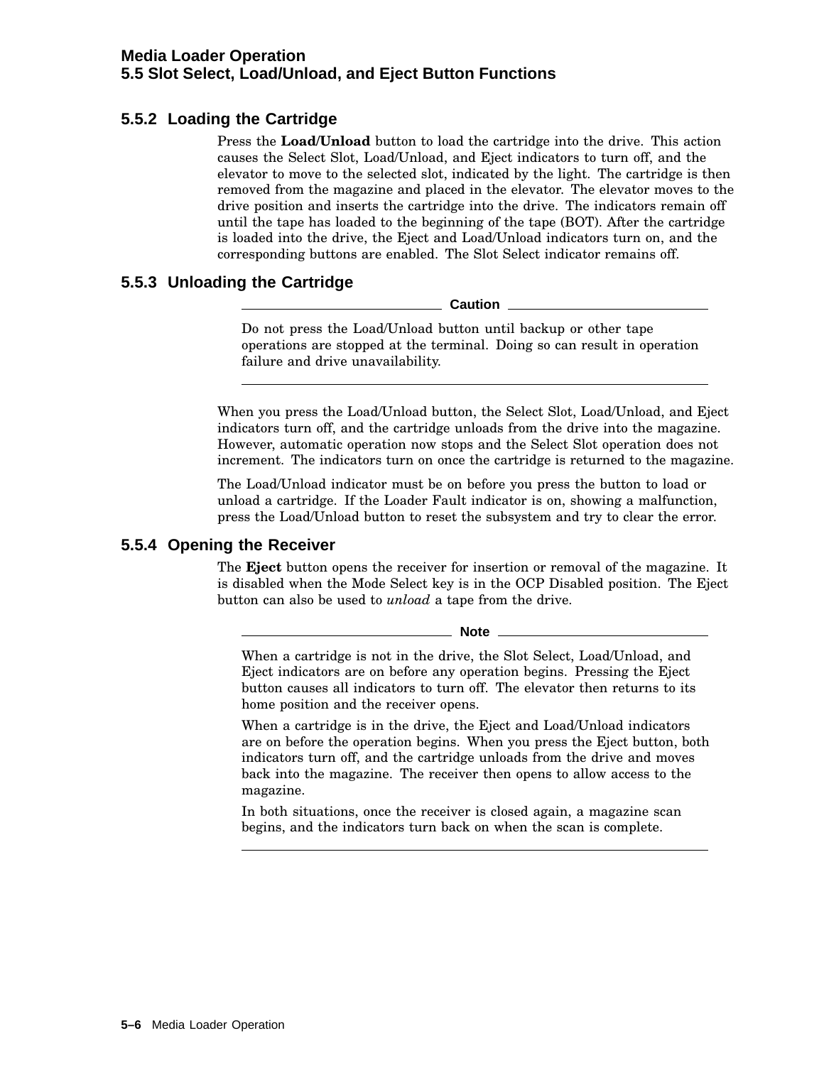### 5.5.2 Loading the Cartridge

Press the **Load/Unload** button to load the cartridge into the drive. This action causes the Select Slot, Load/Unload, and Eject indicators to turn off, and the elevator to move to the selected slot, indicated by the light. The cartridge is then removed from the magazine and placed in the elevator. The elevator moves to the drive position and inserts the cartridge into the drive. The indicators remain off until the tape has loaded to the beginning of the tape (BOT). After the cartridge is loaded into the drive, the Eject and Load/Unload indicators turn on, and the corresponding buttons are enabled. The Slot Select indicator remains off.

### 5.5.3 Unloading the Cartridge

---

**Caution**

Do not press the Load/Unload button until backup or other tape operations are stopped at the terminal. Doing so can result in operation failure and drive unavailability.

---

When you press the Load/Unload button, the Select Slot, Load/Unload, and Eject indicators turn off, and the cartridge unloads from the drive into the magazine. However, automatic operation now stops and the Select Slot operation does not increment. The indicators turn on once the cartridge is returned to the magazine.

The Load/Unload indicator must be on before you press the button to load or unload a cartridge. If the Loader Fault indicator is on, showing a malfunction, press the Load/Unload button to reset the subsystem and try to clear the error.

### 5.5.4 Opening the Receiver

The **Eject** button opens the receiver for insertion or removal of the magazine. It is disabled when the Mode Select key is in the OCP Disabled position. The Eject button can also be used to *unload* a tape from the drive.

---

**Note**

When a cartridge is not in the drive, the Slot Select, Load/Unload, and Eject indicators are on before any operation begins. Pressing the Eject button causes all indicators to turn off. The elevator then returns to its home position and the receiver opens.

When a cartridge is in the drive, the Eject and Load/Unload indicators are on before the operation begins. When you press the Eject button, both indicators turn off, and the cartridge unloads from the drive and moves back into the magazine. The receiver then opens to allow access to the magazine.

In both situations, once the receiver is closed again, a magazine scan begins, and the indicators turn back on when the scan is complete.

---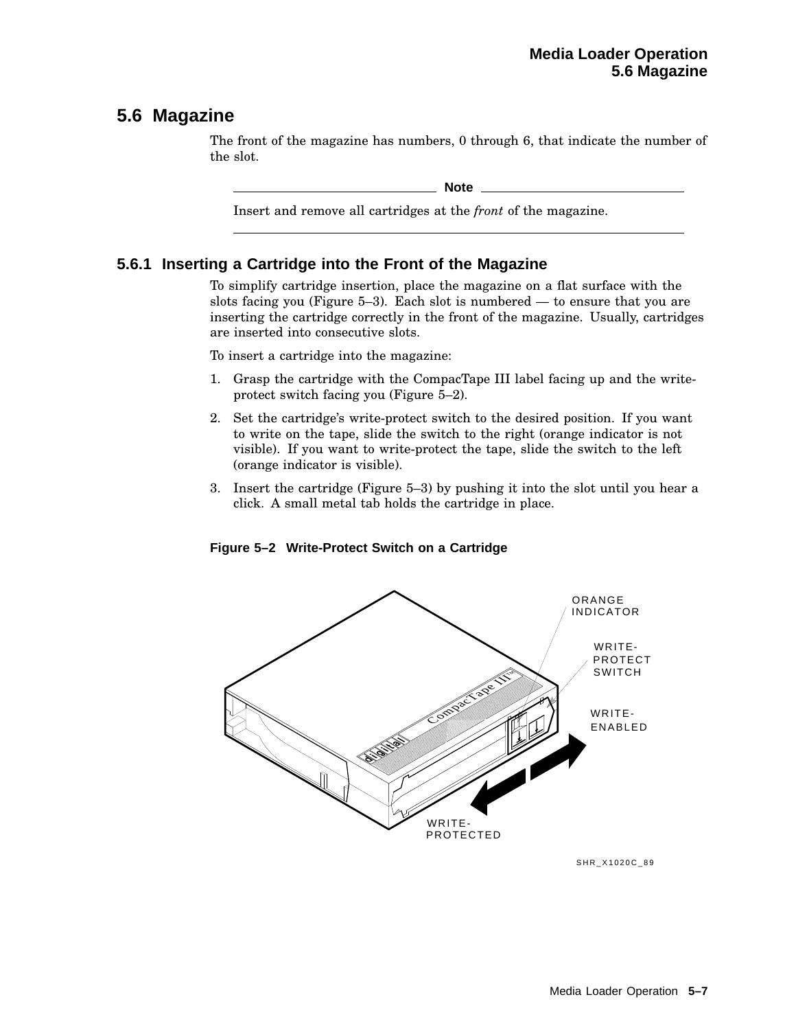## 5.6 Magazine

The front of the magazine has numbers, 0 through 6, that indicate the number of the slot.

**Note**

Insert and remove all cartridges at the *front* of the magazine.

### 5.6.1 Inserting a Cartridge into the Front of the Magazine

To simplify cartridge insertion, place the magazine on a flat surface with the slots facing you (Figure 5–3). Each slot is numbered — to ensure that you are inserting the cartridge correctly in the front of the magazine. Usually, cartridges are inserted into consecutive slots.

To insert a cartridge into the magazine:

1. Grasp the cartridge with the CompacTape III label facing up and the write-protect switch facing you (Figure 5–2).
2. Set the cartridge's write-protect switch to the desired position. If you want to write on the tape, slide the switch to the right (orange indicator is not visible). If you want to write-protect the tape, slide the switch to the left (orange indicator is visible).
3. Insert the cartridge (Figure 5–3) by pushing it into the slot until you hear a click. A small metal tab holds the cartridge in place.

**Figure 5–2 Write-Protect Switch on a Cartridge**

ORANGE INDICATOR

WRITE-PROTECT SWITCH

WRITE-ENABLED

WRITE-PROTECTED

SHR_X1020C_89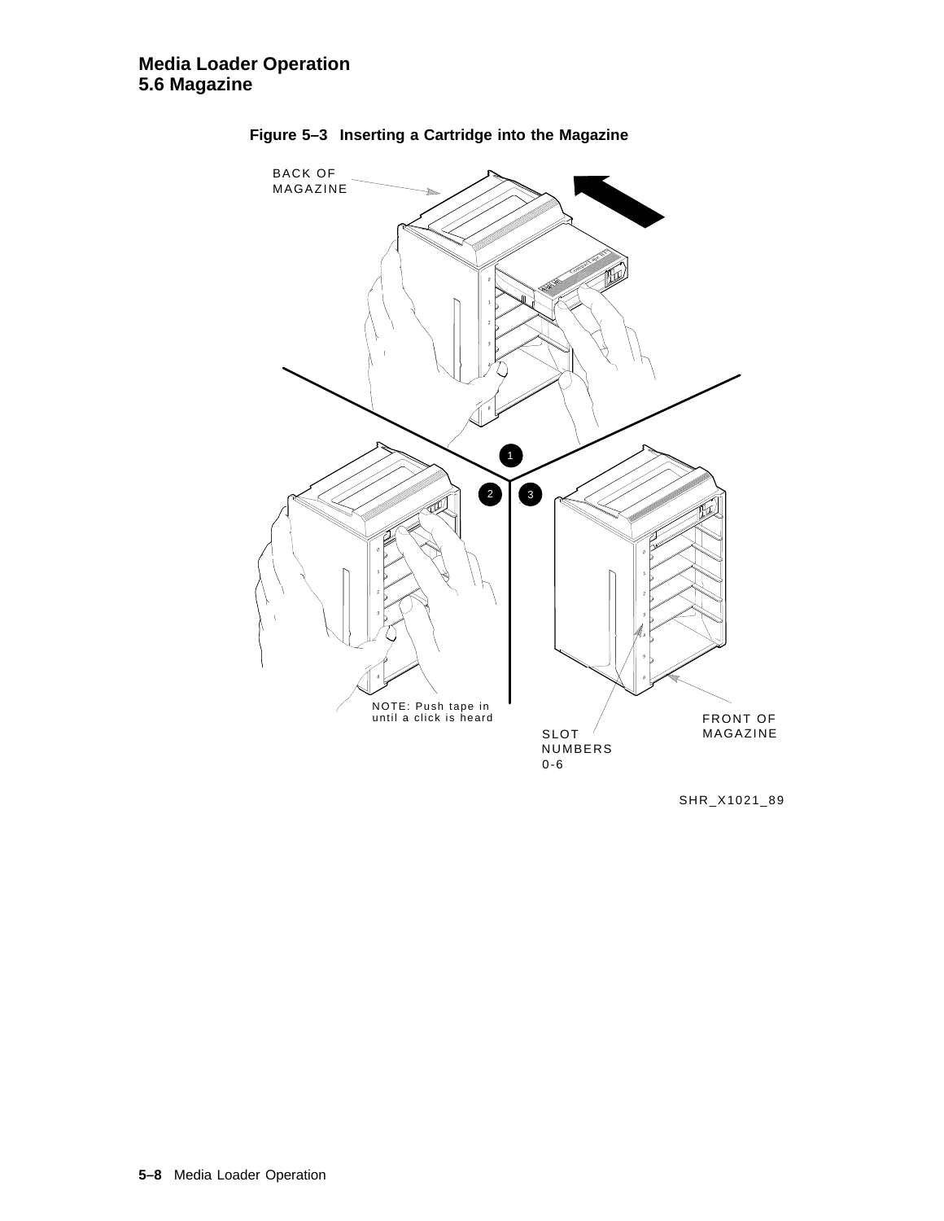**Figure 5–3 Inserting a Cartridge into the Magazine**

BACK OF MAGAZINE

NOTE: Push tape in until a click is heard

SLOT NUMBERS 0-6

FRONT OF MAGAZINE

SHR_X1021_89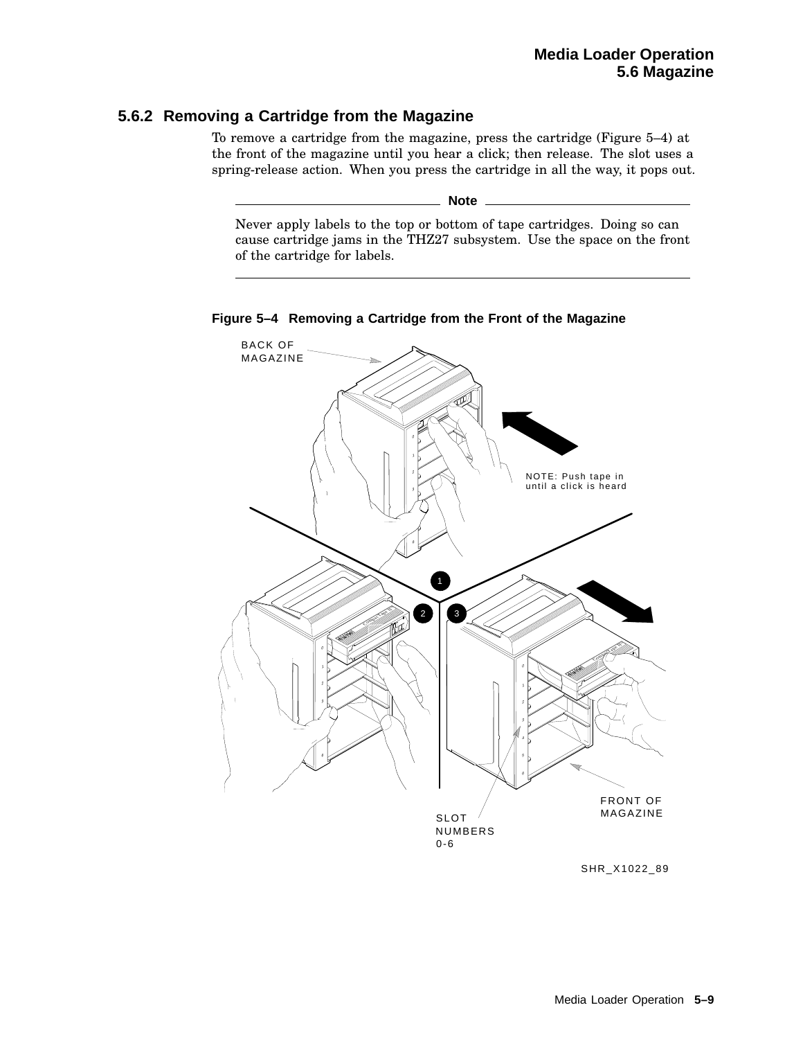### 5.6.2 Removing a Cartridge from the Magazine

To remove a cartridge from the magazine, press the cartridge (Figure 5–4) at the front of the magazine until you hear a click; then release. The slot uses a spring-release action. When you press the cartridge in all the way, it pops out.

---

**Note**

Never apply labels to the top or bottom of tape cartridges. Doing so can cause cartridge jams in the THZ27 subsystem. Use the space on the front of the cartridge for labels.

---

**Figure 5–4 Removing a Cartridge from the Front of the Magazine**

BACK OF MAGAZINE

NOTE: Push tape in until a click is heard

FRONT OF MAGAZINE

SLOT NUMBERS 0-6

SHR_X1022_89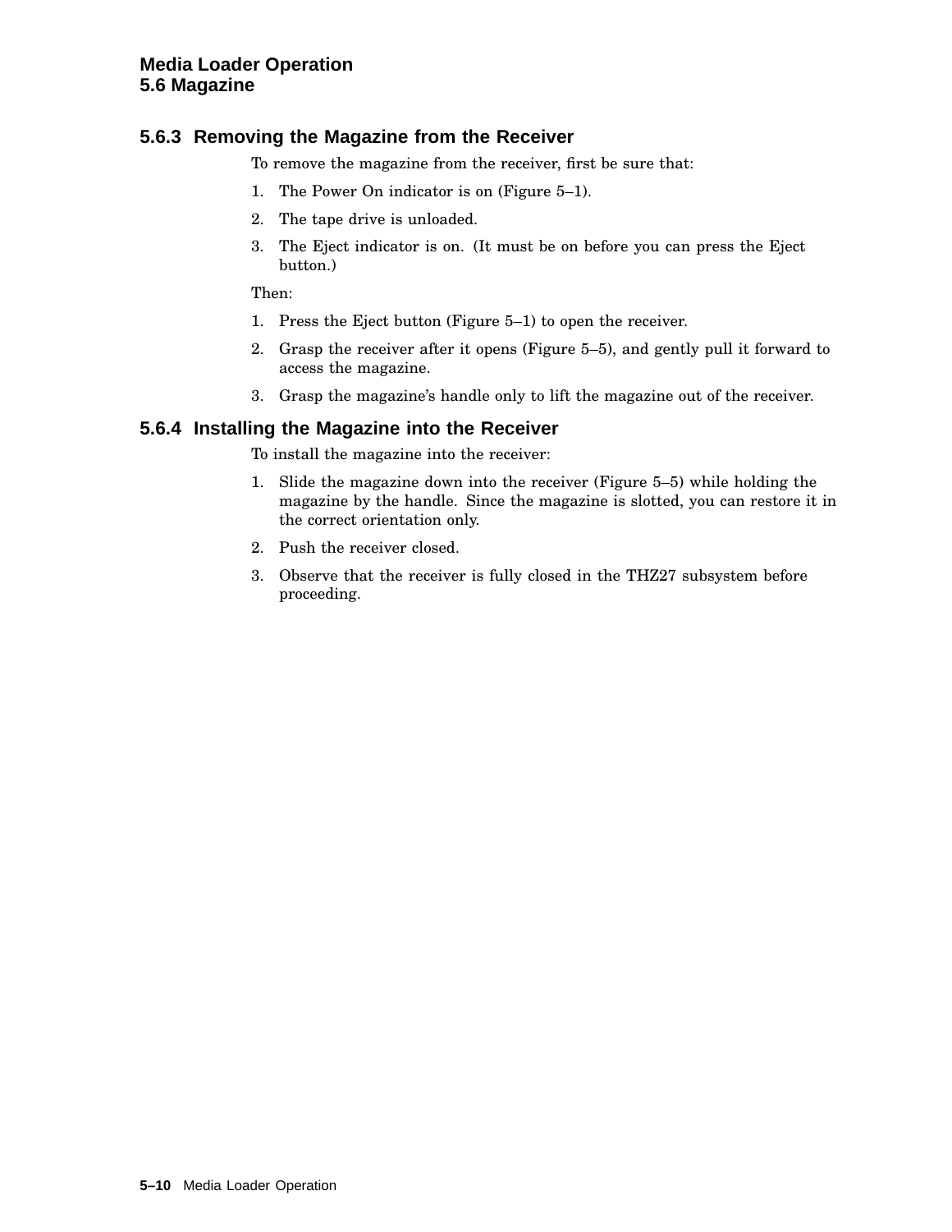### 5.6.3 Removing the Magazine from the Receiver

To remove the magazine from the receiver, first be sure that:

1. The Power On indicator is on (Figure 5–1).
2. The tape drive is unloaded.
3. The Eject indicator is on. (It must be on before you can press the Eject button.)

Then:

1. Press the Eject button (Figure 5–1) to open the receiver.
2. Grasp the receiver after it opens (Figure 5–5), and gently pull it forward to access the magazine.
3. Grasp the magazine's handle only to lift the magazine out of the receiver.

### 5.6.4 Installing the Magazine into the Receiver

To install the magazine into the receiver:

1. Slide the magazine down into the receiver (Figure 5–5) while holding the magazine by the handle. Since the magazine is slotted, you can restore it in the correct orientation only.
2. Push the receiver closed.
3. Observe that the receiver is fully closed in the THZ27 subsystem before proceeding.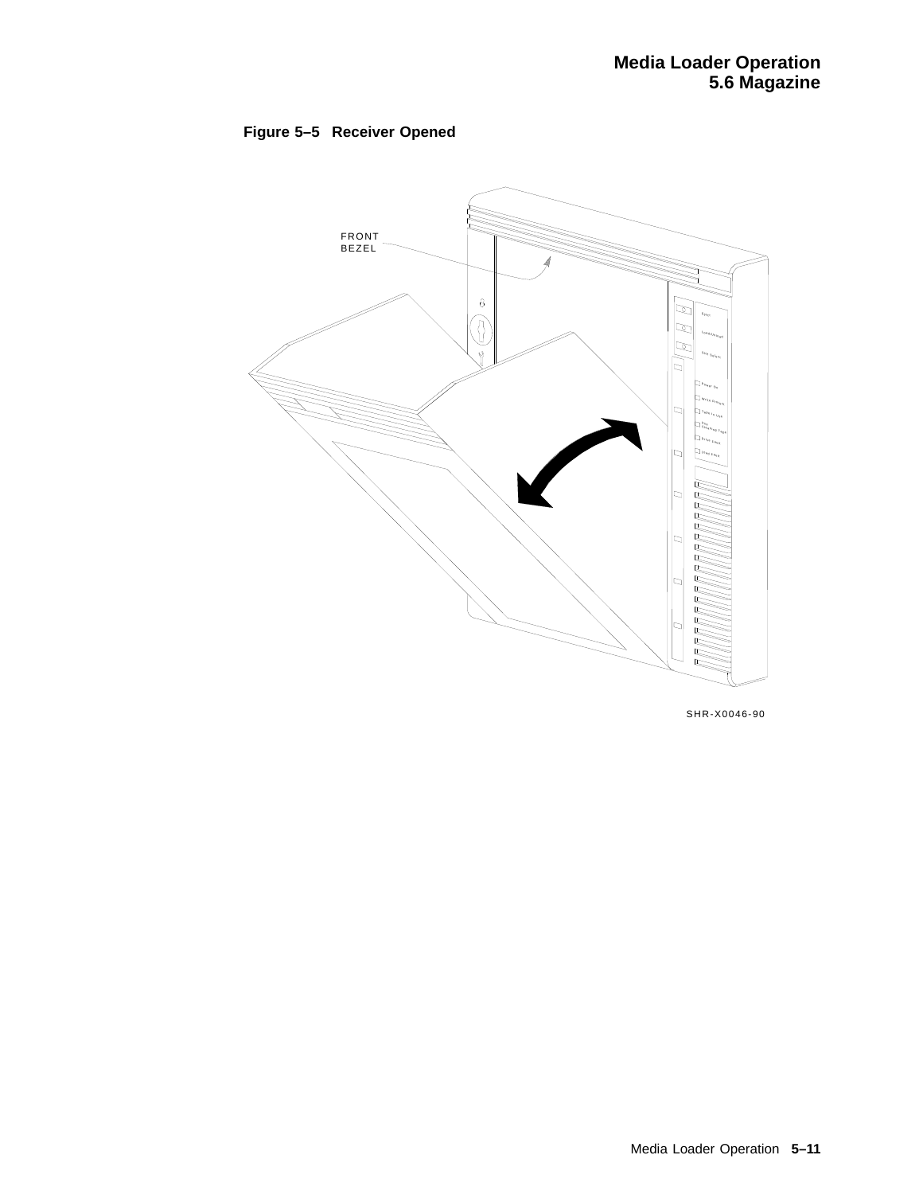**Figure 5–5 Receiver Opened**

FRONT
BEZEL

SHR-X0046-90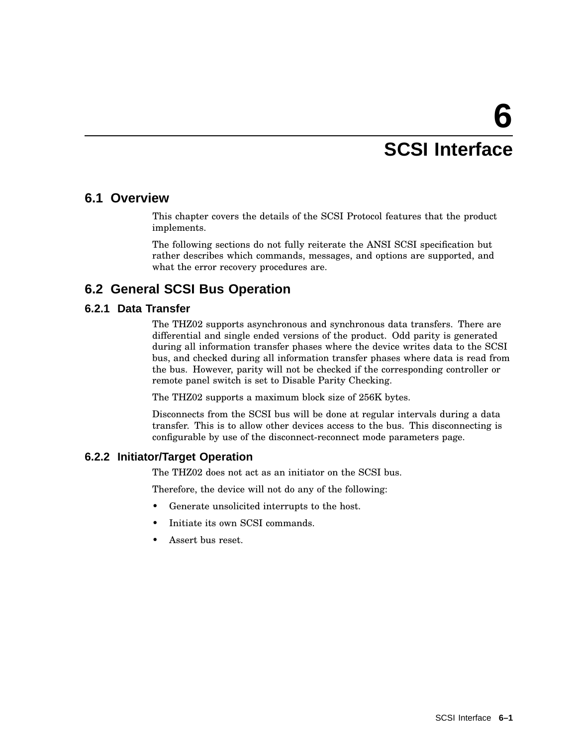# 6 SCSI Interface

## 6.1 Overview

This chapter covers the details of the SCSI Protocol features that the product implements.

The following sections do not fully reiterate the ANSI SCSI specification but rather describes which commands, messages, and options are supported, and what the error recovery procedures are.

## 6.2 General SCSI Bus Operation

### 6.2.1 Data Transfer

The THZ02 supports asynchronous and synchronous data transfers. There are differential and single ended versions of the product. Odd parity is generated during all information transfer phases where the device writes data to the SCSI bus, and checked during all information transfer phases where data is read from the bus. However, parity will not be checked if the corresponding controller or remote panel switch is set to Disable Parity Checking.

The THZ02 supports a maximum block size of 256K bytes.

Disconnects from the SCSI bus will be done at regular intervals during a data transfer. This is to allow other devices access to the bus. This disconnecting is configurable by use of the disconnect-reconnect mode parameters page.

### 6.2.2 Initiator/Target Operation

The THZ02 does not act as an initiator on the SCSI bus.

Therefore, the device will not do any of the following:

- Generate unsolicited interrupts to the host.
- Initiate its own SCSI commands.
- Assert bus reset.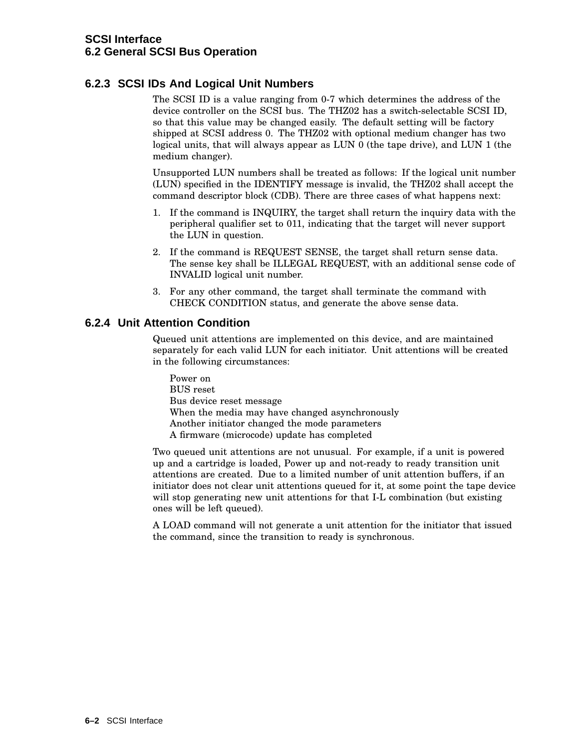### 6.2.3 SCSI IDs And Logical Unit Numbers

The SCSI ID is a value ranging from 0-7 which determines the address of the device controller on the SCSI bus. The THZ02 has a switch-selectable SCSI ID, so that this value may be changed easily. The default setting will be factory shipped at SCSI address 0. The THZ02 with optional medium changer has two logical units, that will always appear as LUN 0 (the tape drive), and LUN 1 (the medium changer).

Unsupported LUN numbers shall be treated as follows: If the logical unit number (LUN) specified in the IDENTIFY message is invalid, the THZ02 shall accept the command descriptor block (CDB). There are three cases of what happens next:

1. If the command is INQUIRY, the target shall return the inquiry data with the peripheral qualifier set to 011, indicating that the target will never support the LUN in question.
2. If the command is REQUEST SENSE, the target shall return sense data. The sense key shall be ILLEGAL REQUEST, with an additional sense code of INVALID logical unit number.
3. For any other command, the target shall terminate the command with CHECK CONDITION status, and generate the above sense data.

### 6.2.4 Unit Attention Condition

Queued unit attentions are implemented on this device, and are maintained separately for each valid LUN for each initiator. Unit attentions will be created in the following circumstances:

Power on
BUS reset
Bus device reset message
When the media may have changed asynchronously
Another initiator changed the mode parameters
A firmware (microcode) update has completed

Two queued unit attentions are not unusual. For example, if a unit is powered up and a cartridge is loaded, Power up and not-ready to ready transition unit attentions are created. Due to a limited number of unit attention buffers, if an initiator does not clear unit attentions queued for it, at some point the tape device will stop generating new unit attentions for that I-L combination (but existing ones will be left queued).

A LOAD command will not generate a unit attention for the initiator that issued the command, since the transition to ready is synchronous.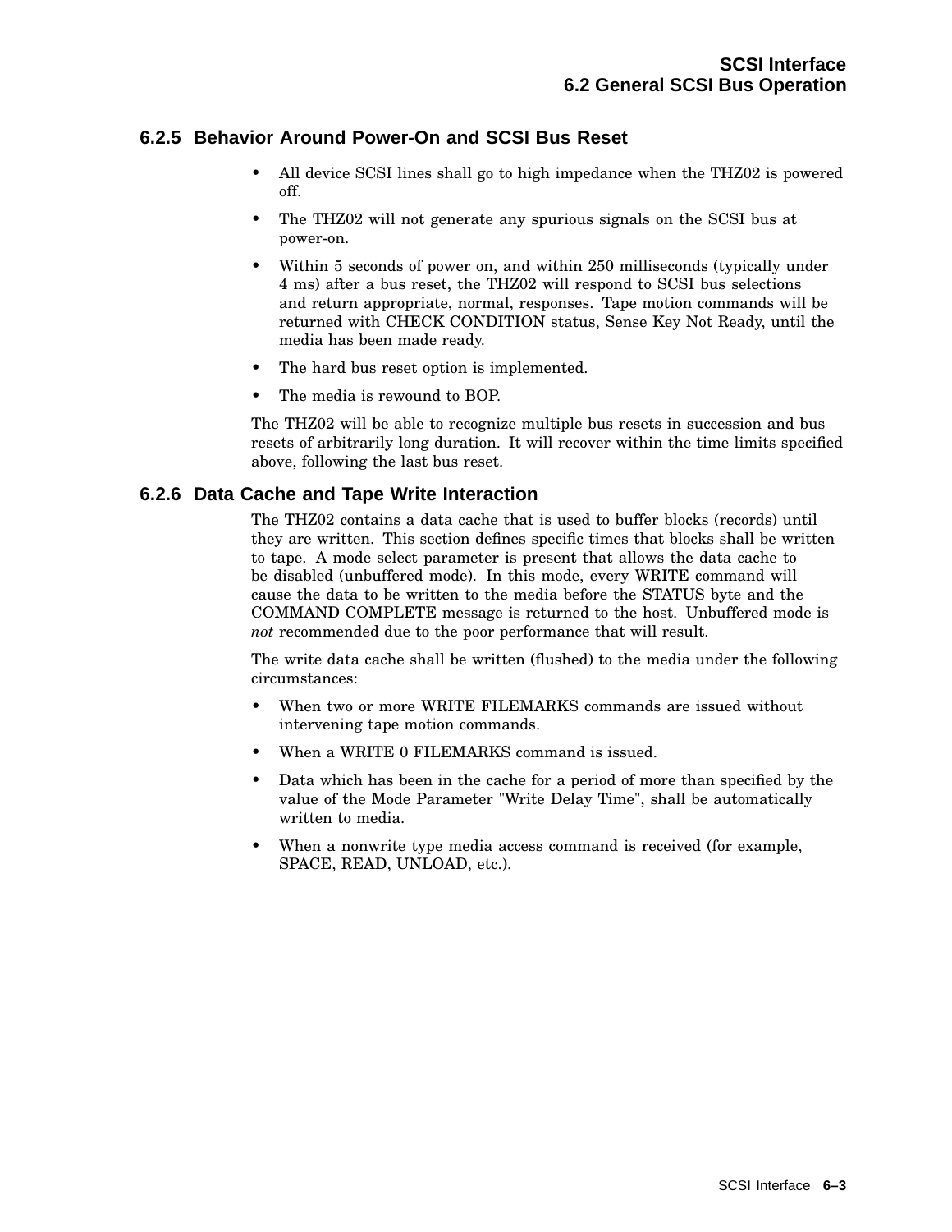### 6.2.5 Behavior Around Power-On and SCSI Bus Reset

- All device SCSI lines shall go to high impedance when the THZ02 is powered off.
- The THZ02 will not generate any spurious signals on the SCSI bus at power-on.
- Within 5 seconds of power on, and within 250 milliseconds (typically under 4 ms) after a bus reset, the THZ02 will respond to SCSI bus selections and return appropriate, normal, responses. Tape motion commands will be returned with CHECK CONDITION status, Sense Key Not Ready, until the media has been made ready.
- The hard bus reset option is implemented.
- The media is rewound to BOP.

The THZ02 will be able to recognize multiple bus resets in succession and bus resets of arbitrarily long duration. It will recover within the time limits specified above, following the last bus reset.

### 6.2.6 Data Cache and Tape Write Interaction

The THZ02 contains a data cache that is used to buffer blocks (records) until they are written. This section defines specific times that blocks shall be written to tape. A mode select parameter is present that allows the data cache to be disabled (unbuffered mode). In this mode, every WRITE command will cause the data to be written to the media before the STATUS byte and the COMMAND COMPLETE message is returned to the host. Unbuffered mode is *not* recommended due to the poor performance that will result.

The write data cache shall be written (flushed) to the media under the following circumstances:

- When two or more WRITE FILEMARKS commands are issued without intervening tape motion commands.
- When a WRITE 0 FILEMARKS command is issued.
- Data which has been in the cache for a period of more than specified by the value of the Mode Parameter "Write Delay Time", shall be automatically written to media.
- When a nonwrite type media access command is received (for example, SPACE, READ, UNLOAD, etc.).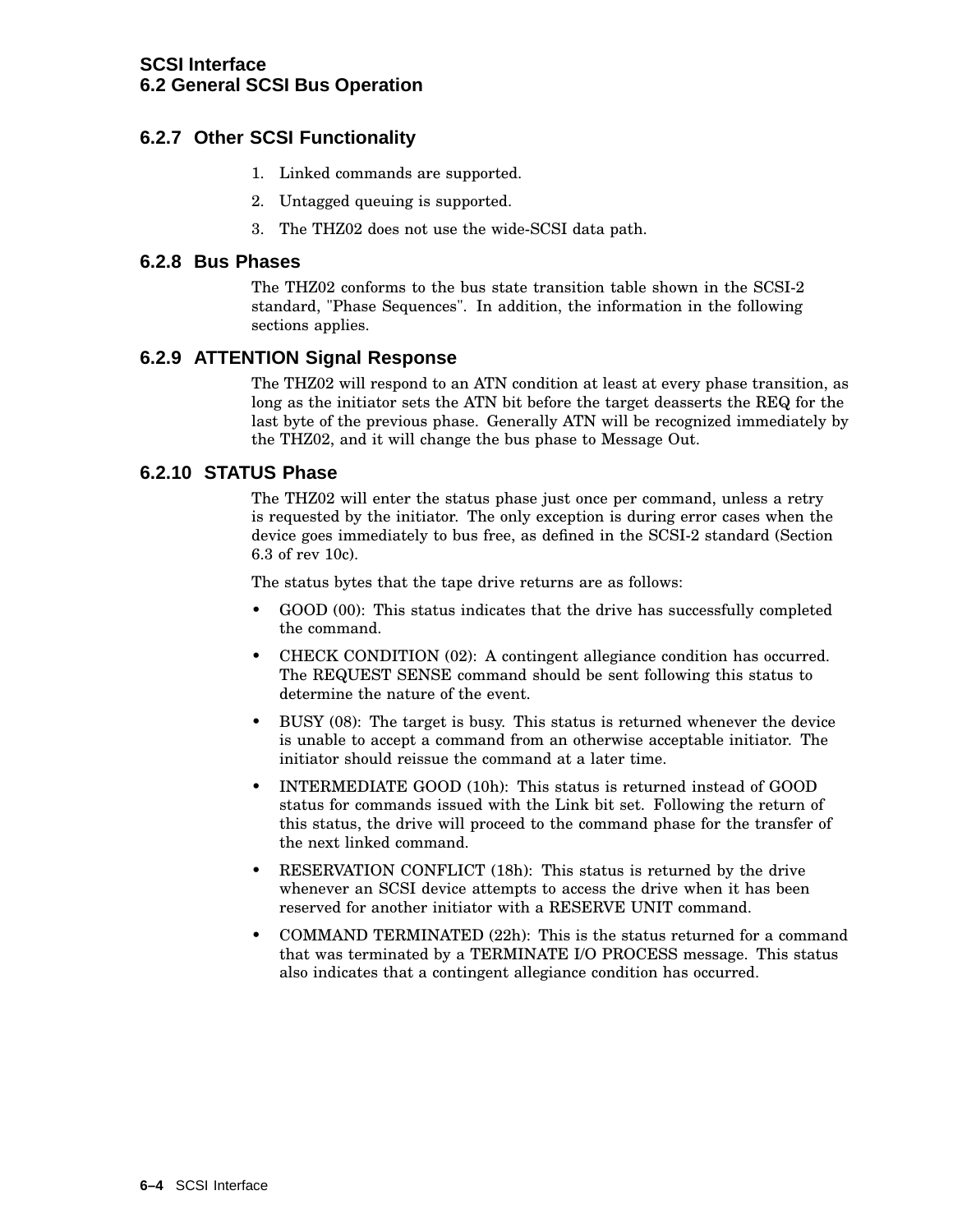### 6.2.7 Other SCSI Functionality

1. Linked commands are supported.
2. Untagged queuing is supported.
3. The THZ02 does not use the wide-SCSI data path.

### 6.2.8 Bus Phases

The THZ02 conforms to the bus state transition table shown in the SCSI-2 standard, "Phase Sequences". In addition, the information in the following sections applies.

### 6.2.9 ATTENTION Signal Response

The THZ02 will respond to an ATN condition at least at every phase transition, as long as the initiator sets the ATN bit before the target deasserts the REQ for the last byte of the previous phase. Generally ATN will be recognized immediately by the THZ02, and it will change the bus phase to Message Out.

### 6.2.10 STATUS Phase

The THZ02 will enter the status phase just once per command, unless a retry is requested by the initiator. The only exception is during error cases when the device goes immediately to bus free, as defined in the SCSI-2 standard (Section 6.3 of rev 10c).

The status bytes that the tape drive returns are as follows:

- GOOD (00): This status indicates that the drive has successfully completed the command.
- CHECK CONDITION (02): A contingent allegiance condition has occurred. The REQUEST SENSE command should be sent following this status to determine the nature of the event.
- BUSY (08): The target is busy. This status is returned whenever the device is unable to accept a command from an otherwise acceptable initiator. The initiator should reissue the command at a later time.
- INTERMEDIATE GOOD (10h): This status is returned instead of GOOD status for commands issued with the Link bit set. Following the return of this status, the drive will proceed to the command phase for the transfer of the next linked command.
- RESERVATION CONFLICT (18h): This status is returned by the drive whenever an SCSI device attempts to access the drive when it has been reserved for another initiator with a RESERVE UNIT command.
- COMMAND TERMINATED (22h): This is the status returned for a command that was terminated by a TERMINATE I/O PROCESS message. This status also indicates that a contingent allegiance condition has occurred.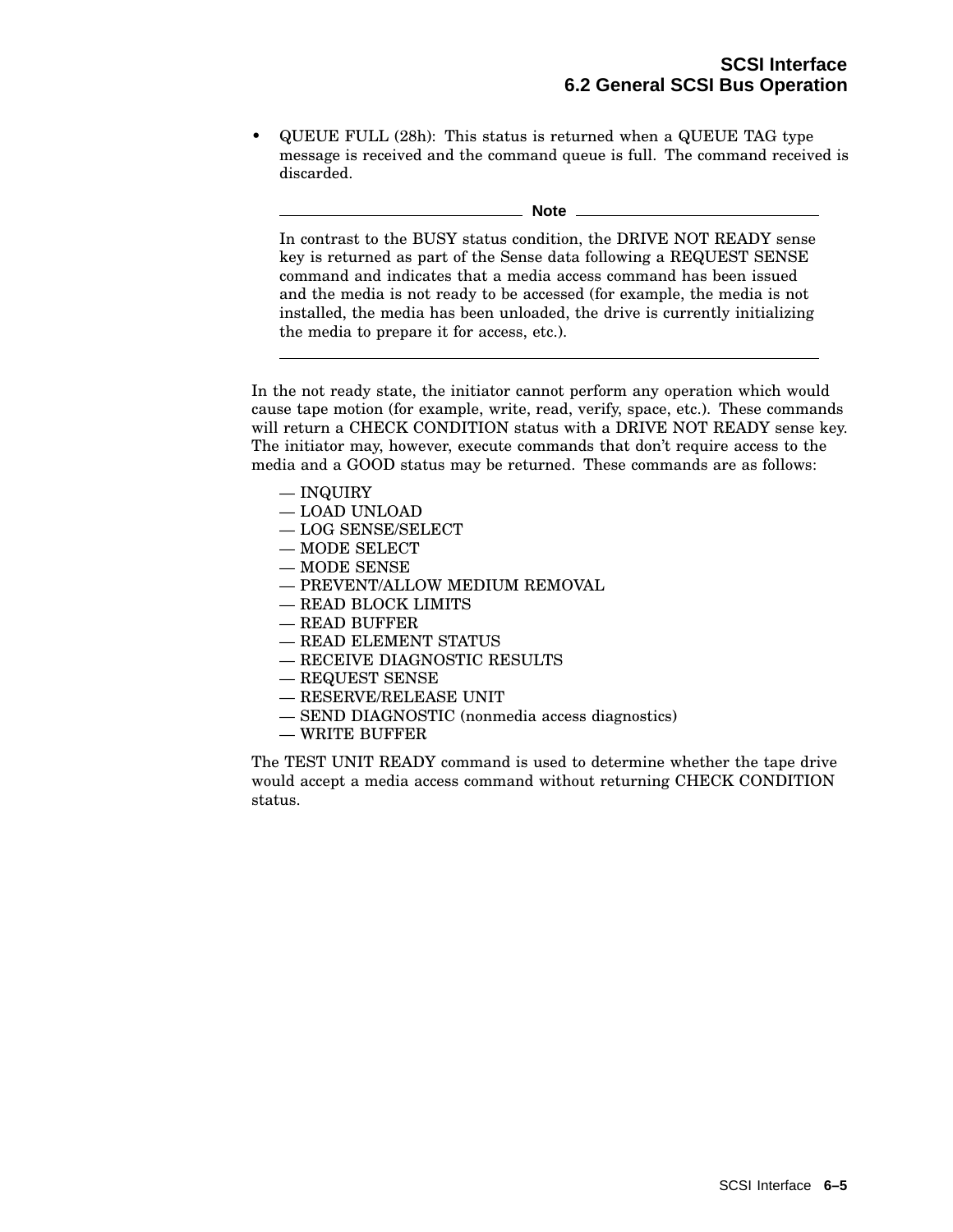- QUEUE FULL (28h): This status is returned when a QUEUE TAG type message is received and the command queue is full. The command received is discarded.

---

**Note**

In contrast to the BUSY status condition, the DRIVE NOT READY sense key is returned as part of the Sense data following a REQUEST SENSE command and indicates that a media access command has been issued and the media is not ready to be accessed (for example, the media is not installed, the media has been unloaded, the drive is currently initializing the media to prepare it for access, etc.).

---

In the not ready state, the initiator cannot perform any operation which would cause tape motion (for example, write, read, verify, space, etc.). These commands will return a CHECK CONDITION status with a DRIVE NOT READY sense key. The initiator may, however, execute commands that don't require access to the media and a GOOD status may be returned. These commands are as follows:

— INQUIRY
— LOAD UNLOAD
— LOG SENSE/SELECT
— MODE SELECT
— MODE SENSE
— PREVENT/ALLOW MEDIUM REMOVAL
— READ BLOCK LIMITS
— READ BUFFER
— READ ELEMENT STATUS
— RECEIVE DIAGNOSTIC RESULTS
— REQUEST SENSE
— RESERVE/RELEASE UNIT
— SEND DIAGNOSTIC (nonmedia access diagnostics)
— WRITE BUFFER

The TEST UNIT READY command is used to determine whether the tape drive would accept a media access command without returning CHECK CONDITION status.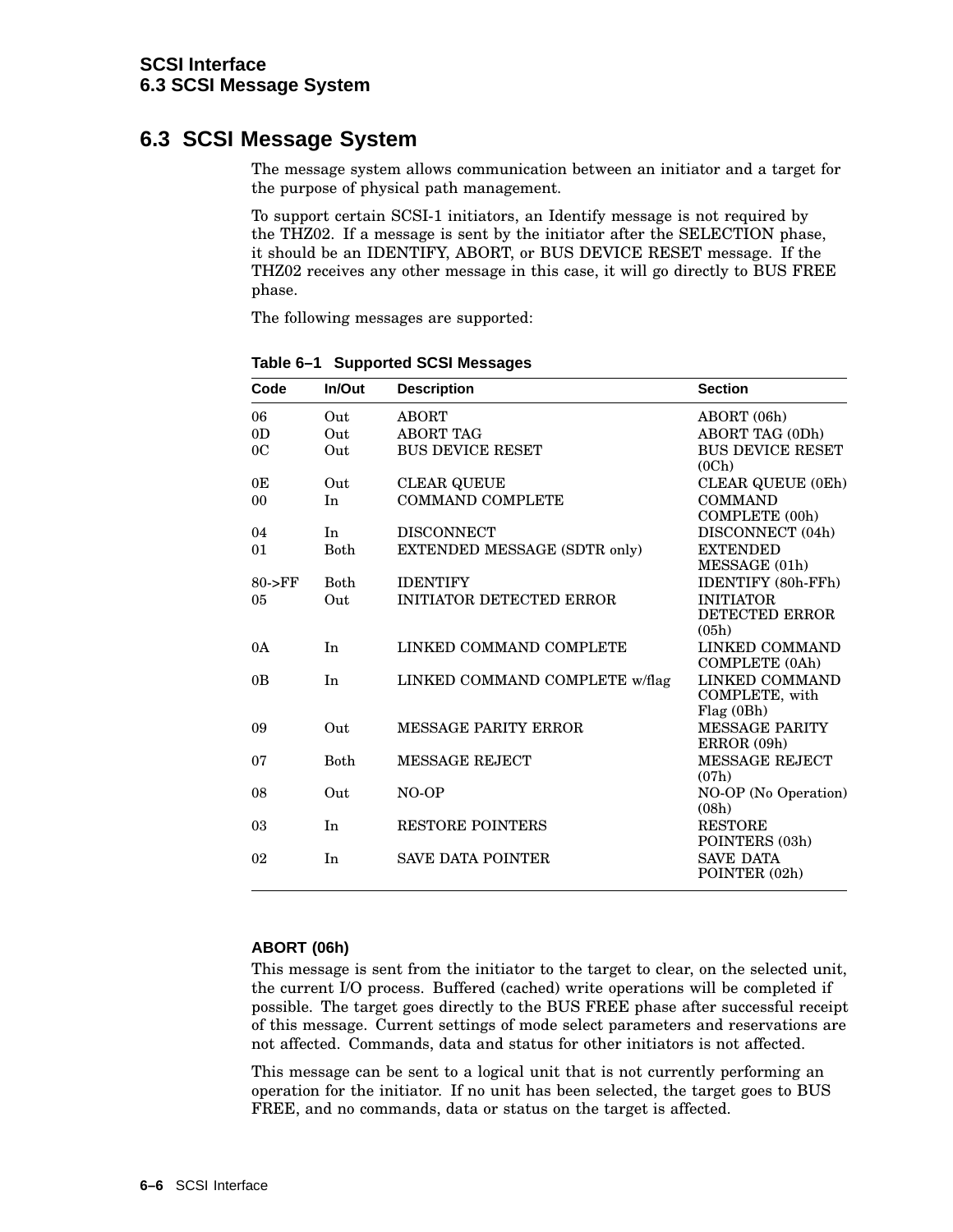## 6.3 SCSI Message System

The message system allows communication between an initiator and a target for the purpose of physical path management.

To support certain SCSI-1 initiators, an Identify message is not required by the THZ02. If a message is sent by the initiator after the SELECTION phase, it should be an IDENTIFY, ABORT, or BUS DEVICE RESET message. If the THZ02 receives any other message in this case, it will go directly to BUS FREE phase.

The following messages are supported:

**Table 6–1 Supported SCSI Messages**

| Code | In/Out | Description | Section |
|---|---|---|---|
| 06 | Out | ABORT | ABORT (06h) |
| 0D | Out | ABORT TAG | ABORT TAG (0Dh) |
| 0C | Out | BUS DEVICE RESET | BUS DEVICE RESET (0Ch) |
| 0E | Out | CLEAR QUEUE | CLEAR QUEUE (0Eh) |
| 00 | In | COMMAND COMPLETE | COMMAND COMPLETE (00h) |
| 04 | In | DISCONNECT | DISCONNECT (04h) |
| 01 | Both | EXTENDED MESSAGE (SDTR only) | EXTENDED MESSAGE (01h) |
| 80->FF | Both | IDENTIFY | IDENTIFY (80h-FFh) |
| 05 | Out | INITIATOR DETECTED ERROR | INITIATOR DETECTED ERROR (05h) |
| 0A | In | LINKED COMMAND COMPLETE | LINKED COMMAND COMPLETE (0Ah) |
| 0B | In | LINKED COMMAND COMPLETE w/flag | LINKED COMMAND COMPLETE, with Flag (0Bh) |
| 09 | Out | MESSAGE PARITY ERROR | MESSAGE PARITY ERROR (09h) |
| 07 | Both | MESSAGE REJECT | MESSAGE REJECT (07h) |
| 08 | Out | NO-OP | NO-OP (No Operation) (08h) |
| 03 | In | RESTORE POINTERS | RESTORE POINTERS (03h) |
| 02 | In | SAVE DATA POINTER | SAVE DATA POINTER (02h) |

#### ABORT (06h)

This message is sent from the initiator to the target to clear, on the selected unit, the current I/O process. Buffered (cached) write operations will be completed if possible. The target goes directly to the BUS FREE phase after successful receipt of this message. Current settings of mode select parameters and reservations are not affected. Commands, data and status for other initiators is not affected.

This message can be sent to a logical unit that is not currently performing an operation for the initiator. If no unit has been selected, the target goes to BUS FREE, and no commands, data or status on the target is affected.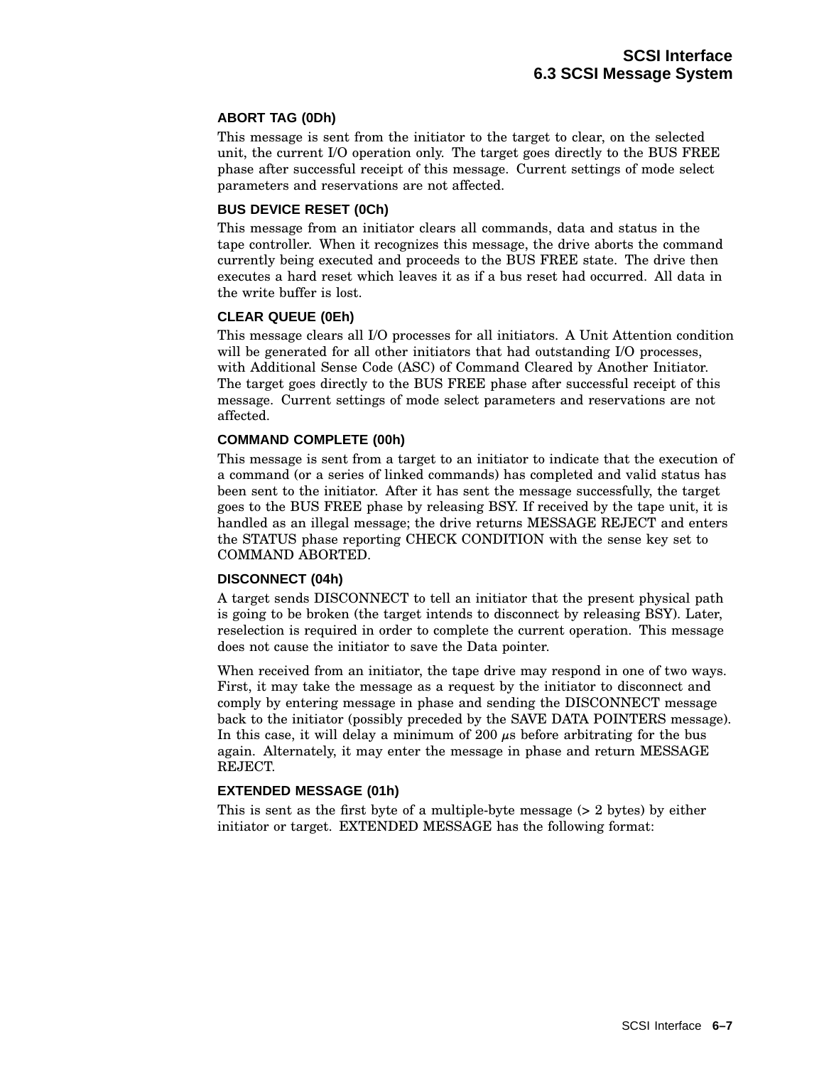#### ABORT TAG (0Dh)

This message is sent from the initiator to the target to clear, on the selected unit, the current I/O operation only. The target goes directly to the BUS FREE phase after successful receipt of this message. Current settings of mode select parameters and reservations are not affected.

#### BUS DEVICE RESET (0Ch)

This message from an initiator clears all commands, data and status in the tape controller. When it recognizes this message, the drive aborts the command currently being executed and proceeds to the BUS FREE state. The drive then executes a hard reset which leaves it as if a bus reset had occurred. All data in the write buffer is lost.

#### CLEAR QUEUE (0Eh)

This message clears all I/O processes for all initiators. A Unit Attention condition will be generated for all other initiators that had outstanding I/O processes, with Additional Sense Code (ASC) of Command Cleared by Another Initiator. The target goes directly to the BUS FREE phase after successful receipt of this message. Current settings of mode select parameters and reservations are not affected.

#### COMMAND COMPLETE (00h)

This message is sent from a target to an initiator to indicate that the execution of a command (or a series of linked commands) has completed and valid status has been sent to the initiator. After it has sent the message successfully, the target goes to the BUS FREE phase by releasing BSY. If received by the tape unit, it is handled as an illegal message; the drive returns MESSAGE REJECT and enters the STATUS phase reporting CHECK CONDITION with the sense key set to COMMAND ABORTED.

#### DISCONNECT (04h)

A target sends DISCONNECT to tell an initiator that the present physical path is going to be broken (the target intends to disconnect by releasing BSY). Later, reselection is required in order to complete the current operation. This message does not cause the initiator to save the Data pointer.

When received from an initiator, the tape drive may respond in one of two ways. First, it may take the message as a request by the initiator to disconnect and comply by entering message in phase and sending the DISCONNECT message back to the initiator (possibly preceded by the SAVE DATA POINTERS message). In this case, it will delay a minimum of 200 $\mu$s before arbitrating for the bus again. Alternately, it may enter the message in phase and return MESSAGE REJECT.

#### EXTENDED MESSAGE (01h)

This is sent as the first byte of a multiple-byte message (> 2 bytes) by either initiator or target. EXTENDED MESSAGE has the following format: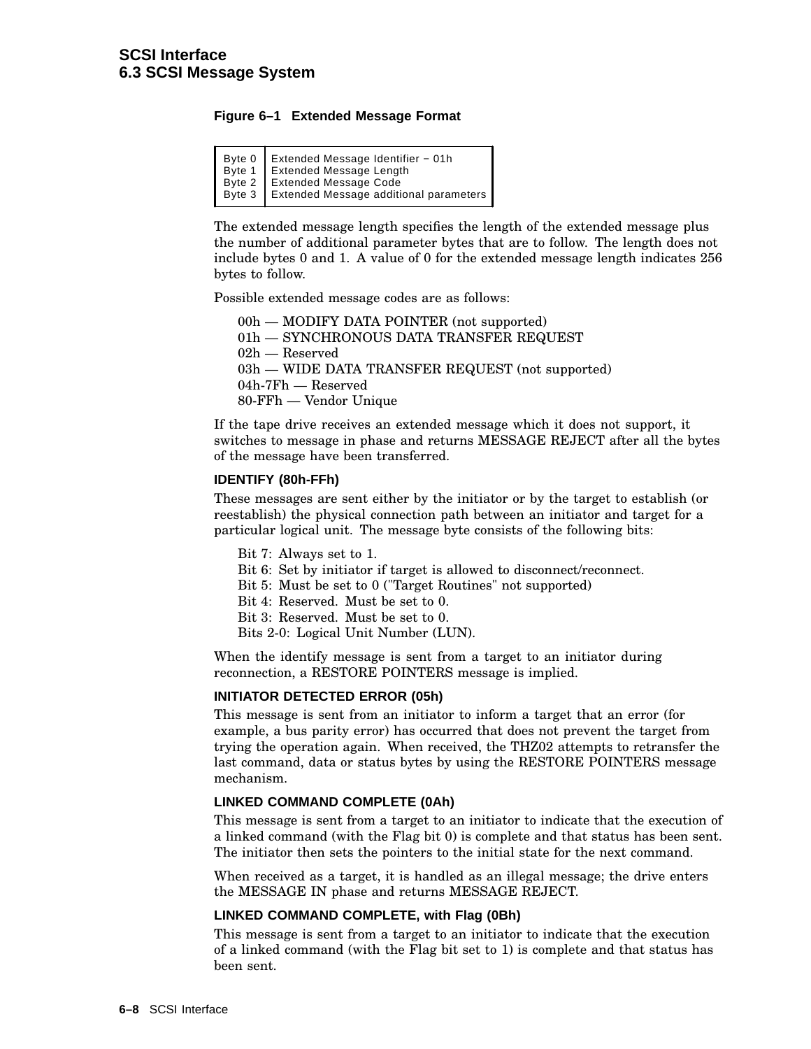**Figure 6–1 Extended Message Format**

| Byte | Description |
|---|---|
| Byte 0 | Extended Message Identifier − 01h |
| Byte 1 | Extended Message Length |
| Byte 2 | Extended Message Code |
| Byte 3 | Extended Message additional parameters |

The extended message length specifies the length of the extended message plus the number of additional parameter bytes that are to follow. The length does not include bytes 0 and 1. A value of 0 for the extended message length indicates 256 bytes to follow.

Possible extended message codes are as follows:

- 00h — MODIFY DATA POINTER (not supported)
- 01h — SYNCHRONOUS DATA TRANSFER REQUEST
- 02h — Reserved
- 03h — WIDE DATA TRANSFER REQUEST (not supported)
- 04h-7Fh — Reserved
- 80-FFh — Vendor Unique

If the tape drive receives an extended message which it does not support, it switches to message in phase and returns MESSAGE REJECT after all the bytes of the message have been transferred.

### IDENTIFY (80h-FFh)

These messages are sent either by the initiator or by the target to establish (or reestablish) the physical connection path between an initiator and target for a particular logical unit. The message byte consists of the following bits:

- Bit 7: Always set to 1.
- Bit 6: Set by initiator if target is allowed to disconnect/reconnect.
- Bit 5: Must be set to 0 ("Target Routines" not supported)
- Bit 4: Reserved. Must be set to 0.
- Bit 3: Reserved. Must be set to 0.
- Bits 2-0: Logical Unit Number (LUN).

When the identify message is sent from a target to an initiator during reconnection, a RESTORE POINTERS message is implied.

### INITIATOR DETECTED ERROR (05h)

This message is sent from an initiator to inform a target that an error (for example, a bus parity error) has occurred that does not prevent the target from trying the operation again. When received, the THZ02 attempts to retransfer the last command, data or status bytes by using the RESTORE POINTERS message mechanism.

### LINKED COMMAND COMPLETE (0Ah)

This message is sent from a target to an initiator to indicate that the execution of a linked command (with the Flag bit 0) is complete and that status has been sent. The initiator then sets the pointers to the initial state for the next command.

When received as a target, it is handled as an illegal message; the drive enters the MESSAGE IN phase and returns MESSAGE REJECT.

### LINKED COMMAND COMPLETE, with Flag (0Bh)

This message is sent from a target to an initiator to indicate that the execution of a linked command (with the Flag bit set to 1) is complete and that status has been sent.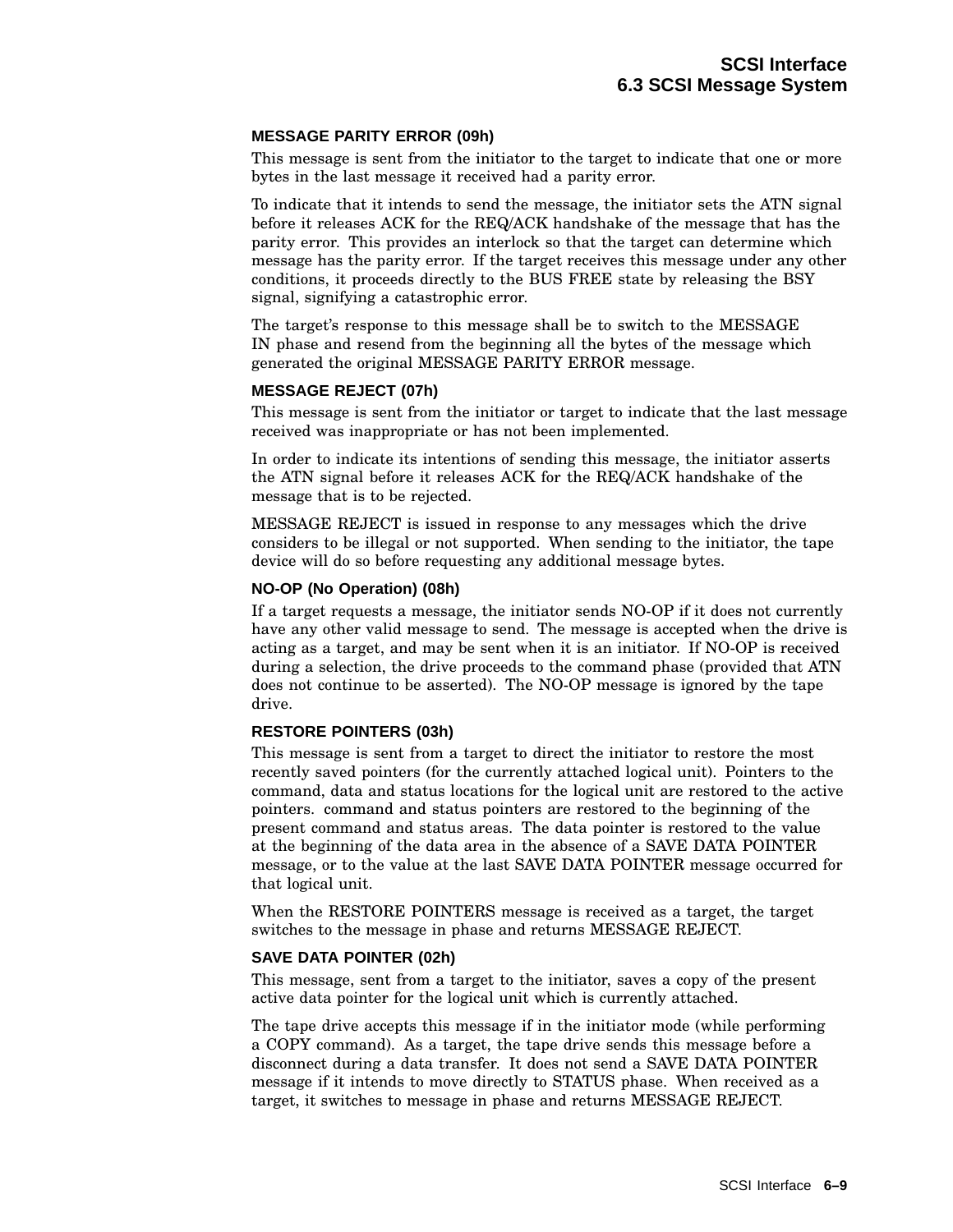#### MESSAGE PARITY ERROR (09h)

This message is sent from the initiator to the target to indicate that one or more bytes in the last message it received had a parity error.

To indicate that it intends to send the message, the initiator sets the ATN signal before it releases ACK for the REQ/ACK handshake of the message that has the parity error. This provides an interlock so that the target can determine which message has the parity error. If the target receives this message under any other conditions, it proceeds directly to the BUS FREE state by releasing the BSY signal, signifying a catastrophic error.

The target's response to this message shall be to switch to the MESSAGE IN phase and resend from the beginning all the bytes of the message which generated the original MESSAGE PARITY ERROR message.

#### MESSAGE REJECT (07h)

This message is sent from the initiator or target to indicate that the last message received was inappropriate or has not been implemented.

In order to indicate its intentions of sending this message, the initiator asserts the ATN signal before it releases ACK for the REQ/ACK handshake of the message that is to be rejected.

MESSAGE REJECT is issued in response to any messages which the drive considers to be illegal or not supported. When sending to the initiator, the tape device will do so before requesting any additional message bytes.

#### NO-OP (No Operation) (08h)

If a target requests a message, the initiator sends NO-OP if it does not currently have any other valid message to send. The message is accepted when the drive is acting as a target, and may be sent when it is an initiator. If NO-OP is received during a selection, the drive proceeds to the command phase (provided that ATN does not continue to be asserted). The NO-OP message is ignored by the tape drive.

#### RESTORE POINTERS (03h)

This message is sent from a target to direct the initiator to restore the most recently saved pointers (for the currently attached logical unit). Pointers to the command, data and status locations for the logical unit are restored to the active pointers. command and status pointers are restored to the beginning of the present command and status areas. The data pointer is restored to the value at the beginning of the data area in the absence of a SAVE DATA POINTER message, or to the value at the last SAVE DATA POINTER message occurred for that logical unit.

When the RESTORE POINTERS message is received as a target, the target switches to the message in phase and returns MESSAGE REJECT.

#### SAVE DATA POINTER (02h)

This message, sent from a target to the initiator, saves a copy of the present active data pointer for the logical unit which is currently attached.

The tape drive accepts this message if in the initiator mode (while performing a COPY command). As a target, the tape drive sends this message before a disconnect during a data transfer. It does not send a SAVE DATA POINTER message if it intends to move directly to STATUS phase. When received as a target, it switches to message in phase and returns MESSAGE REJECT.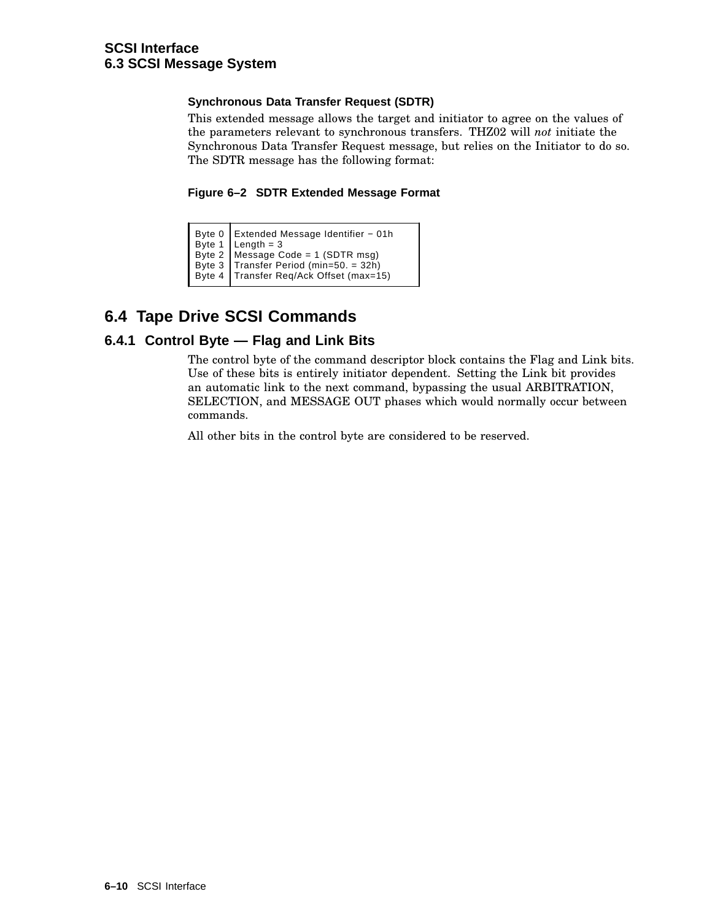### Synchronous Data Transfer Request (SDTR)

This extended message allows the target and initiator to agree on the values of the parameters relevant to synchronous transfers. THZ02 will *not* initiate the Synchronous Data Transfer Request message, but relies on the Initiator to do so. The SDTR message has the following format:

**Figure 6–2 SDTR Extended Message Format**

| Byte | Content |
|---|---|
| Byte 0 | Extended Message Identifier − 01h |
| Byte 1 | Length = 3 |
| Byte 2 | Message Code = 1 (SDTR msg) |
| Byte 3 | Transfer Period (min=50. = 32h) |
| Byte 4 | Transfer Req/Ack Offset (max=15) |

## 6.4 Tape Drive SCSI Commands

### 6.4.1 Control Byte — Flag and Link Bits

The control byte of the command descriptor block contains the Flag and Link bits. Use of these bits is entirely initiator dependent. Setting the Link bit provides an automatic link to the next command, bypassing the usual ARBITRATION, SELECTION, and MESSAGE OUT phases which would normally occur between commands.

All other bits in the control byte are considered to be reserved.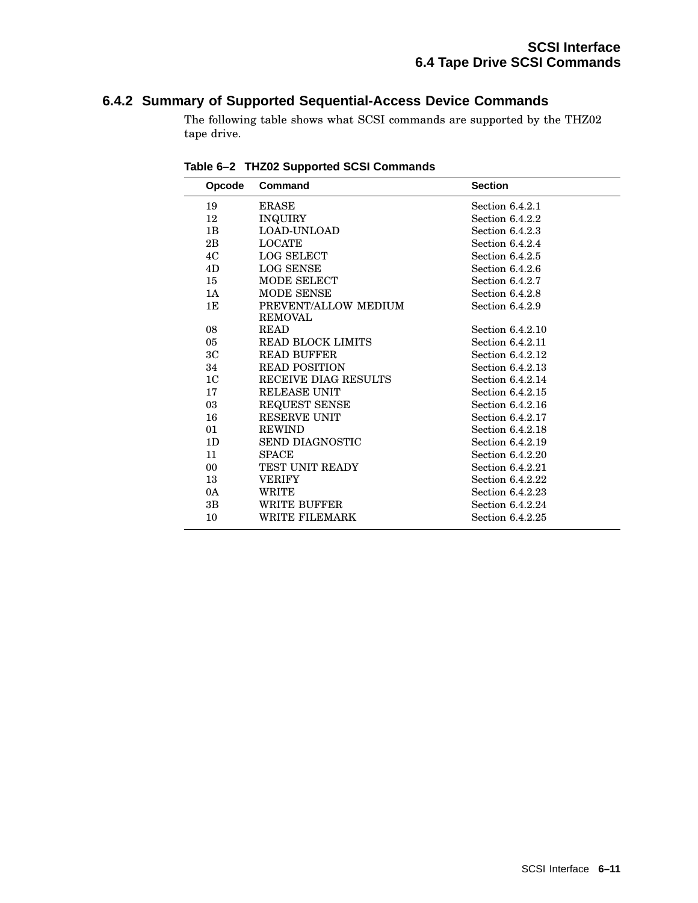### 6.4.2 Summary of Supported Sequential-Access Device Commands

The following table shows what SCSI commands are supported by the THZ02 tape drive.

**Table 6–2 THZ02 Supported SCSI Commands**

| Opcode | Command | Section |
|---|---|---|
| 19 | ERASE | Section 6.4.2.1 |
| 12 | INQUIRY | Section 6.4.2.2 |
| 1B | LOAD-UNLOAD | Section 6.4.2.3 |
| 2B | LOCATE | Section 6.4.2.4 |
| 4C | LOG SELECT | Section 6.4.2.5 |
| 4D | LOG SENSE | Section 6.4.2.6 |
| 15 | MODE SELECT | Section 6.4.2.7 |
| 1A | MODE SENSE | Section 6.4.2.8 |
| 1E | PREVENT/ALLOW MEDIUM REMOVAL | Section 6.4.2.9 |
| 08 | READ | Section 6.4.2.10 |
| 05 | READ BLOCK LIMITS | Section 6.4.2.11 |
| 3C | READ BUFFER | Section 6.4.2.12 |
| 34 | READ POSITION | Section 6.4.2.13 |
| 1C | RECEIVE DIAG RESULTS | Section 6.4.2.14 |
| 17 | RELEASE UNIT | Section 6.4.2.15 |
| 03 | REQUEST SENSE | Section 6.4.2.16 |
| 16 | RESERVE UNIT | Section 6.4.2.17 |
| 01 | REWIND | Section 6.4.2.18 |
| 1D | SEND DIAGNOSTIC | Section 6.4.2.19 |
| 11 | SPACE | Section 6.4.2.20 |
| 00 | TEST UNIT READY | Section 6.4.2.21 |
| 13 | VERIFY | Section 6.4.2.22 |
| 0A | WRITE | Section 6.4.2.23 |
| 3B | WRITE BUFFER | Section 6.4.2.24 |
| 10 | WRITE FILEMARK | Section 6.4.2.25 |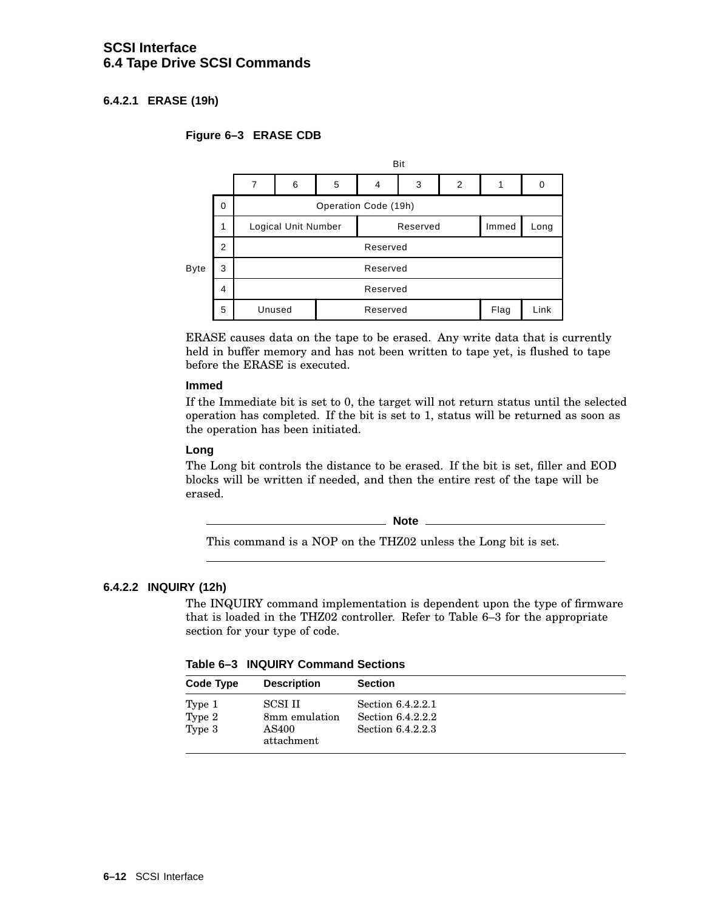#### 6.4.2.1 ERASE (19h)

**Figure 6–3 ERASE CDB**

| Byte | Bit 7 | 6 | 5 | 4 | 3 | 2 | 1 | 0 |
|---|---|---|---|---|---|---|---|---|
| 0 | Operation Code (19h) | | | | | | | |
| 1 | Logical Unit Number | | | Reserved | | | Immed | Long |
| 2 | Reserved | | | | | | | |
| 3 | Reserved | | | | | | | |
| 4 | Reserved | | | | | | | |
| 5 | Unused | | Reserved | | | | Flag | Link |

ERASE causes data on the tape to be erased. Any write data that is currently held in buffer memory and has not been written to tape yet, is flushed to tape before the ERASE is executed.

**Immed**

If the Immediate bit is set to 0, the target will not return status until the selected operation has completed. If the bit is set to 1, status will be returned as soon as the operation has been initiated.

**Long**

The Long bit controls the distance to be erased. If the bit is set, filler and EOD blocks will be written if needed, and then the entire rest of the tape will be erased.

---

**Note**

This command is a NOP on the THZ02 unless the Long bit is set.

---

#### 6.4.2.2 INQUIRY (12h)

The INQUIRY command implementation is dependent upon the type of firmware that is loaded in the THZ02 controller. Refer to Table 6–3 for the appropriate section for your type of code.

**Table 6–3 INQUIRY Command Sections**

| Code Type | Description | Section |
|---|---|---|
| Type 1 | SCSI II | Section 6.4.2.2.1 |
| Type 2 | 8mm emulation | Section 6.4.2.2.2 |
| Type 3 | AS400 attachment | Section 6.4.2.2.3 |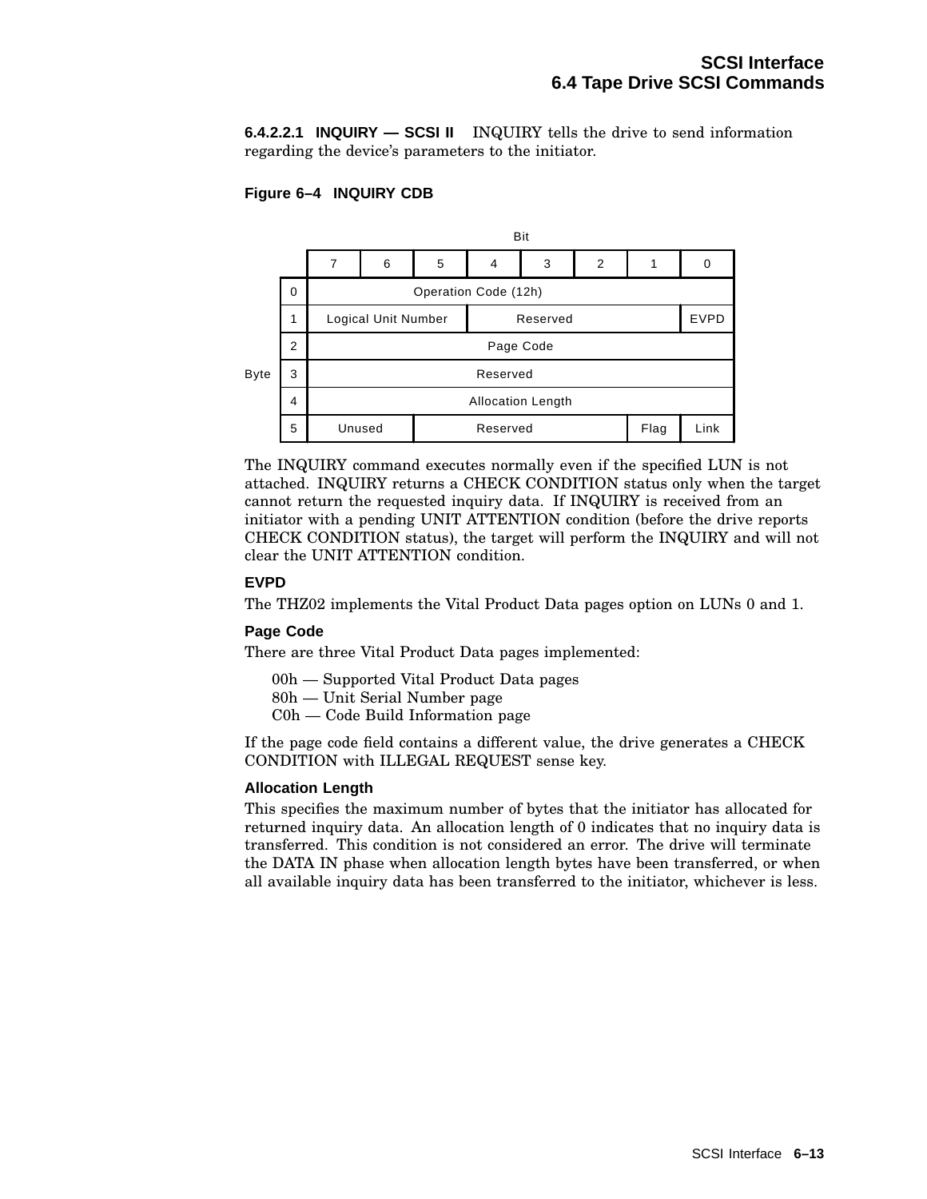**6.4.2.2.1 INQUIRY — SCSI II** INQUIRY tells the drive to send information regarding the device's parameters to the initiator.

**Figure 6–4 INQUIRY CDB**

| Byte | Bit 7 | 6 | 5 | 4 | 3 | 2 | 1 | 0 |
|---|---|---|---|---|---|---|---|---|
| 0 | Operation Code (12h) | | | | | | | |
| 1 | Logical Unit Number | | | Reserved | | | | EVPD |
| 2 | Page Code | | | | | | | |
| 3 | Reserved | | | | | | | |
| 4 | Allocation Length | | | | | | | |
| 5 | Unused | | Reserved | | | | Flag | Link |

The INQUIRY command executes normally even if the specified LUN is not attached. INQUIRY returns a CHECK CONDITION status only when the target cannot return the requested inquiry data. If INQUIRY is received from an initiator with a pending UNIT ATTENTION condition (before the drive reports CHECK CONDITION status), the target will perform the INQUIRY and will not clear the UNIT ATTENTION condition.

**EVPD**

The THZ02 implements the Vital Product Data pages option on LUNs 0 and 1.

**Page Code**

There are three Vital Product Data pages implemented:

00h — Supported Vital Product Data pages
80h — Unit Serial Number page
C0h — Code Build Information page

If the page code field contains a different value, the drive generates a CHECK CONDITION with ILLEGAL REQUEST sense key.

**Allocation Length**

This specifies the maximum number of bytes that the initiator has allocated for returned inquiry data. An allocation length of 0 indicates that no inquiry data is transferred. This condition is not considered an error. The drive will terminate the DATA IN phase when allocation length bytes have been transferred, or when all available inquiry data has been transferred to the initiator, whichever is less.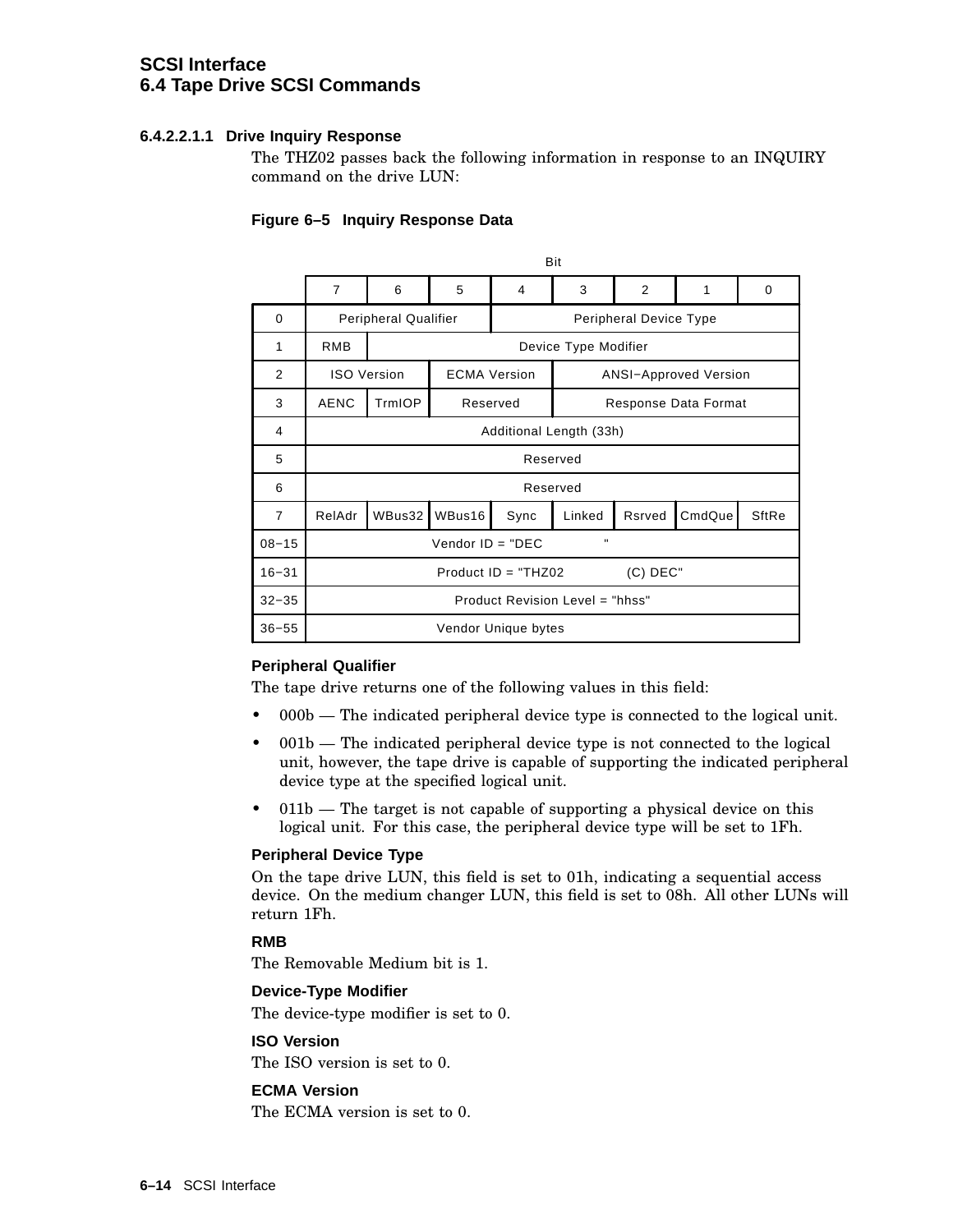#### 6.4.2.2.1.1 Drive Inquiry Response

The THZ02 passes back the following information in response to an INQUIRY command on the drive LUN:

**Figure 6–5 Inquiry Response Data**

| Byte | Bit 7 | 6 | 5 | 4 | 3 | 2 | 1 | 0 |
|---|---|---|---|---|---|---|---|---|
| 0 | Peripheral Qualifier | | | Peripheral Device Type | | | | |
| 1 | RMB | Device Type Modifier | | | | | | |
| 2 | ISO Version | | ECMA Version | | ANSI−Approved Version | | | |
| 3 | AENC | TrmIOP | Reserved | | Response Data Format | | | |
| 4 | Additional Length (33h) | | | | | | | |
| 5 | Reserved | | | | | | | |
| 6 | Reserved | | | | | | | |
| 7 | RelAdr | WBus32 | WBus16 | Sync | Linked | Rsrved | CmdQue | SftRe |
| 08−15 | Vendor ID = "DEC " | | | | | | | |
| 16−31 | Product ID = "THZ02 (C) DEC" | | | | | | | |
| 32−35 | Product Revision Level = "hhss" | | | | | | | |
| 36−55 | Vendor Unique bytes | | | | | | | |

**Peripheral Qualifier**

The tape drive returns one of the following values in this field:

- 000b — The indicated peripheral device type is connected to the logical unit.
- 001b — The indicated peripheral device type is not connected to the logical unit, however, the tape drive is capable of supporting the indicated peripheral device type at the specified logical unit.
- 011b — The target is not capable of supporting a physical device on this logical unit. For this case, the peripheral device type will be set to 1Fh.

**Peripheral Device Type**

On the tape drive LUN, this field is set to 01h, indicating a sequential access device. On the medium changer LUN, this field is set to 08h. All other LUNs will return 1Fh.

**RMB**

The Removable Medium bit is 1.

**Device-Type Modifier**

The device-type modifier is set to 0.

**ISO Version**

The ISO version is set to 0.

**ECMA Version**

The ECMA version is set to 0.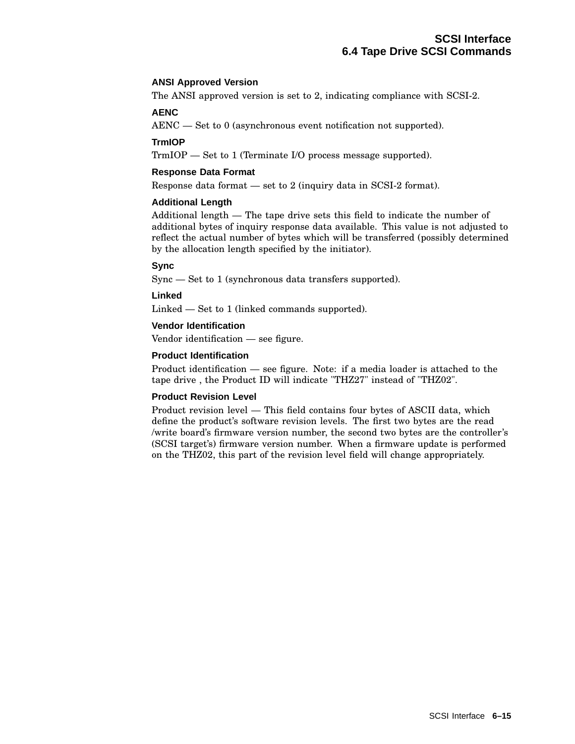#### ANSI Approved Version

The ANSI approved version is set to 2, indicating compliance with SCSI-2.

#### AENC

AENC — Set to 0 (asynchronous event notification not supported).

#### TrmIOP

TrmIOP — Set to 1 (Terminate I/O process message supported).

#### Response Data Format

Response data format — set to 2 (inquiry data in SCSI-2 format).

#### Additional Length

Additional length — The tape drive sets this field to indicate the number of additional bytes of inquiry response data available. This value is not adjusted to reflect the actual number of bytes which will be transferred (possibly determined by the allocation length specified by the initiator).

#### Sync

Sync — Set to 1 (synchronous data transfers supported).

#### Linked

Linked — Set to 1 (linked commands supported).

#### Vendor Identification

Vendor identification — see figure.

#### Product Identification

Product identification — see figure. Note: if a media loader is attached to the tape drive , the Product ID will indicate "THZ27" instead of "THZ02".

#### Product Revision Level

Product revision level — This field contains four bytes of ASCII data, which define the product's software revision levels. The first two bytes are the read /write board's firmware version number, the second two bytes are the controller's (SCSI target's) firmware version number. When a firmware update is performed on the THZ02, this part of the revision level field will change appropriately.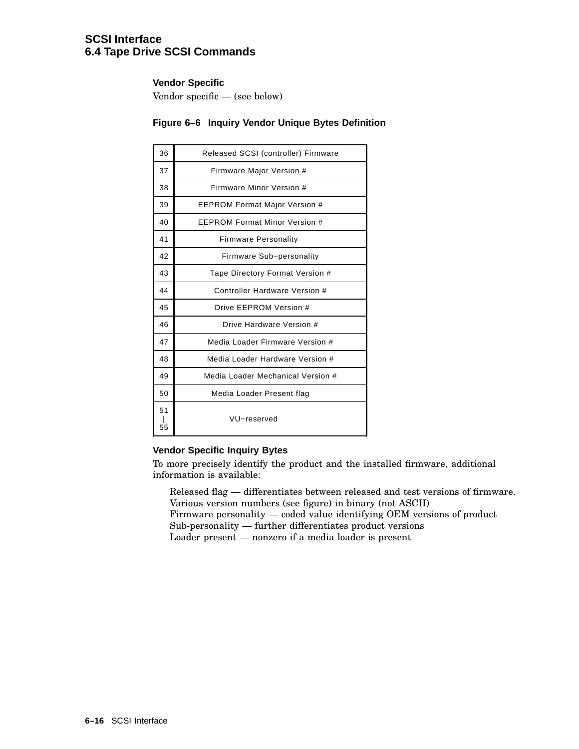**Vendor Specific**

Vendor specific — (see below)

**Figure 6–6 Inquiry Vendor Unique Bytes Definition**

| Byte | Definition |
|---|---|
| 36 | Released SCSI (controller) Firmware |
| 37 | Firmware Major Version # |
| 38 | Firmware Minor Version # |
| 39 | EEPROM Format Major Version # |
| 40 | EEPROM Format Minor Version # |
| 41 | Firmware Personality |
| 42 | Firmware Sub−personality |
| 43 | Tape Directory Format Version # |
| 44 | Controller Hardware Version # |
| 45 | Drive EEPROM Version # |
| 46 | Drive Hardware Version # |
| 47 | Media Loader Firmware Version # |
| 48 | Media Loader Hardware Version # |
| 49 | Media Loader Mechanical Version # |
| 50 | Media Loader Present flag |
| 51 \| 55 | VU−reserved |

**Vendor Specific Inquiry Bytes**

To more precisely identify the product and the installed firmware, additional information is available:

Released flag — differentiates between released and test versions of firmware.
Various version numbers (see figure) in binary (not ASCII)
Firmware personality — coded value identifying OEM versions of product
Sub-personality — further differentiates product versions
Loader present — nonzero if a media loader is present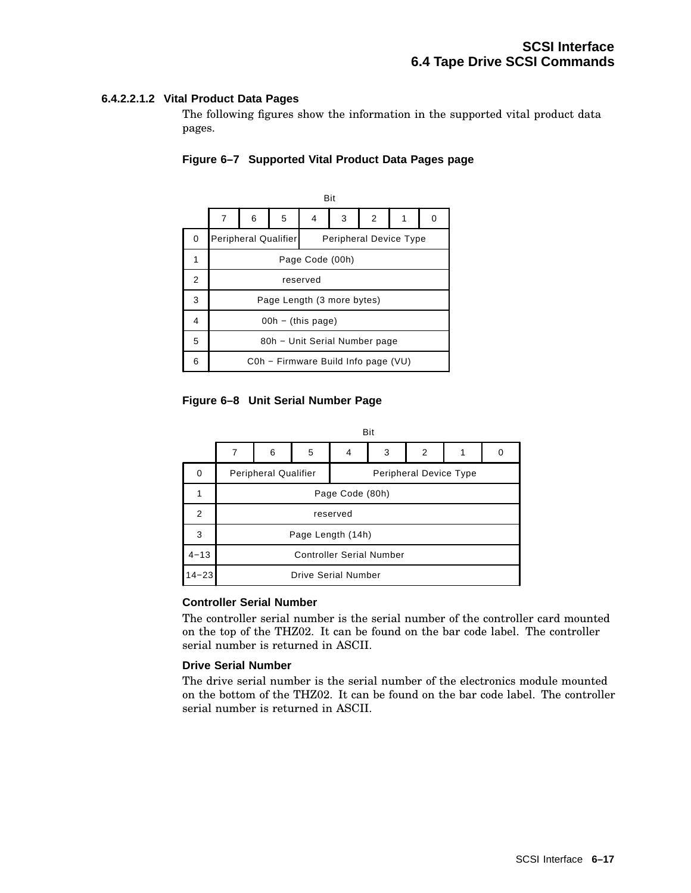#### 6.4.2.2.1.2 Vital Product Data Pages

The following figures show the information in the supported vital product data pages.

**Figure 6–7 Supported Vital Product Data Pages page**

| Byte | Bit 7 | 6 | 5 | 4 | 3 | 2 | 1 | 0 |
|---|---|---|---|---|---|---|---|---|
| 0 | Peripheral Qualifier | | | Peripheral Device Type | | | | |
| 1 | Page Code (00h) | | | | | | | |
| 2 | reserved | | | | | | | |
| 3 | Page Length (3 more bytes) | | | | | | | |
| 4 | 00h – (this page) | | | | | | | |
| 5 | 80h – Unit Serial Number page | | | | | | | |
| 6 | C0h – Firmware Build Info page (VU) | | | | | | | |

**Figure 6–8 Unit Serial Number Page**

| Byte | Bit 7 | 6 | 5 | 4 | 3 | 2 | 1 | 0 |
|---|---|---|---|---|---|---|---|---|
| 0 | Peripheral Qualifier | | | Peripheral Device Type | | | | |
| 1 | Page Code (80h) | | | | | | | |
| 2 | reserved | | | | | | | |
| 3 | Page Length (14h) | | | | | | | |
| 4–13 | Controller Serial Number | | | | | | | |
| 14–23 | Drive Serial Number | | | | | | | |

**Controller Serial Number**

The controller serial number is the serial number of the controller card mounted on the top of the THZ02. It can be found on the bar code label. The controller serial number is returned in ASCII.

**Drive Serial Number**

The drive serial number is the serial number of the electronics module mounted on the bottom of the THZ02. It can be found on the bar code label. The controller serial number is returned in ASCII.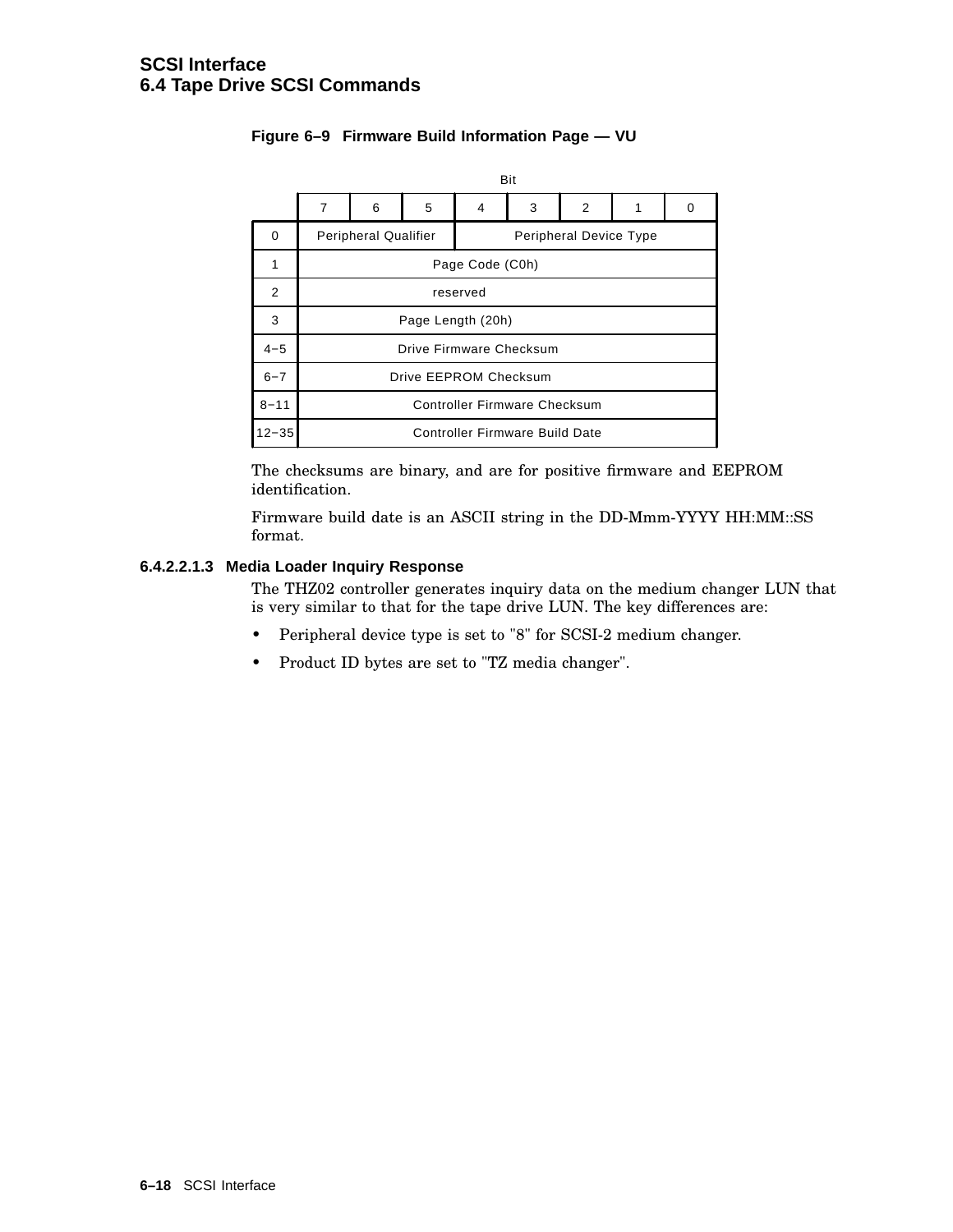**Figure 6–9 Firmware Build Information Page — VU**

| Byte | 7 | 6 | 5 | 4 | 3 | 2 | 1 | 0 |
|---|---|---|---|---|---|---|---|---|
| 0 | Peripheral Qualifier | | | Peripheral Device Type | | | | |
| 1 | Page Code (C0h) | | | | | | | |
| 2 | reserved | | | | | | | |
| 3 | Page Length (20h) | | | | | | | |
| 4–5 | Drive Firmware Checksum | | | | | | | |
| 6–7 | Drive EEPROM Checksum | | | | | | | |
| 8–11 | Controller Firmware Checksum | | | | | | | |
| 12–35 | Controller Firmware Build Date | | | | | | | |

The checksums are binary, and are for positive firmware and EEPROM identification.

Firmware build date is an ASCII string in the DD-Mmm-YYYY HH:MM::SS format.

#### 6.4.2.2.1.3 Media Loader Inquiry Response

The THZ02 controller generates inquiry data on the medium changer LUN that is very similar to that for the tape drive LUN. The key differences are:

- Peripheral device type is set to "8" for SCSI-2 medium changer.
- Product ID bytes are set to "TZ media changer".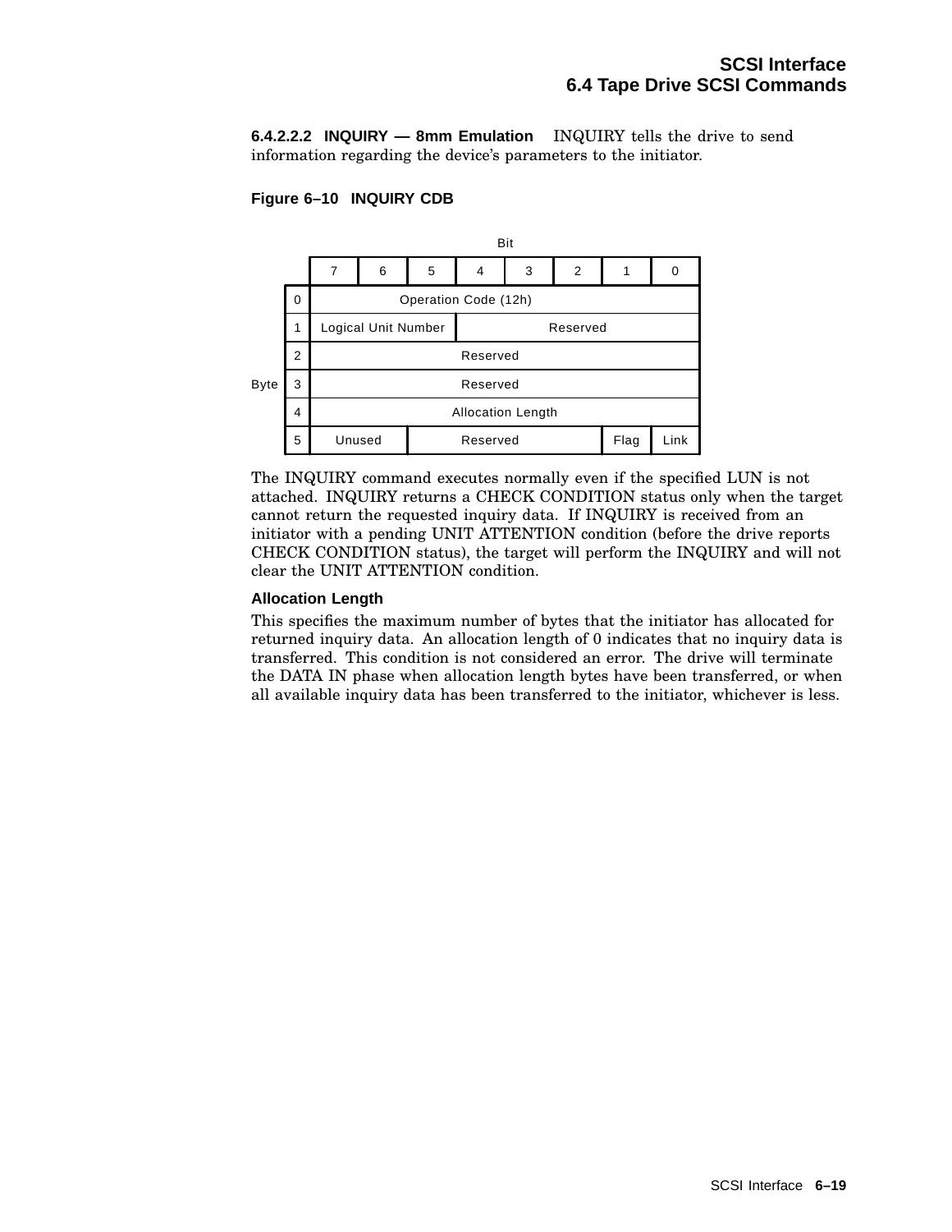**6.4.2.2.2 INQUIRY — 8mm Emulation** INQUIRY tells the drive to send information regarding the device's parameters to the initiator.

**Figure 6–10 INQUIRY CDB**

| Byte | 7 | 6 | 5 | 4 | 3 | 2 | 1 | 0 |
|---|---|---|---|---|---|---|---|---|
| 0 | Operation Code (12h) | | | | | | | |
| 1 | Logical Unit Number | | | Reserved | | | | |
| 2 | Reserved | | | | | | | |
| 3 | Reserved | | | | | | | |
| 4 | Allocation Length | | | | | | | |
| 5 | Unused | | Reserved | | | | Flag | Link |

The INQUIRY command executes normally even if the specified LUN is not attached. INQUIRY returns a CHECK CONDITION status only when the target cannot return the requested inquiry data. If INQUIRY is received from an initiator with a pending UNIT ATTENTION condition (before the drive reports CHECK CONDITION status), the target will perform the INQUIRY and will not clear the UNIT ATTENTION condition.

**Allocation Length**

This specifies the maximum number of bytes that the initiator has allocated for returned inquiry data. An allocation length of 0 indicates that no inquiry data is transferred. This condition is not considered an error. The drive will terminate the DATA IN phase when allocation length bytes have been transferred, or when all available inquiry data has been transferred to the initiator, whichever is less.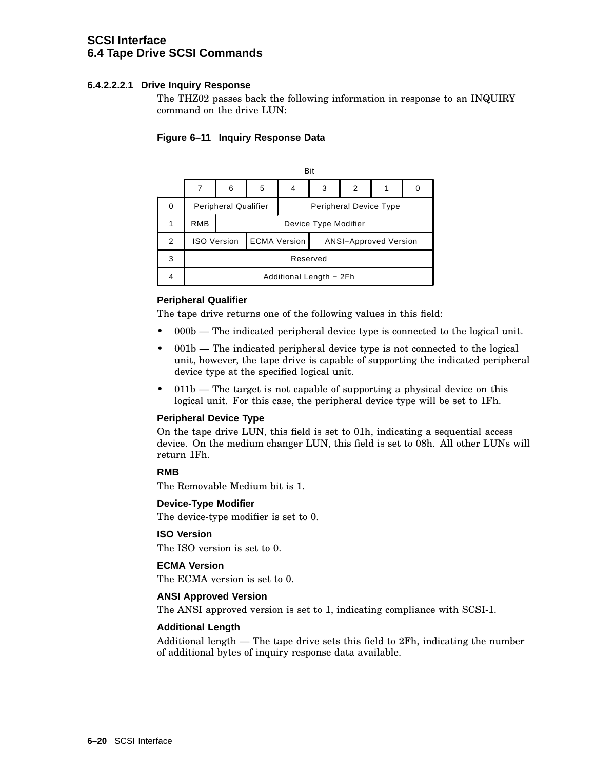#### 6.4.2.2.2.1 Drive Inquiry Response

The THZ02 passes back the following information in response to an INQUIRY command on the drive LUN:

**Figure 6–11 Inquiry Response Data**

| Byte \ Bit | 7 | 6 | 5 | 4 | 3 | 2 | 1 | 0 |
|---|---|---|---|---|---|---|---|---|
| 0 | Peripheral Qualifier | | | Peripheral Device Type | | | | |
| 1 | RMB | Device Type Modifier | | | | | | |
| 2 | ISO Version | | ECMA Version | | | ANSI−Approved Version | | |
| 3 | Reserved | | | | | | | |
| 4 | Additional Length − 2Fh | | | | | | | |

**Peripheral Qualifier**

The tape drive returns one of the following values in this field:

- 000b — The indicated peripheral device type is connected to the logical unit.
- 001b — The indicated peripheral device type is not connected to the logical unit, however, the tape drive is capable of supporting the indicated peripheral device type at the specified logical unit.
- 011b — The target is not capable of supporting a physical device on this logical unit. For this case, the peripheral device type will be set to 1Fh.

**Peripheral Device Type**

On the tape drive LUN, this field is set to 01h, indicating a sequential access device. On the medium changer LUN, this field is set to 08h. All other LUNs will return 1Fh.

**RMB**

The Removable Medium bit is 1.

**Device-Type Modifier**

The device-type modifier is set to 0.

**ISO Version**

The ISO version is set to 0.

**ECMA Version**

The ECMA version is set to 0.

**ANSI Approved Version**

The ANSI approved version is set to 1, indicating compliance with SCSI-1.

**Additional Length**

Additional length — The tape drive sets this field to 2Fh, indicating the number of additional bytes of inquiry response data available.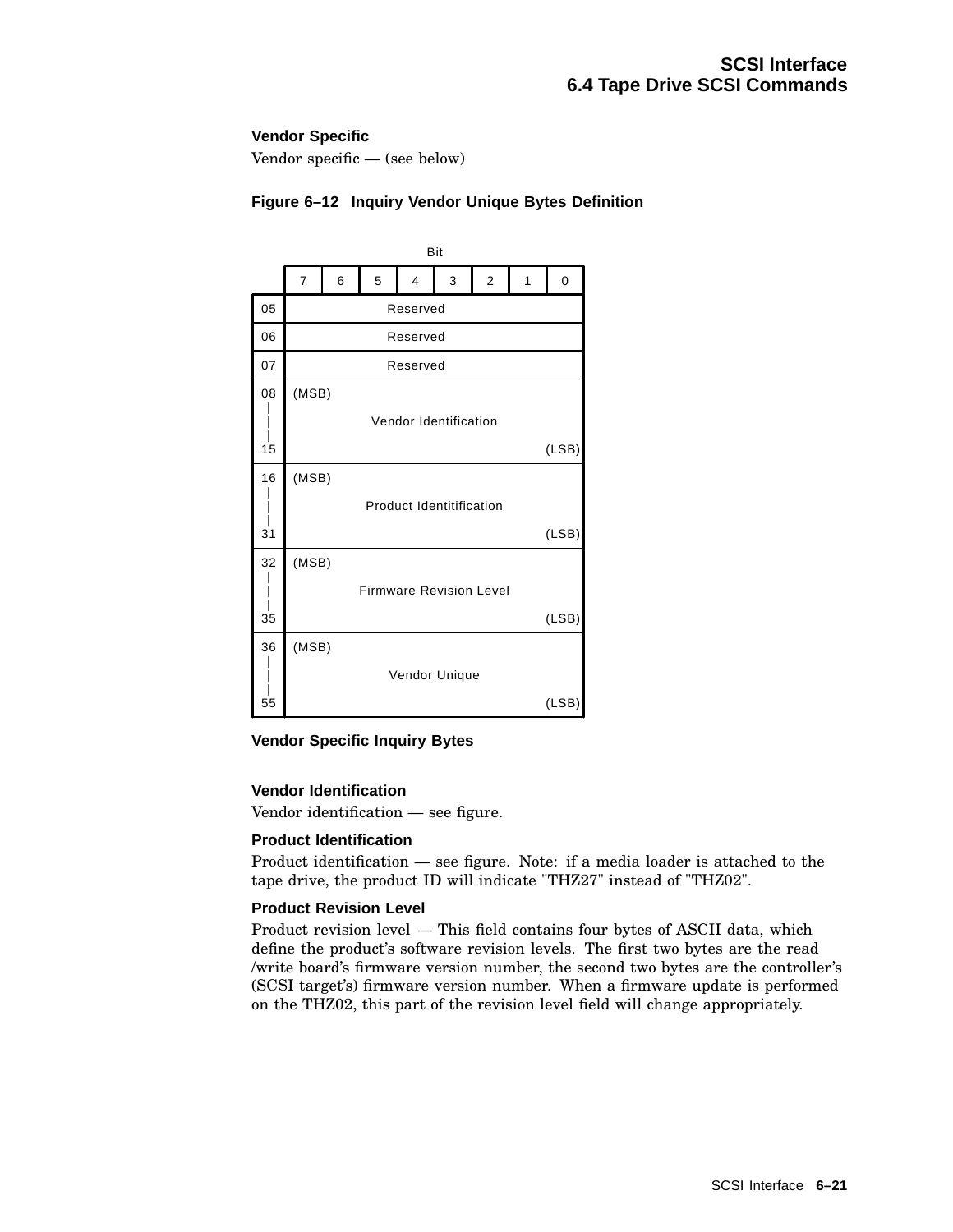**Vendor Specific**

Vendor specific — (see below)

**Figure 6–12 Inquiry Vendor Unique Bytes Definition**

| Byte | Bit 7 | 6 | 5 | 4 | 3 | 2 | 1 | 0 |
|---|---|---|---|---|---|---|---|---|
| 05 | Reserved | | | | | | | |
| 06 | Reserved | | | | | | | |
| 07 | Reserved | | | | | | | |
| 08–15 | (MSB) Vendor Identification (LSB) | | | | | | | |
| 16–31 | (MSB) Product Identitification (LSB) | | | | | | | |
| 32–35 | (MSB) Firmware Revision Level (LSB) | | | | | | | |
| 36–55 | (MSB) Vendor Unique (LSB) | | | | | | | |

**Vendor Specific Inquiry Bytes**

**Vendor Identification**

Vendor identification — see figure.

**Product Identification**

Product identification — see figure. Note: if a media loader is attached to the tape drive, the product ID will indicate "THZ27" instead of "THZ02".

**Product Revision Level**

Product revision level — This field contains four bytes of ASCII data, which define the product's software revision levels. The first two bytes are the read /write board's firmware version number, the second two bytes are the controller's (SCSI target's) firmware version number. When a firmware update is performed on the THZ02, this part of the revision level field will change appropriately.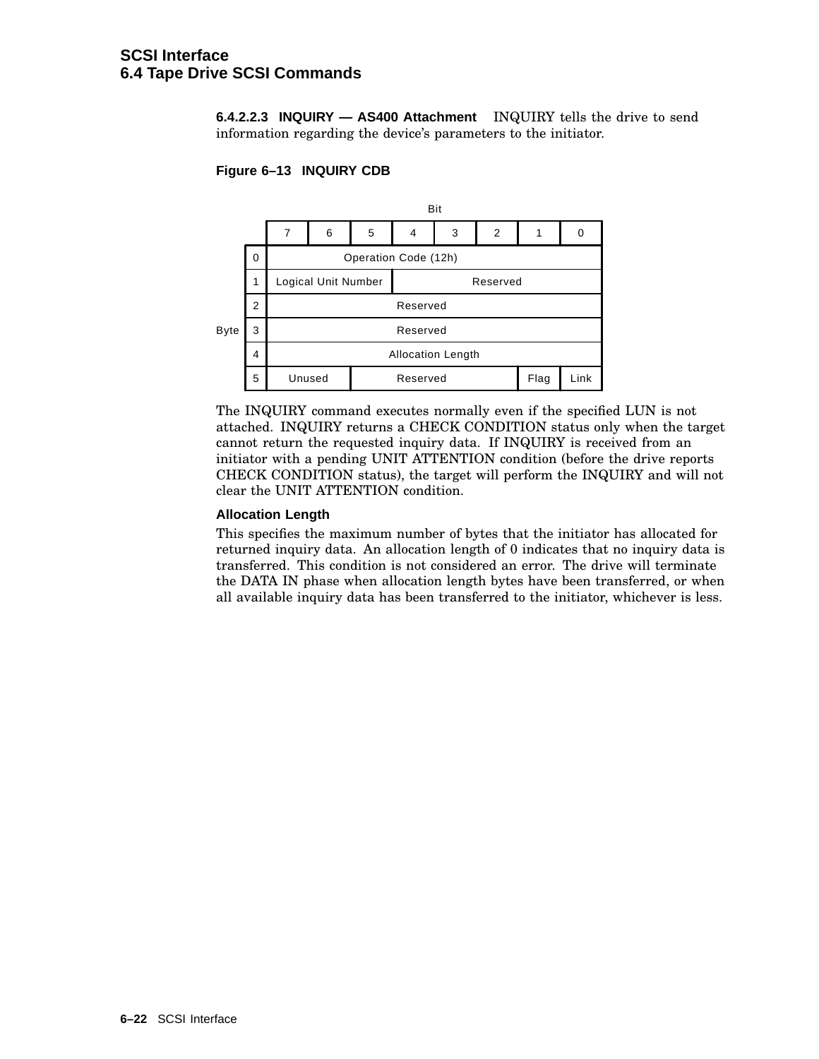#### 6.4.2.2.3 INQUIRY — AS400 Attachment

INQUIRY tells the drive to send information regarding the device's parameters to the initiator.

**Figure 6–13 INQUIRY CDB**

| Byte | 7 | 6 | 5 | 4 | 3 | 2 | 1 | 0 |
|---|---|---|---|---|---|---|---|---|
| 0 | Operation Code (12h) | | | | | | | |
| 1 | Logical Unit Number | | | Reserved | | | | |
| 2 | Reserved | | | | | | | |
| 3 | Reserved | | | | | | | |
| 4 | Allocation Length | | | | | | | |
| 5 | Unused | | Reserved | | | | Flag | Link |

The INQUIRY command executes normally even if the specified LUN is not attached. INQUIRY returns a CHECK CONDITION status only when the target cannot return the requested inquiry data. If INQUIRY is received from an initiator with a pending UNIT ATTENTION condition (before the drive reports CHECK CONDITION status), the target will perform the INQUIRY and will not clear the UNIT ATTENTION condition.

**Allocation Length**

This specifies the maximum number of bytes that the initiator has allocated for returned inquiry data. An allocation length of 0 indicates that no inquiry data is transferred. This condition is not considered an error. The drive will terminate the DATA IN phase when allocation length bytes have been transferred, or when all available inquiry data has been transferred to the initiator, whichever is less.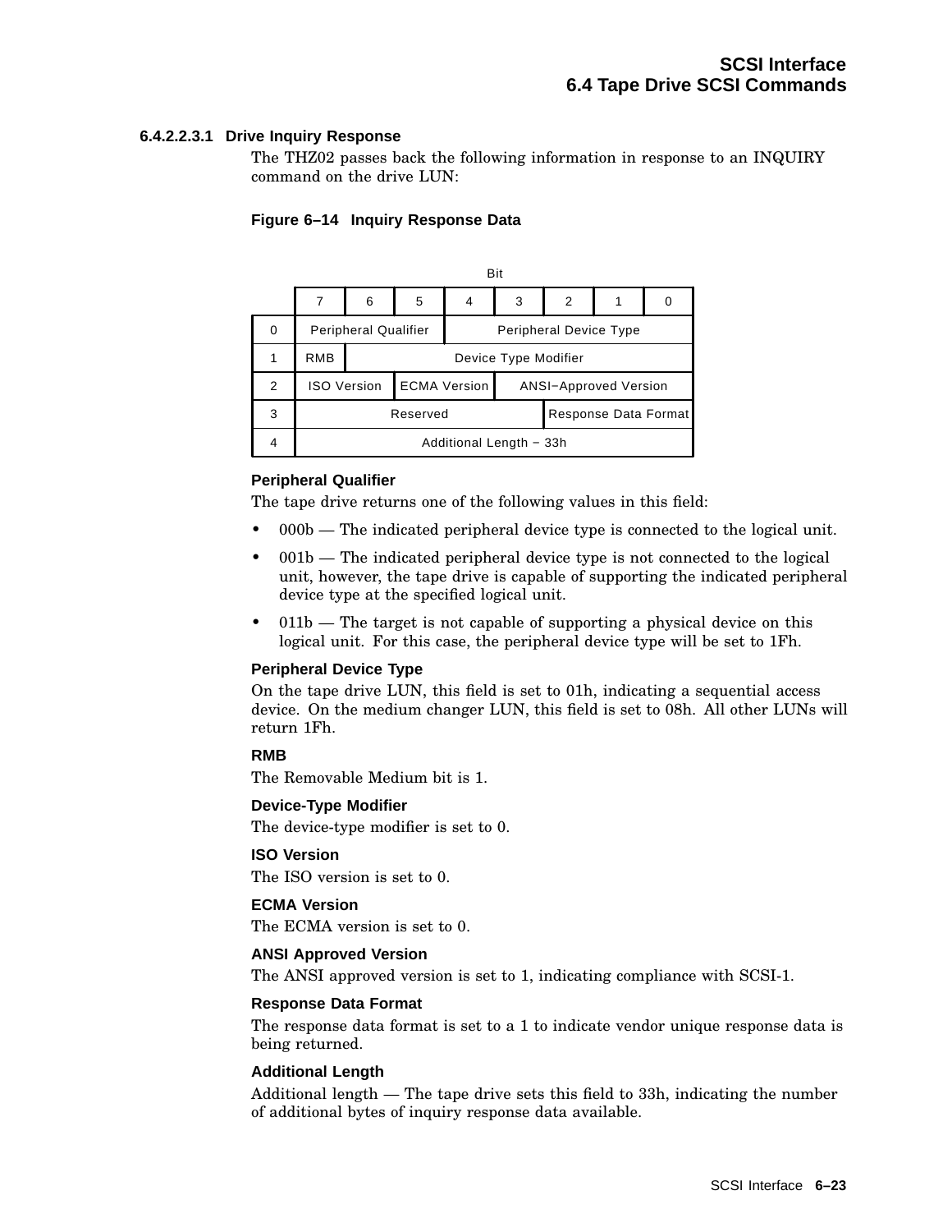#### 6.4.2.2.3.1 Drive Inquiry Response

The THZ02 passes back the following information in response to an INQUIRY command on the drive LUN:

**Figure 6–14 Inquiry Response Data**

| | Bit 7 | 6 | 5 | 4 | 3 | 2 | 1 | 0 |
|---|---|---|---|---|---|---|---|---|
| 0 | Peripheral Qualifier | | | Peripheral Device Type | | | | |
| 1 | RMB | Device Type Modifier | | | | | | |
| 2 | ISO Version | | ECMA Version | | ANSI−Approved Version | | | |
| 3 | Reserved | | | | | Response Data Format | | |
| 4 | Additional Length − 33h | | | | | | | |

**Peripheral Qualifier**

The tape drive returns one of the following values in this field:

- 000b — The indicated peripheral device type is connected to the logical unit.
- 001b — The indicated peripheral device type is not connected to the logical unit, however, the tape drive is capable of supporting the indicated peripheral device type at the specified logical unit.
- 011b — The target is not capable of supporting a physical device on this logical unit. For this case, the peripheral device type will be set to 1Fh.

**Peripheral Device Type**

On the tape drive LUN, this field is set to 01h, indicating a sequential access device. On the medium changer LUN, this field is set to 08h. All other LUNs will return 1Fh.

**RMB**

The Removable Medium bit is 1.

**Device-Type Modifier**

The device-type modifier is set to 0.

**ISO Version**

The ISO version is set to 0.

**ECMA Version**

The ECMA version is set to 0.

**ANSI Approved Version**

The ANSI approved version is set to 1, indicating compliance with SCSI-1.

**Response Data Format**

The response data format is set to a 1 to indicate vendor unique response data is being returned.

**Additional Length**

Additional length — The tape drive sets this field to 33h, indicating the number of additional bytes of inquiry response data available.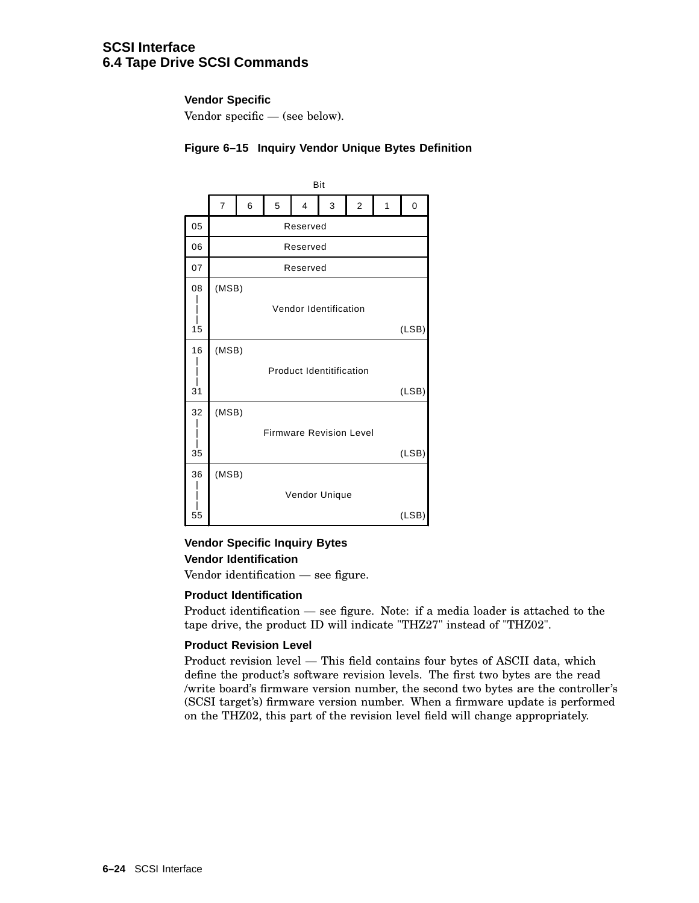**Vendor Specific**

Vendor specific — (see below).

**Figure 6–15 Inquiry Vendor Unique Bytes Definition**

| Byte | Bit 7 | 6 | 5 | 4 | 3 | 2 | 1 | 0 |
|---|---|---|---|---|---|---|---|---|
| 05 | Reserved | | | | | | | |
| 06 | Reserved | | | | | | | |
| 07 | Reserved | | | | | | | |
| 08–15 | (MSB) Vendor Identification (LSB) | | | | | | | |
| 16–31 | (MSB) Product Identitification (LSB) | | | | | | | |
| 32–35 | (MSB) Firmware Revision Level (LSB) | | | | | | | |
| 36–55 | (MSB) Vendor Unique (LSB) | | | | | | | |

**Vendor Specific Inquiry Bytes**

**Vendor Identification**

Vendor identification — see figure.

**Product Identification**

Product identification — see figure. Note: if a media loader is attached to the tape drive, the product ID will indicate "THZ27" instead of "THZ02".

**Product Revision Level**

Product revision level — This field contains four bytes of ASCII data, which define the product's software revision levels. The first two bytes are the read /write board's firmware version number, the second two bytes are the controller's (SCSI target's) firmware version number. When a firmware update is performed on the THZ02, this part of the revision level field will change appropriately.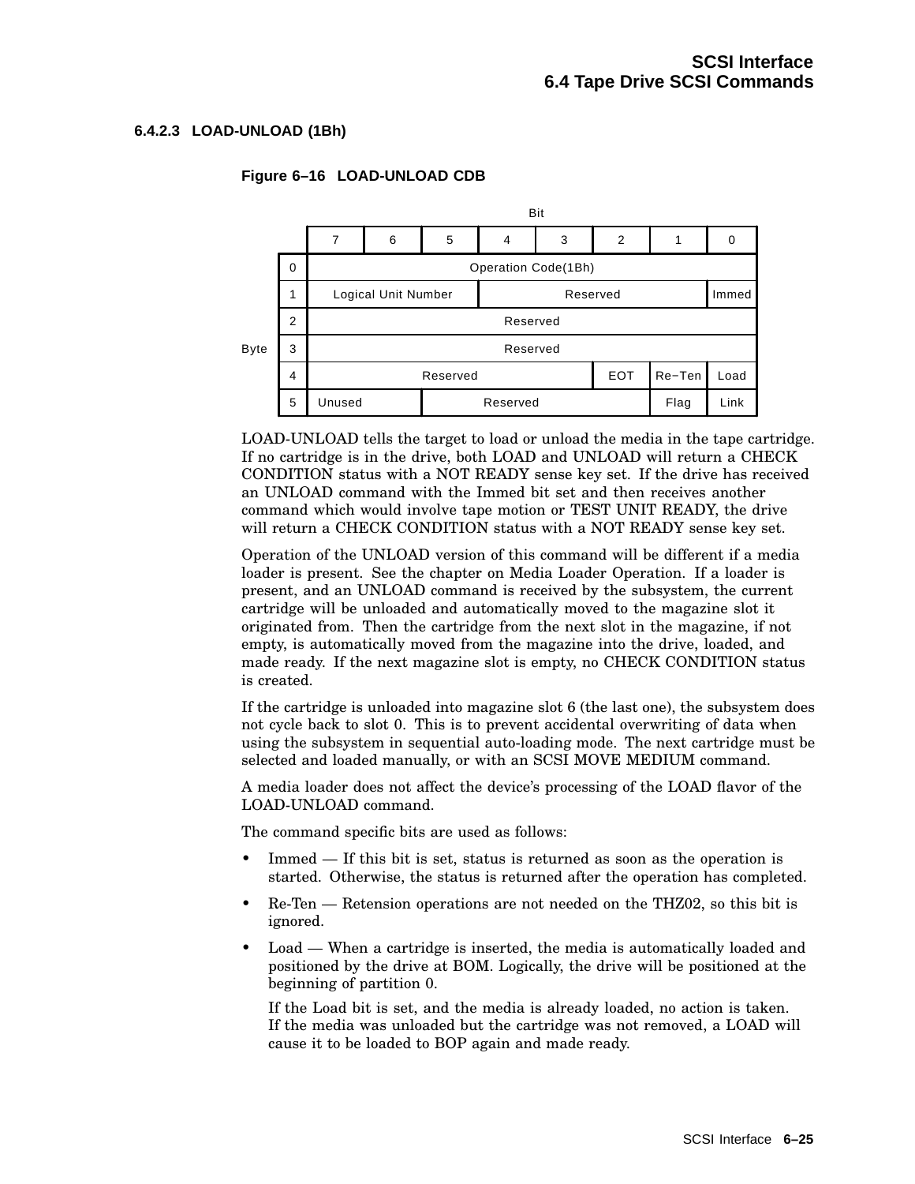### 6.4.2.3 LOAD-UNLOAD (1Bh)

**Figure 6–16 LOAD-UNLOAD CDB**

| Byte | 7 | 6 | 5 | 4 | 3 | 2 | 1 | 0 |
|---|---|---|---|---|---|---|---|---|
| 0 | Operation Code(1Bh) | | | | | | | |
| 1 | Logical Unit Number | | | Reserved | | | | Immed |
| 2 | Reserved | | | | | | | |
| 3 | Reserved | | | | | | | |
| 4 | Reserved | | | | | EOT | Re−Ten | Load |
| 5 | Unused | | Reserved | | | | Flag | Link |

LOAD-UNLOAD tells the target to load or unload the media in the tape cartridge. If no cartridge is in the drive, both LOAD and UNLOAD will return a CHECK CONDITION status with a NOT READY sense key set. If the drive has received an UNLOAD command with the Immed bit set and then receives another command which would involve tape motion or TEST UNIT READY, the drive will return a CHECK CONDITION status with a NOT READY sense key set.

Operation of the UNLOAD version of this command will be different if a media loader is present. See the chapter on Media Loader Operation. If a loader is present, and an UNLOAD command is received by the subsystem, the current cartridge will be unloaded and automatically moved to the magazine slot it originated from. Then the cartridge from the next slot in the magazine, if not empty, is automatically moved from the magazine into the drive, loaded, and made ready. If the next magazine slot is empty, no CHECK CONDITION status is created.

If the cartridge is unloaded into magazine slot 6 (the last one), the subsystem does not cycle back to slot 0. This is to prevent accidental overwriting of data when using the subsystem in sequential auto-loading mode. The next cartridge must be selected and loaded manually, or with an SCSI MOVE MEDIUM command.

A media loader does not affect the device's processing of the LOAD flavor of the LOAD-UNLOAD command.

The command specific bits are used as follows:

- Immed — If this bit is set, status is returned as soon as the operation is started. Otherwise, the status is returned after the operation has completed.
- Re-Ten — Retension operations are not needed on the THZ02, so this bit is ignored.
- Load — When a cartridge is inserted, the media is automatically loaded and positioned by the drive at BOM. Logically, the drive will be positioned at the beginning of partition 0.

  If the Load bit is set, and the media is already loaded, no action is taken. If the media was unloaded but the cartridge was not removed, a LOAD will cause it to be loaded to BOP again and made ready.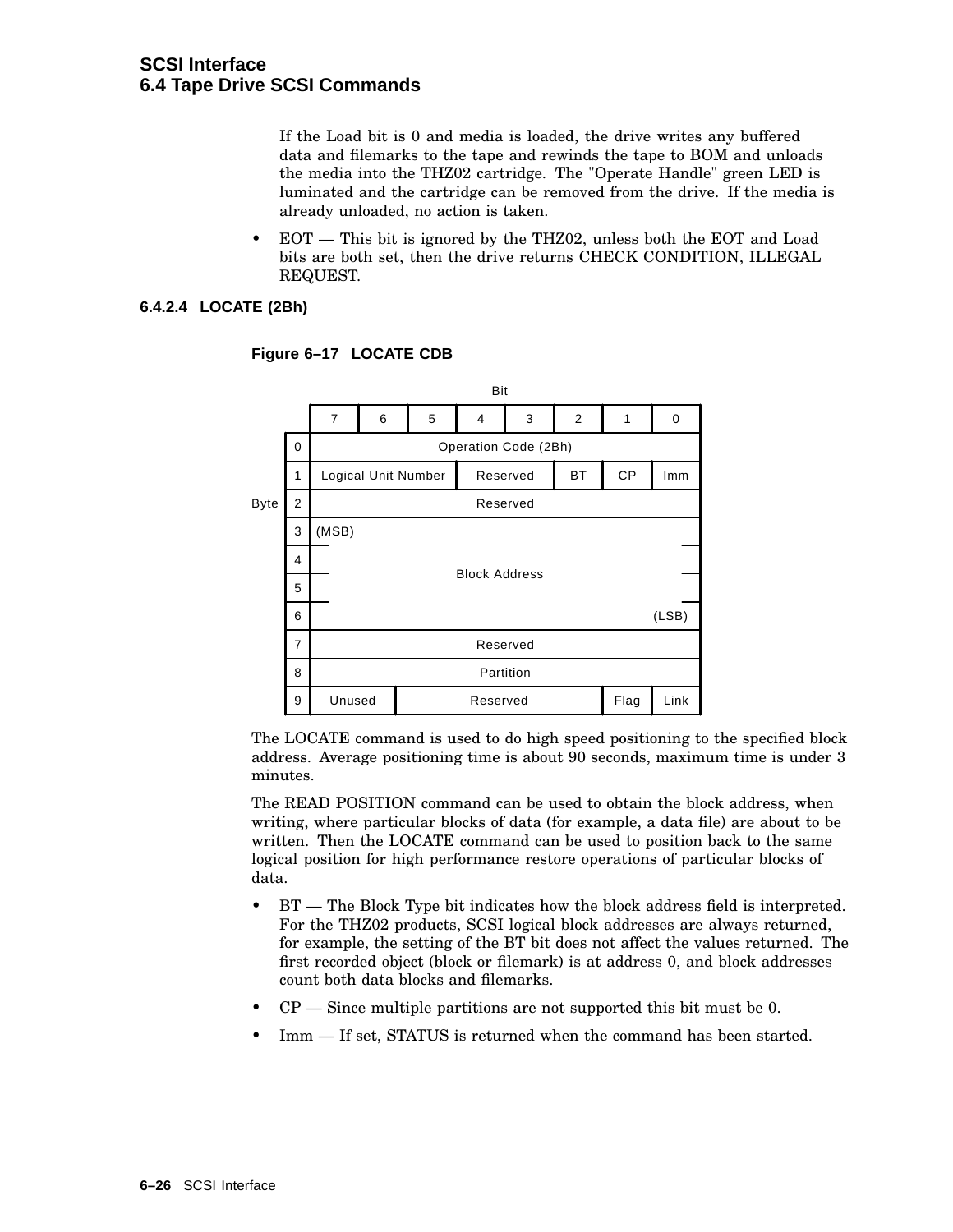If the Load bit is 0 and media is loaded, the drive writes any buffered data and filemarks to the tape and rewinds the tape to BOM and unloads the media into the THZ02 cartridge. The "Operate Handle" green LED is luminated and the cartridge can be removed from the drive. If the media is already unloaded, no action is taken.

- EOT — This bit is ignored by the THZ02, unless both the EOT and Load bits are both set, then the drive returns CHECK CONDITION, ILLEGAL REQUEST.

#### 6.4.2.4 LOCATE (2Bh)

**Figure 6–17 LOCATE CDB**

| Byte | Bit 7 | 6 | 5 | 4 | 3 | 2 | 1 | 0 |
|---|---|---|---|---|---|---|---|---|
| 0 | Operation Code (2Bh) | | | | | | | |
| 1 | Logical Unit Number | | | Reserved | | BT | CP | Imm |
| 2 | Reserved | | | | | | | |
| 3 | (MSB) Block Address | | | | | | | |
| 4 | Block Address | | | | | | | |
| 5 | Block Address | | | | | | | |
| 6 | Block Address (LSB) | | | | | | | |
| 7 | Reserved | | | | | | | |
| 8 | Partition | | | | | | | |
| 9 | Unused | | Reserved | | | | Flag | Link |

The LOCATE command is used to do high speed positioning to the specified block address. Average positioning time is about 90 seconds, maximum time is under 3 minutes.

The READ POSITION command can be used to obtain the block address, when writing, where particular blocks of data (for example, a data file) are about to be written. Then the LOCATE command can be used to position back to the same logical position for high performance restore operations of particular blocks of data.

- BT — The Block Type bit indicates how the block address field is interpreted. For the THZ02 products, SCSI logical block addresses are always returned, for example, the setting of the BT bit does not affect the values returned. The first recorded object (block or filemark) is at address 0, and block addresses count both data blocks and filemarks.
- CP — Since multiple partitions are not supported this bit must be 0.
- Imm — If set, STATUS is returned when the command has been started.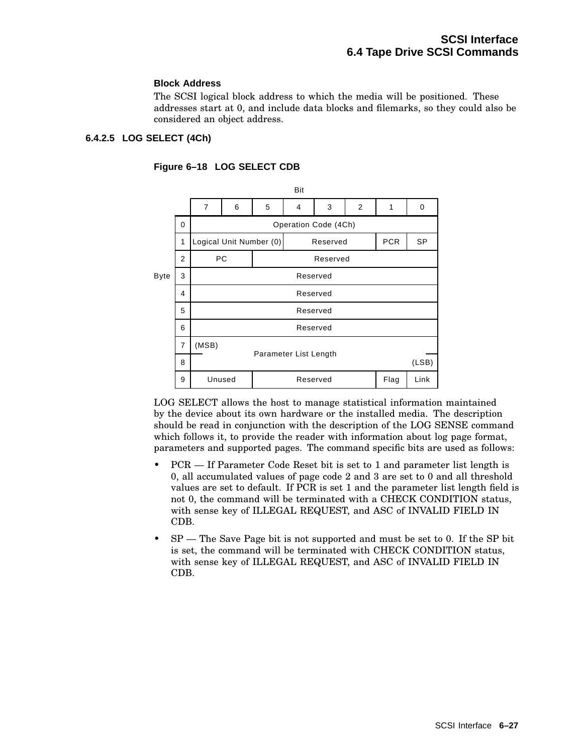**Block Address**

The SCSI logical block address to which the media will be positioned. These addresses start at 0, and include data blocks and filemarks, so they could also be considered an object address.

### 6.4.2.5 LOG SELECT (4Ch)

**Figure 6–18 LOG SELECT CDB**

| Byte \ Bit | 7 | 6 | 5 | 4 | 3 | 2 | 1 | 0 |
|---|---|---|---|---|---|---|---|---|
| 0 | Operation Code (4Ch) | | | | | | | |
| 1 | Logical Unit Number (0) | | | Reserved | | | PCR | SP |
| 2 | PC | | Reserved | | | | | |
| 3 | Reserved | | | | | | | |
| 4 | Reserved | | | | | | | |
| 5 | Reserved | | | | | | | |
| 6 | Reserved | | | | | | | |
| 7 | (MSB) Parameter List Length | | | | | | | |
| 8 | Parameter List Length (LSB) | | | | | | | |
| 9 | Unused | | Reserved | | | | Flag | Link |

LOG SELECT allows the host to manage statistical information maintained by the device about its own hardware or the installed media. The description should be read in conjunction with the description of the LOG SENSE command which follows it, to provide the reader with information about log page format, parameters and supported pages. The command specific bits are used as follows:

- PCR — If Parameter Code Reset bit is set to 1 and parameter list length is 0, all accumulated values of page code 2 and 3 are set to 0 and all threshold values are set to default. If PCR is set 1 and the parameter list length field is not 0, the command will be terminated with a CHECK CONDITION status, with sense key of ILLEGAL REQUEST, and ASC of INVALID FIELD IN CDB.
- SP — The Save Page bit is not supported and must be set to 0. If the SP bit is set, the command will be terminated with CHECK CONDITION status, with sense key of ILLEGAL REQUEST, and ASC of INVALID FIELD IN CDB.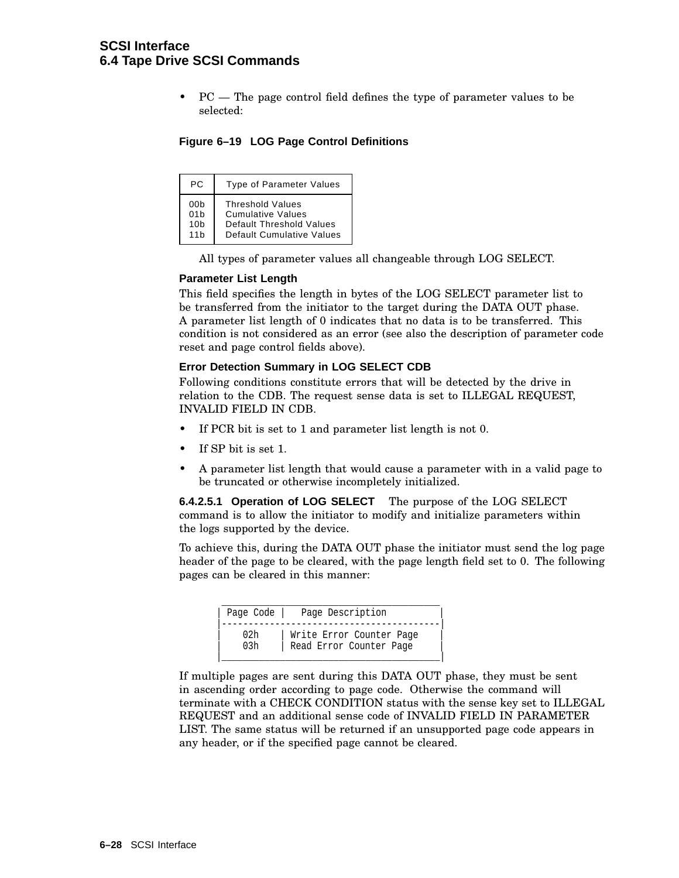- PC — The page control field defines the type of parameter values to be selected:

**Figure 6–19 LOG Page Control Definitions**

| PC | Type of Parameter Values |
|---|---|
| 00b | Threshold Values |
| 01b | Cumulative Values |
| 10b | Default Threshold Values |
| 11b | Default Cumulative Values |

All types of parameter values all changeable through LOG SELECT.

#### Parameter List Length

This field specifies the length in bytes of the LOG SELECT parameter list to be transferred from the initiator to the target during the DATA OUT phase. A parameter list length of 0 indicates that no data is to be transferred. This condition is not considered as an error (see also the description of parameter code reset and page control fields above).

#### Error Detection Summary in LOG SELECT CDB

Following conditions constitute errors that will be detected by the drive in relation to the CDB. The request sense data is set to ILLEGAL REQUEST, INVALID FIELD IN CDB.

- If PCR bit is set to 1 and parameter list length is not 0.
- If SP bit is set 1.
- A parameter list length that would cause a parameter with in a valid page to be truncated or otherwise incompletely initialized.

**6.4.2.5.1 Operation of LOG SELECT** The purpose of the LOG SELECT command is to allow the initiator to modify and initialize parameters within the logs supported by the device.

To achieve this, during the DATA OUT phase the initiator must send the log page header of the page to be cleared, with the page length field set to 0. The following pages can be cleared in this manner:

| Page Code | Page Description |
|---|---|
| 02h | Write Error Counter Page |
| 03h | Read Error Counter Page |

If multiple pages are sent during this DATA OUT phase, they must be sent in ascending order according to page code. Otherwise the command will terminate with a CHECK CONDITION status with the sense key set to ILLEGAL REQUEST and an additional sense code of INVALID FIELD IN PARAMETER LIST. The same status will be returned if an unsupported page code appears in any header, or if the specified page cannot be cleared.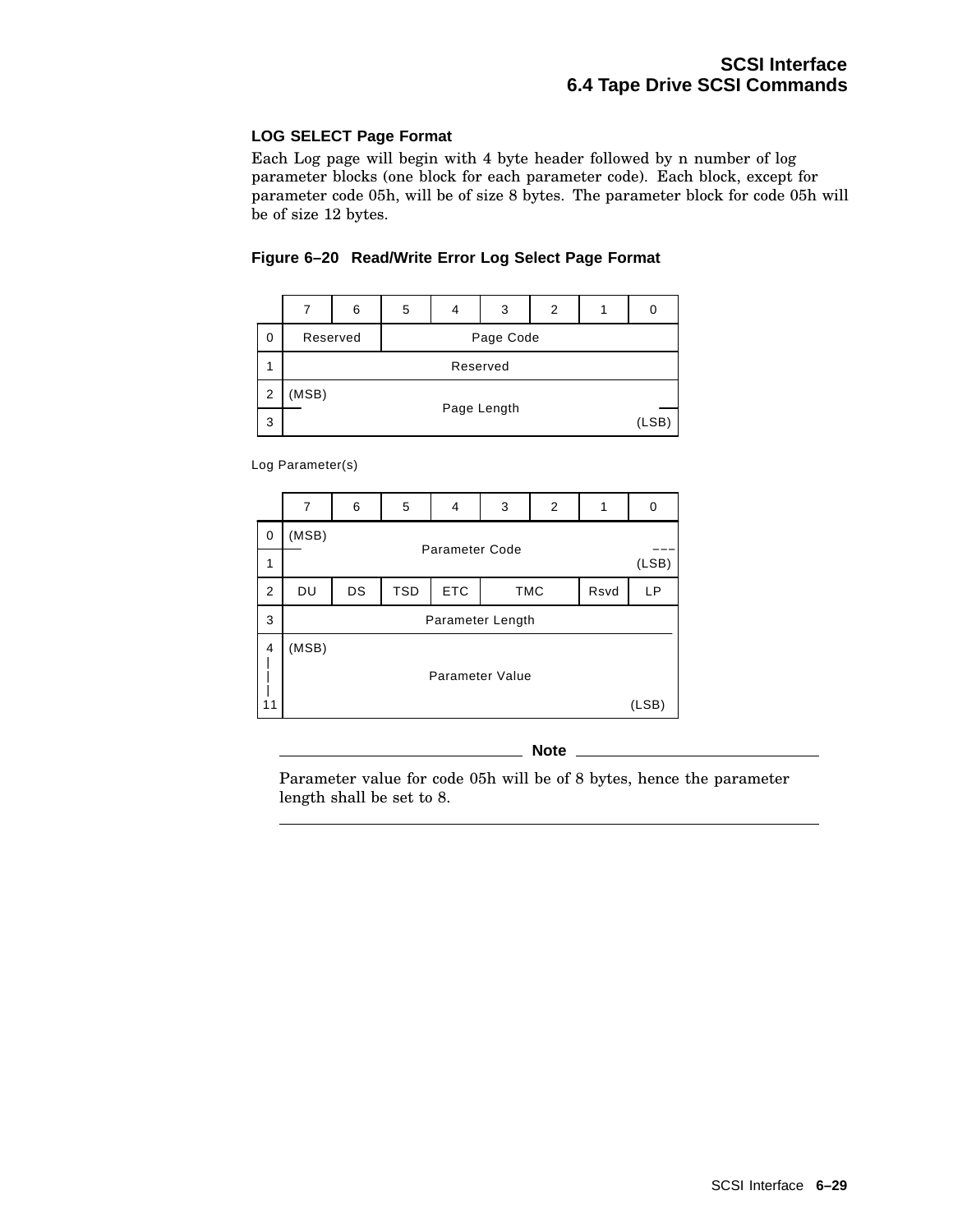### LOG SELECT Page Format

Each Log page will begin with 4 byte header followed by n number of log parameter blocks (one block for each parameter code). Each block, except for parameter code 05h, will be of size 8 bytes. The parameter block for code 05h will be of size 12 bytes.

**Figure 6–20 Read/Write Error Log Select Page Format**

| | 7 | 6 | 5 | 4 | 3 | 2 | 1 | 0 |
|---|---|---|---|---|---|---|---|---|
| 0 | Reserved | | Page Code | | | | | |
| 1 | Reserved | | | | | | | |
| 2 | (MSB) | | Page Length | | | | | |
| 3 | | | | | | | | (LSB) |

Log Parameter(s)

| | 7 | 6 | 5 | 4 | 3 | 2 | 1 | 0 |
|---|---|---|---|---|---|---|---|---|
| 0 | (MSB) | | Parameter Code | | | | | |
| 1 | | | | | | | | (LSB) |
| 2 | DU | DS | TSD | ETC | TMC | | Rsvd | LP |
| 3 | Parameter Length | | | | | | | |
| 4 – 11 | (MSB) | | Parameter Value | | | | | (LSB) |

---

**Note**

Parameter value for code 05h will be of 8 bytes, hence the parameter length shall be set to 8.

---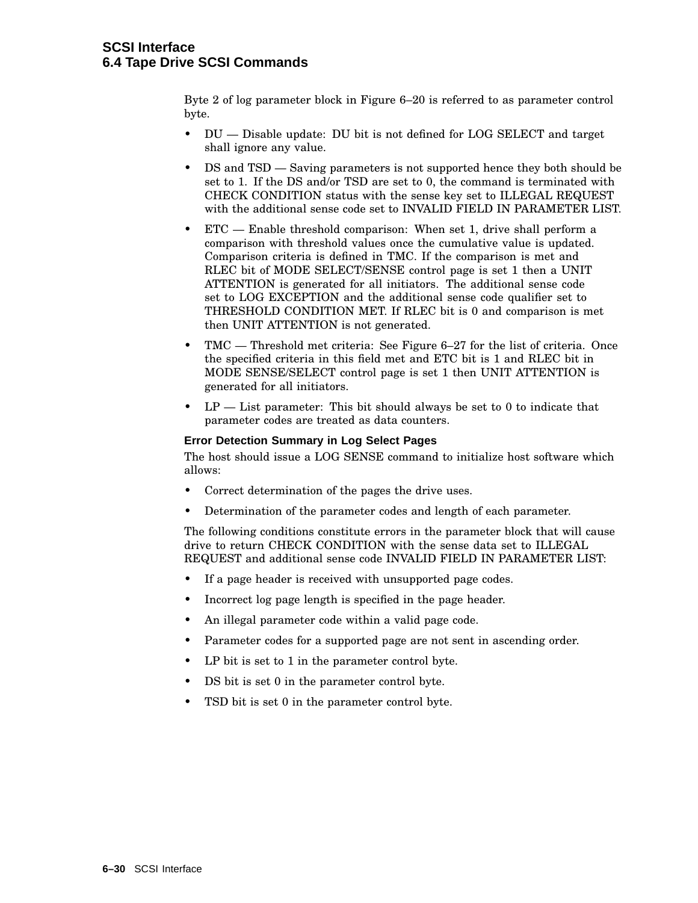Byte 2 of log parameter block in Figure 6–20 is referred to as parameter control byte.

- DU — Disable update: DU bit is not defined for LOG SELECT and target shall ignore any value.
- DS and TSD — Saving parameters is not supported hence they both should be set to 1. If the DS and/or TSD are set to 0, the command is terminated with CHECK CONDITION status with the sense key set to ILLEGAL REQUEST with the additional sense code set to INVALID FIELD IN PARAMETER LIST.
- ETC — Enable threshold comparison: When set 1, drive shall perform a comparison with threshold values once the cumulative value is updated. Comparison criteria is defined in TMC. If the comparison is met and RLEC bit of MODE SELECT/SENSE control page is set 1 then a UNIT ATTENTION is generated for all initiators. The additional sense code set to LOG EXCEPTION and the additional sense code qualifier set to THRESHOLD CONDITION MET. If RLEC bit is 0 and comparison is met then UNIT ATTENTION is not generated.
- TMC — Threshold met criteria: See Figure 6–27 for the list of criteria. Once the specified criteria in this field met and ETC bit is 1 and RLEC bit in MODE SENSE/SELECT control page is set 1 then UNIT ATTENTION is generated for all initiators.
- LP — List parameter: This bit should always be set to 0 to indicate that parameter codes are treated as data counters.

### Error Detection Summary in Log Select Pages

The host should issue a LOG SENSE command to initialize host software which allows:

- Correct determination of the pages the drive uses.
- Determination of the parameter codes and length of each parameter.

The following conditions constitute errors in the parameter block that will cause drive to return CHECK CONDITION with the sense data set to ILLEGAL REQUEST and additional sense code INVALID FIELD IN PARAMETER LIST:

- If a page header is received with unsupported page codes.
- Incorrect log page length is specified in the page header.
- An illegal parameter code within a valid page code.
- Parameter codes for a supported page are not sent in ascending order.
- LP bit is set to 1 in the parameter control byte.
- DS bit is set 0 in the parameter control byte.
- TSD bit is set 0 in the parameter control byte.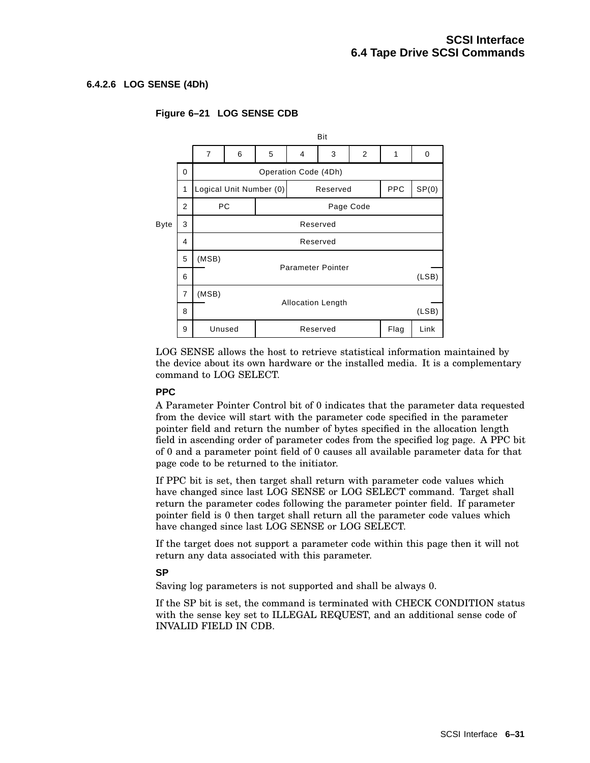#### 6.4.2.6 LOG SENSE (4Dh)

**Figure 6–21 LOG SENSE CDB**

| Byte | Bit 7 | 6 | 5 | 4 | 3 | 2 | 1 | 0 |
|---|---|---|---|---|---|---|---|---|
| 0 | Operation Code (4Dh) | | | | | | | |
| 1 | Logical Unit Number (0) | | | Reserved | | | PPC | SP(0) |
| 2 | PC | | Page Code | | | | | |
| 3 | Reserved | | | | | | | |
| 4 | Reserved | | | | | | | |
| 5 | (MSB) Parameter Pointer | | | | | | | |
| 6 | Parameter Pointer (LSB) | | | | | | | |
| 7 | (MSB) Allocation Length | | | | | | | |
| 8 | Allocation Length (LSB) | | | | | | | |
| 9 | Unused | | Reserved | | | | Flag | Link |

LOG SENSE allows the host to retrieve statistical information maintained by the device about its own hardware or the installed media. It is a complementary command to LOG SELECT.

**PPC**

A Parameter Pointer Control bit of 0 indicates that the parameter data requested from the device will start with the parameter code specified in the parameter pointer field and return the number of bytes specified in the allocation length field in ascending order of parameter codes from the specified log page. A PPC bit of 0 and a parameter point field of 0 causes all available parameter data for that page code to be returned to the initiator.

If PPC bit is set, then target shall return with parameter code values which have changed since last LOG SENSE or LOG SELECT command. Target shall return the parameter codes following the parameter pointer field. If parameter pointer field is 0 then target shall return all the parameter code values which have changed since last LOG SENSE or LOG SELECT.

If the target does not support a parameter code within this page then it will not return any data associated with this parameter.

**SP**

Saving log parameters is not supported and shall be always 0.

If the SP bit is set, the command is terminated with CHECK CONDITION status with the sense key set to ILLEGAL REQUEST, and an additional sense code of INVALID FIELD IN CDB.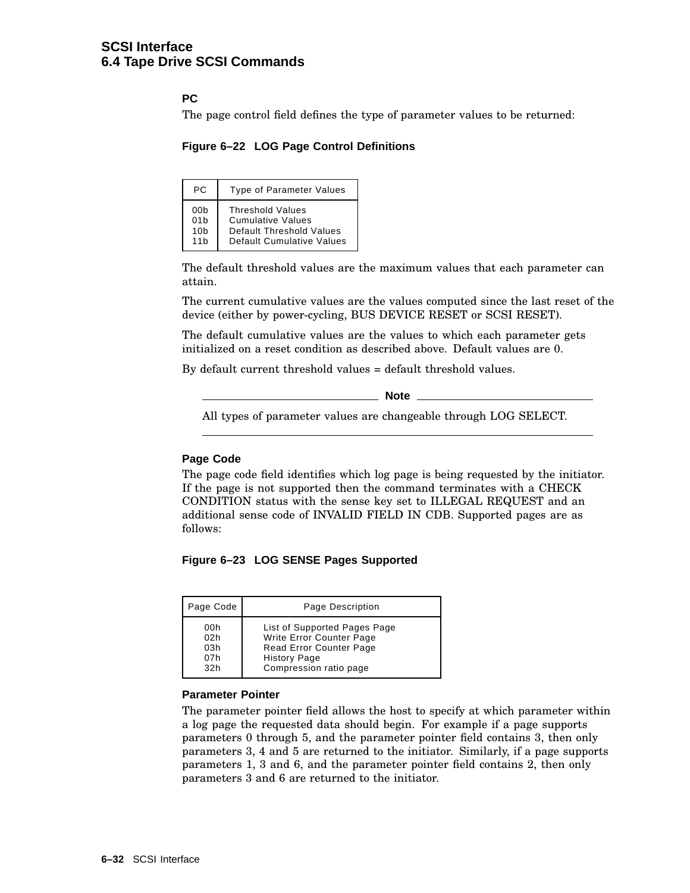**PC**

The page control field defines the type of parameter values to be returned:

**Figure 6–22 LOG Page Control Definitions**

| PC | Type of Parameter Values |
|---|---|
| 00b | Threshold Values |
| 01b | Cumulative Values |
| 10b | Default Threshold Values |
| 11b | Default Cumulative Values |

The default threshold values are the maximum values that each parameter can attain.

The current cumulative values are the values computed since the last reset of the device (either by power-cycling, BUS DEVICE RESET or SCSI RESET).

The default cumulative values are the values to which each parameter gets initialized on a reset condition as described above. Default values are 0.

By default current threshold values = default threshold values.

**Note**

All types of parameter values are changeable through LOG SELECT.

---

**Page Code**

The page code field identifies which log page is being requested by the initiator. If the page is not supported then the command terminates with a CHECK CONDITION status with the sense key set to ILLEGAL REQUEST and an additional sense code of INVALID FIELD IN CDB. Supported pages are as follows:

**Figure 6–23 LOG SENSE Pages Supported**

| Page Code | Page Description |
|---|---|
| 00h | List of Supported Pages Page |
| 02h | Write Error Counter Page |
| 03h | Read Error Counter Page |
| 07h | History Page |
| 32h | Compression ratio page |

**Parameter Pointer**

The parameter pointer field allows the host to specify at which parameter within a log page the requested data should begin. For example if a page supports parameters 0 through 5, and the parameter pointer field contains 3, then only parameters 3, 4 and 5 are returned to the initiator. Similarly, if a page supports parameters 1, 3 and 6, and the parameter pointer field contains 2, then only parameters 3 and 6 are returned to the initiator.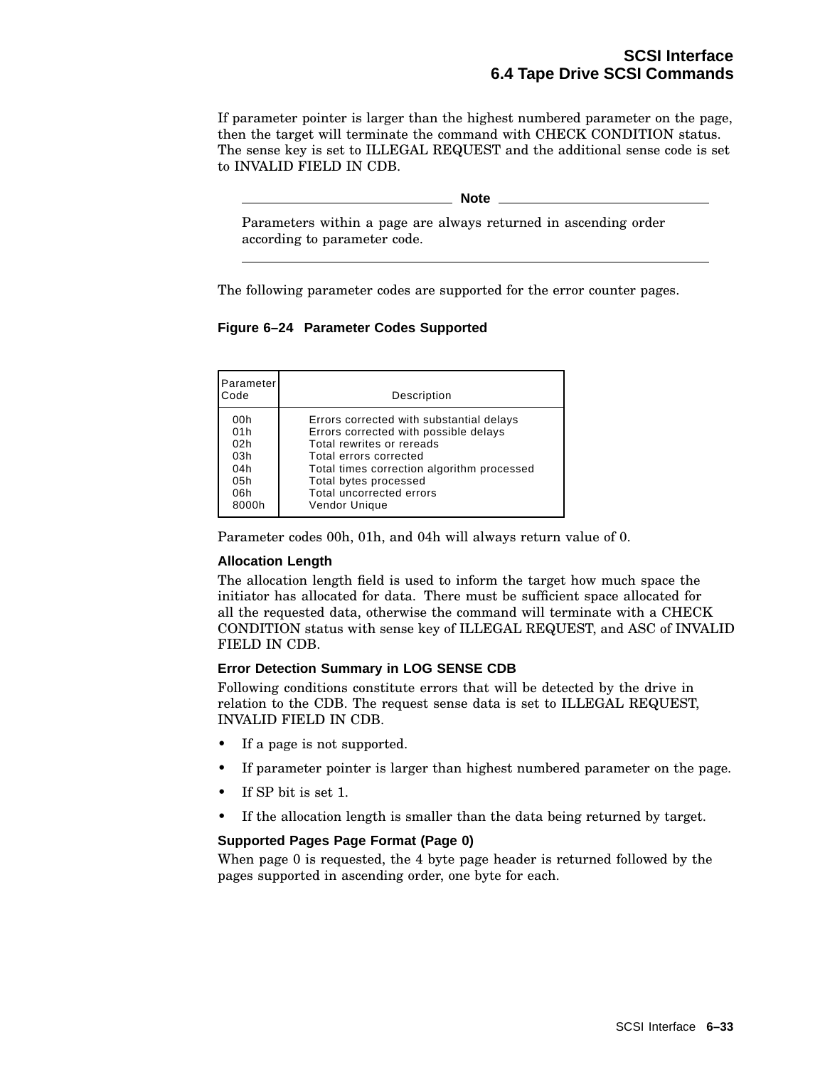If parameter pointer is larger than the highest numbered parameter on the page, then the target will terminate the command with CHECK CONDITION status. The sense key is set to ILLEGAL REQUEST and the additional sense code is set to INVALID FIELD IN CDB.

**Note**

Parameters within a page are always returned in ascending order according to parameter code.

The following parameter codes are supported for the error counter pages.

**Figure 6–24 Parameter Codes Supported**

| Parameter Code | Description |
|---|---|
| 00h | Errors corrected with substantial delays |
| 01h | Errors corrected with possible delays |
| 02h | Total rewrites or rereads |
| 03h | Total errors corrected |
| 04h | Total times correction algorithm processed |
| 05h | Total bytes processed |
| 06h | Total uncorrected errors |
| 8000h | Vendor Unique |

Parameter codes 00h, 01h, and 04h will always return value of 0.

### Allocation Length

The allocation length field is used to inform the target how much space the initiator has allocated for data. There must be sufficient space allocated for all the requested data, otherwise the command will terminate with a CHECK CONDITION status with sense key of ILLEGAL REQUEST, and ASC of INVALID FIELD IN CDB.

### Error Detection Summary in LOG SENSE CDB

Following conditions constitute errors that will be detected by the drive in relation to the CDB. The request sense data is set to ILLEGAL REQUEST, INVALID FIELD IN CDB.

- If a page is not supported.
- If parameter pointer is larger than highest numbered parameter on the page.
- If SP bit is set 1.
- If the allocation length is smaller than the data being returned by target.

### Supported Pages Page Format (Page 0)

When page 0 is requested, the 4 byte page header is returned followed by the pages supported in ascending order, one byte for each.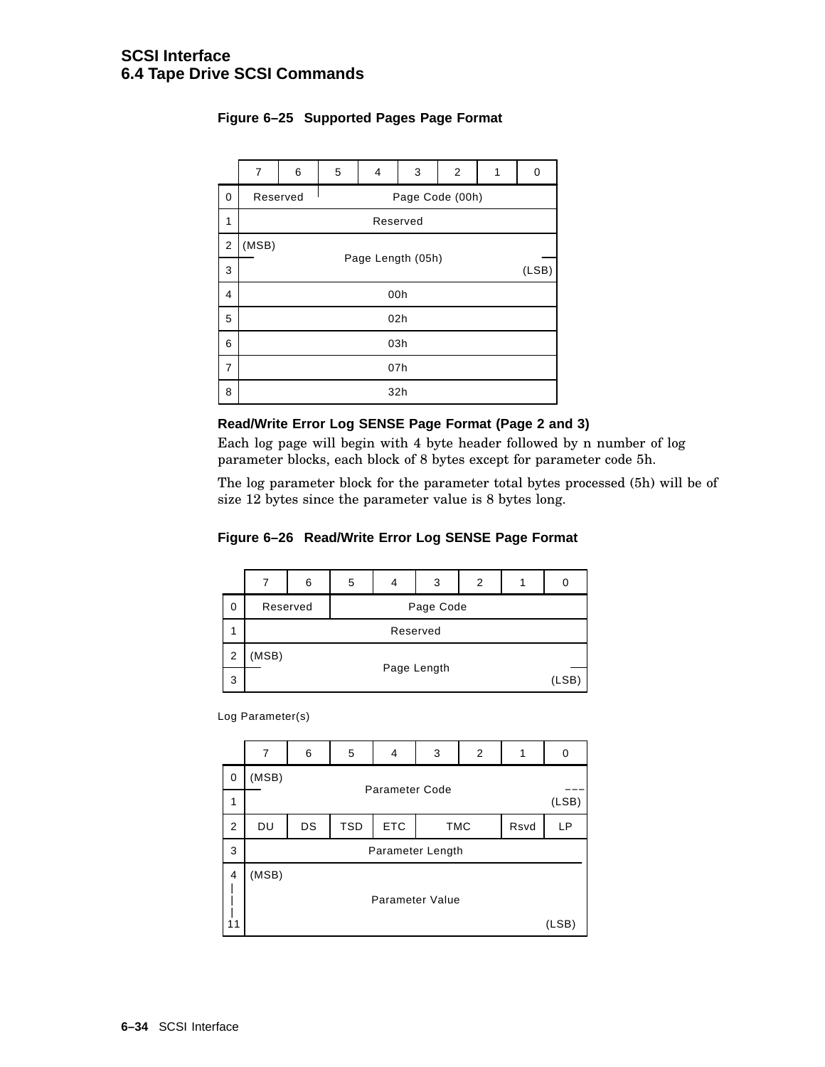**Figure 6–25 Supported Pages Page Format**

| | 7 | 6 | 5 | 4 | 3 | 2 | 1 | 0 |
|---|---|---|---|---|---|---|---|---|
| 0 | Reserved | | Page Code (00h) | | | | | |
| 1 | Reserved | | | | | | | |
| 2 | (MSB) Page Length (05h) | | | | | | | |
| 3 | | | | | | | | (LSB) |
| 4 | 00h | | | | | | | |
| 5 | 02h | | | | | | | |
| 6 | 03h | | | | | | | |
| 7 | 07h | | | | | | | |
| 8 | 32h | | | | | | | |

### Read/Write Error Log SENSE Page Format (Page 2 and 3)

Each log page will begin with 4 byte header followed by n number of log parameter blocks, each block of 8 bytes except for parameter code 5h.

The log parameter block for the parameter total bytes processed (5h) will be of size 12 bytes since the parameter value is 8 bytes long.

**Figure 6–26 Read/Write Error Log SENSE Page Format**

| | 7 | 6 | 5 | 4 | 3 | 2 | 1 | 0 |
|---|---|---|---|---|---|---|---|---|
| 0 | Reserved | | Page Code | | | | | |
| 1 | Reserved | | | | | | | |
| 2 | (MSB) Page Length | | | | | | | |
| 3 | | | | | | | | (LSB) |

Log Parameter(s)

| | 7 | 6 | 5 | 4 | 3 | 2 | 1 | 0 |
|---|---|---|---|---|---|---|---|---|
| 0 | (MSB) Parameter Code | | | | | | | |
| 1 | | | | | | | | (LSB) |
| 2 | DU | DS | TSD | ETC | TMC | | Rsvd | LP |
| 3 | Parameter Length | | | | | | | |
| 4–11 | (MSB) Parameter Value | | | | | | | (LSB) |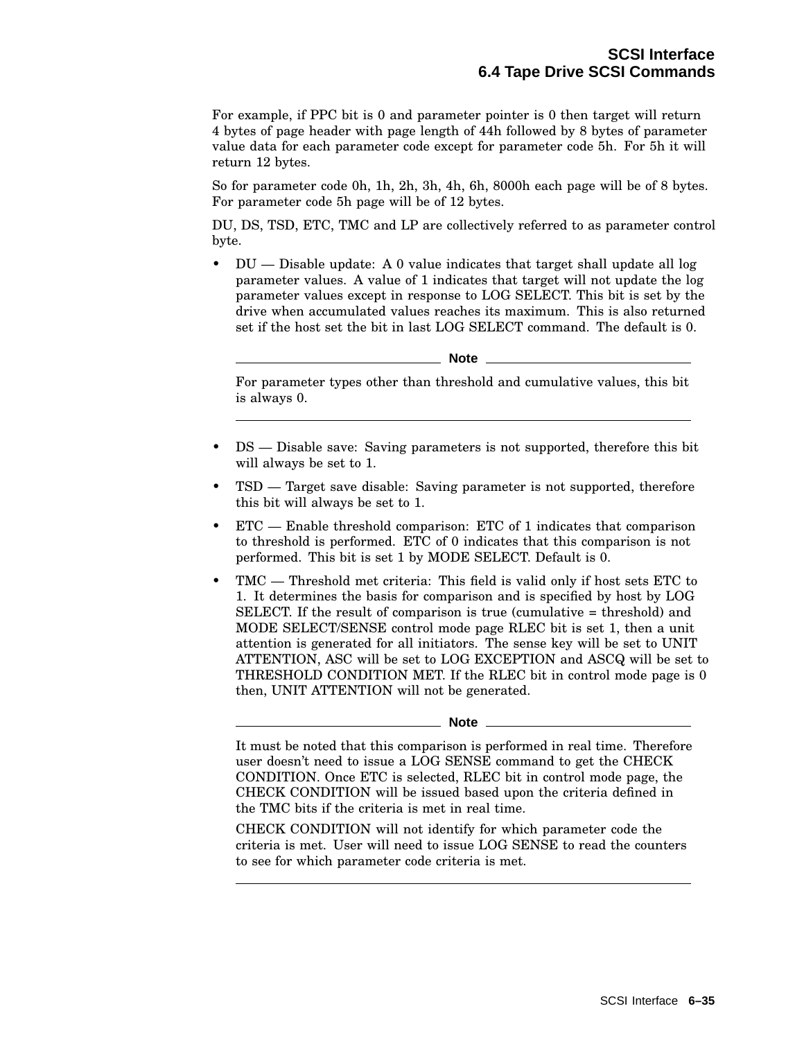For example, if PPC bit is 0 and parameter pointer is 0 then target will return 4 bytes of page header with page length of 44h followed by 8 bytes of parameter value data for each parameter code except for parameter code 5h. For 5h it will return 12 bytes.

So for parameter code 0h, 1h, 2h, 3h, 4h, 6h, 8000h each page will be of 8 bytes. For parameter code 5h page will be of 12 bytes.

DU, DS, TSD, ETC, TMC and LP are collectively referred to as parameter control byte.

- DU — Disable update: A 0 value indicates that target shall update all log parameter values. A value of 1 indicates that target will not update the log parameter values except in response to LOG SELECT. This bit is set by the drive when accumulated values reaches its maximum. This is also returned set if the host set the bit in last LOG SELECT command. The default is 0.

  **Note**

  For parameter types other than threshold and cumulative values, this bit is always 0.

- DS — Disable save: Saving parameters is not supported, therefore this bit will always be set to 1.
- TSD — Target save disable: Saving parameter is not supported, therefore this bit will always be set to 1.
- ETC — Enable threshold comparison: ETC of 1 indicates that comparison to threshold is performed. ETC of 0 indicates that this comparison is not performed. This bit is set 1 by MODE SELECT. Default is 0.
- TMC — Threshold met criteria: This field is valid only if host sets ETC to 1. It determines the basis for comparison and is specified by host by LOG SELECT. If the result of comparison is true (cumulative = threshold) and MODE SELECT/SENSE control mode page RLEC bit is set 1, then a unit attention is generated for all initiators. The sense key will be set to UNIT ATTENTION, ASC will be set to LOG EXCEPTION and ASCQ will be set to THRESHOLD CONDITION MET. If the RLEC bit in control mode page is 0 then, UNIT ATTENTION will not be generated.

  **Note**

  It must be noted that this comparison is performed in real time. Therefore user doesn't need to issue a LOG SENSE command to get the CHECK CONDITION. Once ETC is selected, RLEC bit in control mode page, the CHECK CONDITION will be issued based upon the criteria defined in the TMC bits if the criteria is met in real time.

  CHECK CONDITION will not identify for which parameter code the criteria is met. User will need to issue LOG SENSE to read the counters to see for which parameter code criteria is met.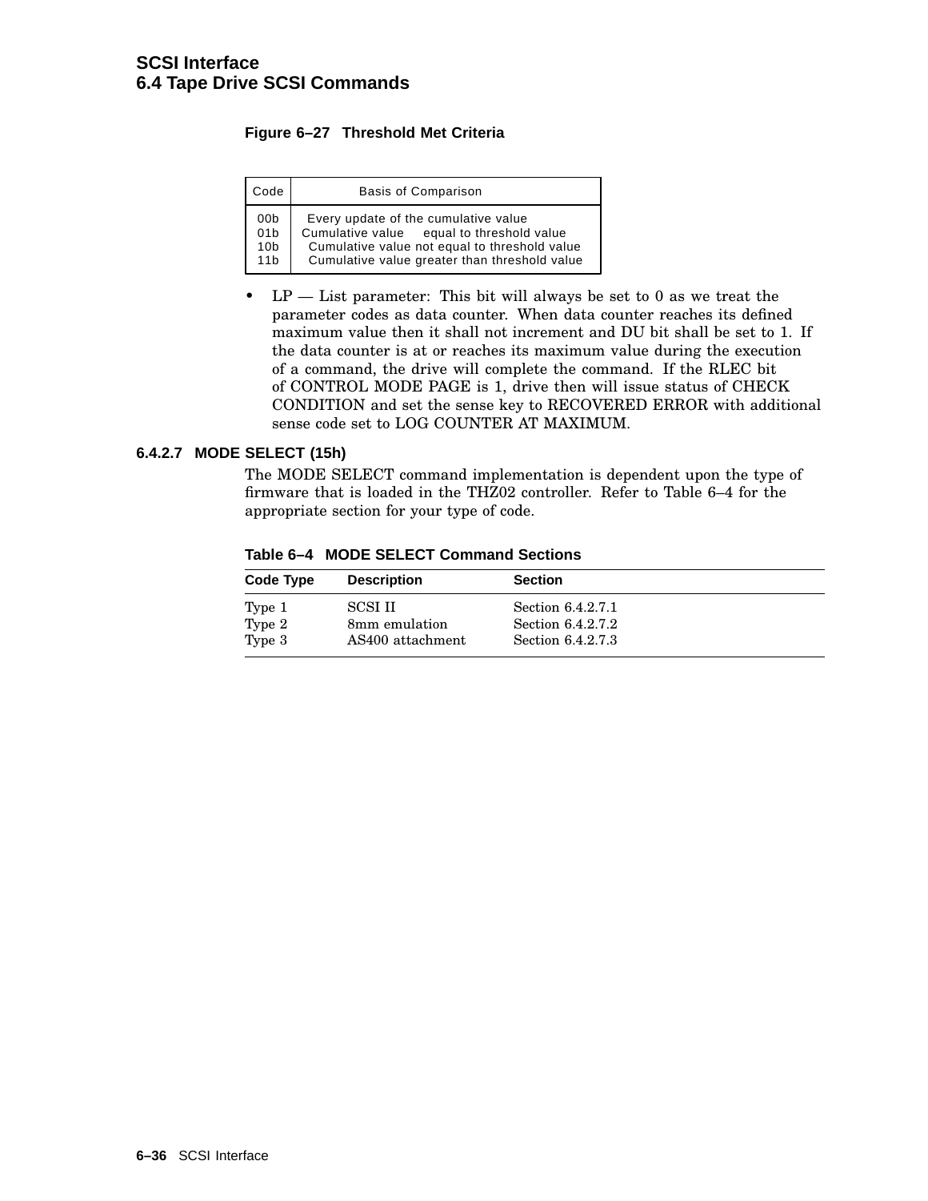**Figure 6–27 Threshold Met Criteria**

| Code | Basis of Comparison |
|---|---|
| 00b | Every update of the cumulative value |
| 01b | Cumulative value equal to threshold value |
| 10b | Cumulative value not equal to threshold value |
| 11b | Cumulative value greater than threshold value |

- LP — List parameter: This bit will always be set to 0 as we treat the parameter codes as data counter. When data counter reaches its defined maximum value then it shall not increment and DU bit shall be set to 1. If the data counter is at or reaches its maximum value during the execution of a command, the drive will complete the command. If the RLEC bit of CONTROL MODE PAGE is 1, drive then will issue status of CHECK CONDITION and set the sense key to RECOVERED ERROR with additional sense code set to LOG COUNTER AT MAXIMUM.

#### 6.4.2.7 MODE SELECT (15h)

The MODE SELECT command implementation is dependent upon the type of firmware that is loaded in the THZ02 controller. Refer to Table 6–4 for the appropriate section for your type of code.

**Table 6–4 MODE SELECT Command Sections**

| Code Type | Description | Section |
|---|---|---|
| Type 1 | SCSI II | Section 6.4.2.7.1 |
| Type 2 | 8mm emulation | Section 6.4.2.7.2 |
| Type 3 | AS400 attachment | Section 6.4.2.7.3 |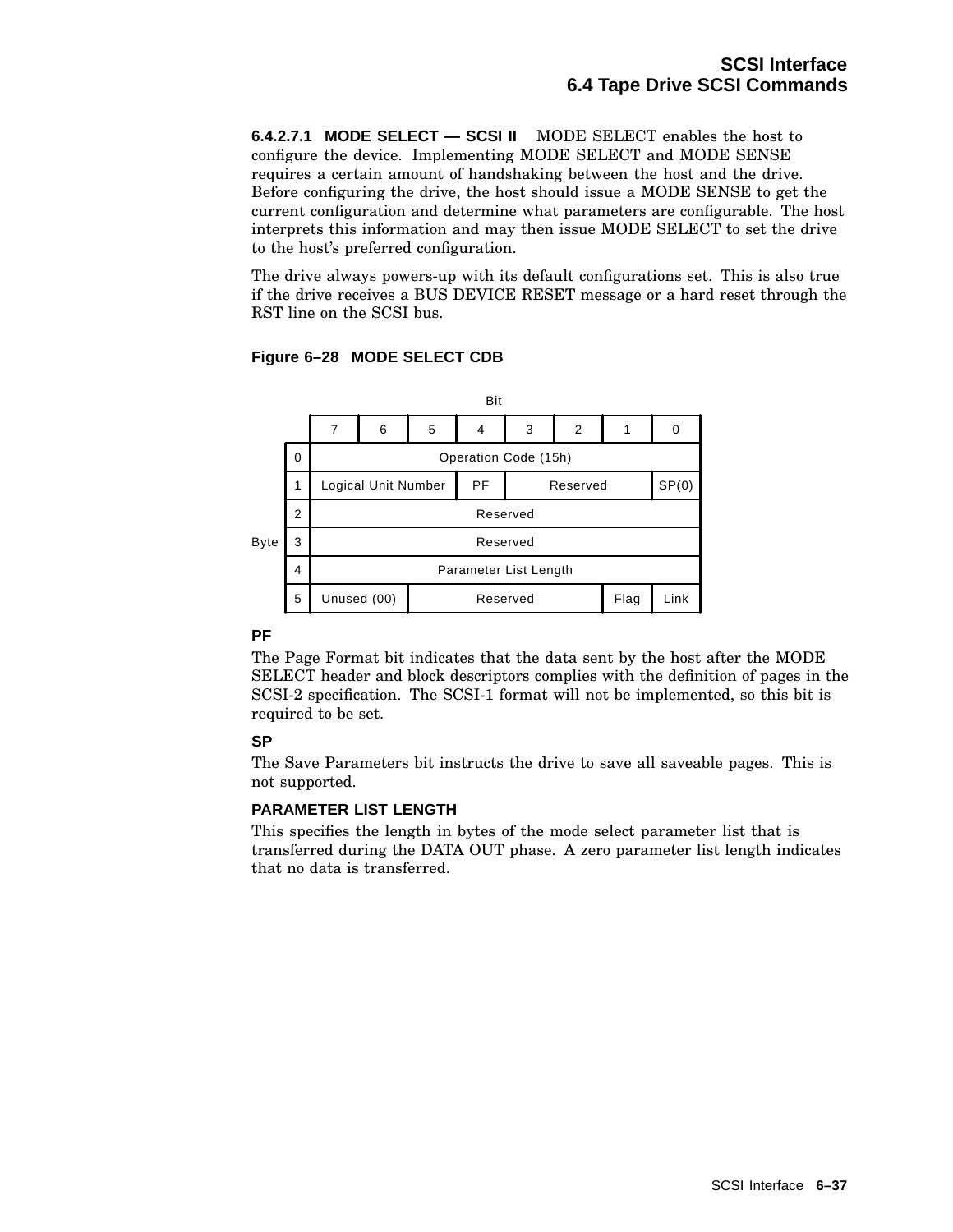#### 6.4.2.7.1 MODE SELECT — SCSI II

MODE SELECT enables the host to configure the device. Implementing MODE SELECT and MODE SENSE requires a certain amount of handshaking between the host and the drive. Before configuring the drive, the host should issue a MODE SENSE to get the current configuration and determine what parameters are configurable. The host interprets this information and may then issue MODE SELECT to set the drive to the host's preferred configuration.

The drive always powers-up with its default configurations set. This is also true if the drive receives a BUS DEVICE RESET message or a hard reset through the RST line on the SCSI bus.

**Figure 6–28 MODE SELECT CDB**

| Byte \ Bit | 7 | 6 | 5 | 4 | 3 | 2 | 1 | 0 |
|---|---|---|---|---|---|---|---|---|
| 0 | Operation Code (15h) | | | | | | | |
| 1 | Logical Unit Number | | | PF | Reserved | | | SP(0) |
| 2 | Reserved | | | | | | | |
| 3 | Reserved | | | | | | | |
| 4 | Parameter List Length | | | | | | | |
| 5 | Unused (00) | | Reserved | | | | Flag | Link |

**PF**

The Page Format bit indicates that the data sent by the host after the MODE SELECT header and block descriptors complies with the definition of pages in the SCSI-2 specification. The SCSI-1 format will not be implemented, so this bit is required to be set.

**SP**

The Save Parameters bit instructs the drive to save all saveable pages. This is not supported.

**PARAMETER LIST LENGTH**

This specifies the length in bytes of the mode select parameter list that is transferred during the DATA OUT phase. A zero parameter list length indicates that no data is transferred.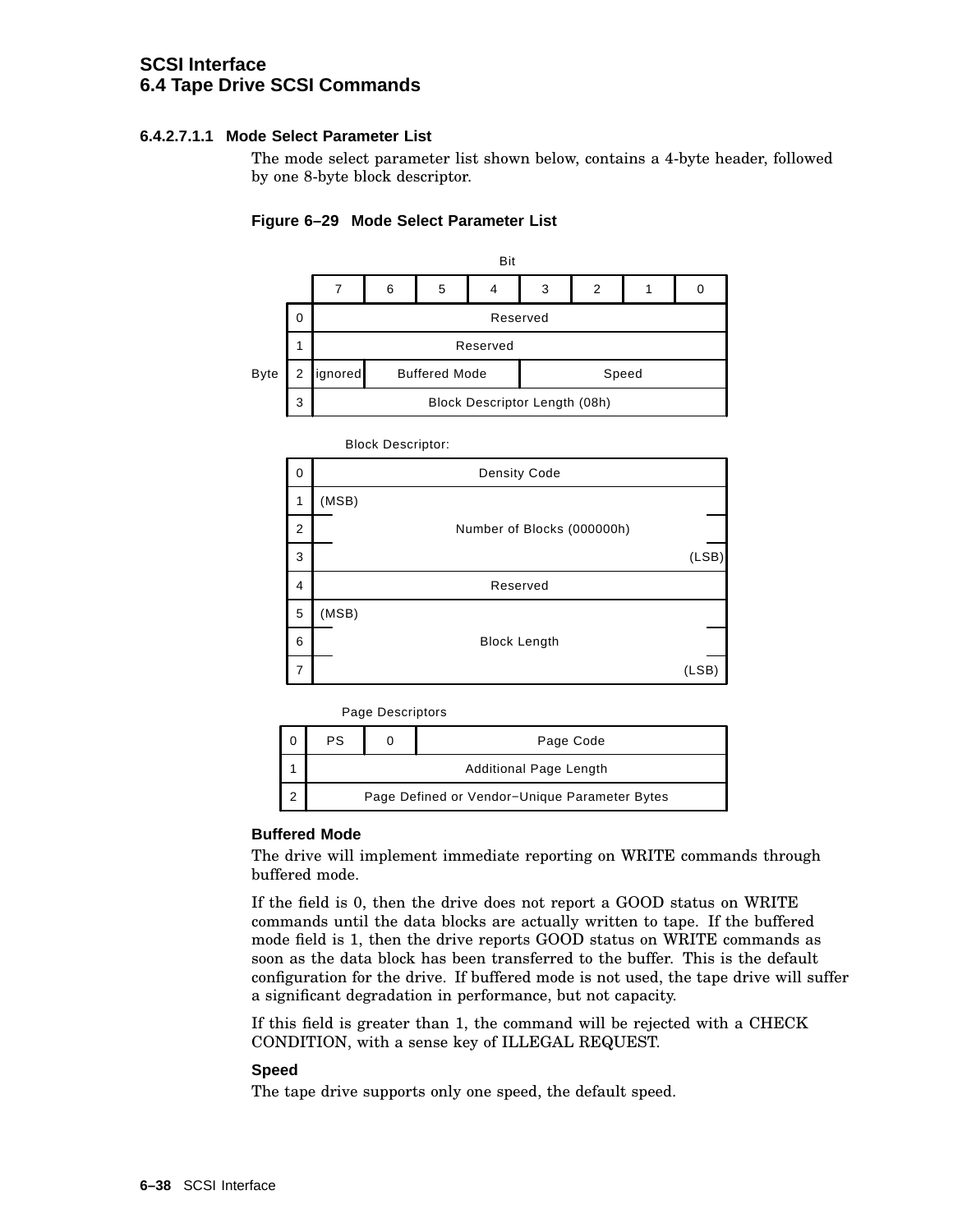#### 6.4.2.7.1.1 Mode Select Parameter List

The mode select parameter list shown below, contains a 4-byte header, followed by one 8-byte block descriptor.

**Figure 6–29 Mode Select Parameter List**

| Byte | 7 | 6 | 5 | 4 | 3 | 2 | 1 | 0 |
|---|---|---|---|---|---|---|---|---|
| 0 | Reserved | | | | | | | |
| 1 | Reserved | | | | | | | |
| 2 | ignored | Buffered Mode | | | Speed | | | |
| 3 | Block Descriptor Length (08h) | | | | | | | |

Block Descriptor:

| Byte | 7 | 6 | 5 | 4 | 3 | 2 | 1 | 0 |
|---|---|---|---|---|---|---|---|---|
| 0 | Density Code | | | | | | | |
| 1 | (MSB) | | | | | | | |
| 2 | Number of Blocks (000000h) | | | | | | | |
| 3 | | | | | | | | (LSB) |
| 4 | Reserved | | | | | | | |
| 5 | (MSB) | | | | | | | |
| 6 | Block Length | | | | | | | |
| 7 | | | | | | | | (LSB) |

Page Descriptors

| Byte | 7 | 6 | 5–0 |
|---|---|---|---|
| 0 | PS | 0 | Page Code |
| 1 | Additional Page Length | | |
| 2 | Page Defined or Vendor−Unique Parameter Bytes | | |

**Buffered Mode**

The drive will implement immediate reporting on WRITE commands through buffered mode.

If the field is 0, then the drive does not report a GOOD status on WRITE commands until the data blocks are actually written to tape. If the buffered mode field is 1, then the drive reports GOOD status on WRITE commands as soon as the data block has been transferred to the buffer. This is the default configuration for the drive. If buffered mode is not used, the tape drive will suffer a significant degradation in performance, but not capacity.

If this field is greater than 1, the command will be rejected with a CHECK CONDITION, with a sense key of ILLEGAL REQUEST.

**Speed**

The tape drive supports only one speed, the default speed.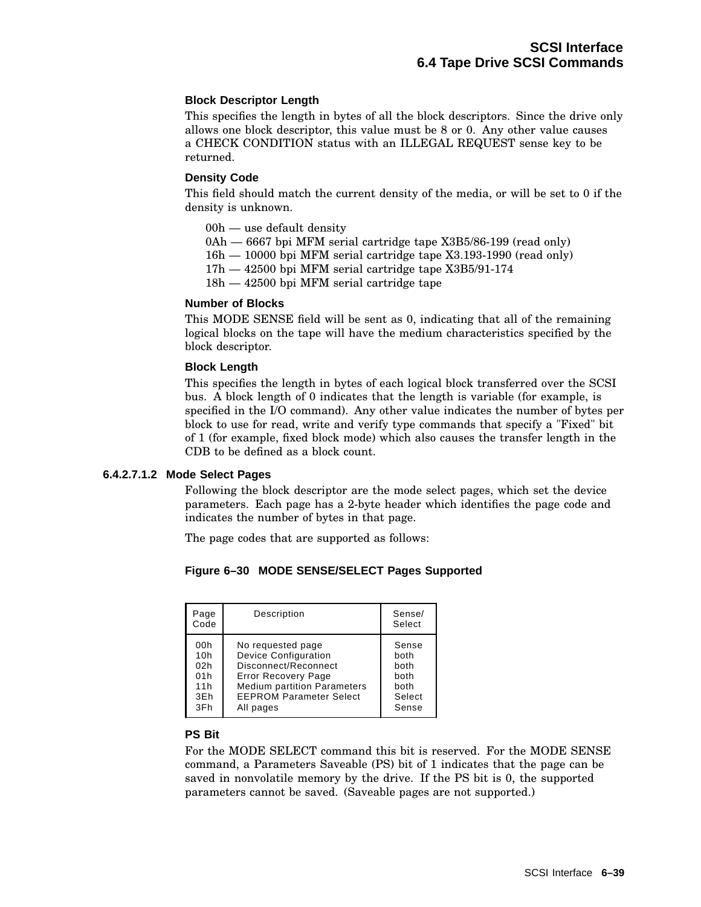#### Block Descriptor Length

This specifies the length in bytes of all the block descriptors. Since the drive only allows one block descriptor, this value must be 8 or 0. Any other value causes a CHECK CONDITION status with an ILLEGAL REQUEST sense key to be returned.

#### Density Code

This field should match the current density of the media, or will be set to 0 if the density is unknown.

00h — use default density
0Ah — 6667 bpi MFM serial cartridge tape X3B5/86-199 (read only)
16h — 10000 bpi MFM serial cartridge tape X3.193-1990 (read only)
17h — 42500 bpi MFM serial cartridge tape X3B5/91-174
18h — 42500 bpi MFM serial cartridge tape

#### Number of Blocks

This MODE SENSE field will be sent as 0, indicating that all of the remaining logical blocks on the tape will have the medium characteristics specified by the block descriptor.

#### Block Length

This specifies the length in bytes of each logical block transferred over the SCSI bus. A block length of 0 indicates that the length is variable (for example, is specified in the I/O command). Any other value indicates the number of bytes per block to use for read, write and verify type commands that specify a "Fixed" bit of 1 (for example, fixed block mode) which also causes the transfer length in the CDB to be defined as a block count.

### 6.4.2.7.1.2 Mode Select Pages

Following the block descriptor are the mode select pages, which set the device parameters. Each page has a 2-byte header which identifies the page code and indicates the number of bytes in that page.

The page codes that are supported as follows:

**Figure 6–30 MODE SENSE/SELECT Pages Supported**

| Page Code | Description | Sense/ Select |
|---|---|---|
| 00h | No requested page | Sense |
| 10h | Device Configuration | both |
| 02h | Disconnect/Reconnect | both |
| 01h | Error Recovery Page | both |
| 11h | Medium partition Parameters | both |
| 3Eh | EEPROM Parameter Select | Select |
| 3Fh | All pages | Sense |

#### PS Bit

For the MODE SELECT command this bit is reserved. For the MODE SENSE command, a Parameters Saveable (PS) bit of 1 indicates that the page can be saved in nonvolatile memory by the drive. If the PS bit is 0, the supported parameters cannot be saved. (Saveable pages are not supported.)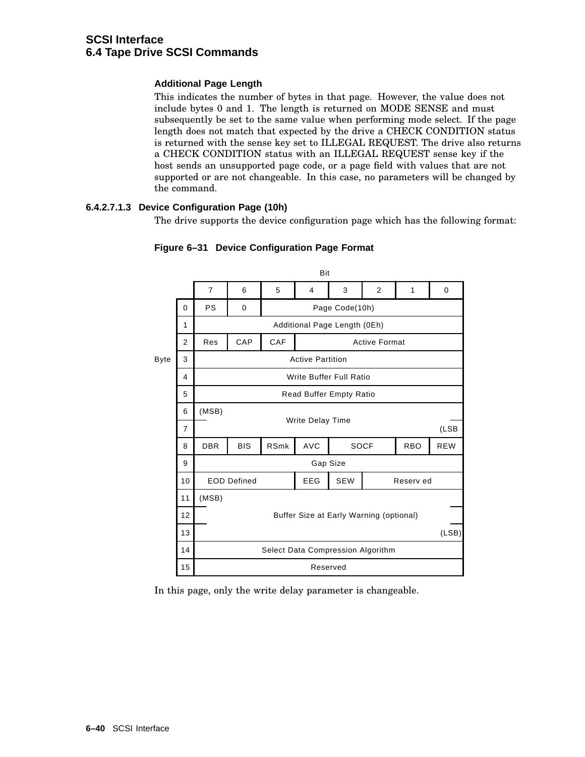### Additional Page Length

This indicates the number of bytes in that page. However, the value does not include bytes 0 and 1. The length is returned on MODE SENSE and must subsequently be set to the same value when performing mode select. If the page length does not match that expected by the drive a CHECK CONDITION status is returned with the sense key set to ILLEGAL REQUEST. The drive also returns a CHECK CONDITION status with an ILLEGAL REQUEST sense key if the host sends an unsupported page code, or a page field with values that are not supported or are not changeable. In this case, no parameters will be changed by the command.

#### 6.4.2.7.1.3 Device Configuration Page (10h)

The drive supports the device configuration page which has the following format:

**Figure 6–31 Device Configuration Page Format**

| Byte \ Bit | 7 | 6 | 5 | 4 | 3 | 2 | 1 | 0 |
|---|---|---|---|---|---|---|---|---|
| 0 | PS | 0 | Page Code(10h) | | | | | |
| 1 | Additional Page Length (0Eh) | | | | | | | |
| 2 | Res | CAP | CAF | Active Format | | | | |
| 3 | Active Partition | | | | | | | |
| 4 | Write Buffer Full Ratio | | | | | | | |
| 5 | Read Buffer Empty Ratio | | | | | | | |
| 6 | (MSB) Write Delay Time | | | | | | | |
| 7 | Write Delay Time (LSB) | | | | | | | |
| 8 | DBR | BIS | RSmk | AVC | SOCF | | RBO | REW |
| 9 | Gap Size | | | | | | | |
| 10 | EOD Defined | | | EEG | SEW | Reserved | | |
| 11 | (MSB) Buffer Size at Early Warning (optional) | | | | | | | |
| 12 | Buffer Size at Early Warning (optional) | | | | | | | |
| 13 | Buffer Size at Early Warning (optional) (LSB) | | | | | | | |
| 14 | Select Data Compression Algorithm | | | | | | | |
| 15 | Reserved | | | | | | | |

In this page, only the write delay parameter is changeable.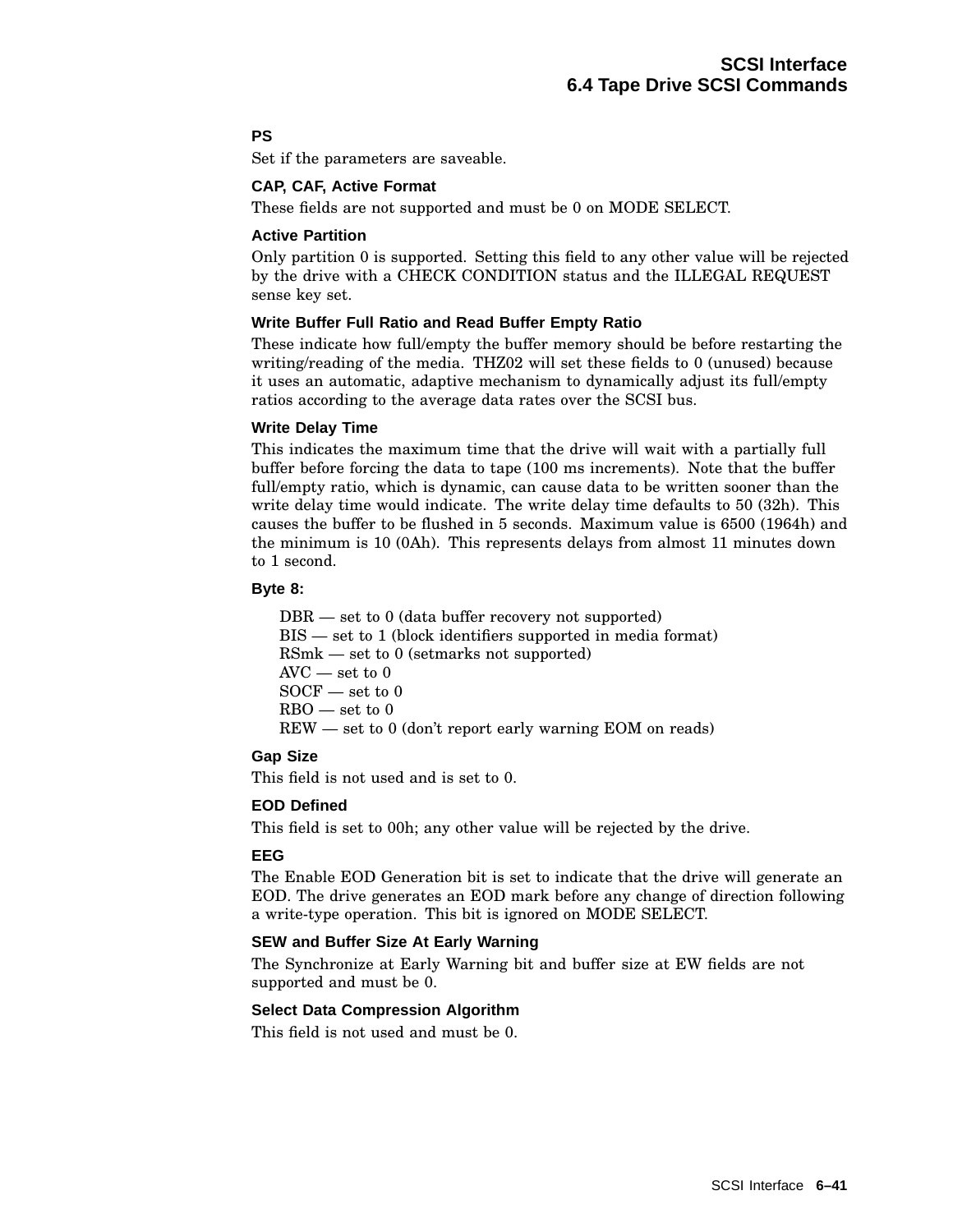**PS**

Set if the parameters are saveable.

**CAP, CAF, Active Format**

These fields are not supported and must be 0 on MODE SELECT.

**Active Partition**

Only partition 0 is supported. Setting this field to any other value will be rejected by the drive with a CHECK CONDITION status and the ILLEGAL REQUEST sense key set.

**Write Buffer Full Ratio and Read Buffer Empty Ratio**

These indicate how full/empty the buffer memory should be before restarting the writing/reading of the media. THZ02 will set these fields to 0 (unused) because it uses an automatic, adaptive mechanism to dynamically adjust its full/empty ratios according to the average data rates over the SCSI bus.

**Write Delay Time**

This indicates the maximum time that the drive will wait with a partially full buffer before forcing the data to tape (100 ms increments). Note that the buffer full/empty ratio, which is dynamic, can cause data to be written sooner than the write delay time would indicate. The write delay time defaults to 50 (32h). This causes the buffer to be flushed in 5 seconds. Maximum value is 6500 (1964h) and the minimum is 10 (0Ah). This represents delays from almost 11 minutes down to 1 second.

**Byte 8:**

DBR — set to 0 (data buffer recovery not supported)
BIS — set to 1 (block identifiers supported in media format)
RSmk — set to 0 (setmarks not supported)
AVC — set to 0
SOCF — set to 0
RBO — set to 0
REW — set to 0 (don't report early warning EOM on reads)

**Gap Size**

This field is not used and is set to 0.

**EOD Defined**

This field is set to 00h; any other value will be rejected by the drive.

**EEG**

The Enable EOD Generation bit is set to indicate that the drive will generate an EOD. The drive generates an EOD mark before any change of direction following a write-type operation. This bit is ignored on MODE SELECT.

**SEW and Buffer Size At Early Warning**

The Synchronize at Early Warning bit and buffer size at EW fields are not supported and must be 0.

**Select Data Compression Algorithm**

This field is not used and must be 0.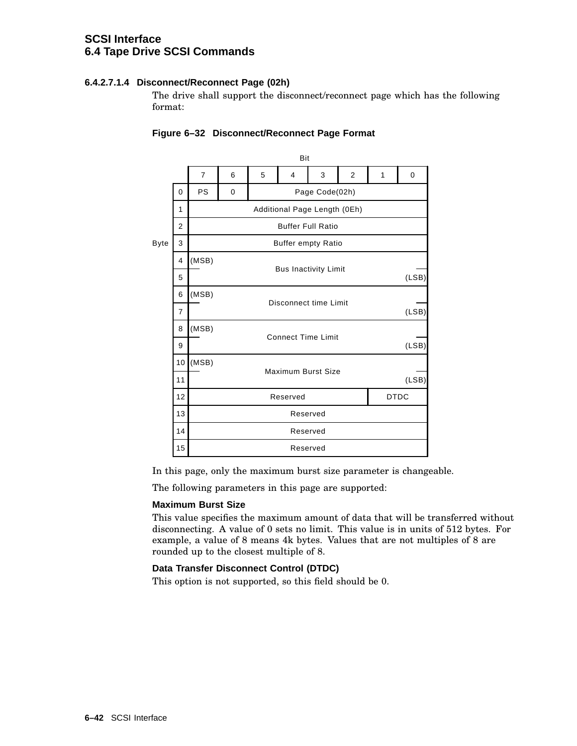#### 6.4.2.7.1.4 Disconnect/Reconnect Page (02h)

The drive shall support the disconnect/reconnect page which has the following format:

**Figure 6–32 Disconnect/Reconnect Page Format**

| Byte \ Bit | 7 | 6 | 5 | 4 | 3 | 2 | 1 | 0 |
|---|---|---|---|---|---|---|---|---|
| 0 | PS | 0 | Page Code(02h) | | | | | |
| 1 | Additional Page Length (0Eh) | | | | | | | |
| 2 | Buffer Full Ratio | | | | | | | |
| 3 | Buffer empty Ratio | | | | | | | |
| 4 | (MSB) Bus Inactivity Limit | | | | | | | |
| 5 | (LSB) | | | | | | | |
| 6 | (MSB) Disconnect time Limit | | | | | | | |
| 7 | (LSB) | | | | | | | |
| 8 | (MSB) Connect Time Limit | | | | | | | |
| 9 | (LSB) | | | | | | | |
| 10 | (MSB) Maximum Burst Size | | | | | | | |
| 11 | (LSB) | | | | | | | |
| 12 | Reserved | | | | | | DTDC | |
| 13 | Reserved | | | | | | | |
| 14 | Reserved | | | | | | | |
| 15 | Reserved | | | | | | | |

In this page, only the maximum burst size parameter is changeable.

The following parameters in this page are supported:

**Maximum Burst Size**

This value specifies the maximum amount of data that will be transferred without disconnecting. A value of 0 sets no limit. This value is in units of 512 bytes. For example, a value of 8 means 4k bytes. Values that are not multiples of 8 are rounded up to the closest multiple of 8.

**Data Transfer Disconnect Control (DTDC)**

This option is not supported, so this field should be 0.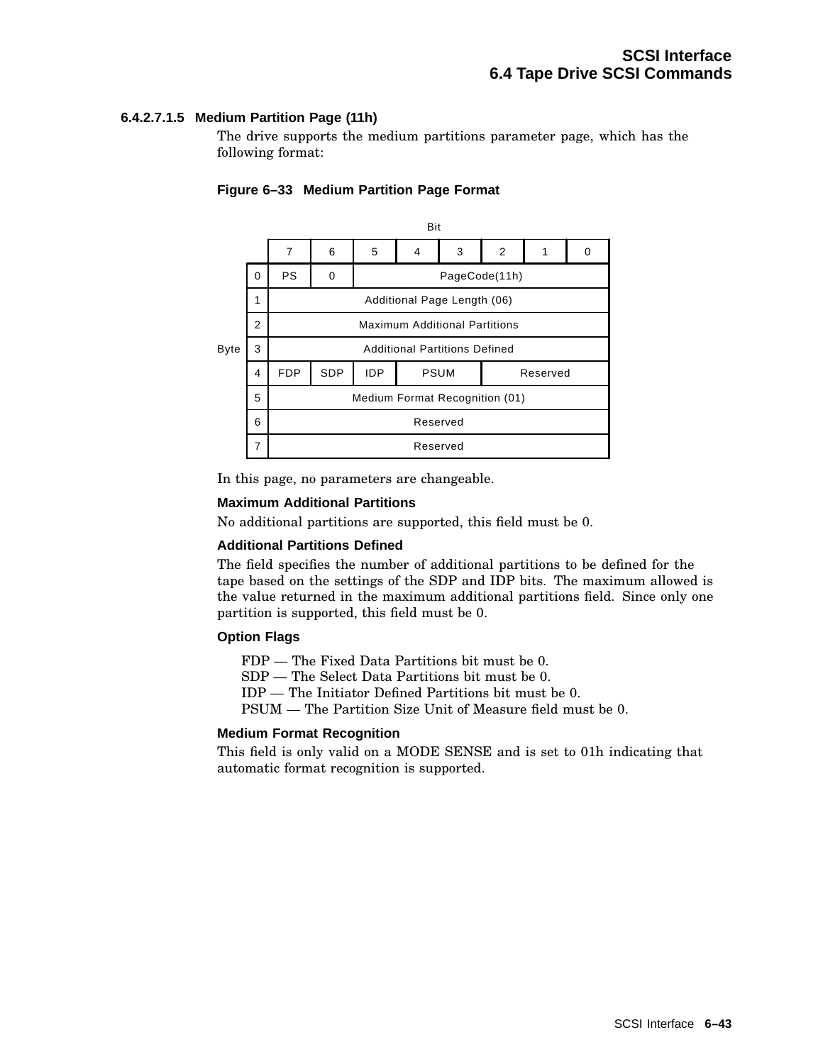#### 6.4.2.7.1.5 Medium Partition Page (11h)

The drive supports the medium partitions parameter page, which has the following format:

**Figure 6–33 Medium Partition Page Format**

| Byte | Bit 7 | 6 | 5 | 4 | 3 | 2 | 1 | 0 |
|---|---|---|---|---|---|---|---|---|
| 0 | PS | 0 | PageCode(11h) | | | | | |
| 1 | Additional Page Length (06) | | | | | | | |
| 2 | Maximum Additional Partitions | | | | | | | |
| 3 | Additional Partitions Defined | | | | | | | |
| 4 | FDP | SDP | IDP | PSUM | | Reserved | | |
| 5 | Medium Format Recognition (01) | | | | | | | |
| 6 | Reserved | | | | | | | |
| 7 | Reserved | | | | | | | |

In this page, no parameters are changeable.

**Maximum Additional Partitions**

No additional partitions are supported, this field must be 0.

**Additional Partitions Defined**

The field specifies the number of additional partitions to be defined for the tape based on the settings of the SDP and IDP bits. The maximum allowed is the value returned in the maximum additional partitions field. Since only one partition is supported, this field must be 0.

**Option Flags**

FDP — The Fixed Data Partitions bit must be 0.
SDP — The Select Data Partitions bit must be 0.
IDP — The Initiator Defined Partitions bit must be 0.
PSUM — The Partition Size Unit of Measure field must be 0.

**Medium Format Recognition**

This field is only valid on a MODE SENSE and is set to 01h indicating that automatic format recognition is supported.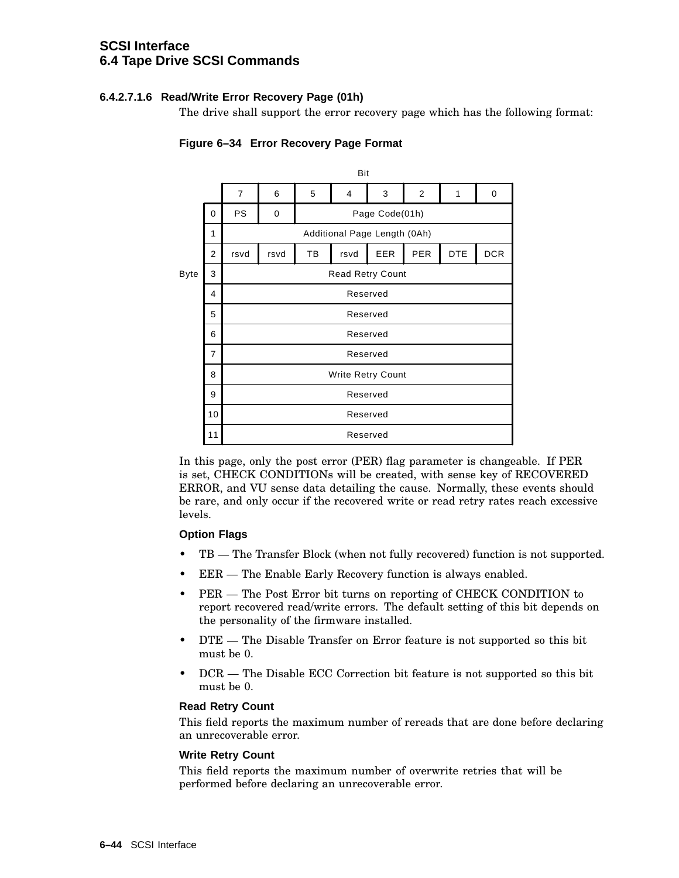#### 6.4.2.7.1.6 Read/Write Error Recovery Page (01h)

The drive shall support the error recovery page which has the following format:

**Figure 6–34 Error Recovery Page Format**

| Byte | Bit 7 | 6 | 5 | 4 | 3 | 2 | 1 | 0 |
|---|---|---|---|---|---|---|---|---|
| 0 | PS | 0 | Page Code(01h) | | | | | |
| 1 | Additional Page Length (0Ah) | | | | | | | |
| 2 | rsvd | rsvd | TB | rsvd | EER | PER | DTE | DCR |
| 3 | Read Retry Count | | | | | | | |
| 4 | Reserved | | | | | | | |
| 5 | Reserved | | | | | | | |
| 6 | Reserved | | | | | | | |
| 7 | Reserved | | | | | | | |
| 8 | Write Retry Count | | | | | | | |
| 9 | Reserved | | | | | | | |
| 10 | Reserved | | | | | | | |
| 11 | Reserved | | | | | | | |

In this page, only the post error (PER) flag parameter is changeable. If PER is set, CHECK CONDITIONs will be created, with sense key of RECOVERED ERROR, and VU sense data detailing the cause. Normally, these events should be rare, and only occur if the recovered write or read retry rates reach excessive levels.

**Option Flags**

- TB — The Transfer Block (when not fully recovered) function is not supported.
- EER — The Enable Early Recovery function is always enabled.
- PER — The Post Error bit turns on reporting of CHECK CONDITION to report recovered read/write errors. The default setting of this bit depends on the personality of the firmware installed.
- DTE — The Disable Transfer on Error feature is not supported so this bit must be 0.
- DCR — The Disable ECC Correction bit feature is not supported so this bit must be 0.

**Read Retry Count**

This field reports the maximum number of rereads that are done before declaring an unrecoverable error.

**Write Retry Count**

This field reports the maximum number of overwrite retries that will be performed before declaring an unrecoverable error.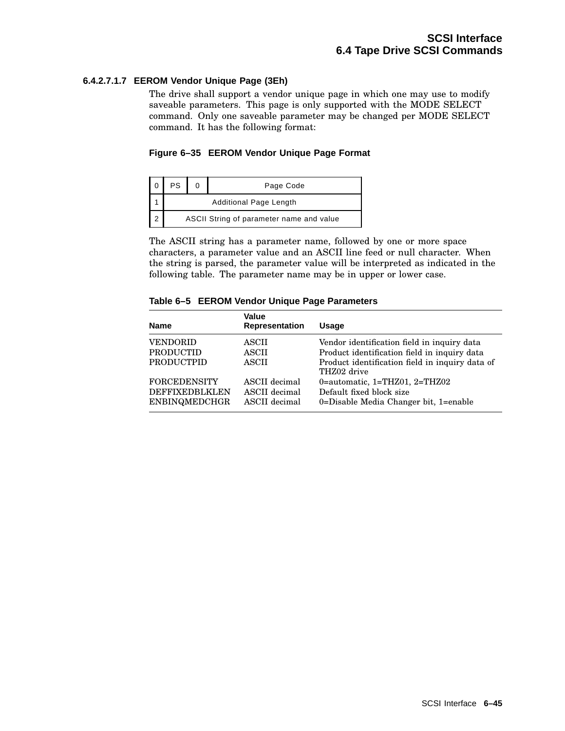#### 6.4.2.7.1.7 EEROM Vendor Unique Page (3Eh)

The drive shall support a vendor unique page in which one may use to modify saveable parameters. This page is only supported with the MODE SELECT command. Only one saveable parameter may be changed per MODE SELECT command. It has the following format:

**Figure 6–35 EEROM Vendor Unique Page Format**

| | | | |
|---|---|---|---|
| 0 | PS | 0 | Page Code |
| 1 | Additional Page Length | | |
| 2 | ASCII String of parameter name and value | | |

The ASCII string has a parameter name, followed by one or more space characters, a parameter value and an ASCII line feed or null character. When the string is parsed, the parameter value will be interpreted as indicated in the following table. The parameter name may be in upper or lower case.

**Table 6–5 EEROM Vendor Unique Page Parameters**

| Name | Value Representation | Usage |
|---|---|---|
| VENDORID | ASCII | Vendor identification field in inquiry data |
| PRODUCTID | ASCII | Product identification field in inquiry data |
| PRODUCTPID | ASCII | Product identification field in inquiry data of THZ02 drive |
| FORCEDENSITY | ASCII decimal | 0=automatic, 1=THZ01, 2=THZ02 |
| DEFFIXEDBLKLEN | ASCII decimal | Default fixed block size |
| ENBINQMEDCHGR | ASCII decimal | 0=Disable Media Changer bit, 1=enable |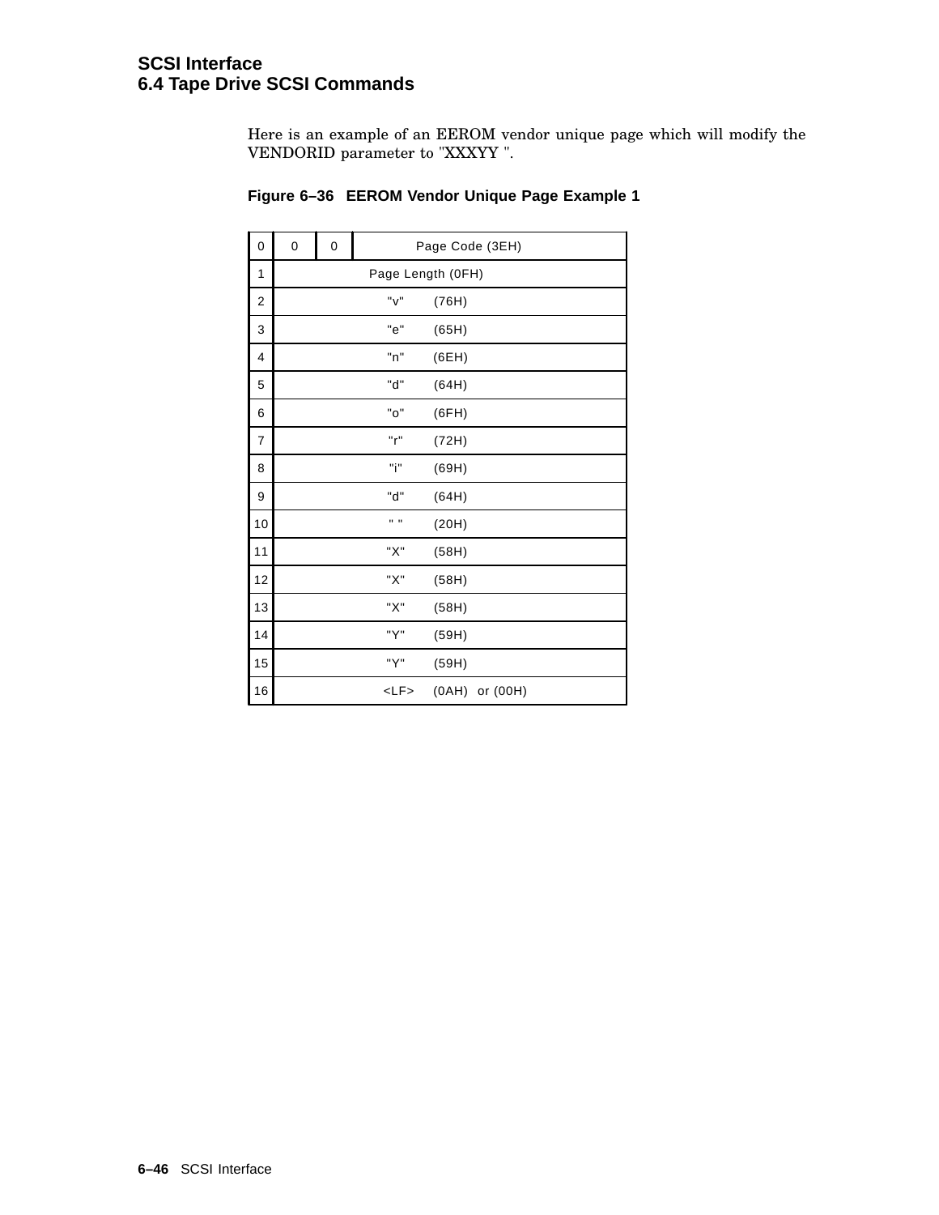Here is an example of an EEROM vendor unique page which will modify the VENDORID parameter to "XXXYY ".

**Figure 6–36 EEROM Vendor Unique Page Example 1**

| Byte | | | |
|---|---|---|---|
| 0 | 0 | 0 | Page Code (3EH) |
| 1 | Page Length (0FH) | | |
| 2 | "v" (76H) | | |
| 3 | "e" (65H) | | |
| 4 | "n" (6EH) | | |
| 5 | "d" (64H) | | |
| 6 | "o" (6FH) | | |
| 7 | "r" (72H) | | |
| 8 | "i" (69H) | | |
| 9 | "d" (64H) | | |
| 10 | " " (20H) | | |
| 11 | "X" (58H) | | |
| 12 | "X" (58H) | | |
| 13 | "X" (58H) | | |
| 14 | "Y" (59H) | | |
| 15 | "Y" (59H) | | |
| 16 | <LF> (0AH) or (00H) | | |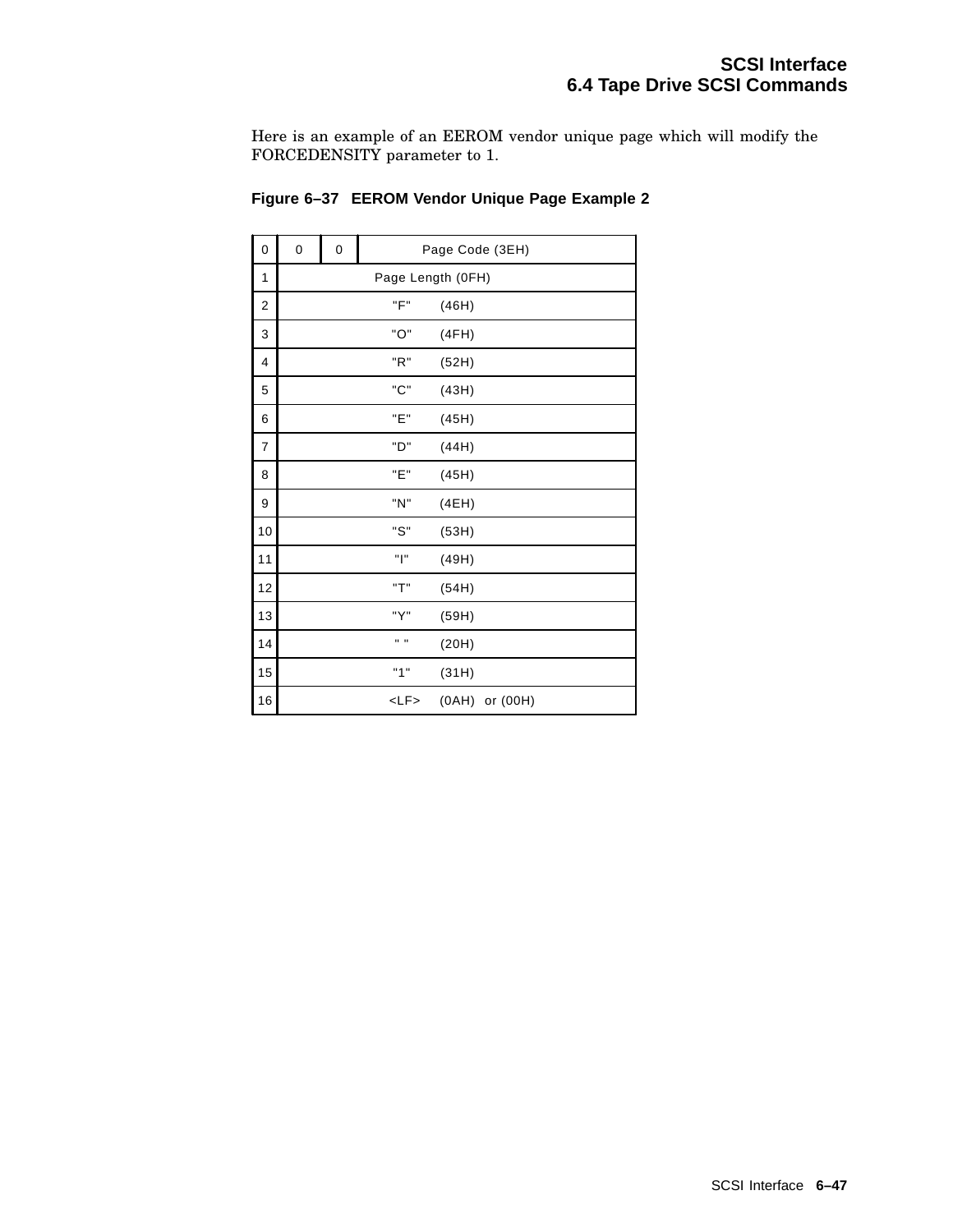Here is an example of an EEROM vendor unique page which will modify the FORCEDENSITY parameter to 1.

**Figure 6–37 EEROM Vendor Unique Page Example 2**

| Byte | | | |
|---|---|---|---|
| 0 | 0 | 0 | Page Code (3EH) |
| 1 | Page Length (0FH) | | |
| 2 | "F" (46H) | | |
| 3 | "O" (4FH) | | |
| 4 | "R" (52H) | | |
| 5 | "C" (43H) | | |
| 6 | "E" (45H) | | |
| 7 | "D" (44H) | | |
| 8 | "E" (45H) | | |
| 9 | "N" (4EH) | | |
| 10 | "S" (53H) | | |
| 11 | "I" (49H) | | |
| 12 | "T" (54H) | | |
| 13 | "Y" (59H) | | |
| 14 | " " (20H) | | |
| 15 | "1" (31H) | | |
| 16 | <LF> (0AH) or (00H) | | |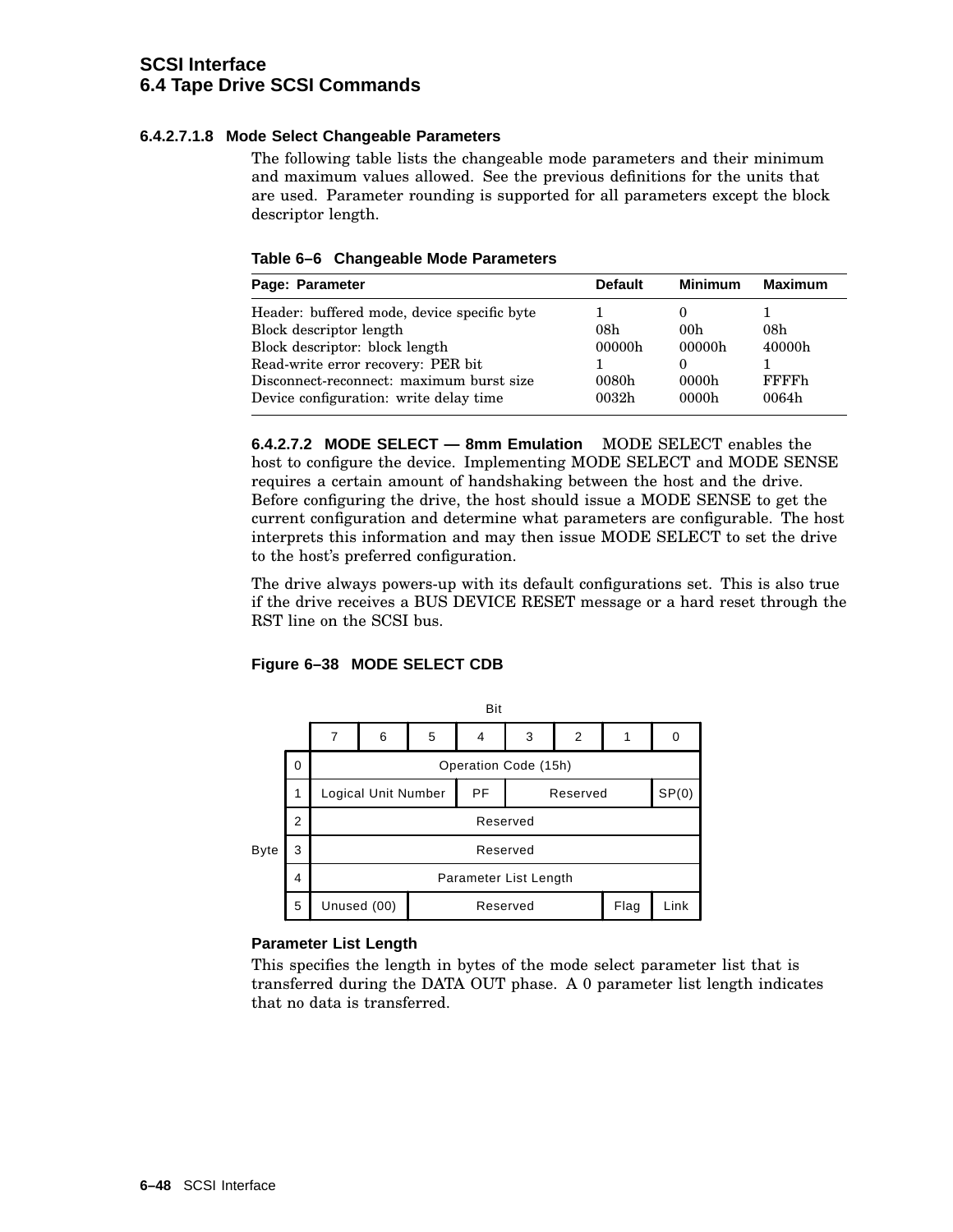#### 6.4.2.7.1.8 Mode Select Changeable Parameters

The following table lists the changeable mode parameters and their minimum and maximum values allowed. See the previous definitions for the units that are used. Parameter rounding is supported for all parameters except the block descriptor length.

**Table 6–6 Changeable Mode Parameters**

| Page: Parameter | Default | Minimum | Maximum |
|---|---|---|---|
| Header: buffered mode, device specific byte | 1 | 0 | 1 |
| Block descriptor length | 08h | 00h | 08h |
| Block descriptor: block length | 00000h | 00000h | 40000h |
| Read-write error recovery: PER bit | 1 | 0 | 1 |
| Disconnect-reconnect: maximum burst size | 0080h | 0000h | FFFFh |
| Device configuration: write delay time | 0032h | 0000h | 0064h |

**6.4.2.7.2 MODE SELECT — 8mm Emulation** MODE SELECT enables the host to configure the device. Implementing MODE SELECT and MODE SENSE requires a certain amount of handshaking between the host and the drive. Before configuring the drive, the host should issue a MODE SENSE to get the current configuration and determine what parameters are configurable. The host interprets this information and may then issue MODE SELECT to set the drive to the host's preferred configuration.

The drive always powers-up with its default configurations set. This is also true if the drive receives a BUS DEVICE RESET message or a hard reset through the RST line on the SCSI bus.

**Figure 6–38 MODE SELECT CDB**

| Byte \ Bit | 7 | 6 | 5 | 4 | 3 | 2 | 1 | 0 |
|---|---|---|---|---|---|---|---|---|
| 0 | Operation Code (15h) | | | | | | | |
| 1 | Logical Unit Number | | | PF | Reserved | | | SP(0) |
| 2 | Reserved | | | | | | | |
| 3 | Reserved | | | | | | | |
| 4 | Parameter List Length | | | | | | | |
| 5 | Unused (00) | | Reserved | | | | Flag | Link |

**Parameter List Length**

This specifies the length in bytes of the mode select parameter list that is transferred during the DATA OUT phase. A 0 parameter list length indicates that no data is transferred.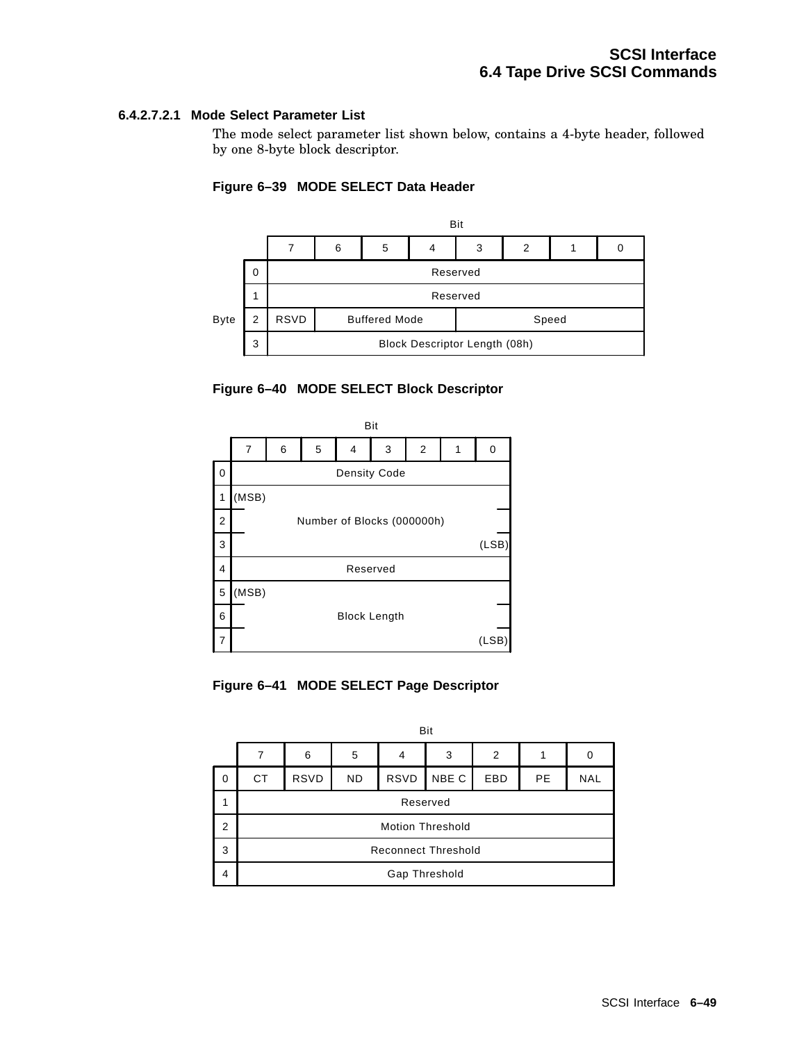#### 6.4.2.7.2.1 Mode Select Parameter List

The mode select parameter list shown below, contains a 4-byte header, followed by one 8-byte block descriptor.

**Figure 6–39 MODE SELECT Data Header**

| Byte | 7 | 6 | 5 | 4 | 3 | 2 | 1 | 0 |
|---|---|---|---|---|---|---|---|---|
| 0 | Reserved | | | | | | | |
| 1 | Reserved | | | | | | | |
| 2 | RSVD | Buffered Mode | | | Speed | | | |
| 3 | Block Descriptor Length (08h) | | | | | | | |

**Figure 6–40 MODE SELECT Block Descriptor**

| Byte | 7 | 6 | 5 | 4 | 3 | 2 | 1 | 0 |
|---|---|---|---|---|---|---|---|---|
| 0 | Density Code | | | | | | | |
| 1 | (MSB) | | | | | | | |
| 2 | Number of Blocks (000000h) | | | | | | | |
| 3 | | | | | | | | (LSB) |
| 4 | Reserved | | | | | | | |
| 5 | (MSB) | | | | | | | |
| 6 | Block Length | | | | | | | |
| 7 | | | | | | | | (LSB) |

**Figure 6–41 MODE SELECT Page Descriptor**

| Byte | 7 | 6 | 5 | 4 | 3 | 2 | 1 | 0 |
|---|---|---|---|---|---|---|---|---|
| 0 | CT | RSVD | ND | RSVD | NBE C | EBD | PE | NAL |
| 1 | Reserved | | | | | | | |
| 2 | Motion Threshold | | | | | | | |
| 3 | Reconnect Threshold | | | | | | | |
| 4 | Gap Threshold | | | | | | | |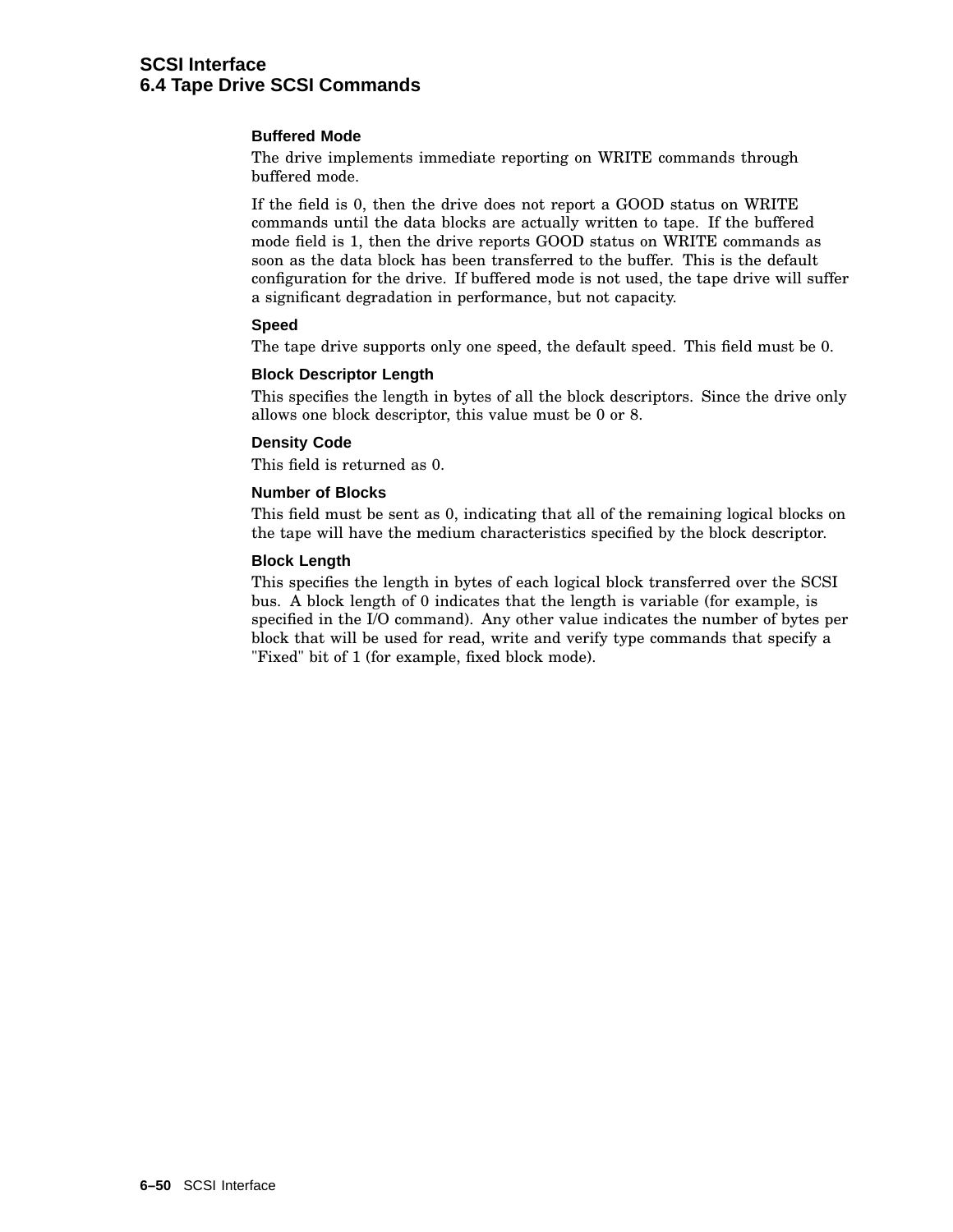#### Buffered Mode

The drive implements immediate reporting on WRITE commands through buffered mode.

If the field is 0, then the drive does not report a GOOD status on WRITE commands until the data blocks are actually written to tape. If the buffered mode field is 1, then the drive reports GOOD status on WRITE commands as soon as the data block has been transferred to the buffer. This is the default configuration for the drive. If buffered mode is not used, the tape drive will suffer a significant degradation in performance, but not capacity.

#### Speed

The tape drive supports only one speed, the default speed. This field must be 0.

#### Block Descriptor Length

This specifies the length in bytes of all the block descriptors. Since the drive only allows one block descriptor, this value must be 0 or 8.

#### Density Code

This field is returned as 0.

#### Number of Blocks

This field must be sent as 0, indicating that all of the remaining logical blocks on the tape will have the medium characteristics specified by the block descriptor.

#### Block Length

This specifies the length in bytes of each logical block transferred over the SCSI bus. A block length of 0 indicates that the length is variable (for example, is specified in the I/O command). Any other value indicates the number of bytes per block that will be used for read, write and verify type commands that specify a "Fixed" bit of 1 (for example, fixed block mode).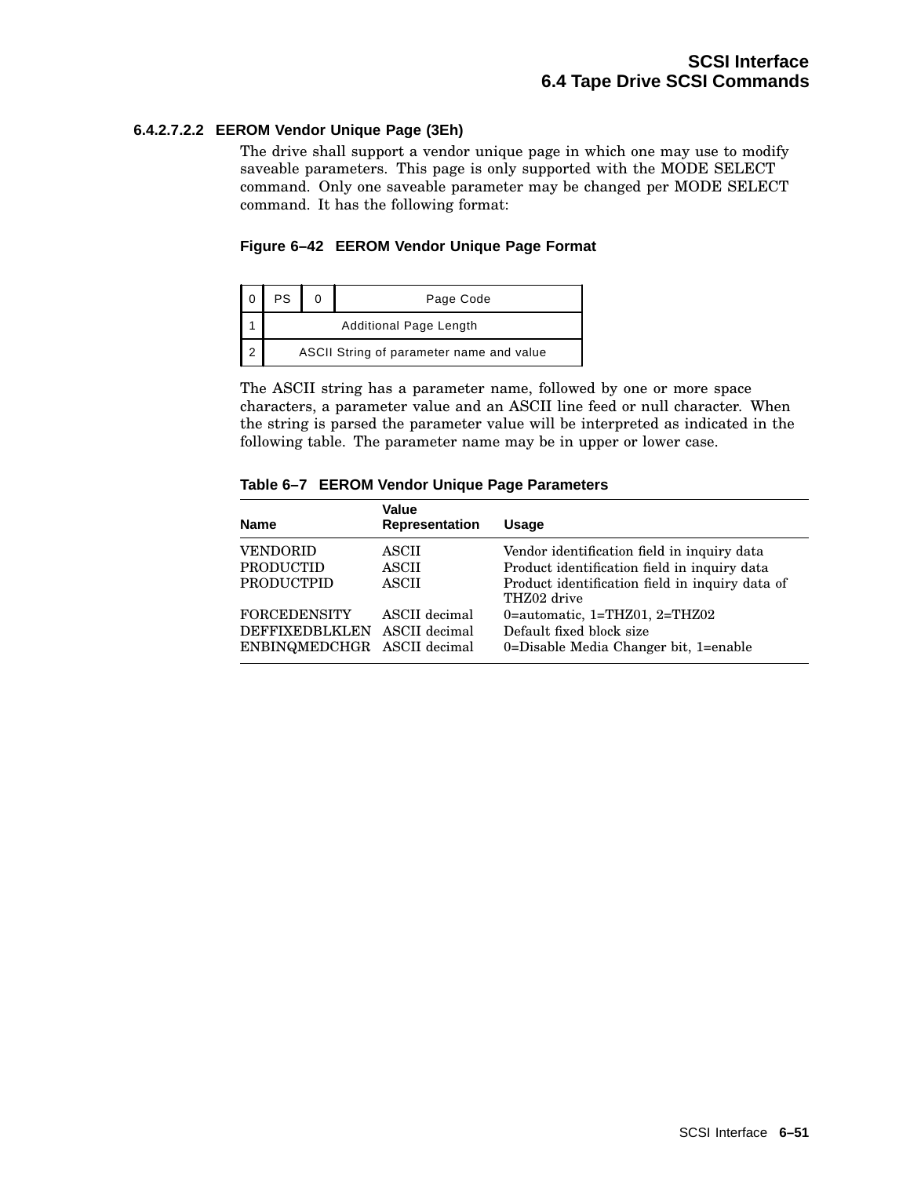#### 6.4.2.7.2.2 EEROM Vendor Unique Page (3Eh)

The drive shall support a vendor unique page in which one may use to modify saveable parameters. This page is only supported with the MODE SELECT command. Only one saveable parameter may be changed per MODE SELECT command. It has the following format:

**Figure 6–42 EEROM Vendor Unique Page Format**

| | | | |
|---|---|---|---|
| 0 | PS | 0 | Page Code |
| 1 | Additional Page Length | | |
| 2 | ASCII String of parameter name and value | | |

The ASCII string has a parameter name, followed by one or more space characters, a parameter value and an ASCII line feed or null character. When the string is parsed the parameter value will be interpreted as indicated in the following table. The parameter name may be in upper or lower case.

**Table 6–7 EEROM Vendor Unique Page Parameters**

| Name | Value Representation | Usage |
|---|---|---|
| VENDORID | ASCII | Vendor identification field in inquiry data |
| PRODUCTID | ASCII | Product identification field in inquiry data |
| PRODUCTPID | ASCII | Product identification field in inquiry data of THZ02 drive |
| FORCEDENSITY | ASCII decimal | 0=automatic, 1=THZ01, 2=THZ02 |
| DEFFIXEDBLKLEN | ASCII decimal | Default fixed block size |
| ENBINQMEDCHGR | ASCII decimal | 0=Disable Media Changer bit, 1=enable |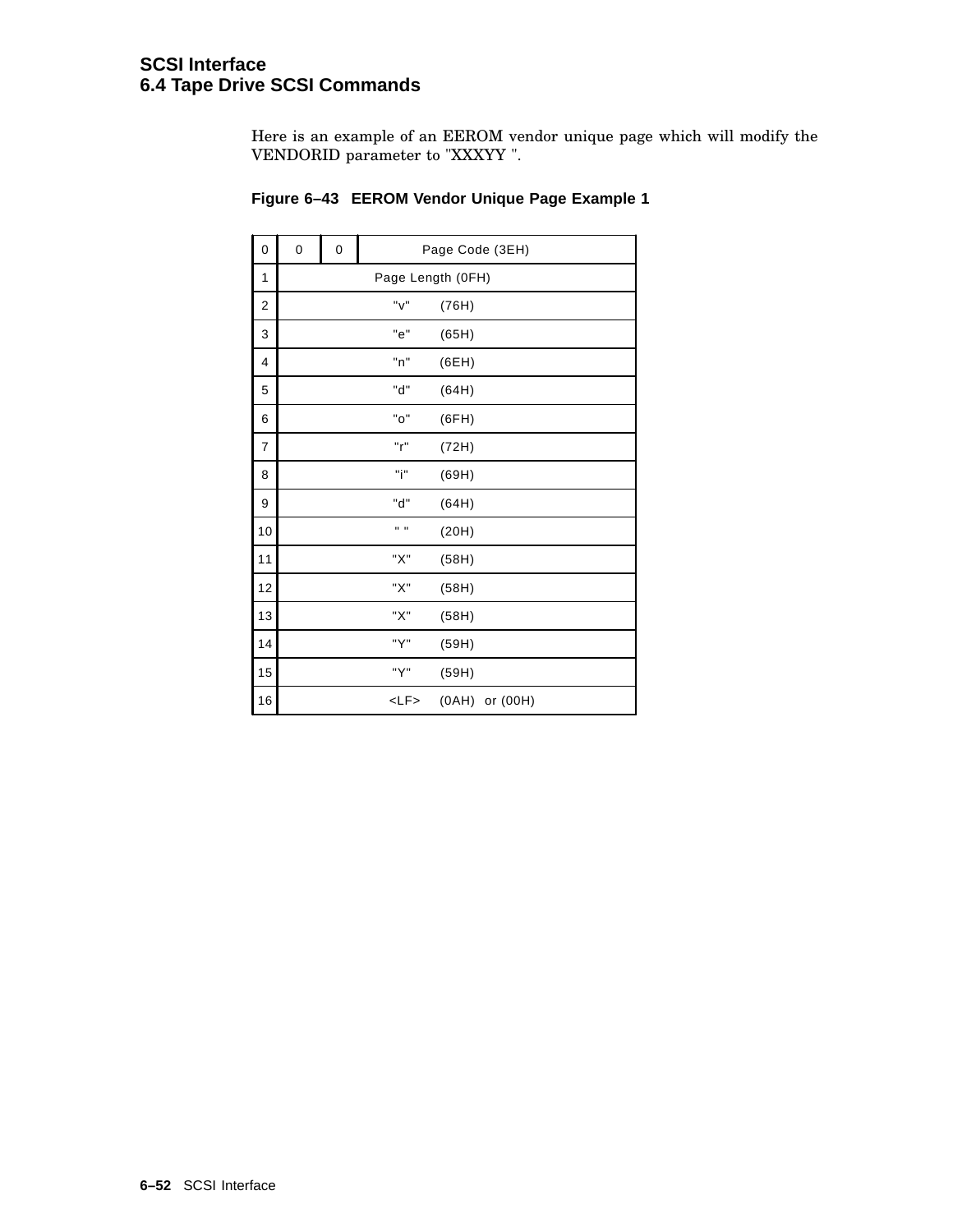Here is an example of an EEROM vendor unique page which will modify the VENDORID parameter to "XXXYY ".

**Figure 6–43 EEROM Vendor Unique Page Example 1**

| Byte | | | |
|---|---|---|---|
| 0 | 0 | 0 | Page Code (3EH) |
| 1 | Page Length (0FH) | | |
| 2 | "v" (76H) | | |
| 3 | "e" (65H) | | |
| 4 | "n" (6EH) | | |
| 5 | "d" (64H) | | |
| 6 | "o" (6FH) | | |
| 7 | "r" (72H) | | |
| 8 | "i" (69H) | | |
| 9 | "d" (64H) | | |
| 10 | " " (20H) | | |
| 11 | "X" (58H) | | |
| 12 | "X" (58H) | | |
| 13 | "X" (58H) | | |
| 14 | "Y" (59H) | | |
| 15 | "Y" (59H) | | |
| 16 | <LF> (0AH) or (00H) | | |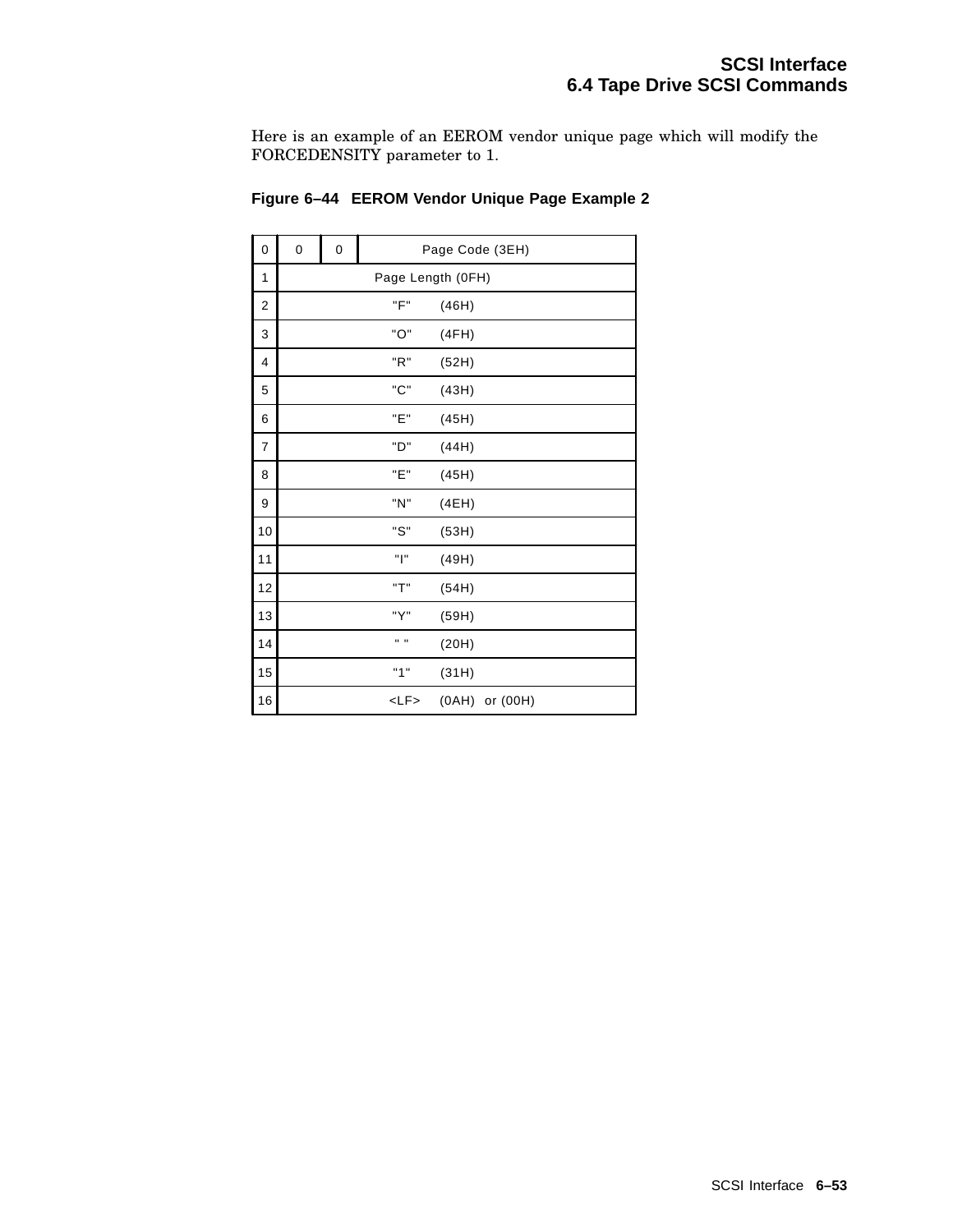Here is an example of an EEROM vendor unique page which will modify the FORCEDENSITY parameter to 1.

**Figure 6–44 EEROM Vendor Unique Page Example 2**

| Byte | | | |
|---|---|---|---|
| 0 | 0 | 0 | Page Code (3EH) |
| 1 | Page Length (0FH) | | |
| 2 | "F" (46H) | | |
| 3 | "O" (4FH) | | |
| 4 | "R" (52H) | | |
| 5 | "C" (43H) | | |
| 6 | "E" (45H) | | |
| 7 | "D" (44H) | | |
| 8 | "E" (45H) | | |
| 9 | "N" (4EH) | | |
| 10 | "S" (53H) | | |
| 11 | "I" (49H) | | |
| 12 | "T" (54H) | | |
| 13 | "Y" (59H) | | |
| 14 | " " (20H) | | |
| 15 | "1" (31H) | | |
| 16 | <LF> (0AH) or (00H) | | |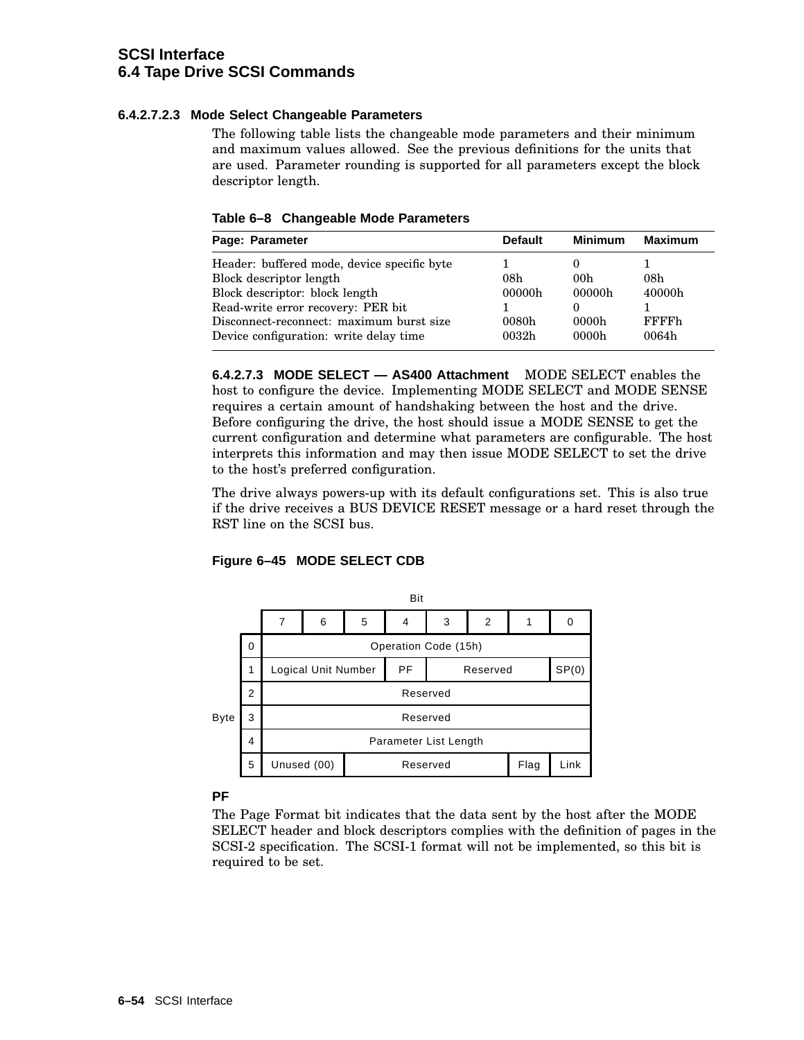#### 6.4.2.7.2.3 Mode Select Changeable Parameters

The following table lists the changeable mode parameters and their minimum and maximum values allowed. See the previous definitions for the units that are used. Parameter rounding is supported for all parameters except the block descriptor length.

**Table 6–8 Changeable Mode Parameters**

| Page: Parameter | Default | Minimum | Maximum |
|---|---|---|---|
| Header: buffered mode, device specific byte | 1 | 0 | 1 |
| Block descriptor length | 08h | 00h | 08h |
| Block descriptor: block length | 00000h | 00000h | 40000h |
| Read-write error recovery: PER bit | 1 | 0 | 1 |
| Disconnect-reconnect: maximum burst size | 0080h | 0000h | FFFFh |
| Device configuration: write delay time | 0032h | 0000h | 0064h |

**6.4.2.7.3 MODE SELECT — AS400 Attachment** MODE SELECT enables the host to configure the device. Implementing MODE SELECT and MODE SENSE requires a certain amount of handshaking between the host and the drive. Before configuring the drive, the host should issue a MODE SENSE to get the current configuration and determine what parameters are configurable. The host interprets this information and may then issue MODE SELECT to set the drive to the host's preferred configuration.

The drive always powers-up with its default configurations set. This is also true if the drive receives a BUS DEVICE RESET message or a hard reset through the RST line on the SCSI bus.

**Figure 6–45 MODE SELECT CDB**

| Byte \ Bit | 7 | 6 | 5 | 4 | 3 | 2 | 1 | 0 |
|---|---|---|---|---|---|---|---|---|
| 0 | Operation Code (15h) | | | | | | | |
| 1 | Logical Unit Number | | | PF | Reserved | | | SP(0) |
| 2 | Reserved | | | | | | | |
| 3 | Reserved | | | | | | | |
| 4 | Parameter List Length | | | | | | | |
| 5 | Unused (00) | | Reserved | | | | Flag | Link |

**PF**

The Page Format bit indicates that the data sent by the host after the MODE SELECT header and block descriptors complies with the definition of pages in the SCSI-2 specification. The SCSI-1 format will not be implemented, so this bit is required to be set.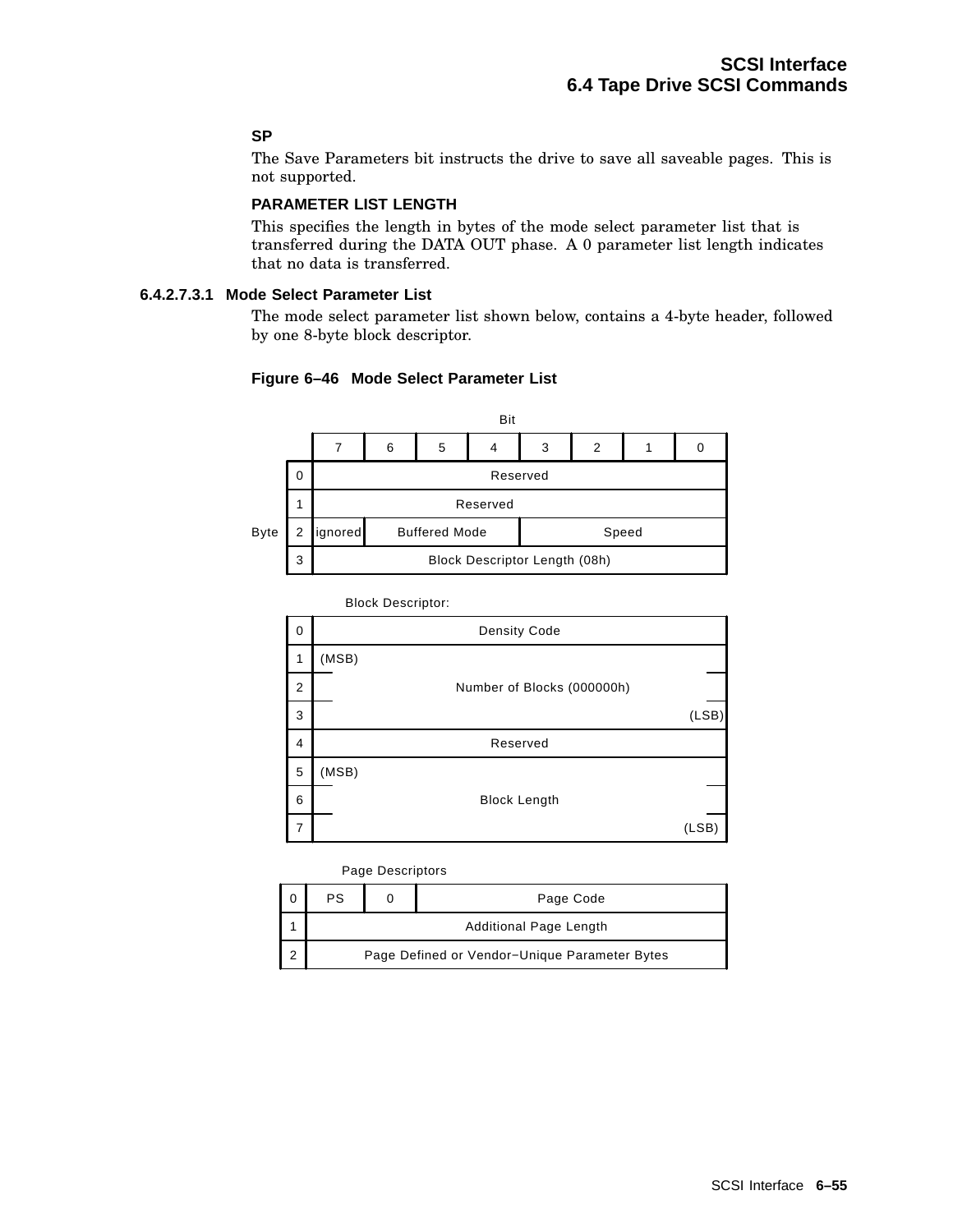**SP**

The Save Parameters bit instructs the drive to save all saveable pages. This is not supported.

**PARAMETER LIST LENGTH**

This specifies the length in bytes of the mode select parameter list that is transferred during the DATA OUT phase. A 0 parameter list length indicates that no data is transferred.

#### 6.4.2.7.3.1 Mode Select Parameter List

The mode select parameter list shown below, contains a 4-byte header, followed by one 8-byte block descriptor.

**Figure 6–46 Mode Select Parameter List**

| Byte | 7 | 6 | 5 | 4 | 3 | 2 | 1 | 0 |
|---|---|---|---|---|---|---|---|---|
| 0 | Reserved | | | | | | | |
| 1 | Reserved | | | | | | | |
| 2 | ignored | Buffered Mode | | | Speed | | | |
| 3 | Block Descriptor Length (08h) | | | | | | | |

Block Descriptor:

| Byte | Field |
|---|---|
| 0 | Density Code |
| 1 | (MSB) Number of Blocks (000000h) |
| 2 | Number of Blocks (000000h) |
| 3 | Number of Blocks (000000h) (LSB) |
| 4 | Reserved |
| 5 | (MSB) Block Length |
| 6 | Block Length |
| 7 | Block Length (LSB) |

Page Descriptors

| Byte | 7 | 6 | 5–0 |
|---|---|---|---|
| 0 | PS | 0 | Page Code |
| 1 | Additional Page Length | | |
| 2 | Page Defined or Vendor−Unique Parameter Bytes | | |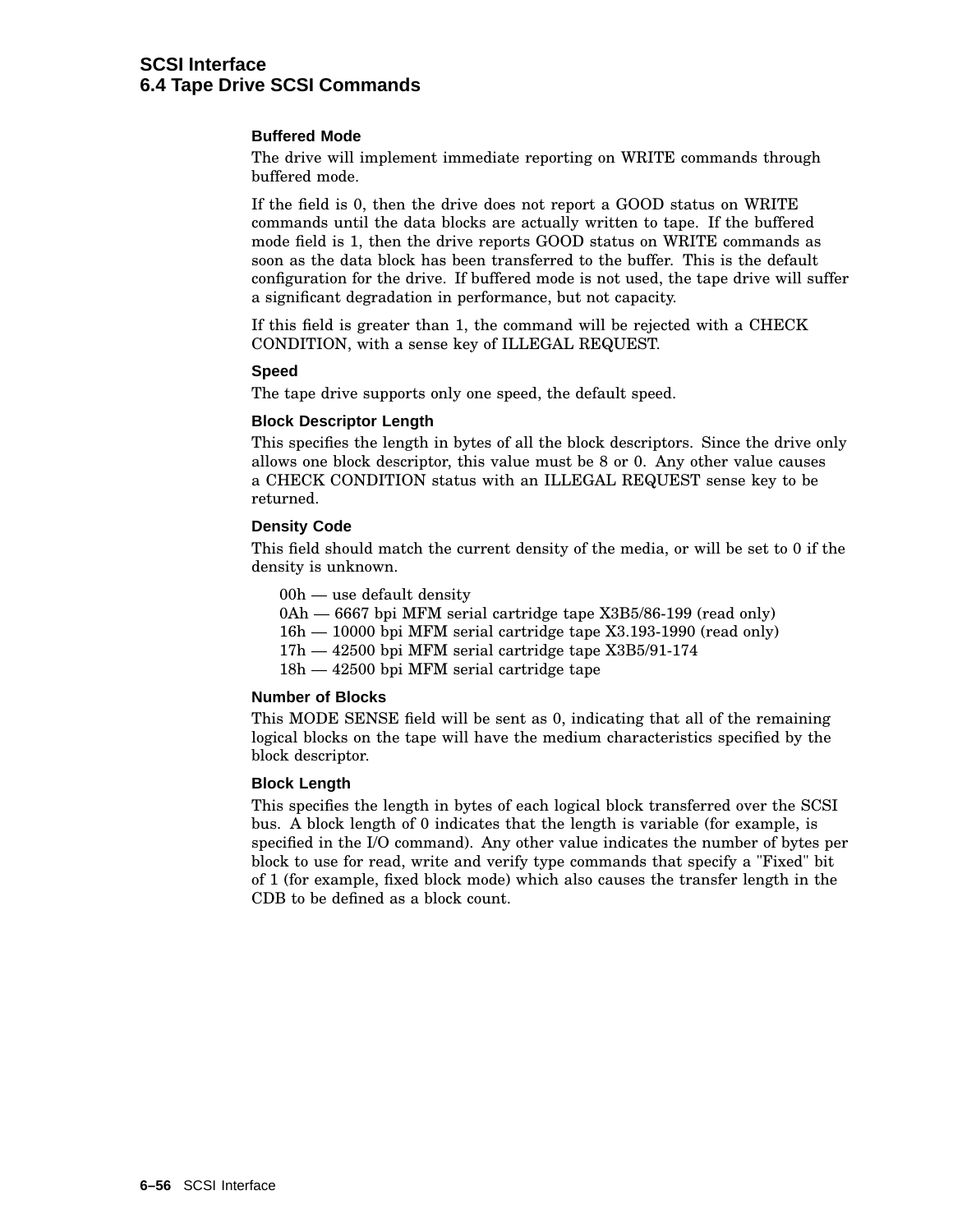#### Buffered Mode

The drive will implement immediate reporting on WRITE commands through buffered mode.

If the field is 0, then the drive does not report a GOOD status on WRITE commands until the data blocks are actually written to tape. If the buffered mode field is 1, then the drive reports GOOD status on WRITE commands as soon as the data block has been transferred to the buffer. This is the default configuration for the drive. If buffered mode is not used, the tape drive will suffer a significant degradation in performance, but not capacity.

If this field is greater than 1, the command will be rejected with a CHECK CONDITION, with a sense key of ILLEGAL REQUEST.

#### Speed

The tape drive supports only one speed, the default speed.

#### Block Descriptor Length

This specifies the length in bytes of all the block descriptors. Since the drive only allows one block descriptor, this value must be 8 or 0. Any other value causes a CHECK CONDITION status with an ILLEGAL REQUEST sense key to be returned.

#### Density Code

This field should match the current density of the media, or will be set to 0 if the density is unknown.

- 00h — use default density
- 0Ah — 6667 bpi MFM serial cartridge tape X3B5/86-199 (read only)
- 16h — 10000 bpi MFM serial cartridge tape X3.193-1990 (read only)
- 17h — 42500 bpi MFM serial cartridge tape X3B5/91-174
- 18h — 42500 bpi MFM serial cartridge tape

#### Number of Blocks

This MODE SENSE field will be sent as 0, indicating that all of the remaining logical blocks on the tape will have the medium characteristics specified by the block descriptor.

#### Block Length

This specifies the length in bytes of each logical block transferred over the SCSI bus. A block length of 0 indicates that the length is variable (for example, is specified in the I/O command). Any other value indicates the number of bytes per block to use for read, write and verify type commands that specify a "Fixed" bit of 1 (for example, fixed block mode) which also causes the transfer length in the CDB to be defined as a block count.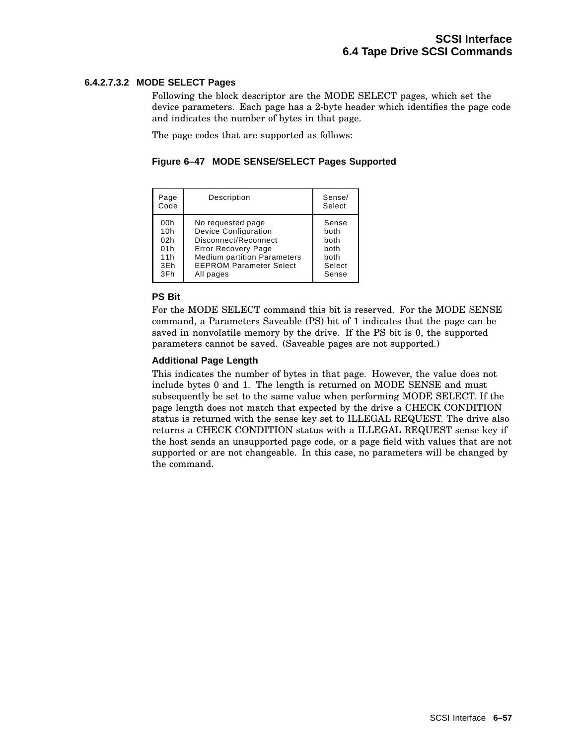#### 6.4.2.7.3.2 MODE SELECT Pages

Following the block descriptor are the MODE SELECT pages, which set the device parameters. Each page has a 2-byte header which identifies the page code and indicates the number of bytes in that page.

The page codes that are supported as follows:

**Figure 6–47 MODE SENSE/SELECT Pages Supported**

| Page Code | Description | Sense/ Select |
|---|---|---|
| 00h | No requested page | Sense |
| 10h | Device Configuration | both |
| 02h | Disconnect/Reconnect | both |
| 01h | Error Recovery Page | both |
| 11h | Medium partition Parameters | both |
| 3Eh | EEPROM Parameter Select | Select |
| 3Fh | All pages | Sense |

**PS Bit**

For the MODE SELECT command this bit is reserved. For the MODE SENSE command, a Parameters Saveable (PS) bit of 1 indicates that the page can be saved in nonvolatile memory by the drive. If the PS bit is 0, the supported parameters cannot be saved. (Saveable pages are not supported.)

**Additional Page Length**

This indicates the number of bytes in that page. However, the value does not include bytes 0 and 1. The length is returned on MODE SENSE and must subsequently be set to the same value when performing MODE SELECT. If the page length does not match that expected by the drive a CHECK CONDITION status is returned with the sense key set to ILLEGAL REQUEST. The drive also returns a CHECK CONDITION status with a ILLEGAL REQUEST sense key if the host sends an unsupported page code, or a page field with values that are not supported or are not changeable. In this case, no parameters will be changed by the command.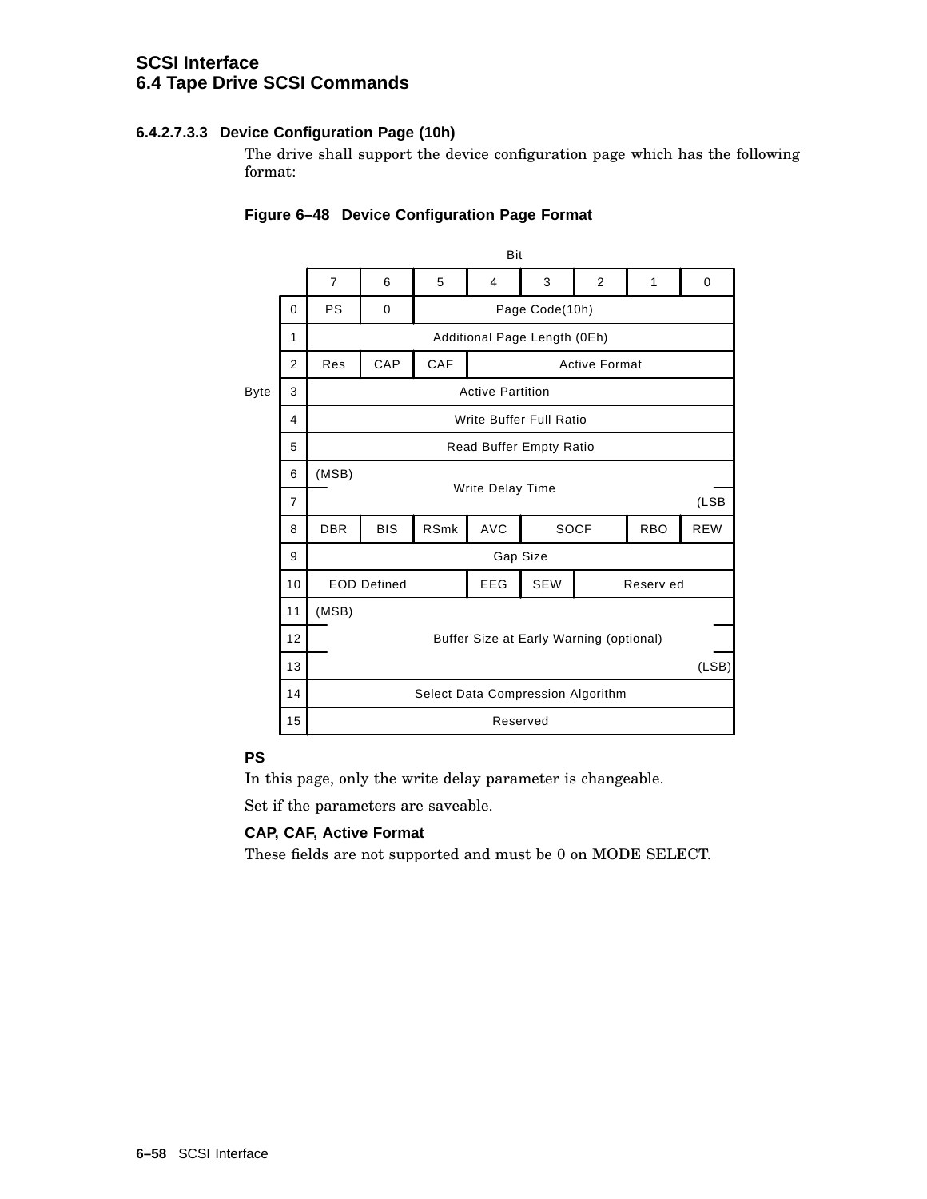#### 6.4.2.7.3.3 Device Configuration Page (10h)

The drive shall support the device configuration page which has the following format:

**Figure 6–48 Device Configuration Page Format**

| Byte | Bit 7 | 6 | 5 | 4 | 3 | 2 | 1 | 0 |
|---|---|---|---|---|---|---|---|---|
| 0 | PS | 0 | Page Code(10h) | | | | | |
| 1 | Additional Page Length (0Eh) | | | | | | | |
| 2 | Res | CAP | CAF | Active Format | | | | |
| 3 | Active Partition | | | | | | | |
| 4 | Write Buffer Full Ratio | | | | | | | |
| 5 | Read Buffer Empty Ratio | | | | | | | |
| 6 | (MSB) Write Delay Time | | | | | | | |
| 7 | Write Delay Time (LSB) | | | | | | | |
| 8 | DBR | BIS | RSmk | AVC | SOCF | | RBO | REW |
| 9 | Gap Size | | | | | | | |
| 10 | EOD Defined | | | EEG | SEW | Reserv ed | | |
| 11 | (MSB) Buffer Size at Early Warning (optional) | | | | | | | |
| 12 | Buffer Size at Early Warning (optional) | | | | | | | |
| 13 | Buffer Size at Early Warning (optional) (LSB) | | | | | | | |
| 14 | Select Data Compression Algorithm | | | | | | | |
| 15 | Reserved | | | | | | | |

**PS**

In this page, only the write delay parameter is changeable.

Set if the parameters are saveable.

**CAP, CAF, Active Format**

These fields are not supported and must be 0 on MODE SELECT.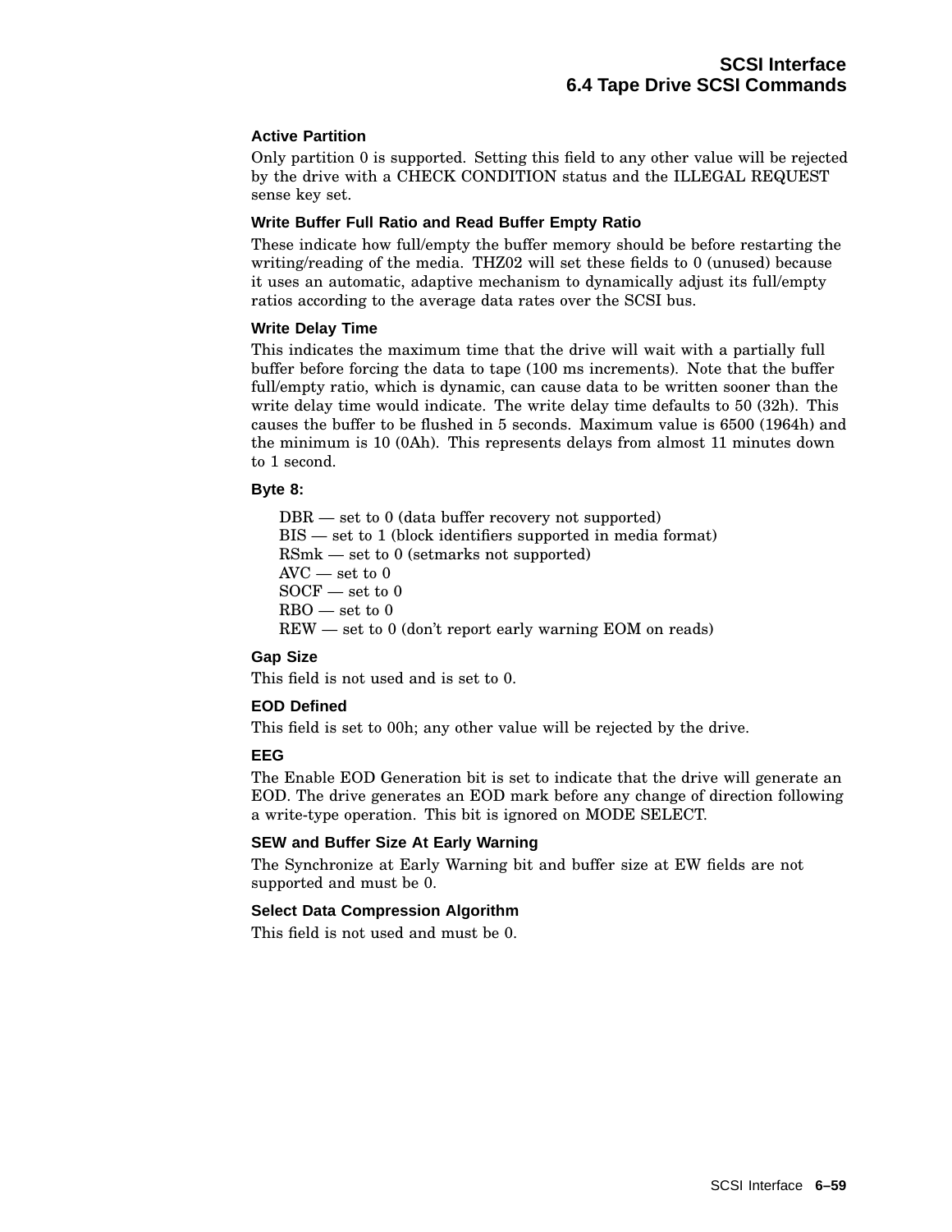#### Active Partition

Only partition 0 is supported. Setting this field to any other value will be rejected by the drive with a CHECK CONDITION status and the ILLEGAL REQUEST sense key set.

#### Write Buffer Full Ratio and Read Buffer Empty Ratio

These indicate how full/empty the buffer memory should be before restarting the writing/reading of the media. THZ02 will set these fields to 0 (unused) because it uses an automatic, adaptive mechanism to dynamically adjust its full/empty ratios according to the average data rates over the SCSI bus.

#### Write Delay Time

This indicates the maximum time that the drive will wait with a partially full buffer before forcing the data to tape (100 ms increments). Note that the buffer full/empty ratio, which is dynamic, can cause data to be written sooner than the write delay time would indicate. The write delay time defaults to 50 (32h). This causes the buffer to be flushed in 5 seconds. Maximum value is 6500 (1964h) and the minimum is 10 (0Ah). This represents delays from almost 11 minutes down to 1 second.

#### Byte 8:

DBR — set to 0 (data buffer recovery not supported)
BIS — set to 1 (block identifiers supported in media format)
RSmk — set to 0 (setmarks not supported)
AVC — set to 0
SOCF — set to 0
RBO — set to 0
REW — set to 0 (don't report early warning EOM on reads)

#### Gap Size

This field is not used and is set to 0.

#### EOD Defined

This field is set to 00h; any other value will be rejected by the drive.

#### EEG

The Enable EOD Generation bit is set to indicate that the drive will generate an EOD. The drive generates an EOD mark before any change of direction following a write-type operation. This bit is ignored on MODE SELECT.

#### SEW and Buffer Size At Early Warning

The Synchronize at Early Warning bit and buffer size at EW fields are not supported and must be 0.

#### Select Data Compression Algorithm

This field is not used and must be 0.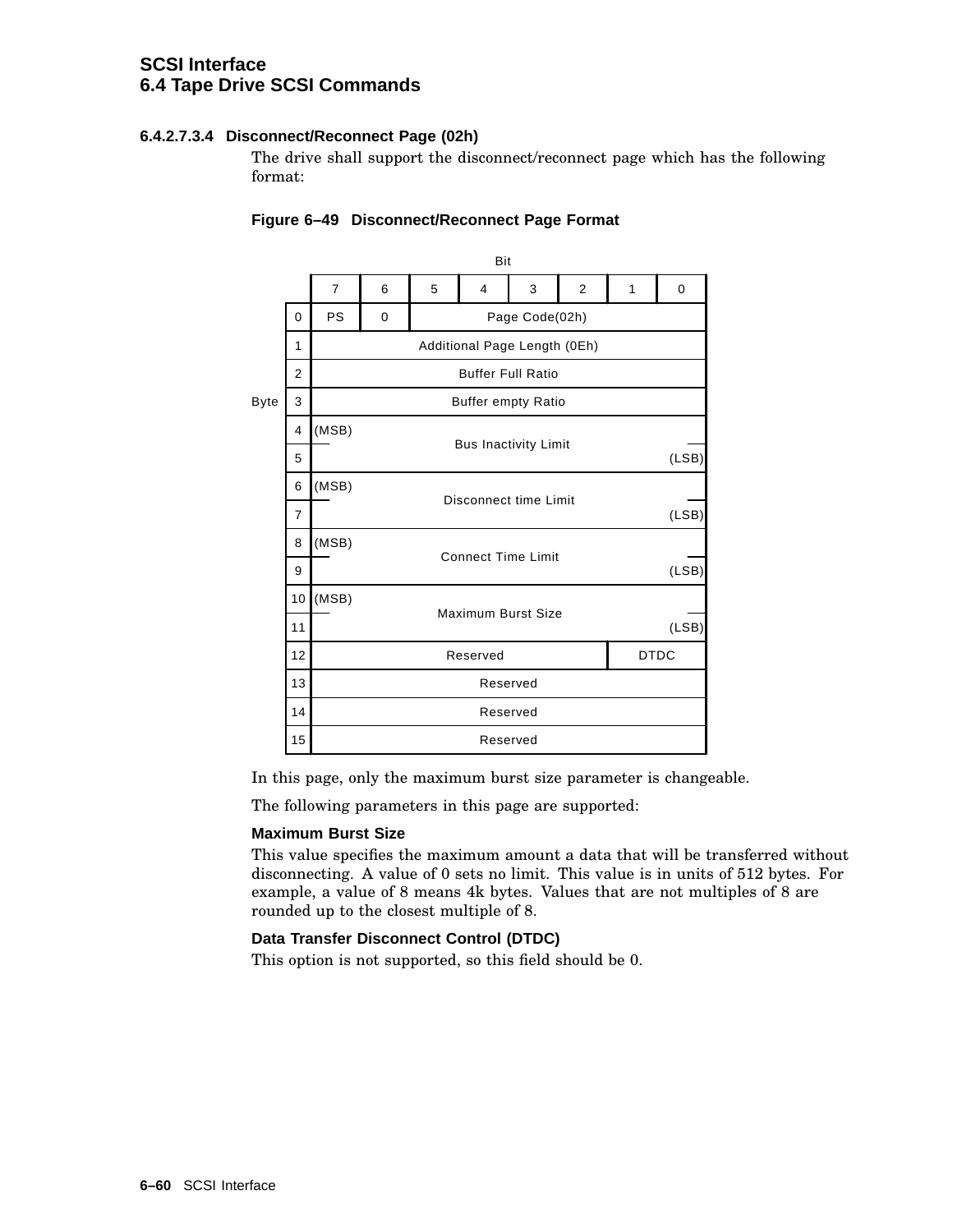#### 6.4.2.7.3.4 Disconnect/Reconnect Page (02h)

The drive shall support the disconnect/reconnect page which has the following format:

**Figure 6–49 Disconnect/Reconnect Page Format**

| Byte \ Bit | 7 | 6 | 5 | 4 | 3 | 2 | 1 | 0 |
|---|---|---|---|---|---|---|---|---|
| 0 | PS | 0 | Page Code(02h) | | | | | |
| 1 | Additional Page Length (0Eh) | | | | | | | |
| 2 | Buffer Full Ratio | | | | | | | |
| 3 | Buffer empty Ratio | | | | | | | |
| 4 | (MSB) Bus Inactivity Limit | | | | | | | |
| 5 | | | | | | | | (LSB) |
| 6 | (MSB) Disconnect time Limit | | | | | | | |
| 7 | | | | | | | | (LSB) |
| 8 | (MSB) Connect Time Limit | | | | | | | |
| 9 | | | | | | | | (LSB) |
| 10 | (MSB) Maximum Burst Size | | | | | | | |
| 11 | | | | | | | | (LSB) |
| 12 | Reserved | | | | | | DTDC | |
| 13 | Reserved | | | | | | | |
| 14 | Reserved | | | | | | | |
| 15 | Reserved | | | | | | | |

In this page, only the maximum burst size parameter is changeable.

The following parameters in this page are supported:

**Maximum Burst Size**

This value specifies the maximum amount a data that will be transferred without disconnecting. A value of 0 sets no limit. This value is in units of 512 bytes. For example, a value of 8 means 4k bytes. Values that are not multiples of 8 are rounded up to the closest multiple of 8.

**Data Transfer Disconnect Control (DTDC)**

This option is not supported, so this field should be 0.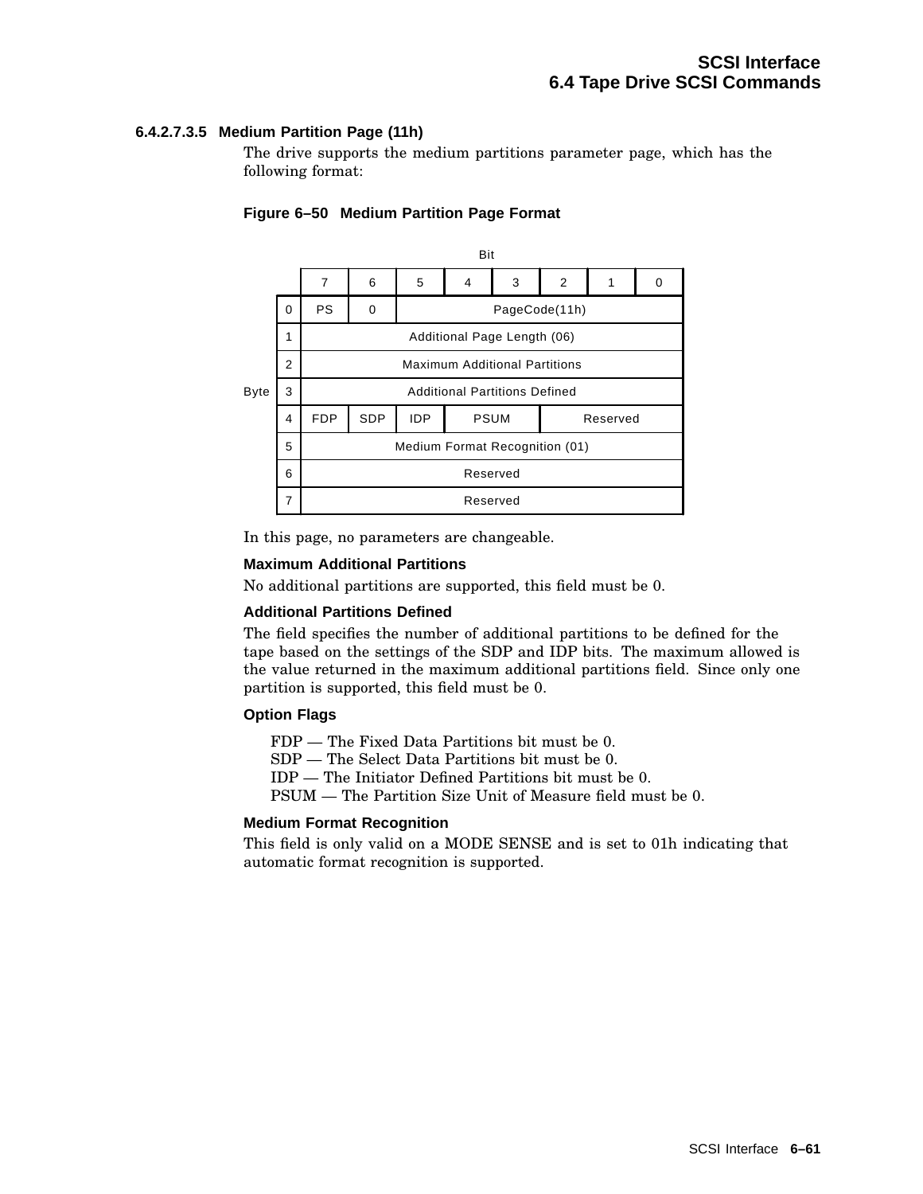#### 6.4.2.7.3.5 Medium Partition Page (11h)

The drive supports the medium partitions parameter page, which has the following format:

**Figure 6–50 Medium Partition Page Format**

| Byte | 7 | 6 | 5 | 4 | 3 | 2 | 1 | 0 |
|---|---|---|---|---|---|---|---|---|
| 0 | PS | 0 | PageCode(11h) | | | | | |
| 1 | Additional Page Length (06) | | | | | | | |
| 2 | Maximum Additional Partitions | | | | | | | |
| 3 | Additional Partitions Defined | | | | | | | |
| 4 | FDP | SDP | IDP | PSUM | | Reserved | | |
| 5 | Medium Format Recognition (01) | | | | | | | |
| 6 | Reserved | | | | | | | |
| 7 | Reserved | | | | | | | |

In this page, no parameters are changeable.

**Maximum Additional Partitions**

No additional partitions are supported, this field must be 0.

**Additional Partitions Defined**

The field specifies the number of additional partitions to be defined for the tape based on the settings of the SDP and IDP bits. The maximum allowed is the value returned in the maximum additional partitions field. Since only one partition is supported, this field must be 0.

**Option Flags**

FDP — The Fixed Data Partitions bit must be 0.
SDP — The Select Data Partitions bit must be 0.
IDP — The Initiator Defined Partitions bit must be 0.
PSUM — The Partition Size Unit of Measure field must be 0.

**Medium Format Recognition**

This field is only valid on a MODE SENSE and is set to 01h indicating that automatic format recognition is supported.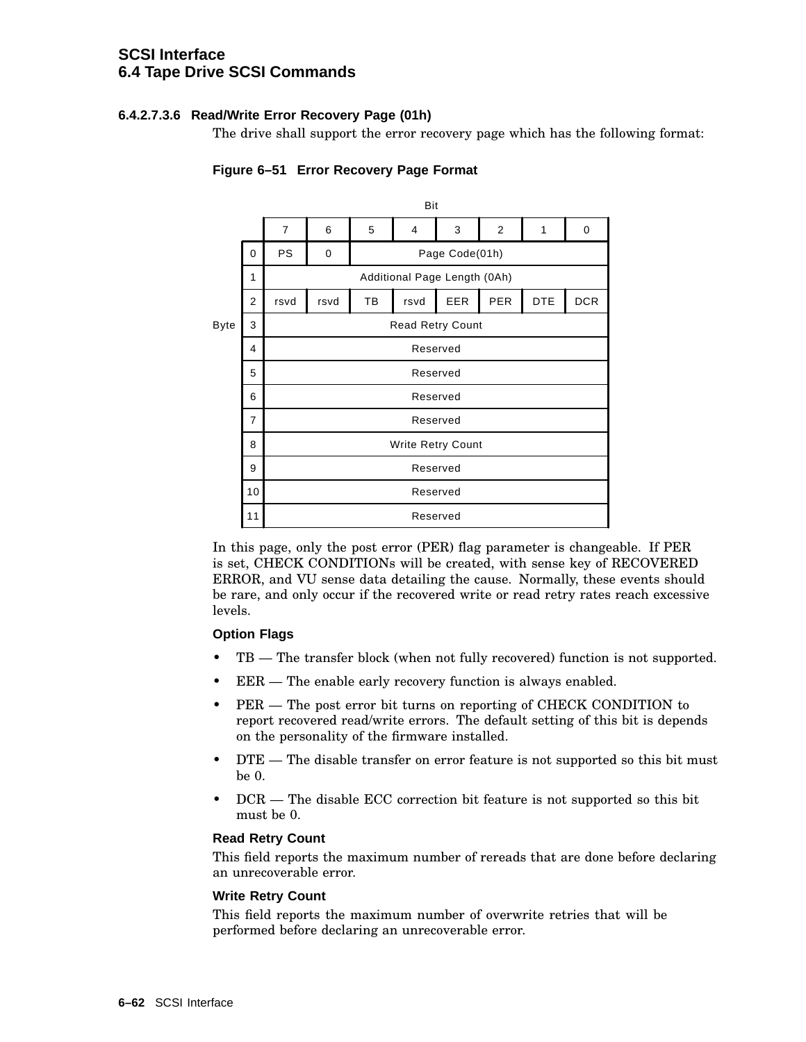#### 6.4.2.7.3.6 Read/Write Error Recovery Page (01h)

The drive shall support the error recovery page which has the following format:

**Figure 6–51 Error Recovery Page Format**

| Byte | Bit 7 | 6 | 5 | 4 | 3 | 2 | 1 | 0 |
|---|---|---|---|---|---|---|---|---|
| 0 | PS | 0 | Page Code(01h) | | | | | |
| 1 | Additional Page Length (0Ah) | | | | | | | |
| 2 | rsvd | rsvd | TB | rsvd | EER | PER | DTE | DCR |
| 3 | Read Retry Count | | | | | | | |
| 4 | Reserved | | | | | | | |
| 5 | Reserved | | | | | | | |
| 6 | Reserved | | | | | | | |
| 7 | Reserved | | | | | | | |
| 8 | Write Retry Count | | | | | | | |
| 9 | Reserved | | | | | | | |
| 10 | Reserved | | | | | | | |
| 11 | Reserved | | | | | | | |

In this page, only the post error (PER) flag parameter is changeable. If PER is set, CHECK CONDITIONs will be created, with sense key of RECOVERED ERROR, and VU sense data detailing the cause. Normally, these events should be rare, and only occur if the recovered write or read retry rates reach excessive levels.

**Option Flags**

- TB — The transfer block (when not fully recovered) function is not supported.
- EER — The enable early recovery function is always enabled.
- PER — The post error bit turns on reporting of CHECK CONDITION to report recovered read/write errors. The default setting of this bit is depends on the personality of the firmware installed.
- DTE — The disable transfer on error feature is not supported so this bit must be 0.
- DCR — The disable ECC correction bit feature is not supported so this bit must be 0.

**Read Retry Count**

This field reports the maximum number of rereads that are done before declaring an unrecoverable error.

**Write Retry Count**

This field reports the maximum number of overwrite retries that will be performed before declaring an unrecoverable error.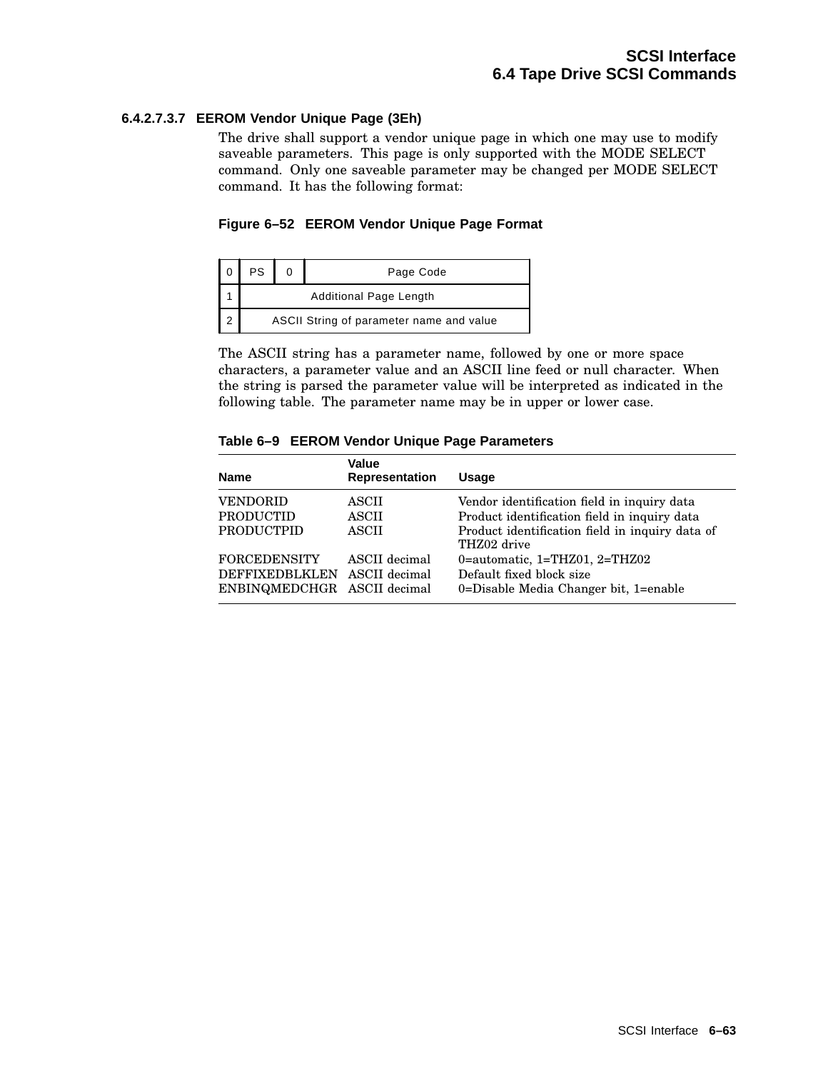#### 6.4.2.7.3.7 EEROM Vendor Unique Page (3Eh)

The drive shall support a vendor unique page in which one may use to modify saveable parameters. This page is only supported with the MODE SELECT command. Only one saveable parameter may be changed per MODE SELECT command. It has the following format:

**Figure 6–52 EEROM Vendor Unique Page Format**

| Byte | | | |
|---|---|---|---|
| 0 | PS | 0 | Page Code |
| 1 | Additional Page Length | | |
| 2 | ASCII String of parameter name and value | | |

The ASCII string has a parameter name, followed by one or more space characters, a parameter value and an ASCII line feed or null character. When the string is parsed the parameter value will be interpreted as indicated in the following table. The parameter name may be in upper or lower case.

**Table 6–9 EEROM Vendor Unique Page Parameters**

| Name | Value Representation | Usage |
|---|---|---|
| VENDORID | ASCII | Vendor identification field in inquiry data |
| PRODUCTID | ASCII | Product identification field in inquiry data |
| PRODUCTPID | ASCII | Product identification field in inquiry data of THZ02 drive |
| FORCEDENSITY | ASCII decimal | 0=automatic, 1=THZ01, 2=THZ02 |
| DEFFIXEDBLKLEN | ASCII decimal | Default fixed block size |
| ENBINQMEDCHGR | ASCII decimal | 0=Disable Media Changer bit, 1=enable |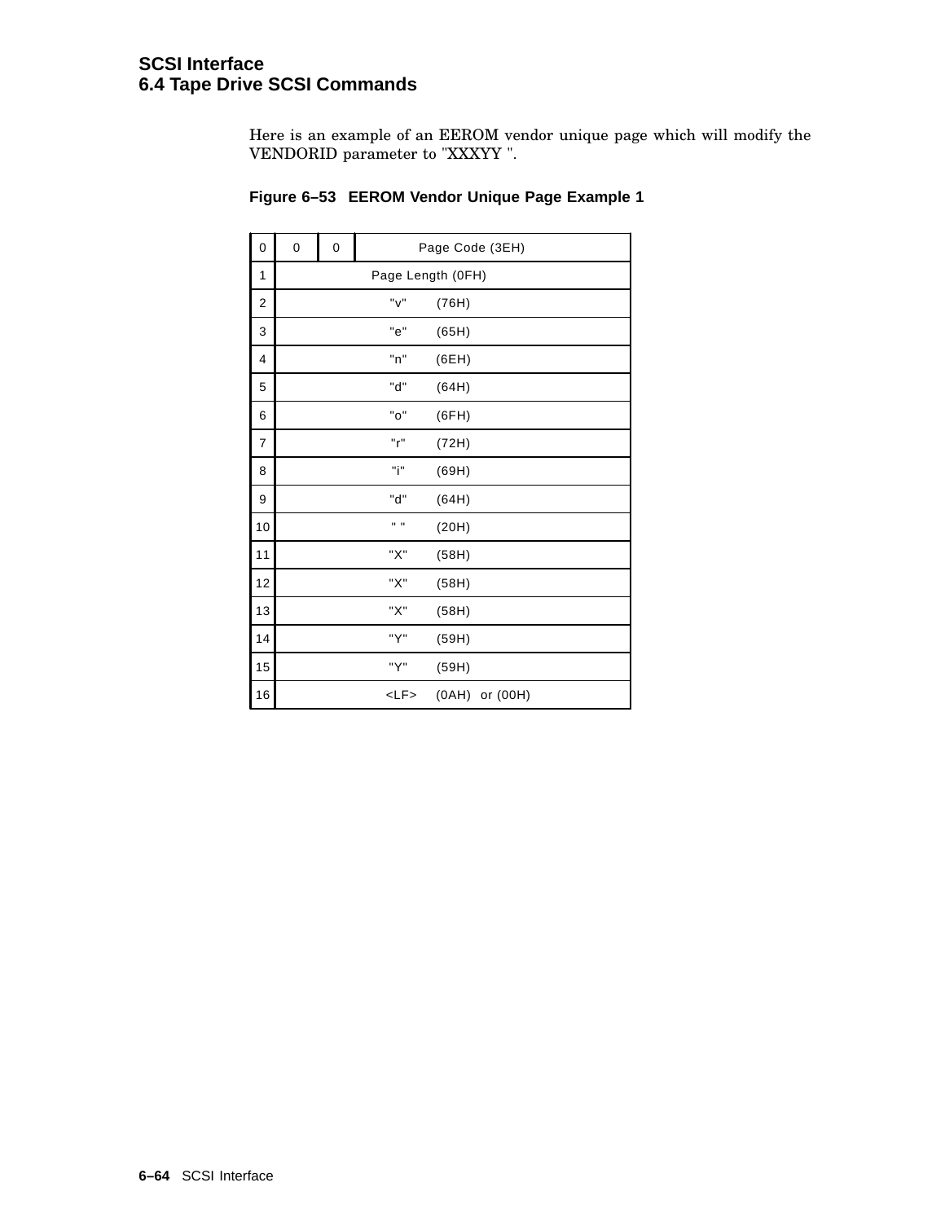Here is an example of an EEROM vendor unique page which will modify the VENDORID parameter to "XXXYY ".

**Figure 6–53 EEROM Vendor Unique Page Example 1**

| Byte | | | |
|---|---|---|---|
| 0 | 0 | 0 | Page Code (3EH) |
| 1 | Page Length (0FH) | | |
| 2 | "v" (76H) | | |
| 3 | "e" (65H) | | |
| 4 | "n" (6EH) | | |
| 5 | "d" (64H) | | |
| 6 | "o" (6FH) | | |
| 7 | "r" (72H) | | |
| 8 | "i" (69H) | | |
| 9 | "d" (64H) | | |
| 10 | " " (20H) | | |
| 11 | "X" (58H) | | |
| 12 | "X" (58H) | | |
| 13 | "X" (58H) | | |
| 14 | "Y" (59H) | | |
| 15 | "Y" (59H) | | |
| 16 | <LF> (0AH) or (00H) | | |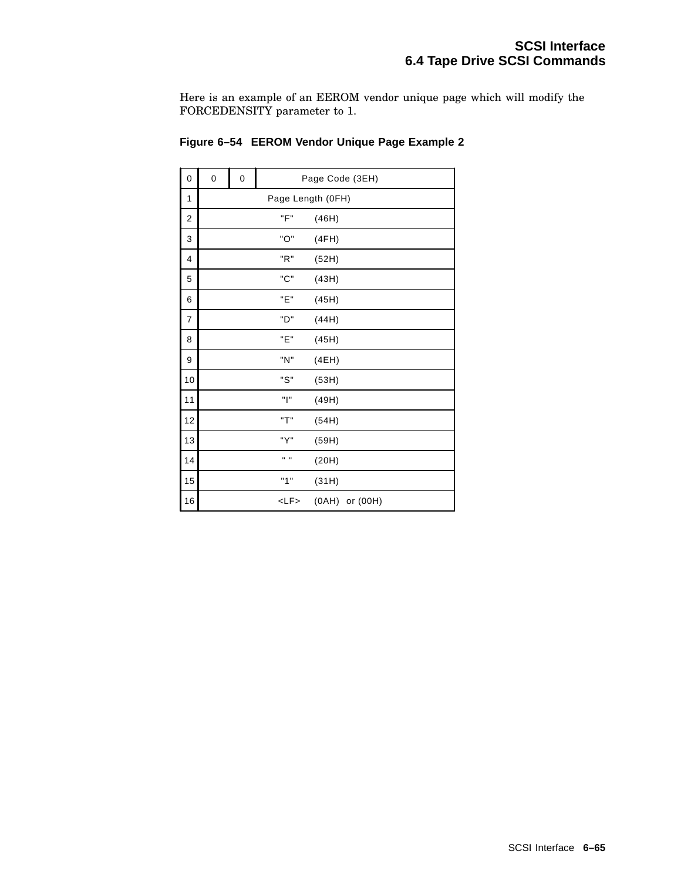Here is an example of an EEROM vendor unique page which will modify the FORCEDENSITY parameter to 1.

**Figure 6–54 EEROM Vendor Unique Page Example 2**

| Byte | | | |
|---|---|---|---|
| 0 | 0 | 0 | Page Code (3EH) |
| 1 | Page Length (0FH) | | |
| 2 | "F" (46H) | | |
| 3 | "O" (4FH) | | |
| 4 | "R" (52H) | | |
| 5 | "C" (43H) | | |
| 6 | "E" (45H) | | |
| 7 | "D" (44H) | | |
| 8 | "E" (45H) | | |
| 9 | "N" (4EH) | | |
| 10 | "S" (53H) | | |
| 11 | "I" (49H) | | |
| 12 | "T" (54H) | | |
| 13 | "Y" (59H) | | |
| 14 | " " (20H) | | |
| 15 | "1" (31H) | | |
| 16 | <LF> (0AH) or (00H) | | |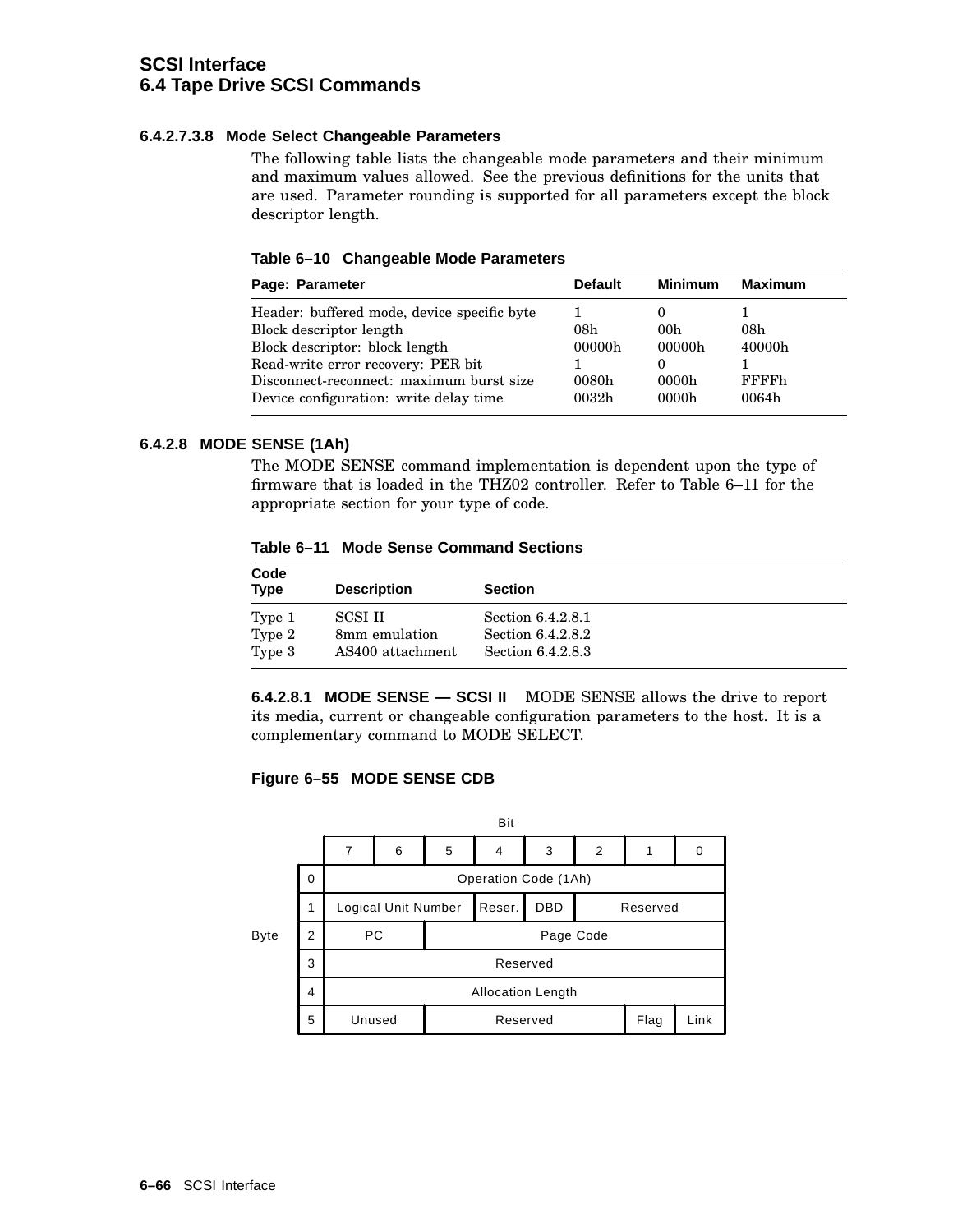#### 6.4.2.7.3.8 Mode Select Changeable Parameters

The following table lists the changeable mode parameters and their minimum and maximum values allowed. See the previous definitions for the units that are used. Parameter rounding is supported for all parameters except the block descriptor length.

**Table 6–10 Changeable Mode Parameters**

| Page: Parameter | Default | Minimum | Maximum |
|---|---|---|---|
| Header: buffered mode, device specific byte | 1 | 0 | 1 |
| Block descriptor length | 08h | 00h | 08h |
| Block descriptor: block length | 00000h | 00000h | 40000h |
| Read-write error recovery: PER bit | 1 | 0 | 1 |
| Disconnect-reconnect: maximum burst size | 0080h | 0000h | FFFFh |
| Device configuration: write delay time | 0032h | 0000h | 0064h |

### 6.4.2.8 MODE SENSE (1Ah)

The MODE SENSE command implementation is dependent upon the type of firmware that is loaded in the THZ02 controller. Refer to Table 6–11 for the appropriate section for your type of code.

**Table 6–11 Mode Sense Command Sections**

| Code Type | Description | Section |
|---|---|---|
| Type 1 | SCSI II | Section 6.4.2.8.1 |
| Type 2 | 8mm emulation | Section 6.4.2.8.2 |
| Type 3 | AS400 attachment | Section 6.4.2.8.3 |

#### 6.4.2.8.1 MODE SENSE — SCSI II

MODE SENSE allows the drive to report its media, current or changeable configuration parameters to the host. It is a complementary command to MODE SELECT.

**Figure 6–55 MODE SENSE CDB**

| Byte \ Bit | 7 | 6 | 5 | 4 | 3 | 2 | 1 | 0 |
|---|---|---|---|---|---|---|---|---|
| 0 | Operation Code (1Ah) | | | | | | | |
| 1 | Logical Unit Number | | | Reser. | DBD | Reserved | | |
| 2 | PC | | Page Code | | | | | |
| 3 | Reserved | | | | | | | |
| 4 | Allocation Length | | | | | | | |
| 5 | Unused | | Reserved | | | | Flag | Link |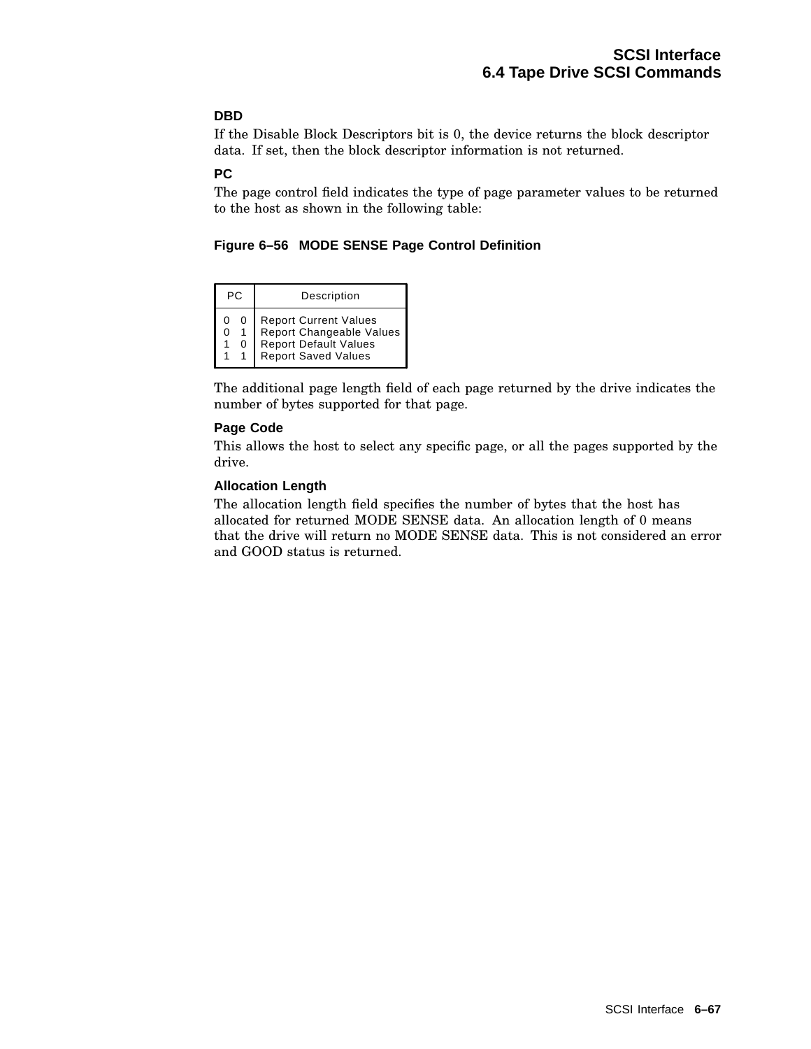**DBD**

If the Disable Block Descriptors bit is 0, the device returns the block descriptor data. If set, then the block descriptor information is not returned.

**PC**

The page control field indicates the type of page parameter values to be returned to the host as shown in the following table:

**Figure 6–56 MODE SENSE Page Control Definition**

| PC | Description |
|---|---|
| 0 0 | Report Current Values |
| 0 1 | Report Changeable Values |
| 1 0 | Report Default Values |
| 1 1 | Report Saved Values |

The additional page length field of each page returned by the drive indicates the number of bytes supported for that page.

**Page Code**

This allows the host to select any specific page, or all the pages supported by the drive.

**Allocation Length**

The allocation length field specifies the number of bytes that the host has allocated for returned MODE SENSE data. An allocation length of 0 means that the drive will return no MODE SENSE data. This is not considered an error and GOOD status is returned.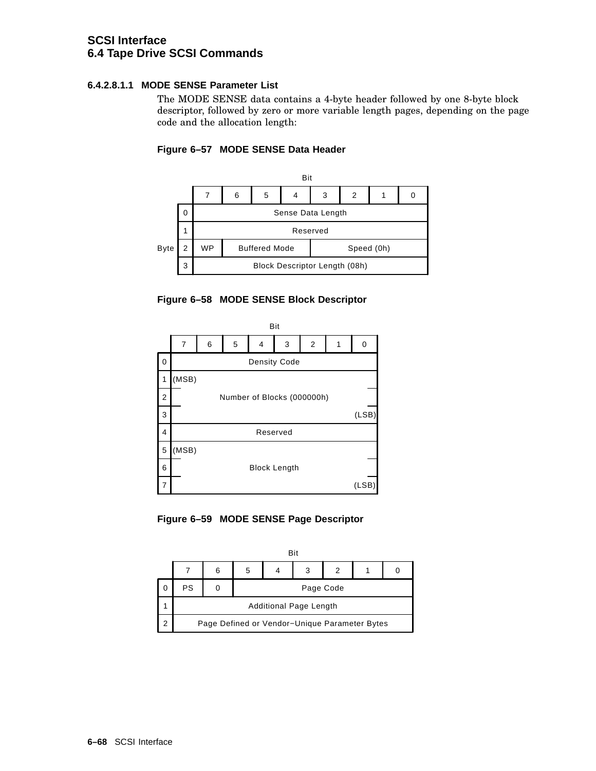#### 6.4.2.8.1.1 MODE SENSE Parameter List

The MODE SENSE data contains a 4-byte header followed by one 8-byte block descriptor, followed by zero or more variable length pages, depending on the page code and the allocation length:

**Figure 6–57 MODE SENSE Data Header**

| Byte | 7 | 6 | 5 | 4 | 3 | 2 | 1 | 0 |
|---|---|---|---|---|---|---|---|---|
| 0 | Sense Data Length | | | | | | | |
| 1 | Reserved | | | | | | | |
| 2 | WP | Buffered Mode | | | Speed (0h) | | | |
| 3 | Block Descriptor Length (08h) | | | | | | | |

**Figure 6–58 MODE SENSE Block Descriptor**

| Byte | 7 | 6 | 5 | 4 | 3 | 2 | 1 | 0 |
|---|---|---|---|---|---|---|---|---|
| 0 | Density Code | | | | | | | |
| 1 | (MSB) | | | | | | | |
| 2 | Number of Blocks (000000h) | | | | | | | |
| 3 | | | | | | | | (LSB) |
| 4 | Reserved | | | | | | | |
| 5 | (MSB) | | | | | | | |
| 6 | Block Length | | | | | | | |
| 7 | | | | | | | | (LSB) |

**Figure 6–59 MODE SENSE Page Descriptor**

| Byte | 7 | 6 | 5 | 4 | 3 | 2 | 1 | 0 |
|---|---|---|---|---|---|---|---|---|
| 0 | PS | 0 | Page Code | | | | | |
| 1 | Additional Page Length | | | | | | | |
| 2 | Page Defined or Vendor−Unique Parameter Bytes | | | | | | | |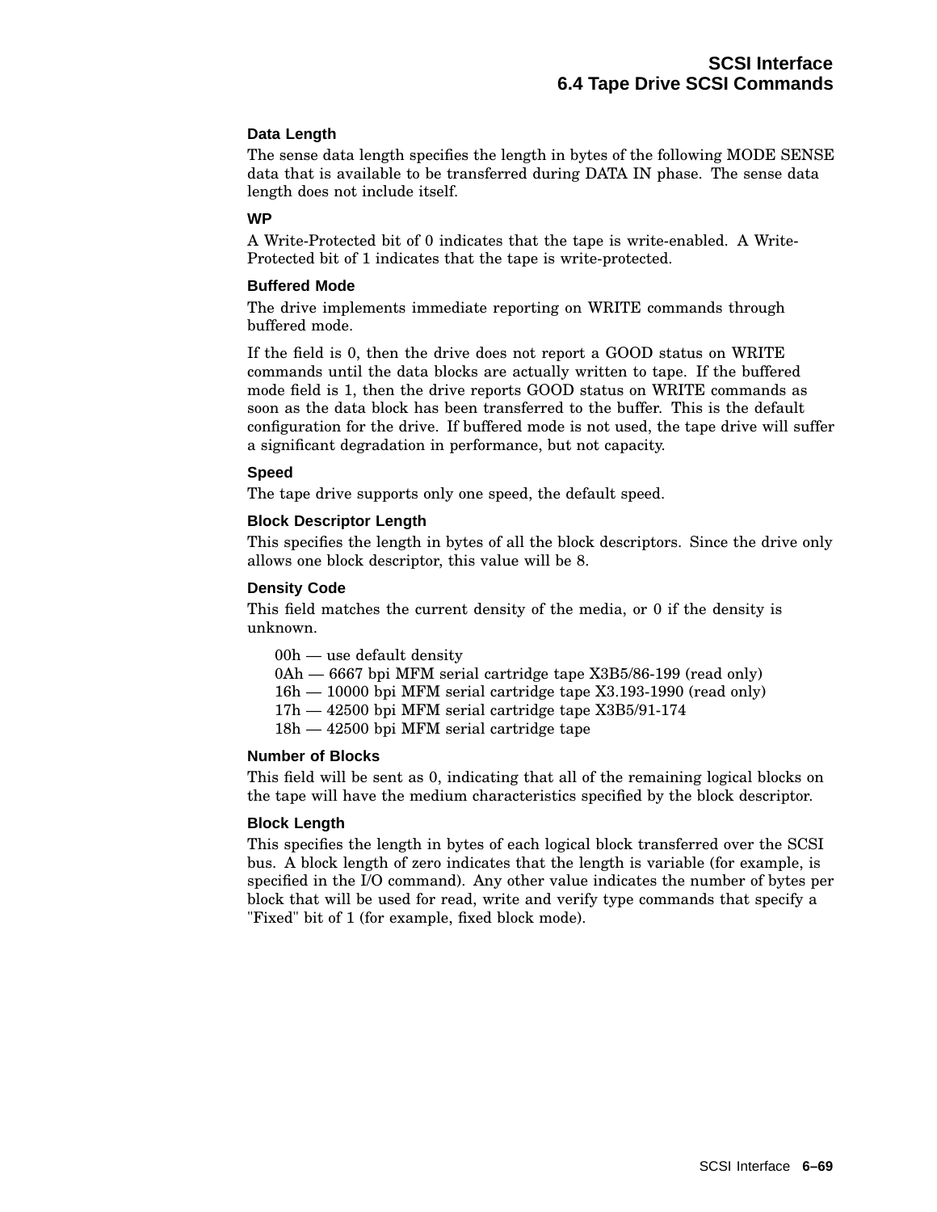#### Data Length

The sense data length specifies the length in bytes of the following MODE SENSE data that is available to be transferred during DATA IN phase. The sense data length does not include itself.

#### WP

A Write-Protected bit of 0 indicates that the tape is write-enabled. A Write-Protected bit of 1 indicates that the tape is write-protected.

#### Buffered Mode

The drive implements immediate reporting on WRITE commands through buffered mode.

If the field is 0, then the drive does not report a GOOD status on WRITE commands until the data blocks are actually written to tape. If the buffered mode field is 1, then the drive reports GOOD status on WRITE commands as soon as the data block has been transferred to the buffer. This is the default configuration for the drive. If buffered mode is not used, the tape drive will suffer a significant degradation in performance, but not capacity.

#### Speed

The tape drive supports only one speed, the default speed.

#### Block Descriptor Length

This specifies the length in bytes of all the block descriptors. Since the drive only allows one block descriptor, this value will be 8.

#### Density Code

This field matches the current density of the media, or 0 if the density is unknown.

00h — use default density
0Ah — 6667 bpi MFM serial cartridge tape X3B5/86-199 (read only)
16h — 10000 bpi MFM serial cartridge tape X3.193-1990 (read only)
17h — 42500 bpi MFM serial cartridge tape X3B5/91-174
18h — 42500 bpi MFM serial cartridge tape

#### Number of Blocks

This field will be sent as 0, indicating that all of the remaining logical blocks on the tape will have the medium characteristics specified by the block descriptor.

#### Block Length

This specifies the length in bytes of each logical block transferred over the SCSI bus. A block length of zero indicates that the length is variable (for example, is specified in the I/O command). Any other value indicates the number of bytes per block that will be used for read, write and verify type commands that specify a "Fixed" bit of 1 (for example, fixed block mode).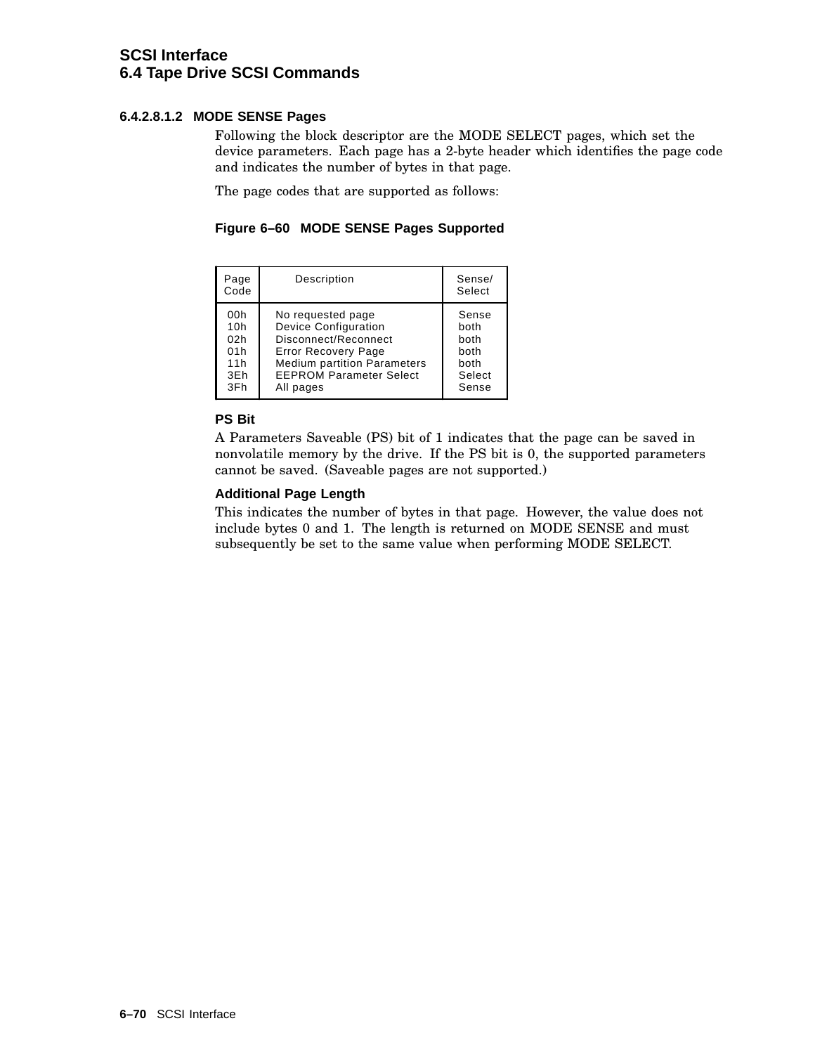#### 6.4.2.8.1.2 MODE SENSE Pages

Following the block descriptor are the MODE SELECT pages, which set the device parameters. Each page has a 2-byte header which identifies the page code and indicates the number of bytes in that page.

The page codes that are supported as follows:

**Figure 6–60 MODE SENSE Pages Supported**

| Page Code | Description | Sense/ Select |
|---|---|---|
| 00h | No requested page | Sense |
| 10h | Device Configuration | both |
| 02h | Disconnect/Reconnect | both |
| 01h | Error Recovery Page | both |
| 11h | Medium partition Parameters | both |
| 3Eh | EEPROM Parameter Select | Select |
| 3Fh | All pages | Sense |

**PS Bit**

A Parameters Saveable (PS) bit of 1 indicates that the page can be saved in nonvolatile memory by the drive. If the PS bit is 0, the supported parameters cannot be saved. (Saveable pages are not supported.)

**Additional Page Length**

This indicates the number of bytes in that page. However, the value does not include bytes 0 and 1. The length is returned on MODE SENSE and must subsequently be set to the same value when performing MODE SELECT.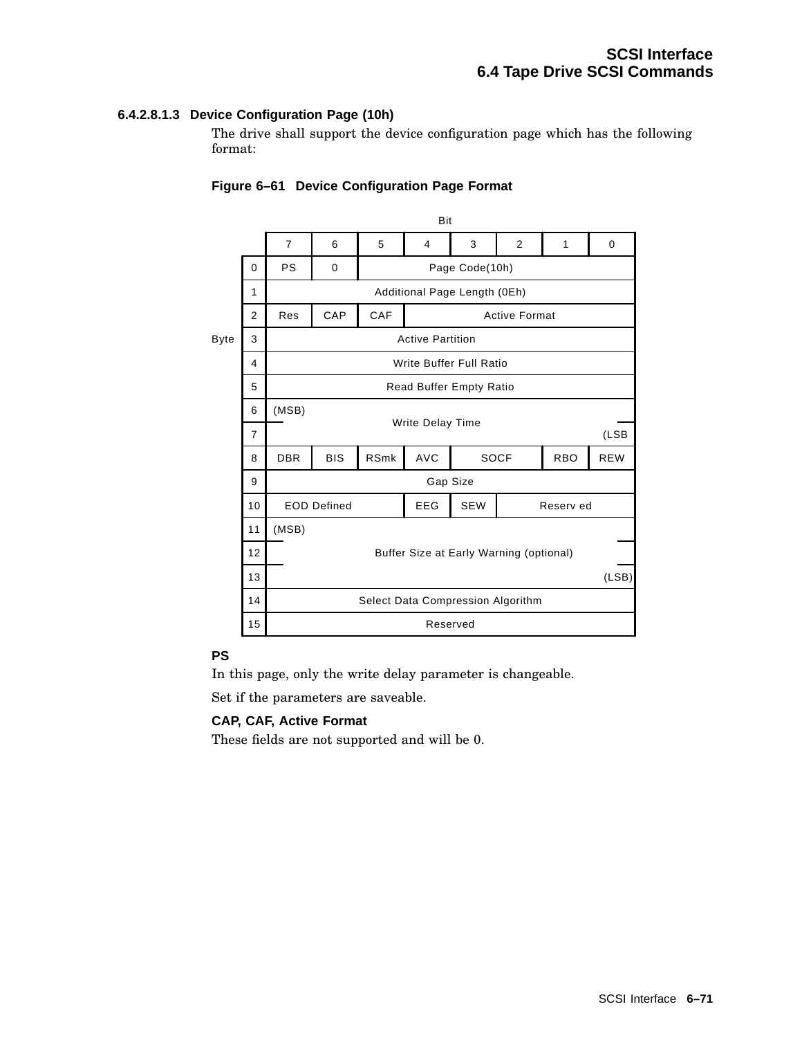#### 6.4.2.8.1.3 Device Configuration Page (10h)

The drive shall support the device configuration page which has the following format:

**Figure 6–61 Device Configuration Page Format**

| Byte \ Bit | 7 | 6 | 5 | 4 | 3 | 2 | 1 | 0 |
|---|---|---|---|---|---|---|---|---|
| 0 | PS | 0 | Page Code(10h) | | | | | |
| 1 | Additional Page Length (0Eh) | | | | | | | |
| 2 | Res | CAP | CAF | Active Format | | | | |
| 3 | Active Partition | | | | | | | |
| 4 | Write Buffer Full Ratio | | | | | | | |
| 5 | Read Buffer Empty Ratio | | | | | | | |
| 6 | (MSB) Write Delay Time | | | | | | | |
| 7 | | | | | | | | (LSB) |
| 8 | DBR | BIS | RSmk | AVC | SOCF | | RBO | REW |
| 9 | Gap Size | | | | | | | |
| 10 | EOD Defined | | | EEG | SEW | Reserved | | |
| 11 | (MSB) | | | | | | | |
| 12 | Buffer Size at Early Warning (optional) | | | | | | | |
| 13 | | | | | | | | (LSB) |
| 14 | Select Data Compression Algorithm | | | | | | | |
| 15 | Reserved | | | | | | | |

**PS**

In this page, only the write delay parameter is changeable.

Set if the parameters are saveable.

**CAP, CAF, Active Format**

These fields are not supported and will be 0.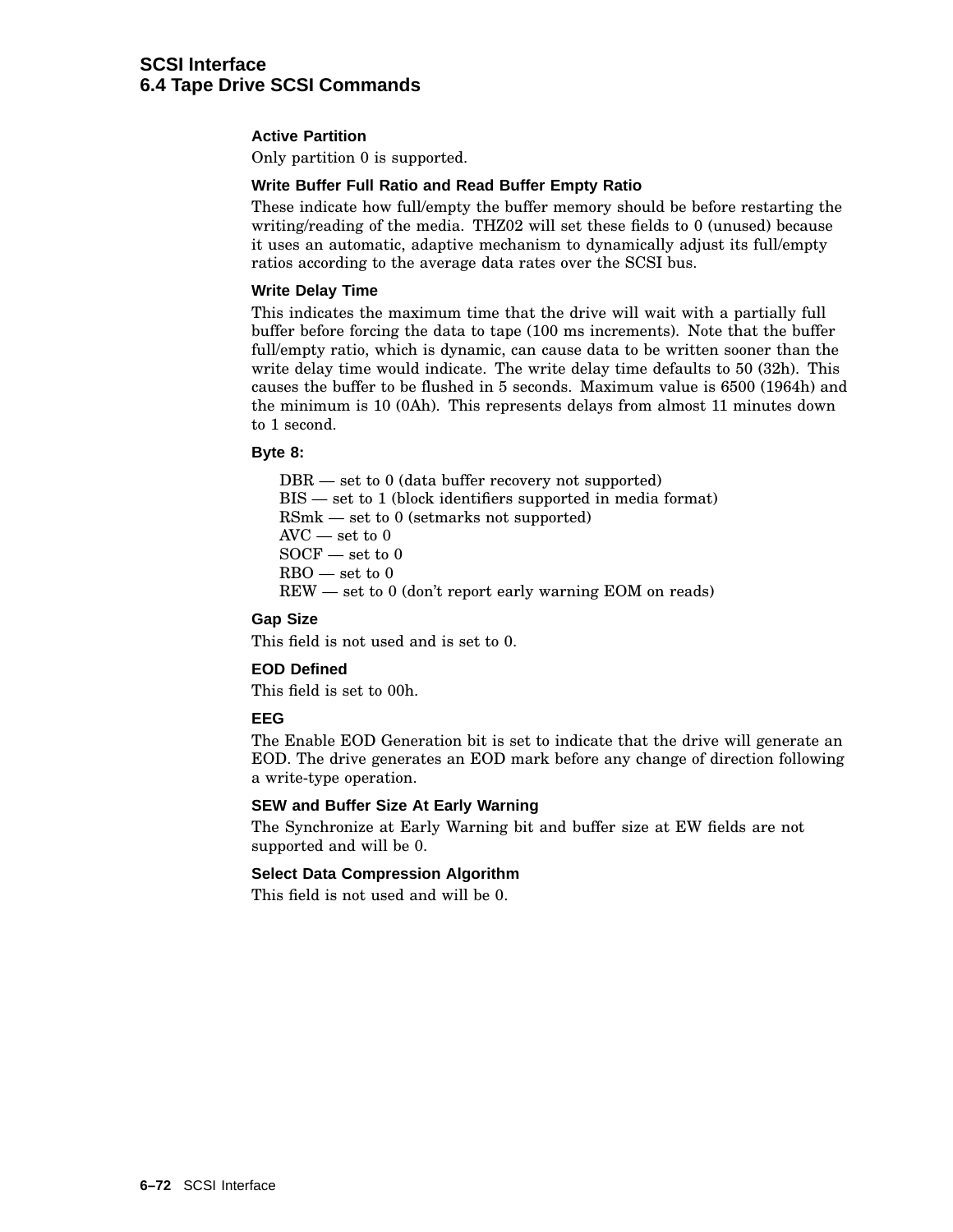#### Active Partition

Only partition 0 is supported.

#### Write Buffer Full Ratio and Read Buffer Empty Ratio

These indicate how full/empty the buffer memory should be before restarting the writing/reading of the media. THZ02 will set these fields to 0 (unused) because it uses an automatic, adaptive mechanism to dynamically adjust its full/empty ratios according to the average data rates over the SCSI bus.

#### Write Delay Time

This indicates the maximum time that the drive will wait with a partially full buffer before forcing the data to tape (100 ms increments). Note that the buffer full/empty ratio, which is dynamic, can cause data to be written sooner than the write delay time would indicate. The write delay time defaults to 50 (32h). This causes the buffer to be flushed in 5 seconds. Maximum value is 6500 (1964h) and the minimum is 10 (0Ah). This represents delays from almost 11 minutes down to 1 second.

#### Byte 8:

DBR — set to 0 (data buffer recovery not supported)
BIS — set to 1 (block identifiers supported in media format)
RSmk — set to 0 (setmarks not supported)
AVC — set to 0
SOCF — set to 0
RBO — set to 0
REW — set to 0 (don't report early warning EOM on reads)

#### Gap Size

This field is not used and is set to 0.

#### EOD Defined

This field is set to 00h.

#### EEG

The Enable EOD Generation bit is set to indicate that the drive will generate an EOD. The drive generates an EOD mark before any change of direction following a write-type operation.

#### SEW and Buffer Size At Early Warning

The Synchronize at Early Warning bit and buffer size at EW fields are not supported and will be 0.

#### Select Data Compression Algorithm

This field is not used and will be 0.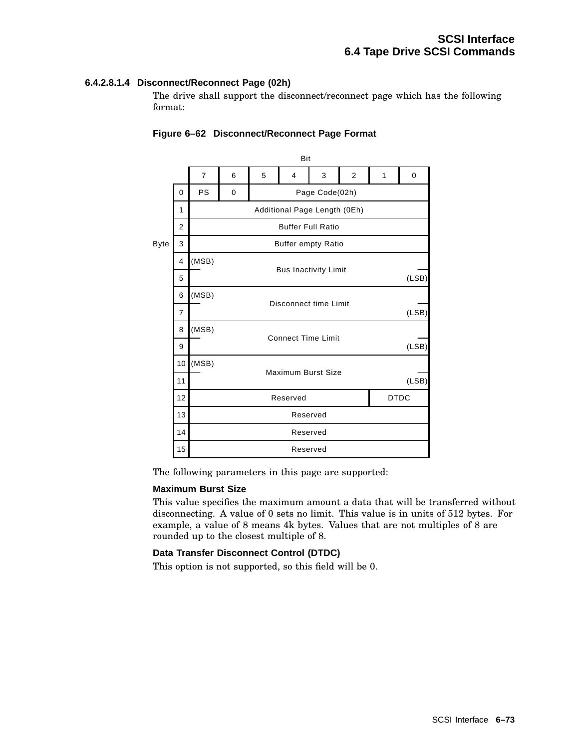#### 6.4.2.8.1.4 Disconnect/Reconnect Page (02h)

The drive shall support the disconnect/reconnect page which has the following format:

**Figure 6–62 Disconnect/Reconnect Page Format**

| Byte \ Bit | 7 | 6 | 5 | 4 | 3 | 2 | 1 | 0 |
|---|---|---|---|---|---|---|---|---|
| 0 | PS | 0 | Page Code(02h) | | | | | |
| 1 | Additional Page Length (0Eh) | | | | | | | |
| 2 | Buffer Full Ratio | | | | | | | |
| 3 | Buffer empty Ratio | | | | | | | |
| 4 | (MSB) Bus Inactivity Limit | | | | | | | |
| 5 | | | | | | | | (LSB) |
| 6 | (MSB) Disconnect time Limit | | | | | | | |
| 7 | | | | | | | | (LSB) |
| 8 | (MSB) Connect Time Limit | | | | | | | |
| 9 | | | | | | | | (LSB) |
| 10 | (MSB) Maximum Burst Size | | | | | | | |
| 11 | | | | | | | | (LSB) |
| 12 | Reserved | | | | | | DTDC | |
| 13 | Reserved | | | | | | | |
| 14 | Reserved | | | | | | | |
| 15 | Reserved | | | | | | | |

The following parameters in this page are supported:

**Maximum Burst Size**

This value specifies the maximum amount a data that will be transferred without disconnecting. A value of 0 sets no limit. This value is in units of 512 bytes. For example, a value of 8 means 4k bytes. Values that are not multiples of 8 are rounded up to the closest multiple of 8.

**Data Transfer Disconnect Control (DTDC)**

This option is not supported, so this field will be 0.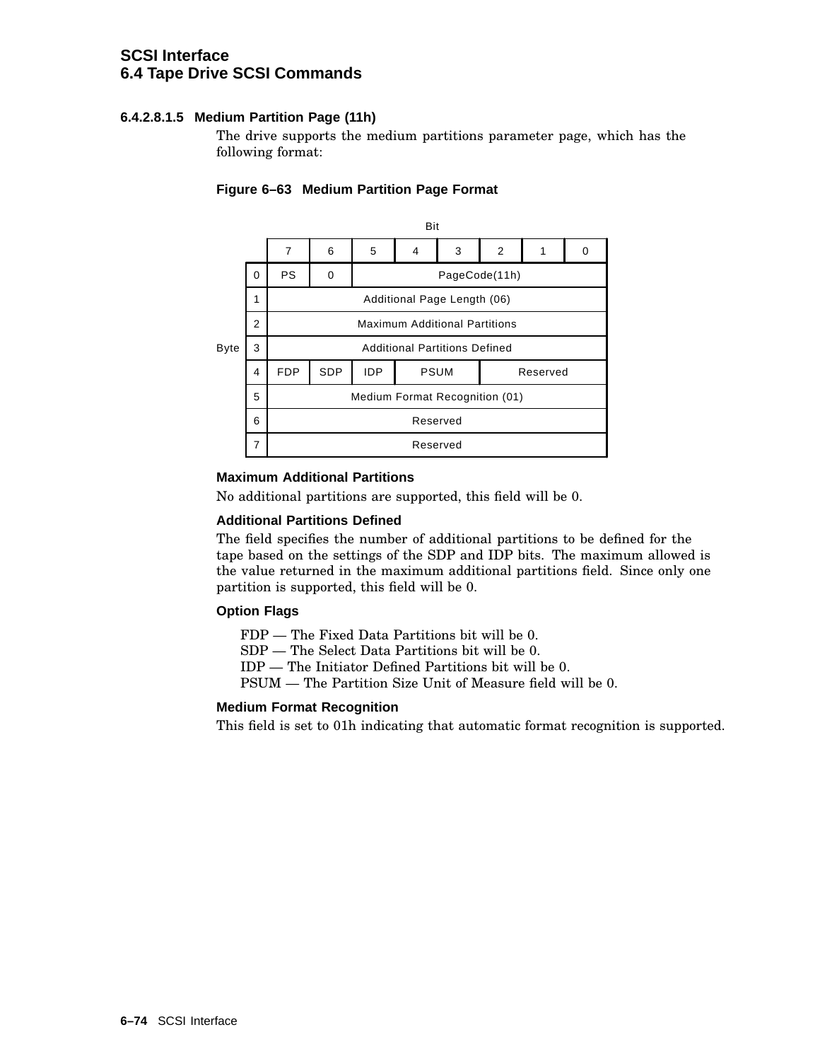#### 6.4.2.8.1.5 Medium Partition Page (11h)

The drive supports the medium partitions parameter page, which has the following format:

**Figure 6–63 Medium Partition Page Format**

| Byte | 7 | 6 | 5 | 4 | 3 | 2 | 1 | 0 |
|---|---|---|---|---|---|---|---|---|
| 0 | PS | 0 | PageCode(11h) | | | | | |
| 1 | Additional Page Length (06) | | | | | | | |
| 2 | Maximum Additional Partitions | | | | | | | |
| 3 | Additional Partitions Defined | | | | | | | |
| 4 | FDP | SDP | IDP | PSUM | | Reserved | | |
| 5 | Medium Format Recognition (01) | | | | | | | |
| 6 | Reserved | | | | | | | |
| 7 | Reserved | | | | | | | |

**Maximum Additional Partitions**

No additional partitions are supported, this field will be 0.

**Additional Partitions Defined**

The field specifies the number of additional partitions to be defined for the tape based on the settings of the SDP and IDP bits. The maximum allowed is the value returned in the maximum additional partitions field. Since only one partition is supported, this field will be 0.

**Option Flags**

FDP — The Fixed Data Partitions bit will be 0.
SDP — The Select Data Partitions bit will be 0.
IDP — The Initiator Defined Partitions bit will be 0.
PSUM — The Partition Size Unit of Measure field will be 0.

**Medium Format Recognition**

This field is set to 01h indicating that automatic format recognition is supported.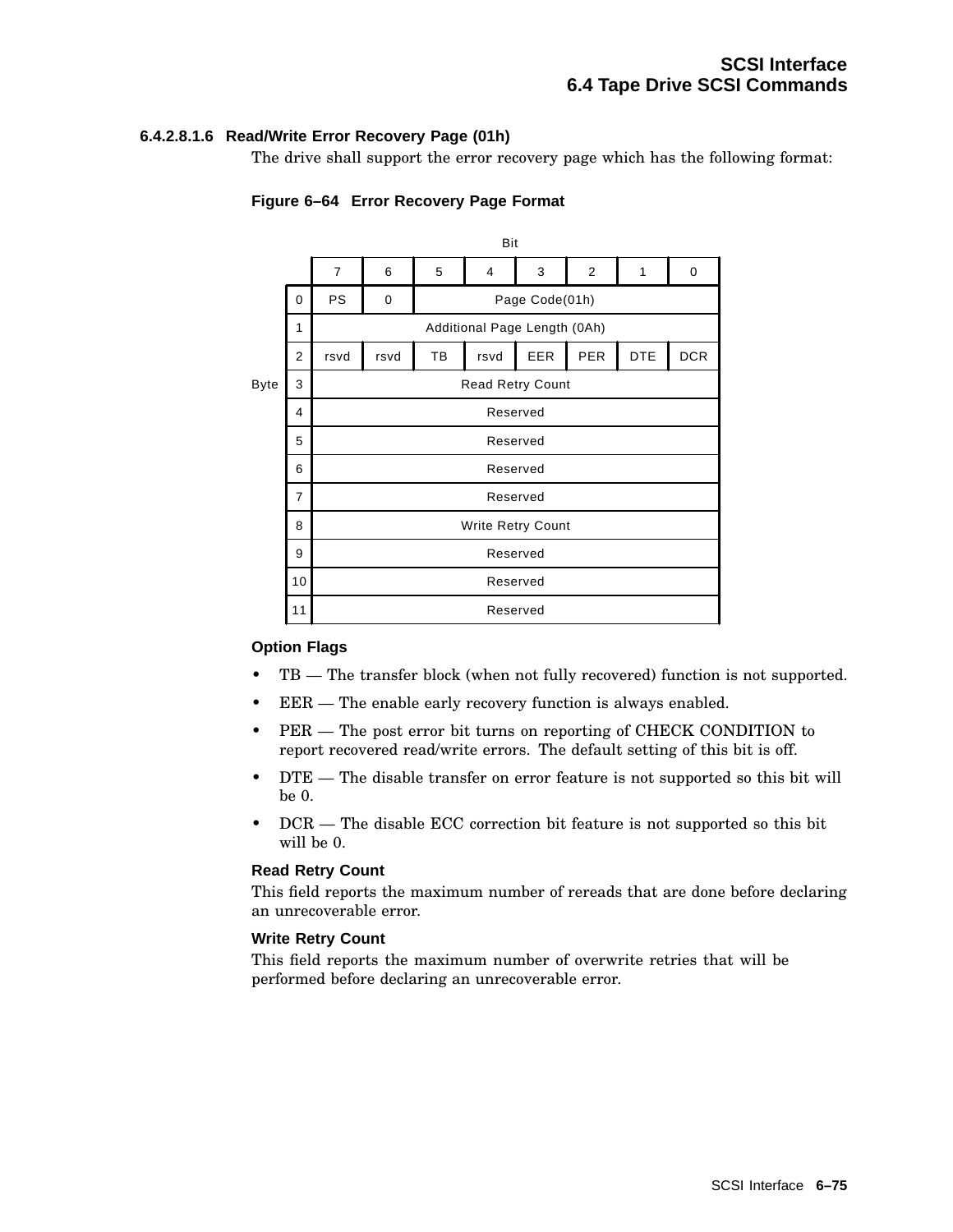#### 6.4.2.8.1.6 Read/Write Error Recovery Page (01h)

The drive shall support the error recovery page which has the following format:

**Figure 6–64 Error Recovery Page Format**

| Byte | Bit 7 | 6 | 5 | 4 | 3 | 2 | 1 | 0 |
|---|---|---|---|---|---|---|---|---|
| 0 | PS | 0 | Page Code(01h) | | | | | |
| 1 | Additional Page Length (0Ah) | | | | | | | |
| 2 | rsvd | rsvd | TB | rsvd | EER | PER | DTE | DCR |
| 3 | Read Retry Count | | | | | | | |
| 4 | Reserved | | | | | | | |
| 5 | Reserved | | | | | | | |
| 6 | Reserved | | | | | | | |
| 7 | Reserved | | | | | | | |
| 8 | Write Retry Count | | | | | | | |
| 9 | Reserved | | | | | | | |
| 10 | Reserved | | | | | | | |
| 11 | Reserved | | | | | | | |

**Option Flags**

- TB — The transfer block (when not fully recovered) function is not supported.
- EER — The enable early recovery function is always enabled.
- PER — The post error bit turns on reporting of CHECK CONDITION to report recovered read/write errors. The default setting of this bit is off.
- DTE — The disable transfer on error feature is not supported so this bit will be 0.
- DCR — The disable ECC correction bit feature is not supported so this bit will be 0.

**Read Retry Count**

This field reports the maximum number of rereads that are done before declaring an unrecoverable error.

**Write Retry Count**

This field reports the maximum number of overwrite retries that will be performed before declaring an unrecoverable error.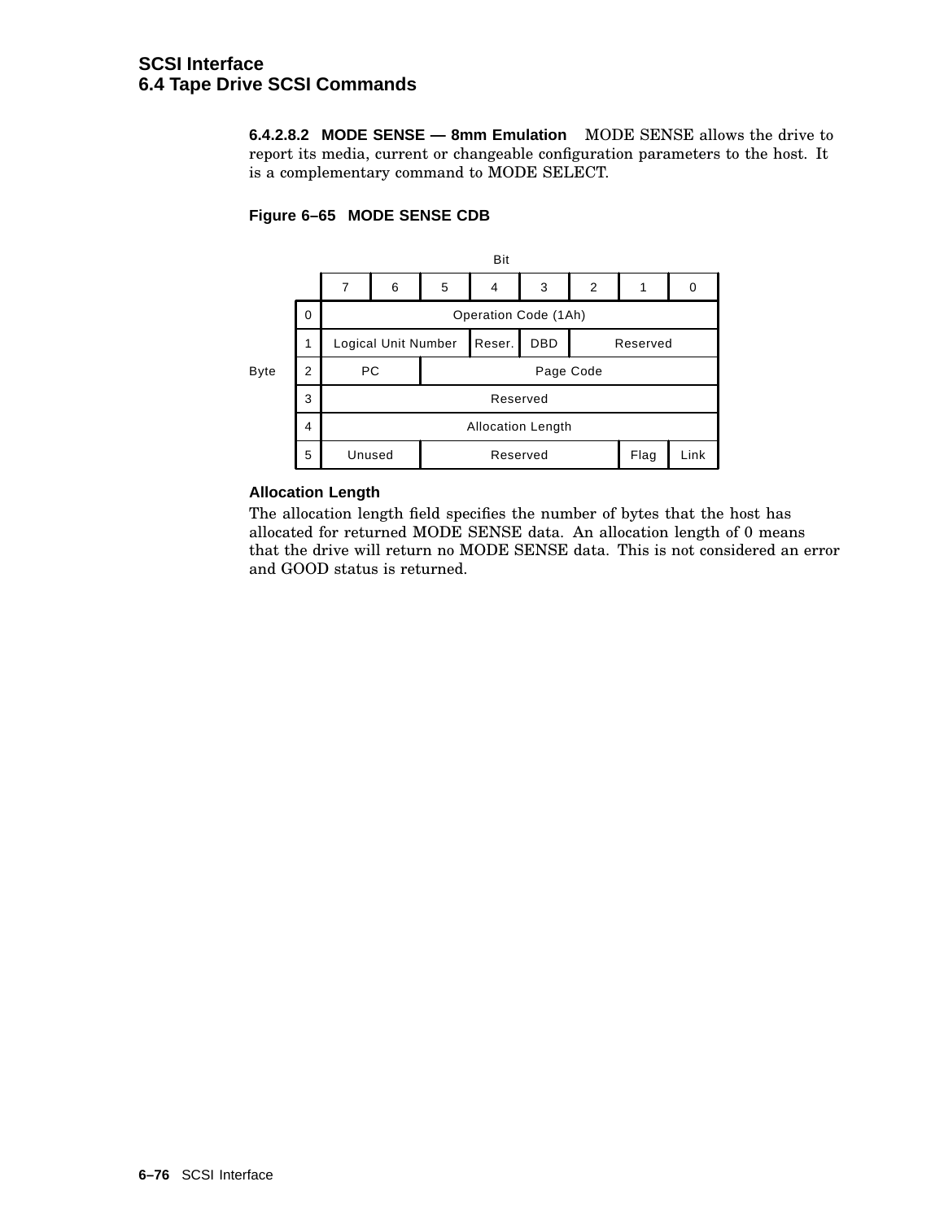#### 6.4.2.8.2 MODE SENSE — 8mm Emulation

MODE SENSE allows the drive to report its media, current or changeable configuration parameters to the host. It is a complementary command to MODE SELECT.

**Figure 6–65 MODE SENSE CDB**

| Byte | Bit 7 | 6 | 5 | 4 | 3 | 2 | 1 | 0 |
|---|---|---|---|---|---|---|---|---|
| 0 | Operation Code (1Ah) | | | | | | | |
| 1 | Logical Unit Number | | | Reser. | DBD | Reserved | | |
| 2 | PC | | Page Code | | | | | |
| 3 | Reserved | | | | | | | |
| 4 | Allocation Length | | | | | | | |
| 5 | Unused | | Reserved | | | | Flag | Link |

**Allocation Length**

The allocation length field specifies the number of bytes that the host has allocated for returned MODE SENSE data. An allocation length of 0 means that the drive will return no MODE SENSE data. This is not considered an error and GOOD status is returned.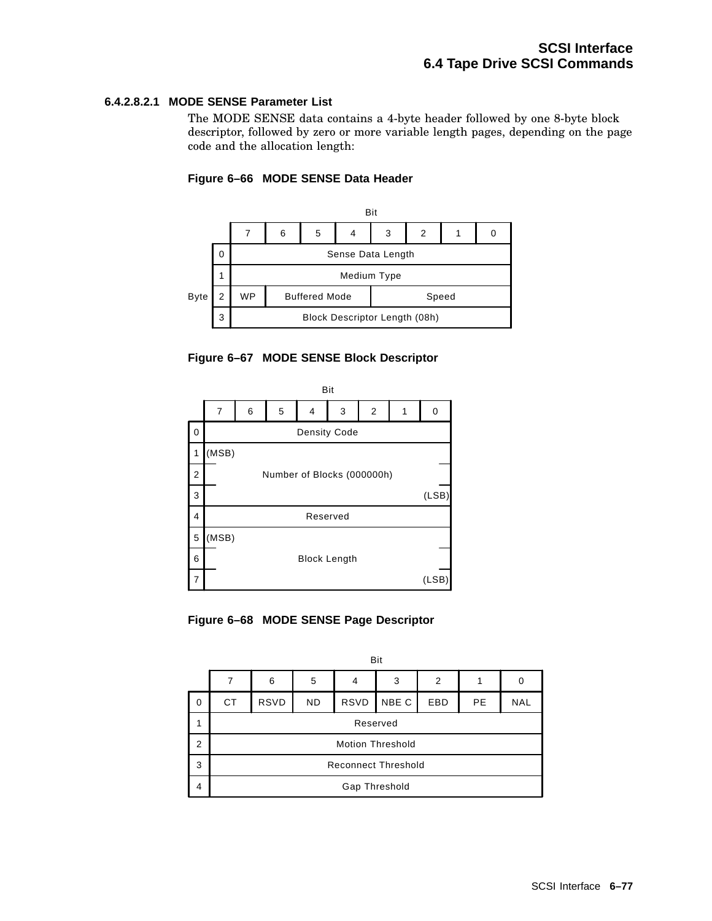#### 6.4.2.8.2.1 MODE SENSE Parameter List

The MODE SENSE data contains a 4-byte header followed by one 8-byte block descriptor, followed by zero or more variable length pages, depending on the page code and the allocation length:

**Figure 6–66 MODE SENSE Data Header**

| Byte | 7 | 6 | 5 | 4 | 3 | 2 | 1 | 0 |
|---|---|---|---|---|---|---|---|---|
| 0 | Sense Data Length | | | | | | | |
| 1 | Medium Type | | | | | | | |
| 2 | WP | Buffered Mode | | | Speed | | | |
| 3 | Block Descriptor Length (08h) | | | | | | | |

**Figure 6–67 MODE SENSE Block Descriptor**

| Byte | 7 | 6 | 5 | 4 | 3 | 2 | 1 | 0 |
|---|---|---|---|---|---|---|---|---|
| 0 | Density Code | | | | | | | |
| 1 | (MSB) | | | | | | | |
| 2 | Number of Blocks (000000h) | | | | | | | |
| 3 | | | | | | | | (LSB) |
| 4 | Reserved | | | | | | | |
| 5 | (MSB) | | | | | | | |
| 6 | Block Length | | | | | | | |
| 7 | | | | | | | | (LSB) |

**Figure 6–68 MODE SENSE Page Descriptor**

| Byte | 7 | 6 | 5 | 4 | 3 | 2 | 1 | 0 |
|---|---|---|---|---|---|---|---|---|
| 0 | CT | RSVD | ND | RSVD | NBE C | EBD | PE | NAL |
| 1 | Reserved | | | | | | | |
| 2 | Motion Threshold | | | | | | | |
| 3 | Reconnect Threshold | | | | | | | |
| 4 | Gap Threshold | | | | | | | |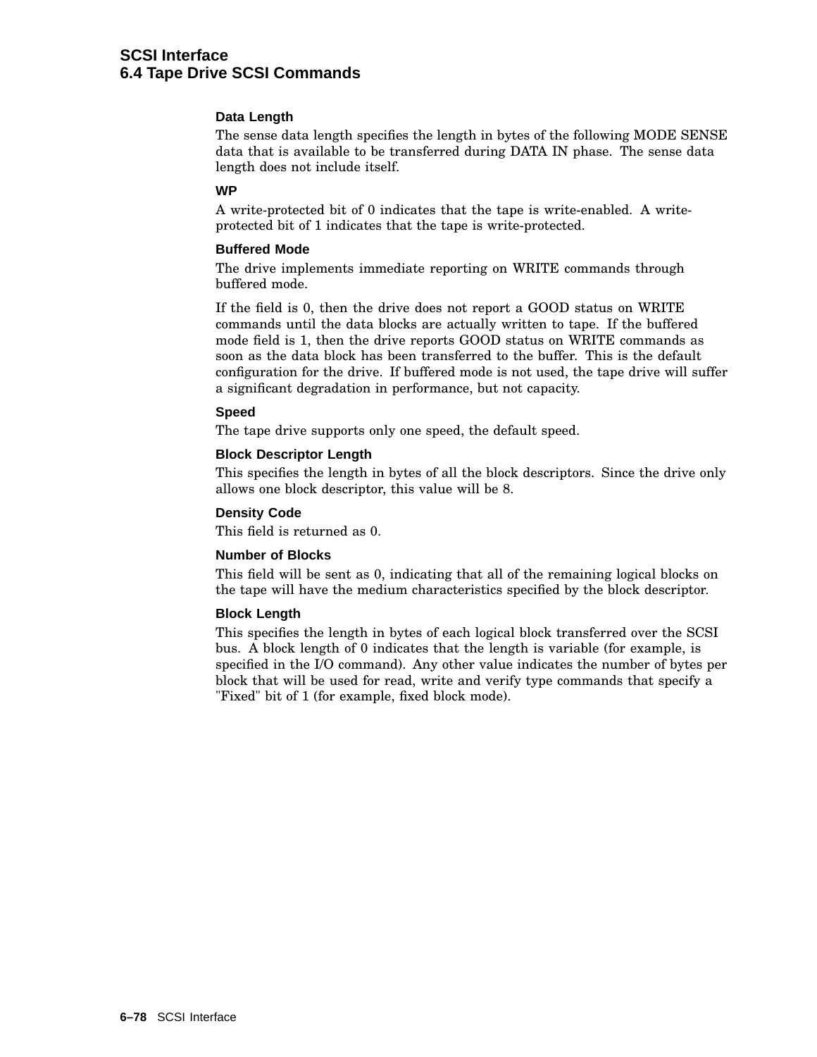#### Data Length

The sense data length specifies the length in bytes of the following MODE SENSE data that is available to be transferred during DATA IN phase. The sense data length does not include itself.

#### WP

A write-protected bit of 0 indicates that the tape is write-enabled. A write-protected bit of 1 indicates that the tape is write-protected.

#### Buffered Mode

The drive implements immediate reporting on WRITE commands through buffered mode.

If the field is 0, then the drive does not report a GOOD status on WRITE commands until the data blocks are actually written to tape. If the buffered mode field is 1, then the drive reports GOOD status on WRITE commands as soon as the data block has been transferred to the buffer. This is the default configuration for the drive. If buffered mode is not used, the tape drive will suffer a significant degradation in performance, but not capacity.

#### Speed

The tape drive supports only one speed, the default speed.

#### Block Descriptor Length

This specifies the length in bytes of all the block descriptors. Since the drive only allows one block descriptor, this value will be 8.

#### Density Code

This field is returned as 0.

#### Number of Blocks

This field will be sent as 0, indicating that all of the remaining logical blocks on the tape will have the medium characteristics specified by the block descriptor.

#### Block Length

This specifies the length in bytes of each logical block transferred over the SCSI bus. A block length of 0 indicates that the length is variable (for example, is specified in the I/O command). Any other value indicates the number of bytes per block that will be used for read, write and verify type commands that specify a "Fixed" bit of 1 (for example, fixed block mode).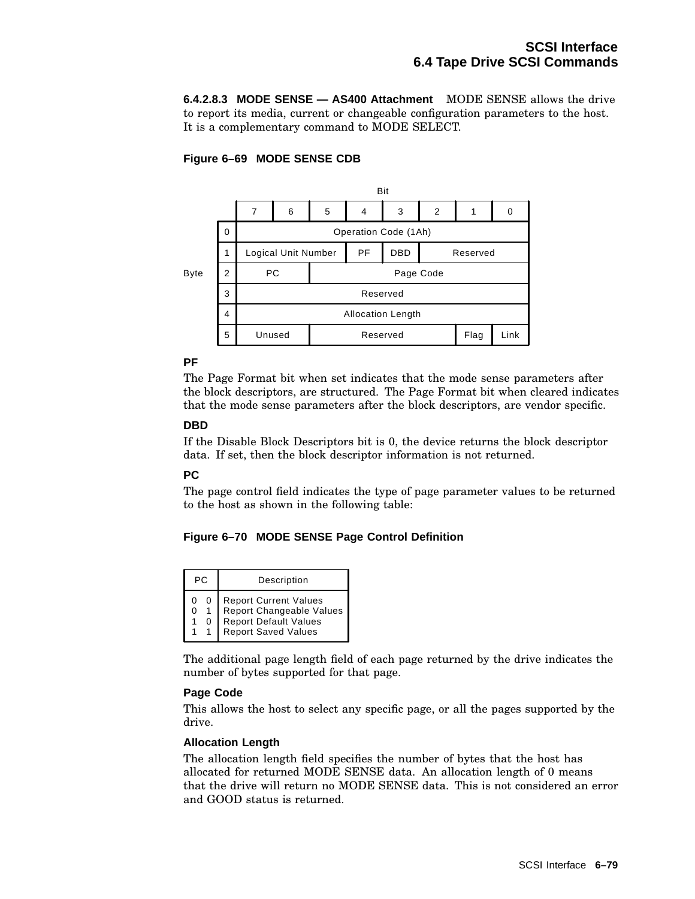**6.4.2.8.3 MODE SENSE — AS400 Attachment** MODE SENSE allows the drive to report its media, current or changeable configuration parameters to the host. It is a complementary command to MODE SELECT.

**Figure 6–69 MODE SENSE CDB**

| Byte | 7 | 6 | 5 | 4 | 3 | 2 | 1 | 0 |
|---|---|---|---|---|---|---|---|---|
| 0 | Operation Code (1Ah) | | | | | | | |
| 1 | Logical Unit Number | | | PF | DBD | Reserved | | |
| 2 | PC | | Page Code | | | | | |
| 3 | Reserved | | | | | | | |
| 4 | Allocation Length | | | | | | | |
| 5 | Unused | | Reserved | | | | Flag | Link |

**PF**

The Page Format bit when set indicates that the mode sense parameters after the block descriptors, are structured. The Page Format bit when cleared indicates that the mode sense parameters after the block descriptors, are vendor specific.

**DBD**

If the Disable Block Descriptors bit is 0, the device returns the block descriptor data. If set, then the block descriptor information is not returned.

**PC**

The page control field indicates the type of page parameter values to be returned to the host as shown in the following table:

**Figure 6–70 MODE SENSE Page Control Definition**

| PC | Description |
|---|---|
| 0 0 | Report Current Values |
| 0 1 | Report Changeable Values |
| 1 0 | Report Default Values |
| 1 1 | Report Saved Values |

The additional page length field of each page returned by the drive indicates the number of bytes supported for that page.

**Page Code**

This allows the host to select any specific page, or all the pages supported by the drive.

**Allocation Length**

The allocation length field specifies the number of bytes that the host has allocated for returned MODE SENSE data. An allocation length of 0 means that the drive will return no MODE SENSE data. This is not considered an error and GOOD status is returned.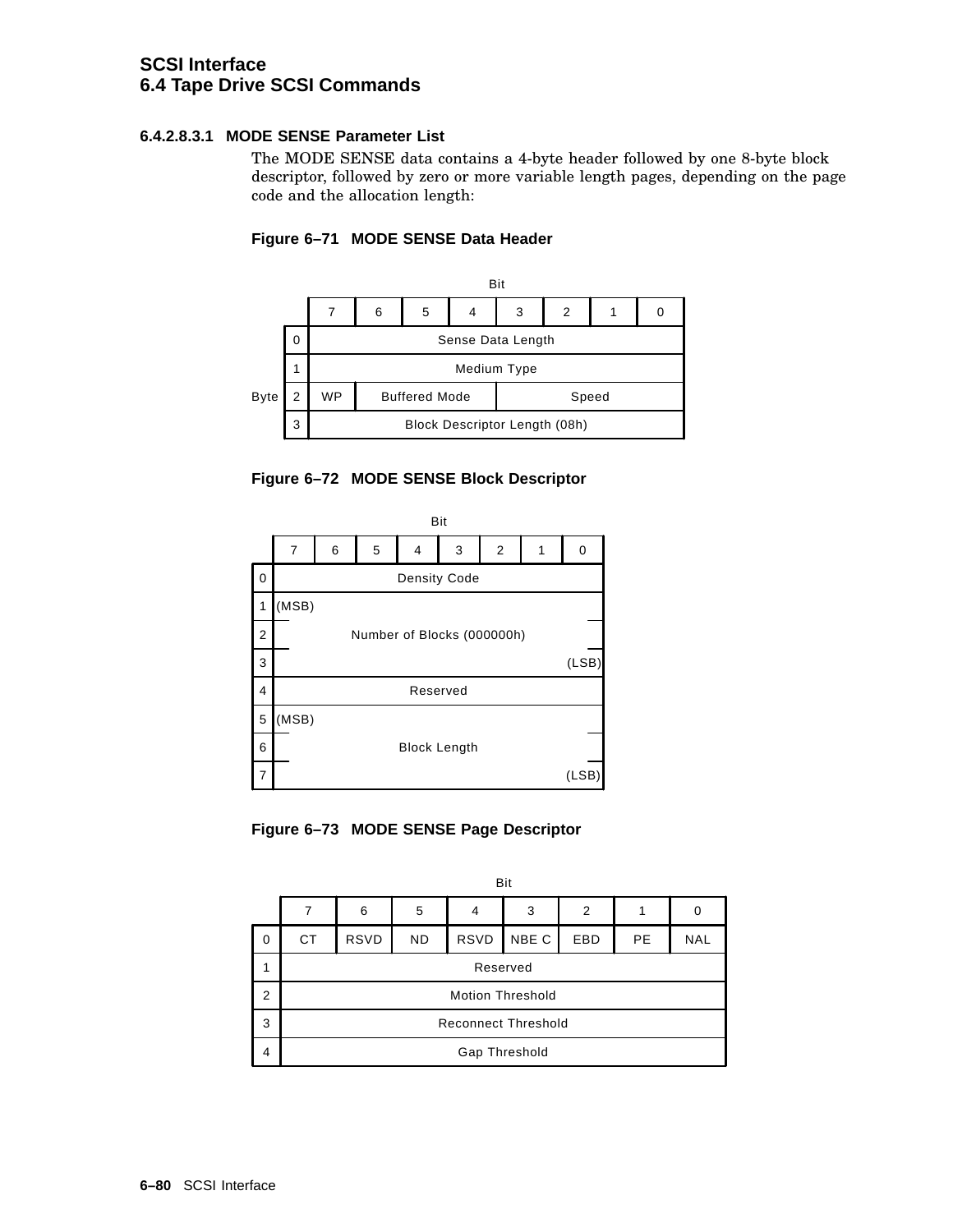#### 6.4.2.8.3.1 MODE SENSE Parameter List

The MODE SENSE data contains a 4-byte header followed by one 8-byte block descriptor, followed by zero or more variable length pages, depending on the page code and the allocation length:

**Figure 6–71 MODE SENSE Data Header**

| Byte | 7 | 6 | 5 | 4 | 3 | 2 | 1 | 0 |
|---|---|---|---|---|---|---|---|---|
| 0 | Sense Data Length | | | | | | | |
| 1 | Medium Type | | | | | | | |
| 2 | WP | Buffered Mode | | | Speed | | | |
| 3 | Block Descriptor Length (08h) | | | | | | | |

**Figure 6–72 MODE SENSE Block Descriptor**

| Byte | 7 | 6 | 5 | 4 | 3 | 2 | 1 | 0 |
|---|---|---|---|---|---|---|---|---|
| 0 | Density Code | | | | | | | |
| 1 | (MSB) | | | | | | | |
| 2 | Number of Blocks (000000h) | | | | | | | |
| 3 | | | | | | | | (LSB) |
| 4 | Reserved | | | | | | | |
| 5 | (MSB) | | | | | | | |
| 6 | Block Length | | | | | | | |
| 7 | | | | | | | | (LSB) |

**Figure 6–73 MODE SENSE Page Descriptor**

| Byte | 7 | 6 | 5 | 4 | 3 | 2 | 1 | 0 |
|---|---|---|---|---|---|---|---|---|
| 0 | CT | RSVD | ND | RSVD | NBE C | EBD | PE | NAL |
| 1 | Reserved | | | | | | | |
| 2 | Motion Threshold | | | | | | | |
| 3 | Reconnect Threshold | | | | | | | |
| 4 | Gap Threshold | | | | | | | |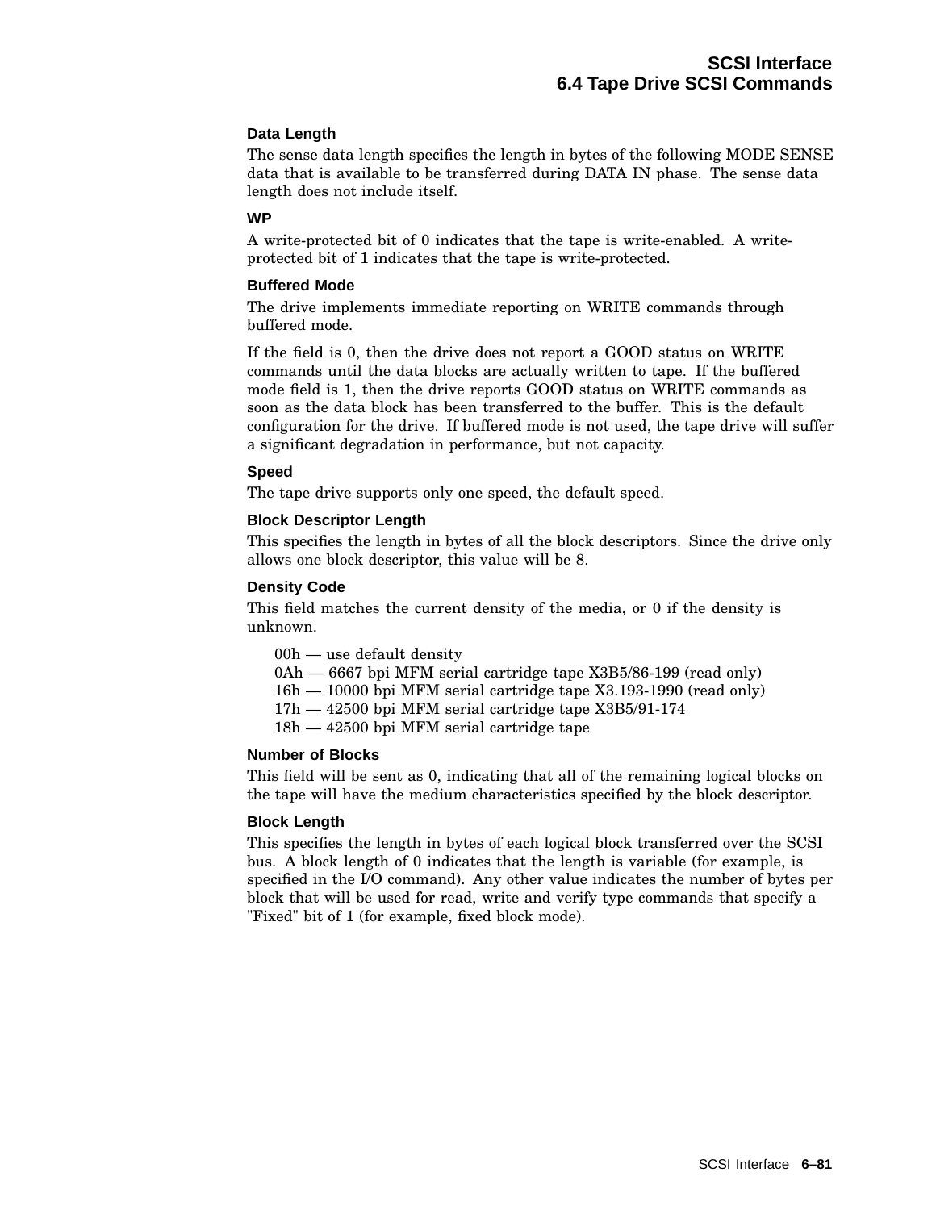#### Data Length

The sense data length specifies the length in bytes of the following MODE SENSE data that is available to be transferred during DATA IN phase. The sense data length does not include itself.

#### WP

A write-protected bit of 0 indicates that the tape is write-enabled. A write-protected bit of 1 indicates that the tape is write-protected.

#### Buffered Mode

The drive implements immediate reporting on WRITE commands through buffered mode.

If the field is 0, then the drive does not report a GOOD status on WRITE commands until the data blocks are actually written to tape. If the buffered mode field is 1, then the drive reports GOOD status on WRITE commands as soon as the data block has been transferred to the buffer. This is the default configuration for the drive. If buffered mode is not used, the tape drive will suffer a significant degradation in performance, but not capacity.

#### Speed

The tape drive supports only one speed, the default speed.

#### Block Descriptor Length

This specifies the length in bytes of all the block descriptors. Since the drive only allows one block descriptor, this value will be 8.

#### Density Code

This field matches the current density of the media, or 0 if the density is unknown.

00h — use default density
0Ah — 6667 bpi MFM serial cartridge tape X3B5/86-199 (read only)
16h — 10000 bpi MFM serial cartridge tape X3.193-1990 (read only)
17h — 42500 bpi MFM serial cartridge tape X3B5/91-174
18h — 42500 bpi MFM serial cartridge tape

#### Number of Blocks

This field will be sent as 0, indicating that all of the remaining logical blocks on the tape will have the medium characteristics specified by the block descriptor.

#### Block Length

This specifies the length in bytes of each logical block transferred over the SCSI bus. A block length of 0 indicates that the length is variable (for example, is specified in the I/O command). Any other value indicates the number of bytes per block that will be used for read, write and verify type commands that specify a "Fixed" bit of 1 (for example, fixed block mode).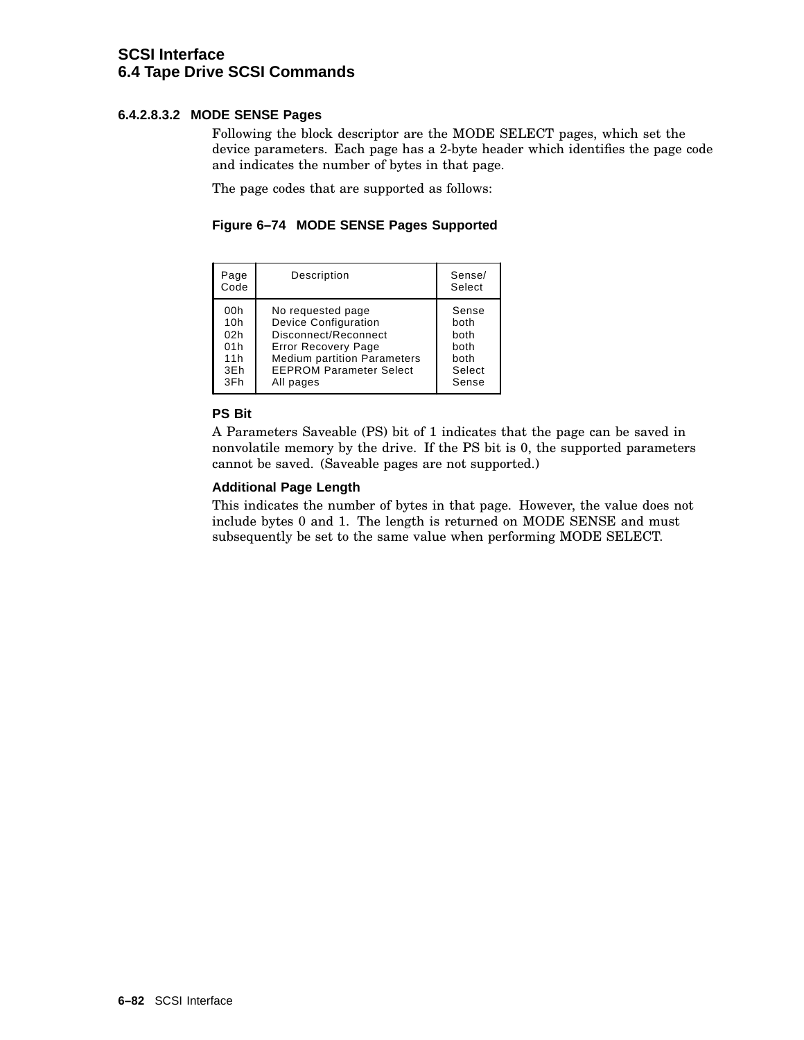#### 6.4.2.8.3.2 MODE SENSE Pages

Following the block descriptor are the MODE SELECT pages, which set the device parameters. Each page has a 2-byte header which identifies the page code and indicates the number of bytes in that page.

The page codes that are supported as follows:

**Figure 6–74 MODE SENSE Pages Supported**

| Page Code | Description | Sense/ Select |
|---|---|---|
| 00h | No requested page | Sense |
| 10h | Device Configuration | both |
| 02h | Disconnect/Reconnect | both |
| 01h | Error Recovery Page | both |
| 11h | Medium partition Parameters | both |
| 3Eh | EEPROM Parameter Select | Select |
| 3Fh | All pages | Sense |

**PS Bit**

A Parameters Saveable (PS) bit of 1 indicates that the page can be saved in nonvolatile memory by the drive. If the PS bit is 0, the supported parameters cannot be saved. (Saveable pages are not supported.)

**Additional Page Length**

This indicates the number of bytes in that page. However, the value does not include bytes 0 and 1. The length is returned on MODE SENSE and must subsequently be set to the same value when performing MODE SELECT.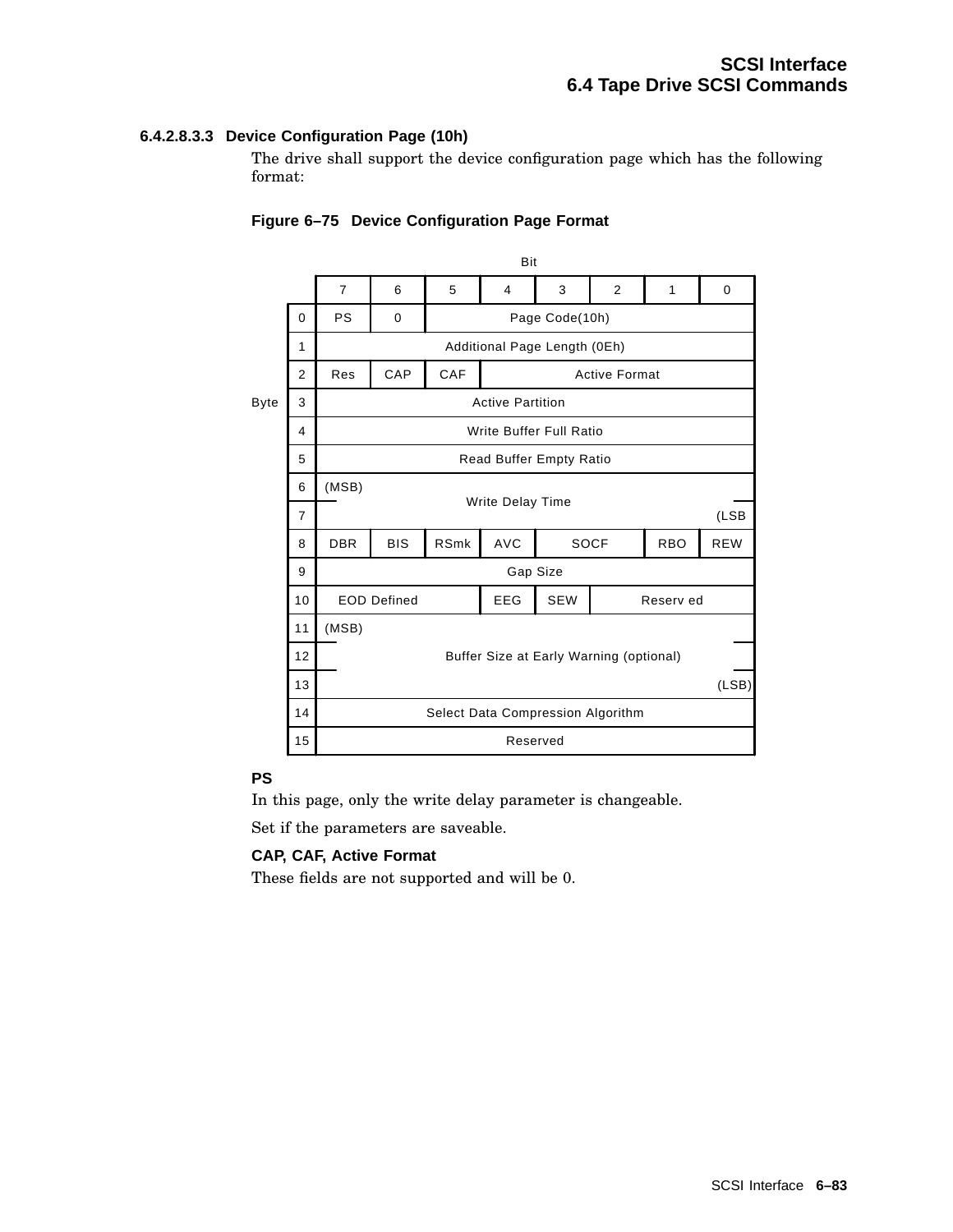#### 6.4.2.8.3.3 Device Configuration Page (10h)

The drive shall support the device configuration page which has the following format:

**Figure 6–75 Device Configuration Page Format**

| Byte \ Bit | 7 | 6 | 5 | 4 | 3 | 2 | 1 | 0 |
|---|---|---|---|---|---|---|---|---|
| 0 | PS | 0 | Page Code(10h) | | | | | |
| 1 | Additional Page Length (0Eh) | | | | | | | |
| 2 | Res | CAP | CAF | Active Format | | | | |
| 3 | Active Partition | | | | | | | |
| 4 | Write Buffer Full Ratio | | | | | | | |
| 5 | Read Buffer Empty Ratio | | | | | | | |
| 6 | (MSB) Write Delay Time | | | | | | | |
| 7 | Write Delay Time (LSB) | | | | | | | |
| 8 | DBR | BIS | RSmk | AVC | SOCF | | RBO | REW |
| 9 | Gap Size | | | | | | | |
| 10 | EOD Defined | | | EEG | SEW | Reserv ed | | |
| 11 | (MSB) Buffer Size at Early Warning (optional) | | | | | | | |
| 12 | Buffer Size at Early Warning (optional) | | | | | | | |
| 13 | Buffer Size at Early Warning (optional) (LSB) | | | | | | | |
| 14 | Select Data Compression Algorithm | | | | | | | |
| 15 | Reserved | | | | | | | |

**PS**

In this page, only the write delay parameter is changeable.

Set if the parameters are saveable.

**CAP, CAF, Active Format**

These fields are not supported and will be 0.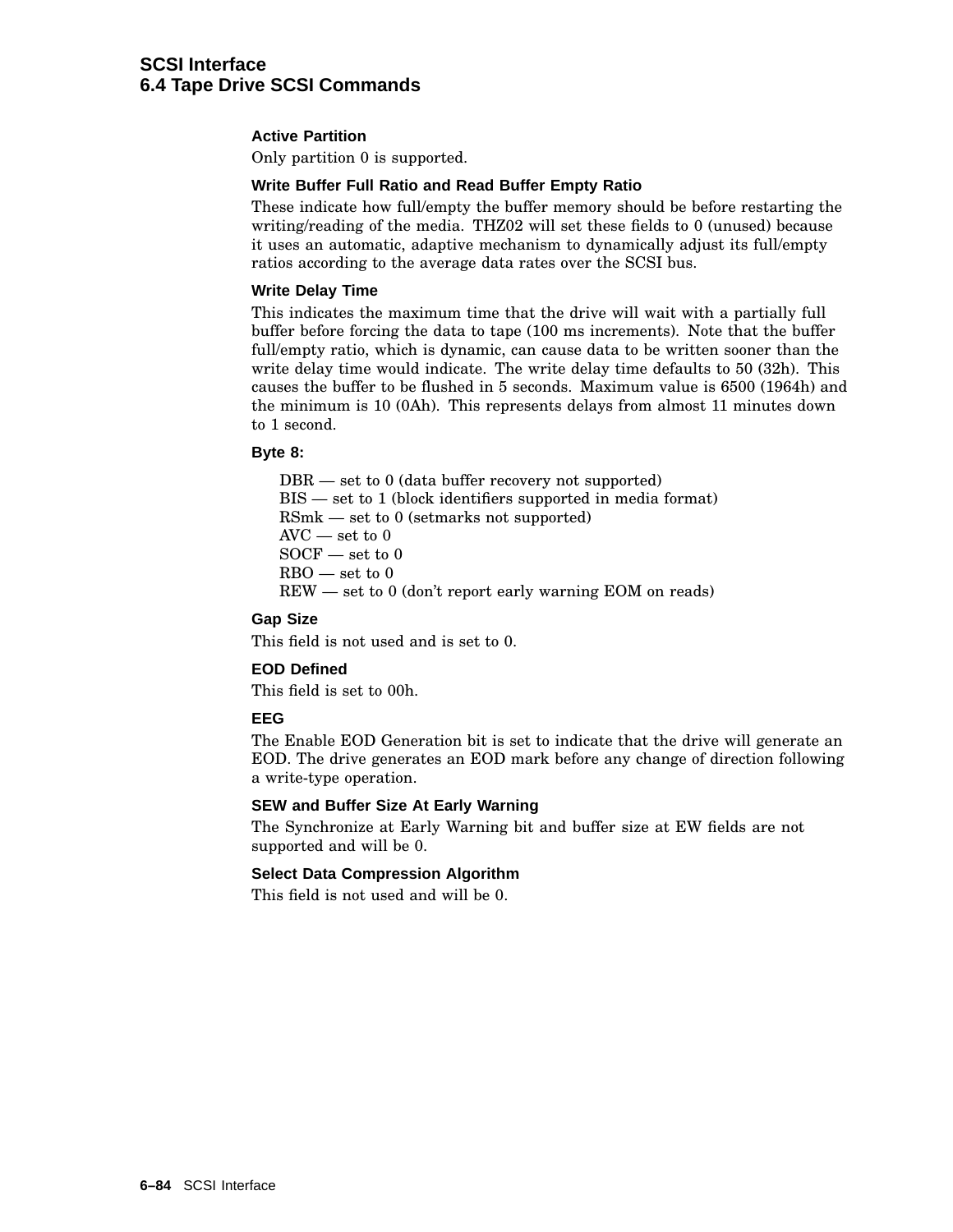#### Active Partition

Only partition 0 is supported.

#### Write Buffer Full Ratio and Read Buffer Empty Ratio

These indicate how full/empty the buffer memory should be before restarting the writing/reading of the media. THZ02 will set these fields to 0 (unused) because it uses an automatic, adaptive mechanism to dynamically adjust its full/empty ratios according to the average data rates over the SCSI bus.

#### Write Delay Time

This indicates the maximum time that the drive will wait with a partially full buffer before forcing the data to tape (100 ms increments). Note that the buffer full/empty ratio, which is dynamic, can cause data to be written sooner than the write delay time would indicate. The write delay time defaults to 50 (32h). This causes the buffer to be flushed in 5 seconds. Maximum value is 6500 (1964h) and the minimum is 10 (0Ah). This represents delays from almost 11 minutes down to 1 second.

#### Byte 8:

DBR — set to 0 (data buffer recovery not supported)
BIS — set to 1 (block identifiers supported in media format)
RSmk — set to 0 (setmarks not supported)
AVC — set to 0
SOCF — set to 0
RBO — set to 0
REW — set to 0 (don't report early warning EOM on reads)

#### Gap Size

This field is not used and is set to 0.

#### EOD Defined

This field is set to 00h.

#### EEG

The Enable EOD Generation bit is set to indicate that the drive will generate an EOD. The drive generates an EOD mark before any change of direction following a write-type operation.

#### SEW and Buffer Size At Early Warning

The Synchronize at Early Warning bit and buffer size at EW fields are not supported and will be 0.

#### Select Data Compression Algorithm

This field is not used and will be 0.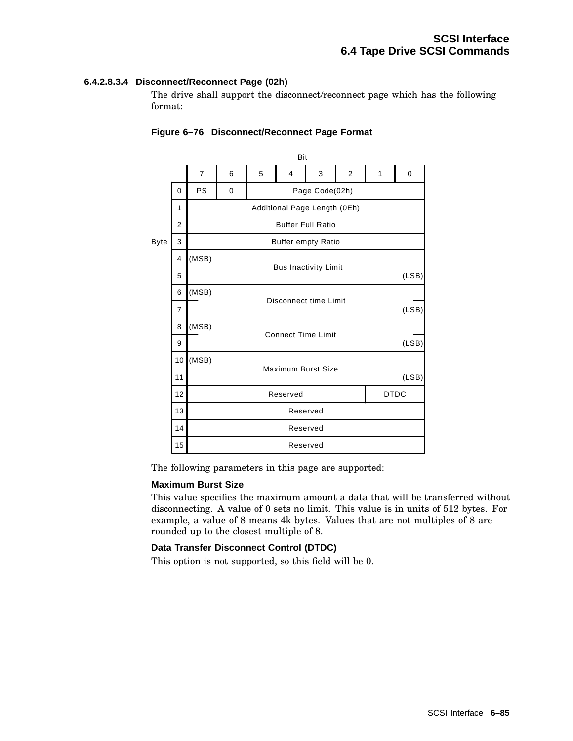#### 6.4.2.8.3.4 Disconnect/Reconnect Page (02h)

The drive shall support the disconnect/reconnect page which has the following format:

**Figure 6–76 Disconnect/Reconnect Page Format**

| Byte \ Bit | 7 | 6 | 5 | 4 | 3 | 2 | 1 | 0 |
|---|---|---|---|---|---|---|---|---|
| 0 | PS | 0 | Page Code(02h) | | | | | |
| 1 | Additional Page Length (0Eh) | | | | | | | |
| 2 | Buffer Full Ratio | | | | | | | |
| 3 | Buffer empty Ratio | | | | | | | |
| 4 | (MSB) Bus Inactivity Limit | | | | | | | |
| 5 | Bus Inactivity Limit (LSB) | | | | | | | |
| 6 | (MSB) Disconnect time Limit | | | | | | | |
| 7 | Disconnect time Limit (LSB) | | | | | | | |
| 8 | (MSB) Connect Time Limit | | | | | | | |
| 9 | Connect Time Limit (LSB) | | | | | | | |
| 10 | (MSB) Maximum Burst Size | | | | | | | |
| 11 | Maximum Burst Size (LSB) | | | | | | | |
| 12 | Reserved | | | | | | DTDC | |
| 13 | Reserved | | | | | | | |
| 14 | Reserved | | | | | | | |
| 15 | Reserved | | | | | | | |

The following parameters in this page are supported:

**Maximum Burst Size**

This value specifies the maximum amount a data that will be transferred without disconnecting. A value of 0 sets no limit. This value is in units of 512 bytes. For example, a value of 8 means 4k bytes. Values that are not multiples of 8 are rounded up to the closest multiple of 8.

**Data Transfer Disconnect Control (DTDC)**

This option is not supported, so this field will be 0.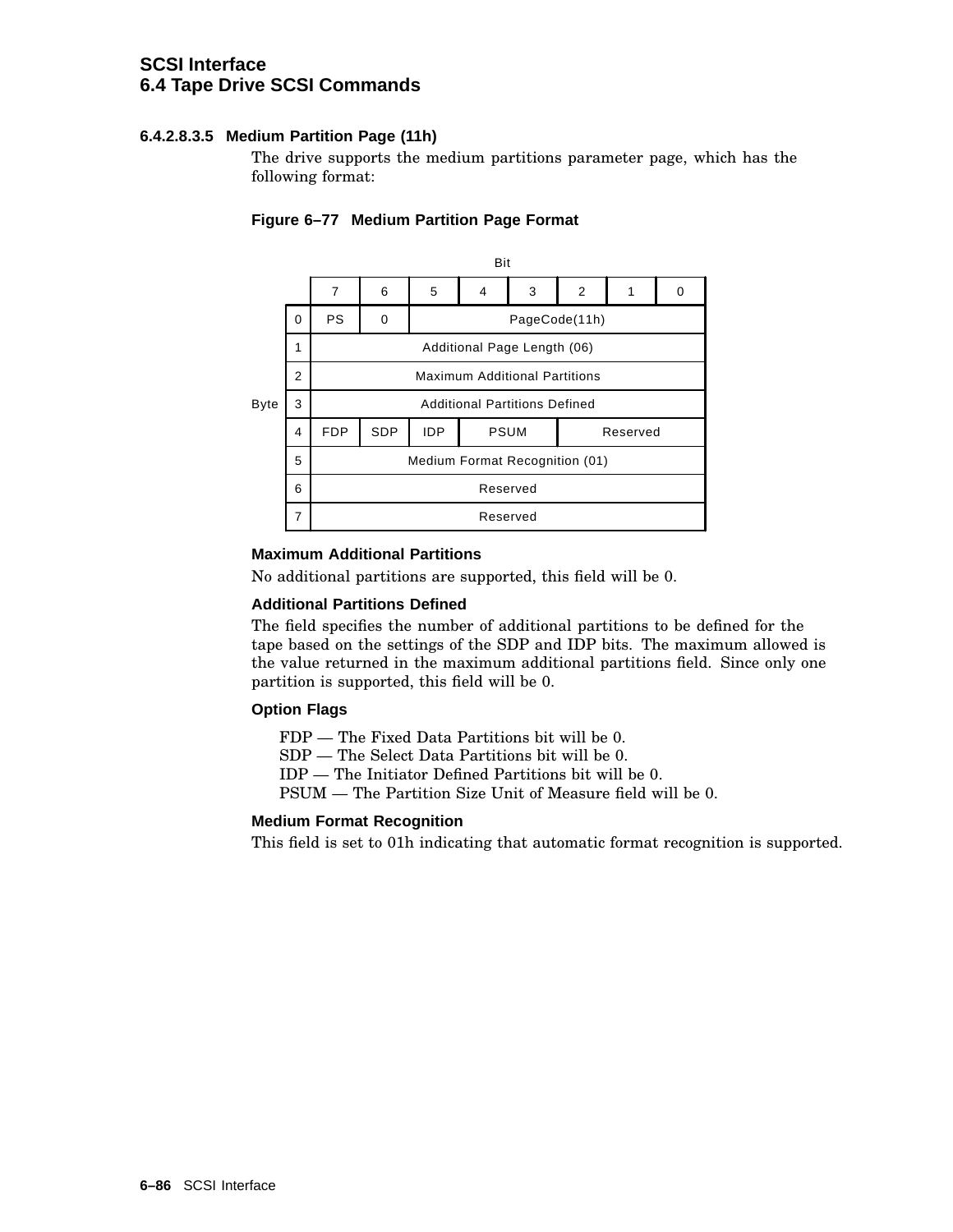#### 6.4.2.8.3.5 Medium Partition Page (11h)

The drive supports the medium partitions parameter page, which has the following format:

**Figure 6–77 Medium Partition Page Format**

| Byte | 7 | 6 | 5 | 4 | 3 | 2 | 1 | 0 |
|---|---|---|---|---|---|---|---|---|
| 0 | PS | 0 | PageCode(11h) | | | | | |
| 1 | Additional Page Length (06) | | | | | | | |
| 2 | Maximum Additional Partitions | | | | | | | |
| 3 | Additional Partitions Defined | | | | | | | |
| 4 | FDP | SDP | IDP | PSUM | | Reserved | | |
| 5 | Medium Format Recognition (01) | | | | | | | |
| 6 | Reserved | | | | | | | |
| 7 | Reserved | | | | | | | |

**Maximum Additional Partitions**

No additional partitions are supported, this field will be 0.

**Additional Partitions Defined**

The field specifies the number of additional partitions to be defined for the tape based on the settings of the SDP and IDP bits. The maximum allowed is the value returned in the maximum additional partitions field. Since only one partition is supported, this field will be 0.

**Option Flags**

FDP — The Fixed Data Partitions bit will be 0.
SDP — The Select Data Partitions bit will be 0.
IDP — The Initiator Defined Partitions bit will be 0.
PSUM — The Partition Size Unit of Measure field will be 0.

**Medium Format Recognition**

This field is set to 01h indicating that automatic format recognition is supported.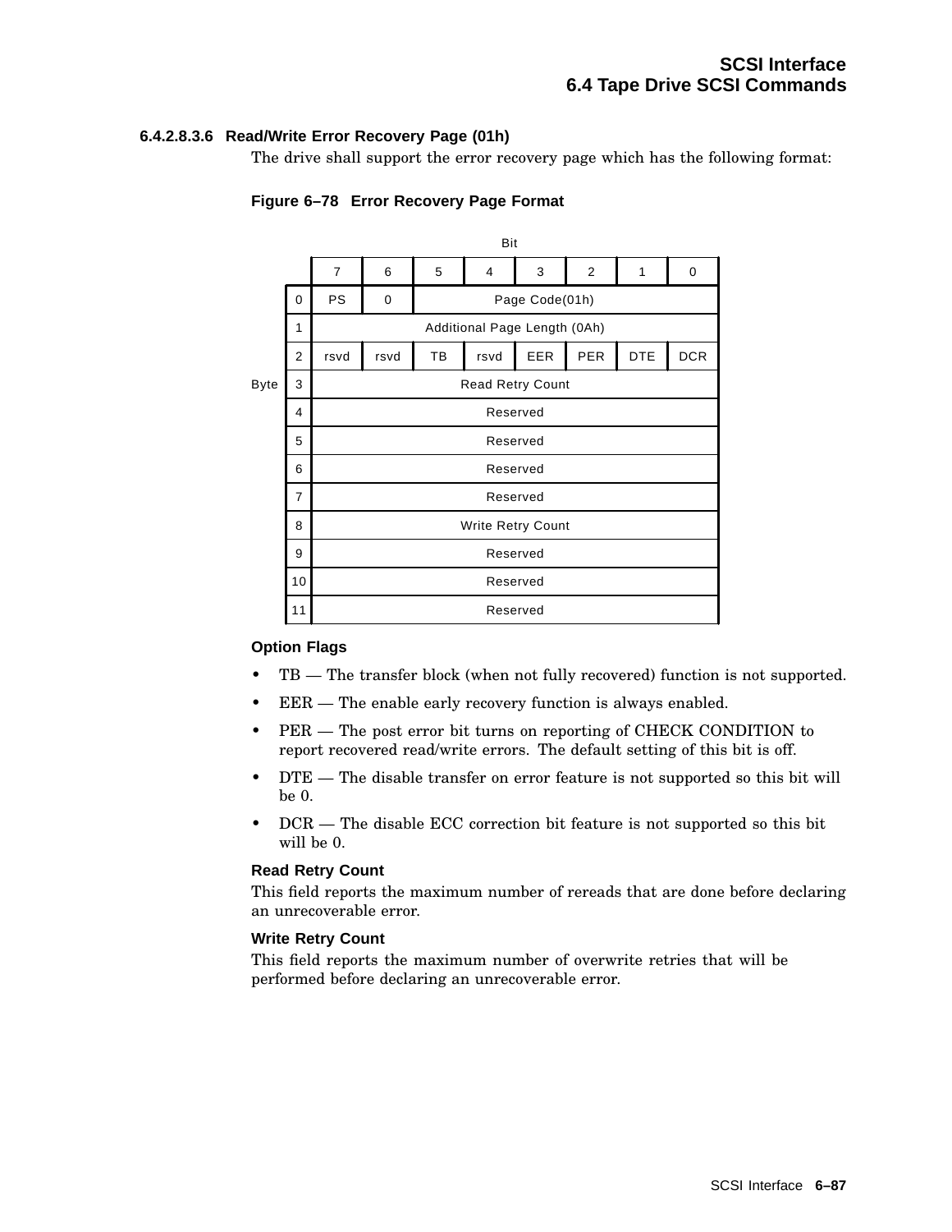#### 6.4.2.8.3.6 Read/Write Error Recovery Page (01h)

The drive shall support the error recovery page which has the following format:

**Figure 6–78 Error Recovery Page Format**

| Byte | 7 | 6 | 5 | 4 | 3 | 2 | 1 | 0 |
|---|---|---|---|---|---|---|---|---|
| 0 | PS | 0 | Page Code(01h) | | | | | |
| 1 | Additional Page Length (0Ah) | | | | | | | |
| 2 | rsvd | rsvd | TB | rsvd | EER | PER | DTE | DCR |
| 3 | Read Retry Count | | | | | | | |
| 4 | Reserved | | | | | | | |
| 5 | Reserved | | | | | | | |
| 6 | Reserved | | | | | | | |
| 7 | Reserved | | | | | | | |
| 8 | Write Retry Count | | | | | | | |
| 9 | Reserved | | | | | | | |
| 10 | Reserved | | | | | | | |
| 11 | Reserved | | | | | | | |

**Option Flags**

- TB — The transfer block (when not fully recovered) function is not supported.
- EER — The enable early recovery function is always enabled.
- PER — The post error bit turns on reporting of CHECK CONDITION to report recovered read/write errors. The default setting of this bit is off.
- DTE — The disable transfer on error feature is not supported so this bit will be 0.
- DCR — The disable ECC correction bit feature is not supported so this bit will be 0.

**Read Retry Count**

This field reports the maximum number of rereads that are done before declaring an unrecoverable error.

**Write Retry Count**

This field reports the maximum number of overwrite retries that will be performed before declaring an unrecoverable error.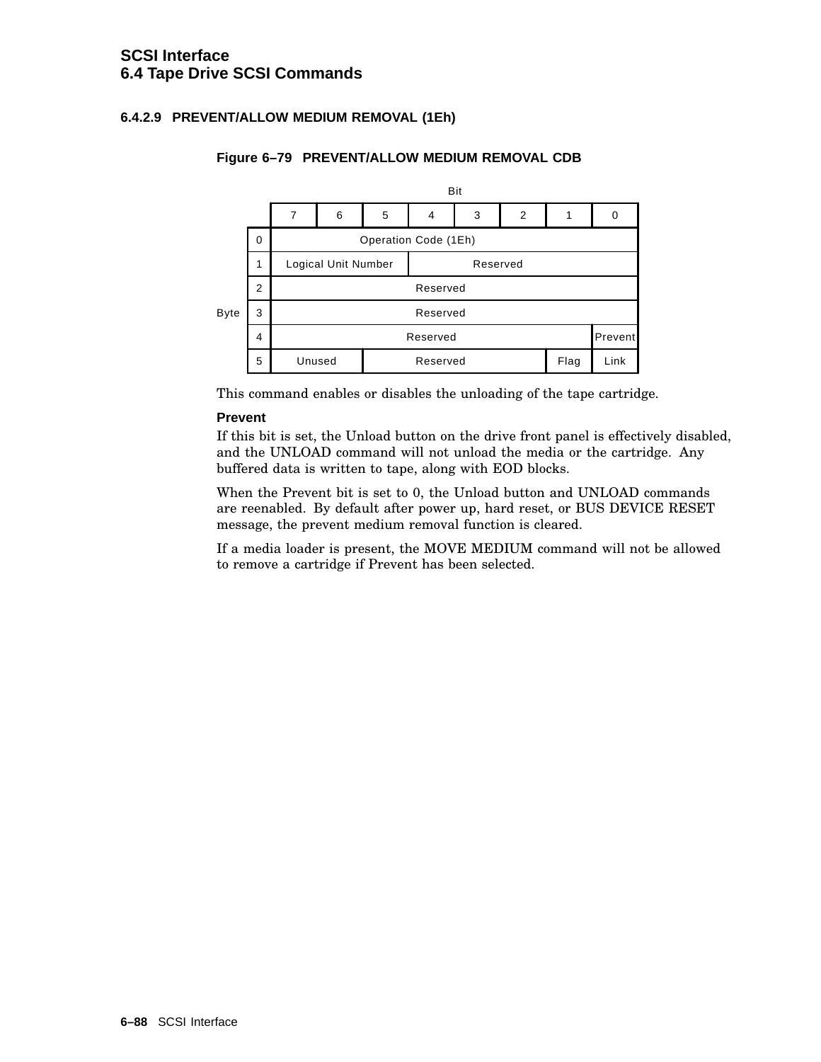#### 6.4.2.9 PREVENT/ALLOW MEDIUM REMOVAL (1Eh)

**Figure 6–79 PREVENT/ALLOW MEDIUM REMOVAL CDB**

| Byte | 7 | 6 | 5 | 4 | 3 | 2 | 1 | 0 |
|---|---|---|---|---|---|---|---|---|
| 0 | Operation Code (1Eh) | | | | | | | |
| 1 | Logical Unit Number | | | Reserved | | | | |
| 2 | Reserved | | | | | | | |
| 3 | Reserved | | | | | | | |
| 4 | Reserved | | | | | | | Prevent |
| 5 | Unused | | Reserved | | | | Flag | Link |

This command enables or disables the unloading of the tape cartridge.

**Prevent**

If this bit is set, the Unload button on the drive front panel is effectively disabled, and the UNLOAD command will not unload the media or the cartridge. Any buffered data is written to tape, along with EOD blocks.

When the Prevent bit is set to 0, the Unload button and UNLOAD commands are reenabled. By default after power up, hard reset, or BUS DEVICE RESET message, the prevent medium removal function is cleared.

If a media loader is present, the MOVE MEDIUM command will not be allowed to remove a cartridge if Prevent has been selected.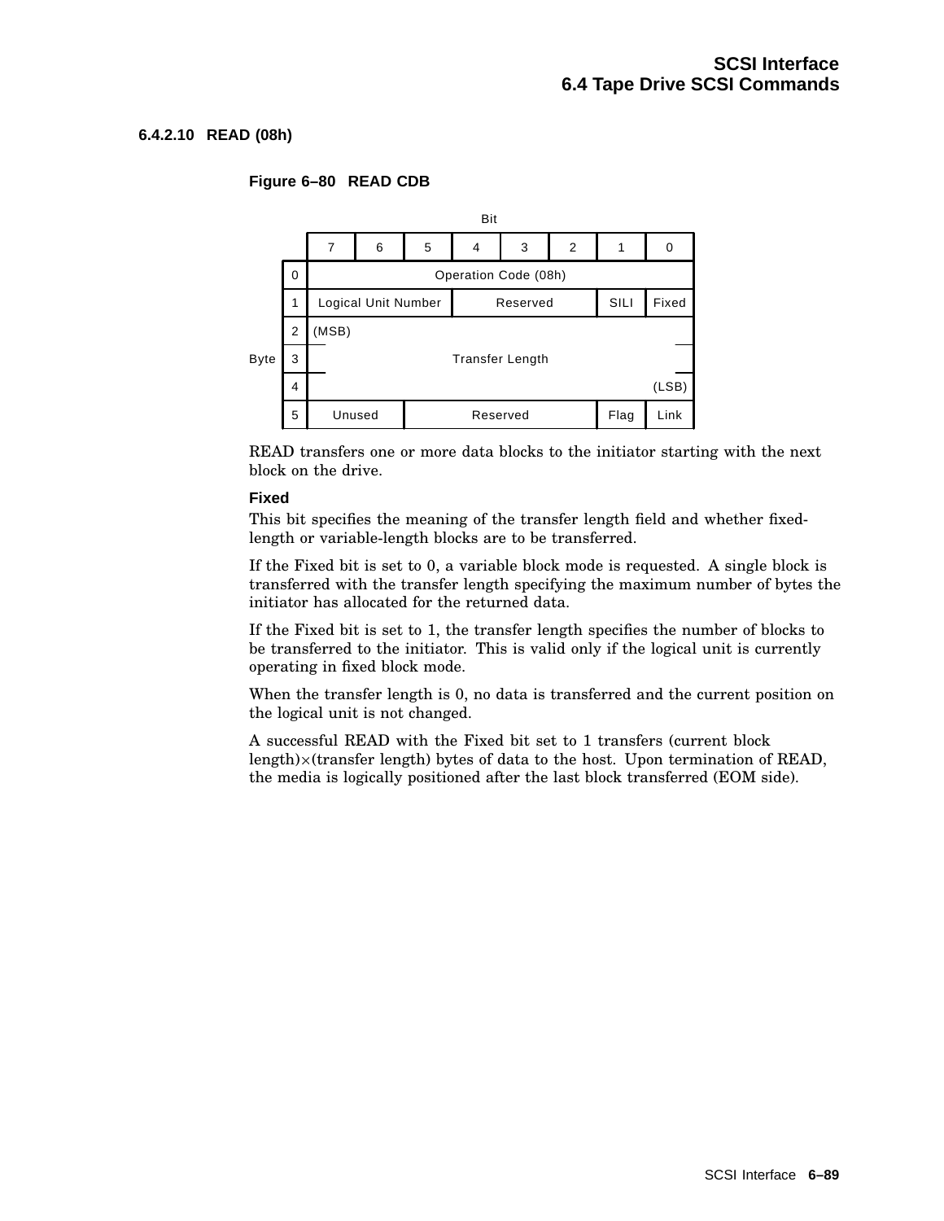#### 6.4.2.10 READ (08h)

**Figure 6–80 READ CDB**

| Byte \ Bit | 7 | 6 | 5 | 4 | 3 | 2 | 1 | 0 |
|---|---|---|---|---|---|---|---|---|
| 0 | Operation Code (08h) | | | | | | | |
| 1 | Logical Unit Number | | | Reserved | | | SILI | Fixed |
| 2 | (MSB) | | | | | | | |
| 3 | Transfer Length | | | | | | | |
| 4 | | | | | | | | (LSB) |
| 5 | Unused | | Reserved | | | | Flag | Link |

READ transfers one or more data blocks to the initiator starting with the next block on the drive.

**Fixed**

This bit specifies the meaning of the transfer length field and whether fixed-length or variable-length blocks are to be transferred.

If the Fixed bit is set to 0, a variable block mode is requested. A single block is transferred with the transfer length specifying the maximum number of bytes the initiator has allocated for the returned data.

If the Fixed bit is set to 1, the transfer length specifies the number of blocks to be transferred to the initiator. This is valid only if the logical unit is currently operating in fixed block mode.

When the transfer length is 0, no data is transferred and the current position on the logical unit is not changed.

A successful READ with the Fixed bit set to 1 transfers (current block length)×(transfer length) bytes of data to the host. Upon termination of READ, the media is logically positioned after the last block transferred (EOM side).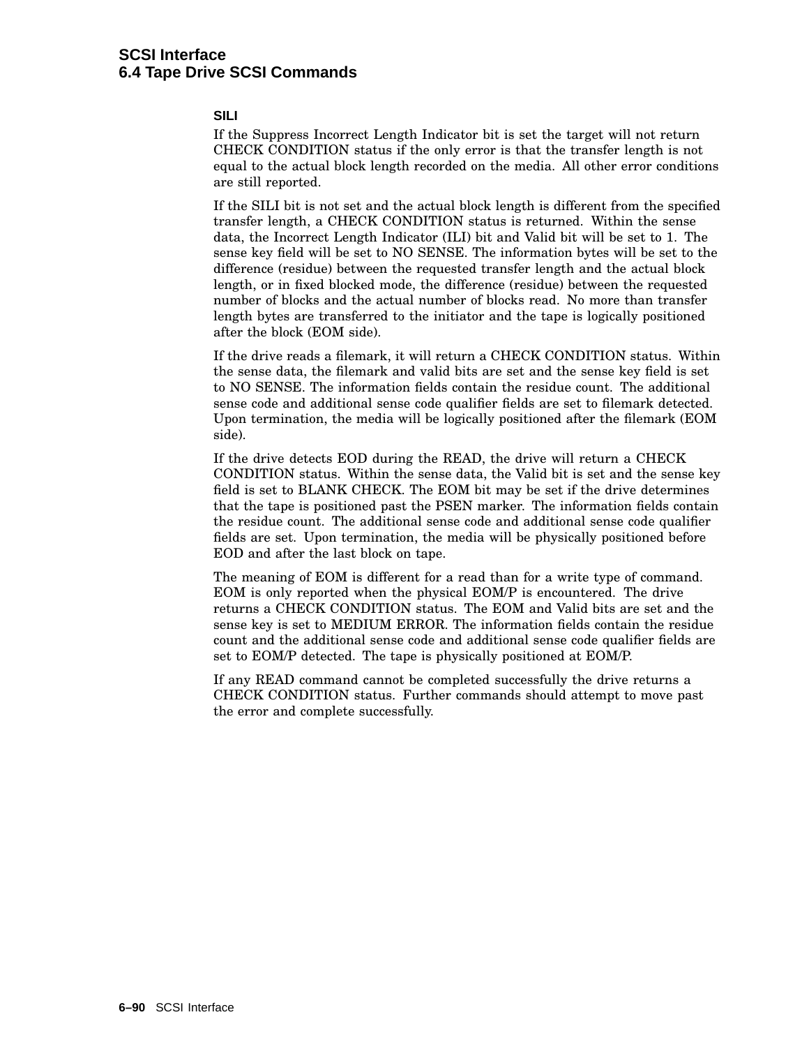**SILI**

If the Suppress Incorrect Length Indicator bit is set the target will not return CHECK CONDITION status if the only error is that the transfer length is not equal to the actual block length recorded on the media. All other error conditions are still reported.

If the SILI bit is not set and the actual block length is different from the specified transfer length, a CHECK CONDITION status is returned. Within the sense data, the Incorrect Length Indicator (ILI) bit and Valid bit will be set to 1. The sense key field will be set to NO SENSE. The information bytes will be set to the difference (residue) between the requested transfer length and the actual block length, or in fixed blocked mode, the difference (residue) between the requested number of blocks and the actual number of blocks read. No more than transfer length bytes are transferred to the initiator and the tape is logically positioned after the block (EOM side).

If the drive reads a filemark, it will return a CHECK CONDITION status. Within the sense data, the filemark and valid bits are set and the sense key field is set to NO SENSE. The information fields contain the residue count. The additional sense code and additional sense code qualifier fields are set to filemark detected. Upon termination, the media will be logically positioned after the filemark (EOM side).

If the drive detects EOD during the READ, the drive will return a CHECK CONDITION status. Within the sense data, the Valid bit is set and the sense key field is set to BLANK CHECK. The EOM bit may be set if the drive determines that the tape is positioned past the PSEN marker. The information fields contain the residue count. The additional sense code and additional sense code qualifier fields are set. Upon termination, the media will be physically positioned before EOD and after the last block on tape.

The meaning of EOM is different for a read than for a write type of command. EOM is only reported when the physical EOM/P is encountered. The drive returns a CHECK CONDITION status. The EOM and Valid bits are set and the sense key is set to MEDIUM ERROR. The information fields contain the residue count and the additional sense code and additional sense code qualifier fields are set to EOM/P detected. The tape is physically positioned at EOM/P.

If any READ command cannot be completed successfully the drive returns a CHECK CONDITION status. Further commands should attempt to move past the error and complete successfully.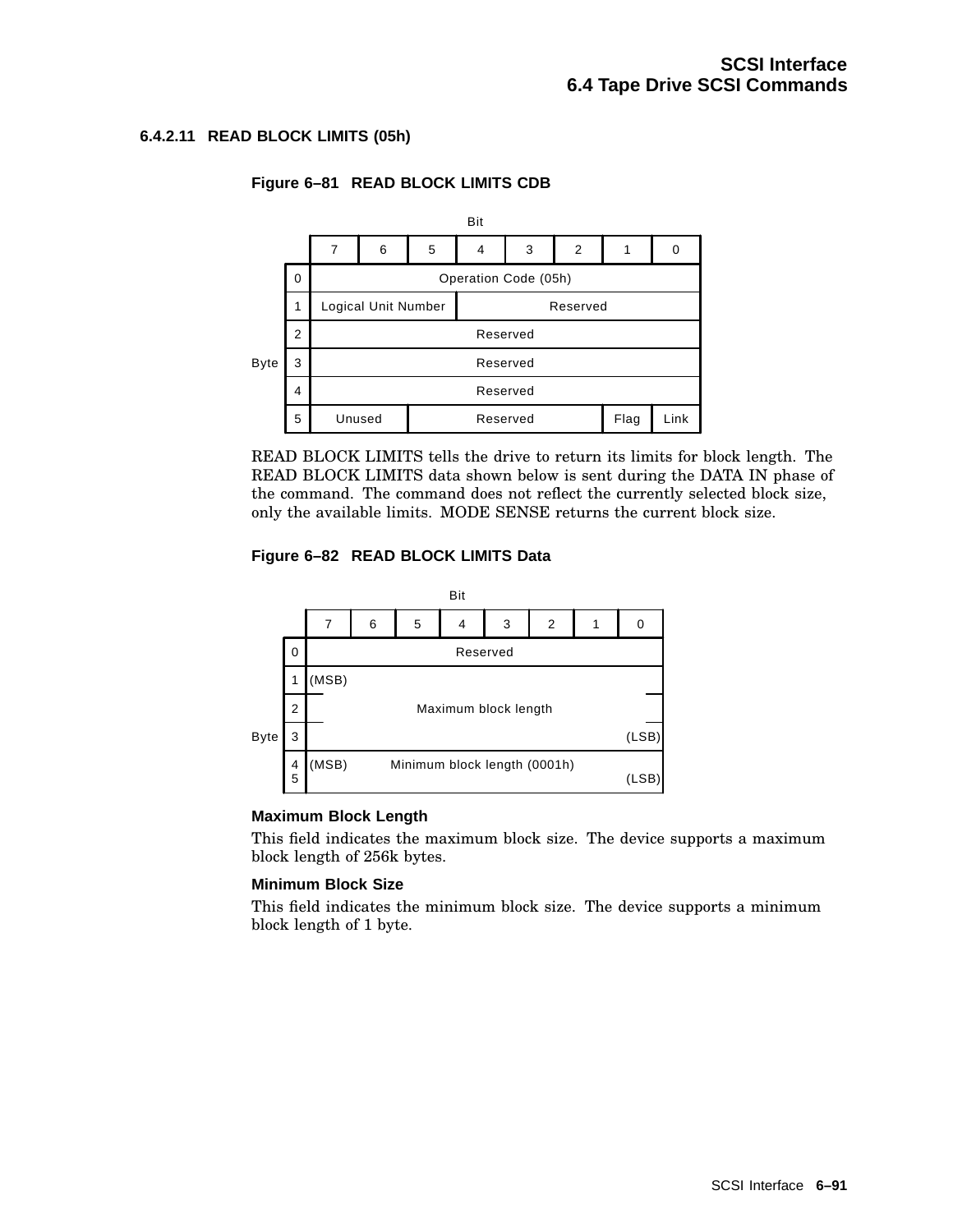#### 6.4.2.11 READ BLOCK LIMITS (05h)

**Figure 6–81 READ BLOCK LIMITS CDB**

| Byte | 7 | 6 | 5 | 4 | 3 | 2 | 1 | 0 |
|---|---|---|---|---|---|---|---|---|
| 0 | Operation Code (05h) | | | | | | | |
| 1 | Logical Unit Number | | | Reserved | | | | |
| 2 | Reserved | | | | | | | |
| 3 | Reserved | | | | | | | |
| 4 | Reserved | | | | | | | |
| 5 | Unused | | Reserved | | | | Flag | Link |

READ BLOCK LIMITS tells the drive to return its limits for block length. The READ BLOCK LIMITS data shown below is sent during the DATA IN phase of the command. The command does not reflect the currently selected block size, only the available limits. MODE SENSE returns the current block size.

**Figure 6–82 READ BLOCK LIMITS Data**

| Byte | 7 | 6 | 5 | 4 | 3 | 2 | 1 | 0 |
|---|---|---|---|---|---|---|---|---|
| 0 | Reserved | | | | | | | |
| 1 | (MSB) | | | | | | | |
| 2 | Maximum block length | | | | | | | |
| 3 | | | | | | | | (LSB) |
| 4 | (MSB) Minimum block length (0001h) | | | | | | | |
| 5 | | | | | | | | (LSB) |

**Maximum Block Length**

This field indicates the maximum block size. The device supports a maximum block length of 256k bytes.

**Minimum Block Size**

This field indicates the minimum block size. The device supports a minimum block length of 1 byte.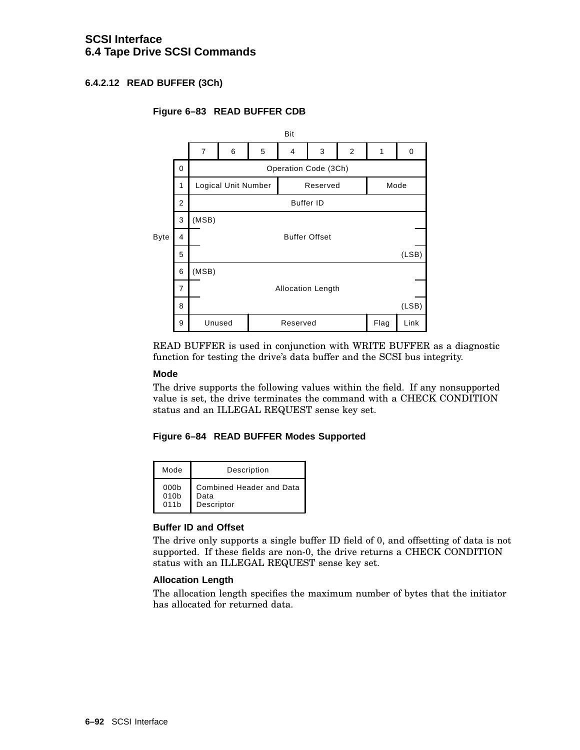### 6.4.2.12 READ BUFFER (3Ch)

**Figure 6–83 READ BUFFER CDB**

| Byte \ Bit | 7 | 6 | 5 | 4 | 3 | 2 | 1 | 0 |
|---|---|---|---|---|---|---|---|---|
| 0 | Operation Code (3Ch) | | | | | | | |
| 1 | Logical Unit Number | | | Reserved | | | Mode | |
| 2 | Buffer ID | | | | | | | |
| 3 | (MSB) | | | | | | | |
| 4 | Buffer Offset | | | | | | | |
| 5 | | | | | | | | (LSB) |
| 6 | (MSB) | | | | | | | |
| 7 | Allocation Length | | | | | | | |
| 8 | | | | | | | | (LSB) |
| 9 | Unused | | Reserved | | | | Flag | Link |

READ BUFFER is used in conjunction with WRITE BUFFER as a diagnostic function for testing the drive's data buffer and the SCSI bus integrity.

**Mode**

The drive supports the following values within the field. If any nonsupported value is set, the drive terminates the command with a CHECK CONDITION status and an ILLEGAL REQUEST sense key set.

**Figure 6–84 READ BUFFER Modes Supported**

| Mode | Description |
|---|---|
| 000b | Combined Header and Data |
| 010b | Data |
| 011b | Descriptor |

**Buffer ID and Offset**

The drive only supports a single buffer ID field of 0, and offsetting of data is not supported. If these fields are non-0, the drive returns a CHECK CONDITION status with an ILLEGAL REQUEST sense key set.

**Allocation Length**

The allocation length specifies the maximum number of bytes that the initiator has allocated for returned data.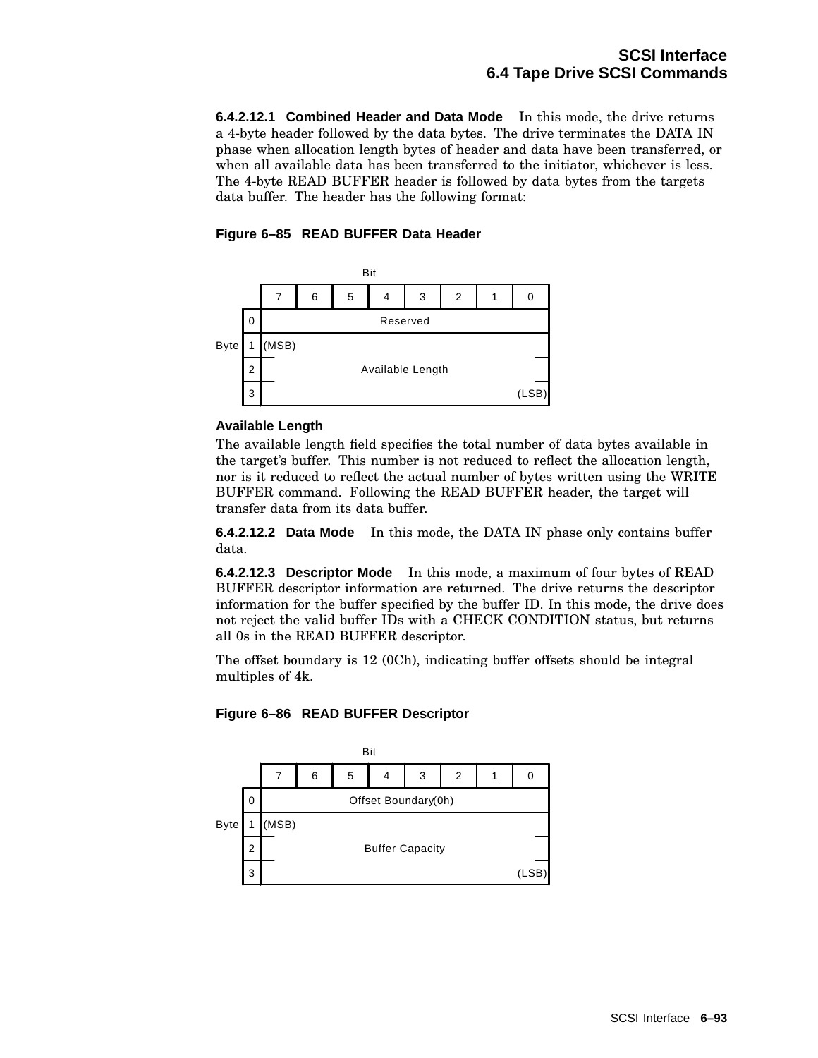**6.4.2.12.1 Combined Header and Data Mode** In this mode, the drive returns a 4-byte header followed by the data bytes. The drive terminates the DATA IN phase when allocation length bytes of header and data have been transferred, or when all available data has been transferred to the initiator, whichever is less. The 4-byte READ BUFFER header is followed by data bytes from the targets data buffer. The header has the following format:

**Figure 6–85 READ BUFFER Data Header**

| Byte | 7 | 6 | 5 | 4 | 3 | 2 | 1 | 0 |
|---|---|---|---|---|---|---|---|---|
| 0 | Reserved | | | | | | | |
| 1 | (MSB) | | | | | | | |
| 2 | Available Length | | | | | | | |
| 3 | | | | | | | | (LSB) |

**Available Length**

The available length field specifies the total number of data bytes available in the target's buffer. This number is not reduced to reflect the allocation length, nor is it reduced to reflect the actual number of bytes written using the WRITE BUFFER command. Following the READ BUFFER header, the target will transfer data from its data buffer.

**6.4.2.12.2 Data Mode** In this mode, the DATA IN phase only contains buffer data.

**6.4.2.12.3 Descriptor Mode** In this mode, a maximum of four bytes of READ BUFFER descriptor information are returned. The drive returns the descriptor information for the buffer specified by the buffer ID. In this mode, the drive does not reject the valid buffer IDs with a CHECK CONDITION status, but returns all 0s in the READ BUFFER descriptor.

The offset boundary is 12 (0Ch), indicating buffer offsets should be integral multiples of 4k.

**Figure 6–86 READ BUFFER Descriptor**

| Byte | 7 | 6 | 5 | 4 | 3 | 2 | 1 | 0 |
|---|---|---|---|---|---|---|---|---|
| 0 | Offset Boundary(0h) | | | | | | | |
| 1 | (MSB) | | | | | | | |
| 2 | Buffer Capacity | | | | | | | |
| 3 | | | | | | | | (LSB) |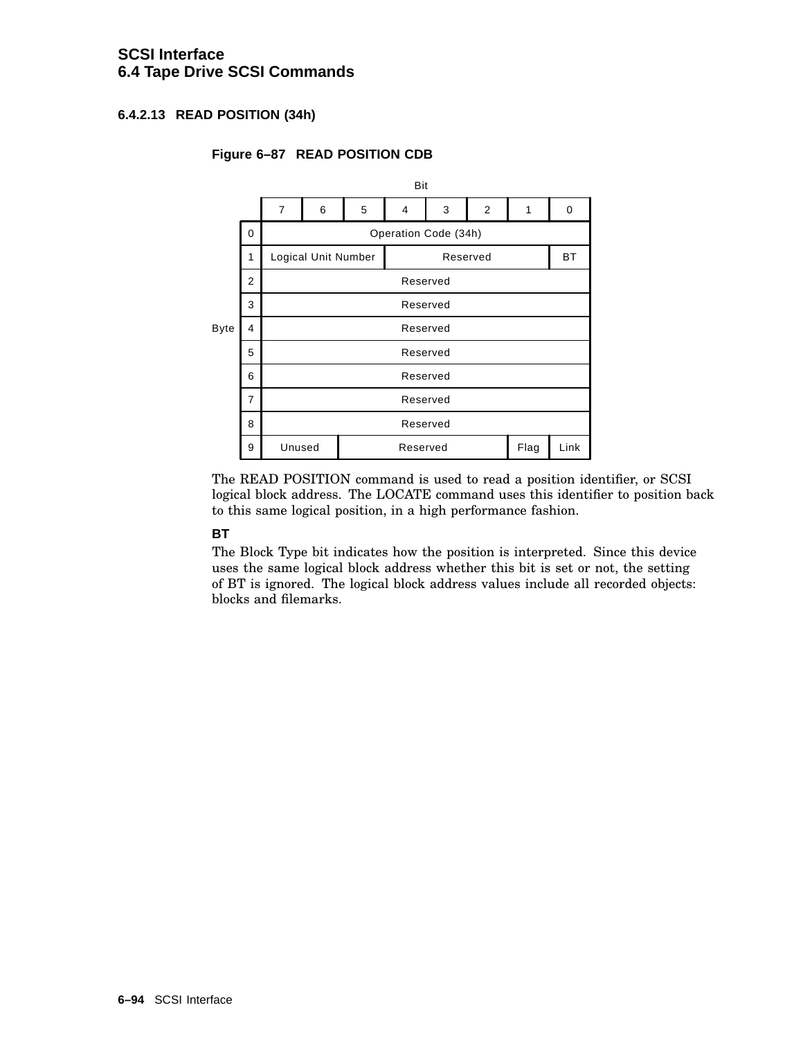#### 6.4.2.13 READ POSITION (34h)

**Figure 6–87 READ POSITION CDB**

| Byte | 7 | 6 | 5 | 4 | 3 | 2 | 1 | 0 |
|---|---|---|---|---|---|---|---|---|
| 0 | Operation Code (34h) | | | | | | | |
| 1 | Logical Unit Number | | | Reserved | | | | BT |
| 2 | Reserved | | | | | | | |
| 3 | Reserved | | | | | | | |
| 4 | Reserved | | | | | | | |
| 5 | Reserved | | | | | | | |
| 6 | Reserved | | | | | | | |
| 7 | Reserved | | | | | | | |
| 8 | Reserved | | | | | | | |
| 9 | Unused | | Reserved | | | | Flag | Link |

The READ POSITION command is used to read a position identifier, or SCSI logical block address. The LOCATE command uses this identifier to position back to this same logical position, in a high performance fashion.

**BT**

The Block Type bit indicates how the position is interpreted. Since this device uses the same logical block address whether this bit is set or not, the setting of BT is ignored. The logical block address values include all recorded objects: blocks and filemarks.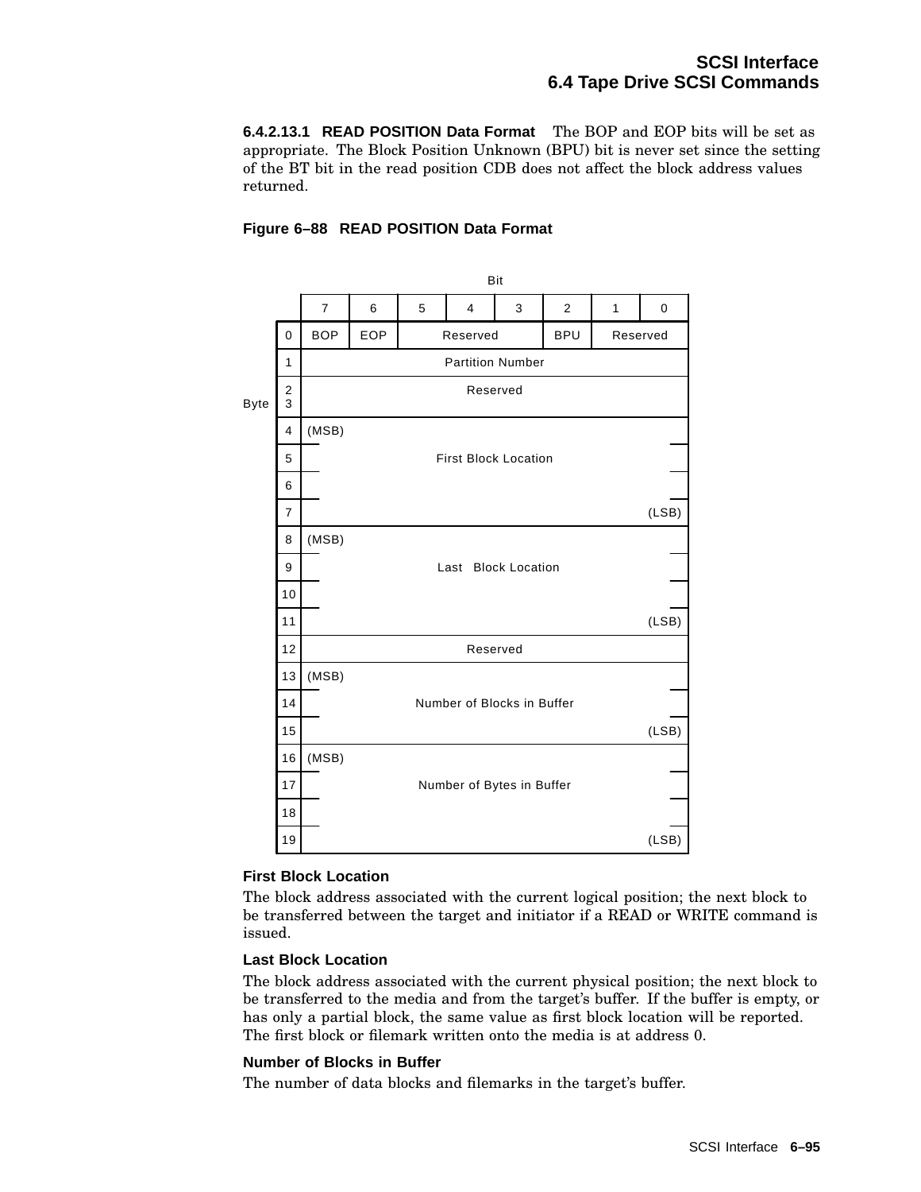#### 6.4.2.13.1 READ POSITION Data Format

The BOP and EOP bits will be set as appropriate. The Block Position Unknown (BPU) bit is never set since the setting of the BT bit in the read position CDB does not affect the block address values returned.

**Figure 6–88 READ POSITION Data Format**

| Byte | Bit 7 | 6 | 5 | 4 | 3 | 2 | 1 | 0 |
|---|---|---|---|---|---|---|---|---|
| 0 | BOP | EOP | Reserved | | | BPU | Reserved | |
| 1 | Partition Number | | | | | | | |
| 2–3 | Reserved | | | | | | | |
| 4 | (MSB) First Block Location | | | | | | | |
| 5 | | | | | | | | |
| 6 | | | | | | | | |
| 7 | | | | | | | | (LSB) |
| 8 | (MSB) Last Block Location | | | | | | | |
| 9 | | | | | | | | |
| 10 | | | | | | | | |
| 11 | | | | | | | | (LSB) |
| 12 | Reserved | | | | | | | |
| 13 | (MSB) Number of Blocks in Buffer | | | | | | | |
| 14 | | | | | | | | |
| 15 | | | | | | | | (LSB) |
| 16 | (MSB) Number of Bytes in Buffer | | | | | | | |
| 17 | | | | | | | | |
| 18 | | | | | | | | |
| 19 | | | | | | | | (LSB) |

**First Block Location**

The block address associated with the current logical position; the next block to be transferred between the target and initiator if a READ or WRITE command is issued.

**Last Block Location**

The block address associated with the current physical position; the next block to be transferred to the media and from the target's buffer. If the buffer is empty, or has only a partial block, the same value as first block location will be reported. The first block or filemark written onto the media is at address 0.

**Number of Blocks in Buffer**

The number of data blocks and filemarks in the target's buffer.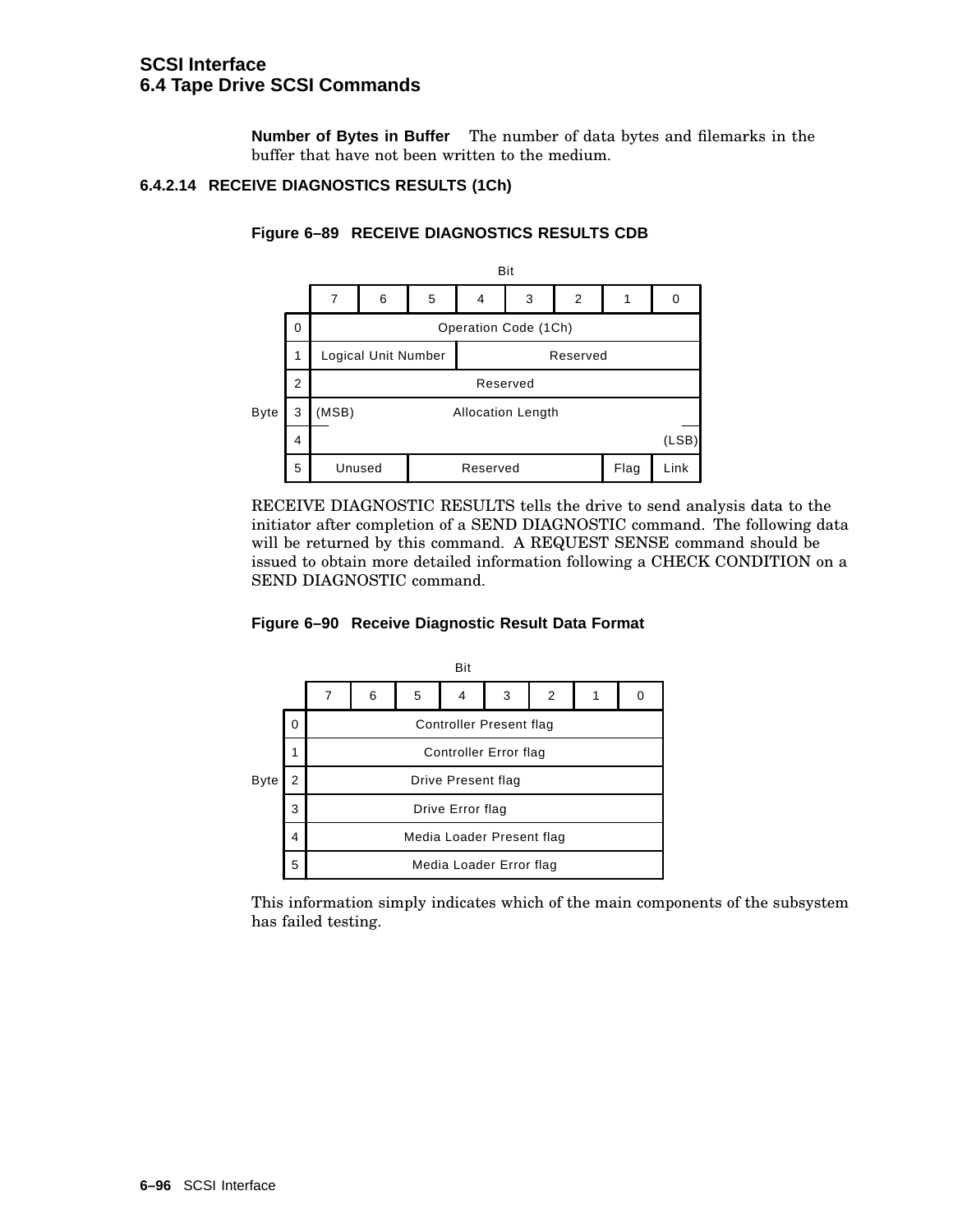**Number of Bytes in Buffer** The number of data bytes and filemarks in the buffer that have not been written to the medium.

#### 6.4.2.14 RECEIVE DIAGNOSTICS RESULTS (1Ch)

**Figure 6–89 RECEIVE DIAGNOSTICS RESULTS CDB**

| Byte | Bit 7 | 6 | 5 | 4 | 3 | 2 | 1 | 0 |
|---|---|---|---|---|---|---|---|---|
| 0 | Operation Code (1Ch) | | | | | | | |
| 1 | Logical Unit Number | | | Reserved | | | | |
| 2 | Reserved | | | | | | | |
| 3 | (MSB) Allocation Length | | | | | | | |
| 4 | (LSB) | | | | | | | |
| 5 | Unused | | Reserved | | | | Flag | Link |

RECEIVE DIAGNOSTIC RESULTS tells the drive to send analysis data to the initiator after completion of a SEND DIAGNOSTIC command. The following data will be returned by this command. A REQUEST SENSE command should be issued to obtain more detailed information following a CHECK CONDITION on a SEND DIAGNOSTIC command.

**Figure 6–90 Receive Diagnostic Result Data Format**

| Byte | Bit 7 | 6 | 5 | 4 | 3 | 2 | 1 | 0 |
|---|---|---|---|---|---|---|---|---|
| 0 | Controller Present flag | | | | | | | |
| 1 | Controller Error flag | | | | | | | |
| 2 | Drive Present flag | | | | | | | |
| 3 | Drive Error flag | | | | | | | |
| 4 | Media Loader Present flag | | | | | | | |
| 5 | Media Loader Error flag | | | | | | | |

This information simply indicates which of the main components of the subsystem has failed testing.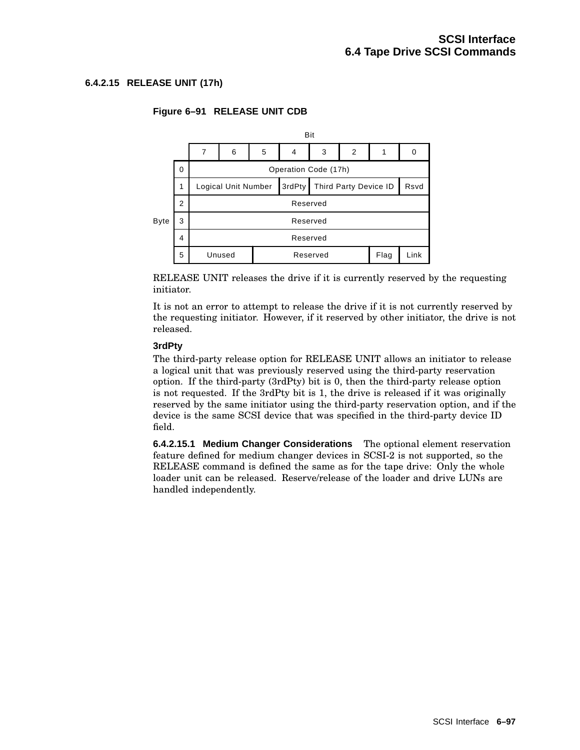#### 6.4.2.15 RELEASE UNIT (17h)

**Figure 6–91 RELEASE UNIT CDB**

| Byte \ Bit | 7 | 6 | 5 | 4 | 3 | 2 | 1 | 0 |
|---|---|---|---|---|---|---|---|---|
| 0 | Operation Code (17h) | | | | | | | |
| 1 | Logical Unit Number | | | 3rdPty | Third Party Device ID | | | Rsvd |
| 2 | Reserved | | | | | | | |
| 3 | Reserved | | | | | | | |
| 4 | Reserved | | | | | | | |
| 5 | Unused | | Reserved | | | | Flag | Link |

RELEASE UNIT releases the drive if it is currently reserved by the requesting initiator.

It is not an error to attempt to release the drive if it is not currently reserved by the requesting initiator. However, if it reserved by other initiator, the drive is not released.

**3rdPty**

The third-party release option for RELEASE UNIT allows an initiator to release a logical unit that was previously reserved using the third-party reservation option. If the third-party (3rdPty) bit is 0, then the third-party release option is not requested. If the 3rdPty bit is 1, the drive is released if it was originally reserved by the same initiator using the third-party reservation option, and if the device is the same SCSI device that was specified in the third-party device ID field.

**6.4.2.15.1 Medium Changer Considerations** The optional element reservation feature defined for medium changer devices in SCSI-2 is not supported, so the RELEASE command is defined the same as for the tape drive: Only the whole loader unit can be released. Reserve/release of the loader and drive LUNs are handled independently.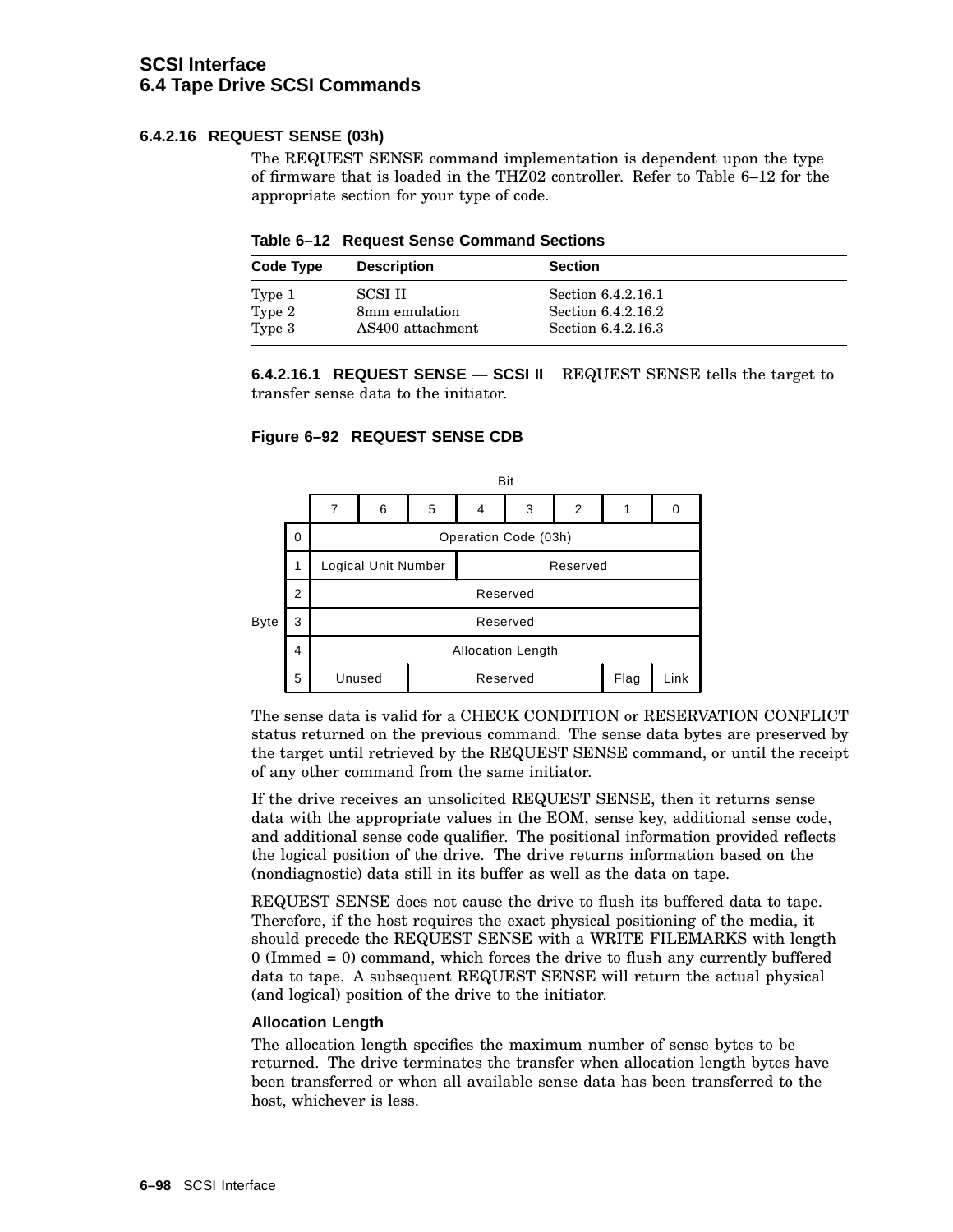#### 6.4.2.16 REQUEST SENSE (03h)

The REQUEST SENSE command implementation is dependent upon the type of firmware that is loaded in the THZ02 controller. Refer to Table 6–12 for the appropriate section for your type of code.

**Table 6–12 Request Sense Command Sections**

| Code Type | Description | Section |
|---|---|---|
| Type 1 | SCSI II | Section 6.4.2.16.1 |
| Type 2 | 8mm emulation | Section 6.4.2.16.2 |
| Type 3 | AS400 attachment | Section 6.4.2.16.3 |

**6.4.2.16.1 REQUEST SENSE — SCSI II** REQUEST SENSE tells the target to transfer sense data to the initiator.

**Figure 6–92 REQUEST SENSE CDB**

| Byte | 7 | 6 | 5 | 4 | 3 | 2 | 1 | 0 |
|---|---|---|---|---|---|---|---|---|
| 0 | Operation Code (03h) | | | | | | | |
| 1 | Logical Unit Number | | | Reserved | | | | |
| 2 | Reserved | | | | | | | |
| 3 | Reserved | | | | | | | |
| 4 | Allocation Length | | | | | | | |
| 5 | Unused | | Reserved | | | | Flag | Link |

The sense data is valid for a CHECK CONDITION or RESERVATION CONFLICT status returned on the previous command. The sense data bytes are preserved by the target until retrieved by the REQUEST SENSE command, or until the receipt of any other command from the same initiator.

If the drive receives an unsolicited REQUEST SENSE, then it returns sense data with the appropriate values in the EOM, sense key, additional sense code, and additional sense code qualifier. The positional information provided reflects the logical position of the drive. The drive returns information based on the (nondiagnostic) data still in its buffer as well as the data on tape.

REQUEST SENSE does not cause the drive to flush its buffered data to tape. Therefore, if the host requires the exact physical positioning of the media, it should precede the REQUEST SENSE with a WRITE FILEMARKS with length 0 (Immed = 0) command, which forces the drive to flush any currently buffered data to tape. A subsequent REQUEST SENSE will return the actual physical (and logical) position of the drive to the initiator.

**Allocation Length**

The allocation length specifies the maximum number of sense bytes to be returned. The drive terminates the transfer when allocation length bytes have been transferred or when all available sense data has been transferred to the host, whichever is less.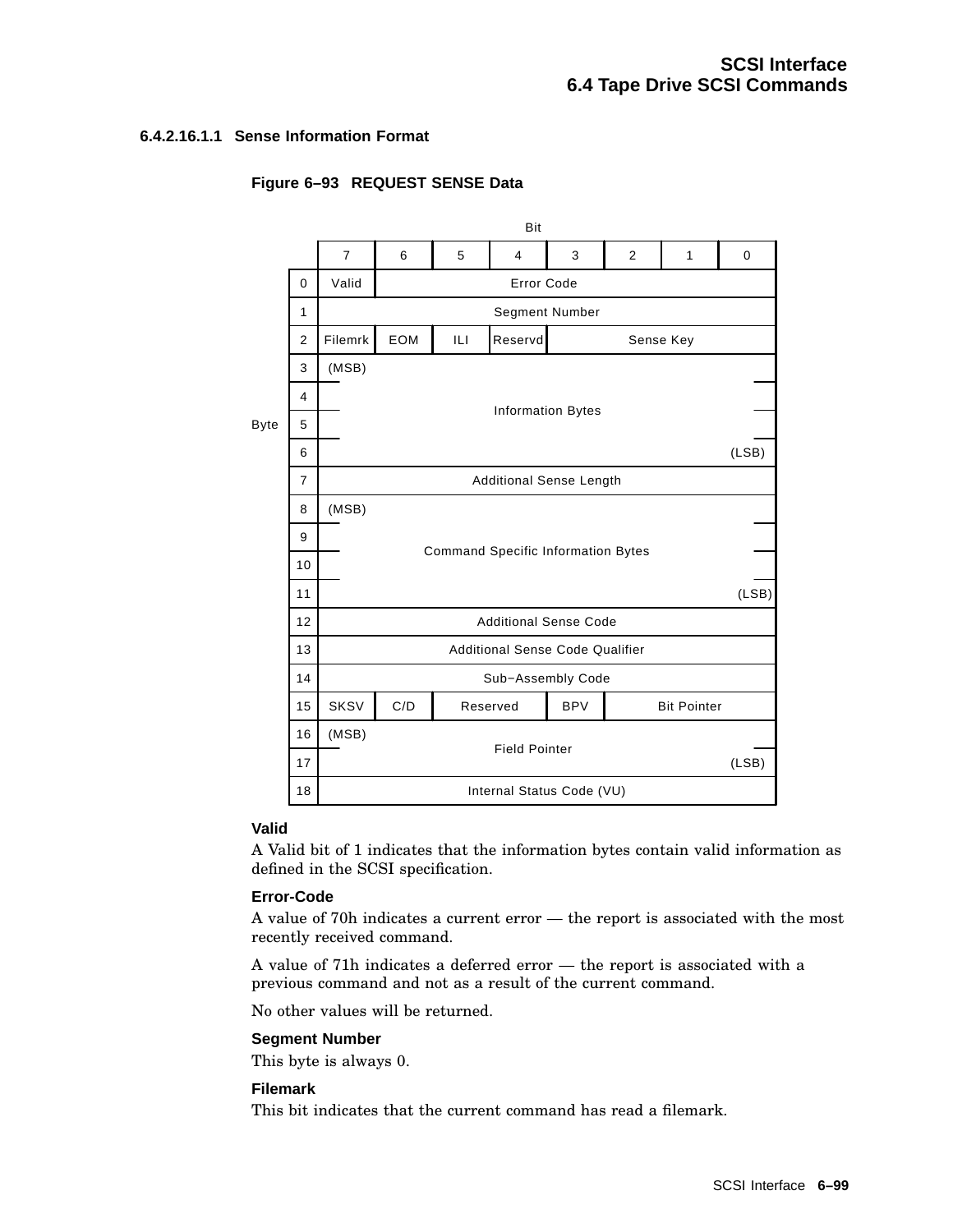#### 6.4.2.16.1.1 Sense Information Format

**Figure 6–93 REQUEST SENSE Data**

| Byte | 7 | 6 | 5 | 4 | 3 | 2 | 1 | 0 |
|---|---|---|---|---|---|---|---|---|
| 0 | Valid | Error Code | | | | | | |
| 1 | Segment Number | | | | | | | |
| 2 | Filemrk | EOM | ILI | Reservd | Sense Key | | | |
| 3 | (MSB) Information Bytes | | | | | | | |
| 4 | | | | | | | | |
| 5 | | | | | | | | |
| 6 | | | | | | | | (LSB) |
| 7 | Additional Sense Length | | | | | | | |
| 8 | (MSB) Command Specific Information Bytes | | | | | | | |
| 9 | | | | | | | | |
| 10 | | | | | | | | |
| 11 | | | | | | | | (LSB) |
| 12 | Additional Sense Code | | | | | | | |
| 13 | Additional Sense Code Qualifier | | | | | | | |
| 14 | Sub−Assembly Code | | | | | | | |
| 15 | SKSV | C/D | Reserved | | BPV | Bit Pointer | | |
| 16 | (MSB) Field Pointer | | | | | | | |
| 17 | | | | | | | | (LSB) |
| 18 | Internal Status Code (VU) | | | | | | | |

**Valid**

A Valid bit of 1 indicates that the information bytes contain valid information as defined in the SCSI specification.

**Error-Code**

A value of 70h indicates a current error — the report is associated with the most recently received command.

A value of 71h indicates a deferred error — the report is associated with a previous command and not as a result of the current command.

No other values will be returned.

**Segment Number**

This byte is always 0.

**Filemark**

This bit indicates that the current command has read a filemark.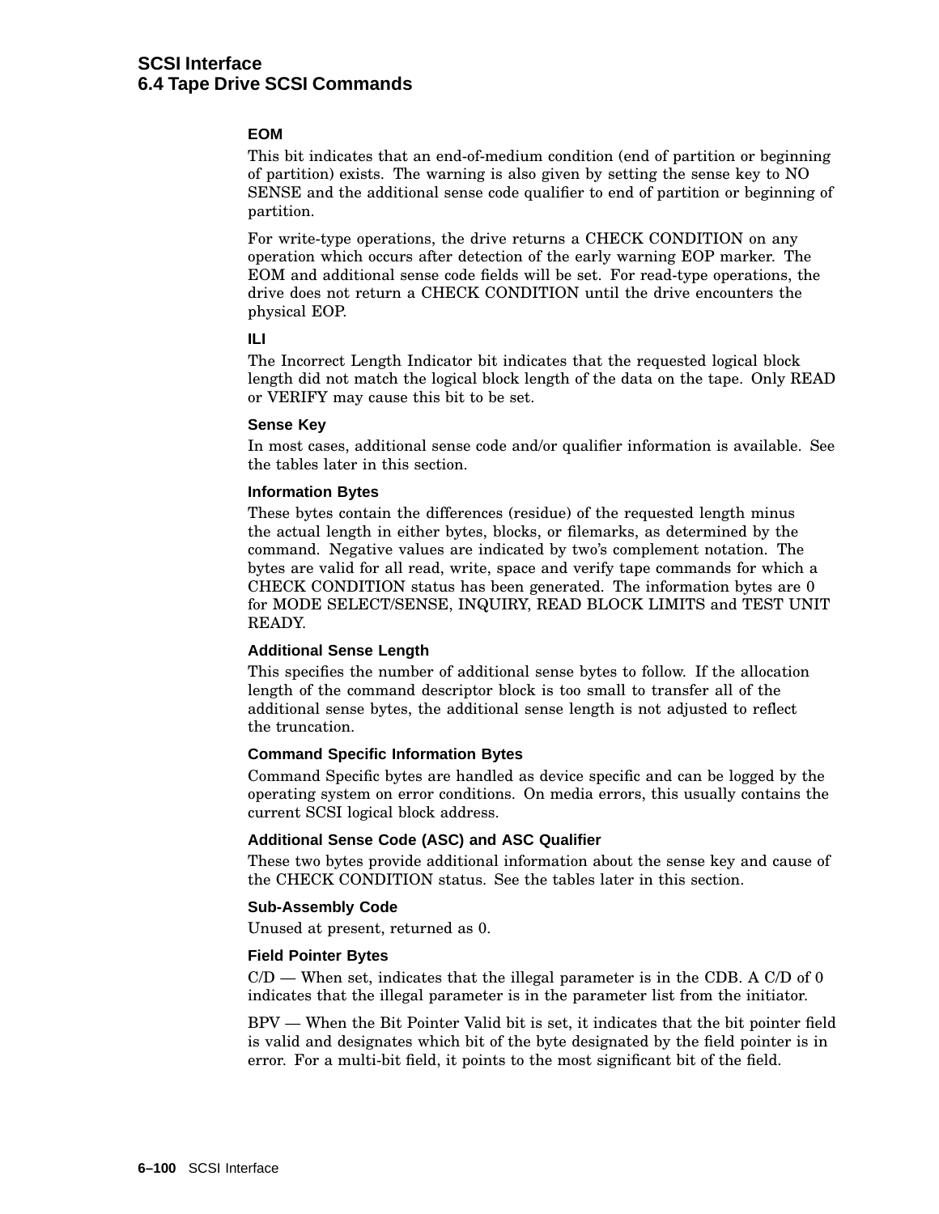#### EOM

This bit indicates that an end-of-medium condition (end of partition or beginning of partition) exists. The warning is also given by setting the sense key to NO SENSE and the additional sense code qualifier to end of partition or beginning of partition.

For write-type operations, the drive returns a CHECK CONDITION on any operation which occurs after detection of the early warning EOP marker. The EOM and additional sense code fields will be set. For read-type operations, the drive does not return a CHECK CONDITION until the drive encounters the physical EOP.

#### ILI

The Incorrect Length Indicator bit indicates that the requested logical block length did not match the logical block length of the data on the tape. Only READ or VERIFY may cause this bit to be set.

#### Sense Key

In most cases, additional sense code and/or qualifier information is available. See the tables later in this section.

#### Information Bytes

These bytes contain the differences (residue) of the requested length minus the actual length in either bytes, blocks, or filemarks, as determined by the command. Negative values are indicated by two's complement notation. The bytes are valid for all read, write, space and verify tape commands for which a CHECK CONDITION status has been generated. The information bytes are 0 for MODE SELECT/SENSE, INQUIRY, READ BLOCK LIMITS and TEST UNIT READY.

#### Additional Sense Length

This specifies the number of additional sense bytes to follow. If the allocation length of the command descriptor block is too small to transfer all of the additional sense bytes, the additional sense length is not adjusted to reflect the truncation.

#### Command Specific Information Bytes

Command Specific bytes are handled as device specific and can be logged by the operating system on error conditions. On media errors, this usually contains the current SCSI logical block address.

#### Additional Sense Code (ASC) and ASC Qualifier

These two bytes provide additional information about the sense key and cause of the CHECK CONDITION status. See the tables later in this section.

#### Sub-Assembly Code

Unused at present, returned as 0.

#### Field Pointer Bytes

C/D — When set, indicates that the illegal parameter is in the CDB. A C/D of 0 indicates that the illegal parameter is in the parameter list from the initiator.

BPV — When the Bit Pointer Valid bit is set, it indicates that the bit pointer field is valid and designates which bit of the byte designated by the field pointer is in error. For a multi-bit field, it points to the most significant bit of the field.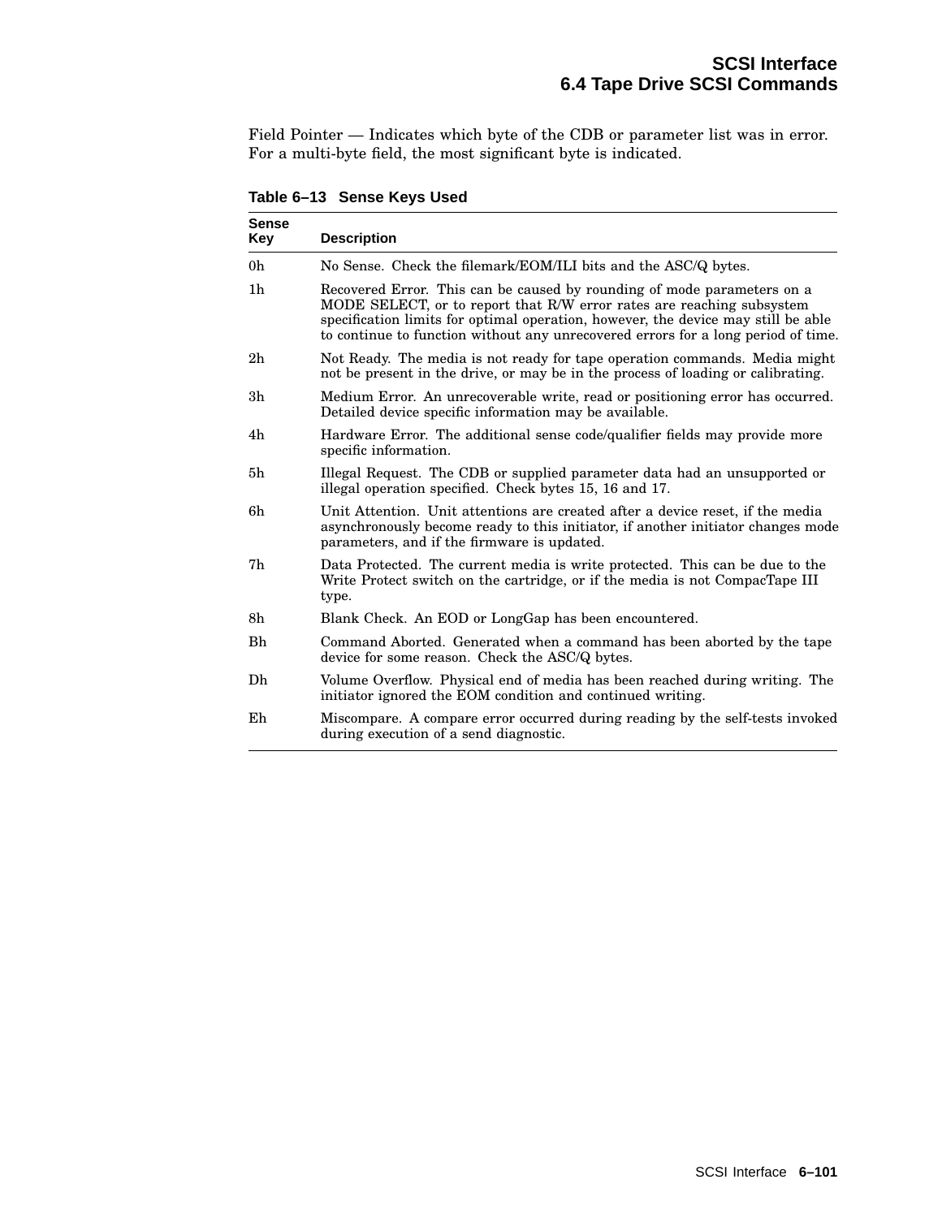Field Pointer — Indicates which byte of the CDB or parameter list was in error. For a multi-byte field, the most significant byte is indicated.

**Table 6–13 Sense Keys Used**

| Sense Key | Description |
|---|---|
| 0h | No Sense. Check the filemark/EOM/ILI bits and the ASC/Q bytes. |
| 1h | Recovered Error. This can be caused by rounding of mode parameters on a MODE SELECT, or to report that R/W error rates are reaching subsystem specification limits for optimal operation, however, the device may still be able to continue to function without any unrecovered errors for a long period of time. |
| 2h | Not Ready. The media is not ready for tape operation commands. Media might not be present in the drive, or may be in the process of loading or calibrating. |
| 3h | Medium Error. An unrecoverable write, read or positioning error has occurred. Detailed device specific information may be available. |
| 4h | Hardware Error. The additional sense code/qualifier fields may provide more specific information. |
| 5h | Illegal Request. The CDB or supplied parameter data had an unsupported or illegal operation specified. Check bytes 15, 16 and 17. |
| 6h | Unit Attention. Unit attentions are created after a device reset, if the media asynchronously become ready to this initiator, if another initiator changes mode parameters, and if the firmware is updated. |
| 7h | Data Protected. The current media is write protected. This can be due to the Write Protect switch on the cartridge, or if the media is not CompacTape III type. |
| 8h | Blank Check. An EOD or LongGap has been encountered. |
| Bh | Command Aborted. Generated when a command has been aborted by the tape device for some reason. Check the ASC/Q bytes. |
| Dh | Volume Overflow. Physical end of media has been reached during writing. The initiator ignored the EOM condition and continued writing. |
| Eh | Miscompare. A compare error occurred during reading by the self-tests invoked during execution of a send diagnostic. |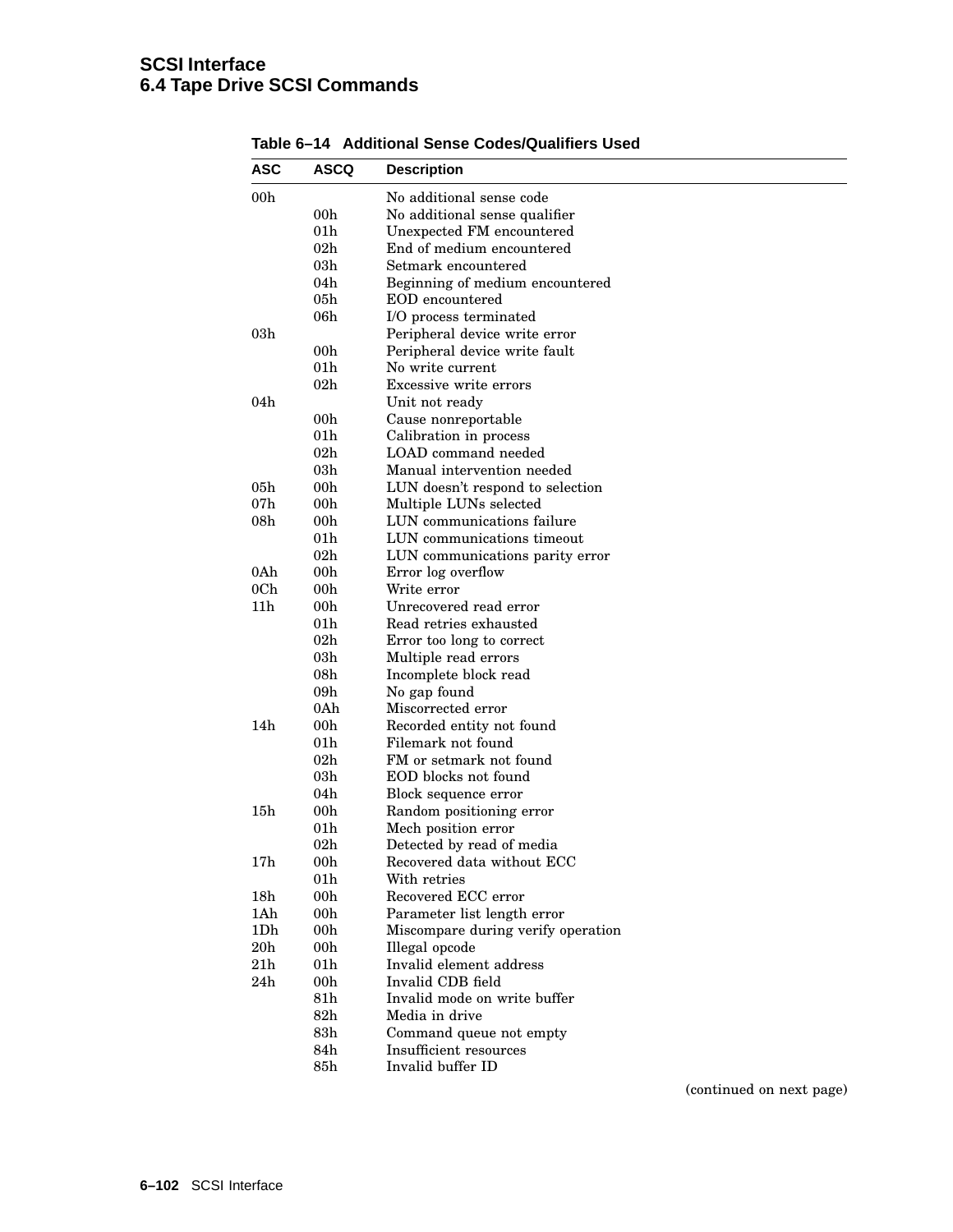**Table 6–14 Additional Sense Codes/Qualifiers Used**

| ASC | ASCQ | Description |
|---|---|---|
| 00h | | No additional sense code |
| | 00h | No additional sense qualifier |
| | 01h | Unexpected FM encountered |
| | 02h | End of medium encountered |
| | 03h | Setmark encountered |
| | 04h | Beginning of medium encountered |
| | 05h | EOD encountered |
| | 06h | I/O process terminated |
| 03h | | Peripheral device write error |
| | 00h | Peripheral device write fault |
| | 01h | No write current |
| | 02h | Excessive write errors |
| 04h | | Unit not ready |
| | 00h | Cause nonreportable |
| | 01h | Calibration in process |
| | 02h | LOAD command needed |
| | 03h | Manual intervention needed |
| 05h | 00h | LUN doesn't respond to selection |
| 07h | 00h | Multiple LUNs selected |
| 08h | 00h | LUN communications failure |
| | 01h | LUN communications timeout |
| | 02h | LUN communications parity error |
| 0Ah | 00h | Error log overflow |
| 0Ch | 00h | Write error |
| 11h | 00h | Unrecovered read error |
| | 01h | Read retries exhausted |
| | 02h | Error too long to correct |
| | 03h | Multiple read errors |
| | 08h | Incomplete block read |
| | 09h | No gap found |
| | 0Ah | Miscorrected error |
| 14h | 00h | Recorded entity not found |
| | 01h | Filemark not found |
| | 02h | FM or setmark not found |
| | 03h | EOD blocks not found |
| | 04h | Block sequence error |
| 15h | 00h | Random positioning error |
| | 01h | Mech position error |
| | 02h | Detected by read of media |
| 17h | 00h | Recovered data without ECC |
| | 01h | With retries |
| 18h | 00h | Recovered ECC error |
| 1Ah | 00h | Parameter list length error |
| 1Dh | 00h | Miscompare during verify operation |
| 20h | 00h | Illegal opcode |
| 21h | 01h | Invalid element address |
| 24h | 00h | Invalid CDB field |
| | 81h | Invalid mode on write buffer |
| | 82h | Media in drive |
| | 83h | Command queue not empty |
| | 84h | Insufficient resources |
| | 85h | Invalid buffer ID |

(continued on next page)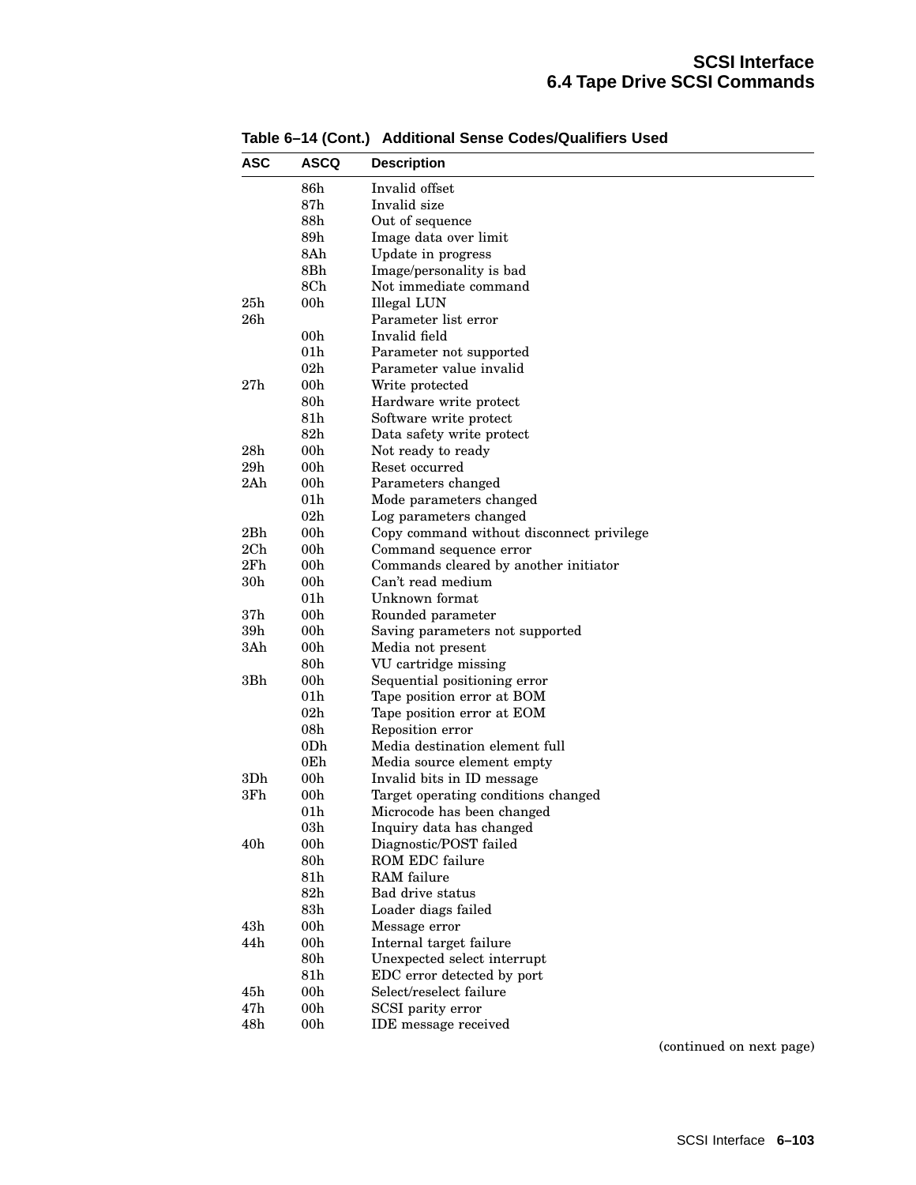**Table 6–14 (Cont.) Additional Sense Codes/Qualifiers Used**

| ASC | ASCQ | Description |
|---|---|---|
| | 86h | Invalid offset |
| | 87h | Invalid size |
| | 88h | Out of sequence |
| | 89h | Image data over limit |
| | 8Ah | Update in progress |
| | 8Bh | Image/personality is bad |
| | 8Ch | Not immediate command |
| 25h | 00h | Illegal LUN |
| 26h | | Parameter list error |
| | 00h | Invalid field |
| | 01h | Parameter not supported |
| | 02h | Parameter value invalid |
| 27h | 00h | Write protected |
| | 80h | Hardware write protect |
| | 81h | Software write protect |
| | 82h | Data safety write protect |
| 28h | 00h | Not ready to ready |
| 29h | 00h | Reset occurred |
| 2Ah | 00h | Parameters changed |
| | 01h | Mode parameters changed |
| | 02h | Log parameters changed |
| 2Bh | 00h | Copy command without disconnect privilege |
| 2Ch | 00h | Command sequence error |
| 2Fh | 00h | Commands cleared by another initiator |
| 30h | 00h | Can't read medium |
| | 01h | Unknown format |
| 37h | 00h | Rounded parameter |
| 39h | 00h | Saving parameters not supported |
| 3Ah | 00h | Media not present |
| | 80h | VU cartridge missing |
| 3Bh | 00h | Sequential positioning error |
| | 01h | Tape position error at BOM |
| | 02h | Tape position error at EOM |
| | 08h | Reposition error |
| | 0Dh | Media destination element full |
| | 0Eh | Media source element empty |
| 3Dh | 00h | Invalid bits in ID message |
| 3Fh | 00h | Target operating conditions changed |
| | 01h | Microcode has been changed |
| | 03h | Inquiry data has changed |
| 40h | 00h | Diagnostic/POST failed |
| | 80h | ROM EDC failure |
| | 81h | RAM failure |
| | 82h | Bad drive status |
| | 83h | Loader diags failed |
| 43h | 00h | Message error |
| 44h | 00h | Internal target failure |
| | 80h | Unexpected select interrupt |
| | 81h | EDC error detected by port |
| 45h | 00h | Select/reselect failure |
| 47h | 00h | SCSI parity error |
| 48h | 00h | IDE message received |

(continued on next page)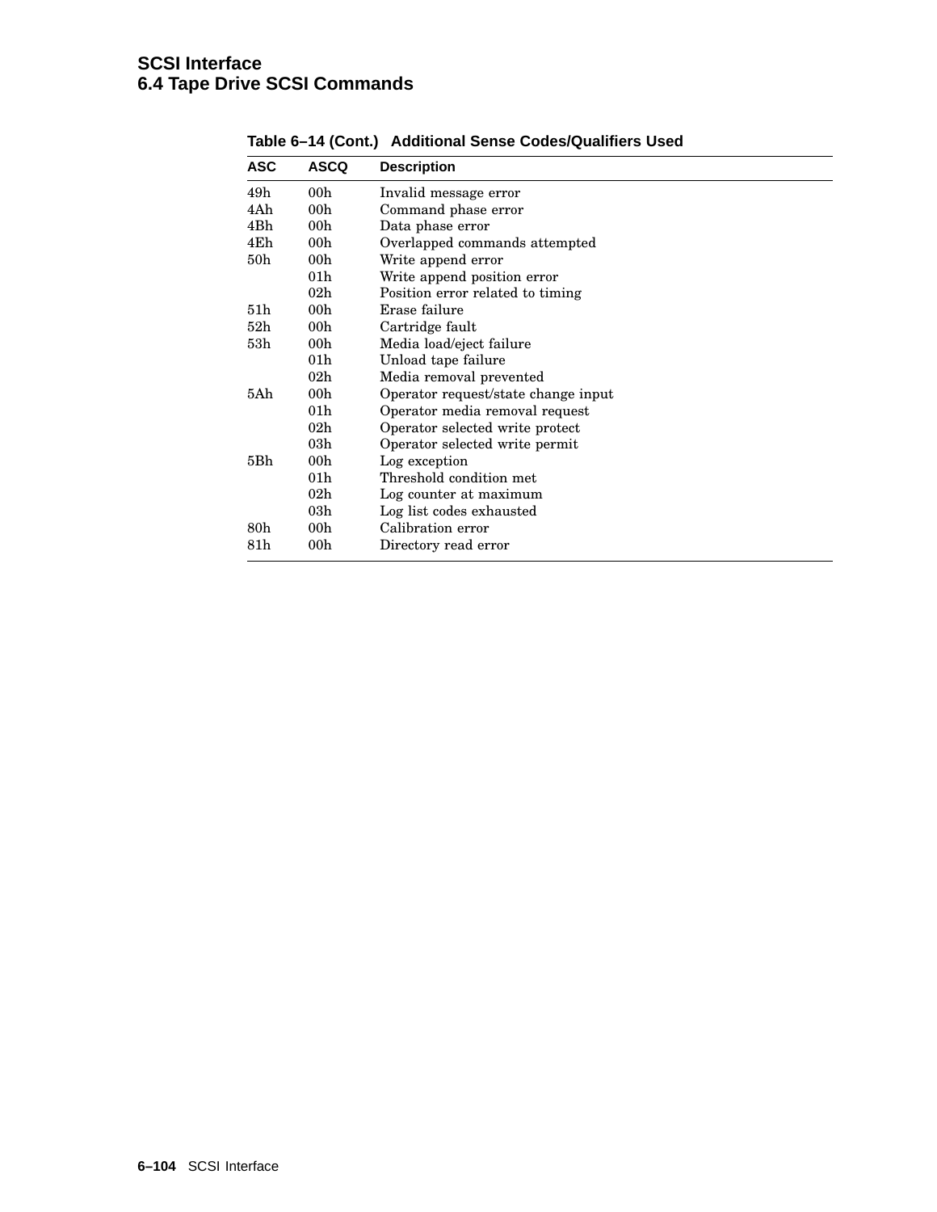**Table 6–14 (Cont.) Additional Sense Codes/Qualifiers Used**

| ASC | ASCQ | Description |
| --- | --- | --- |
| 49h | 00h | Invalid message error |
| 4Ah | 00h | Command phase error |
| 4Bh | 00h | Data phase error |
| 4Eh | 00h | Overlapped commands attempted |
| 50h | 00h | Write append error |
| | 01h | Write append position error |
| | 02h | Position error related to timing |
| 51h | 00h | Erase failure |
| 52h | 00h | Cartridge fault |
| 53h | 00h | Media load/eject failure |
| | 01h | Unload tape failure |
| | 02h | Media removal prevented |
| 5Ah | 00h | Operator request/state change input |
| | 01h | Operator media removal request |
| | 02h | Operator selected write protect |
| | 03h | Operator selected write permit |
| 5Bh | 00h | Log exception |
| | 01h | Threshold condition met |
| | 02h | Log counter at maximum |
| | 03h | Log list codes exhausted |
| 80h | 00h | Calibration error |
| 81h | 00h | Directory read error |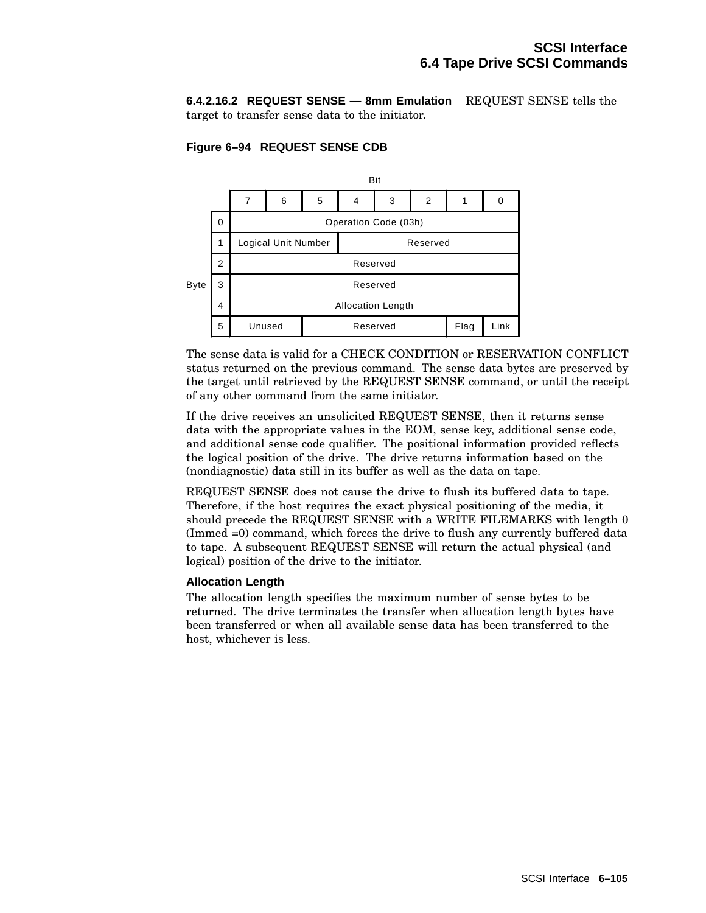#### 6.4.2.16.2 REQUEST SENSE — 8mm Emulation

REQUEST SENSE tells the target to transfer sense data to the initiator.

**Figure 6–94 REQUEST SENSE CDB**

| Byte | Bit 7 | 6 | 5 | 4 | 3 | 2 | 1 | 0 |
|---|---|---|---|---|---|---|---|---|
| 0 | Operation Code (03h) | | | | | | | |
| 1 | Logical Unit Number | | | Reserved | | | | |
| 2 | Reserved | | | | | | | |
| 3 | Reserved | | | | | | | |
| 4 | Allocation Length | | | | | | | |
| 5 | Unused | | Reserved | | | | Flag | Link |

The sense data is valid for a CHECK CONDITION or RESERVATION CONFLICT status returned on the previous command. The sense data bytes are preserved by the target until retrieved by the REQUEST SENSE command, or until the receipt of any other command from the same initiator.

If the drive receives an unsolicited REQUEST SENSE, then it returns sense data with the appropriate values in the EOM, sense key, additional sense code, and additional sense code qualifier. The positional information provided reflects the logical position of the drive. The drive returns information based on the (nondiagnostic) data still in its buffer as well as the data on tape.

REQUEST SENSE does not cause the drive to flush its buffered data to tape. Therefore, if the host requires the exact physical positioning of the media, it should precede the REQUEST SENSE with a WRITE FILEMARKS with length 0 (Immed =0) command, which forces the drive to flush any currently buffered data to tape. A subsequent REQUEST SENSE will return the actual physical (and logical) position of the drive to the initiator.

**Allocation Length**

The allocation length specifies the maximum number of sense bytes to be returned. The drive terminates the transfer when allocation length bytes have been transferred or when all available sense data has been transferred to the host, whichever is less.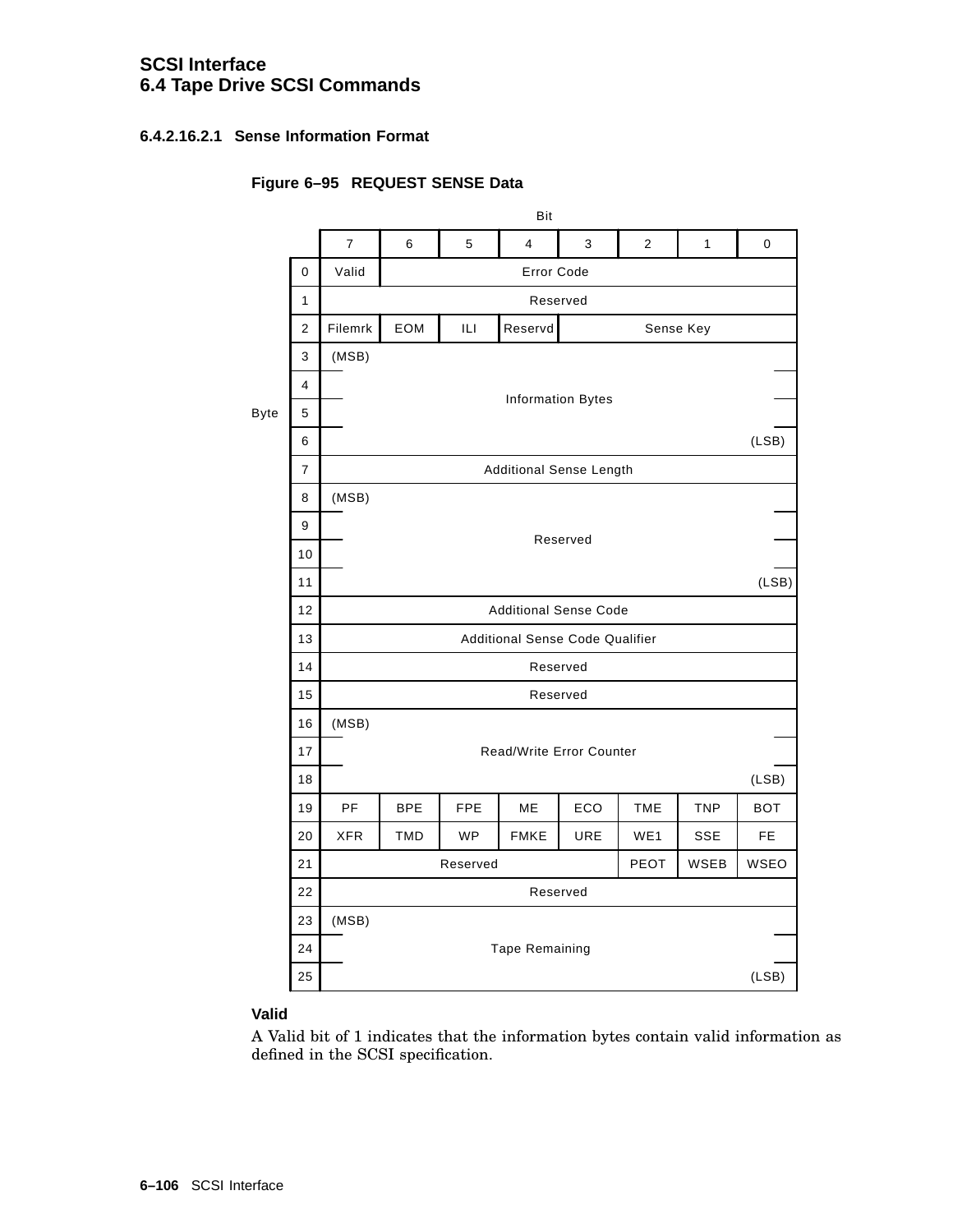#### 6.4.2.16.2.1 Sense Information Format

**Figure 6–95 REQUEST SENSE Data**

| Byte | Bit 7 | Bit 6 | Bit 5 | Bit 4 | Bit 3 | Bit 2 | Bit 1 | Bit 0 |
|---|---|---|---|---|---|---|---|---|
| 0 | Valid | Error Code | | | | | | |
| 1 | Reserved | | | | | | | |
| 2 | Filemrk | EOM | ILI | Reservd | Sense Key | | | |
| 3 | (MSB) Information Bytes | | | | | | | |
| 4 | Information Bytes | | | | | | | |
| 5 | Information Bytes | | | | | | | |
| 6 | Information Bytes (LSB) | | | | | | | |
| 7 | Additional Sense Length | | | | | | | |
| 8 | (MSB) Reserved | | | | | | | |
| 9 | Reserved | | | | | | | |
| 10 | Reserved | | | | | | | |
| 11 | Reserved (LSB) | | | | | | | |
| 12 | Additional Sense Code | | | | | | | |
| 13 | Additional Sense Code Qualifier | | | | | | | |
| 14 | Reserved | | | | | | | |
| 15 | Reserved | | | | | | | |
| 16 | (MSB) Read/Write Error Counter | | | | | | | |
| 17 | Read/Write Error Counter | | | | | | | |
| 18 | Read/Write Error Counter (LSB) | | | | | | | |
| 19 | PF | BPE | FPE | ME | ECO | TME | TNP | BOT |
| 20 | XFR | TMD | WP | FMKE | URE | WE1 | SSE | FE |
| 21 | Reserved | | | | | PEOT | WSEB | WSEO |
| 22 | Reserved | | | | | | | |
| 23 | (MSB) Tape Remaining | | | | | | | |
| 24 | Tape Remaining | | | | | | | |
| 25 | Tape Remaining (LSB) | | | | | | | |

**Valid**

A Valid bit of 1 indicates that the information bytes contain valid information as defined in the SCSI specification.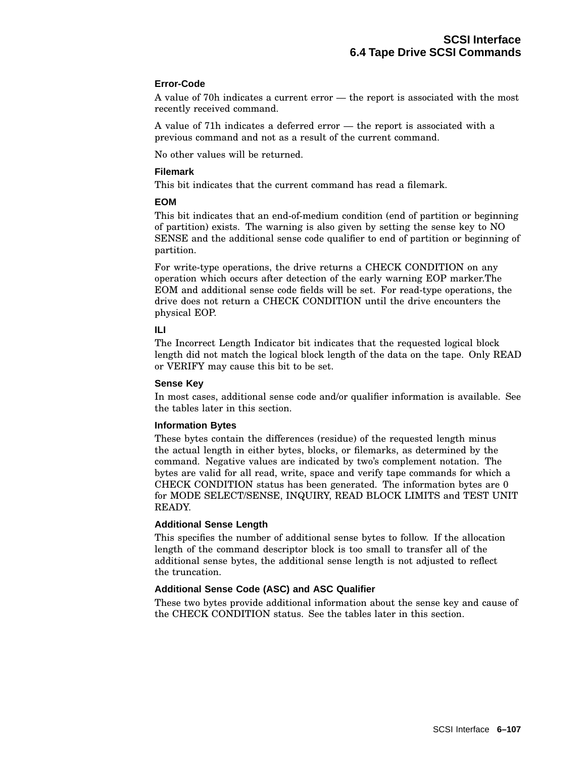#### Error-Code

A value of 70h indicates a current error — the report is associated with the most recently received command.

A value of 71h indicates a deferred error — the report is associated with a previous command and not as a result of the current command.

No other values will be returned.

#### Filemark

This bit indicates that the current command has read a filemark.

#### EOM

This bit indicates that an end-of-medium condition (end of partition or beginning of partition) exists. The warning is also given by setting the sense key to NO SENSE and the additional sense code qualifier to end of partition or beginning of partition.

For write-type operations, the drive returns a CHECK CONDITION on any operation which occurs after detection of the early warning EOP marker.The EOM and additional sense code fields will be set. For read-type operations, the drive does not return a CHECK CONDITION until the drive encounters the physical EOP.

#### ILI

The Incorrect Length Indicator bit indicates that the requested logical block length did not match the logical block length of the data on the tape. Only READ or VERIFY may cause this bit to be set.

#### Sense Key

In most cases, additional sense code and/or qualifier information is available. See the tables later in this section.

#### Information Bytes

These bytes contain the differences (residue) of the requested length minus the actual length in either bytes, blocks, or filemarks, as determined by the command. Negative values are indicated by two's complement notation. The bytes are valid for all read, write, space and verify tape commands for which a CHECK CONDITION status has been generated. The information bytes are 0 for MODE SELECT/SENSE, INQUIRY, READ BLOCK LIMITS and TEST UNIT READY.

#### Additional Sense Length

This specifies the number of additional sense bytes to follow. If the allocation length of the command descriptor block is too small to transfer all of the additional sense bytes, the additional sense length is not adjusted to reflect the truncation.

#### Additional Sense Code (ASC) and ASC Qualifier

These two bytes provide additional information about the sense key and cause of the CHECK CONDITION status. See the tables later in this section.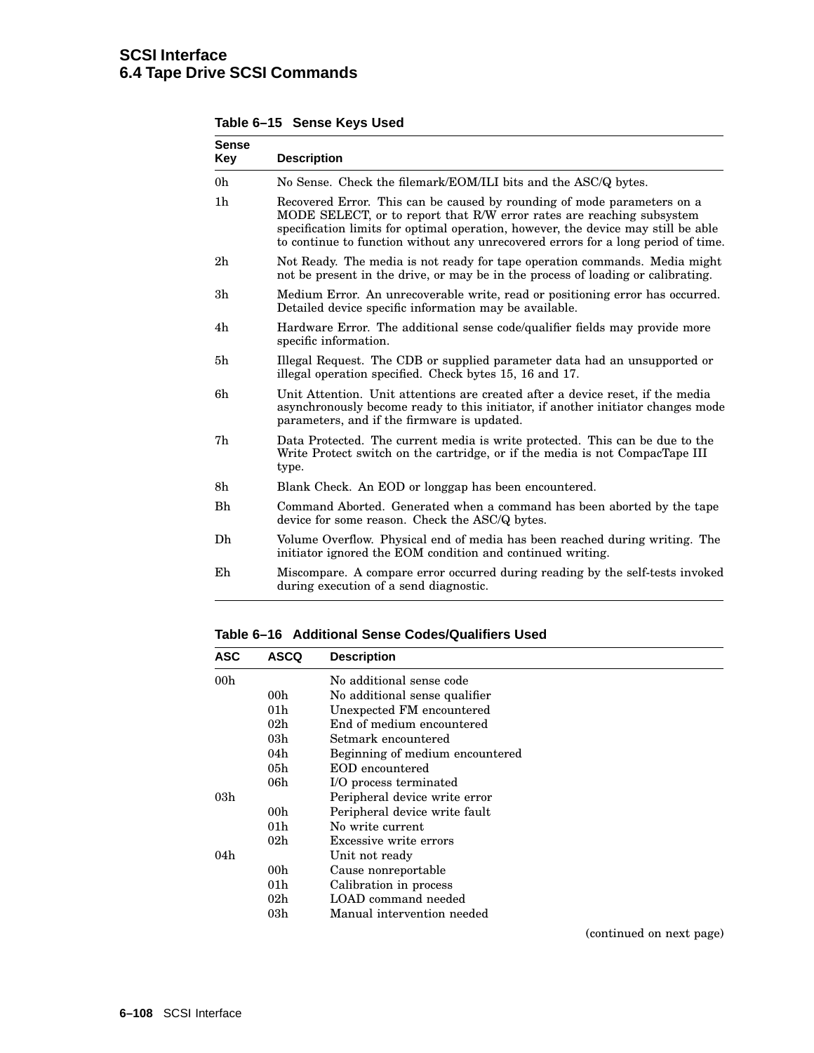**Table 6–15 Sense Keys Used**

| Sense Key | Description |
|---|---|
| 0h | No Sense. Check the filemark/EOM/ILI bits and the ASC/Q bytes. |
| 1h | Recovered Error. This can be caused by rounding of mode parameters on a MODE SELECT, or to report that R/W error rates are reaching subsystem specification limits for optimal operation, however, the device may still be able to continue to function without any unrecovered errors for a long period of time. |
| 2h | Not Ready. The media is not ready for tape operation commands. Media might not be present in the drive, or may be in the process of loading or calibrating. |
| 3h | Medium Error. An unrecoverable write, read or positioning error has occurred. Detailed device specific information may be available. |
| 4h | Hardware Error. The additional sense code/qualifier fields may provide more specific information. |
| 5h | Illegal Request. The CDB or supplied parameter data had an unsupported or illegal operation specified. Check bytes 15, 16 and 17. |
| 6h | Unit Attention. Unit attentions are created after a device reset, if the media asynchronously become ready to this initiator, if another initiator changes mode parameters, and if the firmware is updated. |
| 7h | Data Protected. The current media is write protected. This can be due to the Write Protect switch on the cartridge, or if the media is not CompacTape III type. |
| 8h | Blank Check. An EOD or longgap has been encountered. |
| Bh | Command Aborted. Generated when a command has been aborted by the tape device for some reason. Check the ASC/Q bytes. |
| Dh | Volume Overflow. Physical end of media has been reached during writing. The initiator ignored the EOM condition and continued writing. |
| Eh | Miscompare. A compare error occurred during reading by the self-tests invoked during execution of a send diagnostic. |

**Table 6–16 Additional Sense Codes/Qualifiers Used**

| ASC | ASCQ | Description |
|---|---|---|
| 00h | | No additional sense code |
| | 00h | No additional sense qualifier |
| | 01h | Unexpected FM encountered |
| | 02h | End of medium encountered |
| | 03h | Setmark encountered |
| | 04h | Beginning of medium encountered |
| | 05h | EOD encountered |
| | 06h | I/O process terminated |
| 03h | | Peripheral device write error |
| | 00h | Peripheral device write fault |
| | 01h | No write current |
| | 02h | Excessive write errors |
| 04h | | Unit not ready |
| | 00h | Cause nonreportable |
| | 01h | Calibration in process |
| | 02h | LOAD command needed |
| | 03h | Manual intervention needed |

(continued on next page)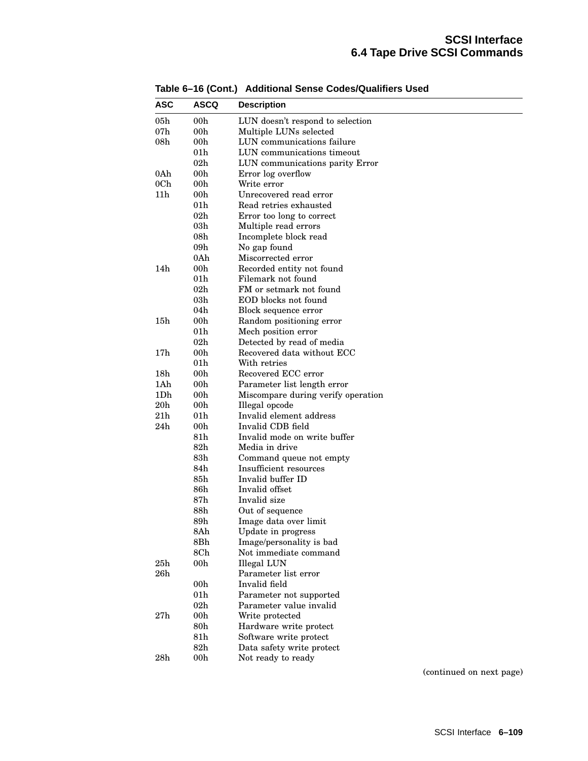**Table 6–16 (Cont.) Additional Sense Codes/Qualifiers Used**

| ASC | ASCQ | Description |
|---|---|---|
| 05h | 00h | LUN doesn't respond to selection |
| 07h | 00h | Multiple LUNs selected |
| 08h | 00h | LUN communications failure |
| | 01h | LUN communications timeout |
| | 02h | LUN communications parity Error |
| 0Ah | 00h | Error log overflow |
| 0Ch | 00h | Write error |
| 11h | 00h | Unrecovered read error |
| | 01h | Read retries exhausted |
| | 02h | Error too long to correct |
| | 03h | Multiple read errors |
| | 08h | Incomplete block read |
| | 09h | No gap found |
| | 0Ah | Miscorrected error |
| 14h | 00h | Recorded entity not found |
| | 01h | Filemark not found |
| | 02h | FM or setmark not found |
| | 03h | EOD blocks not found |
| | 04h | Block sequence error |
| 15h | 00h | Random positioning error |
| | 01h | Mech position error |
| | 02h | Detected by read of media |
| 17h | 00h | Recovered data without ECC |
| | 01h | With retries |
| 18h | 00h | Recovered ECC error |
| 1Ah | 00h | Parameter list length error |
| 1Dh | 00h | Miscompare during verify operation |
| 20h | 00h | Illegal opcode |
| 21h | 01h | Invalid element address |
| 24h | 00h | Invalid CDB field |
| | 81h | Invalid mode on write buffer |
| | 82h | Media in drive |
| | 83h | Command queue not empty |
| | 84h | Insufficient resources |
| | 85h | Invalid buffer ID |
| | 86h | Invalid offset |
| | 87h | Invalid size |
| | 88h | Out of sequence |
| | 89h | Image data over limit |
| | 8Ah | Update in progress |
| | 8Bh | Image/personality is bad |
| | 8Ch | Not immediate command |
| 25h | 00h | Illegal LUN |
| 26h | | Parameter list error |
| | 00h | Invalid field |
| | 01h | Parameter not supported |
| | 02h | Parameter value invalid |
| 27h | 00h | Write protected |
| | 80h | Hardware write protect |
| | 81h | Software write protect |
| | 82h | Data safety write protect |
| 28h | 00h | Not ready to ready |

(continued on next page)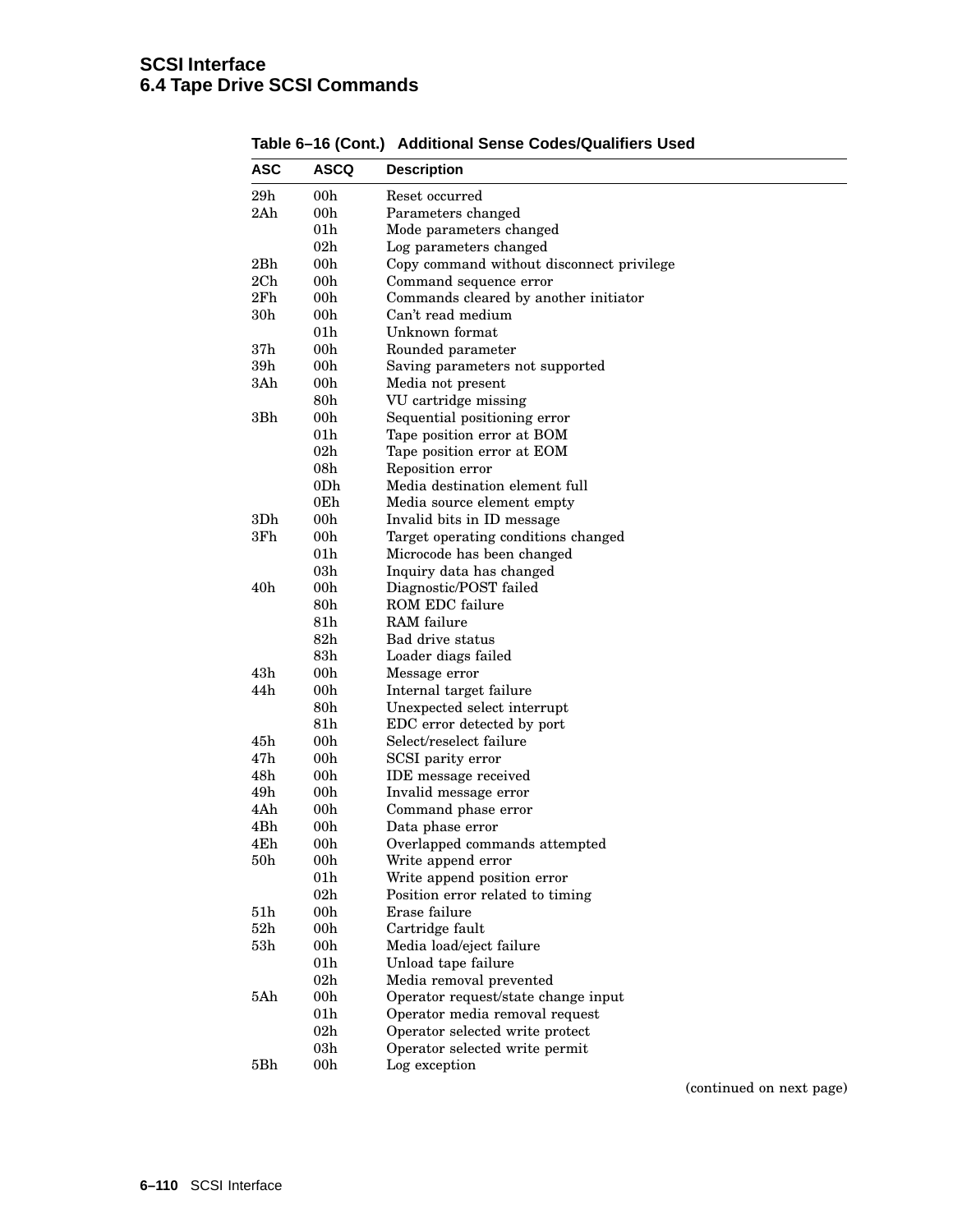**Table 6–16 (Cont.) Additional Sense Codes/Qualifiers Used**

| ASC | ASCQ | Description |
|---|---|---|
| 29h | 00h | Reset occurred |
| 2Ah | 00h | Parameters changed |
| | 01h | Mode parameters changed |
| | 02h | Log parameters changed |
| 2Bh | 00h | Copy command without disconnect privilege |
| 2Ch | 00h | Command sequence error |
| 2Fh | 00h | Commands cleared by another initiator |
| 30h | 00h | Can't read medium |
| | 01h | Unknown format |
| 37h | 00h | Rounded parameter |
| 39h | 00h | Saving parameters not supported |
| 3Ah | 00h | Media not present |
| | 80h | VU cartridge missing |
| 3Bh | 00h | Sequential positioning error |
| | 01h | Tape position error at BOM |
| | 02h | Tape position error at EOM |
| | 08h | Reposition error |
| | 0Dh | Media destination element full |
| | 0Eh | Media source element empty |
| 3Dh | 00h | Invalid bits in ID message |
| 3Fh | 00h | Target operating conditions changed |
| | 01h | Microcode has been changed |
| | 03h | Inquiry data has changed |
| 40h | 00h | Diagnostic/POST failed |
| | 80h | ROM EDC failure |
| | 81h | RAM failure |
| | 82h | Bad drive status |
| | 83h | Loader diags failed |
| 43h | 00h | Message error |
| 44h | 00h | Internal target failure |
| | 80h | Unexpected select interrupt |
| | 81h | EDC error detected by port |
| 45h | 00h | Select/reselect failure |
| 47h | 00h | SCSI parity error |
| 48h | 00h | IDE message received |
| 49h | 00h | Invalid message error |
| 4Ah | 00h | Command phase error |
| 4Bh | 00h | Data phase error |
| 4Eh | 00h | Overlapped commands attempted |
| 50h | 00h | Write append error |
| | 01h | Write append position error |
| | 02h | Position error related to timing |
| 51h | 00h | Erase failure |
| 52h | 00h | Cartridge fault |
| 53h | 00h | Media load/eject failure |
| | 01h | Unload tape failure |
| | 02h | Media removal prevented |
| 5Ah | 00h | Operator request/state change input |
| | 01h | Operator media removal request |
| | 02h | Operator selected write protect |
| | 03h | Operator selected write permit |
| 5Bh | 00h | Log exception |

(continued on next page)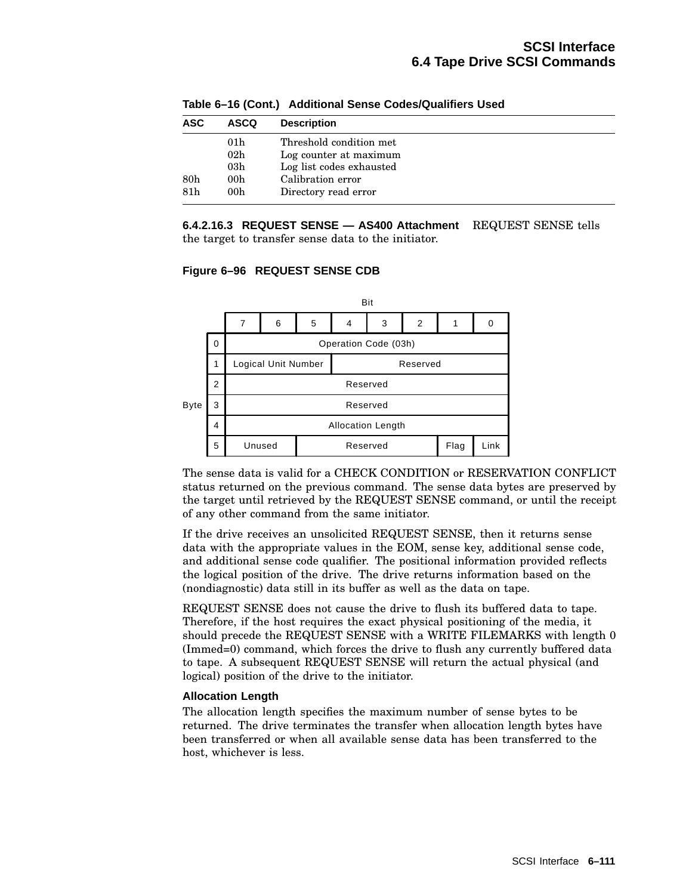**Table 6–16 (Cont.) Additional Sense Codes/Qualifiers Used**

| ASC | ASCQ | Description |
|---|---|---|
| | 01h | Threshold condition met |
| | 02h | Log counter at maximum |
| | 03h | Log list codes exhausted |
| 80h | 00h | Calibration error |
| 81h | 00h | Directory read error |

**6.4.2.16.3 REQUEST SENSE — AS400 Attachment** REQUEST SENSE tells the target to transfer sense data to the initiator.

**Figure 6–96 REQUEST SENSE CDB**

| Byte | 7 | 6 | 5 | 4 | 3 | 2 | 1 | 0 |
|---|---|---|---|---|---|---|---|---|
| 0 | Operation Code (03h) | | | | | | | |
| 1 | Logical Unit Number | | | Reserved | | | | |
| 2 | Reserved | | | | | | | |
| 3 | Reserved | | | | | | | |
| 4 | Allocation Length | | | | | | | |
| 5 | Unused | | Reserved | | | | Flag | Link |

The sense data is valid for a CHECK CONDITION or RESERVATION CONFLICT status returned on the previous command. The sense data bytes are preserved by the target until retrieved by the REQUEST SENSE command, or until the receipt of any other command from the same initiator.

If the drive receives an unsolicited REQUEST SENSE, then it returns sense data with the appropriate values in the EOM, sense key, additional sense code, and additional sense code qualifier. The positional information provided reflects the logical position of the drive. The drive returns information based on the (nondiagnostic) data still in its buffer as well as the data on tape.

REQUEST SENSE does not cause the drive to flush its buffered data to tape. Therefore, if the host requires the exact physical positioning of the media, it should precede the REQUEST SENSE with a WRITE FILEMARKS with length 0 (Immed=0) command, which forces the drive to flush any currently buffered data to tape. A subsequent REQUEST SENSE will return the actual physical (and logical) position of the drive to the initiator.

**Allocation Length**

The allocation length specifies the maximum number of sense bytes to be returned. The drive terminates the transfer when allocation length bytes have been transferred or when all available sense data has been transferred to the host, whichever is less.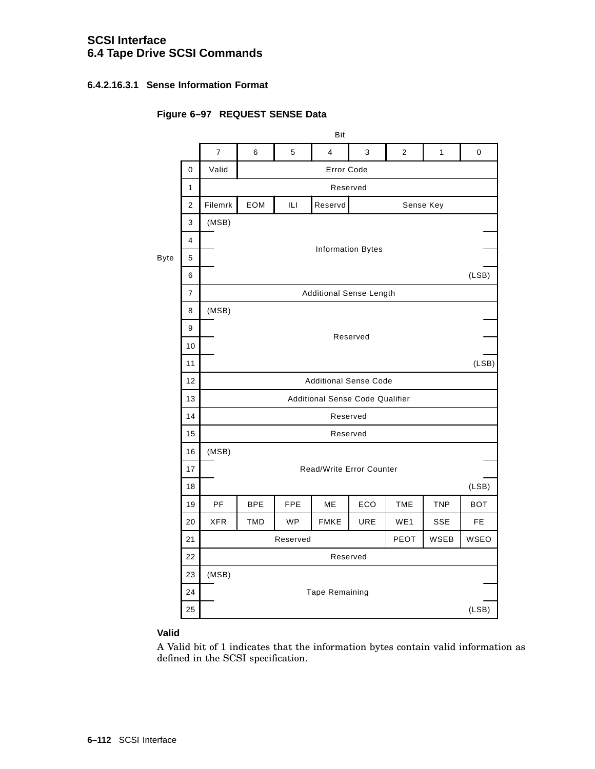#### 6.4.2.16.3.1 Sense Information Format

**Figure 6–97 REQUEST SENSE Data**

| Byte | Bit 7 | 6 | 5 | 4 | 3 | 2 | 1 | 0 |
|---|---|---|---|---|---|---|---|---|
| 0 | Valid | Error Code | | | | | | |
| 1 | Reserved | | | | | | | |
| 2 | Filemrk | EOM | ILI | Reservd | Sense Key | | | |
| 3 | (MSB) Information Bytes | | | | | | | |
| 4 | Information Bytes | | | | | | | |
| 5 | Information Bytes | | | | | | | |
| 6 | Information Bytes (LSB) | | | | | | | |
| 7 | Additional Sense Length | | | | | | | |
| 8 | (MSB) Reserved | | | | | | | |
| 9 | Reserved | | | | | | | |
| 10 | Reserved | | | | | | | |
| 11 | Reserved (LSB) | | | | | | | |
| 12 | Additional Sense Code | | | | | | | |
| 13 | Additional Sense Code Qualifier | | | | | | | |
| 14 | Reserved | | | | | | | |
| 15 | Reserved | | | | | | | |
| 16 | (MSB) Read/Write Error Counter | | | | | | | |
| 17 | Read/Write Error Counter | | | | | | | |
| 18 | Read/Write Error Counter (LSB) | | | | | | | |
| 19 | PF | BPE | FPE | ME | ECO | TME | TNP | BOT |
| 20 | XFR | TMD | WP | FMKE | URE | WE1 | SSE | FE |
| 21 | Reserved | | | | | PEOT | WSEB | WSEO |
| 22 | Reserved | | | | | | | |
| 23 | (MSB) Tape Remaining | | | | | | | |
| 24 | Tape Remaining | | | | | | | |
| 25 | Tape Remaining (LSB) | | | | | | | |

**Valid**

A Valid bit of 1 indicates that the information bytes contain valid information as defined in the SCSI specification.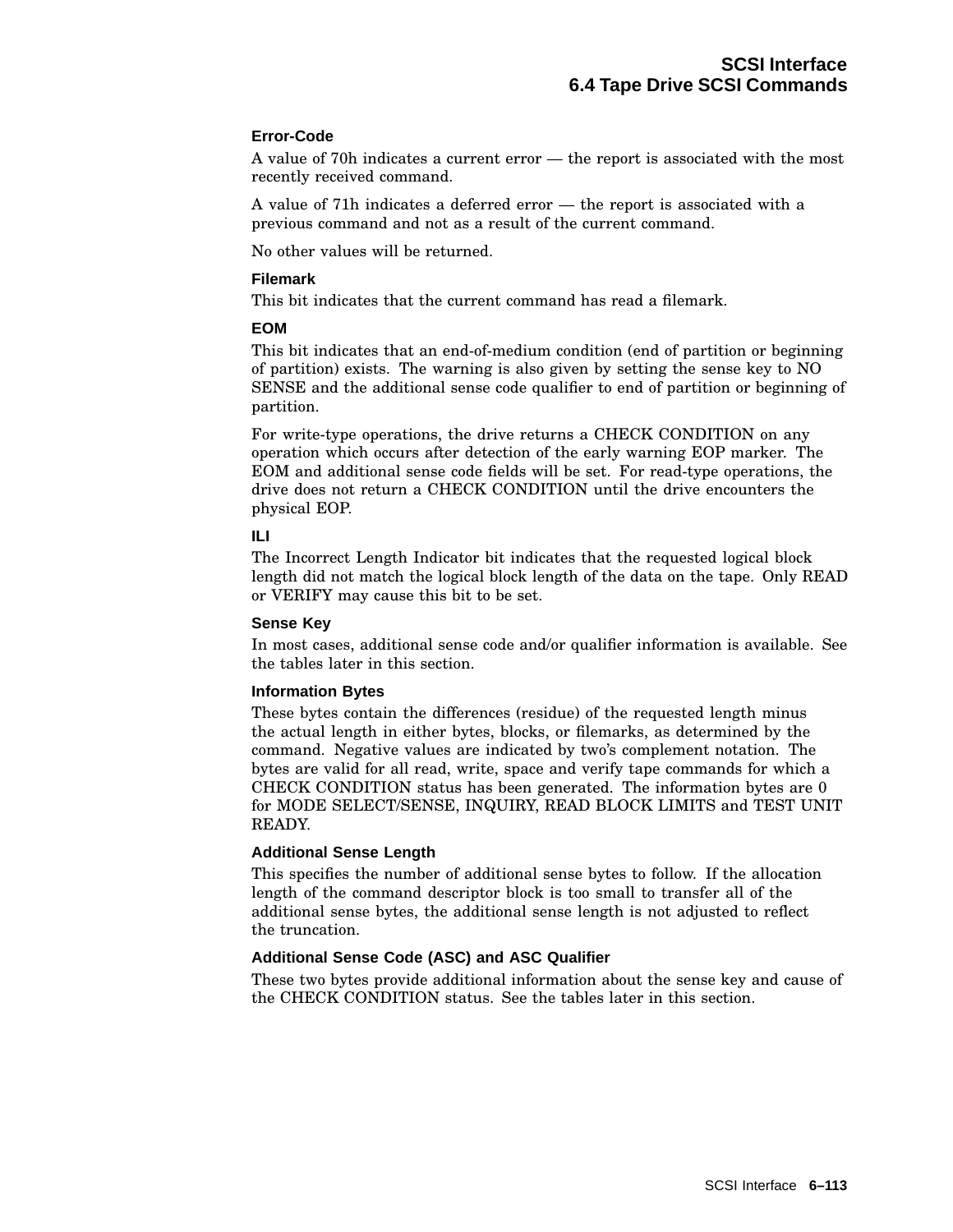**Error-Code**

A value of 70h indicates a current error — the report is associated with the most recently received command.

A value of 71h indicates a deferred error — the report is associated with a previous command and not as a result of the current command.

No other values will be returned.

**Filemark**

This bit indicates that the current command has read a filemark.

**EOM**

This bit indicates that an end-of-medium condition (end of partition or beginning of partition) exists. The warning is also given by setting the sense key to NO SENSE and the additional sense code qualifier to end of partition or beginning of partition.

For write-type operations, the drive returns a CHECK CONDITION on any operation which occurs after detection of the early warning EOP marker. The EOM and additional sense code fields will be set. For read-type operations, the drive does not return a CHECK CONDITION until the drive encounters the physical EOP.

**ILI**

The Incorrect Length Indicator bit indicates that the requested logical block length did not match the logical block length of the data on the tape. Only READ or VERIFY may cause this bit to be set.

**Sense Key**

In most cases, additional sense code and/or qualifier information is available. See the tables later in this section.

**Information Bytes**

These bytes contain the differences (residue) of the requested length minus the actual length in either bytes, blocks, or filemarks, as determined by the command. Negative values are indicated by two's complement notation. The bytes are valid for all read, write, space and verify tape commands for which a CHECK CONDITION status has been generated. The information bytes are 0 for MODE SELECT/SENSE, INQUIRY, READ BLOCK LIMITS and TEST UNIT READY.

**Additional Sense Length**

This specifies the number of additional sense bytes to follow. If the allocation length of the command descriptor block is too small to transfer all of the additional sense bytes, the additional sense length is not adjusted to reflect the truncation.

**Additional Sense Code (ASC) and ASC Qualifier**

These two bytes provide additional information about the sense key and cause of the CHECK CONDITION status. See the tables later in this section.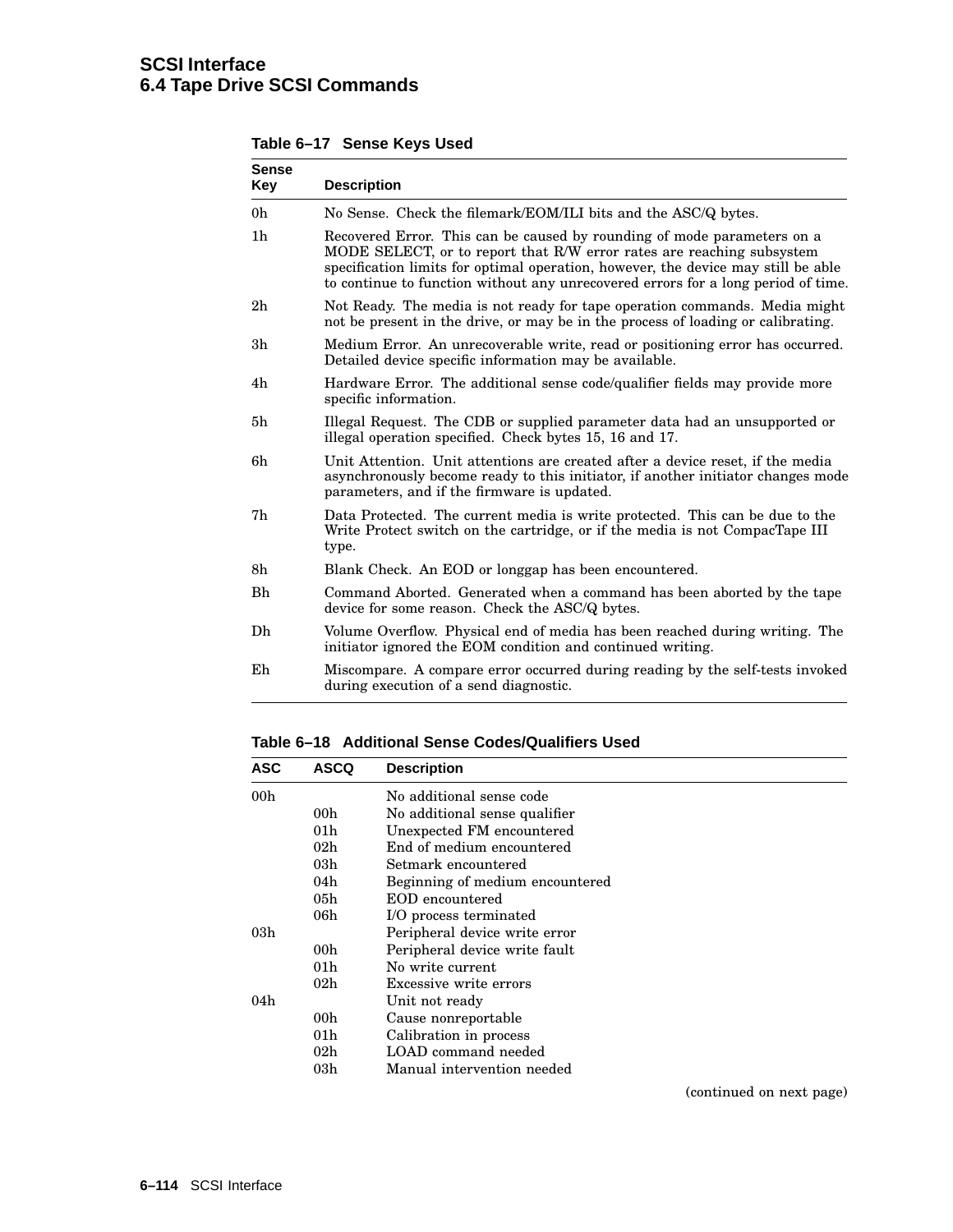**Table 6–17 Sense Keys Used**

| Sense Key | Description |
|---|---|
| 0h | No Sense. Check the filemark/EOM/ILI bits and the ASC/Q bytes. |
| 1h | Recovered Error. This can be caused by rounding of mode parameters on a MODE SELECT, or to report that R/W error rates are reaching subsystem specification limits for optimal operation, however, the device may still be able to continue to function without any unrecovered errors for a long period of time. |
| 2h | Not Ready. The media is not ready for tape operation commands. Media might not be present in the drive, or may be in the process of loading or calibrating. |
| 3h | Medium Error. An unrecoverable write, read or positioning error has occurred. Detailed device specific information may be available. |
| 4h | Hardware Error. The additional sense code/qualifier fields may provide more specific information. |
| 5h | Illegal Request. The CDB or supplied parameter data had an unsupported or illegal operation specified. Check bytes 15, 16 and 17. |
| 6h | Unit Attention. Unit attentions are created after a device reset, if the media asynchronously become ready to this initiator, if another initiator changes mode parameters, and if the firmware is updated. |
| 7h | Data Protected. The current media is write protected. This can be due to the Write Protect switch on the cartridge, or if the media is not CompacTape III type. |
| 8h | Blank Check. An EOD or longgap has been encountered. |
| Bh | Command Aborted. Generated when a command has been aborted by the tape device for some reason. Check the ASC/Q bytes. |
| Dh | Volume Overflow. Physical end of media has been reached during writing. The initiator ignored the EOM condition and continued writing. |
| Eh | Miscompare. A compare error occurred during reading by the self-tests invoked during execution of a send diagnostic. |

**Table 6–18 Additional Sense Codes/Qualifiers Used**

| ASC | ASCQ | Description |
|---|---|---|
| 00h | | No additional sense code |
| | 00h | No additional sense qualifier |
| | 01h | Unexpected FM encountered |
| | 02h | End of medium encountered |
| | 03h | Setmark encountered |
| | 04h | Beginning of medium encountered |
| | 05h | EOD encountered |
| | 06h | I/O process terminated |
| 03h | | Peripheral device write error |
| | 00h | Peripheral device write fault |
| | 01h | No write current |
| | 02h | Excessive write errors |
| 04h | | Unit not ready |
| | 00h | Cause nonreportable |
| | 01h | Calibration in process |
| | 02h | LOAD command needed |
| | 03h | Manual intervention needed |

(continued on next page)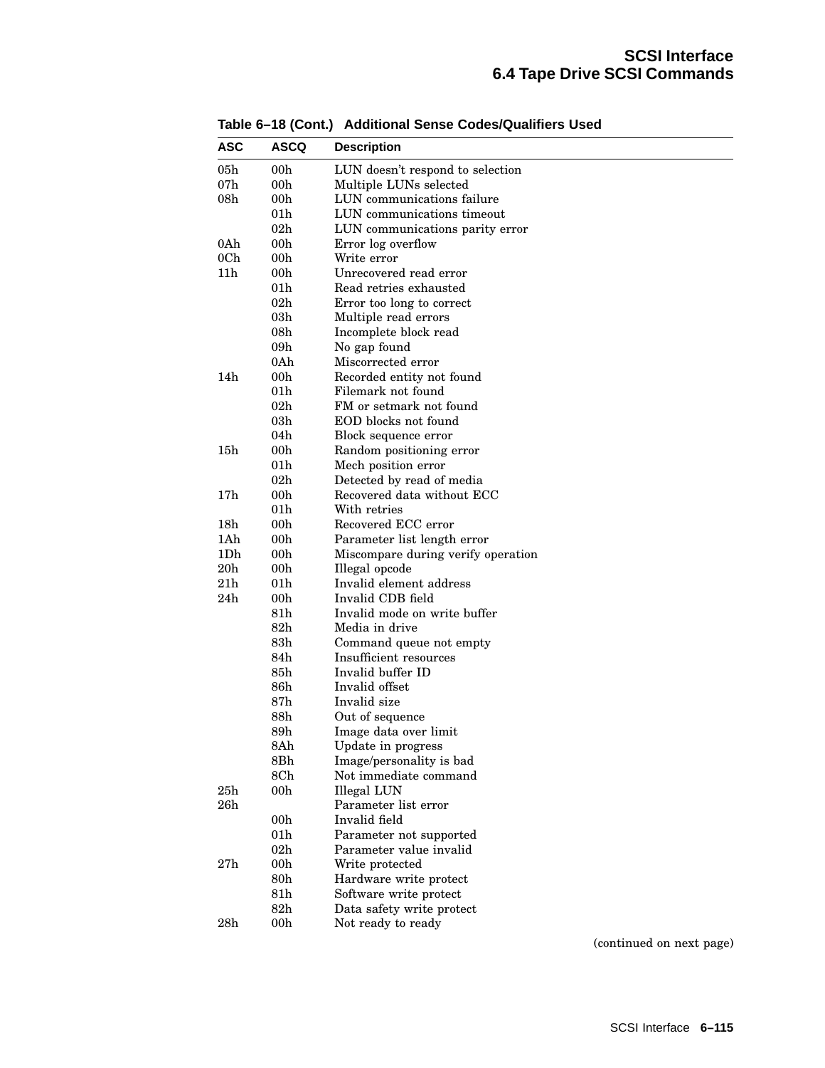**Table 6–18 (Cont.) Additional Sense Codes/Qualifiers Used**

| ASC | ASCQ | Description |
|---|---|---|
| 05h | 00h | LUN doesn't respond to selection |
| 07h | 00h | Multiple LUNs selected |
| 08h | 00h | LUN communications failure |
| | 01h | LUN communications timeout |
| | 02h | LUN communications parity error |
| 0Ah | 00h | Error log overflow |
| 0Ch | 00h | Write error |
| 11h | 00h | Unrecovered read error |
| | 01h | Read retries exhausted |
| | 02h | Error too long to correct |
| | 03h | Multiple read errors |
| | 08h | Incomplete block read |
| | 09h | No gap found |
| | 0Ah | Miscorrected error |
| 14h | 00h | Recorded entity not found |
| | 01h | Filemark not found |
| | 02h | FM or setmark not found |
| | 03h | EOD blocks not found |
| | 04h | Block sequence error |
| 15h | 00h | Random positioning error |
| | 01h | Mech position error |
| | 02h | Detected by read of media |
| 17h | 00h | Recovered data without ECC |
| | 01h | With retries |
| 18h | 00h | Recovered ECC error |
| 1Ah | 00h | Parameter list length error |
| 1Dh | 00h | Miscompare during verify operation |
| 20h | 00h | Illegal opcode |
| 21h | 01h | Invalid element address |
| 24h | 00h | Invalid CDB field |
| | 81h | Invalid mode on write buffer |
| | 82h | Media in drive |
| | 83h | Command queue not empty |
| | 84h | Insufficient resources |
| | 85h | Invalid buffer ID |
| | 86h | Invalid offset |
| | 87h | Invalid size |
| | 88h | Out of sequence |
| | 89h | Image data over limit |
| | 8Ah | Update in progress |
| | 8Bh | Image/personality is bad |
| | 8Ch | Not immediate command |
| 25h | 00h | Illegal LUN |
| 26h | | Parameter list error |
| | 00h | Invalid field |
| | 01h | Parameter not supported |
| | 02h | Parameter value invalid |
| 27h | 00h | Write protected |
| | 80h | Hardware write protect |
| | 81h | Software write protect |
| | 82h | Data safety write protect |
| 28h | 00h | Not ready to ready |

(continued on next page)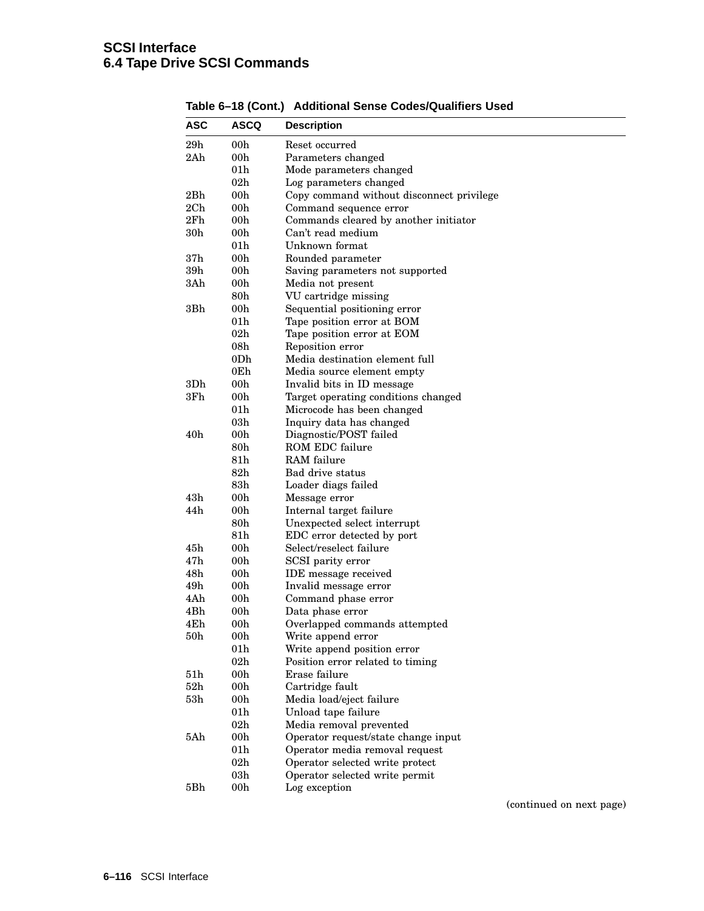**Table 6–18 (Cont.) Additional Sense Codes/Qualifiers Used**

| ASC | ASCQ | Description |
|---|---|---|
| 29h | 00h | Reset occurred |
| 2Ah | 00h | Parameters changed |
| | 01h | Mode parameters changed |
| | 02h | Log parameters changed |
| 2Bh | 00h | Copy command without disconnect privilege |
| 2Ch | 00h | Command sequence error |
| 2Fh | 00h | Commands cleared by another initiator |
| 30h | 00h | Can't read medium |
| | 01h | Unknown format |
| 37h | 00h | Rounded parameter |
| 39h | 00h | Saving parameters not supported |
| 3Ah | 00h | Media not present |
| | 80h | VU cartridge missing |
| 3Bh | 00h | Sequential positioning error |
| | 01h | Tape position error at BOM |
| | 02h | Tape position error at EOM |
| | 08h | Reposition error |
| | 0Dh | Media destination element full |
| | 0Eh | Media source element empty |
| 3Dh | 00h | Invalid bits in ID message |
| 3Fh | 00h | Target operating conditions changed |
| | 01h | Microcode has been changed |
| | 03h | Inquiry data has changed |
| 40h | 00h | Diagnostic/POST failed |
| | 80h | ROM EDC failure |
| | 81h | RAM failure |
| | 82h | Bad drive status |
| | 83h | Loader diags failed |
| 43h | 00h | Message error |
| 44h | 00h | Internal target failure |
| | 80h | Unexpected select interrupt |
| | 81h | EDC error detected by port |
| 45h | 00h | Select/reselect failure |
| 47h | 00h | SCSI parity error |
| 48h | 00h | IDE message received |
| 49h | 00h | Invalid message error |
| 4Ah | 00h | Command phase error |
| 4Bh | 00h | Data phase error |
| 4Eh | 00h | Overlapped commands attempted |
| 50h | 00h | Write append error |
| | 01h | Write append position error |
| | 02h | Position error related to timing |
| 51h | 00h | Erase failure |
| 52h | 00h | Cartridge fault |
| 53h | 00h | Media load/eject failure |
| | 01h | Unload tape failure |
| | 02h | Media removal prevented |
| 5Ah | 00h | Operator request/state change input |
| | 01h | Operator media removal request |
| | 02h | Operator selected write protect |
| | 03h | Operator selected write permit |
| 5Bh | 00h | Log exception |

(continued on next page)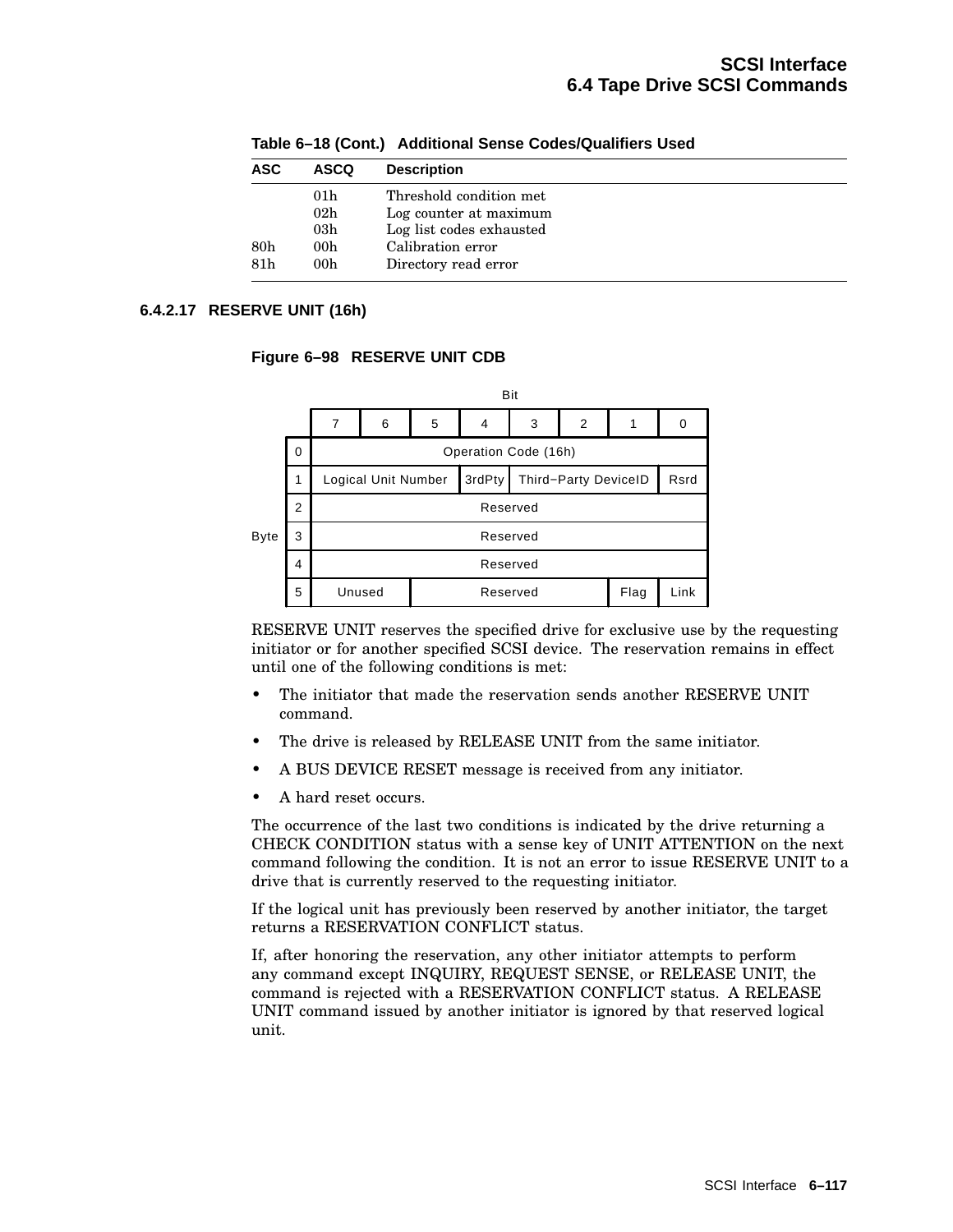**Table 6–18 (Cont.) Additional Sense Codes/Qualifiers Used**

| ASC | ASCQ | Description |
|---|---|---|
| | 01h | Threshold condition met |
| | 02h | Log counter at maximum |
| | 03h | Log list codes exhausted |
| 80h | 00h | Calibration error |
| 81h | 00h | Directory read error |

#### 6.4.2.17 RESERVE UNIT (16h)

**Figure 6–98 RESERVE UNIT CDB**

| Byte | Bit 7 | 6 | 5 | 4 | 3 | 2 | 1 | 0 |
|---|---|---|---|---|---|---|---|---|
| 0 | Operation Code (16h) | | | | | | | |
| 1 | Logical Unit Number | | | 3rdPty | Third−Party DeviceID | | | Rsrd |
| 2 | Reserved | | | | | | | |
| 3 | Reserved | | | | | | | |
| 4 | Reserved | | | | | | | |
| 5 | Unused | | Reserved | | | | Flag | Link |

RESERVE UNIT reserves the specified drive for exclusive use by the requesting initiator or for another specified SCSI device. The reservation remains in effect until one of the following conditions is met:

- The initiator that made the reservation sends another RESERVE UNIT command.
- The drive is released by RELEASE UNIT from the same initiator.
- A BUS DEVICE RESET message is received from any initiator.
- A hard reset occurs.

The occurrence of the last two conditions is indicated by the drive returning a CHECK CONDITION status with a sense key of UNIT ATTENTION on the next command following the condition. It is not an error to issue RESERVE UNIT to a drive that is currently reserved to the requesting initiator.

If the logical unit has previously been reserved by another initiator, the target returns a RESERVATION CONFLICT status.

If, after honoring the reservation, any other initiator attempts to perform any command except INQUIRY, REQUEST SENSE, or RELEASE UNIT, the command is rejected with a RESERVATION CONFLICT status. A RELEASE UNIT command issued by another initiator is ignored by that reserved logical unit.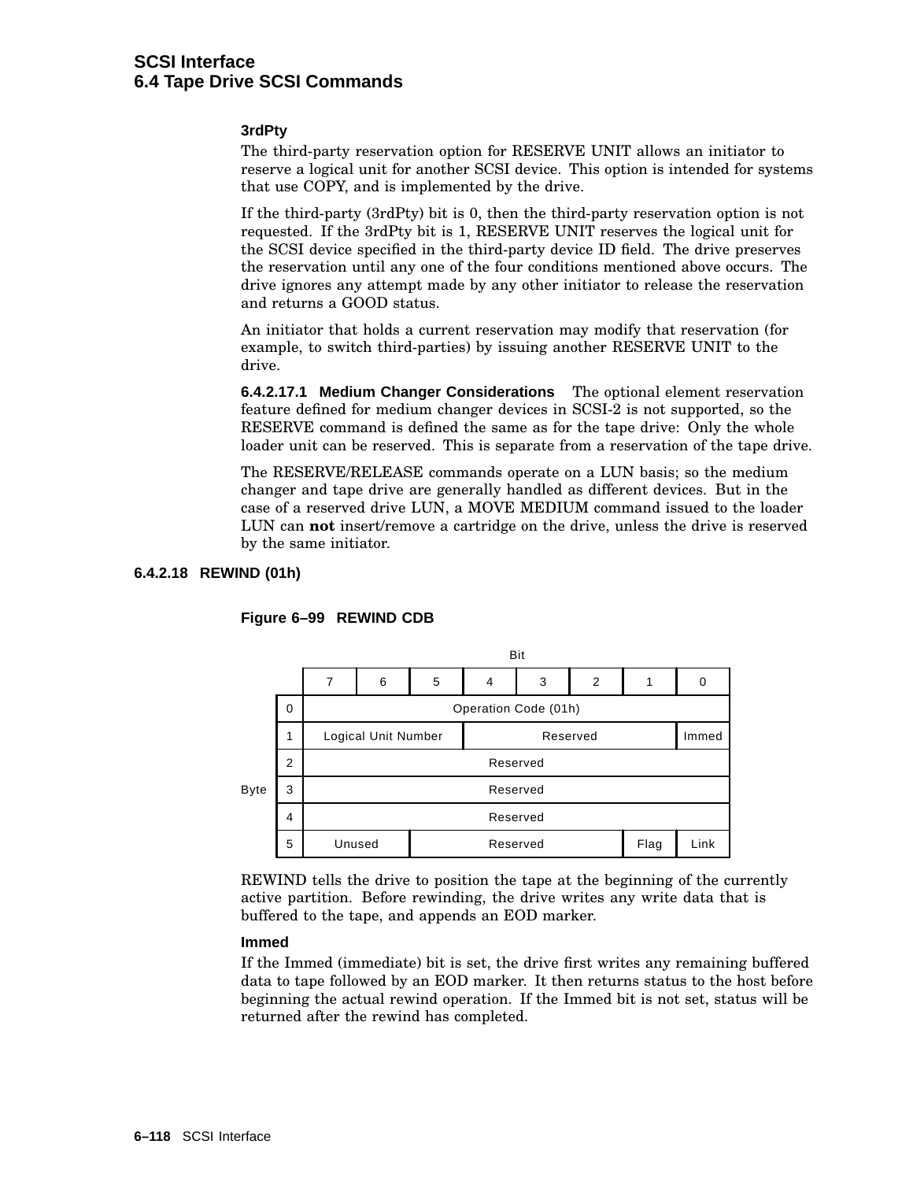**3rdPty**

The third-party reservation option for RESERVE UNIT allows an initiator to reserve a logical unit for another SCSI device. This option is intended for systems that use COPY, and is implemented by the drive.

If the third-party (3rdPty) bit is 0, then the third-party reservation option is not requested. If the 3rdPty bit is 1, RESERVE UNIT reserves the logical unit for the SCSI device specified in the third-party device ID field. The drive preserves the reservation until any one of the four conditions mentioned above occurs. The drive ignores any attempt made by any other initiator to release the reservation and returns a GOOD status.

An initiator that holds a current reservation may modify that reservation (for example, to switch third-parties) by issuing another RESERVE UNIT to the drive.

**6.4.2.17.1 Medium Changer Considerations** The optional element reservation feature defined for medium changer devices in SCSI-2 is not supported, so the RESERVE command is defined the same as for the tape drive: Only the whole loader unit can be reserved. This is separate from a reservation of the tape drive.

The RESERVE/RELEASE commands operate on a LUN basis; so the medium changer and tape drive are generally handled as different devices. But in the case of a reserved drive LUN, a MOVE MEDIUM command issued to the loader LUN can **not** insert/remove a cartridge on the drive, unless the drive is reserved by the same initiator.

### 6.4.2.18 REWIND (01h)

**Figure 6–99 REWIND CDB**

| Byte | Bit 7 | 6 | 5 | 4 | 3 | 2 | 1 | 0 |
|---|---|---|---|---|---|---|---|---|
| 0 | Operation Code (01h) | | | | | | | |
| 1 | Logical Unit Number | | | Reserved | | | | Immed |
| 2 | Reserved | | | | | | | |
| 3 | Reserved | | | | | | | |
| 4 | Reserved | | | | | | | |
| 5 | Unused | | Reserved | | | | Flag | Link |

REWIND tells the drive to position the tape at the beginning of the currently active partition. Before rewinding, the drive writes any write data that is buffered to the tape, and appends an EOD marker.

**Immed**

If the Immed (immediate) bit is set, the drive first writes any remaining buffered data to tape followed by an EOD marker. It then returns status to the host before beginning the actual rewind operation. If the Immed bit is not set, status will be returned after the rewind has completed.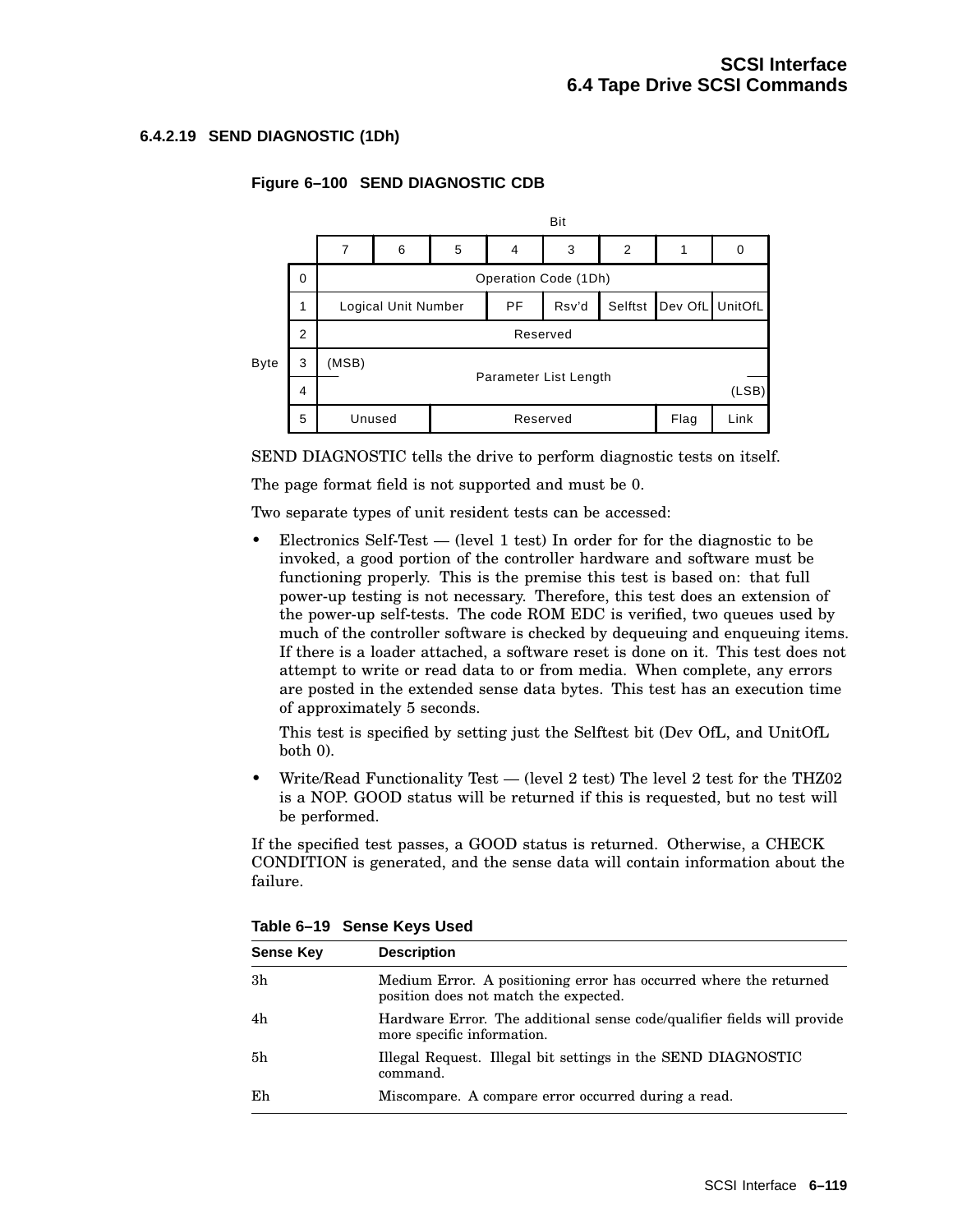#### 6.4.2.19 SEND DIAGNOSTIC (1Dh)

**Figure 6–100 SEND DIAGNOSTIC CDB**

| Byte \ Bit | 7 | 6 | 5 | 4 | 3 | 2 | 1 | 0 |
|---|---|---|---|---|---|---|---|---|
| 0 | Operation Code (1Dh) | | | | | | | |
| 1 | Logical Unit Number | | | PF | Rsv'd | Selftst | Dev OfL | UnitOfL |
| 2 | Reserved | | | | | | | |
| 3 | (MSB) Parameter List Length | | | | | | | |
| 4 | Parameter List Length (LSB) | | | | | | | |
| 5 | Unused | | Reserved | | | | Flag | Link |

SEND DIAGNOSTIC tells the drive to perform diagnostic tests on itself.

The page format field is not supported and must be 0.

Two separate types of unit resident tests can be accessed:

- Electronics Self-Test — (level 1 test) In order for for the diagnostic to be invoked, a good portion of the controller hardware and software must be functioning properly. This is the premise this test is based on: that full power-up testing is not necessary. Therefore, this test does an extension of the power-up self-tests. The code ROM EDC is verified, two queues used by much of the controller software is checked by dequeuing and enqueuing items. If there is a loader attached, a software reset is done on it. This test does not attempt to write or read data to or from media. When complete, any errors are posted in the extended sense data bytes. This test has an execution time of approximately 5 seconds.

  This test is specified by setting just the Selftest bit (Dev OfL, and UnitOfL both 0).

- Write/Read Functionality Test — (level 2 test) The level 2 test for the THZ02 is a NOP. GOOD status will be returned if this is requested, but no test will be performed.

If the specified test passes, a GOOD status is returned. Otherwise, a CHECK CONDITION is generated, and the sense data will contain information about the failure.

**Table 6–19 Sense Keys Used**

| Sense Key | Description |
|---|---|
| 3h | Medium Error. A positioning error has occurred where the returned position does not match the expected. |
| 4h | Hardware Error. The additional sense code/qualifier fields will provide more specific information. |
| 5h | Illegal Request. Illegal bit settings in the SEND DIAGNOSTIC command. |
| Eh | Miscompare. A compare error occurred during a read. |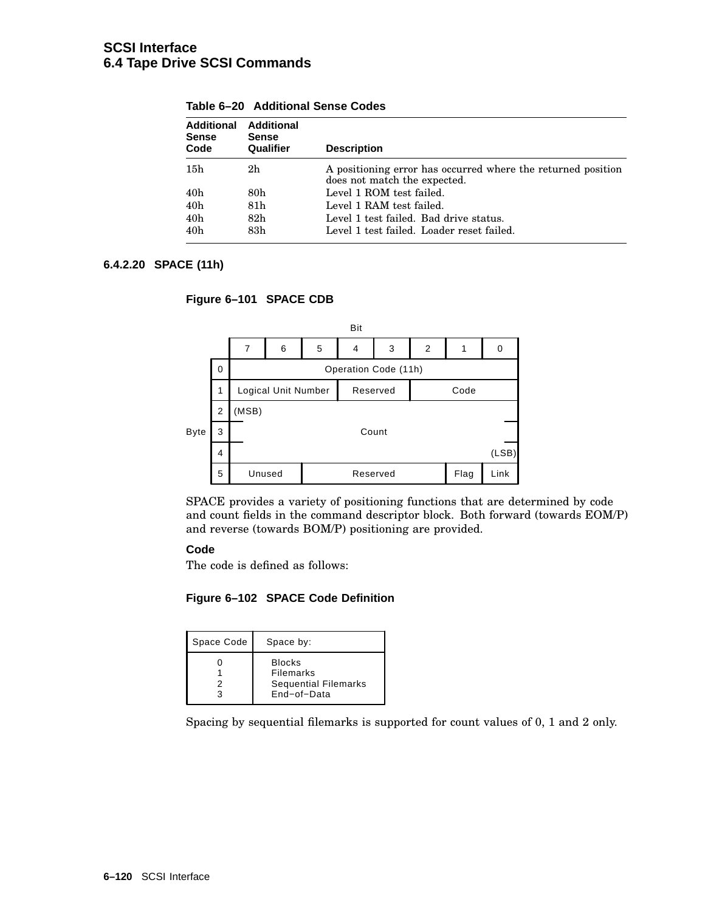**Table 6–20 Additional Sense Codes**

| Additional Sense Code | Additional Sense Qualifier | Description |
|---|---|---|
| 15h | 2h | A positioning error has occurred where the returned position does not match the expected. |
| 40h | 80h | Level 1 ROM test failed. |
| 40h | 81h | Level 1 RAM test failed. |
| 40h | 82h | Level 1 test failed. Bad drive status. |
| 40h | 83h | Level 1 test failed. Loader reset failed. |

#### 6.4.2.20 SPACE (11h)

**Figure 6–101 SPACE CDB**

| Byte | 7 | 6 | 5 | 4 | 3 | 2 | 1 | 0 |
|---|---|---|---|---|---|---|---|---|
| 0 | Operation Code (11h) | | | | | | | |
| 1 | Logical Unit Number | | | Reserved | | Code | | |
| 2 | (MSB) | | | | | | | |
| 3 | Count | | | | | | | |
| 4 | | | | | | | | (LSB) |
| 5 | Unused | | Reserved | | | | Flag | Link |

SPACE provides a variety of positioning functions that are determined by code and count fields in the command descriptor block. Both forward (towards EOM/P) and reverse (towards BOM/P) positioning are provided.

**Code**

The code is defined as follows:

**Figure 6–102 SPACE Code Definition**

| Space Code | Space by: |
|---|---|
| 0 | Blocks |
| 1 | Filemarks |
| 2 | Sequential Filemarks |
| 3 | End−of−Data |

Spacing by sequential filemarks is supported for count values of 0, 1 and 2 only.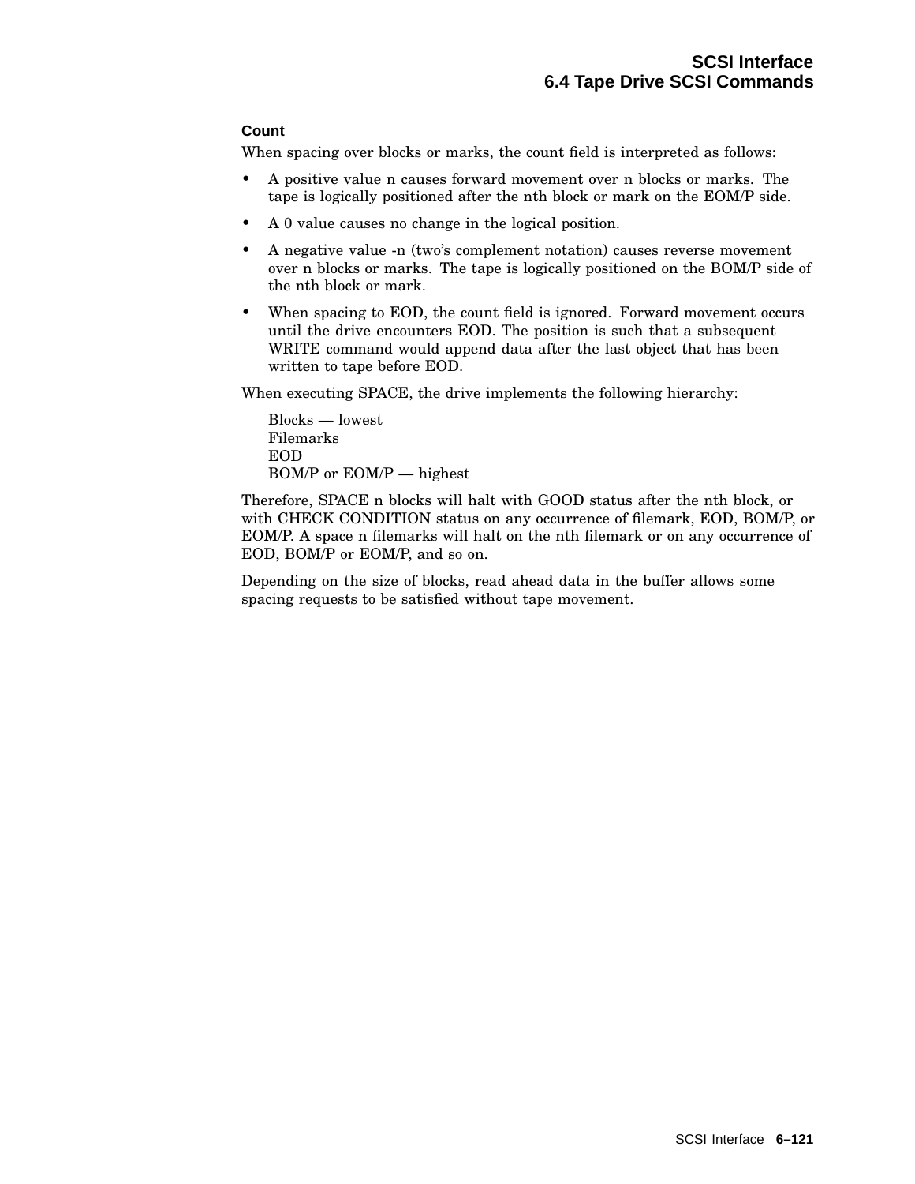#### Count

When spacing over blocks or marks, the count field is interpreted as follows:

- A positive value n causes forward movement over n blocks or marks. The tape is logically positioned after the nth block or mark on the EOM/P side.
- A 0 value causes no change in the logical position.
- A negative value -n (two's complement notation) causes reverse movement over n blocks or marks. The tape is logically positioned on the BOM/P side of the nth block or mark.
- When spacing to EOD, the count field is ignored. Forward movement occurs until the drive encounters EOD. The position is such that a subsequent WRITE command would append data after the last object that has been written to tape before EOD.

When executing SPACE, the drive implements the following hierarchy:

Blocks — lowest
Filemarks
EOD
BOM/P or EOM/P — highest

Therefore, SPACE n blocks will halt with GOOD status after the nth block, or with CHECK CONDITION status on any occurrence of filemark, EOD, BOM/P, or EOM/P. A space n filemarks will halt on the nth filemark or on any occurrence of EOD, BOM/P or EOM/P, and so on.

Depending on the size of blocks, read ahead data in the buffer allows some spacing requests to be satisfied without tape movement.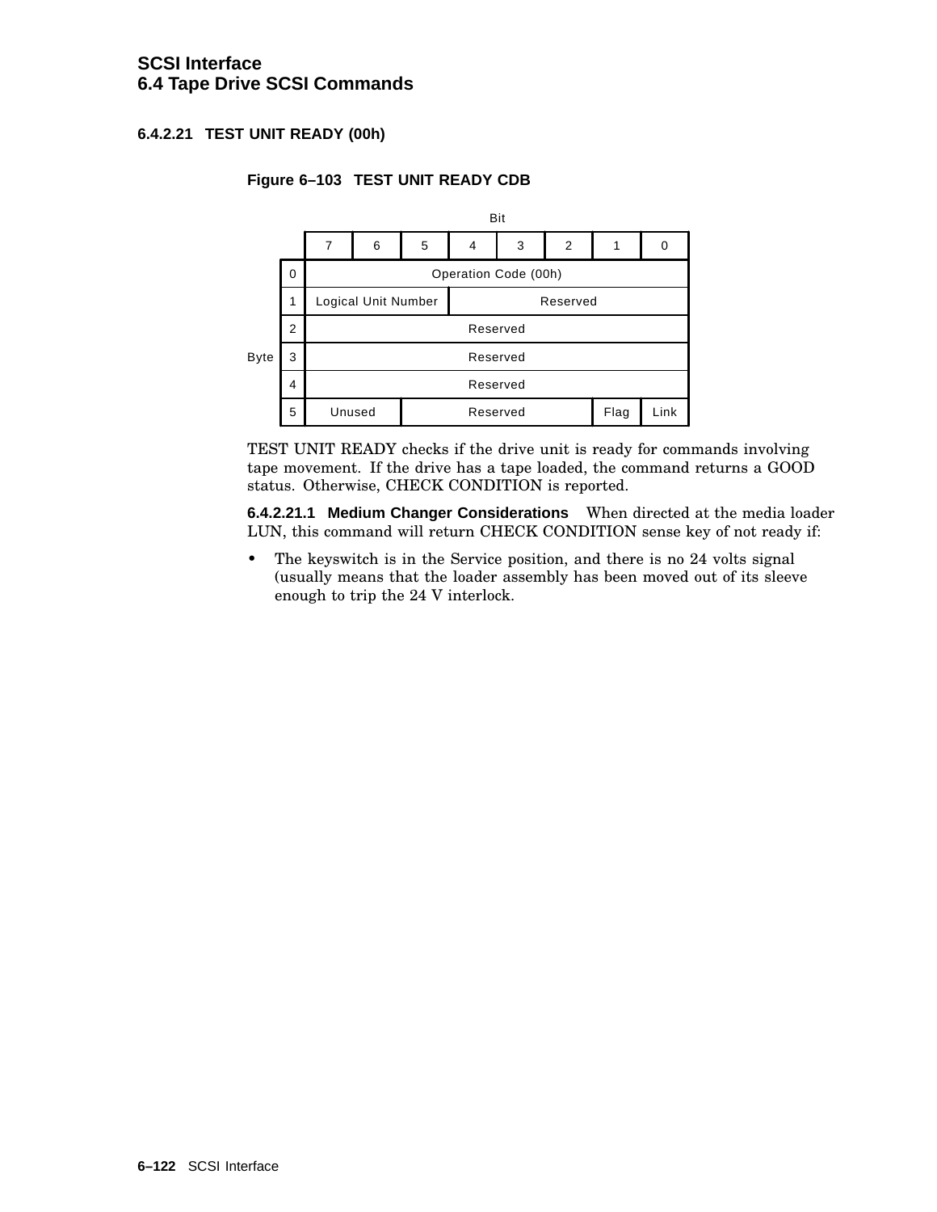#### 6.4.2.21 TEST UNIT READY (00h)

**Figure 6–103 TEST UNIT READY CDB**

| Byte | Bit 7 | 6 | 5 | 4 | 3 | 2 | 1 | 0 |
|---|---|---|---|---|---|---|---|---|
| 0 | Operation Code (00h) | | | | | | | |
| 1 | Logical Unit Number | | | Reserved | | | | |
| 2 | Reserved | | | | | | | |
| 3 | Reserved | | | | | | | |
| 4 | Reserved | | | | | | | |
| 5 | Unused | | Reserved | | | | Flag | Link |

TEST UNIT READY checks if the drive unit is ready for commands involving tape movement. If the drive has a tape loaded, the command returns a GOOD status. Otherwise, CHECK CONDITION is reported.

**6.4.2.21.1 Medium Changer Considerations** When directed at the media loader LUN, this command will return CHECK CONDITION sense key of not ready if:

- The keyswitch is in the Service position, and there is no 24 volts signal (usually means that the loader assembly has been moved out of its sleeve enough to trip the 24 V interlock.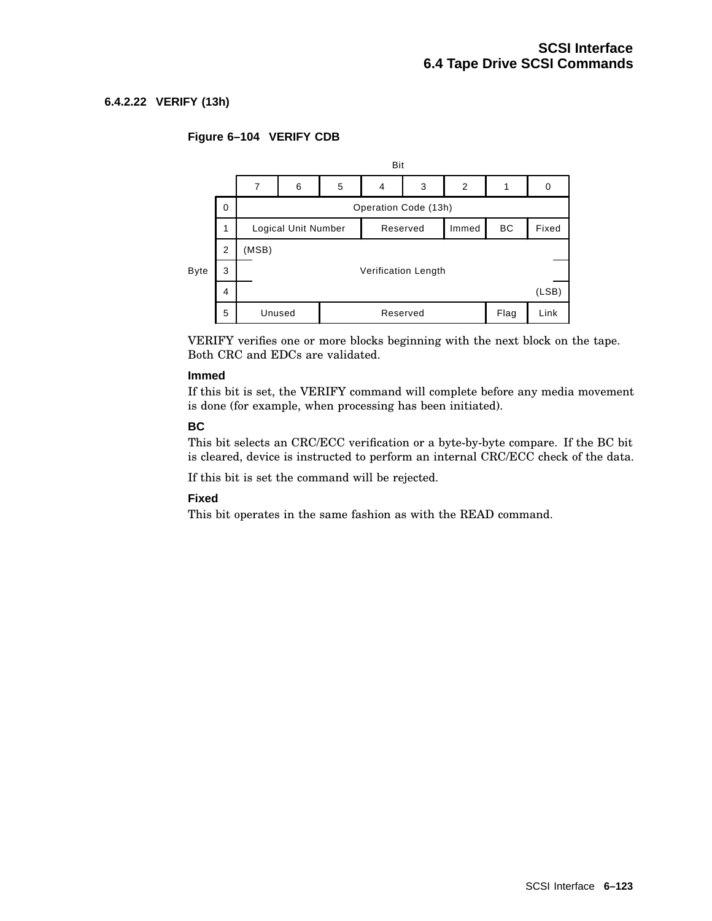#### 6.4.2.22 VERIFY (13h)

**Figure 6–104 VERIFY CDB**

| Byte | 7 | 6 | 5 | 4 | 3 | 2 | 1 | 0 |
|---|---|---|---|---|---|---|---|---|
| 0 | Operation Code (13h) | | | | | | | |
| 1 | Logical Unit Number | | | Reserved | | Immed | BC | Fixed |
| 2 | (MSB) | | | | | | | |
| 3 | Verification Length | | | | | | | |
| 4 | | | | | | | | (LSB) |
| 5 | Unused | | Reserved | | | | Flag | Link |

VERIFY verifies one or more blocks beginning with the next block on the tape. Both CRC and EDCs are validated.

**Immed**

If this bit is set, the VERIFY command will complete before any media movement is done (for example, when processing has been initiated).

**BC**

This bit selects an CRC/ECC verification or a byte-by-byte compare. If the BC bit is cleared, device is instructed to perform an internal CRC/ECC check of the data.

If this bit is set the command will be rejected.

**Fixed**

This bit operates in the same fashion as with the READ command.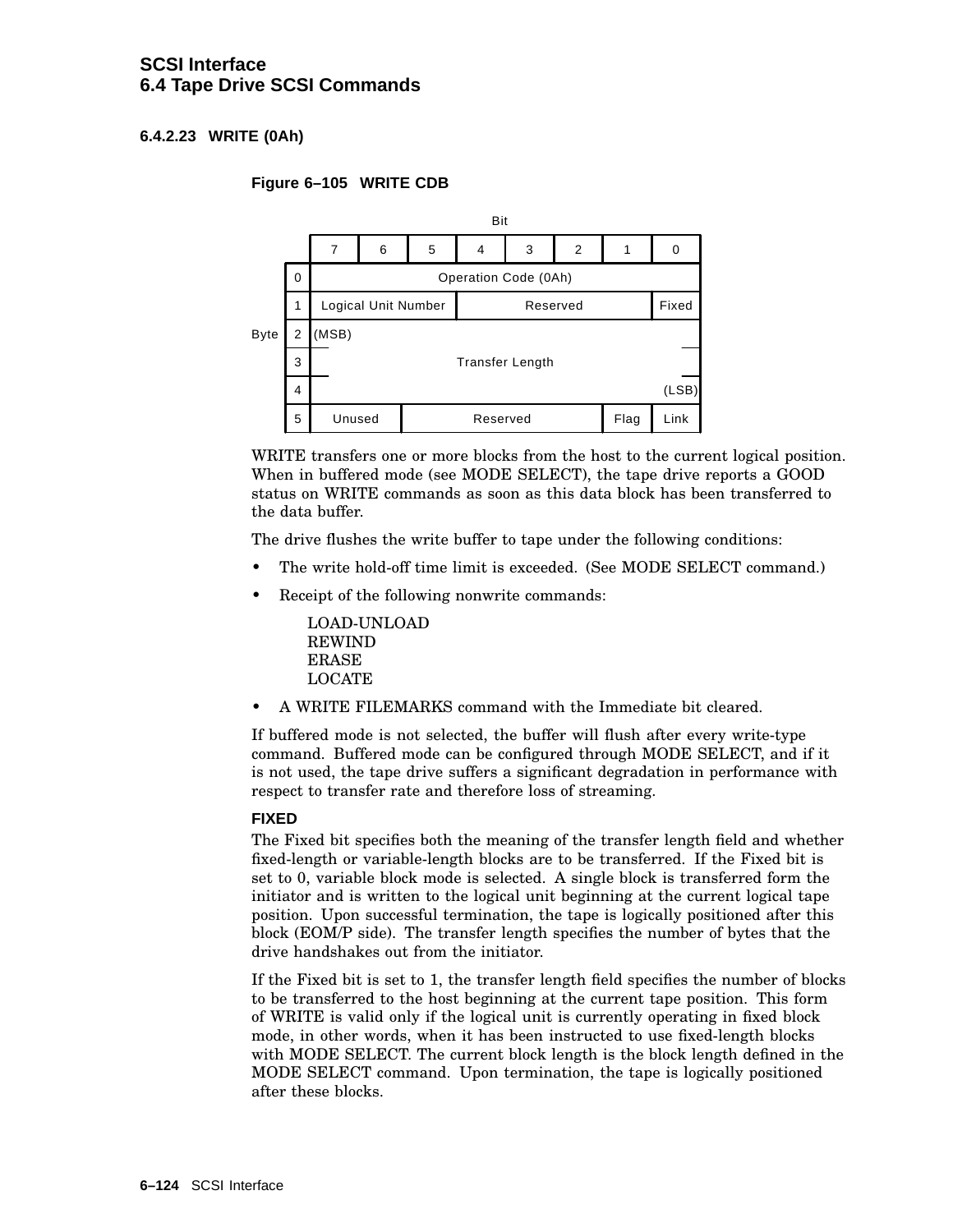#### 6.4.2.23 WRITE (0Ah)

**Figure 6–105 WRITE CDB**

| Byte \ Bit | 7 | 6 | 5 | 4 | 3 | 2 | 1 | 0 |
|---|---|---|---|---|---|---|---|---|
| 0 | Operation Code (0Ah) | | | | | | | |
| 1 | Logical Unit Number | | | Reserved | | | | Fixed |
| 2 | (MSB) | | | | | | | |
| 3 | Transfer Length | | | | | | | |
| 4 | | | | | | | | (LSB) |
| 5 | Unused | | Reserved | | | | Flag | Link |

WRITE transfers one or more blocks from the host to the current logical position. When in buffered mode (see MODE SELECT), the tape drive reports a GOOD status on WRITE commands as soon as this data block has been transferred to the data buffer.

The drive flushes the write buffer to tape under the following conditions:

- The write hold-off time limit is exceeded. (See MODE SELECT command.)
- Receipt of the following nonwrite commands:

  LOAD-UNLOAD
  REWIND
  ERASE
  LOCATE

- A WRITE FILEMARKS command with the Immediate bit cleared.

If buffered mode is not selected, the buffer will flush after every write-type command. Buffered mode can be configured through MODE SELECT, and if it is not used, the tape drive suffers a significant degradation in performance with respect to transfer rate and therefore loss of streaming.

**FIXED**

The Fixed bit specifies both the meaning of the transfer length field and whether fixed-length or variable-length blocks are to be transferred. If the Fixed bit is set to 0, variable block mode is selected. A single block is transferred form the initiator and is written to the logical unit beginning at the current logical tape position. Upon successful termination, the tape is logically positioned after this block (EOM/P side). The transfer length specifies the number of bytes that the drive handshakes out from the initiator.

If the Fixed bit is set to 1, the transfer length field specifies the number of blocks to be transferred to the host beginning at the current tape position. This form of WRITE is valid only if the logical unit is currently operating in fixed block mode, in other words, when it has been instructed to use fixed-length blocks with MODE SELECT. The current block length is the block length defined in the MODE SELECT command. Upon termination, the tape is logically positioned after these blocks.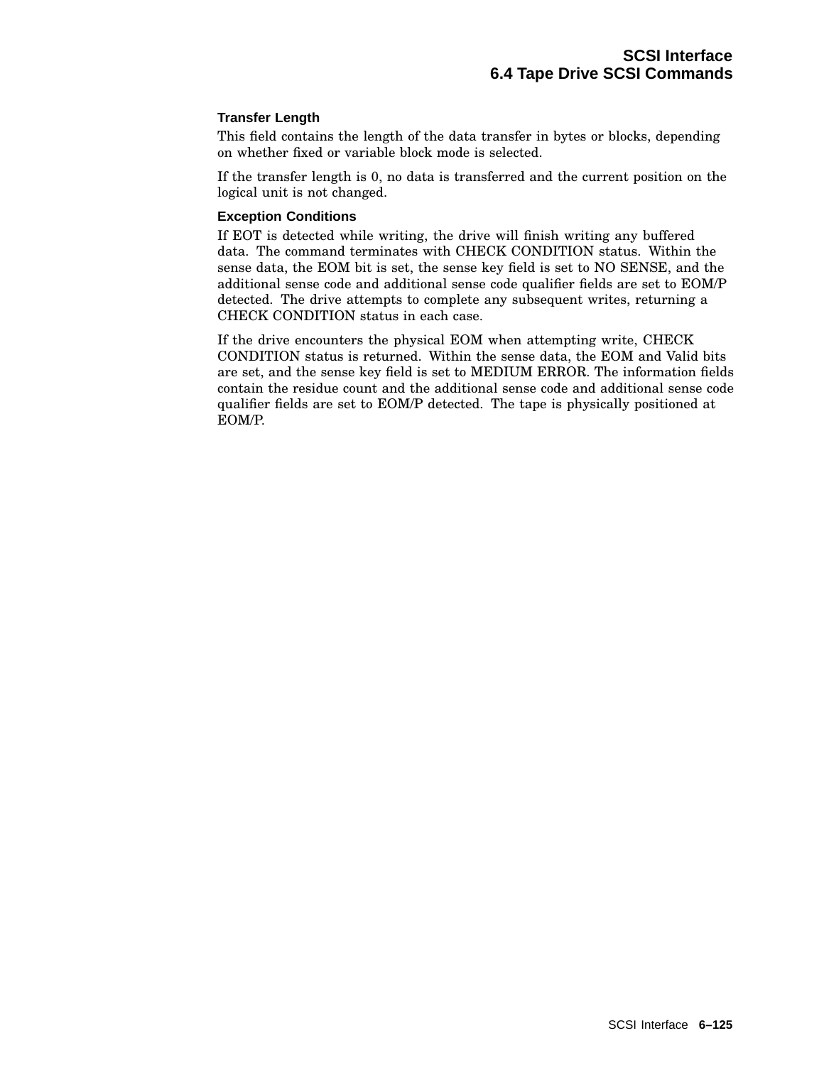#### Transfer Length

This field contains the length of the data transfer in bytes or blocks, depending on whether fixed or variable block mode is selected.

If the transfer length is 0, no data is transferred and the current position on the logical unit is not changed.

#### Exception Conditions

If EOT is detected while writing, the drive will finish writing any buffered data. The command terminates with CHECK CONDITION status. Within the sense data, the EOM bit is set, the sense key field is set to NO SENSE, and the additional sense code and additional sense code qualifier fields are set to EOM/P detected. The drive attempts to complete any subsequent writes, returning a CHECK CONDITION status in each case.

If the drive encounters the physical EOM when attempting write, CHECK CONDITION status is returned. Within the sense data, the EOM and Valid bits are set, and the sense key field is set to MEDIUM ERROR. The information fields contain the residue count and the additional sense code and additional sense code qualifier fields are set to EOM/P detected. The tape is physically positioned at EOM/P.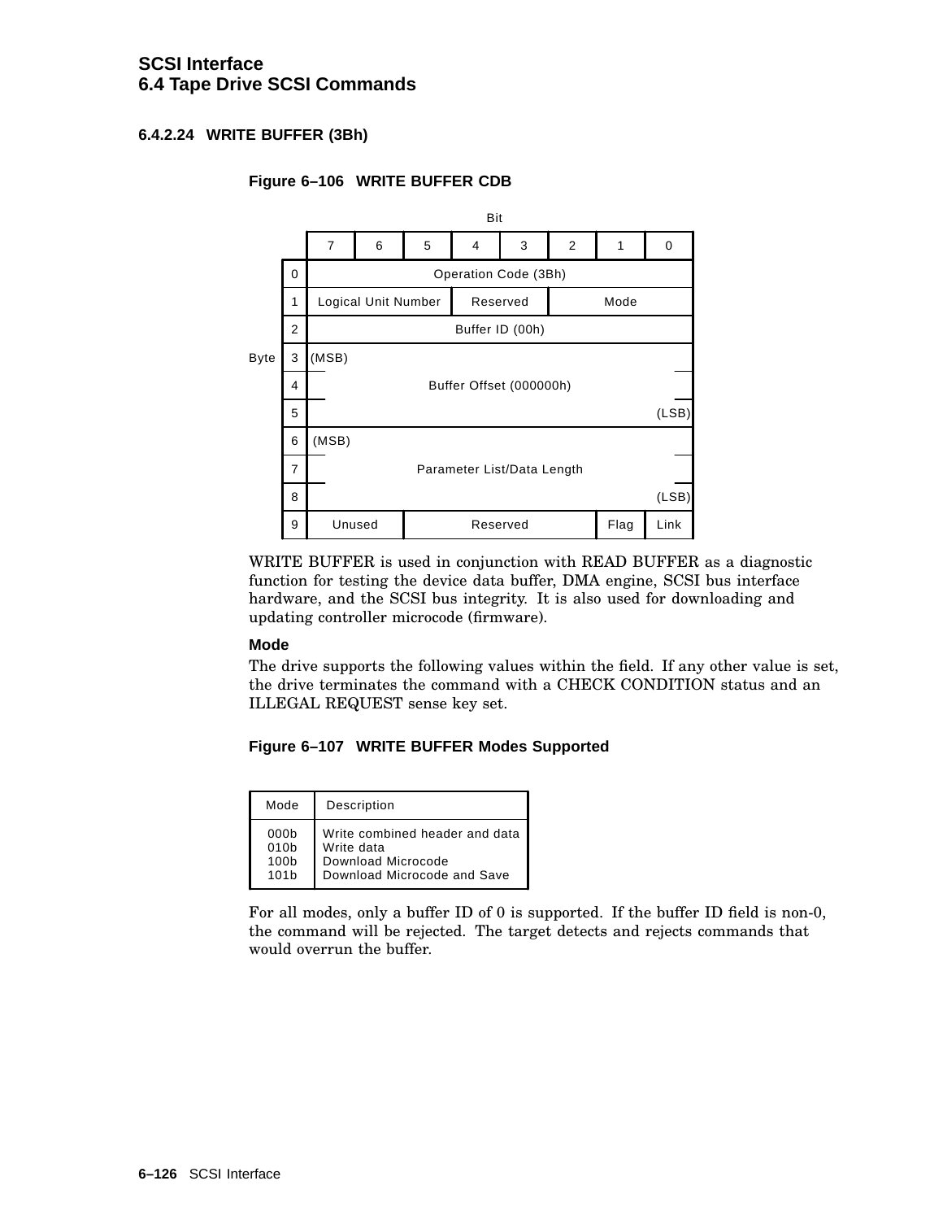#### 6.4.2.24 WRITE BUFFER (3Bh)

**Figure 6–106 WRITE BUFFER CDB**

| Byte | 7 | 6 | 5 | 4 | 3 | 2 | 1 | 0 |
|---|---|---|---|---|---|---|---|---|
| 0 | Operation Code (3Bh) | | | | | | | |
| 1 | Logical Unit Number | | | Reserved | | Mode | | |
| 2 | Buffer ID (00h) | | | | | | | |
| 3 | (MSB) | | | | | | | |
| 4 | Buffer Offset (000000h) | | | | | | | |
| 5 | | | | | | | | (LSB) |
| 6 | (MSB) | | | | | | | |
| 7 | Parameter List/Data Length | | | | | | | |
| 8 | | | | | | | | (LSB) |
| 9 | Unused | | Reserved | | | | Flag | Link |

WRITE BUFFER is used in conjunction with READ BUFFER as a diagnostic function for testing the device data buffer, DMA engine, SCSI bus interface hardware, and the SCSI bus integrity. It is also used for downloading and updating controller microcode (firmware).

**Mode**

The drive supports the following values within the field. If any other value is set, the drive terminates the command with a CHECK CONDITION status and an ILLEGAL REQUEST sense key set.

**Figure 6–107 WRITE BUFFER Modes Supported**

| Mode | Description |
|---|---|
| 000b | Write combined header and data |
| 010b | Write data |
| 100b | Download Microcode |
| 101b | Download Microcode and Save |

For all modes, only a buffer ID of 0 is supported. If the buffer ID field is non-0, the command will be rejected. The target detects and rejects commands that would overrun the buffer.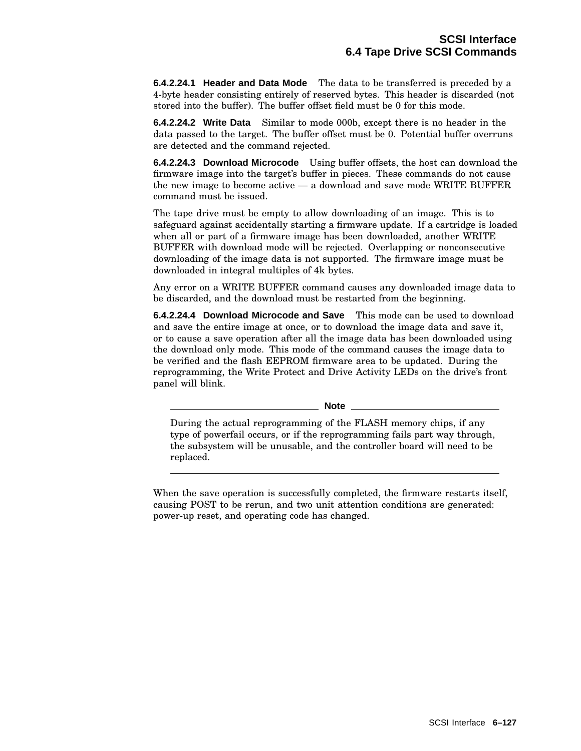**6.4.2.24.1 Header and Data Mode** The data to be transferred is preceded by a 4-byte header consisting entirely of reserved bytes. This header is discarded (not stored into the buffer). The buffer offset field must be 0 for this mode.

**6.4.2.24.2 Write Data** Similar to mode 000b, except there is no header in the data passed to the target. The buffer offset must be 0. Potential buffer overruns are detected and the command rejected.

**6.4.2.24.3 Download Microcode** Using buffer offsets, the host can download the firmware image into the target's buffer in pieces. These commands do not cause the new image to become active — a download and save mode WRITE BUFFER command must be issued.

The tape drive must be empty to allow downloading of an image. This is to safeguard against accidentally starting a firmware update. If a cartridge is loaded when all or part of a firmware image has been downloaded, another WRITE BUFFER with download mode will be rejected. Overlapping or nonconsecutive downloading of the image data is not supported. The firmware image must be downloaded in integral multiples of 4k bytes.

Any error on a WRITE BUFFER command causes any downloaded image data to be discarded, and the download must be restarted from the beginning.

**6.4.2.24.4 Download Microcode and Save** This mode can be used to download and save the entire image at once, or to download the image data and save it, or to cause a save operation after all the image data has been downloaded using the download only mode. This mode of the command causes the image data to be verified and the flash EEPROM firmware area to be updated. During the reprogramming, the Write Protect and Drive Activity LEDs on the drive's front panel will blink.

---

**Note**

During the actual reprogramming of the FLASH memory chips, if any type of powerfail occurs, or if the reprogramming fails part way through, the subsystem will be unusable, and the controller board will need to be replaced.

---

When the save operation is successfully completed, the firmware restarts itself, causing POST to be rerun, and two unit attention conditions are generated: power-up reset, and operating code has changed.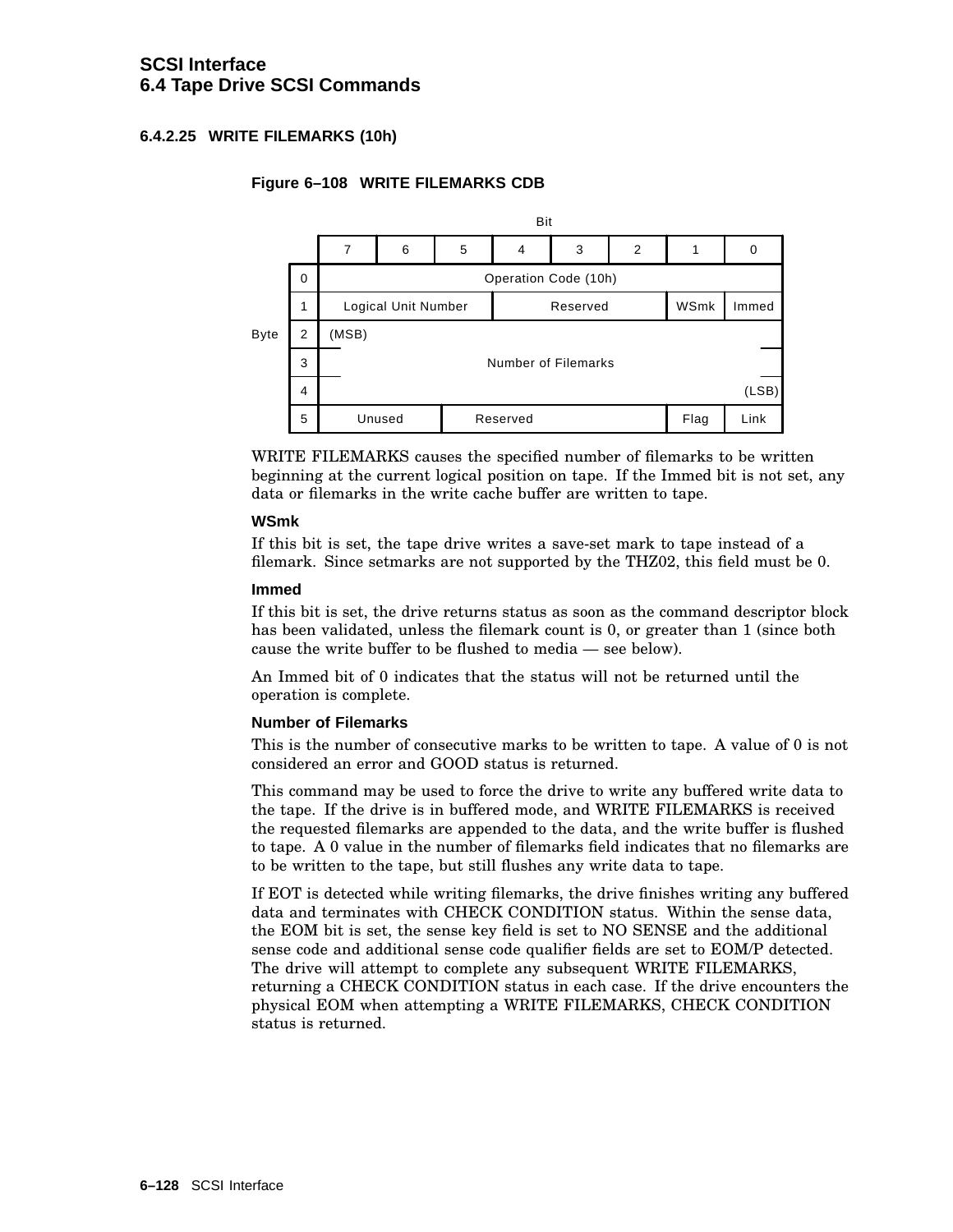### 6.4.2.25 WRITE FILEMARKS (10h)

**Figure 6–108 WRITE FILEMARKS CDB**

| Byte \ Bit | 7 | 6 | 5 | 4 | 3 | 2 | 1 | 0 |
|---|---|---|---|---|---|---|---|---|
| 0 | Operation Code (10h) | | | | | | | |
| 1 | Logical Unit Number | | | Reserved | | | WSmk | Immed |
| 2 | (MSB) | | | | | | | |
| 3 | Number of Filemarks | | | | | | | |
| 4 | | | | | | | | (LSB) |
| 5 | Unused | | Reserved | | | | Flag | Link |

WRITE FILEMARKS causes the specified number of filemarks to be written beginning at the current logical position on tape. If the Immed bit is not set, any data or filemarks in the write cache buffer are written to tape.

**WSmk**

If this bit is set, the tape drive writes a save-set mark to tape instead of a filemark. Since setmarks are not supported by the THZ02, this field must be 0.

**Immed**

If this bit is set, the drive returns status as soon as the command descriptor block has been validated, unless the filemark count is 0, or greater than 1 (since both cause the write buffer to be flushed to media — see below).

An Immed bit of 0 indicates that the status will not be returned until the operation is complete.

**Number of Filemarks**

This is the number of consecutive marks to be written to tape. A value of 0 is not considered an error and GOOD status is returned.

This command may be used to force the drive to write any buffered write data to the tape. If the drive is in buffered mode, and WRITE FILEMARKS is received the requested filemarks are appended to the data, and the write buffer is flushed to tape. A 0 value in the number of filemarks field indicates that no filemarks are to be written to the tape, but still flushes any write data to tape.

If EOT is detected while writing filemarks, the drive finishes writing any buffered data and terminates with CHECK CONDITION status. Within the sense data, the EOM bit is set, the sense key field is set to NO SENSE and the additional sense code and additional sense code qualifier fields are set to EOM/P detected. The drive will attempt to complete any subsequent WRITE FILEMARKS, returning a CHECK CONDITION status in each case. If the drive encounters the physical EOM when attempting a WRITE FILEMARKS, CHECK CONDITION status is returned.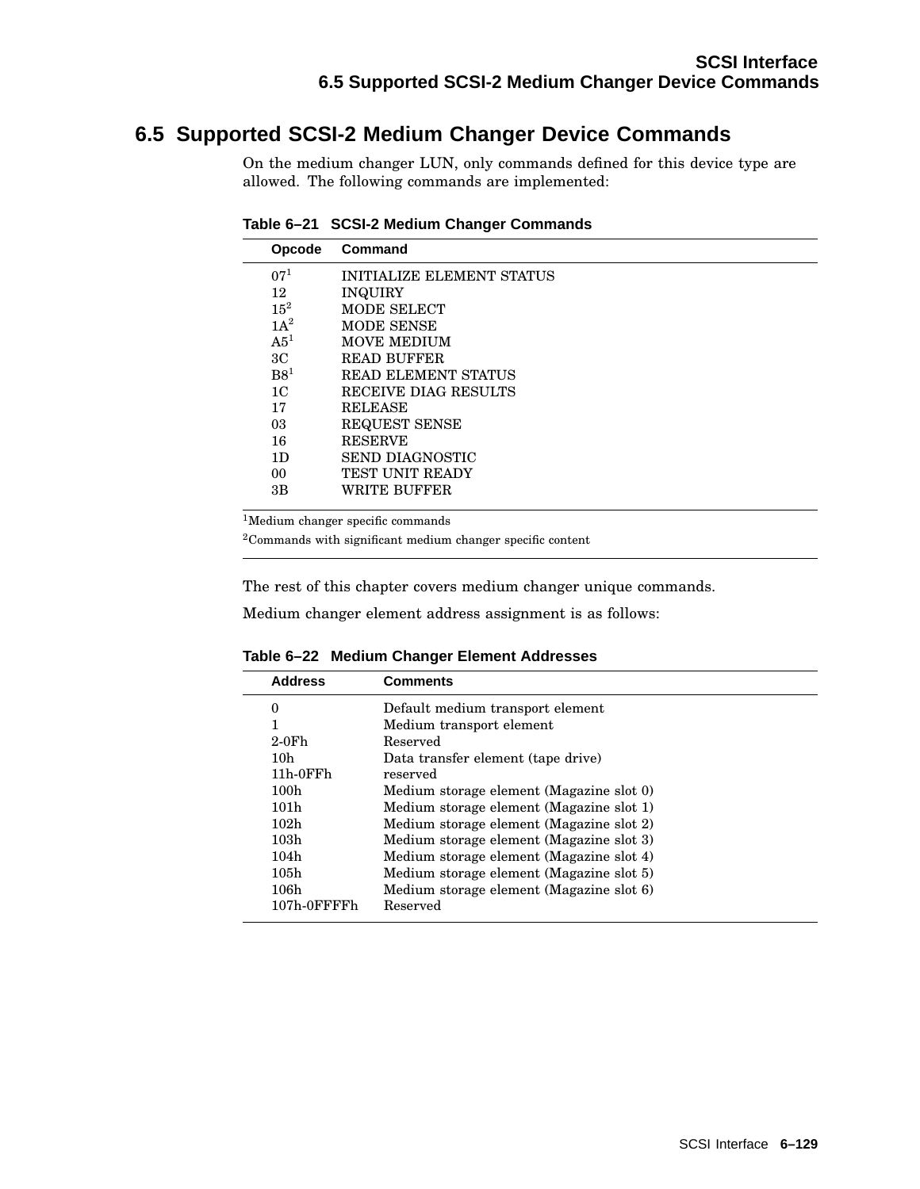## 6.5 Supported SCSI-2 Medium Changer Device Commands

On the medium changer LUN, only commands defined for this device type are allowed. The following commands are implemented:

**Table 6–21 SCSI-2 Medium Changer Commands**

| Opcode | Command |
|---|---|
| 07[1] | INITIALIZE ELEMENT STATUS |
| 12 | INQUIRY |
| 15[2] | MODE SELECT |
| 1A[2] | MODE SENSE |
| A5[1] | MOVE MEDIUM |
| 3C | READ BUFFER |
| B8[1] | READ ELEMENT STATUS |
| 1C | RECEIVE DIAG RESULTS |
| 17 | RELEASE |
| 03 | REQUEST SENSE |
| 16 | RESERVE |
| 1D | SEND DIAGNOSTIC |
| 00 | TEST UNIT READY |
| 3B | WRITE BUFFER |

[1]Medium changer specific commands

[2]Commands with significant medium changer specific content

The rest of this chapter covers medium changer unique commands.

Medium changer element address assignment is as follows:

**Table 6–22 Medium Changer Element Addresses**

| Address | Comments |
|---|---|
| 0 | Default medium transport element |
| 1 | Medium transport element |
| 2-0Fh | Reserved |
| 10h | Data transfer element (tape drive) |
| 11h-0FFh | reserved |
| 100h | Medium storage element (Magazine slot 0) |
| 101h | Medium storage element (Magazine slot 1) |
| 102h | Medium storage element (Magazine slot 2) |
| 103h | Medium storage element (Magazine slot 3) |
| 104h | Medium storage element (Magazine slot 4) |
| 105h | Medium storage element (Magazine slot 5) |
| 106h | Medium storage element (Magazine slot 6) |
| 107h-0FFFFh | Reserved |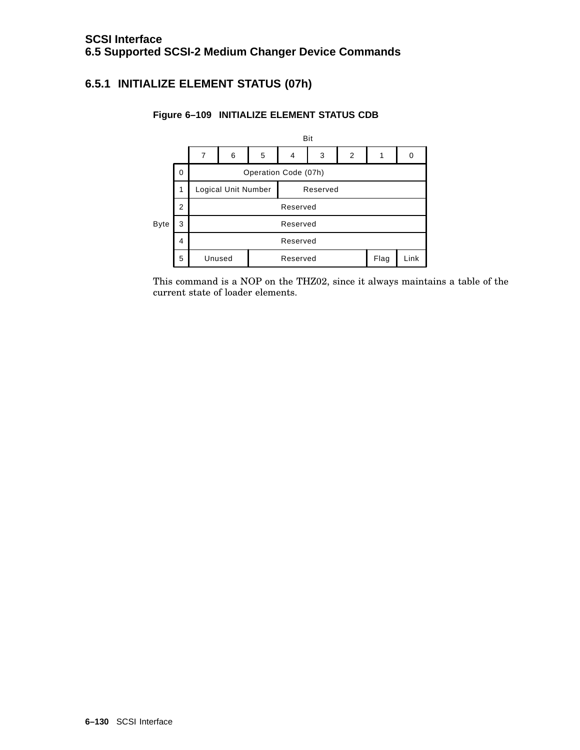### 6.5.1 INITIALIZE ELEMENT STATUS (07h)

**Figure 6–109 INITIALIZE ELEMENT STATUS CDB**

| Byte | Bit 7 | 6 | 5 | 4 | 3 | 2 | 1 | 0 |
|---|---|---|---|---|---|---|---|---|
| 0 | Operation Code (07h) | | | | | | | |
| 1 | Logical Unit Number | | | Reserved | | | | |
| 2 | Reserved | | | | | | | |
| 3 | Reserved | | | | | | | |
| 4 | Reserved | | | | | | | |
| 5 | Unused | | Reserved | | | | Flag | Link |

This command is a NOP on the THZ02, since it always maintains a table of the current state of loader elements.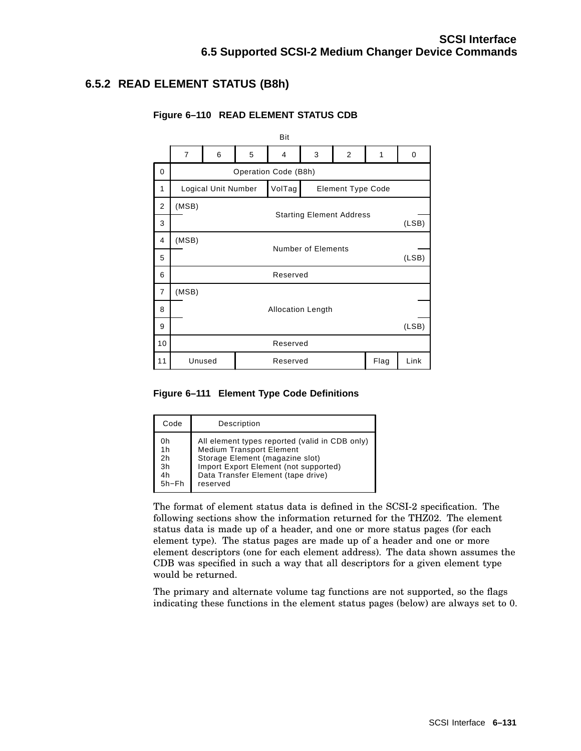### 6.5.2 READ ELEMENT STATUS (B8h)

**Figure 6–110 READ ELEMENT STATUS CDB**

| Byte | Bit 7 | 6 | 5 | 4 | 3 | 2 | 1 | 0 |
|---|---|---|---|---|---|---|---|---|
| 0 | Operation Code (B8h) | | | | | | | |
| 1 | Logical Unit Number | | | VolTag | Element Type Code | | | |
| 2 | (MSB) Starting Element Address | | | | | | | |
| 3 | Starting Element Address (LSB) | | | | | | | |
| 4 | (MSB) Number of Elements | | | | | | | |
| 5 | Number of Elements (LSB) | | | | | | | |
| 6 | Reserved | | | | | | | |
| 7 | (MSB) Allocation Length | | | | | | | |
| 8 | Allocation Length | | | | | | | |
| 9 | Allocation Length (LSB) | | | | | | | |
| 10 | Reserved | | | | | | | |
| 11 | Unused | | Reserved | | | | Flag | Link |

**Figure 6–111 Element Type Code Definitions**

| Code | Description |
|---|---|
| 0h | All element types reported (valid in CDB only) |
| 1h | Medium Transport Element |
| 2h | Storage Element (magazine slot) |
| 3h | Import Export Element (not supported) |
| 4h | Data Transfer Element (tape drive) |
| 5h−Fh | reserved |

The format of element status data is defined in the SCSI-2 specification. The following sections show the information returned for the THZ02. The element status data is made up of a header, and one or more status pages (for each element type). The status pages are made up of a header and one or more element descriptors (one for each element address). The data shown assumes the CDB was specified in such a way that all descriptors for a given element type would be returned.

The primary and alternate volume tag functions are not supported, so the flags indicating these functions in the element status pages (below) are always set to 0.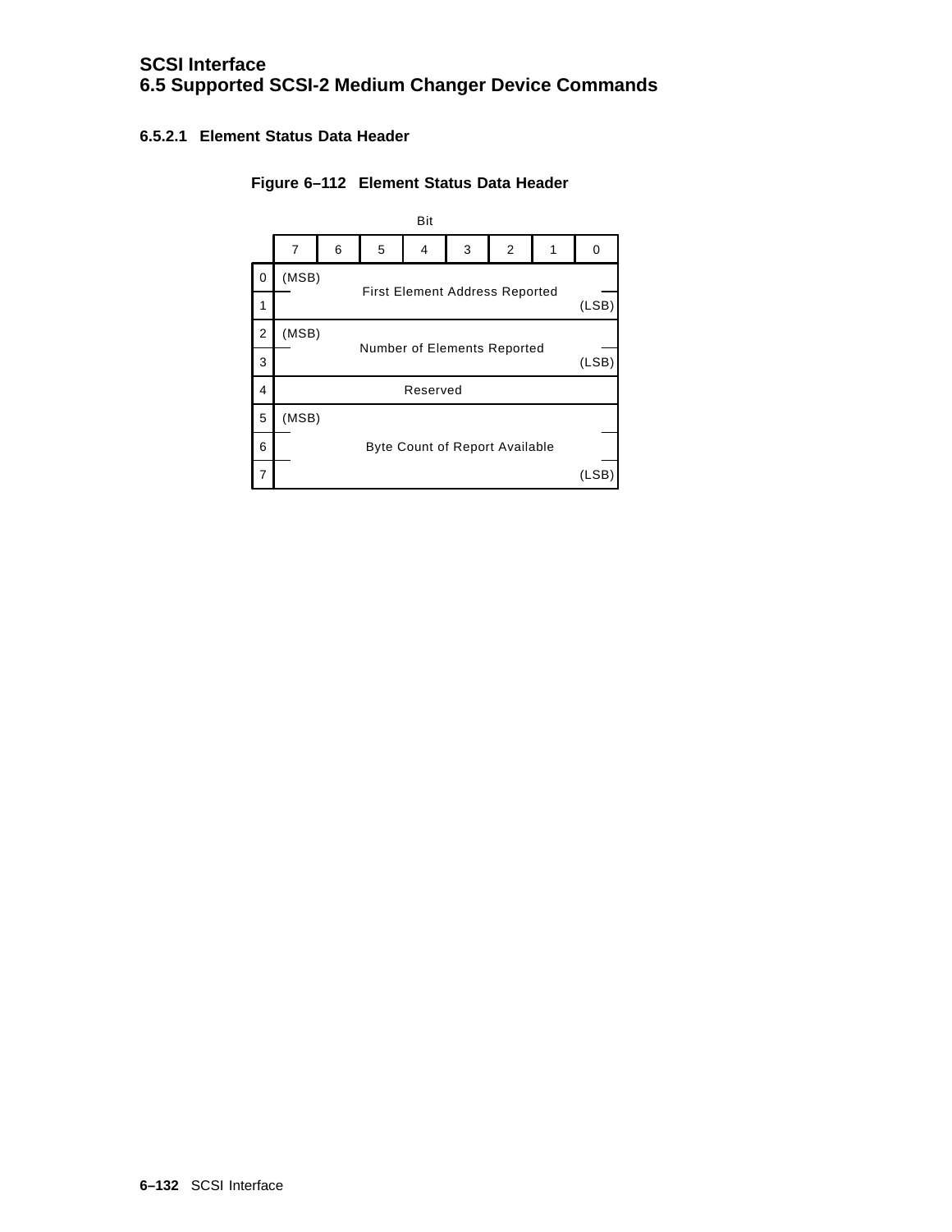#### 6.5.2.1 Element Status Data Header

**Figure 6–112 Element Status Data Header**

| Byte \ Bit | 7 | 6 | 5 | 4 | 3 | 2 | 1 | 0 |
|---|---|---|---|---|---|---|---|---|
| 0 | (MSB) First Element Address Reported | | | | | | | |
| 1 | | | | | | | | (LSB) |
| 2 | (MSB) Number of Elements Reported | | | | | | | |
| 3 | | | | | | | | (LSB) |
| 4 | Reserved | | | | | | | |
| 5 | (MSB) Byte Count of Report Available | | | | | | | |
| 6 | | | | | | | | |
| 7 | | | | | | | | (LSB) |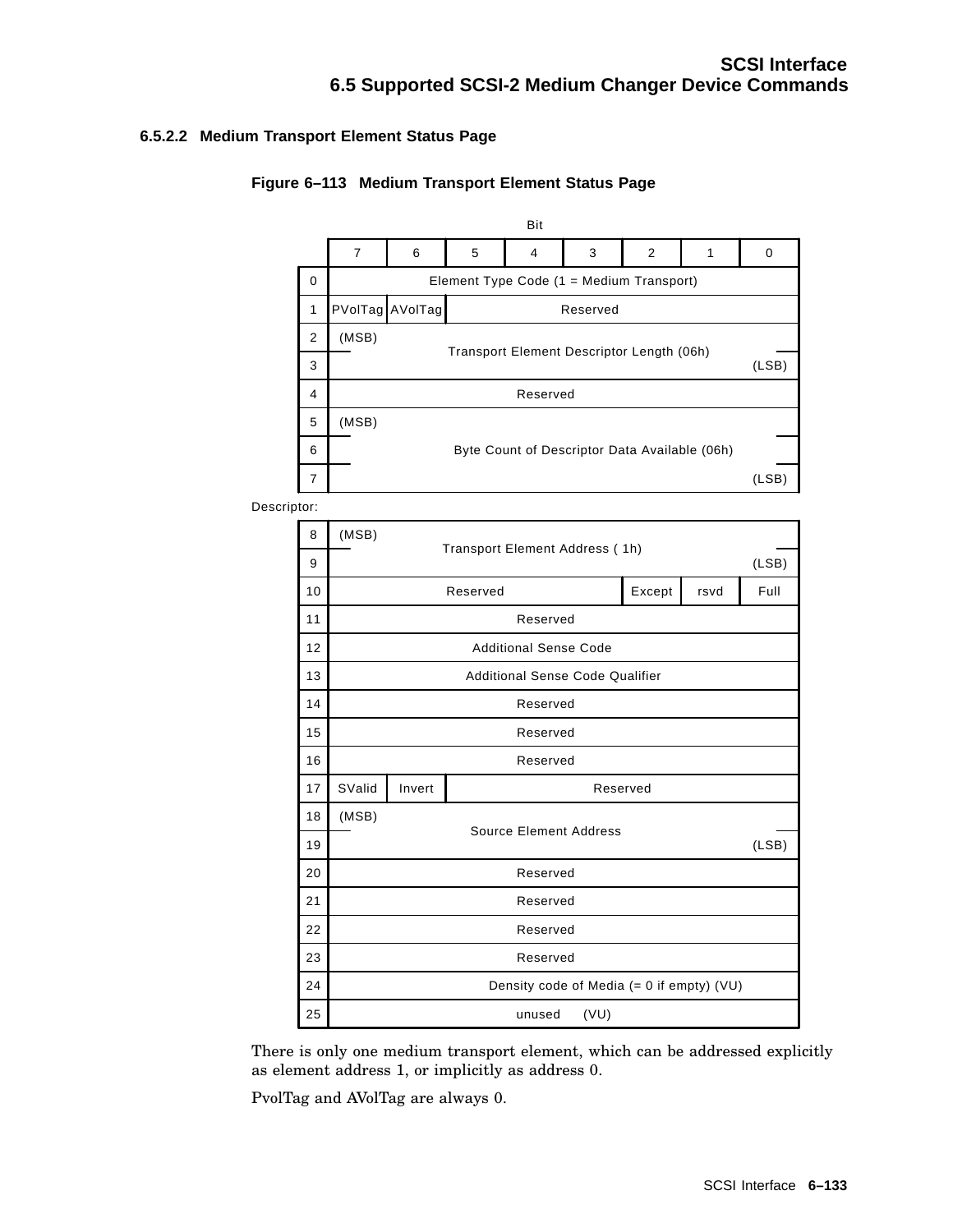#### 6.5.2.2 Medium Transport Element Status Page

**Figure 6–113 Medium Transport Element Status Page**

| Byte | Bit 7 | 6 | 5 | 4 | 3 | 2 | 1 | 0 |
|---|---|---|---|---|---|---|---|---|
| 0 | Element Type Code (1 = Medium Transport) | | | | | | | |
| 1 | PVolTag | AVolTag | Reserved | | | | | |
| 2 | (MSB) Transport Element Descriptor Length (06h) | | | | | | | |
| 3 | | | | | | | | (LSB) |
| 4 | Reserved | | | | | | | |
| 5 | (MSB) Byte Count of Descriptor Data Available (06h) | | | | | | | |
| 6 | | | | | | | | |
| 7 | | | | | | | | (LSB) |

Descriptor:

| Byte | Bit 7 | 6 | 5 | 4 | 3 | 2 | 1 | 0 |
|---|---|---|---|---|---|---|---|---|
| 8 | (MSB) Transport Element Address ( 1h) | | | | | | | |
| 9 | | | | | | | | (LSB) |
| 10 | Reserved | | | | | Except | rsvd | Full |
| 11 | Reserved | | | | | | | |
| 12 | Additional Sense Code | | | | | | | |
| 13 | Additional Sense Code Qualifier | | | | | | | |
| 14 | Reserved | | | | | | | |
| 15 | Reserved | | | | | | | |
| 16 | Reserved | | | | | | | |
| 17 | SValid | Invert | Reserved | | | | | |
| 18 | (MSB) Source Element Address | | | | | | | |
| 19 | | | | | | | | (LSB) |
| 20 | Reserved | | | | | | | |
| 21 | Reserved | | | | | | | |
| 22 | Reserved | | | | | | | |
| 23 | Reserved | | | | | | | |
| 24 | Density code of Media (= 0 if empty) (VU) | | | | | | | |
| 25 | unused (VU) | | | | | | | |

There is only one medium transport element, which can be addressed explicitly as element address 1, or implicitly as address 0.

PvolTag and AVolTag are always 0.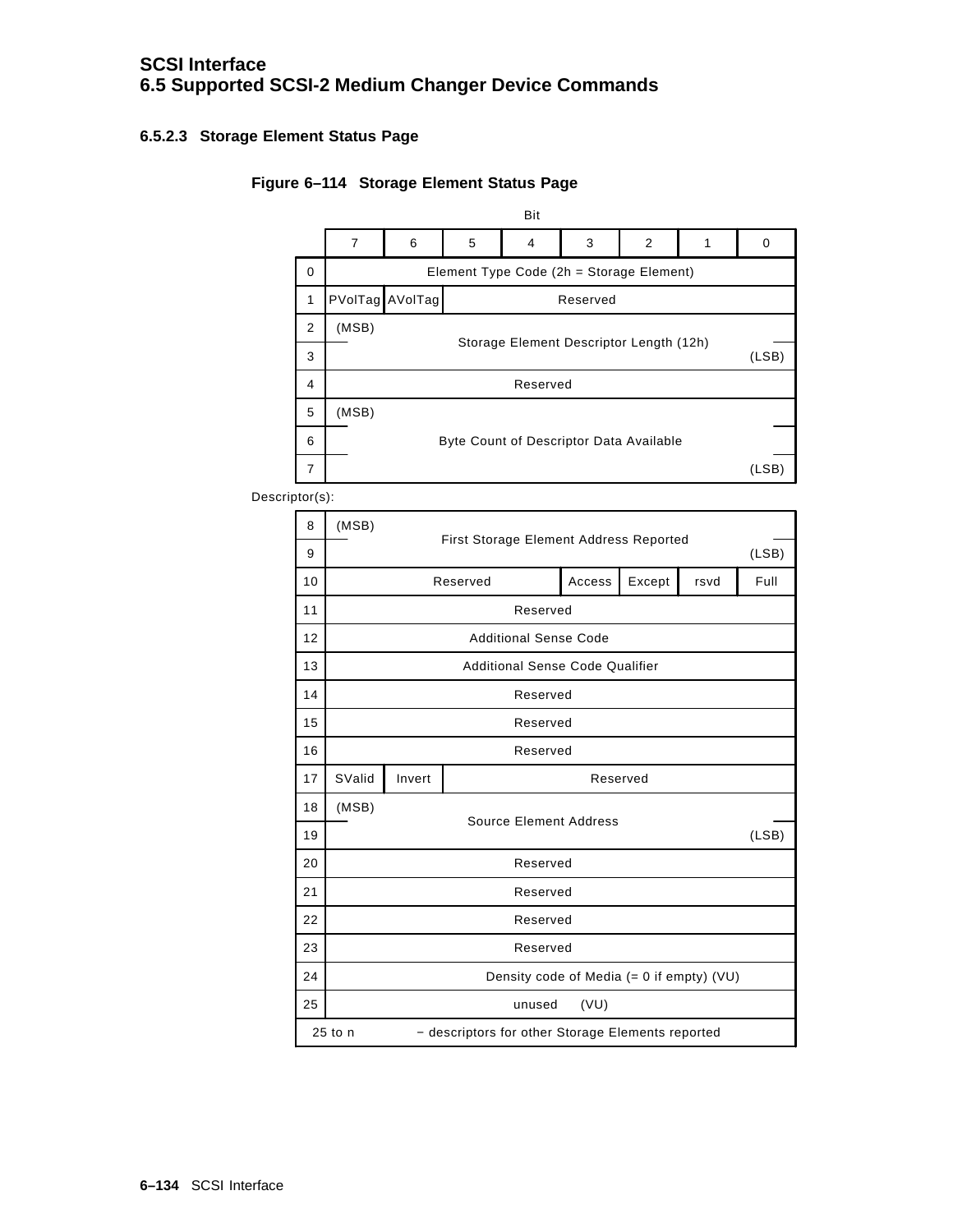#### 6.5.2.3 Storage Element Status Page

**Figure 6–114 Storage Element Status Page**

| Byte | Bit 7 | 6 | 5 | 4 | 3 | 2 | 1 | 0 |
|---|---|---|---|---|---|---|---|---|
| 0 | Element Type Code (2h = Storage Element) | | | | | | | |
| 1 | PVolTag | AVolTag | Reserved | | | | | |
| 2 | (MSB) Storage Element Descriptor Length (12h) | | | | | | | |
| 3 | (LSB) | | | | | | | |
| 4 | Reserved | | | | | | | |
| 5 | (MSB) Byte Count of Descriptor Data Available | | | | | | | |
| 6 | | | | | | | | |
| 7 | (LSB) | | | | | | | |

Descriptor(s):

| Byte | Bit 7 | 6 | 5 | 4 | 3 | 2 | 1 | 0 |
|---|---|---|---|---|---|---|---|---|
| 8 | (MSB) First Storage Element Address Reported | | | | | | | |
| 9 | (LSB) | | | | | | | |
| 10 | Reserved | | | | Access | Except | rsvd | Full |
| 11 | Reserved | | | | | | | |
| 12 | Additional Sense Code | | | | | | | |
| 13 | Additional Sense Code Qualifier | | | | | | | |
| 14 | Reserved | | | | | | | |
| 15 | Reserved | | | | | | | |
| 16 | Reserved | | | | | | | |
| 17 | SValid | Invert | Reserved | | | | | |
| 18 | (MSB) Source Element Address | | | | | | | |
| 19 | (LSB) | | | | | | | |
| 20 | Reserved | | | | | | | |
| 21 | Reserved | | | | | | | |
| 22 | Reserved | | | | | | | |
| 23 | Reserved | | | | | | | |
| 24 | Density code of Media (= 0 if empty) (VU) | | | | | | | |
| 25 | unused (VU) | | | | | | | |
| 25 to n | − descriptors for other Storage Elements reported | | | | | | | |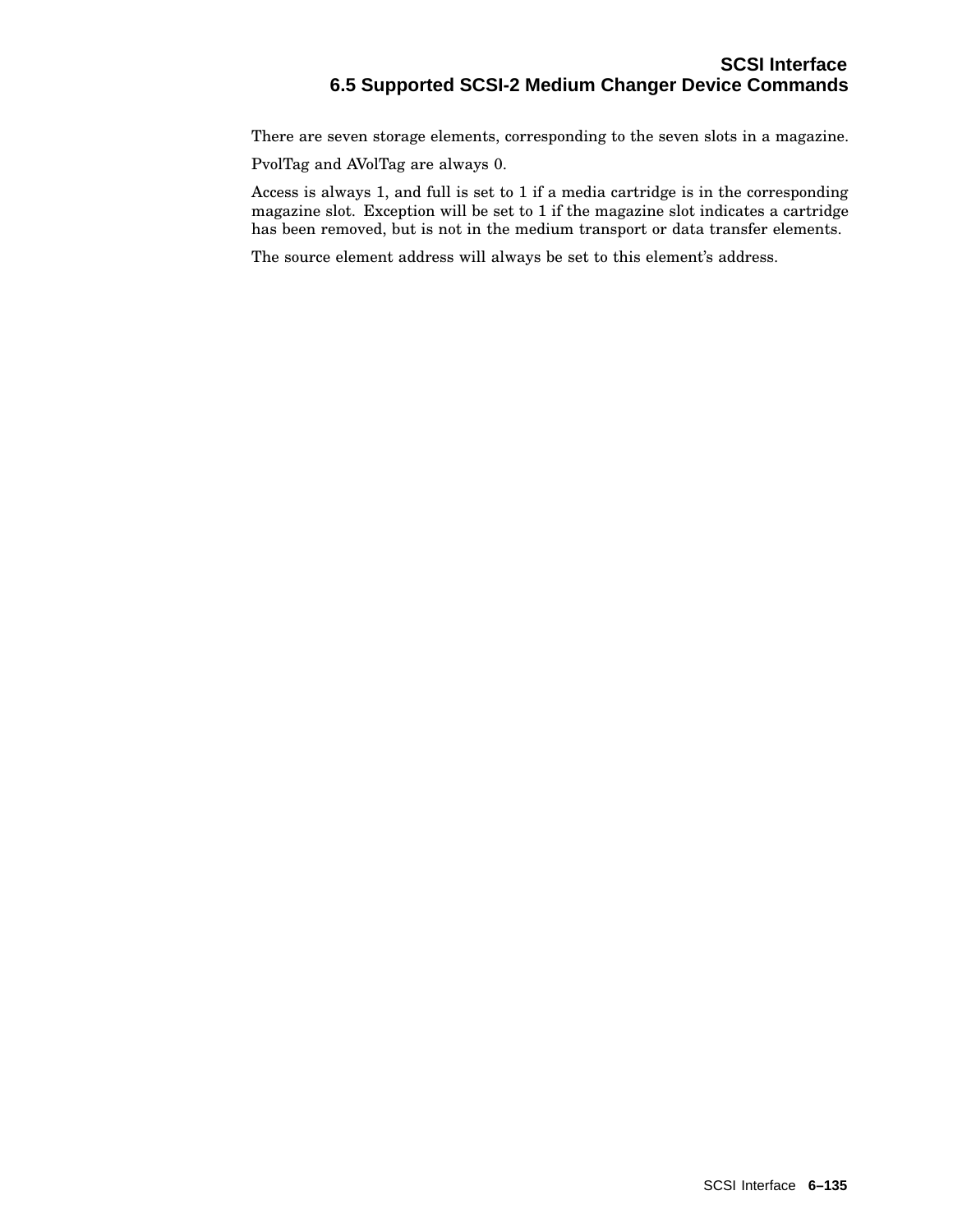There are seven storage elements, corresponding to the seven slots in a magazine.

PvolTag and AVolTag are always 0.

Access is always 1, and full is set to 1 if a media cartridge is in the corresponding magazine slot. Exception will be set to 1 if the magazine slot indicates a cartridge has been removed, but is not in the medium transport or data transfer elements.

The source element address will always be set to this element's address.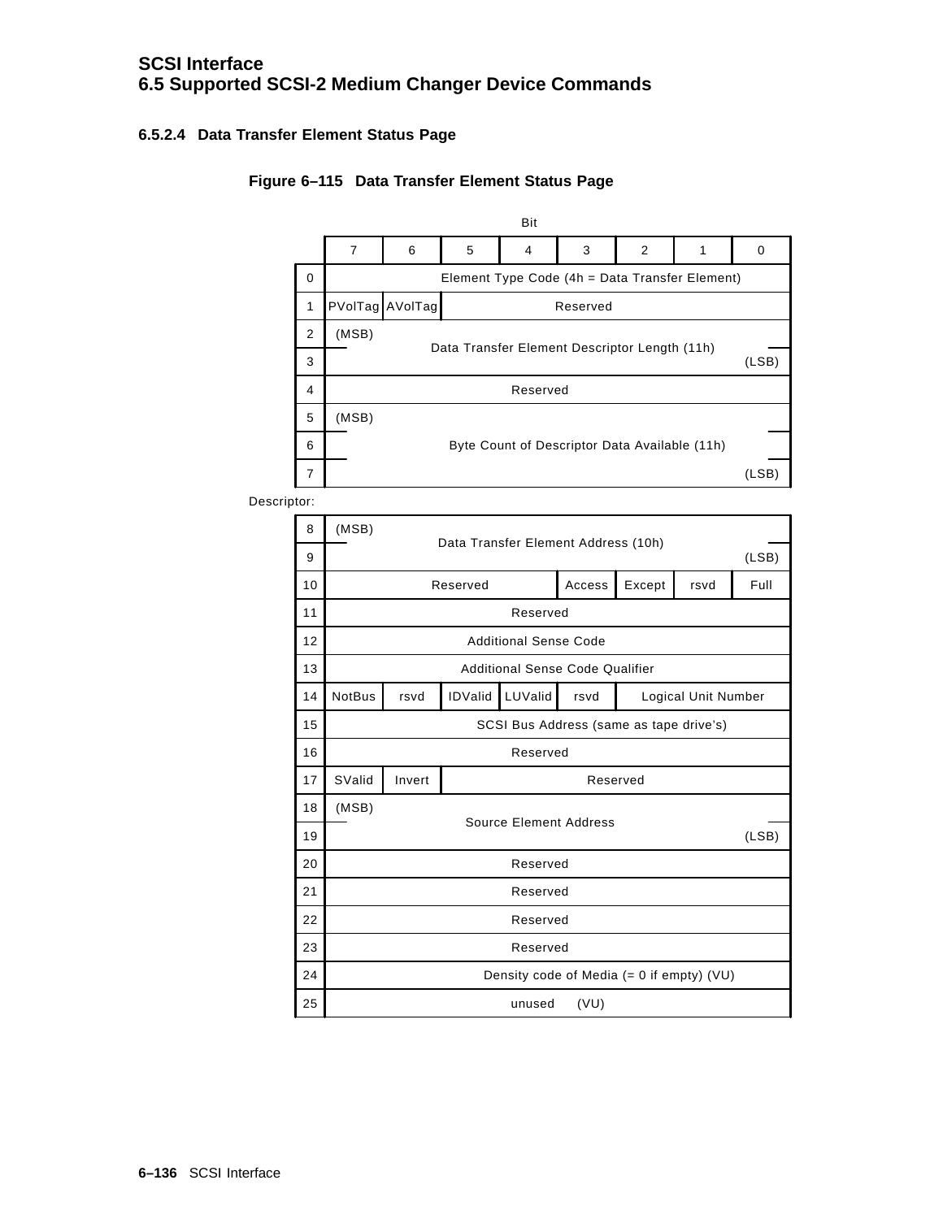### 6.5.2.4 Data Transfer Element Status Page

**Figure 6–115 Data Transfer Element Status Page**

| Byte \ Bit | 7 | 6 | 5 | 4 | 3 | 2 | 1 | 0 |
|---|---|---|---|---|---|---|---|---|
| 0 | Element Type Code (4h = Data Transfer Element) | | | | | | | |
| 1 | PVolTag | AVolTag | Reserved | | | | | |
| 2 | (MSB) Data Transfer Element Descriptor Length (11h) | | | | | | | |
| 3 | (LSB) | | | | | | | |
| 4 | Reserved | | | | | | | |
| 5 | (MSB) Byte Count of Descriptor Data Available (11h) | | | | | | | |
| 6 | | | | | | | | |
| 7 | (LSB) | | | | | | | |

Descriptor:

| Byte \ Bit | 7 | 6 | 5 | 4 | 3 | 2 | 1 | 0 |
|---|---|---|---|---|---|---|---|---|
| 8 | (MSB) Data Transfer Element Address (10h) | | | | | | | |
| 9 | (LSB) | | | | | | | |
| 10 | Reserved | | | | Access | Except | rsvd | Full |
| 11 | Reserved | | | | | | | |
| 12 | Additional Sense Code | | | | | | | |
| 13 | Additional Sense Code Qualifier | | | | | | | |
| 14 | NotBus | rsvd | IDValid | LUValid | rsvd | Logical Unit Number | | |
| 15 | SCSI Bus Address (same as tape drive's) | | | | | | | |
| 16 | Reserved | | | | | | | |
| 17 | SValid | Invert | Reserved | | | | | |
| 18 | (MSB) Source Element Address | | | | | | | |
| 19 | (LSB) | | | | | | | |
| 20 | Reserved | | | | | | | |
| 21 | Reserved | | | | | | | |
| 22 | Reserved | | | | | | | |
| 23 | Reserved | | | | | | | |
| 24 | Density code of Media (= 0 if empty) (VU) | | | | | | | |
| 25 | unused (VU) | | | | | | | |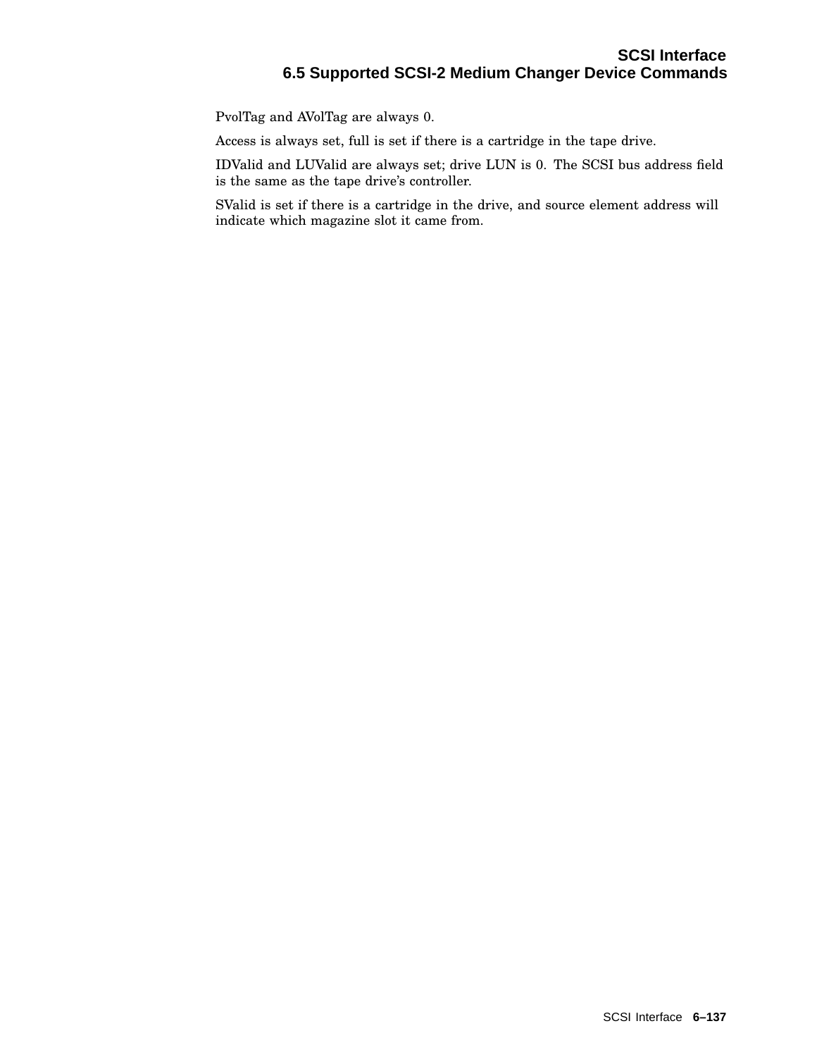PvolTag and AVolTag are always 0.

Access is always set, full is set if there is a cartridge in the tape drive.

IDValid and LUValid are always set; drive LUN is 0. The SCSI bus address field is the same as the tape drive's controller.

SValid is set if there is a cartridge in the drive, and source element address will indicate which magazine slot it came from.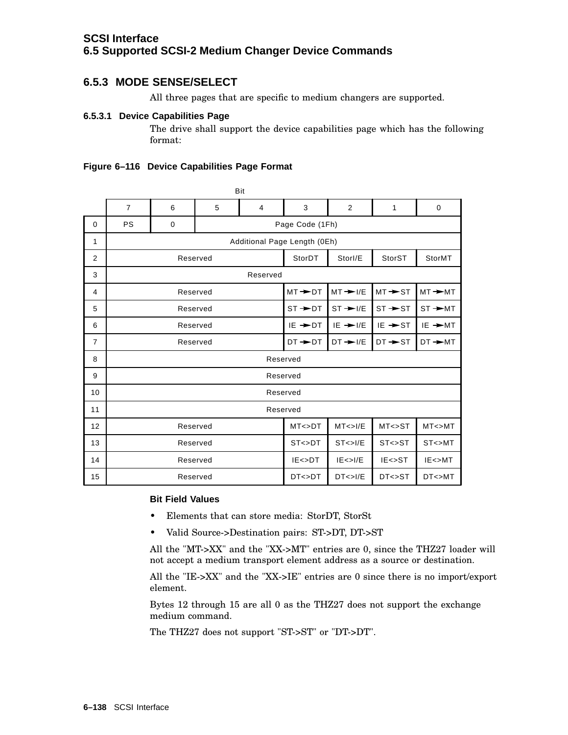### 6.5.3 MODE SENSE/SELECT

All three pages that are specific to medium changers are supported.

#### 6.5.3.1 Device Capabilities Page

The drive shall support the device capabilities page which has the following format:

**Figure 6–116 Device Capabilities Page Format**

| Byte | Bit 7 | 6 | 5 | 4 | 3 | 2 | 1 | 0 |
|---|---|---|---|---|---|---|---|---|
| 0 | PS | 0 | Page Code (1Fh) | | | | | |
| 1 | Additional Page Length (0Eh) | | | | | | | |
| 2 | Reserved | | | | StorDT | StorI/E | StorST | StorMT |
| 3 | Reserved | | | | | | | |
| 4 | Reserved | | | | MT->DT | MT->I/E | MT->ST | MT->MT |
| 5 | Reserved | | | | ST->DT | ST->I/E | ST->ST | ST->MT |
| 6 | Reserved | | | | IE->DT | IE->I/E | IE->ST | IE->MT |
| 7 | Reserved | | | | DT->DT | DT->I/E | DT->ST | DT->MT |
| 8 | Reserved | | | | | | | |
| 9 | Reserved | | | | | | | |
| 10 | Reserved | | | | | | | |
| 11 | Reserved | | | | | | | |
| 12 | Reserved | | | | MT<>DT | MT<>I/E | MT<>ST | MT<>MT |
| 13 | Reserved | | | | ST<>DT | ST<>I/E | ST<>ST | ST<>MT |
| 14 | Reserved | | | | IE<>DT | IE<>I/E | IE<>ST | IE<>MT |
| 15 | Reserved | | | | DT<>DT | DT<>I/E | DT<>ST | DT<>MT |

**Bit Field Values**

- Elements that can store media: StorDT, StorSt
- Valid Source->Destination pairs: ST->DT, DT->ST

All the "MT->XX" and the "XX->MT" entries are 0, since the THZ27 loader will not accept a medium transport element address as a source or destination.

All the "IE->XX" and the "XX->IE" entries are 0 since there is no import/export element.

Bytes 12 through 15 are all 0 as the THZ27 does not support the exchange medium command.

The THZ27 does not support "ST->ST" or "DT->DT".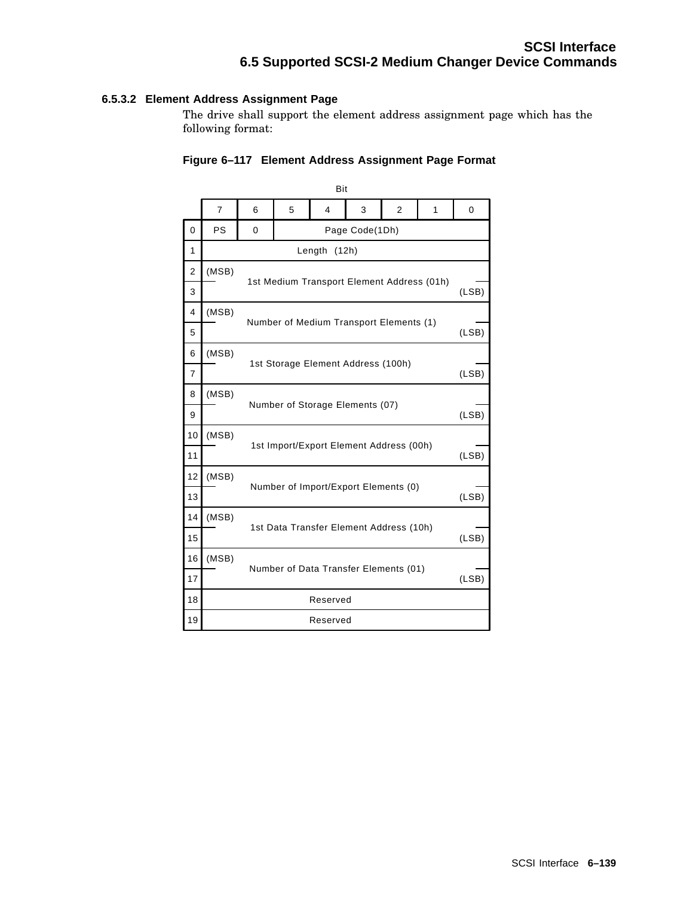#### 6.5.3.2 Element Address Assignment Page

The drive shall support the element address assignment page which has the following format:

**Figure 6–117 Element Address Assignment Page Format**

| Byte | Bit 7 | 6 | 5 | 4 | 3 | 2 | 1 | 0 |
|---|---|---|---|---|---|---|---|---|
| 0 | PS | 0 | Page Code(1Dh) | | | | | |
| 1 | Length (12h) | | | | | | | |
| 2 | (MSB) 1st Medium Transport Element Address (01h) | | | | | | | |
| 3 | | | | | | | | (LSB) |
| 4 | (MSB) Number of Medium Transport Elements (1) | | | | | | | |
| 5 | | | | | | | | (LSB) |
| 6 | (MSB) 1st Storage Element Address (100h) | | | | | | | |
| 7 | | | | | | | | (LSB) |
| 8 | (MSB) Number of Storage Elements (07) | | | | | | | |
| 9 | | | | | | | | (LSB) |
| 10 | (MSB) 1st Import/Export Element Address (00h) | | | | | | | |
| 11 | | | | | | | | (LSB) |
| 12 | (MSB) Number of Import/Export Elements (0) | | | | | | | |
| 13 | | | | | | | | (LSB) |
| 14 | (MSB) 1st Data Transfer Element Address (10h) | | | | | | | |
| 15 | | | | | | | | (LSB) |
| 16 | (MSB) Number of Data Transfer Elements (01) | | | | | | | |
| 17 | | | | | | | | (LSB) |
| 18 | Reserved | | | | | | | |
| 19 | Reserved | | | | | | | |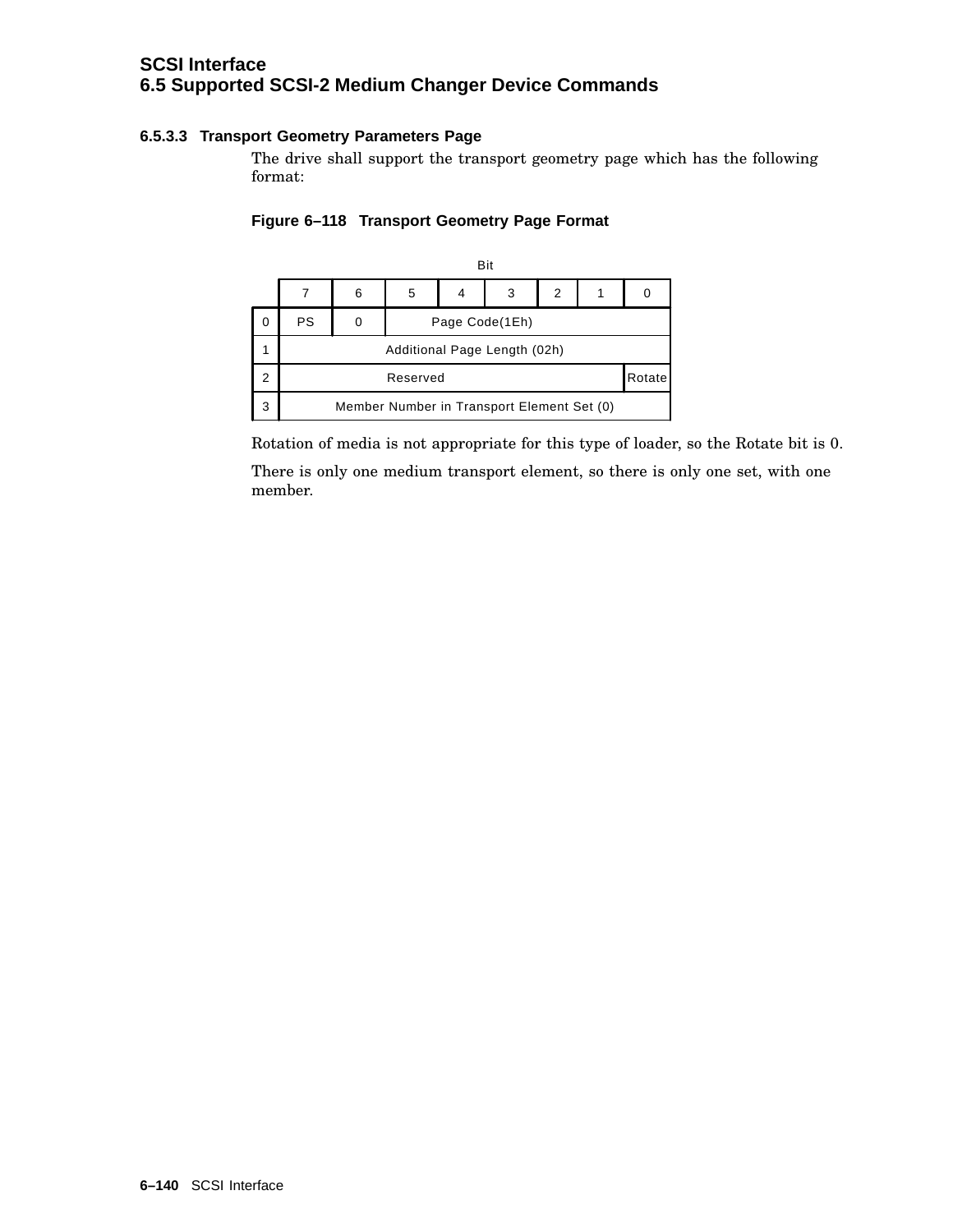#### 6.5.3.3 Transport Geometry Parameters Page

The drive shall support the transport geometry page which has the following format:

**Figure 6–118 Transport Geometry Page Format**

| Byte | 7 | 6 | 5 | 4 | 3 | 2 | 1 | 0 |
|---|---|---|---|---|---|---|---|---|
| 0 | PS | 0 | Page Code(1Eh) | | | | | |
| 1 | Additional Page Length (02h) | | | | | | | |
| 2 | Reserved | | | | | | | Rotate |
| 3 | Member Number in Transport Element Set (0) | | | | | | | |

Rotation of media is not appropriate for this type of loader, so the Rotate bit is 0.

There is only one medium transport element, so there is only one set, with one member.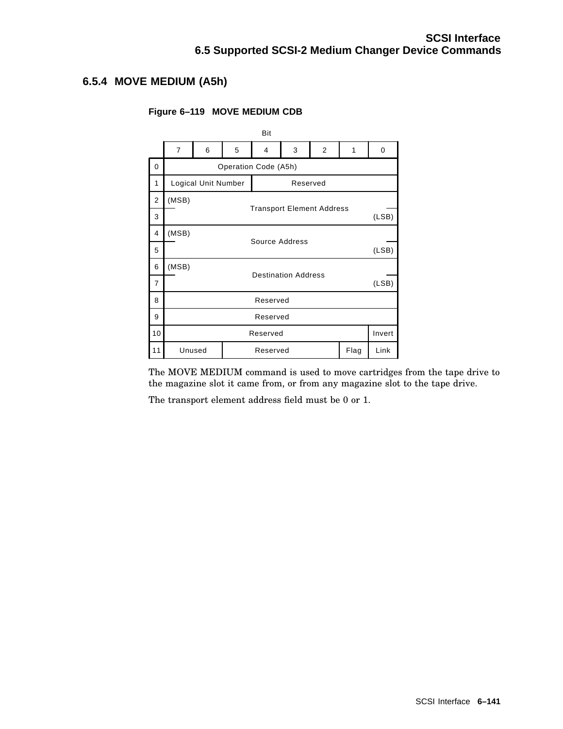### 6.5.4 MOVE MEDIUM (A5h)

**Figure 6–119 MOVE MEDIUM CDB**

| Byte | 7 | 6 | 5 | 4 | 3 | 2 | 1 | 0 |
|---|---|---|---|---|---|---|---|---|
| 0 | Operation Code (A5h) | | | | | | | |
| 1 | Logical Unit Number | | | Reserved | | | | |
| 2 | (MSB) Transport Element Address | | | | | | | |
| 3 | | | | | | | | (LSB) |
| 4 | (MSB) Source Address | | | | | | | |
| 5 | | | | | | | | (LSB) |
| 6 | (MSB) Destination Address | | | | | | | |
| 7 | | | | | | | | (LSB) |
| 8 | Reserved | | | | | | | |
| 9 | Reserved | | | | | | | |
| 10 | Reserved | | | | | | | Invert |
| 11 | Unused | | Reserved | | | | Flag | Link |

The MOVE MEDIUM command is used to move cartridges from the tape drive to the magazine slot it came from, or from any magazine slot to the tape drive.

The transport element address field must be 0 or 1.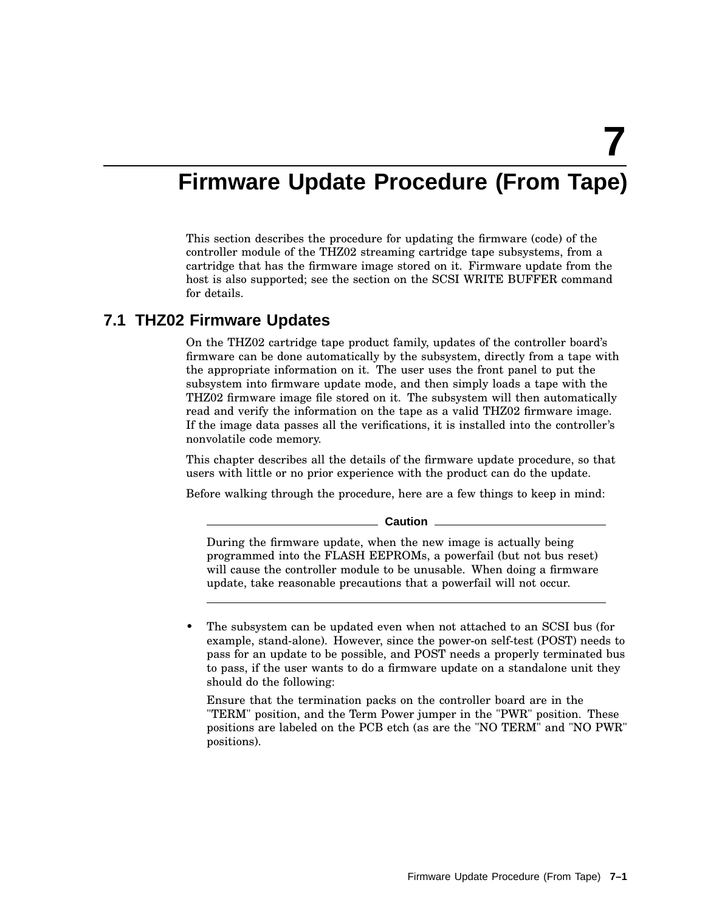# 7 Firmware Update Procedure (From Tape)

This section describes the procedure for updating the firmware (code) of the controller module of the THZ02 streaming cartridge tape subsystems, from a cartridge that has the firmware image stored on it. Firmware update from the host is also supported; see the section on the SCSI WRITE BUFFER command for details.

## 7.1 THZ02 Firmware Updates

On the THZ02 cartridge tape product family, updates of the controller board's firmware can be done automatically by the subsystem, directly from a tape with the appropriate information on it. The user uses the front panel to put the subsystem into firmware update mode, and then simply loads a tape with the THZ02 firmware image file stored on it. The subsystem will then automatically read and verify the information on the tape as a valid THZ02 firmware image. If the image data passes all the verifications, it is installed into the controller's nonvolatile code memory.

This chapter describes all the details of the firmware update procedure, so that users with little or no prior experience with the product can do the update.

Before walking through the procedure, here are a few things to keep in mind:

**Caution**

During the firmware update, when the new image is actually being programmed into the FLASH EEPROMs, a powerfail (but not bus reset) will cause the controller module to be unusable. When doing a firmware update, take reasonable precautions that a powerfail will not occur.

- The subsystem can be updated even when not attached to an SCSI bus (for example, stand-alone). However, since the power-on self-test (POST) needs to pass for an update to be possible, and POST needs a properly terminated bus to pass, if the user wants to do a firmware update on a standalone unit they should do the following:

  Ensure that the termination packs on the controller board are in the "TERM" position, and the Term Power jumper in the "PWR" position. These positions are labeled on the PCB etch (as are the "NO TERM" and "NO PWR" positions).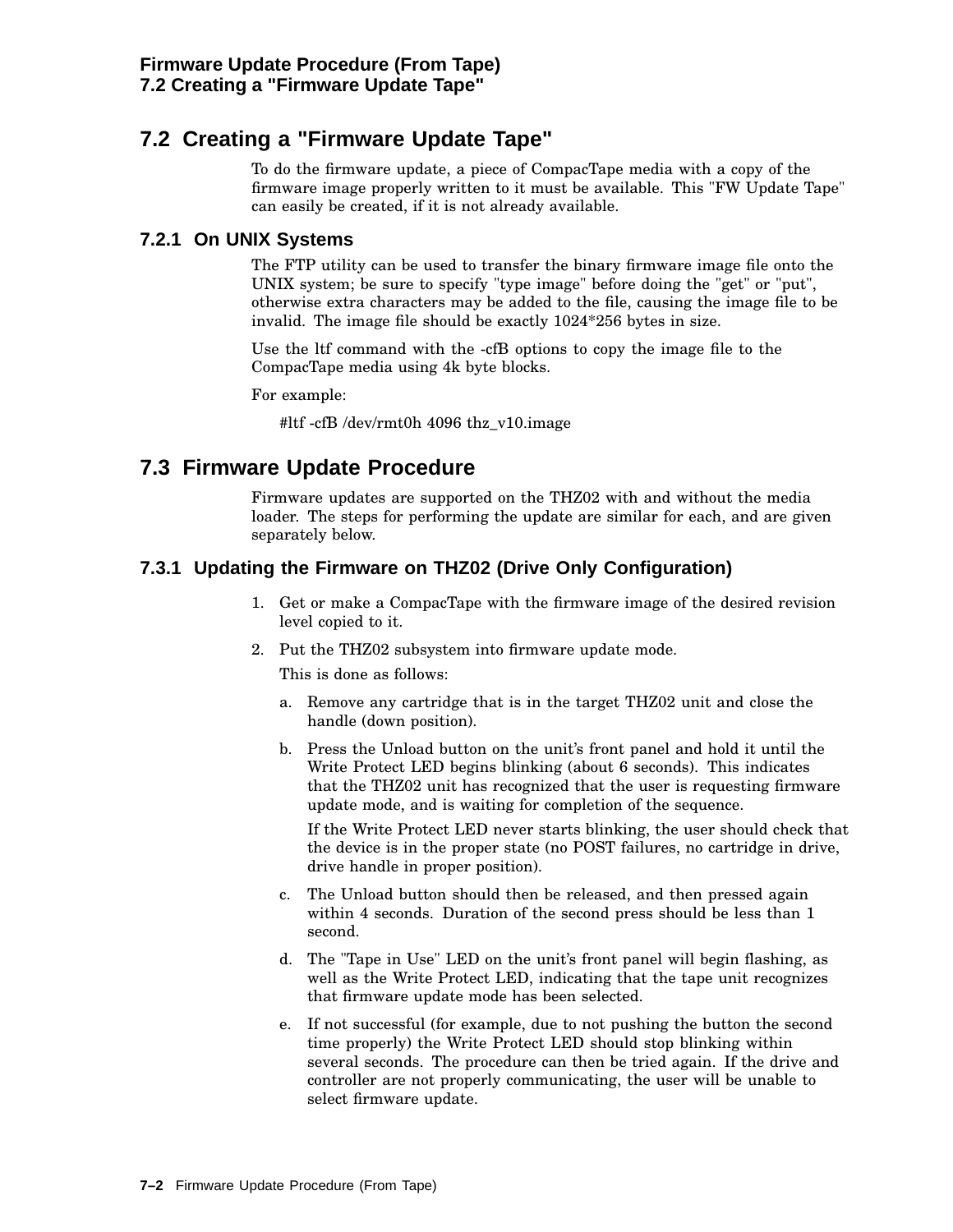## 7.2 Creating a "Firmware Update Tape"

To do the firmware update, a piece of CompacTape media with a copy of the firmware image properly written to it must be available. This "FW Update Tape" can easily be created, if it is not already available.

### 7.2.1 On UNIX Systems

The FTP utility can be used to transfer the binary firmware image file onto the UNIX system; be sure to specify "type image" before doing the "get" or "put", otherwise extra characters may be added to the file, causing the image file to be invalid. The image file should be exactly 1024*256 bytes in size.

Use the ltf command with the -cfB options to copy the image file to the CompacTape media using 4k byte blocks.

For example:

```
#ltf -cfB /dev/rmt0h 4096 thz_v10.image
```

## 7.3 Firmware Update Procedure

Firmware updates are supported on the THZ02 with and without the media loader. The steps for performing the update are similar for each, and are given separately below.

### 7.3.1 Updating the Firmware on THZ02 (Drive Only Configuration)

1. Get or make a CompacTape with the firmware image of the desired revision level copied to it.
2. Put the THZ02 subsystem into firmware update mode.

   This is done as follows:

   a. Remove any cartridge that is in the target THZ02 unit and close the handle (down position).

   b. Press the Unload button on the unit's front panel and hold it until the Write Protect LED begins blinking (about 6 seconds). This indicates that the THZ02 unit has recognized that the user is requesting firmware update mode, and is waiting for completion of the sequence.

      If the Write Protect LED never starts blinking, the user should check that the device is in the proper state (no POST failures, no cartridge in drive, drive handle in proper position).

   c. The Unload button should then be released, and then pressed again within 4 seconds. Duration of the second press should be less than 1 second.

   d. The "Tape in Use" LED on the unit's front panel will begin flashing, as well as the Write Protect LED, indicating that the tape unit recognizes that firmware update mode has been selected.

   e. If not successful (for example, due to not pushing the button the second time properly) the Write Protect LED should stop blinking within several seconds. The procedure can then be tried again. If the drive and controller are not properly communicating, the user will be unable to select firmware update.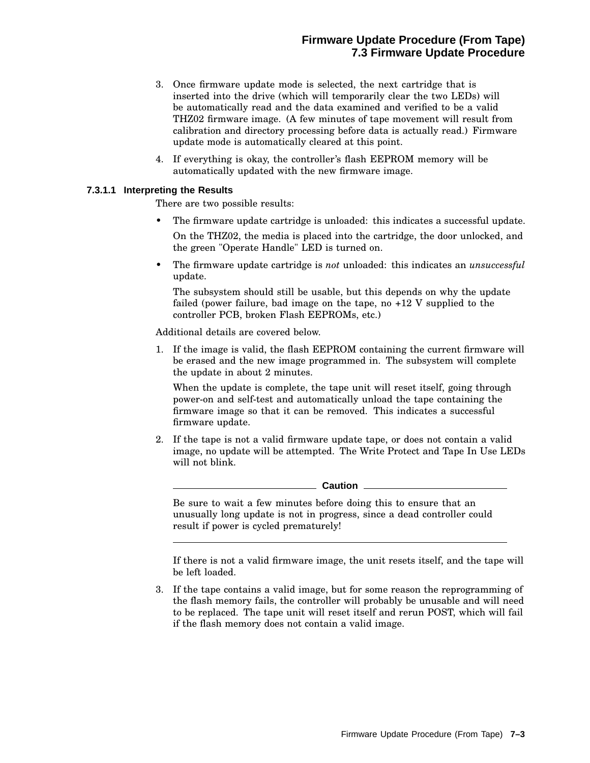3. Once firmware update mode is selected, the next cartridge that is inserted into the drive (which will temporarily clear the two LEDs) will be automatically read and the data examined and verified to be a valid THZ02 firmware image. (A few minutes of tape movement will result from calibration and directory processing before data is actually read.) Firmware update mode is automatically cleared at this point.
4. If everything is okay, the controller's flash EEPROM memory will be automatically updated with the new firmware image.

#### 7.3.1.1 Interpreting the Results

There are two possible results:

- The firmware update cartridge is unloaded: this indicates a successful update.

  On the THZ02, the media is placed into the cartridge, the door unlocked, and the green "Operate Handle" LED is turned on.

- The firmware update cartridge is *not* unloaded: this indicates an *unsuccessful* update.

  The subsystem should still be usable, but this depends on why the update failed (power failure, bad image on the tape, no +12 V supplied to the controller PCB, broken Flash EEPROMs, etc.)

Additional details are covered below.

1. If the image is valid, the flash EEPROM containing the current firmware will be erased and the new image programmed in. The subsystem will complete the update in about 2 minutes.

   When the update is complete, the tape unit will reset itself, going through power-on and self-test and automatically unload the tape containing the firmware image so that it can be removed. This indicates a successful firmware update.

2. If the tape is not a valid firmware update tape, or does not contain a valid image, no update will be attempted. The Write Protect and Tape In Use LEDs will not blink.

   **Caution**

   Be sure to wait a few minutes before doing this to ensure that an unusually long update is not in progress, since a dead controller could result if power is cycled prematurely!

   If there is not a valid firmware image, the unit resets itself, and the tape will be left loaded.

3. If the tape contains a valid image, but for some reason the reprogramming of the flash memory fails, the controller will probably be unusable and will need to be replaced. The tape unit will reset itself and rerun POST, which will fail if the flash memory does not contain a valid image.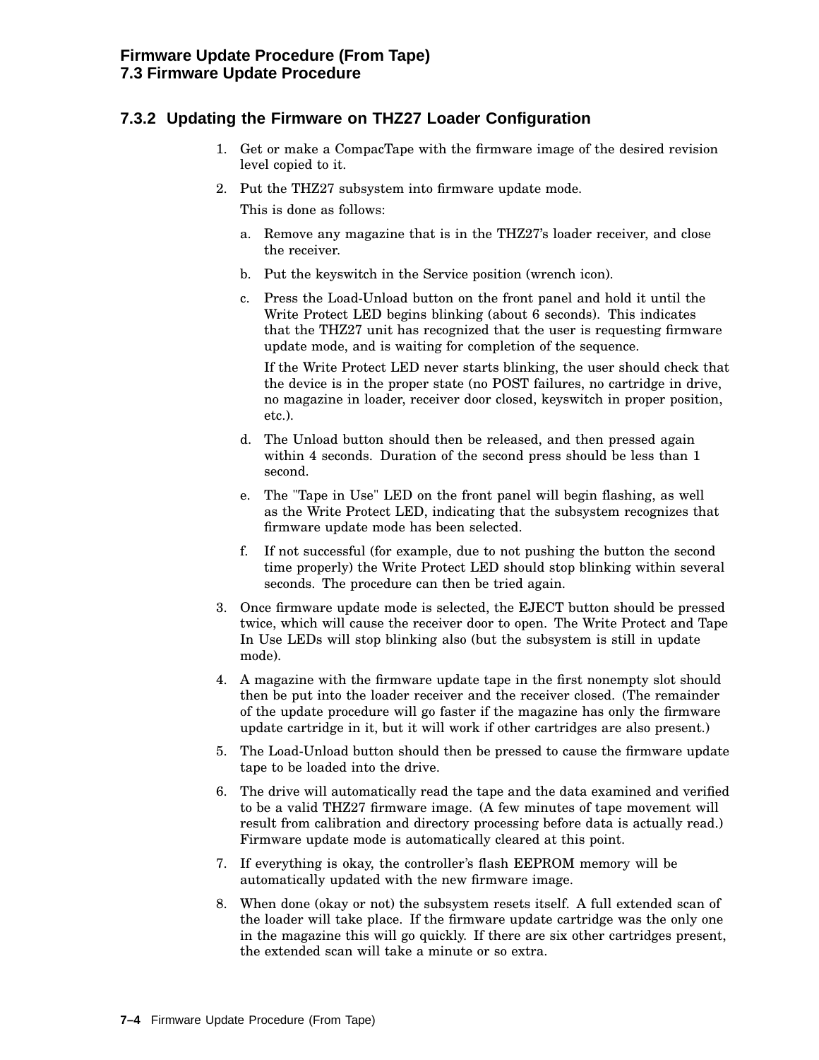### 7.3.2 Updating the Firmware on THZ27 Loader Configuration

1. Get or make a CompacTape with the firmware image of the desired revision level copied to it.
2. Put the THZ27 subsystem into firmware update mode.

   This is done as follows:

   a. Remove any magazine that is in the THZ27's loader receiver, and close the receiver.

   b. Put the keyswitch in the Service position (wrench icon).

   c. Press the Load-Unload button on the front panel and hold it until the Write Protect LED begins blinking (about 6 seconds). This indicates that the THZ27 unit has recognized that the user is requesting firmware update mode, and is waiting for completion of the sequence.

      If the Write Protect LED never starts blinking, the user should check that the device is in the proper state (no POST failures, no cartridge in drive, no magazine in loader, receiver door closed, keyswitch in proper position, etc.).

   d. The Unload button should then be released, and then pressed again within 4 seconds. Duration of the second press should be less than 1 second.

   e. The "Tape in Use" LED on the front panel will begin flashing, as well as the Write Protect LED, indicating that the subsystem recognizes that firmware update mode has been selected.

   f. If not successful (for example, due to not pushing the button the second time properly) the Write Protect LED should stop blinking within several seconds. The procedure can then be tried again.

3. Once firmware update mode is selected, the EJECT button should be pressed twice, which will cause the receiver door to open. The Write Protect and Tape In Use LEDs will stop blinking also (but the subsystem is still in update mode).
4. A magazine with the firmware update tape in the first nonempty slot should then be put into the loader receiver and the receiver closed. (The remainder of the update procedure will go faster if the magazine has only the firmware update cartridge in it, but it will work if other cartridges are also present.)
5. The Load-Unload button should then be pressed to cause the firmware update tape to be loaded into the drive.
6. The drive will automatically read the tape and the data examined and verified to be a valid THZ27 firmware image. (A few minutes of tape movement will result from calibration and directory processing before data is actually read.) Firmware update mode is automatically cleared at this point.
7. If everything is okay, the controller's flash EEPROM memory will be automatically updated with the new firmware image.
8. When done (okay or not) the subsystem resets itself. A full extended scan of the loader will take place. If the firmware update cartridge was the only one in the magazine this will go quickly. If there are six other cartridges present, the extended scan will take a minute or so extra.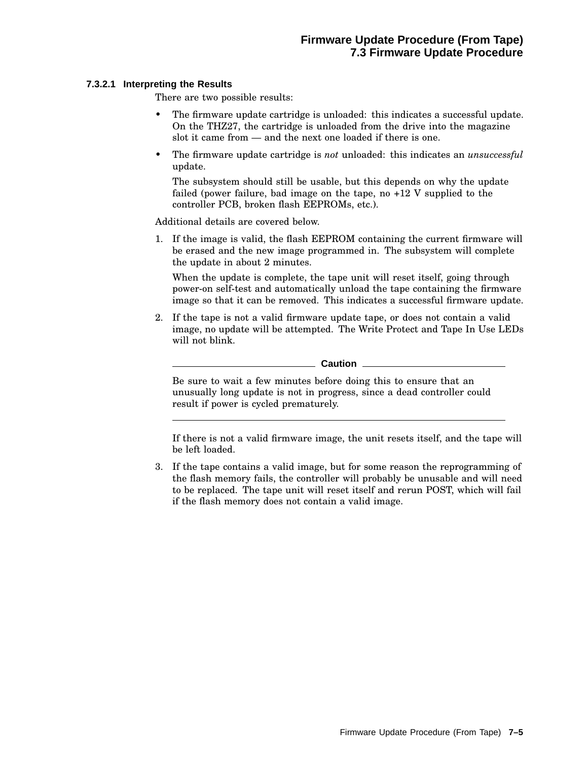#### 7.3.2.1 Interpreting the Results

There are two possible results:

- The firmware update cartridge is unloaded: this indicates a successful update. On the THZ27, the cartridge is unloaded from the drive into the magazine slot it came from — and the next one loaded if there is one.
- The firmware update cartridge is *not* unloaded: this indicates an *unsuccessful* update.

  The subsystem should still be usable, but this depends on why the update failed (power failure, bad image on the tape, no +12 V supplied to the controller PCB, broken flash EEPROMs, etc.).

Additional details are covered below.

1. If the image is valid, the flash EEPROM containing the current firmware will be erased and the new image programmed in. The subsystem will complete the update in about 2 minutes.

   When the update is complete, the tape unit will reset itself, going through power-on self-test and automatically unload the tape containing the firmware image so that it can be removed. This indicates a successful firmware update.

2. If the tape is not a valid firmware update tape, or does not contain a valid image, no update will be attempted. The Write Protect and Tape In Use LEDs will not blink.

   **Caution**

   Be sure to wait a few minutes before doing this to ensure that an unusually long update is not in progress, since a dead controller could result if power is cycled prematurely.

   If there is not a valid firmware image, the unit resets itself, and the tape will be left loaded.

3. If the tape contains a valid image, but for some reason the reprogramming of the flash memory fails, the controller will probably be unusable and will need to be replaced. The tape unit will reset itself and rerun POST, which will fail if the flash memory does not contain a valid image.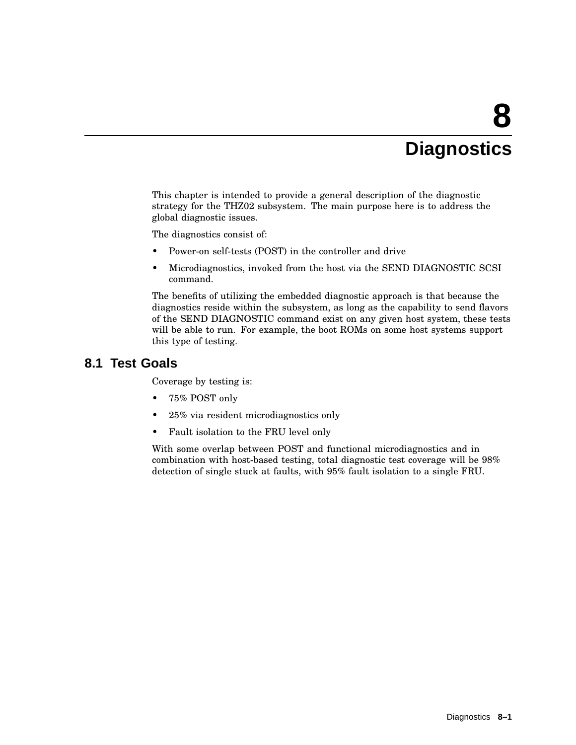# 8 Diagnostics

This chapter is intended to provide a general description of the diagnostic strategy for the THZ02 subsystem. The main purpose here is to address the global diagnostic issues.

The diagnostics consist of:

- Power-on self-tests (POST) in the controller and drive
- Microdiagnostics, invoked from the host via the SEND DIAGNOSTIC SCSI command.

The benefits of utilizing the embedded diagnostic approach is that because the diagnostics reside within the subsystem, as long as the capability to send flavors of the SEND DIAGNOSTIC command exist on any given host system, these tests will be able to run. For example, the boot ROMs on some host systems support this type of testing.

## 8.1 Test Goals

Coverage by testing is:

- 75% POST only
- 25% via resident microdiagnostics only
- Fault isolation to the FRU level only

With some overlap between POST and functional microdiagnostics and in combination with host-based testing, total diagnostic test coverage will be 98% detection of single stuck at faults, with 95% fault isolation to a single FRU.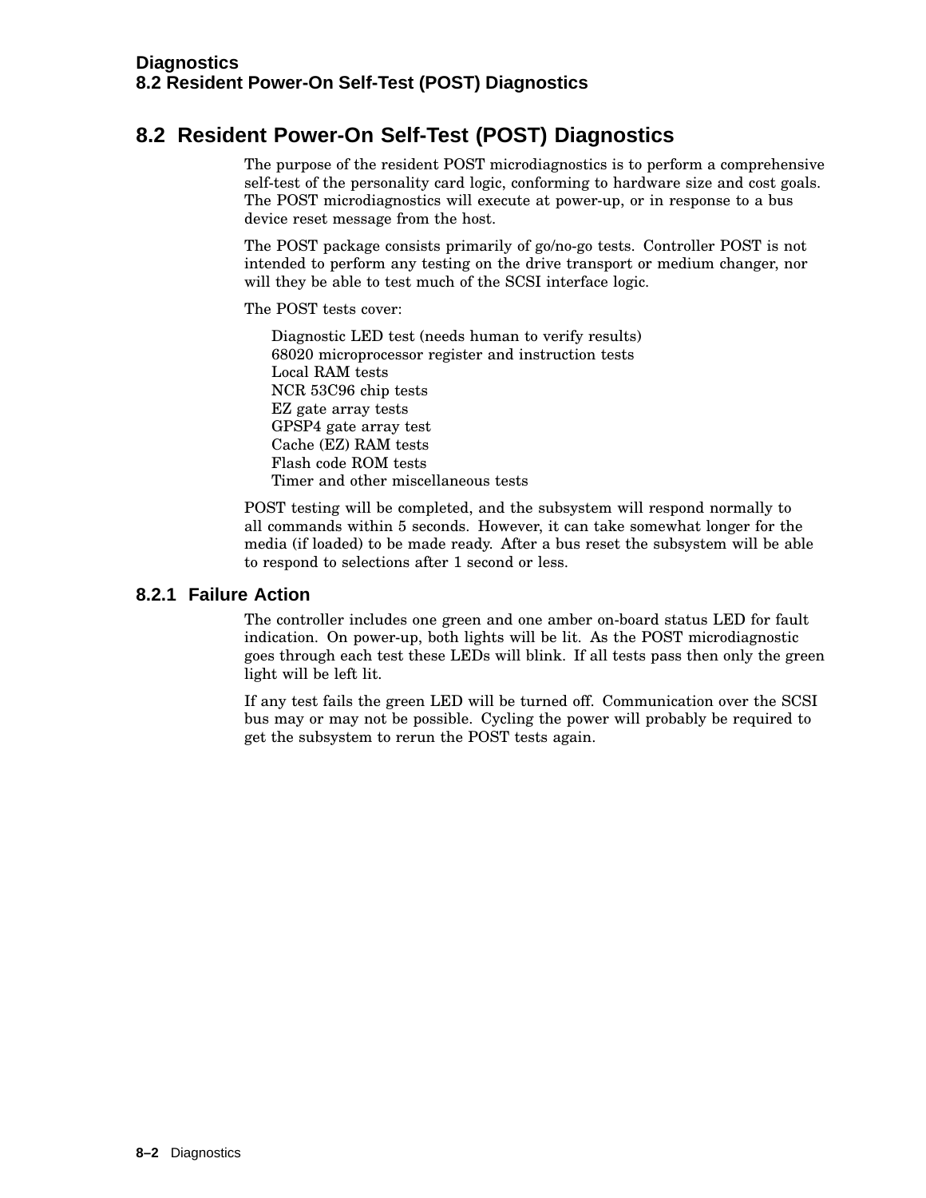## 8.2 Resident Power-On Self-Test (POST) Diagnostics

The purpose of the resident POST microdiagnostics is to perform a comprehensive self-test of the personality card logic, conforming to hardware size and cost goals. The POST microdiagnostics will execute at power-up, or in response to a bus device reset message from the host.

The POST package consists primarily of go/no-go tests. Controller POST is not intended to perform any testing on the drive transport or medium changer, nor will they be able to test much of the SCSI interface logic.

The POST tests cover:

- Diagnostic LED test (needs human to verify results)
- 68020 microprocessor register and instruction tests
- Local RAM tests
- NCR 53C96 chip tests
- EZ gate array tests
- GPSP4 gate array test
- Cache (EZ) RAM tests
- Flash code ROM tests
- Timer and other miscellaneous tests

POST testing will be completed, and the subsystem will respond normally to all commands within 5 seconds. However, it can take somewhat longer for the media (if loaded) to be made ready. After a bus reset the subsystem will be able to respond to selections after 1 second or less.

### 8.2.1 Failure Action

The controller includes one green and one amber on-board status LED for fault indication. On power-up, both lights will be lit. As the POST microdiagnostic goes through each test these LEDs will blink. If all tests pass then only the green light will be left lit.

If any test fails the green LED will be turned off. Communication over the SCSI bus may or may not be possible. Cycling the power will probably be required to get the subsystem to rerun the POST tests again.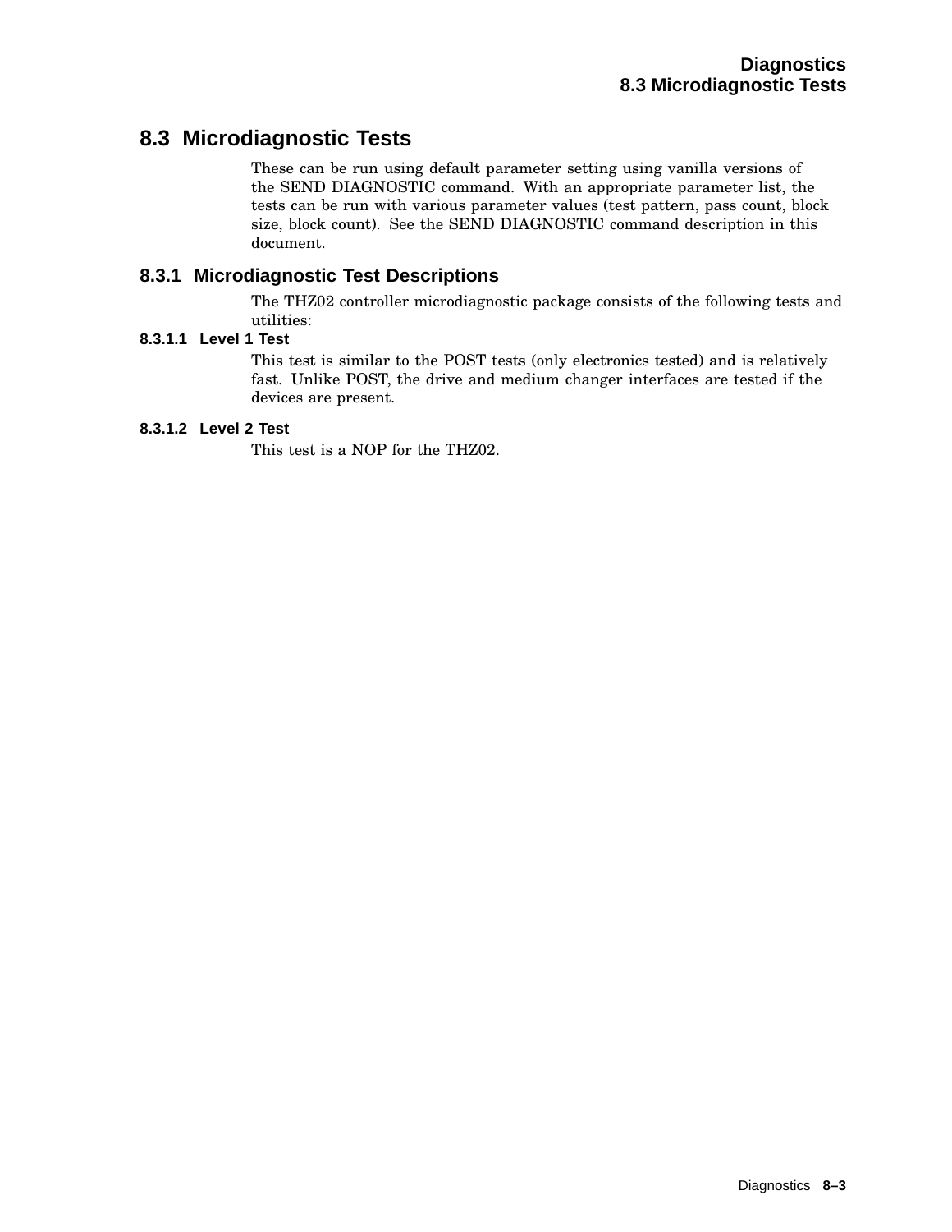## 8.3 Microdiagnostic Tests

These can be run using default parameter setting using vanilla versions of the SEND DIAGNOSTIC command. With an appropriate parameter list, the tests can be run with various parameter values (test pattern, pass count, block size, block count). See the SEND DIAGNOSTIC command description in this document.

### 8.3.1 Microdiagnostic Test Descriptions

The THZ02 controller microdiagnostic package consists of the following tests and utilities:

#### 8.3.1.1 Level 1 Test

This test is similar to the POST tests (only electronics tested) and is relatively fast. Unlike POST, the drive and medium changer interfaces are tested if the devices are present.

#### 8.3.1.2 Level 2 Test

This test is a NOP for the THZ02.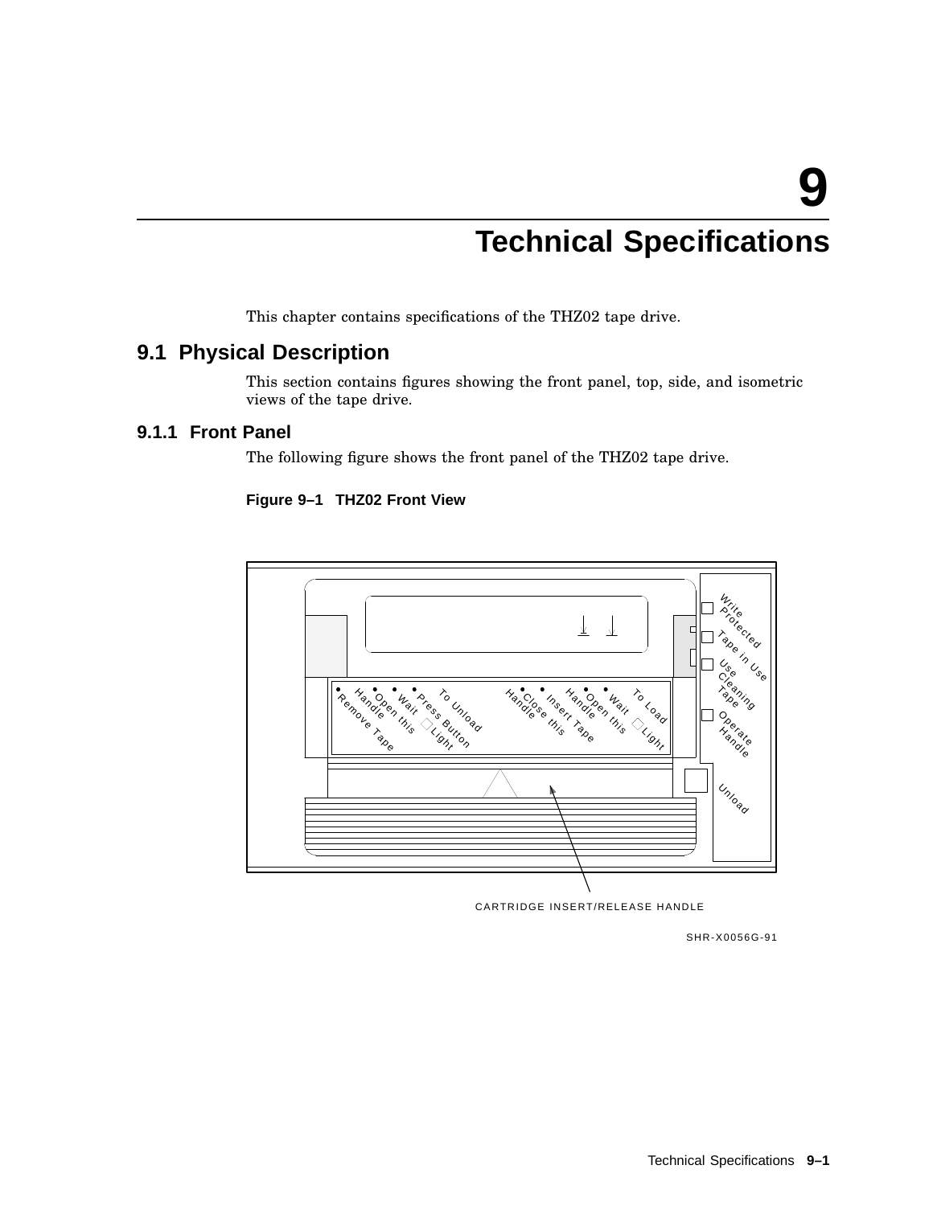# 9 Technical Specifications

This chapter contains specifications of the THZ02 tape drive.

## 9.1 Physical Description

This section contains figures showing the front panel, top, side, and isometric views of the tape drive.

### 9.1.1 Front Panel

The following figure shows the front panel of the THZ02 tape drive.

**Figure 9–1 THZ02 Front View**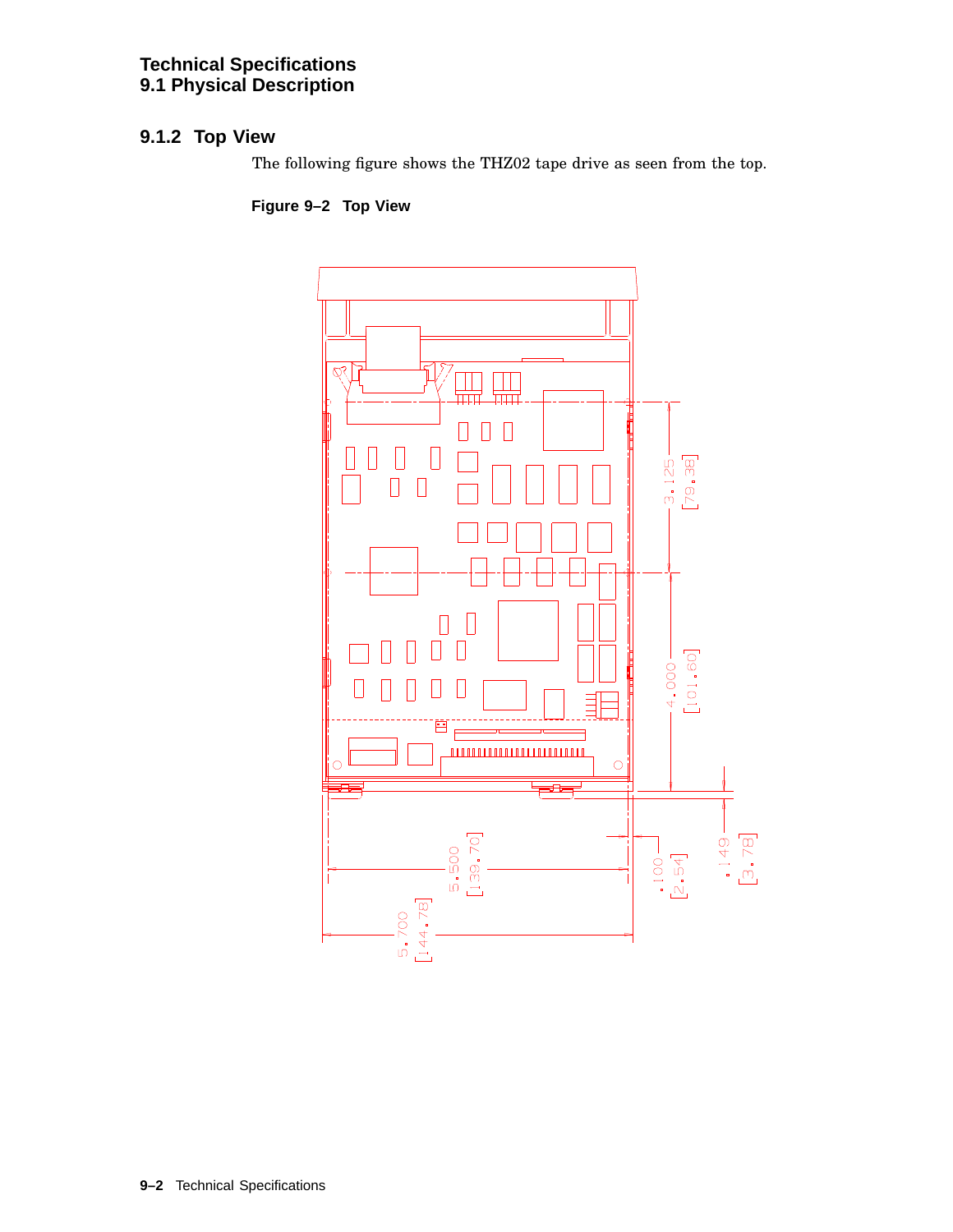## 9.1.2 Top View

The following figure shows the THZ02 tape drive as seen from the top.

**Figure 9–2 Top View**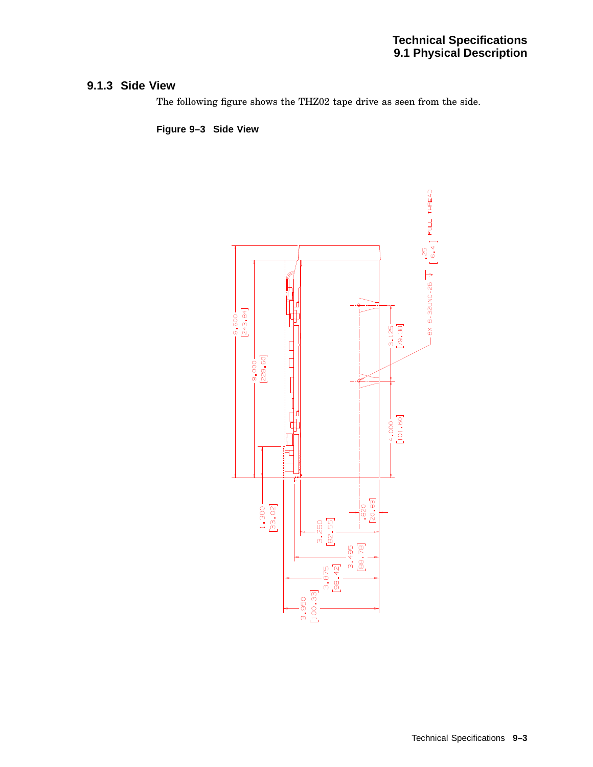### 9.1.3 Side View

The following figure shows the THZ02 tape drive as seen from the side.

**Figure 9–3 Side View**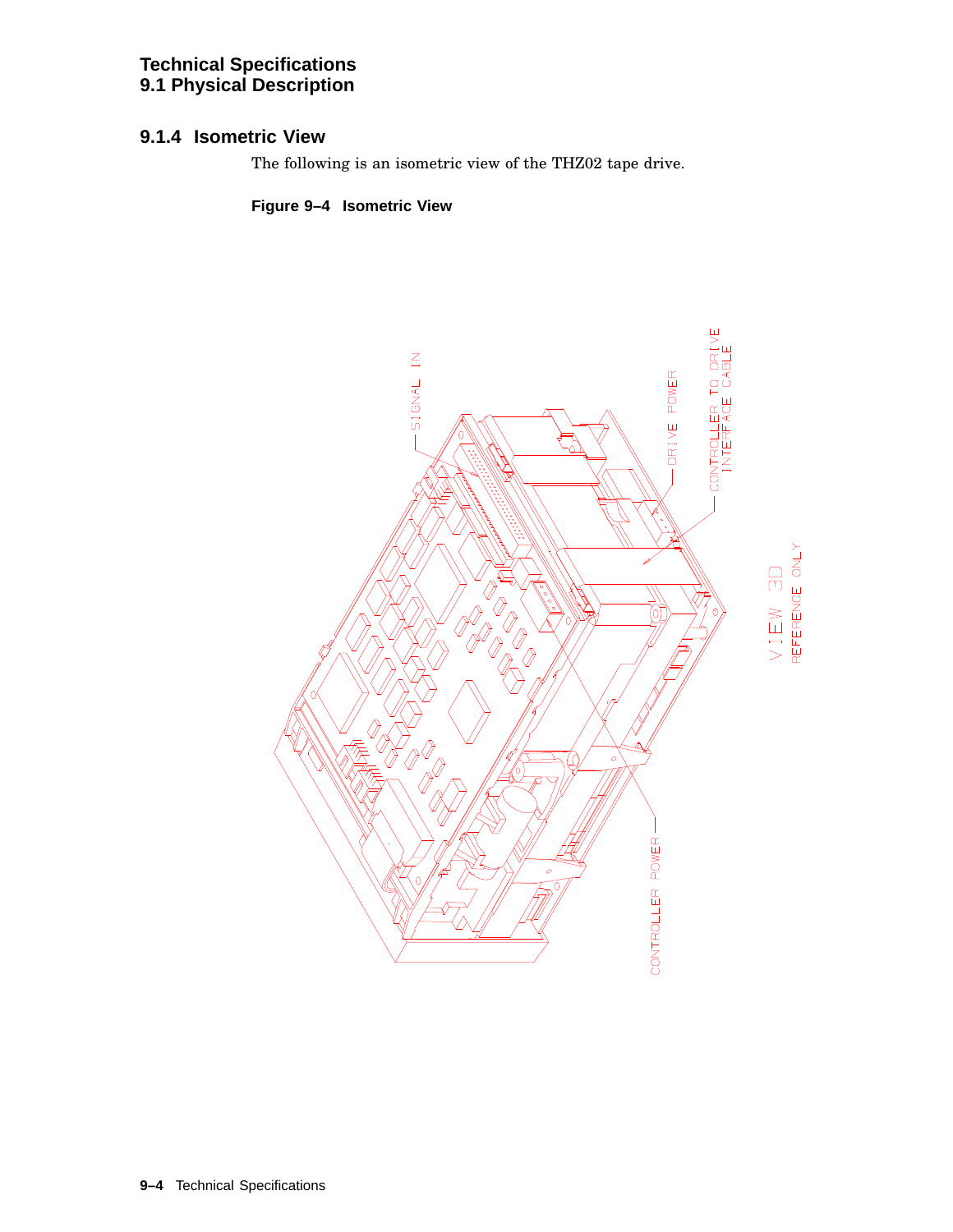## 9.1.4 Isometric View

The following is an isometric view of the THZ02 tape drive.

**Figure 9–4 Isometric View**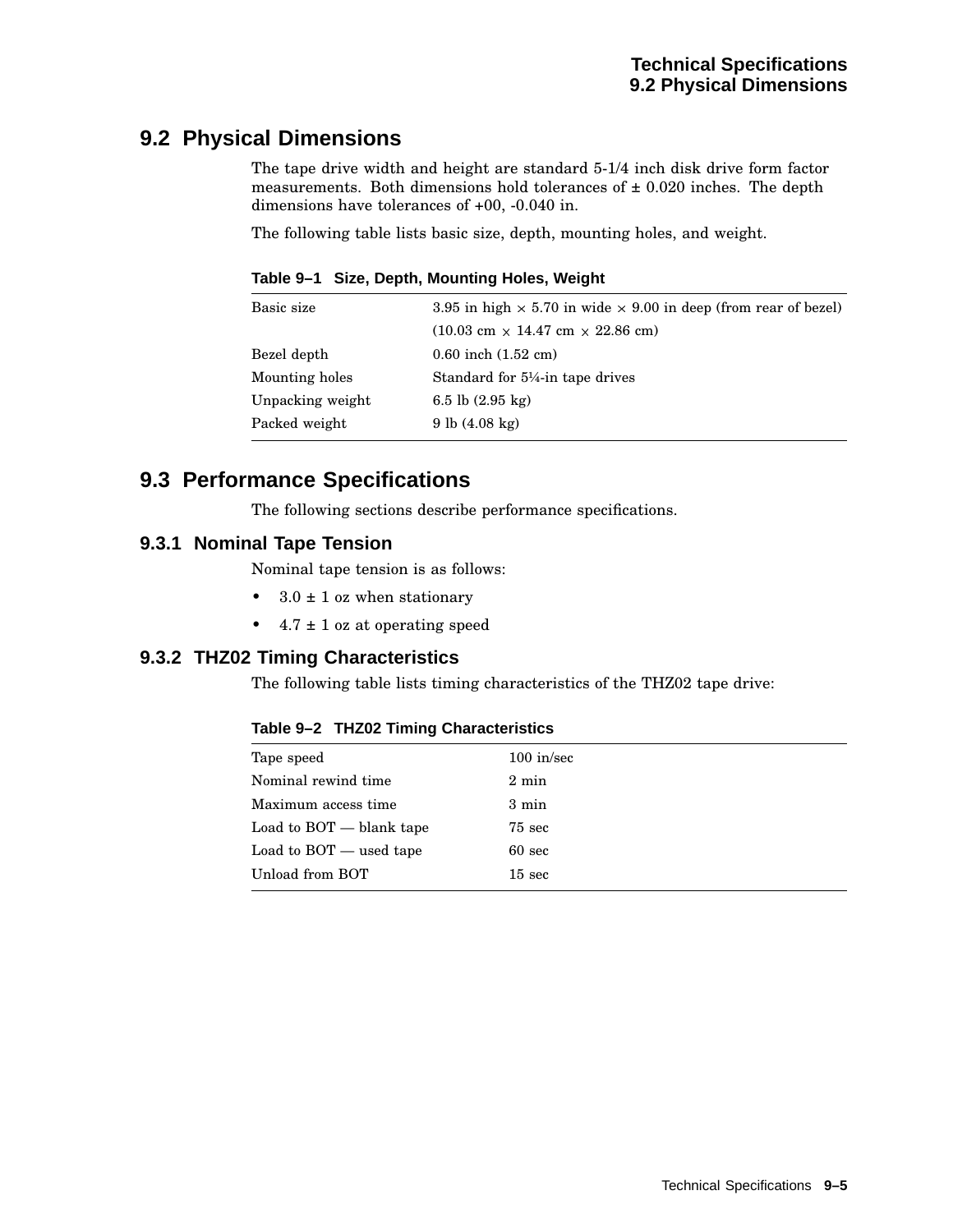## 9.2 Physical Dimensions

The tape drive width and height are standard 5-1/4 inch disk drive form factor measurements. Both dimensions hold tolerances of ± 0.020 inches. The depth dimensions have tolerances of +00, -0.040 in.

The following table lists basic size, depth, mounting holes, and weight.

**Table 9–1 Size, Depth, Mounting Holes, Weight**

| | |
|---|---|
| Basic size | 3.95 in high × 5.70 in wide × 9.00 in deep (from rear of bezel) |
| | (10.03 cm × 14.47 cm × 22.86 cm) |
| Bezel depth | 0.60 inch (1.52 cm) |
| Mounting holes | Standard for 5¼-in tape drives |
| Unpacking weight | 6.5 lb (2.95 kg) |
| Packed weight | 9 lb (4.08 kg) |

## 9.3 Performance Specifications

The following sections describe performance specifications.

### 9.3.1 Nominal Tape Tension

Nominal tape tension is as follows:

- 3.0 ± 1 oz when stationary
- 4.7 ± 1 oz at operating speed

### 9.3.2 THZ02 Timing Characteristics

The following table lists timing characteristics of the THZ02 tape drive:

**Table 9–2 THZ02 Timing Characteristics**

| | |
|---|---|
| Tape speed | 100 in/sec |
| Nominal rewind time | 2 min |
| Maximum access time | 3 min |
| Load to BOT — blank tape | 75 sec |
| Load to BOT — used tape | 60 sec |
| Unload from BOT | 15 sec |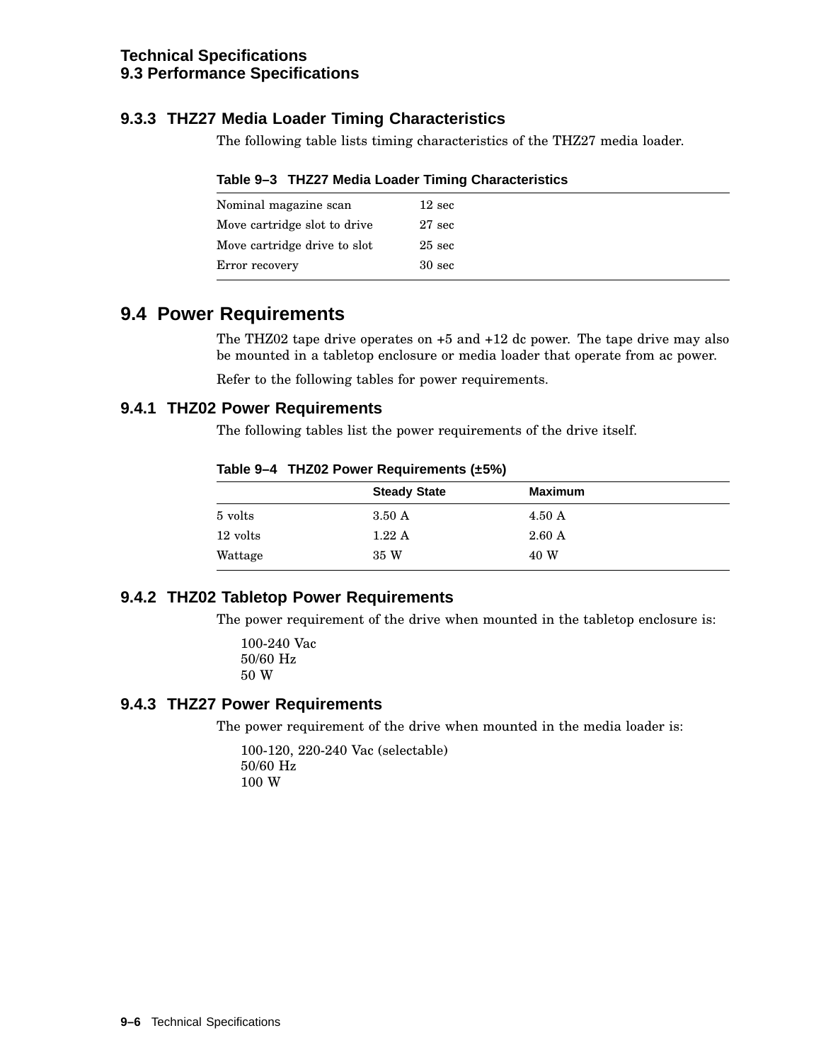### 9.3.3 THZ27 Media Loader Timing Characteristics

The following table lists timing characteristics of the THZ27 media loader.

**Table 9–3 THZ27 Media Loader Timing Characteristics**

| | |
|---|---|
| Nominal magazine scan | 12 sec |
| Move cartridge slot to drive | 27 sec |
| Move cartridge drive to slot | 25 sec |
| Error recovery | 30 sec |

## 9.4 Power Requirements

The THZ02 tape drive operates on +5 and +12 dc power. The tape drive may also be mounted in a tabletop enclosure or media loader that operate from ac power.

Refer to the following tables for power requirements.

### 9.4.1 THZ02 Power Requirements

The following tables list the power requirements of the drive itself.

**Table 9–4 THZ02 Power Requirements (±5%)**

| | Steady State | Maximum |
|---|---|---|
| 5 volts | 3.50 A | 4.50 A |
| 12 volts | 1.22 A | 2.60 A |
| Wattage | 35 W | 40 W |

### 9.4.2 THZ02 Tabletop Power Requirements

The power requirement of the drive when mounted in the tabletop enclosure is:

100-240 Vac
50/60 Hz
50 W

### 9.4.3 THZ27 Power Requirements

The power requirement of the drive when mounted in the media loader is:

100-120, 220-240 Vac (selectable)
50/60 Hz
100 W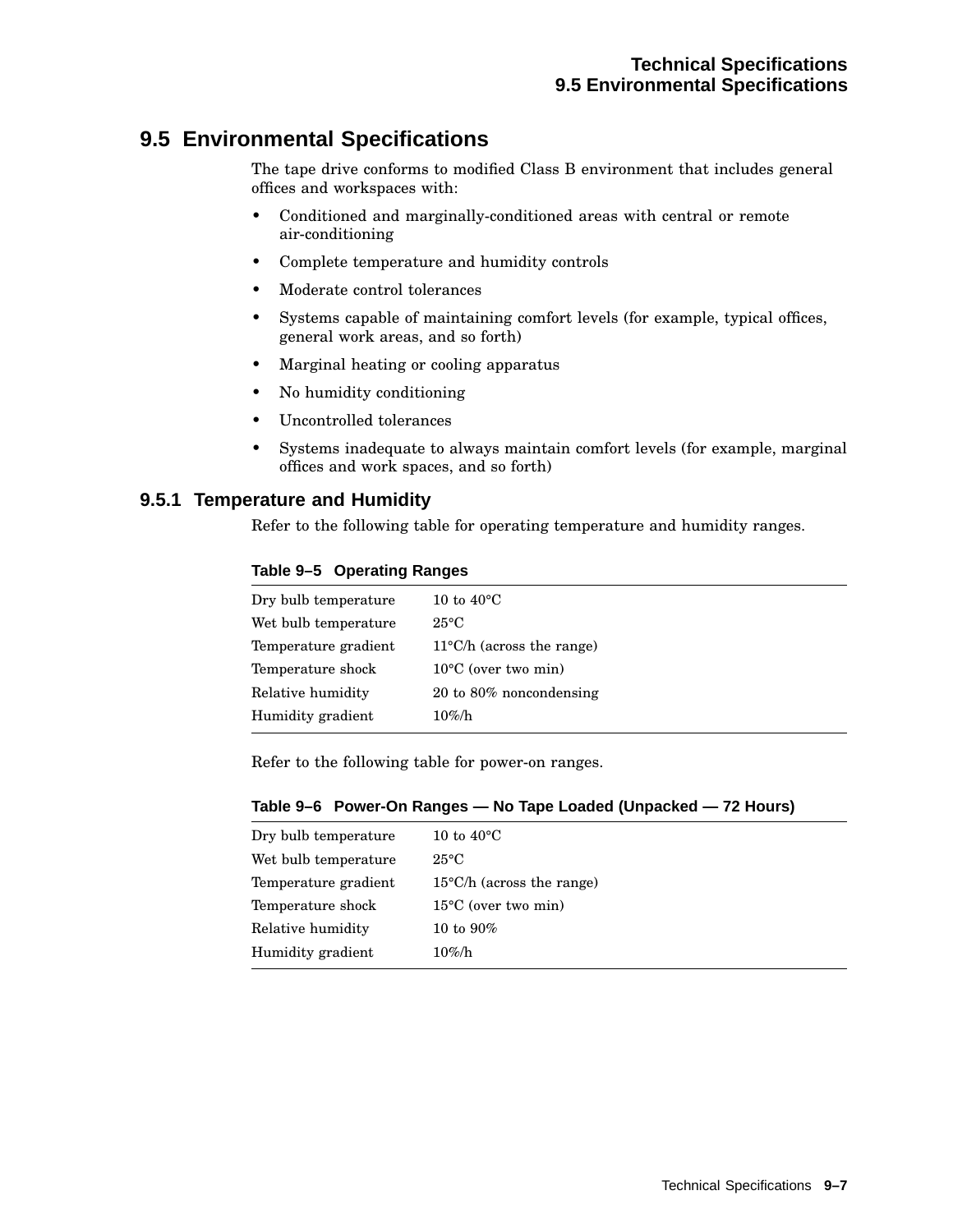## 9.5 Environmental Specifications

The tape drive conforms to modified Class B environment that includes general offices and workspaces with:

- Conditioned and marginally-conditioned areas with central or remote air-conditioning
- Complete temperature and humidity controls
- Moderate control tolerances
- Systems capable of maintaining comfort levels (for example, typical offices, general work areas, and so forth)
- Marginal heating or cooling apparatus
- No humidity conditioning
- Uncontrolled tolerances
- Systems inadequate to always maintain comfort levels (for example, marginal offices and work spaces, and so forth)

### 9.5.1 Temperature and Humidity

Refer to the following table for operating temperature and humidity ranges.

**Table 9–5 Operating Ranges**

| | |
|---|---|
| Dry bulb temperature | 10 to 40°C |
| Wet bulb temperature | 25°C |
| Temperature gradient | 11°C/h (across the range) |
| Temperature shock | 10°C (over two min) |
| Relative humidity | 20 to 80% noncondensing |
| Humidity gradient | 10%/h |

Refer to the following table for power-on ranges.

**Table 9–6 Power-On Ranges — No Tape Loaded (Unpacked — 72 Hours)**

| | |
|---|---|
| Dry bulb temperature | 10 to 40°C |
| Wet bulb temperature | 25°C |
| Temperature gradient | 15°C/h (across the range) |
| Temperature shock | 15°C (over two min) |
| Relative humidity | 10 to 90% |
| Humidity gradient | 10%/h |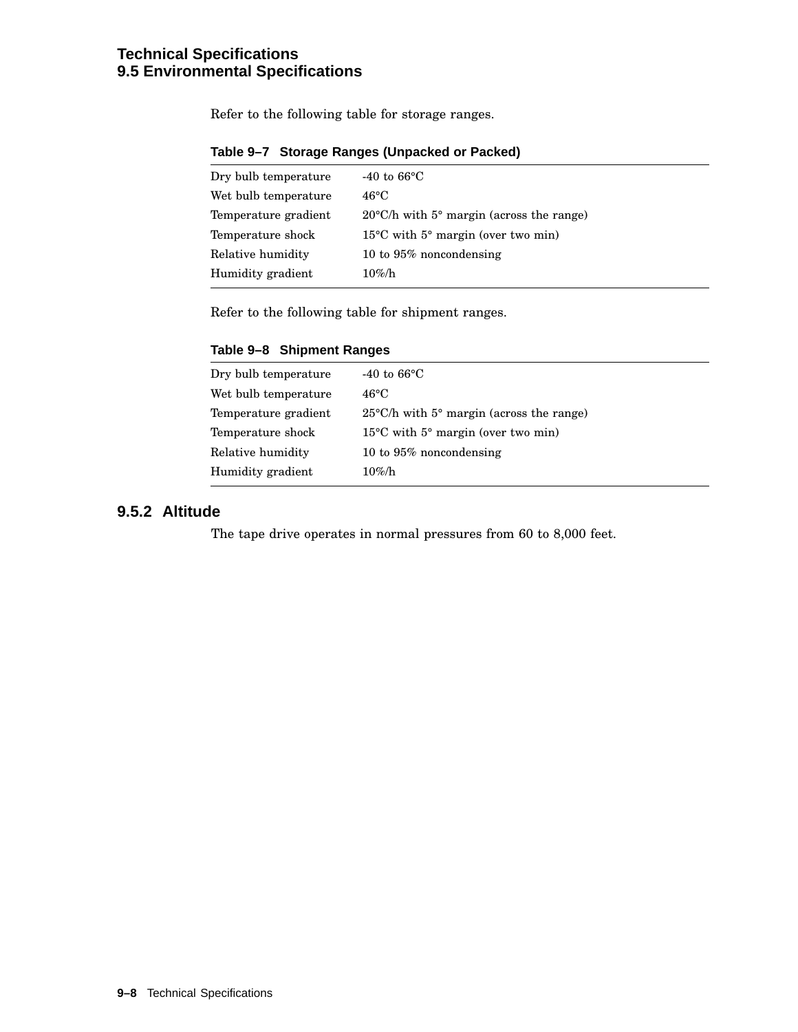Refer to the following table for storage ranges.

**Table 9–7 Storage Ranges (Unpacked or Packed)**

| | |
|---|---|
| Dry bulb temperature | -40 to 66°C |
| Wet bulb temperature | 46°C |
| Temperature gradient | 20°C/h with 5° margin (across the range) |
| Temperature shock | 15°C with 5° margin (over two min) |
| Relative humidity | 10 to 95% noncondensing |
| Humidity gradient | 10%/h |

Refer to the following table for shipment ranges.

**Table 9–8 Shipment Ranges**

| | |
|---|---|
| Dry bulb temperature | -40 to 66°C |
| Wet bulb temperature | 46°C |
| Temperature gradient | 25°C/h with 5° margin (across the range) |
| Temperature shock | 15°C with 5° margin (over two min) |
| Relative humidity | 10 to 95% noncondensing |
| Humidity gradient | 10%/h |

### 9.5.2 Altitude

The tape drive operates in normal pressures from 60 to 8,000 feet.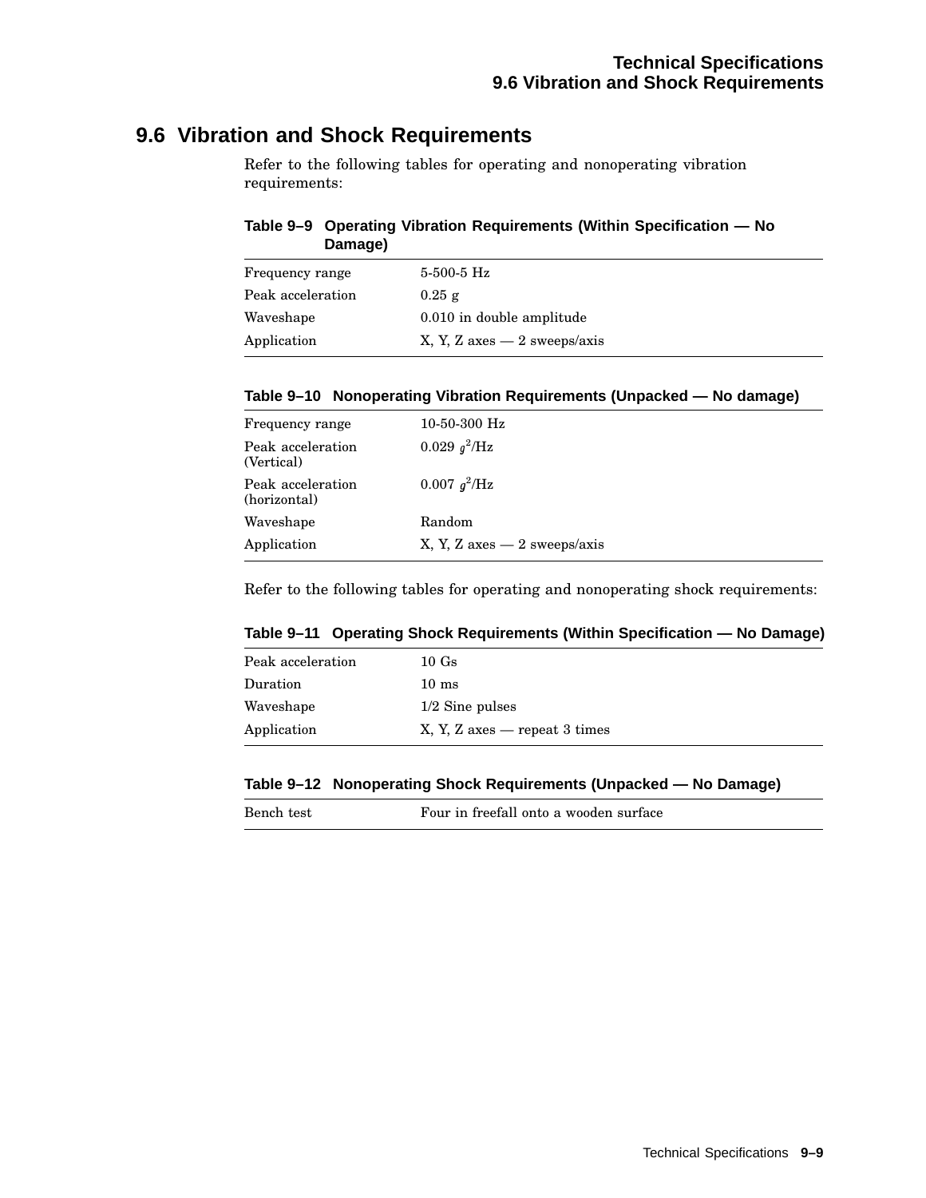## 9.6 Vibration and Shock Requirements

Refer to the following tables for operating and nonoperating vibration requirements:

**Table 9–9 Operating Vibration Requirements (Within Specification — No Damage)**

| | |
|---|---|
| Frequency range | 5-500-5 Hz |
| Peak acceleration | 0.25 g |
| Waveshape | 0.010 in double amplitude |
| Application | X, Y, Z axes — 2 sweeps/axis |

**Table 9–10 Nonoperating Vibration Requirements (Unpacked — No damage)**

| | |
|---|---|
| Frequency range | 10-50-300 Hz |
| Peak acceleration (Vertical) | 0.029 $g^2$/Hz |
| Peak acceleration (horizontal) | 0.007 $g^2$/Hz |
| Waveshape | Random |
| Application | X, Y, Z axes — 2 sweeps/axis |

Refer to the following tables for operating and nonoperating shock requirements:

**Table 9–11 Operating Shock Requirements (Within Specification — No Damage)**

| | |
|---|---|
| Peak acceleration | 10 Gs |
| Duration | 10 ms |
| Waveshape | 1/2 Sine pulses |
| Application | X, Y, Z axes — repeat 3 times |

**Table 9–12 Nonoperating Shock Requirements (Unpacked — No Damage)**

| | |
|---|---|
| Bench test | Four in freefall onto a wooden surface |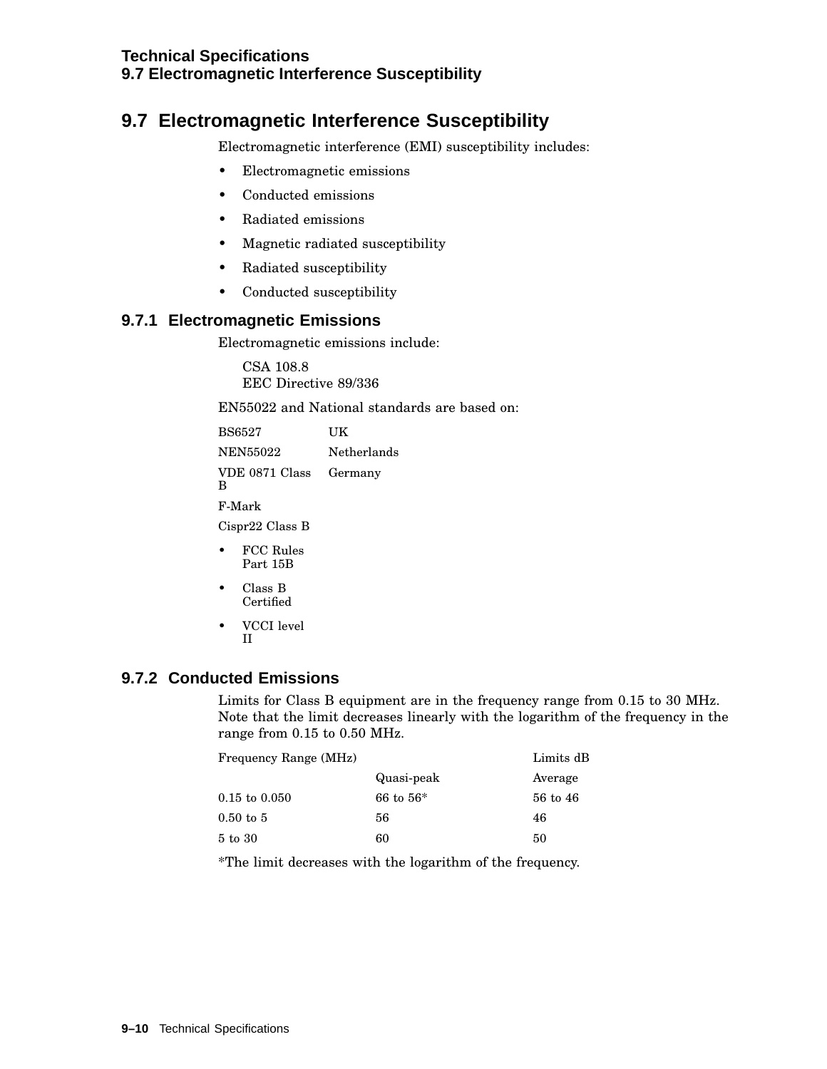## 9.7 Electromagnetic Interference Susceptibility

Electromagnetic interference (EMI) susceptibility includes:

- Electromagnetic emissions
- Conducted emissions
- Radiated emissions
- Magnetic radiated susceptibility
- Radiated susceptibility
- Conducted susceptibility

### 9.7.1 Electromagnetic Emissions

Electromagnetic emissions include:

CSA 108.8
EEC Directive 89/336

EN55022 and National standards are based on:

| | |
|---|---|
| BS6527 | UK |
| NEN55022 | Netherlands |
| VDE 0871 Class B | Germany |
| F-Mark | |
| Cispr22 Class B | |

- FCC Rules Part 15B
- Class B Certified
- VCCI level II

### 9.7.2 Conducted Emissions

Limits for Class B equipment are in the frequency range from 0.15 to 30 MHz. Note that the limit decreases linearly with the logarithm of the frequency in the range from 0.15 to 0.50 MHz.

| Frequency Range (MHz) | | Limits dB |
|---|---|---|
| | Quasi-peak | Average |
| 0.15 to 0.050 | 66 to 56* | 56 to 46 |
| 0.50 to 5 | 56 | 46 |
| 5 to 30 | 60 | 50 |

*The limit decreases with the logarithm of the frequency.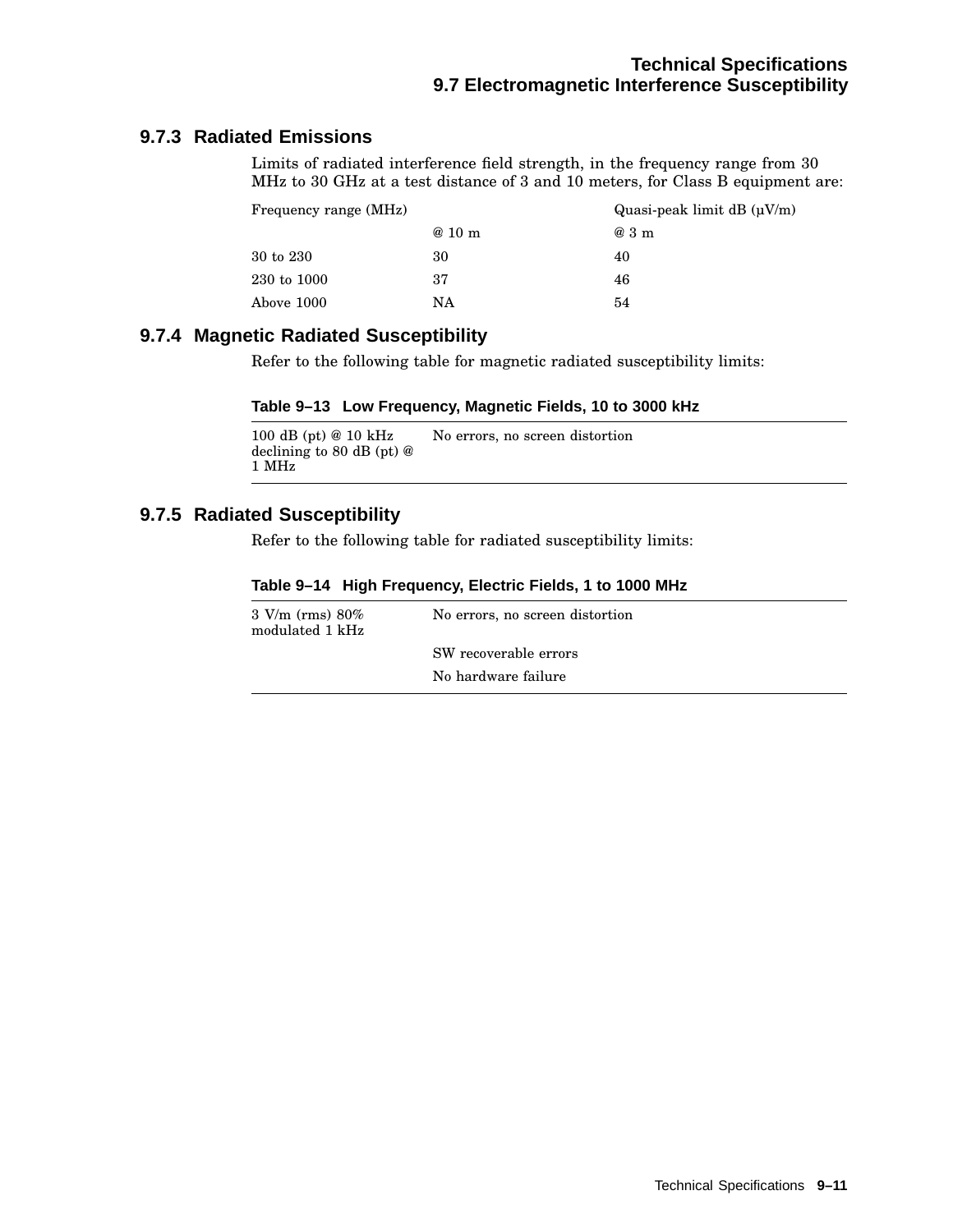### 9.7.3 Radiated Emissions

Limits of radiated interference field strength, in the frequency range from 30 MHz to 30 GHz at a test distance of 3 and 10 meters, for Class B equipment are:

| Frequency range (MHz) | | Quasi-peak limit dB (µV/m) |
|---|---|---|
| | @ 10 m | @ 3 m |
| 30 to 230 | 30 | 40 |
| 230 to 1000 | 37 | 46 |
| Above 1000 | NA | 54 |

### 9.7.4 Magnetic Radiated Susceptibility

Refer to the following table for magnetic radiated susceptibility limits:

**Table 9–13 Low Frequency, Magnetic Fields, 10 to 3000 kHz**

| | |
|---|---|
| 100 dB (pt) @ 10 kHz declining to 80 dB (pt) @ 1 MHz | No errors, no screen distortion |

### 9.7.5 Radiated Susceptibility

Refer to the following table for radiated susceptibility limits:

**Table 9–14 High Frequency, Electric Fields, 1 to 1000 MHz**

| | |
|---|---|
| 3 V/m (rms) 80% modulated 1 kHz | No errors, no screen distortion |
| | SW recoverable errors |
| | No hardware failure |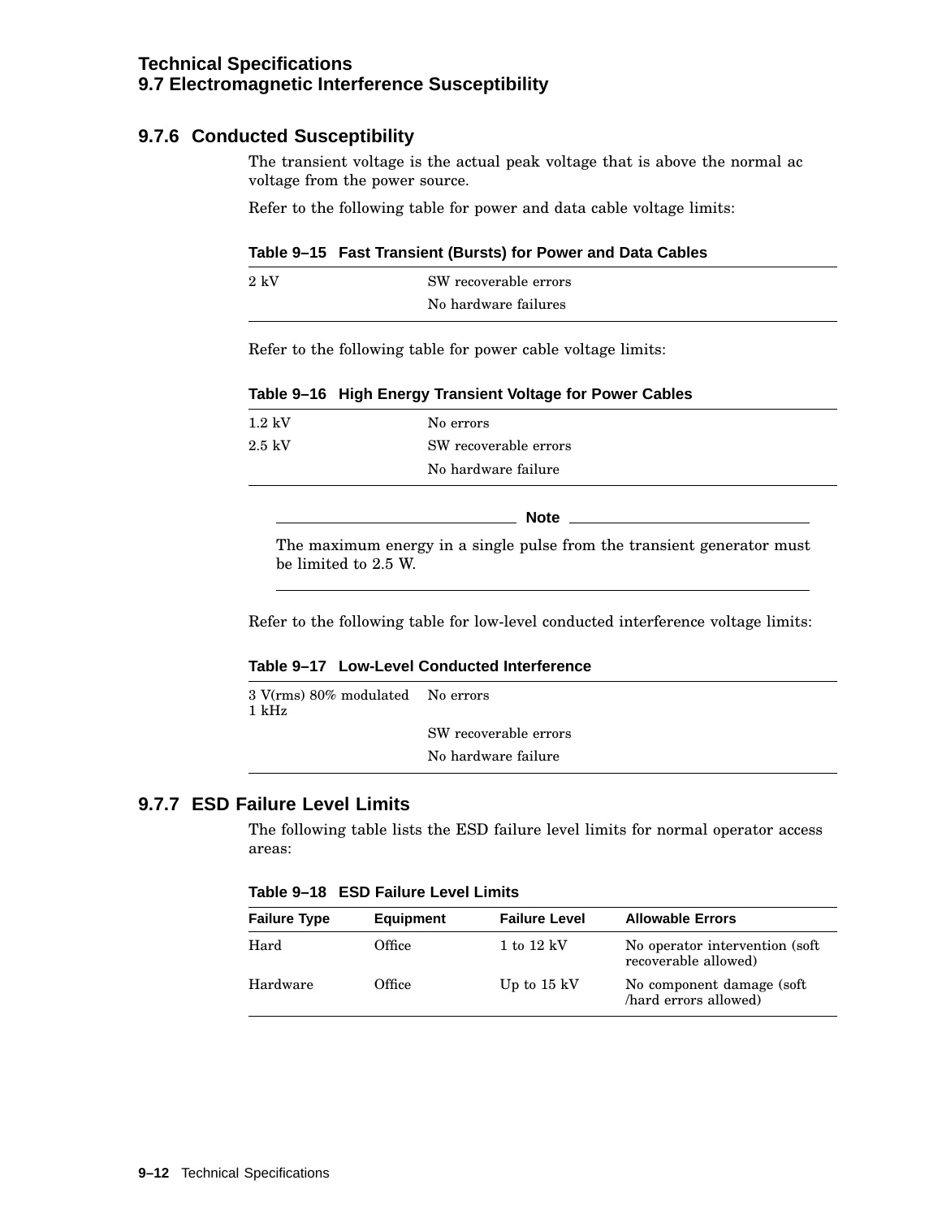### 9.7.6 Conducted Susceptibility

The transient voltage is the actual peak voltage that is above the normal ac voltage from the power source.

Refer to the following table for power and data cable voltage limits:

**Table 9–15 Fast Transient (Bursts) for Power and Data Cables**

| | |
|---|---|
| 2 kV | SW recoverable errors |
| | No hardware failures |

Refer to the following table for power cable voltage limits:

**Table 9–16 High Energy Transient Voltage for Power Cables**

| | |
|---|---|
| 1.2 kV | No errors |
| 2.5 kV | SW recoverable errors |
| | No hardware failure |

---

**Note**

The maximum energy in a single pulse from the transient generator must be limited to 2.5 W.

---

Refer to the following table for low-level conducted interference voltage limits:

**Table 9–17 Low-Level Conducted Interference**

| | |
|---|---|
| 3 V(rms) 80% modulated 1 kHz | No errors |
| | SW recoverable errors |
| | No hardware failure |

### 9.7.7 ESD Failure Level Limits

The following table lists the ESD failure level limits for normal operator access areas:

**Table 9–18 ESD Failure Level Limits**

| Failure Type | Equipment | Failure Level | Allowable Errors |
|---|---|---|---|
| Hard | Office | 1 to 12 kV | No operator intervention (soft recoverable allowed) |
| Hardware | Office | Up to 15 kV | No component damage (soft /hard errors allowed) |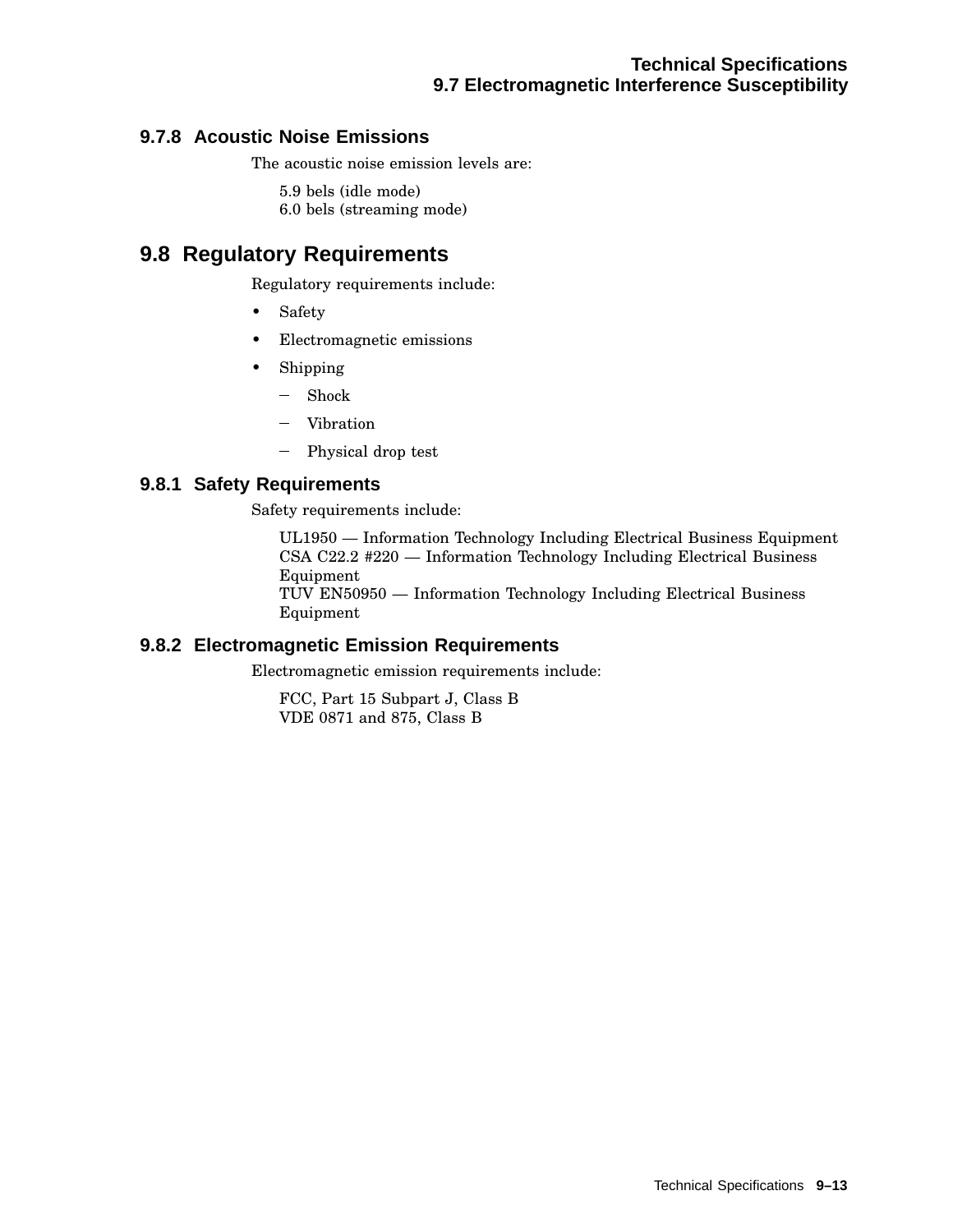### 9.7.8 Acoustic Noise Emissions

The acoustic noise emission levels are:

5.9 bels (idle mode)
6.0 bels (streaming mode)

## 9.8 Regulatory Requirements

Regulatory requirements include:

- Safety
- Electromagnetic emissions
- Shipping
  - Shock
  - Vibration
  - Physical drop test

### 9.8.1 Safety Requirements

Safety requirements include:

UL1950 — Information Technology Including Electrical Business Equipment
CSA C22.2 #220 — Information Technology Including Electrical Business Equipment
TUV EN50950 — Information Technology Including Electrical Business Equipment

### 9.8.2 Electromagnetic Emission Requirements

Electromagnetic emission requirements include:

FCC, Part 15 Subpart J, Class B
VDE 0871 and 875, Class B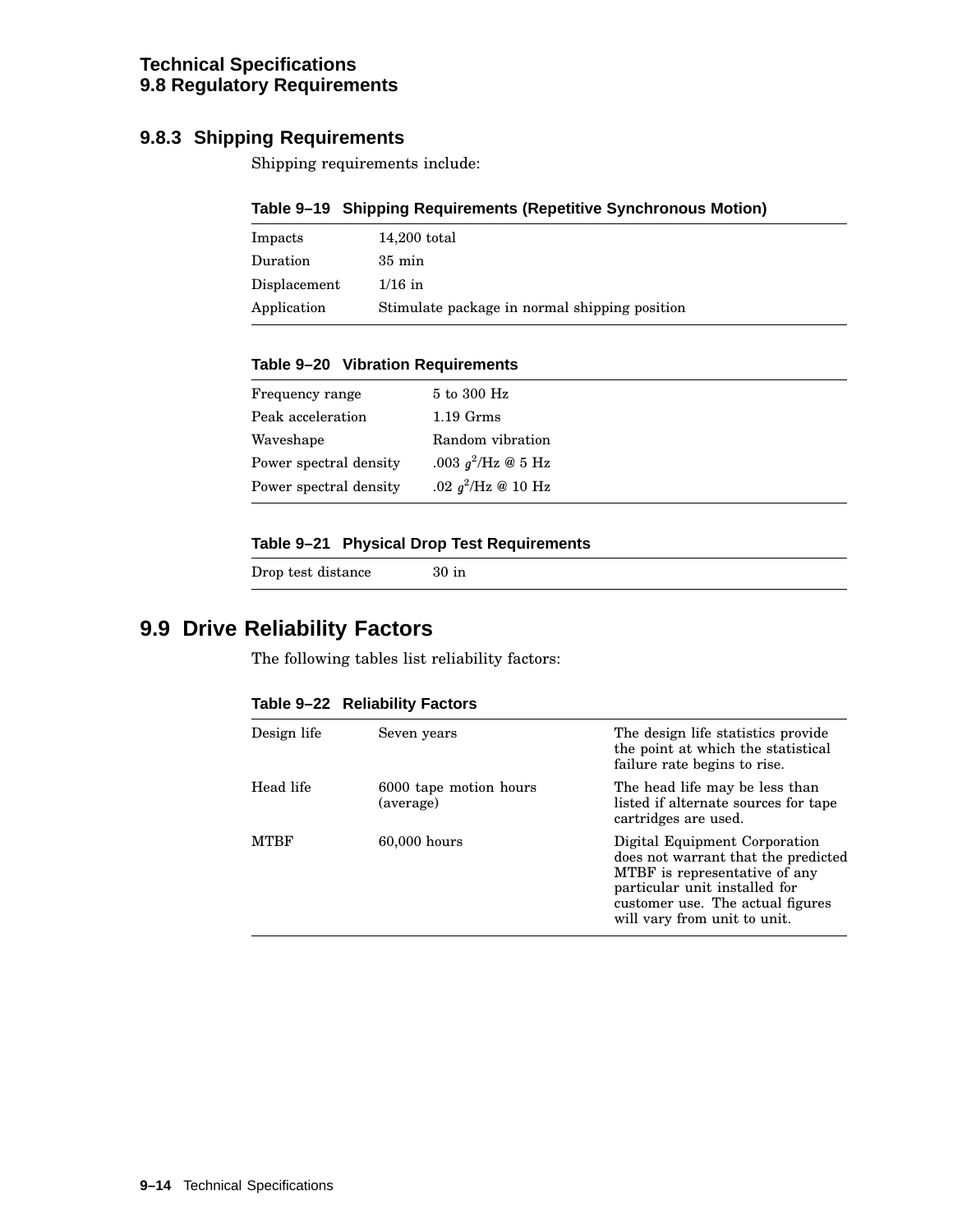### 9.8.3 Shipping Requirements

Shipping requirements include:

**Table 9–19 Shipping Requirements (Repetitive Synchronous Motion)**

| | |
|---|---|
| Impacts | 14,200 total |
| Duration | 35 min |
| Displacement | 1/16 in |
| Application | Stimulate package in normal shipping position |

**Table 9–20 Vibration Requirements**

| | |
|---|---|
| Frequency range | 5 to 300 Hz |
| Peak acceleration | 1.19 Grms |
| Waveshape | Random vibration |
| Power spectral density | .003 $g^2$/Hz @ 5 Hz |
| Power spectral density | .02 $g^2$/Hz @ 10 Hz |

**Table 9–21 Physical Drop Test Requirements**

| | |
|---|---|
| Drop test distance | 30 in |

## 9.9 Drive Reliability Factors

The following tables list reliability factors:

**Table 9–22 Reliability Factors**

| | | |
|---|---|---|
| Design life | Seven years | The design life statistics provide the point at which the statistical failure rate begins to rise. |
| Head life | 6000 tape motion hours (average) | The head life may be less than listed if alternate sources for tape cartridges are used. |
| MTBF | 60,000 hours | Digital Equipment Corporation does not warrant that the predicted MTBF is representative of any particular unit installed for customer use. The actual figures will vary from unit to unit. |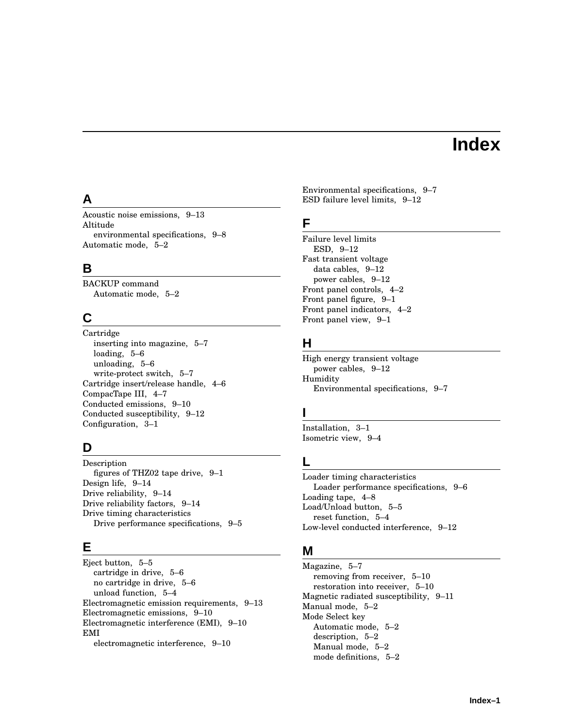# Index

## A

Acoustic noise emissions, 9–13
Altitude
  environmental specifications, 9–8
Automatic mode, 5–2

## B

BACKUP command
  Automatic mode, 5–2

## C

Cartridge
  inserting into magazine, 5–7
  loading, 5–6
  unloading, 5–6
  write-protect switch, 5–7
Cartridge insert/release handle, 4–6
CompacTape III, 4–7
Conducted emissions, 9–10
Conducted susceptibility, 9–12
Configuration, 3–1

## D

Description
  figures of THZ02 tape drive, 9–1
Design life, 9–14
Drive reliability, 9–14
Drive reliability factors, 9–14
Drive timing characteristics
  Drive performance specifications, 9–5

## E

Eject button, 5–5
  cartridge in drive, 5–6
  no cartridge in drive, 5–6
  unload function, 5–4
Electromagnetic emission requirements, 9–13
Electromagnetic emissions, 9–10
Electromagnetic interference (EMI), 9–10
EMI
  electromagnetic interference, 9–10
Environmental specifications, 9–7
ESD failure level limits, 9–12

## F

Failure level limits
  ESD, 9–12
Fast transient voltage
  data cables, 9–12
  power cables, 9–12
Front panel controls, 4–2
Front panel figure, 9–1
Front panel indicators, 4–2
Front panel view, 9–1

## H

High energy transient voltage
  power cables, 9–12
Humidity
  Environmental specifications, 9–7

## I

Installation, 3–1
Isometric view, 9–4

## L

Loader timing characteristics
  Loader performance specifications, 9–6
Loading tape, 4–8
Load/Unload button, 5–5
  reset function, 5–4
Low-level conducted interference, 9–12

## M

Magazine, 5–7
  removing from receiver, 5–10
  restoration into receiver, 5–10
Magnetic radiated susceptibility, 9–11
Manual mode, 5–2
Mode Select key
  Automatic mode, 5–2
  description, 5–2
  Manual mode, 5–2
  mode definitions, 5–2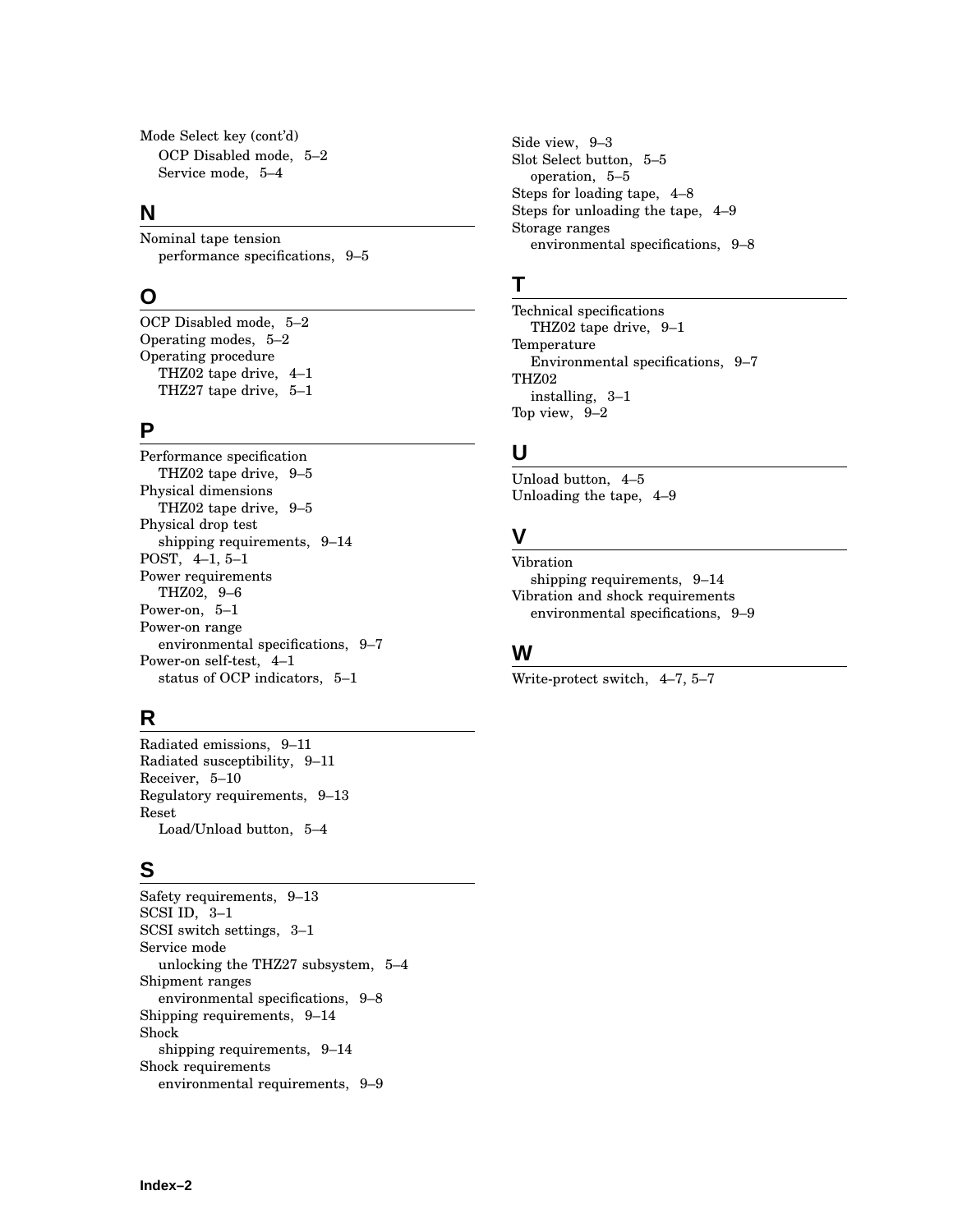Mode Select key (cont'd)
  OCP Disabled mode, 5–2
  Service mode, 5–4

## N

Nominal tape tension
  performance specifications, 9–5

## O

OCP Disabled mode, 5–2
Operating modes, 5–2
Operating procedure
  THZ02 tape drive, 4–1
  THZ27 tape drive, 5–1

## P

Performance specification
  THZ02 tape drive, 9–5
Physical dimensions
  THZ02 tape drive, 9–5
Physical drop test
  shipping requirements, 9–14
POST, 4–1, 5–1
Power requirements
  THZ02, 9–6
Power-on, 5–1
Power-on range
  environmental specifications, 9–7
Power-on self-test, 4–1
  status of OCP indicators, 5–1

## R

Radiated emissions, 9–11
Radiated susceptibility, 9–11
Receiver, 5–10
Regulatory requirements, 9–13
Reset
  Load/Unload button, 5–4

## S

Safety requirements, 9–13
SCSI ID, 3–1
SCSI switch settings, 3–1
Service mode
  unlocking the THZ27 subsystem, 5–4
Shipment ranges
  environmental specifications, 9–8
Shipping requirements, 9–14
Shock
  shipping requirements, 9–14
Shock requirements
  environmental requirements, 9–9
Side view, 9–3
Slot Select button, 5–5
  operation, 5–5
Steps for loading tape, 4–8
Steps for unloading the tape, 4–9
Storage ranges
  environmental specifications, 9–8

## T

Technical specifications
  THZ02 tape drive, 9–1
Temperature
  Environmental specifications, 9–7
THZ02
  installing, 3–1
Top view, 9–2

## U

Unload button, 4–5
Unloading the tape, 4–9

## V

Vibration
  shipping requirements, 9–14
Vibration and shock requirements
  environmental specifications, 9–9

## W

Write-protect switch, 4–7, 5–7